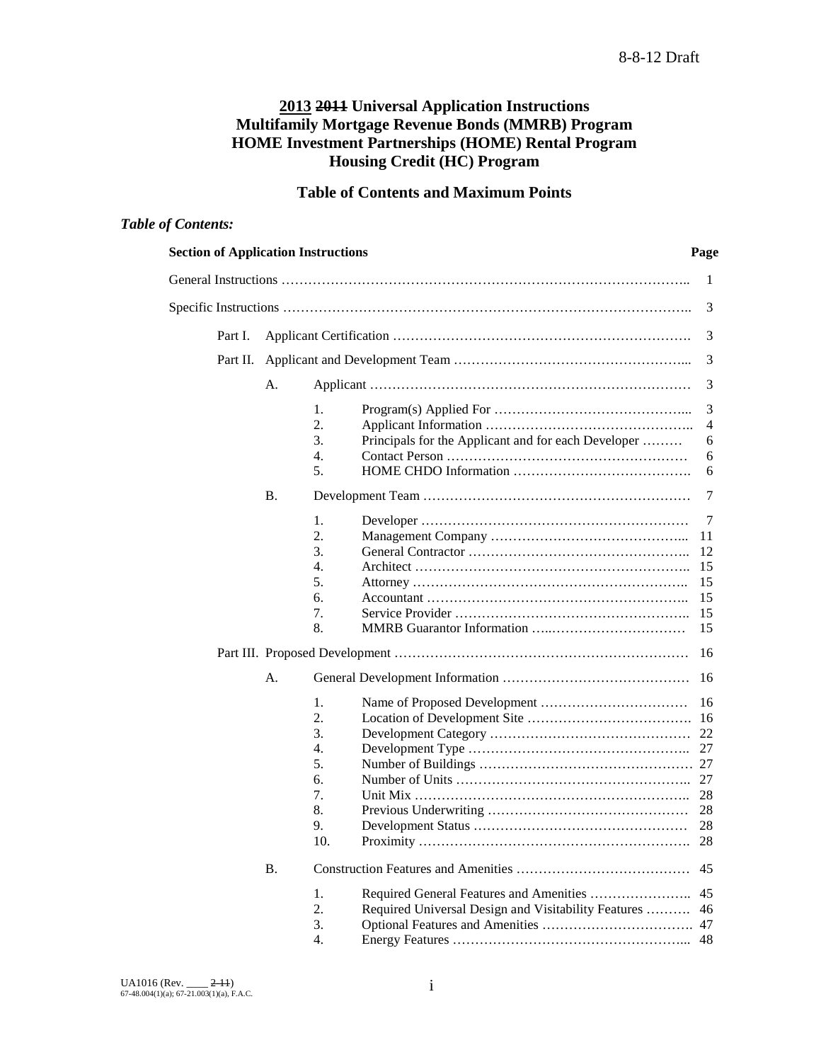8-8-12 Draft

# 2013 ~~2011~~ Universal Application Instructions
# Multifamily Mortgage Revenue Bonds (MMRB) Program
# HOME Investment Partnerships (HOME) Rental Program
# Housing Credit (HC) Program

## Table of Contents and Maximum Points

***Table of Contents:***

| **Section of Application Instructions** | | | | **Page** |
|---|---|---|---|---|
| General Instructions | | | | 1 |
| Specific Instructions | | | | 3 |
| Part I. | Applicant Certification | | | 3 |
| Part II. | Applicant and Development Team | | | 3 |
| | A. | Applicant | | 3 |
| | | 1. | Program(s) Applied For | 3 |
| | | 2. | Applicant Information | 4 |
| | | 3. | Principals for the Applicant and for each Developer | 6 |
| | | 4. | Contact Person | 6 |
| | | 5. | HOME CHDO Information | 6 |
| | B. | Development Team | | 7 |
| | | 1. | Developer | 7 |
| | | 2. | Management Company | 11 |
| | | 3. | General Contractor | 12 |
| | | 4. | Architect | 15 |
| | | 5. | Attorney | 15 |
| | | 6. | Accountant | 15 |
| | | 7. | Service Provider | 15 |
| | | 8. | MMRB Guarantor Information | 15 |
| Part III. | Proposed Development | | | 16 |
| | A. | General Development Information | | 16 |
| | | 1. | Name of Proposed Development | 16 |
| | | 2. | Location of Development Site | 16 |
| | | 3. | Development Category | 22 |
| | | 4. | Development Type | 27 |
| | | 5. | Number of Buildings | 27 |
| | | 6. | Number of Units | 27 |
| | | 7. | Unit Mix | 28 |
| | | 8. | Previous Underwriting | 28 |
| | | 9. | Development Status | 28 |
| | | 10. | Proximity | 28 |
| | B. | Construction Features and Amenities | | 45 |
| | | 1. | Required General Features and Amenities | 45 |
| | | 2. | Required Universal Design and Visitability Features | 46 |
| | | 3. | Optional Features and Amenities | 47 |
| | | 4. | Energy Features | 48 |

UA1016 (Rev. ____ ~~2-11~~)
67-48.004(1)(a); 67-21.003(1)(a), F.A.C.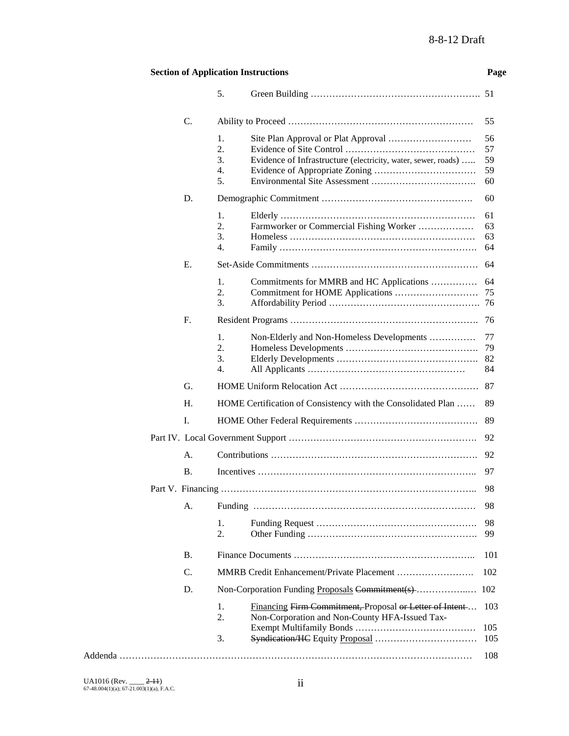8-8-12 Draft

| Section of Application Instructions | | | Page |
|---|---|---|---|
| | 5. | Green Building | 51 |
| C. | | Ability to Proceed | 55 |
| | 1. | Site Plan Approval or Plat Approval | 56 |
| | 2. | Evidence of Site Control | 57 |
| | 3. | Evidence of Infrastructure (electricity, water, sewer, roads) | 59 |
| | 4. | Evidence of Appropriate Zoning | 59 |
| | 5. | Environmental Site Assessment | 60 |
| D. | | Demographic Commitment | 60 |
| | 1. | Elderly | 61 |
| | 2. | Farmworker or Commercial Fishing Worker | 63 |
| | 3. | Homeless | 63 |
| | 4. | Family | 64 |
| E. | | Set-Aside Commitments | 64 |
| | 1. | Commitments for MMRB and HC Applications | 64 |
| | 2. | Commitment for HOME Applications | 75 |
| | 3. | Affordability Period | 76 |
| F. | | Resident Programs | 76 |
| | 1. | Non-Elderly and Non-Homeless Developments | 77 |
| | 2. | Homeless Developments | 79 |
| | 3. | Elderly Developments | 82 |
| | 4. | All Applicants | 84 |
| G. | | HOME Uniform Relocation Act | 87 |
| H. | | HOME Certification of Consistency with the Consolidated Plan | 89 |
| I. | | HOME Other Federal Requirements | 89 |
| Part IV. Local Government Support | | | 92 |
| A. | | Contributions | 92 |
| B. | | Incentives | 97 |
| Part V. Financing | | | 98 |
| A. | | Funding | 98 |
| | 1. | Funding Request | 98 |
| | 2. | Other Funding | 99 |
| B. | | Finance Documents | 101 |
| C. | | MMRB Credit Enhancement/Private Placement | 102 |
| D. | | Non-Corporation Funding Proposals ~~Commitment(s)~~ | 102 |
| | 1. | Financing ~~Firm Commitment,~~ Proposal ~~or Letter of Intent~~ | 103 |
| | 2. | Non-Corporation and Non-County HFA-Issued Tax-Exempt Multifamily Bonds | 105 |
| | 3. | ~~Syndication/HC~~ Equity Proposal | 105 |
| Addenda | | | 108 |

UA1016 (Rev. ____ ~~2-11~~)
67-48.004(1)(a); 67-21.003(1)(a), F.A.C.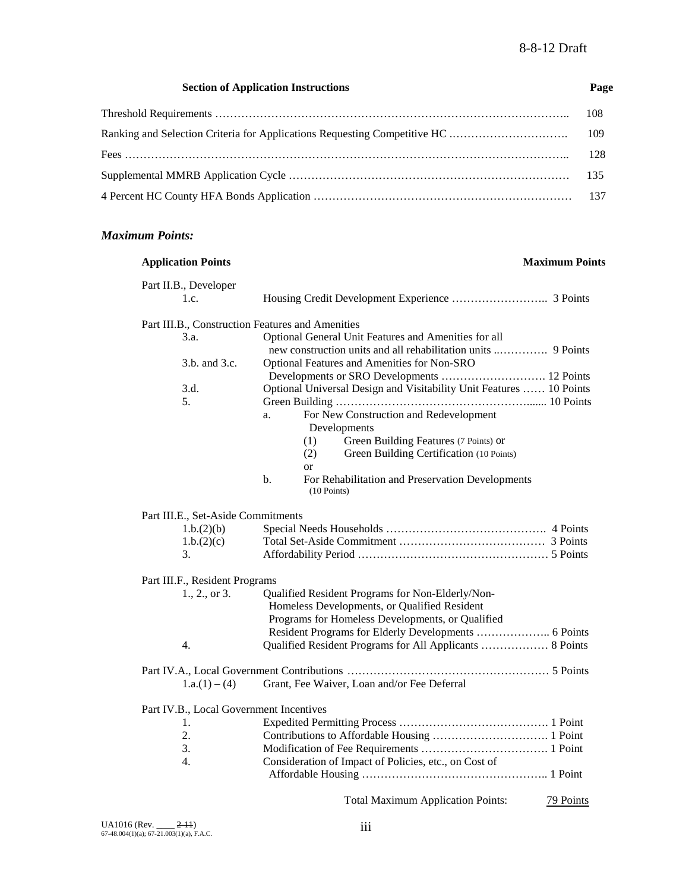| Section of Application Instructions | Page |
|---|---|
| Threshold Requirements | 108 |
| Ranking and Selection Criteria for Applications Requesting Competitive HC | 109 |
| Fees | 128 |
| Supplemental MMRB Application Cycle | 135 |
| 4 Percent HC County HFA Bonds Application | 137 |

***Maximum Points:***

| Application Points | | Maximum Points |
|---|---|---|
| Part II.B., Developer | | |
| 1.c. | Housing Credit Development Experience | 3 Points |
| Part III.B., Construction Features and Amenities | | |
| 3.a. | Optional General Unit Features and Amenities for all new construction units and all rehabilitation units | 9 Points |
| 3.b. and 3.c. | Optional Features and Amenities for Non-SRO Developments or SRO Developments | 12 Points |
| 3.d. | Optional Universal Design and Visitability Unit Features | 10 Points |
| 5. | Green Building | 10 Points |
| | a. For New Construction and Redevelopment Developments<br>(1) Green Building Features (7 Points) or<br>(2) Green Building Certification (10 Points)<br>or<br>b. For Rehabilitation and Preservation Developments (10 Points) | |
| Part III.E., Set-Aside Commitments | | |
| 1.b.(2)(b) | Special Needs Households | 4 Points |
| 1.b.(2)(c) | Total Set-Aside Commitment | 3 Points |
| 3. | Affordability Period | 5 Points |
| Part III.F., Resident Programs | | |
| 1., 2., or 3. | Qualified Resident Programs for Non-Elderly/Non-Homeless Developments, or Qualified Resident Programs for Homeless Developments, or Qualified Resident Programs for Elderly Developments | 6 Points |
| 4. | Qualified Resident Programs for All Applicants | 8 Points |
| Part IV.A., Local Government Contributions | | 5 Points |
| 1.a.(1) – (4) | Grant, Fee Waiver, Loan and/or Fee Deferral | |
| Part IV.B., Local Government Incentives | | |
| 1. | Expedited Permitting Process | 1 Point |
| 2. | Contributions to Affordable Housing | 1 Point |
| 3. | Modification of Fee Requirements | 1 Point |
| 4. | Consideration of Impact of Policies, etc., on Cost of Affordable Housing | 1 Point |
| | Total Maximum Application Points: | 79 Points |

UA1016 (Rev. ____ ~~2-11~~)
67-48.004(1)(a); 67-21.003(1)(a), F.A.C.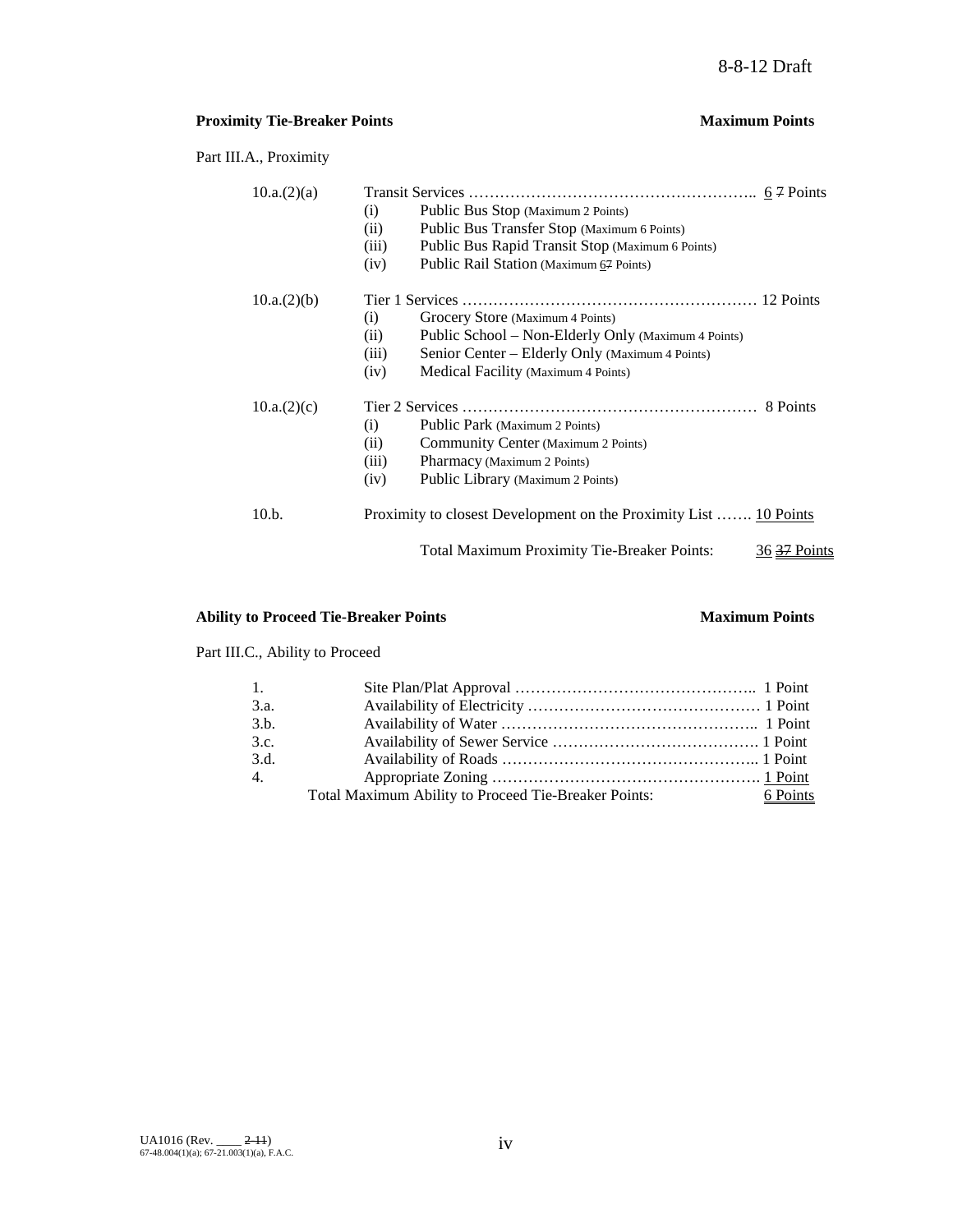**Proximity Tie-Breaker Points** **Maximum Points**

Part III.A., Proximity

10.a.(2)(a) Transit Services ……………………………………………….. 6 ~~7~~ Points

- (i) Public Bus Stop (Maximum 2 Points)
- (ii) Public Bus Transfer Stop (Maximum 6 Points)
- (iii) Public Bus Rapid Transit Stop (Maximum 6 Points)
- (iv) Public Rail Station (Maximum 6~~7~~ Points)

10.a.(2)(b) Tier 1 Services ………………………………………………… 12 Points

- (i) Grocery Store (Maximum 4 Points)
- (ii) Public School – Non-Elderly Only (Maximum 4 Points)
- (iii) Senior Center – Elderly Only (Maximum 4 Points)
- (iv) Medical Facility (Maximum 4 Points)

10.a.(2)(c) Tier 2 Services ………………………………………………… 8 Points

- (i) Public Park (Maximum 2 Points)
- (ii) Community Center (Maximum 2 Points)
- (iii) Pharmacy (Maximum 2 Points)
- (iv) Public Library (Maximum 2 Points)

10.b. Proximity to closest Development on the Proximity List ……. 10 Points

Total Maximum Proximity Tie-Breaker Points: 36 ~~37~~ Points

**Ability to Proceed Tie-Breaker Points** **Maximum Points**

Part III.C., Ability to Proceed

| | | |
|---|---|---|
| 1. | Site Plan/Plat Approval ……………………………………….. | 1 Point |
| 3.a. | Availability of Electricity ……………………………………… | 1 Point |
| 3.b. | Availability of Water ………………………………………….. | 1 Point |
| 3.c. | Availability of Sewer Service …………………………………. | 1 Point |
| 3.d. | Availability of Roads ………………………………………….. | 1 Point |
| 4. | Appropriate Zoning ……………………………………………. | 1 Point |
| | Total Maximum Ability to Proceed Tie-Breaker Points: | 6 Points |

UA1016 (Rev. \_\_\_\_ ~~2-11~~)
67-48.004(1)(a); 67-21.003(1)(a), F.A.C.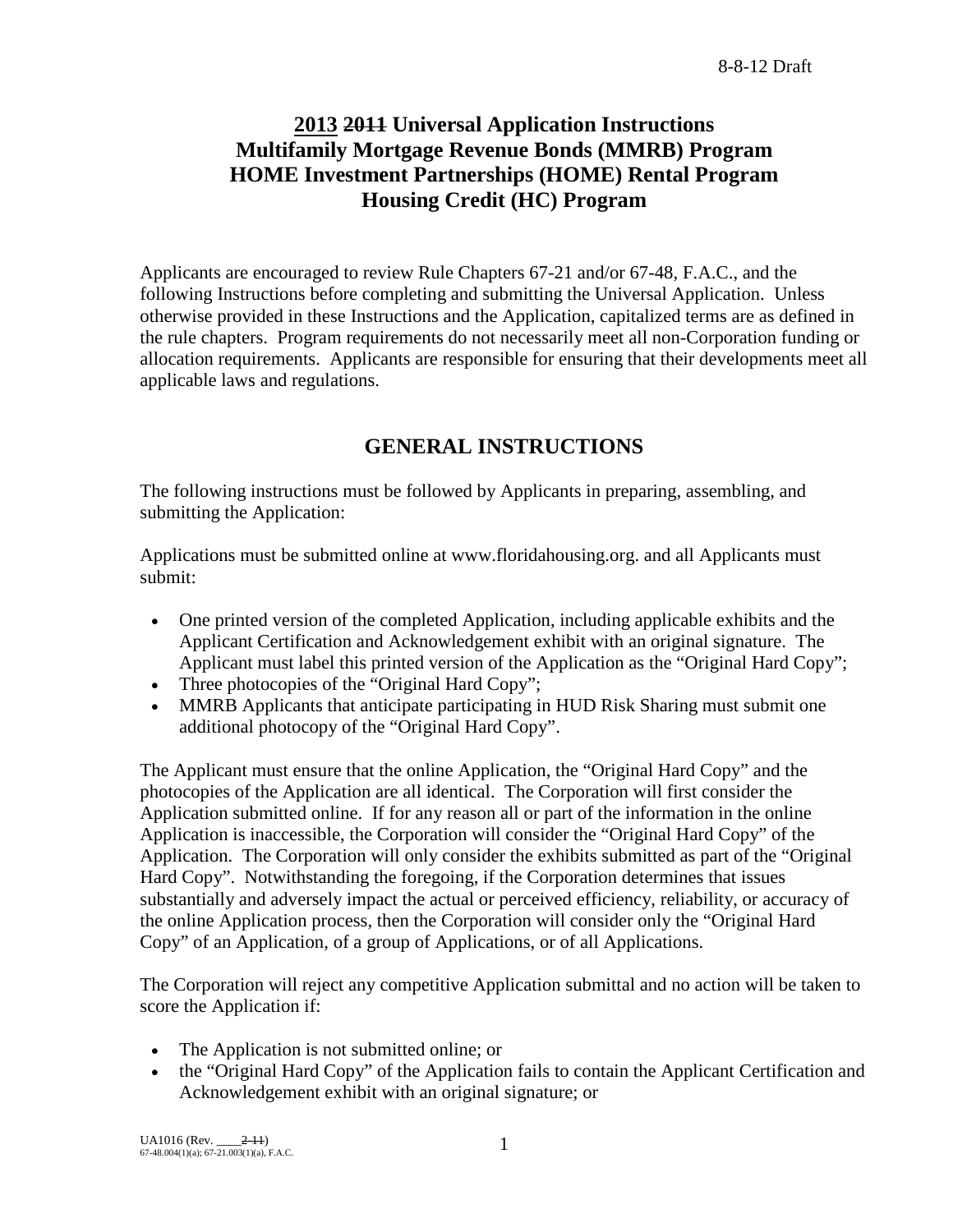# 2013 ~~2011~~ Universal Application Instructions
# Multifamily Mortgage Revenue Bonds (MMRB) Program
# HOME Investment Partnerships (HOME) Rental Program
# Housing Credit (HC) Program

Applicants are encouraged to review Rule Chapters 67-21 and/or 67-48, F.A.C., and the following Instructions before completing and submitting the Universal Application. Unless otherwise provided in these Instructions and the Application, capitalized terms are as defined in the rule chapters. Program requirements do not necessarily meet all non-Corporation funding or allocation requirements. Applicants are responsible for ensuring that their developments meet all applicable laws and regulations.

## GENERAL INSTRUCTIONS

The following instructions must be followed by Applicants in preparing, assembling, and submitting the Application:

Applications must be submitted online at www.floridahousing.org. and all Applicants must submit:

- One printed version of the completed Application, including applicable exhibits and the Applicant Certification and Acknowledgement exhibit with an original signature. The Applicant must label this printed version of the Application as the "Original Hard Copy";
- Three photocopies of the "Original Hard Copy";
- MMRB Applicants that anticipate participating in HUD Risk Sharing must submit one additional photocopy of the "Original Hard Copy".

The Applicant must ensure that the online Application, the "Original Hard Copy" and the photocopies of the Application are all identical. The Corporation will first consider the Application submitted online. If for any reason all or part of the information in the online Application is inaccessible, the Corporation will consider the "Original Hard Copy" of the Application. The Corporation will only consider the exhibits submitted as part of the "Original Hard Copy". Notwithstanding the foregoing, if the Corporation determines that issues substantially and adversely impact the actual or perceived efficiency, reliability, or accuracy of the online Application process, then the Corporation will consider only the "Original Hard Copy" of an Application, of a group of Applications, or of all Applications.

The Corporation will reject any competitive Application submittal and no action will be taken to score the Application if:

- The Application is not submitted online; or
- the "Original Hard Copy" of the Application fails to contain the Applicant Certification and Acknowledgement exhibit with an original signature; or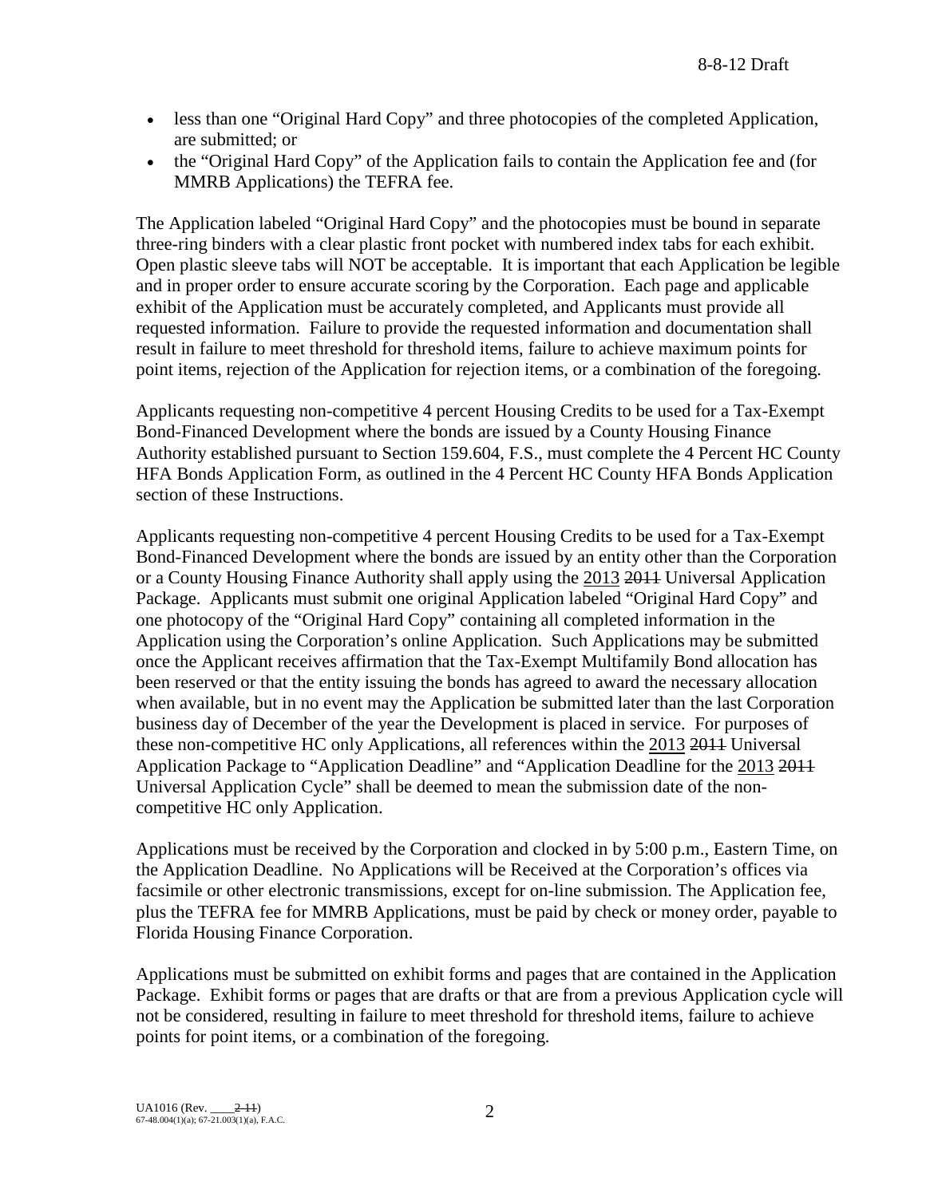- less than one "Original Hard Copy" and three photocopies of the completed Application, are submitted; or
- the "Original Hard Copy" of the Application fails to contain the Application fee and (for MMRB Applications) the TEFRA fee.

The Application labeled "Original Hard Copy" and the photocopies must be bound in separate three-ring binders with a clear plastic front pocket with numbered index tabs for each exhibit. Open plastic sleeve tabs will NOT be acceptable. It is important that each Application be legible and in proper order to ensure accurate scoring by the Corporation. Each page and applicable exhibit of the Application must be accurately completed, and Applicants must provide all requested information. Failure to provide the requested information and documentation shall result in failure to meet threshold for threshold items, failure to achieve maximum points for point items, rejection of the Application for rejection items, or a combination of the foregoing.

Applicants requesting non-competitive 4 percent Housing Credits to be used for a Tax-Exempt Bond-Financed Development where the bonds are issued by a County Housing Finance Authority established pursuant to Section 159.604, F.S., must complete the 4 Percent HC County HFA Bonds Application Form, as outlined in the 4 Percent HC County HFA Bonds Application section of these Instructions.

Applicants requesting non-competitive 4 percent Housing Credits to be used for a Tax-Exempt Bond-Financed Development where the bonds are issued by an entity other than the Corporation or a County Housing Finance Authority shall apply using the 2013 ~~2011~~ Universal Application Package. Applicants must submit one original Application labeled "Original Hard Copy" and one photocopy of the "Original Hard Copy" containing all completed information in the Application using the Corporation's online Application. Such Applications may be submitted once the Applicant receives affirmation that the Tax-Exempt Multifamily Bond allocation has been reserved or that the entity issuing the bonds has agreed to award the necessary allocation when available, but in no event may the Application be submitted later than the last Corporation business day of December of the year the Development is placed in service. For purposes of these non-competitive HC only Applications, all references within the 2013 ~~2011~~ Universal Application Package to "Application Deadline" and "Application Deadline for the 2013 ~~2011~~ Universal Application Cycle" shall be deemed to mean the submission date of the non-competitive HC only Application.

Applications must be received by the Corporation and clocked in by 5:00 p.m., Eastern Time, on the Application Deadline. No Applications will be Received at the Corporation's offices via facsimile or other electronic transmissions, except for on-line submission. The Application fee, plus the TEFRA fee for MMRB Applications, must be paid by check or money order, payable to Florida Housing Finance Corporation.

Applications must be submitted on exhibit forms and pages that are contained in the Application Package. Exhibit forms or pages that are drafts or that are from a previous Application cycle will not be considered, resulting in failure to meet threshold for threshold items, failure to achieve points for point items, or a combination of the foregoing.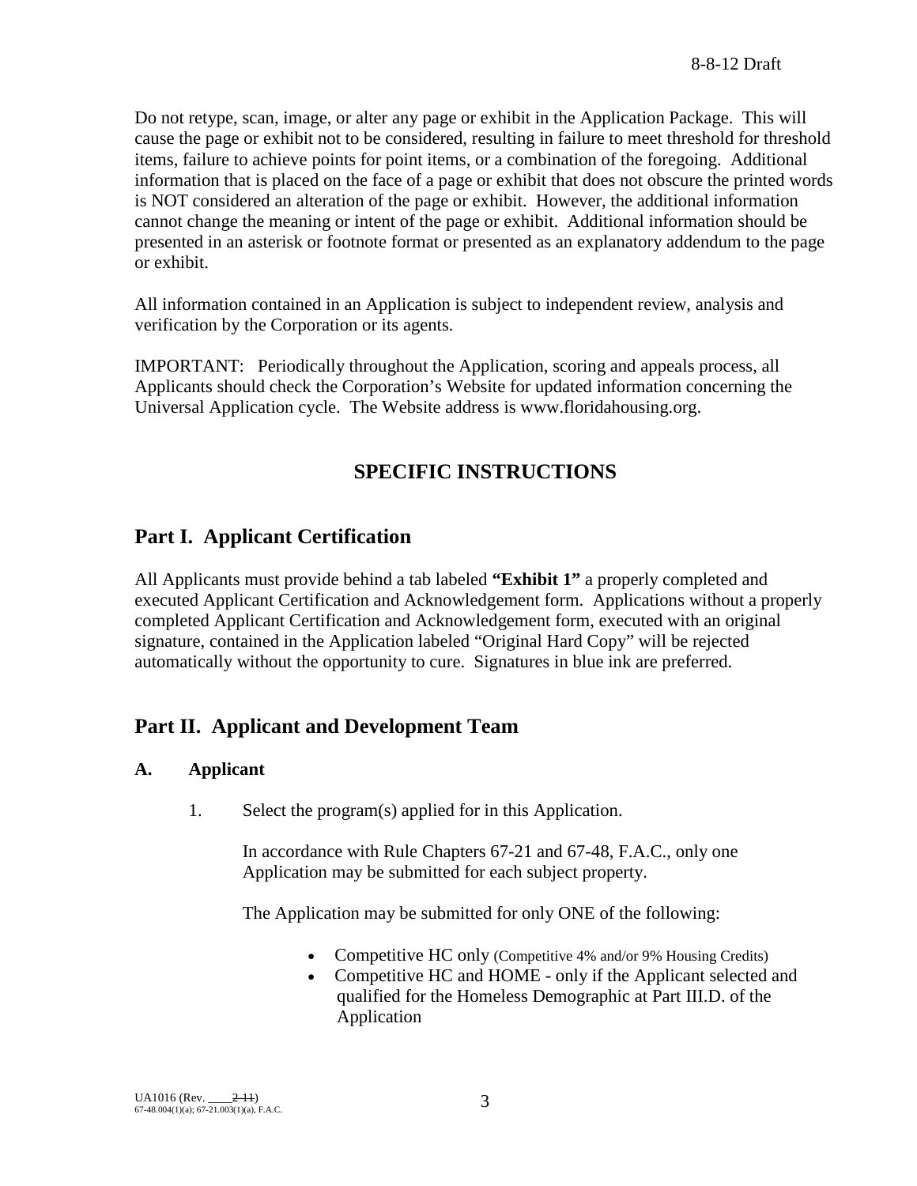Do not retype, scan, image, or alter any page or exhibit in the Application Package. This will cause the page or exhibit not to be considered, resulting in failure to meet threshold for threshold items, failure to achieve points for point items, or a combination of the foregoing. Additional information that is placed on the face of a page or exhibit that does not obscure the printed words is NOT considered an alteration of the page or exhibit. However, the additional information cannot change the meaning or intent of the page or exhibit. Additional information should be presented in an asterisk or footnote format or presented as an explanatory addendum to the page or exhibit.

All information contained in an Application is subject to independent review, analysis and verification by the Corporation or its agents.

IMPORTANT: Periodically throughout the Application, scoring and appeals process, all Applicants should check the Corporation's Website for updated information concerning the Universal Application cycle. The Website address is www.floridahousing.org.

# SPECIFIC INSTRUCTIONS

## Part I. Applicant Certification

All Applicants must provide behind a tab labeled **"Exhibit 1"** a properly completed and executed Applicant Certification and Acknowledgement form. Applications without a properly completed Applicant Certification and Acknowledgement form, executed with an original signature, contained in the Application labeled "Original Hard Copy" will be rejected automatically without the opportunity to cure. Signatures in blue ink are preferred.

## Part II. Applicant and Development Team

### A. Applicant

1. Select the program(s) applied for in this Application.

   In accordance with Rule Chapters 67-21 and 67-48, F.A.C., only one Application may be submitted for each subject property.

   The Application may be submitted for only ONE of the following:

   - Competitive HC only (Competitive 4% and/or 9% Housing Credits)
   - Competitive HC and HOME - only if the Applicant selected and qualified for the Homeless Demographic at Part III.D. of the Application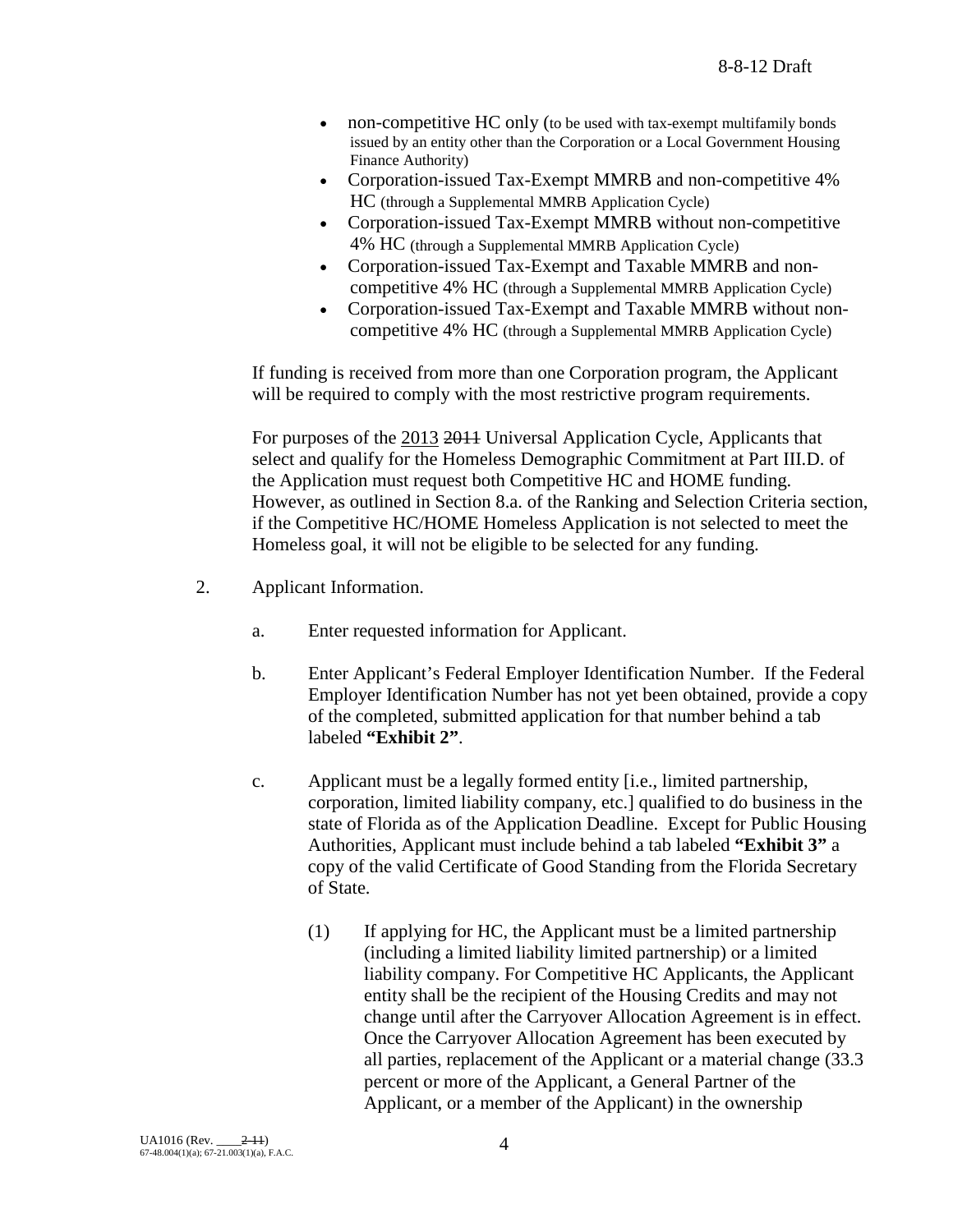- non-competitive HC only (to be used with tax-exempt multifamily bonds issued by an entity other than the Corporation or a Local Government Housing Finance Authority)
- Corporation-issued Tax-Exempt MMRB and non-competitive 4% HC (through a Supplemental MMRB Application Cycle)
- Corporation-issued Tax-Exempt MMRB without non-competitive 4% HC (through a Supplemental MMRB Application Cycle)
- Corporation-issued Tax-Exempt and Taxable MMRB and non-competitive 4% HC (through a Supplemental MMRB Application Cycle)
- Corporation-issued Tax-Exempt and Taxable MMRB without non-competitive 4% HC (through a Supplemental MMRB Application Cycle)

If funding is received from more than one Corporation program, the Applicant will be required to comply with the most restrictive program requirements.

For purposes of the <u>2013</u> ~~2011~~ Universal Application Cycle, Applicants that select and qualify for the Homeless Demographic Commitment at Part III.D. of the Application must request both Competitive HC and HOME funding. However, as outlined in Section 8.a. of the Ranking and Selection Criteria section, if the Competitive HC/HOME Homeless Application is not selected to meet the Homeless goal, it will not be eligible to be selected for any funding.

2. Applicant Information.

   a. Enter requested information for Applicant.

   b. Enter Applicant's Federal Employer Identification Number. If the Federal Employer Identification Number has not yet been obtained, provide a copy of the completed, submitted application for that number behind a tab labeled **"Exhibit 2"**.

   c. Applicant must be a legally formed entity [i.e., limited partnership, corporation, limited liability company, etc.] qualified to do business in the state of Florida as of the Application Deadline. Except for Public Housing Authorities, Applicant must include behind a tab labeled **"Exhibit 3"** a copy of the valid Certificate of Good Standing from the Florida Secretary of State.

      (1) If applying for HC, the Applicant must be a limited partnership (including a limited liability limited partnership) or a limited liability company. For Competitive HC Applicants, the Applicant entity shall be the recipient of the Housing Credits and may not change until after the Carryover Allocation Agreement is in effect. Once the Carryover Allocation Agreement has been executed by all parties, replacement of the Applicant or a material change (33.3 percent or more of the Applicant, a General Partner of the Applicant, or a member of the Applicant) in the ownership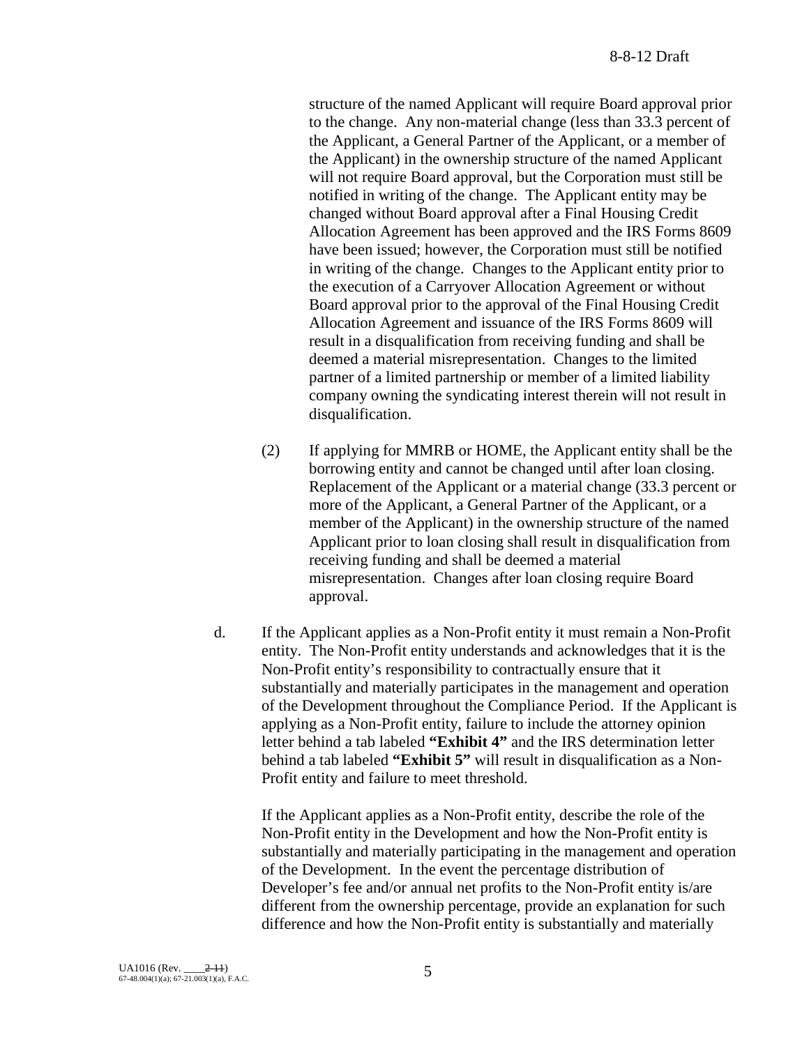structure of the named Applicant will require Board approval prior to the change. Any non-material change (less than 33.3 percent of the Applicant, a General Partner of the Applicant, or a member of the Applicant) in the ownership structure of the named Applicant will not require Board approval, but the Corporation must still be notified in writing of the change. The Applicant entity may be changed without Board approval after a Final Housing Credit Allocation Agreement has been approved and the IRS Forms 8609 have been issued; however, the Corporation must still be notified in writing of the change. Changes to the Applicant entity prior to the execution of a Carryover Allocation Agreement or without Board approval prior to the approval of the Final Housing Credit Allocation Agreement and issuance of the IRS Forms 8609 will result in a disqualification from receiving funding and shall be deemed a material misrepresentation. Changes to the limited partner of a limited partnership or member of a limited liability company owning the syndicating interest therein will not result in disqualification.

(2) If applying for MMRB or HOME, the Applicant entity shall be the borrowing entity and cannot be changed until after loan closing. Replacement of the Applicant or a material change (33.3 percent or more of the Applicant, a General Partner of the Applicant, or a member of the Applicant) in the ownership structure of the named Applicant prior to loan closing shall result in disqualification from receiving funding and shall be deemed a material misrepresentation. Changes after loan closing require Board approval.

d. If the Applicant applies as a Non-Profit entity it must remain a Non-Profit entity. The Non-Profit entity understands and acknowledges that it is the Non-Profit entity's responsibility to contractually ensure that it substantially and materially participates in the management and operation of the Development throughout the Compliance Period. If the Applicant is applying as a Non-Profit entity, failure to include the attorney opinion letter behind a tab labeled **"Exhibit 4"** and the IRS determination letter behind a tab labeled **"Exhibit 5"** will result in disqualification as a Non-Profit entity and failure to meet threshold.

If the Applicant applies as a Non-Profit entity, describe the role of the Non-Profit entity in the Development and how the Non-Profit entity is substantially and materially participating in the management and operation of the Development. In the event the percentage distribution of Developer's fee and/or annual net profits to the Non-Profit entity is/are different from the ownership percentage, provide an explanation for such difference and how the Non-Profit entity is substantially and materially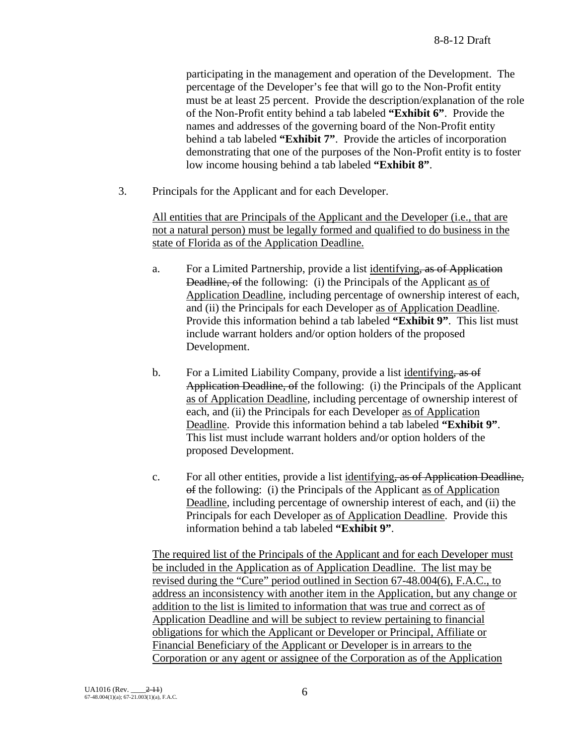participating in the management and operation of the Development. The percentage of the Developer's fee that will go to the Non-Profit entity must be at least 25 percent. Provide the description/explanation of the role of the Non-Profit entity behind a tab labeled **"Exhibit 6"**. Provide the names and addresses of the governing board of the Non-Profit entity behind a tab labeled **"Exhibit 7"**. Provide the articles of incorporation demonstrating that one of the purposes of the Non-Profit entity is to foster low income housing behind a tab labeled **"Exhibit 8"**.

3. Principals for the Applicant and for each Developer.

<u>All entities that are Principals of the Applicant and the Developer (i.e., that are not a natural person) must be legally formed and qualified to do business in the state of Florida as of the Application Deadline.</u>

a. For a Limited Partnership, provide a list <u>identifying</u>~~, as of Application Deadline, of~~ the following: (i) the Principals of the Applicant <u>as of Application Deadline</u>, including percentage of ownership interest of each, and (ii) the Principals for each Developer <u>as of Application Deadline</u>. Provide this information behind a tab labeled **"Exhibit 9"**. This list must include warrant holders and/or option holders of the proposed Development.

b. For a Limited Liability Company, provide a list <u>identifying</u>~~, as of Application Deadline, of~~ the following: (i) the Principals of the Applicant <u>as of Application Deadline</u>, including percentage of ownership interest of each, and (ii) the Principals for each Developer <u>as of Application Deadline</u>. Provide this information behind a tab labeled **"Exhibit 9"**. This list must include warrant holders and/or option holders of the proposed Development.

c. For all other entities, provide a list <u>identifying</u>~~, as of Application Deadline, of~~ the following: (i) the Principals of the Applicant <u>as of Application Deadline</u>, including percentage of ownership interest of each, and (ii) the Principals for each Developer <u>as of Application Deadline</u>. Provide this information behind a tab labeled **"Exhibit 9"**.

<u>The required list of the Principals of the Applicant and for each Developer must be included in the Application as of Application Deadline. The list may be revised during the "Cure" period outlined in Section 67-48.004(6), F.A.C., to address an inconsistency with another item in the Application, but any change or addition to the list is limited to information that was true and correct as of Application Deadline and will be subject to review pertaining to financial obligations for which the Applicant or Developer or Principal, Affiliate or Financial Beneficiary of the Applicant or Developer is in arrears to the Corporation or any agent or assignee of the Corporation as of the Application</u>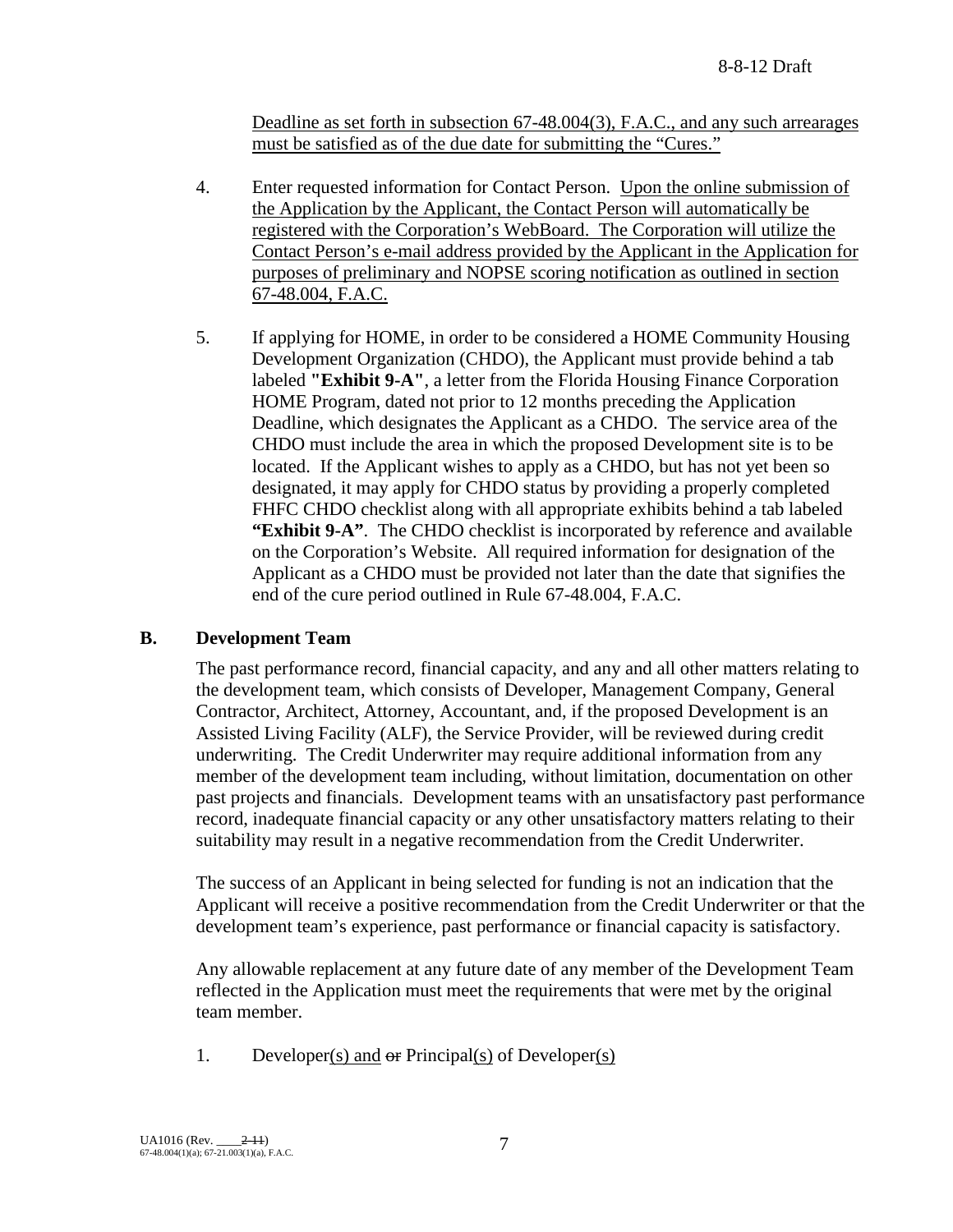Deadline as set forth in subsection 67-48.004(3), F.A.C., and any such arrearages must be satisfied as of the due date for submitting the "Cures."

4. Enter requested information for Contact Person. Upon the online submission of the Application by the Applicant, the Contact Person will automatically be registered with the Corporation's WebBoard. The Corporation will utilize the Contact Person's e-mail address provided by the Applicant in the Application for purposes of preliminary and NOPSE scoring notification as outlined in section 67-48.004, F.A.C.

5. If applying for HOME, in order to be considered a HOME Community Housing Development Organization (CHDO), the Applicant must provide behind a tab labeled **"Exhibit 9-A"**, a letter from the Florida Housing Finance Corporation HOME Program, dated not prior to 12 months preceding the Application Deadline, which designates the Applicant as a CHDO. The service area of the CHDO must include the area in which the proposed Development site is to be located. If the Applicant wishes to apply as a CHDO, but has not yet been so designated, it may apply for CHDO status by providing a properly completed FHFC CHDO checklist along with all appropriate exhibits behind a tab labeled **"Exhibit 9-A"**. The CHDO checklist is incorporated by reference and available on the Corporation's Website. All required information for designation of the Applicant as a CHDO must be provided not later than the date that signifies the end of the cure period outlined in Rule 67-48.004, F.A.C.

## B. Development Team

The past performance record, financial capacity, and any and all other matters relating to the development team, which consists of Developer, Management Company, General Contractor, Architect, Attorney, Accountant, and, if the proposed Development is an Assisted Living Facility (ALF), the Service Provider, will be reviewed during credit underwriting. The Credit Underwriter may require additional information from any member of the development team including, without limitation, documentation on other past projects and financials. Development teams with an unsatisfactory past performance record, inadequate financial capacity or any other unsatisfactory matters relating to their suitability may result in a negative recommendation from the Credit Underwriter.

The success of an Applicant in being selected for funding is not an indication that the Applicant will receive a positive recommendation from the Credit Underwriter or that the development team's experience, past performance or financial capacity is satisfactory.

Any allowable replacement at any future date of any member of the Development Team reflected in the Application must meet the requirements that were met by the original team member.

1. Developer(s) and ~~or~~ Principal(s) of Developer(s)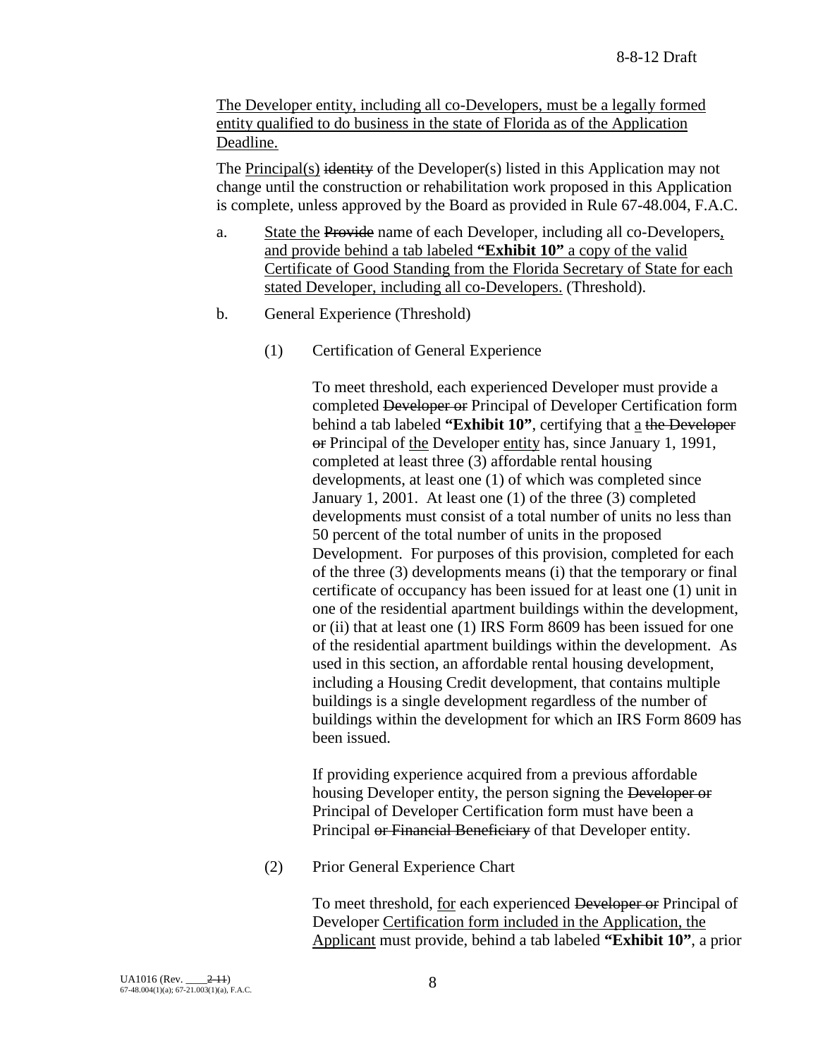The Developer entity, including all co-Developers, must be a legally formed entity qualified to do business in the state of Florida as of the Application Deadline.

The Principal(s) ~~identity~~ of the Developer(s) listed in this Application may not change until the construction or rehabilitation work proposed in this Application is complete, unless approved by the Board as provided in Rule 67-48.004, F.A.C.

a. State the ~~Provide~~ name of each Developer, including all co-Developers, and provide behind a tab labeled **"Exhibit 10"** a copy of the valid Certificate of Good Standing from the Florida Secretary of State for each stated Developer, including all co-Developers. (Threshold).

b. General Experience (Threshold)

(1) Certification of General Experience

To meet threshold, each experienced Developer must provide a completed ~~Developer or~~ Principal of Developer Certification form behind a tab labeled **"Exhibit 10"**, certifying that a ~~the Developer or~~ Principal of the Developer entity has, since January 1, 1991, completed at least three (3) affordable rental housing developments, at least one (1) of which was completed since January 1, 2001. At least one (1) of the three (3) completed developments must consist of a total number of units no less than 50 percent of the total number of units in the proposed Development. For purposes of this provision, completed for each of the three (3) developments means (i) that the temporary or final certificate of occupancy has been issued for at least one (1) unit in one of the residential apartment buildings within the development, or (ii) that at least one (1) IRS Form 8609 has been issued for one of the residential apartment buildings within the development. As used in this section, an affordable rental housing development, including a Housing Credit development, that contains multiple buildings is a single development regardless of the number of buildings within the development for which an IRS Form 8609 has been issued.

If providing experience acquired from a previous affordable housing Developer entity, the person signing the ~~Developer or~~ Principal of Developer Certification form must have been a Principal ~~or Financial Beneficiary~~ of that Developer entity.

(2) Prior General Experience Chart

To meet threshold, for each experienced ~~Developer or~~ Principal of Developer Certification form included in the Application, the Applicant must provide, behind a tab labeled **"Exhibit 10"**, a prior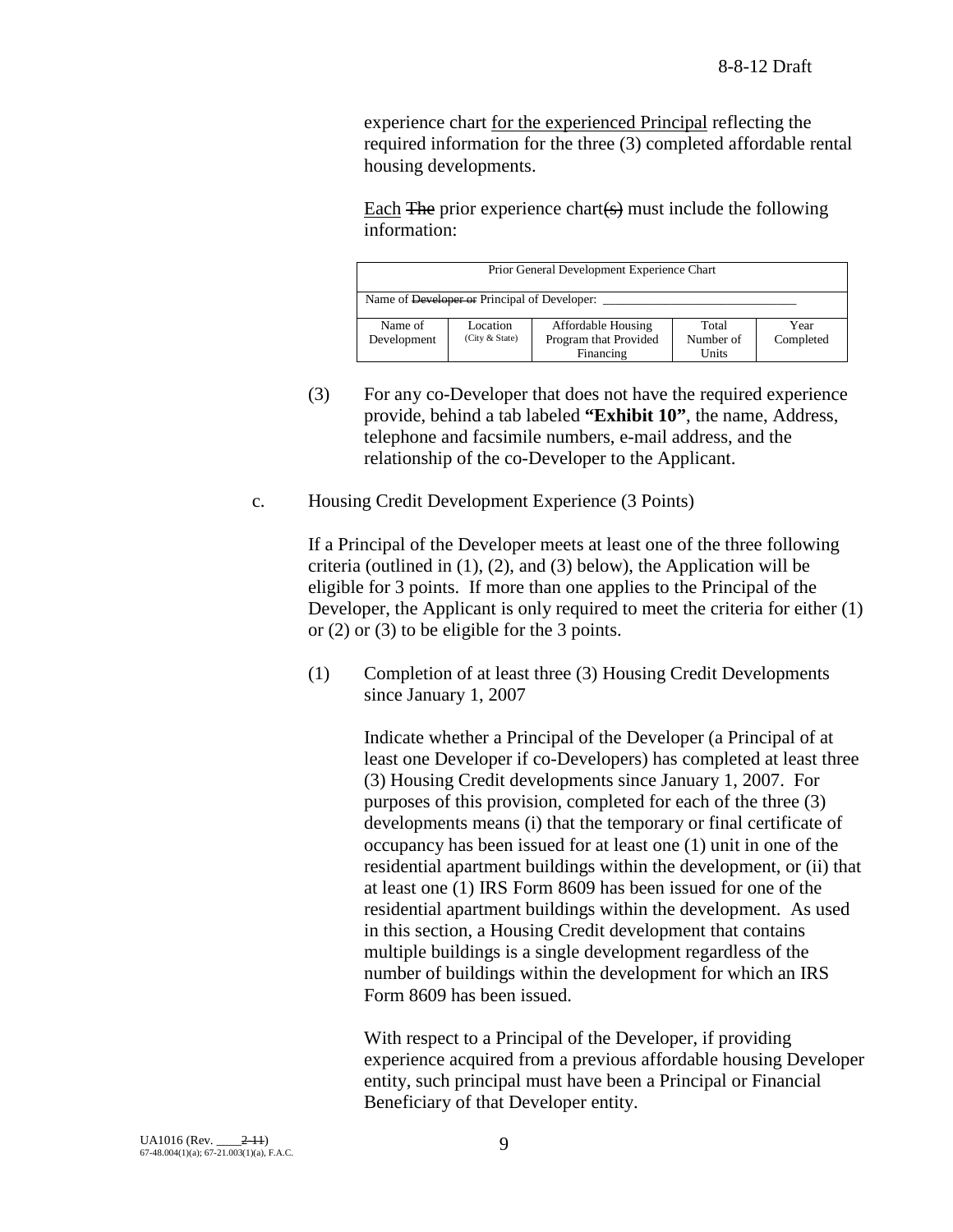experience chart <u>for the experienced Principal</u> reflecting the required information for the three (3) completed affordable rental housing developments.

<u>Each</u> ~~The~~ prior experience chart~~(s)~~ must include the following information:

| Prior General Development Experience Chart | | | | |
|---|---|---|---|---|
| Name of ~~Developer or~~ Principal of Developer: ___ | | | | |
| Name of Development | Location (City & State) | Affordable Housing Program that Provided Financing | Total Number of Units | Year Completed |

(3) For any co-Developer that does not have the required experience provide, behind a tab labeled **"Exhibit 10"**, the name, Address, telephone and facsimile numbers, e-mail address, and the relationship of the co-Developer to the Applicant.

c. Housing Credit Development Experience (3 Points)

If a Principal of the Developer meets at least one of the three following criteria (outlined in (1), (2), and (3) below), the Application will be eligible for 3 points. If more than one applies to the Principal of the Developer, the Applicant is only required to meet the criteria for either (1) or (2) or (3) to be eligible for the 3 points.

(1) Completion of at least three (3) Housing Credit Developments since January 1, 2007

Indicate whether a Principal of the Developer (a Principal of at least one Developer if co-Developers) has completed at least three (3) Housing Credit developments since January 1, 2007. For purposes of this provision, completed for each of the three (3) developments means (i) that the temporary or final certificate of occupancy has been issued for at least one (1) unit in one of the residential apartment buildings within the development, or (ii) that at least one (1) IRS Form 8609 has been issued for one of the residential apartment buildings within the development. As used in this section, a Housing Credit development that contains multiple buildings is a single development regardless of the number of buildings within the development for which an IRS Form 8609 has been issued.

With respect to a Principal of the Developer, if providing experience acquired from a previous affordable housing Developer entity, such principal must have been a Principal or Financial Beneficiary of that Developer entity.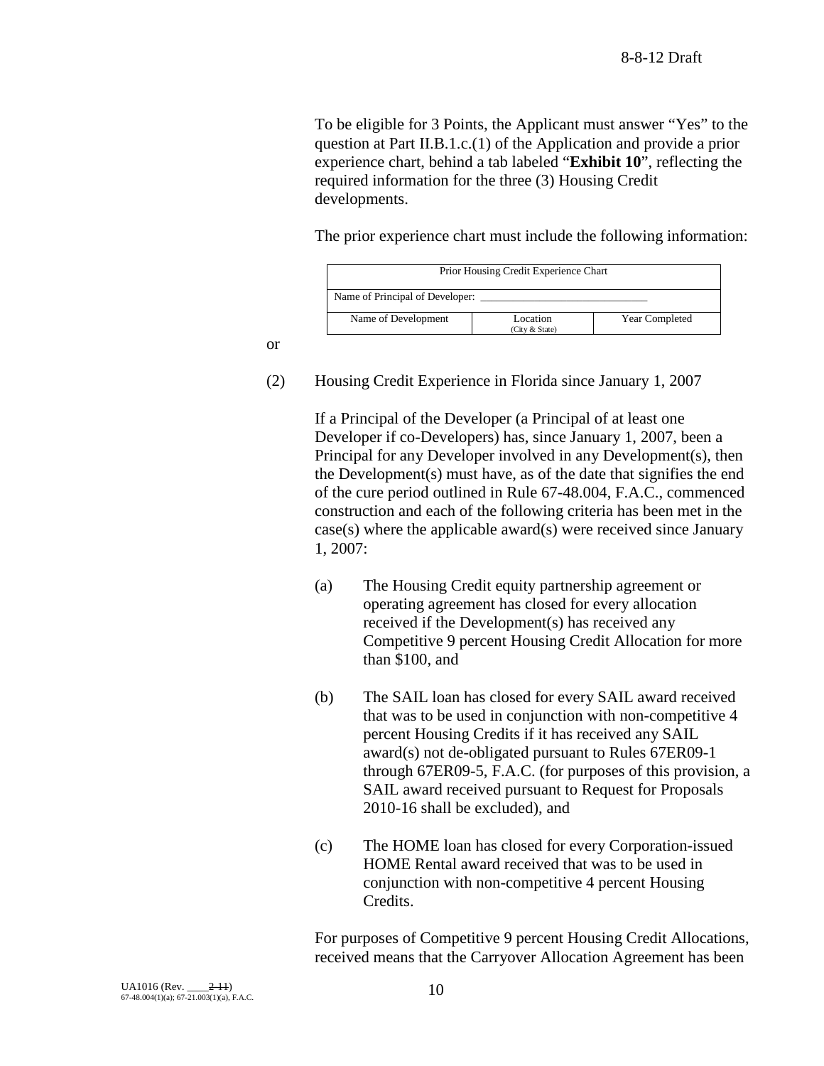To be eligible for 3 Points, the Applicant must answer "Yes" to the question at Part II.B.1.c.(1) of the Application and provide a prior experience chart, behind a tab labeled "**Exhibit 10**", reflecting the required information for the three (3) Housing Credit developments.

The prior experience chart must include the following information:

| Prior Housing Credit Experience Chart | | |
|---|---|---|
| Name of Principal of Developer: ____________________________ | | |
| Name of Development | Location (City & State) | Year Completed |

or

(2) Housing Credit Experience in Florida since January 1, 2007

If a Principal of the Developer (a Principal of at least one Developer if co-Developers) has, since January 1, 2007, been a Principal for any Developer involved in any Development(s), then the Development(s) must have, as of the date that signifies the end of the cure period outlined in Rule 67-48.004, F.A.C., commenced construction and each of the following criteria has been met in the case(s) where the applicable award(s) were received since January 1, 2007:

(a) The Housing Credit equity partnership agreement or operating agreement has closed for every allocation received if the Development(s) has received any Competitive 9 percent Housing Credit Allocation for more than $100, and

(b) The SAIL loan has closed for every SAIL award received that was to be used in conjunction with non-competitive 4 percent Housing Credits if it has received any SAIL award(s) not de-obligated pursuant to Rules 67ER09-1 through 67ER09-5, F.A.C. (for purposes of this provision, a SAIL award received pursuant to Request for Proposals 2010-16 shall be excluded), and

(c) The HOME loan has closed for every Corporation-issued HOME Rental award received that was to be used in conjunction with non-competitive 4 percent Housing Credits.

For purposes of Competitive 9 percent Housing Credit Allocations, received means that the Carryover Allocation Agreement has been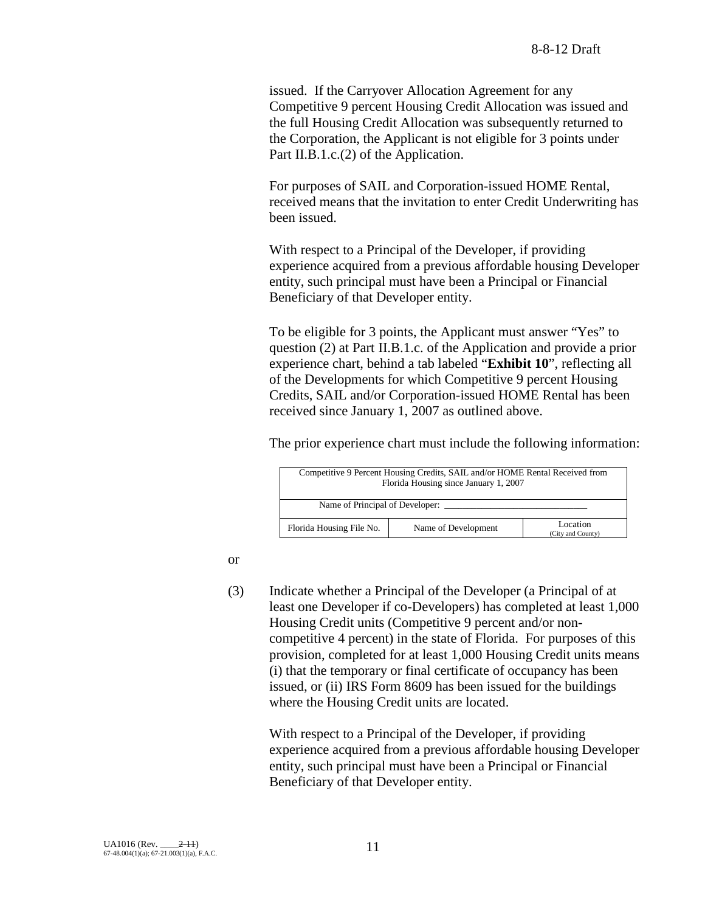issued. If the Carryover Allocation Agreement for any Competitive 9 percent Housing Credit Allocation was issued and the full Housing Credit Allocation was subsequently returned to the Corporation, the Applicant is not eligible for 3 points under Part II.B.1.c.(2) of the Application.

For purposes of SAIL and Corporation-issued HOME Rental, received means that the invitation to enter Credit Underwriting has been issued.

With respect to a Principal of the Developer, if providing experience acquired from a previous affordable housing Developer entity, such principal must have been a Principal or Financial Beneficiary of that Developer entity.

To be eligible for 3 points, the Applicant must answer "Yes" to question (2) at Part II.B.1.c. of the Application and provide a prior experience chart, behind a tab labeled "**Exhibit 10**", reflecting all of the Developments for which Competitive 9 percent Housing Credits, SAIL and/or Corporation-issued HOME Rental has been received since January 1, 2007 as outlined above.

The prior experience chart must include the following information:

| Competitive 9 Percent Housing Credits, SAIL and/or HOME Rental Received from Florida Housing since January 1, 2007 | | |
|---|---|---|
| Name of Principal of Developer: ______________________________ | | |
| Florida Housing File No. | Name of Development | Location (City and County) |

or

(3) Indicate whether a Principal of the Developer (a Principal of at least one Developer if co-Developers) has completed at least 1,000 Housing Credit units (Competitive 9 percent and/or non-competitive 4 percent) in the state of Florida. For purposes of this provision, completed for at least 1,000 Housing Credit units means (i) that the temporary or final certificate of occupancy has been issued, or (ii) IRS Form 8609 has been issued for the buildings where the Housing Credit units are located.

With respect to a Principal of the Developer, if providing experience acquired from a previous affordable housing Developer entity, such principal must have been a Principal or Financial Beneficiary of that Developer entity.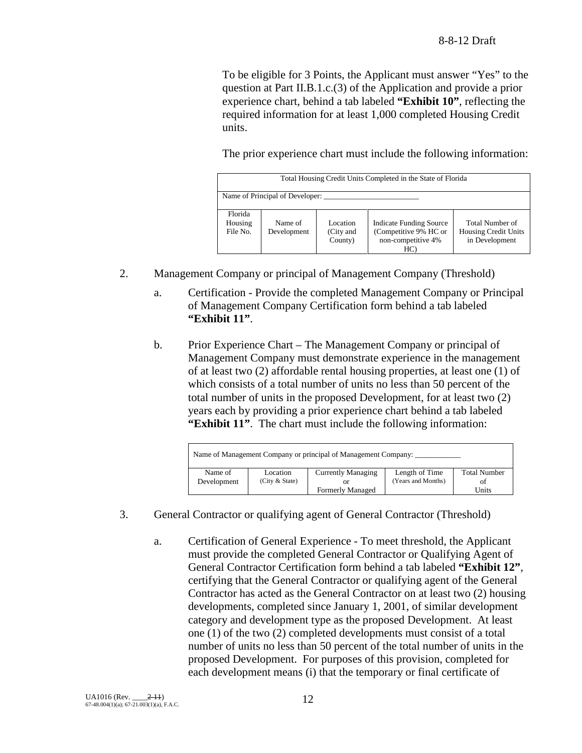To be eligible for 3 Points, the Applicant must answer "Yes" to the question at Part II.B.1.c.(3) of the Application and provide a prior experience chart, behind a tab labeled **"Exhibit 10"**, reflecting the required information for at least 1,000 completed Housing Credit units.

The prior experience chart must include the following information:

| Total Housing Credit Units Completed in the State of Florida | | | | |
|---|---|---|---|---|
| Name of Principal of Developer: ________________________ | | | | |
| Florida Housing File No. | Name of Development | Location (City and County) | Indicate Funding Source (Competitive 9% HC or non-competitive 4% HC) | Total Number of Housing Credit Units in Development |

2. Management Company or principal of Management Company (Threshold)

   a. Certification - Provide the completed Management Company or Principal of Management Company Certification form behind a tab labeled **"Exhibit 11"**.

   b. Prior Experience Chart – The Management Company or principal of Management Company must demonstrate experience in the management of at least two (2) affordable rental housing properties, at least one (1) of which consists of a total number of units no less than 50 percent of the total number of units in the proposed Development, for at least two (2) years each by providing a prior experience chart behind a tab labeled **"Exhibit 11"**. The chart must include the following information:

| Name of Management Company or principal of Management Company: ____________ | | | | |
|---|---|---|---|---|
| Name of Development | Location (City & State) | Currently Managing or Formerly Managed | Length of Time (Years and Months) | Total Number of Units |

3. General Contractor or qualifying agent of General Contractor (Threshold)

   a. Certification of General Experience - To meet threshold, the Applicant must provide the completed General Contractor or Qualifying Agent of General Contractor Certification form behind a tab labeled **"Exhibit 12"**, certifying that the General Contractor or qualifying agent of the General Contractor has acted as the General Contractor on at least two (2) housing developments, completed since January 1, 2001, of similar development category and development type as the proposed Development. At least one (1) of the two (2) completed developments must consist of a total number of units no less than 50 percent of the total number of units in the proposed Development. For purposes of this provision, completed for each development means (i) that the temporary or final certificate of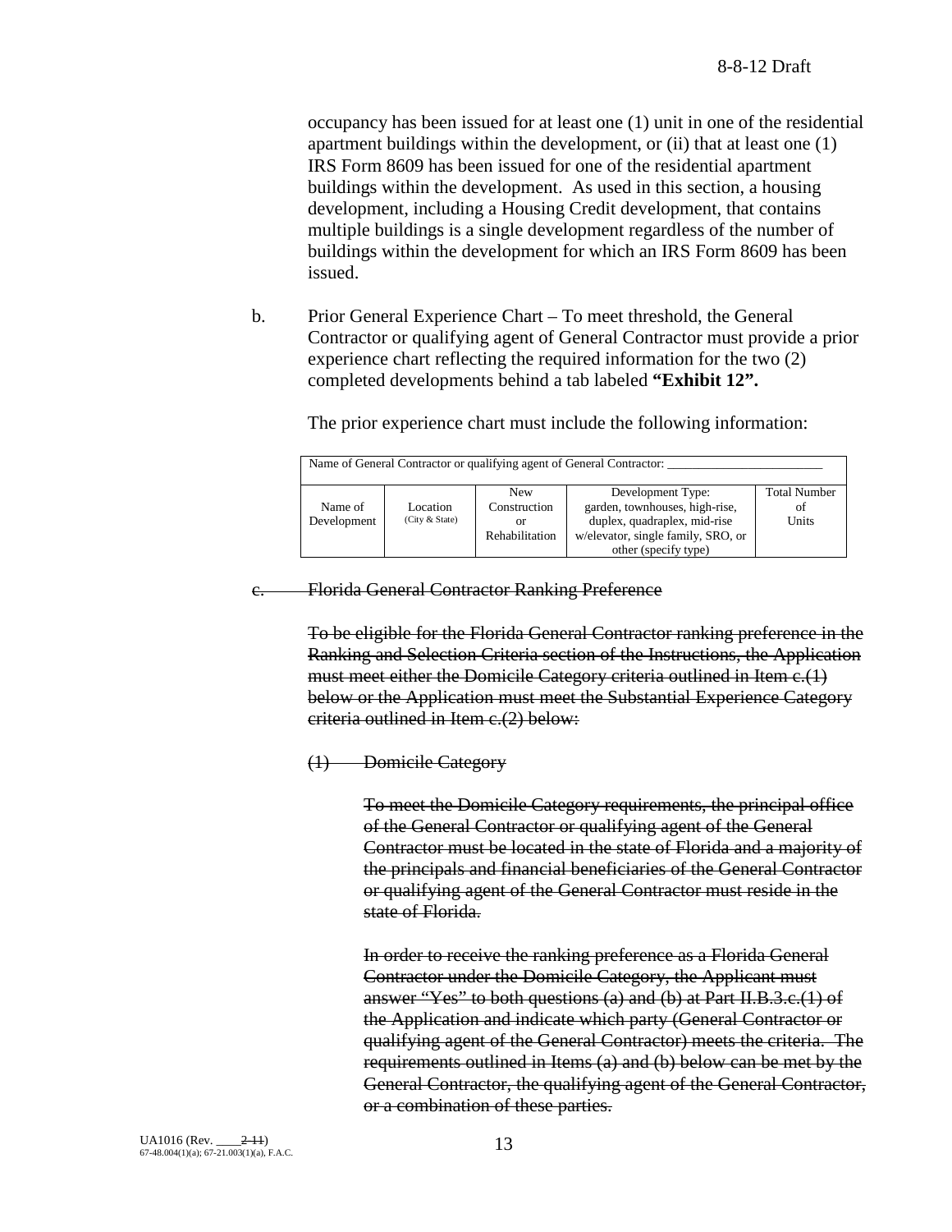occupancy has been issued for at least one (1) unit in one of the residential apartment buildings within the development, or (ii) that at least one (1) IRS Form 8609 has been issued for one of the residential apartment buildings within the development. As used in this section, a housing development, including a Housing Credit development, that contains multiple buildings is a single development regardless of the number of buildings within the development for which an IRS Form 8609 has been issued.

b. Prior General Experience Chart – To meet threshold, the General Contractor or qualifying agent of General Contractor must provide a prior experience chart reflecting the required information for the two (2) completed developments behind a tab labeled **"Exhibit 12".**

The prior experience chart must include the following information:

| Name of General Contractor or qualifying agent of General Contractor: ________________________ | | | | |
|---|---|---|---|---|
| Name of Development | Location (City & State) | New Construction or Rehabilitation | Development Type: garden, townhouses, high-rise, duplex, quadraplex, mid-rise w/elevator, single family, SRO, or other (specify type) | Total Number of Units |

~~c. Florida General Contractor Ranking Preference~~

~~To be eligible for the Florida General Contractor ranking preference in the Ranking and Selection Criteria section of the Instructions, the Application must meet either the Domicile Category criteria outlined in Item c.(1) below or the Application must meet the Substantial Experience Category criteria outlined in Item c.(2) below:~~

~~(1) Domicile Category~~

~~To meet the Domicile Category requirements, the principal office of the General Contractor or qualifying agent of the General Contractor must be located in the state of Florida and a majority of the principals and financial beneficiaries of the General Contractor or qualifying agent of the General Contractor must reside in the state of Florida.~~

~~In order to receive the ranking preference as a Florida General Contractor under the Domicile Category, the Applicant must answer "Yes" to both questions (a) and (b) at Part II.B.3.c.(1) of the Application and indicate which party (General Contractor or qualifying agent of the General Contractor) meets the criteria. The requirements outlined in Items (a) and (b) below can be met by the General Contractor, the qualifying agent of the General Contractor, or a combination of these parties.~~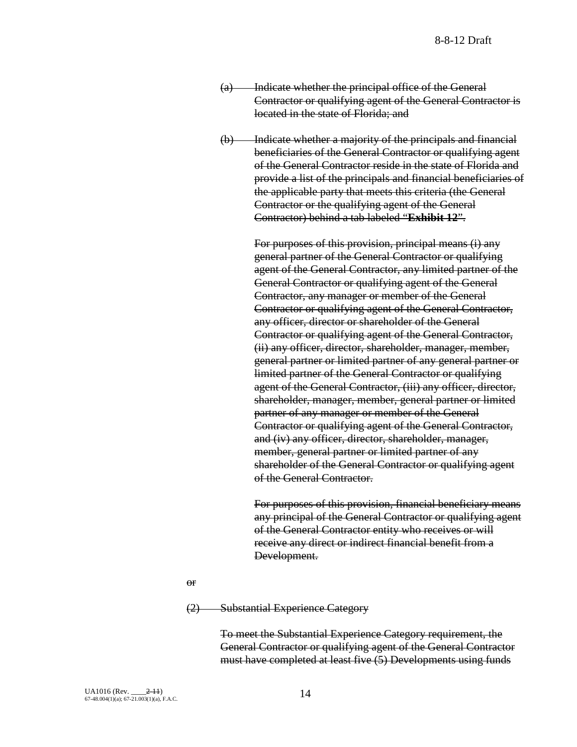~~(a) Indicate whether the principal office of the General Contractor or qualifying agent of the General Contractor is located in the state of Florida; and~~

~~(b) Indicate whether a majority of the principals and financial beneficiaries of the General Contractor or qualifying agent of the General Contractor reside in the state of Florida and provide a list of the principals and financial beneficiaries of the applicable party that meets this criteria (the General Contractor or the qualifying agent of the General Contractor) behind a tab labeled "**Exhibit 12**".~~

~~For purposes of this provision, principal means (i) any general partner of the General Contractor or qualifying agent of the General Contractor, any limited partner of the General Contractor or qualifying agent of the General Contractor, any manager or member of the General Contractor or qualifying agent of the General Contractor, any officer, director or shareholder of the General Contractor or qualifying agent of the General Contractor, (ii) any officer, director, shareholder, manager, member, general partner or limited partner of any general partner or limited partner of the General Contractor or qualifying agent of the General Contractor, (iii) any officer, director, shareholder, manager, member, general partner or limited partner of any manager or member of the General Contractor or qualifying agent of the General Contractor, and (iv) any officer, director, shareholder, manager, member, general partner or limited partner of any shareholder of the General Contractor or qualifying agent of the General Contractor.~~

~~For purposes of this provision, financial beneficiary means any principal of the General Contractor or qualifying agent of the General Contractor entity who receives or will receive any direct or indirect financial benefit from a Development.~~

~~or~~

~~(2) Substantial Experience Category~~

~~To meet the Substantial Experience Category requirement, the General Contractor or qualifying agent of the General Contractor must have completed at least five (5) Developments using funds~~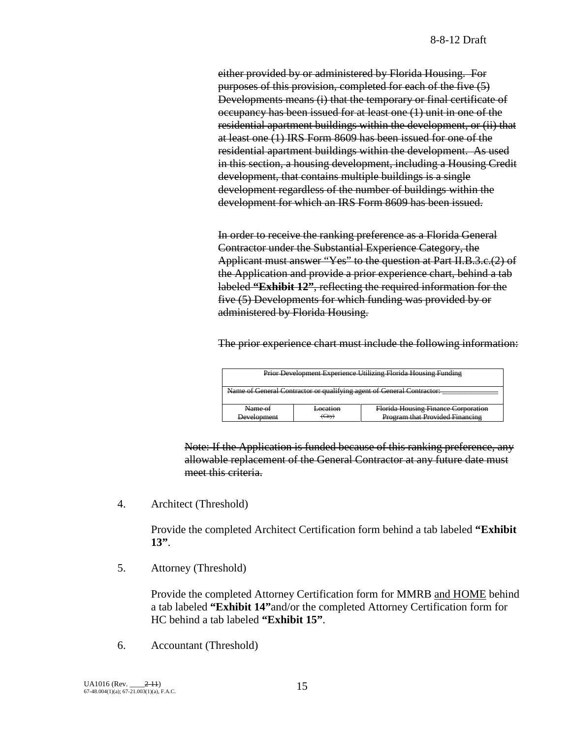~~either provided by or administered by Florida Housing. For purposes of this provision, completed for each of the five (5) Developments means (i) that the temporary or final certificate of occupancy has been issued for at least one (1) unit in one of the residential apartment buildings within the development, or (ii) that at least one (1) IRS Form 8609 has been issued for one of the residential apartment buildings within the development. As used in this section, a housing development, including a Housing Credit development, that contains multiple buildings is a single development regardless of the number of buildings within the development for which an IRS Form 8609 has been issued.~~

~~In order to receive the ranking preference as a Florida General Contractor under the Substantial Experience Category, the Applicant must answer "Yes" to the question at Part II.B.3.c.(2) of the Application and provide a prior experience chart, behind a tab labeled **"Exhibit 12"**, reflecting the required information for the five (5) Developments for which funding was provided by or administered by Florida Housing.~~

~~The prior experience chart must include the following information:~~

| ~~Prior Development Experience Utilizing Florida Housing Funding~~ | | |
|---|---|---|
| ~~Name of General Contractor or qualifying agent of General Contractor: ______________~~ | | |
| ~~Name of Development~~ | ~~Location (City)~~ | ~~Florida Housing Finance Corporation Program that Provided Financing~~ |

~~Note: If the Application is funded because of this ranking preference, any allowable replacement of the General Contractor at any future date must meet this criteria.~~

4. Architect (Threshold)

   Provide the completed Architect Certification form behind a tab labeled **"Exhibit 13"**.

5. Attorney (Threshold)

   Provide the completed Attorney Certification form for MMRB <u>and HOME</u> behind a tab labeled **"Exhibit 14"**and/or the completed Attorney Certification form for HC behind a tab labeled **"Exhibit 15"**.

6. Accountant (Threshold)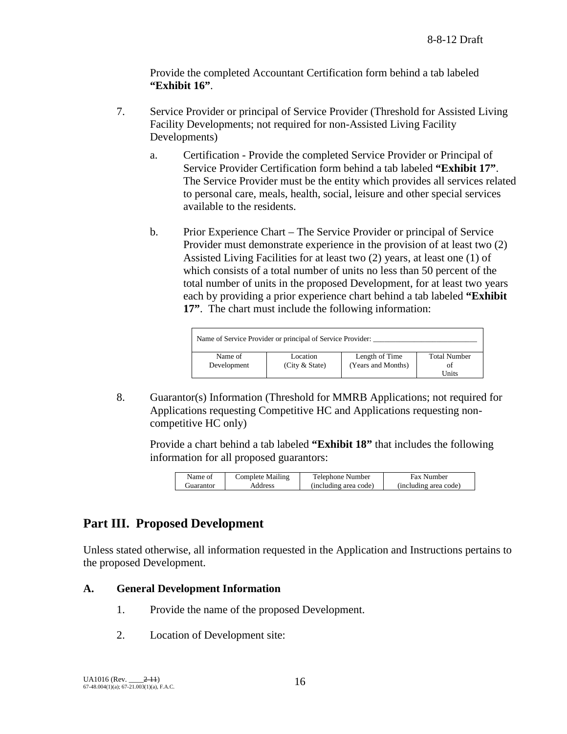Provide the completed Accountant Certification form behind a tab labeled **"Exhibit 16"**.

7. Service Provider or principal of Service Provider (Threshold for Assisted Living Facility Developments; not required for non-Assisted Living Facility Developments)

   a. Certification - Provide the completed Service Provider or Principal of Service Provider Certification form behind a tab labeled **"Exhibit 17"**. The Service Provider must be the entity which provides all services related to personal care, meals, health, social, leisure and other special services available to the residents.

   b. Prior Experience Chart – The Service Provider or principal of Service Provider must demonstrate experience in the provision of at least two (2) Assisted Living Facilities for at least two (2) years, at least one (1) of which consists of a total number of units no less than 50 percent of the total number of units in the proposed Development, for at least two years each by providing a prior experience chart behind a tab labeled **"Exhibit 17"**. The chart must include the following information:

| Name of Service Provider or principal of Service Provider: ___________________________ | | | |
|---|---|---|---|
| Name of Development | Location (City & State) | Length of Time (Years and Months) | Total Number of Units |

8. Guarantor(s) Information (Threshold for MMRB Applications; not required for Applications requesting Competitive HC and Applications requesting non-competitive HC only)

   Provide a chart behind a tab labeled **"Exhibit 18"** that includes the following information for all proposed guarantors:

| Name of Guarantor | Complete Mailing Address | Telephone Number (including area code) | Fax Number (including area code) |
|---|---|---|---|

## Part III. Proposed Development

Unless stated otherwise, all information requested in the Application and Instructions pertains to the proposed Development.

### A. General Development Information

1. Provide the name of the proposed Development.

2. Location of Development site: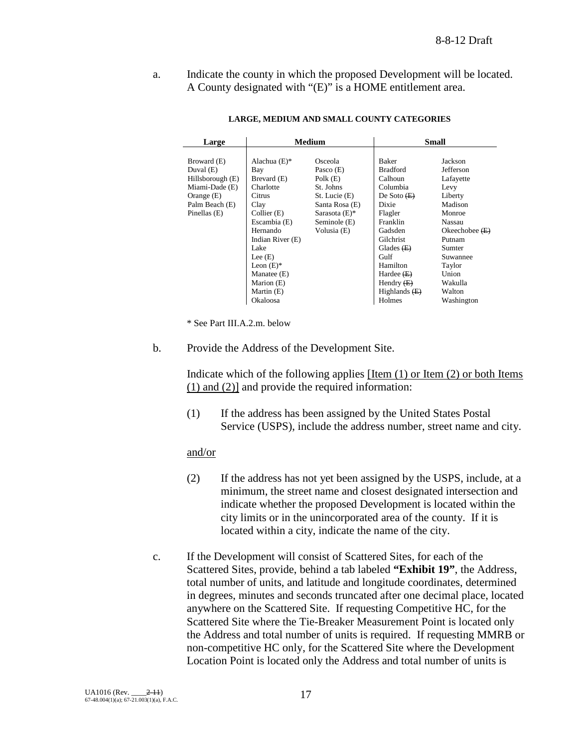a. Indicate the county in which the proposed Development will be located. A County designated with "(E)" is a HOME entitlement area.

**LARGE, MEDIUM AND SMALL COUNTY CATEGORIES**

| Large | Medium | | Small | |
|---|---|---|---|---|
| Broward (E) | Alachua (E)* | Osceola | Baker | Jackson |
| Duval (E) | Bay | Pasco (E) | Bradford | Jefferson |
| Hillsborough (E) | Brevard (E) | Polk (E) | Calhoun | Lafayette |
| Miami-Dade (E) | Charlotte | St. Johns | Columbia | Levy |
| Orange (E) | Citrus | St. Lucie (E) | De Soto ~~(E)~~ | Liberty |
| Palm Beach (E) | Clay | Santa Rosa (E) | Dixie | Madison |
| Pinellas (E) | Collier (E) | Sarasota (E)* | Flagler | Monroe |
| | Escambia (E) | Seminole (E) | Franklin | Nassau |
| | Hernando | Volusia (E) | Gadsden | Okeechobee ~~(E)~~ |
| | Indian River (E) | | Gilchrist | Putnam |
| | Lake | | Glades ~~(E)~~ | Sumter |
| | Lee (E) | | Gulf | Suwannee |
| | Leon (E)* | | Hamilton | Taylor |
| | Manatee (E) | | Hardee ~~(E)~~ | Union |
| | Marion (E) | | Hendry ~~(E)~~ | Wakulla |
| | Martin (E) | | Highlands ~~(E)~~ | Walton |
| | Okaloosa | | Holmes | Washington |

* See Part III.A.2.m. below

b. Provide the Address of the Development Site.

Indicate which of the following applies <u>[Item (1) or Item (2) or both Items (1) and (2)]</u> and provide the required information:

(1) If the address has been assigned by the United States Postal Service (USPS), include the address number, street name and city.

<u>and/or</u>

(2) If the address has not yet been assigned by the USPS, include, at a minimum, the street name and closest designated intersection and indicate whether the proposed Development is located within the city limits or in the unincorporated area of the county. If it is located within a city, indicate the name of the city.

c. If the Development will consist of Scattered Sites, for each of the Scattered Sites, provide, behind a tab labeled **"Exhibit 19"**, the Address, total number of units, and latitude and longitude coordinates, determined in degrees, minutes and seconds truncated after one decimal place, located anywhere on the Scattered Site. If requesting Competitive HC, for the Scattered Site where the Tie-Breaker Measurement Point is located only the Address and total number of units is required. If requesting MMRB or non-competitive HC only, for the Scattered Site where the Development Location Point is located only the Address and total number of units is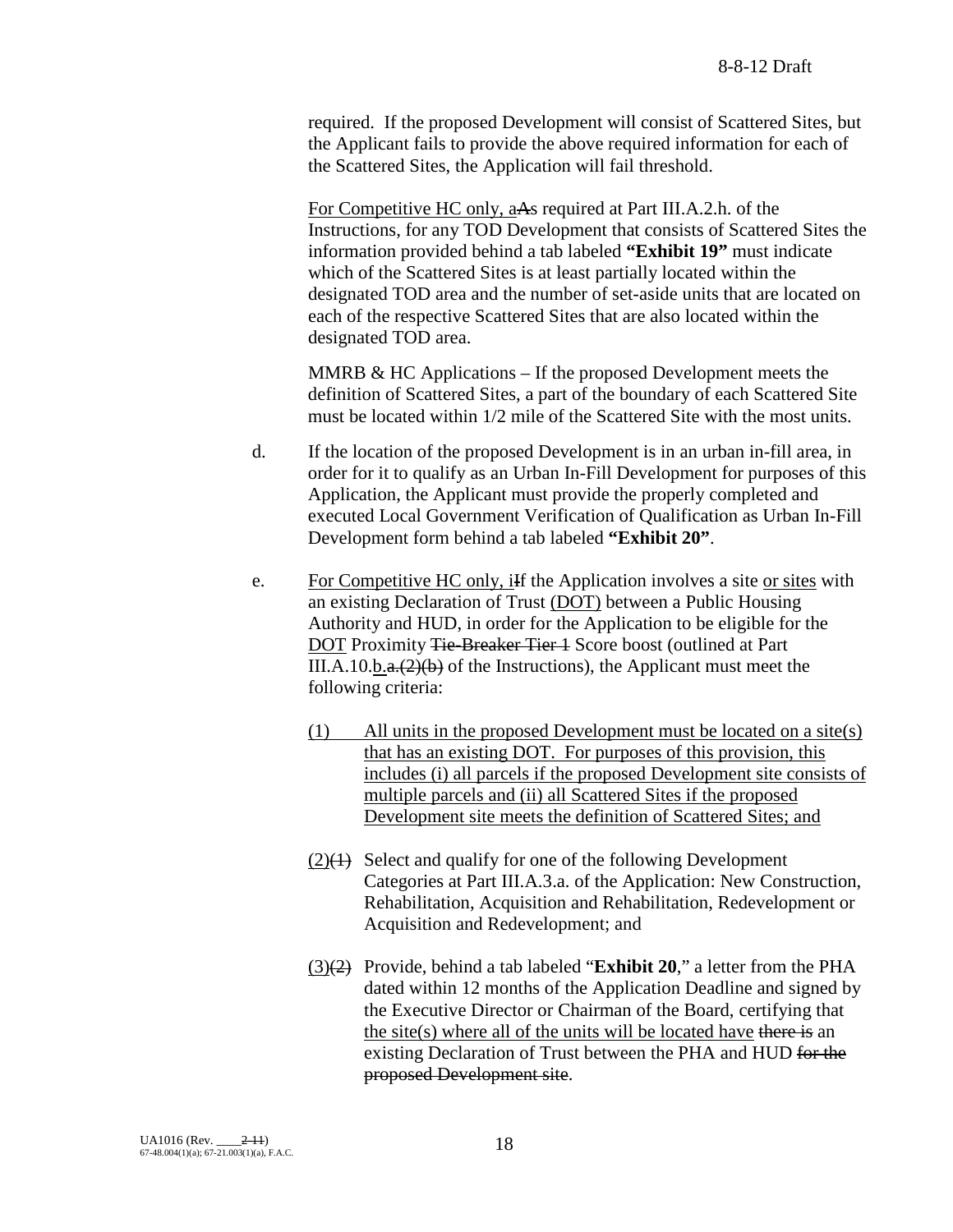required. If the proposed Development will consist of Scattered Sites, but the Applicant fails to provide the above required information for each of the Scattered Sites, the Application will fail threshold.

For Competitive HC only, a~~A~~s required at Part III.A.2.h. of the Instructions, for any TOD Development that consists of Scattered Sites the information provided behind a tab labeled **"Exhibit 19"** must indicate which of the Scattered Sites is at least partially located within the designated TOD area and the number of set-aside units that are located on each of the respective Scattered Sites that are also located within the designated TOD area.

MMRB & HC Applications – If the proposed Development meets the definition of Scattered Sites, a part of the boundary of each Scattered Site must be located within 1/2 mile of the Scattered Site with the most units.

d. If the location of the proposed Development is in an urban in-fill area, in order for it to qualify as an Urban In-Fill Development for purposes of this Application, the Applicant must provide the properly completed and executed Local Government Verification of Qualification as Urban In-Fill Development form behind a tab labeled **"Exhibit 20"**.

e. For Competitive HC only, i~~I~~f the Application involves a site or sites with an existing Declaration of Trust (DOT) between a Public Housing Authority and HUD, in order for the Application to be eligible for the DOT Proximity ~~Tie-Breaker Tier 1~~ Score boost (outlined at Part III.A.10.b.~~a.(2)(b)~~ of the Instructions), the Applicant must meet the following criteria:

   (1) All units in the proposed Development must be located on a site(s) that has an existing DOT. For purposes of this provision, this includes (i) all parcels if the proposed Development site consists of multiple parcels and (ii) all Scattered Sites if the proposed Development site meets the definition of Scattered Sites; and

   (2)~~(1)~~ Select and qualify for one of the following Development Categories at Part III.A.3.a. of the Application: New Construction, Rehabilitation, Acquisition and Rehabilitation, Redevelopment or Acquisition and Redevelopment; and

   (3)~~(2)~~ Provide, behind a tab labeled "**Exhibit 20**," a letter from the PHA dated within 12 months of the Application Deadline and signed by the Executive Director or Chairman of the Board, certifying that the site(s) where all of the units will be located have ~~there is~~ an existing Declaration of Trust between the PHA and HUD ~~for the proposed Development site~~.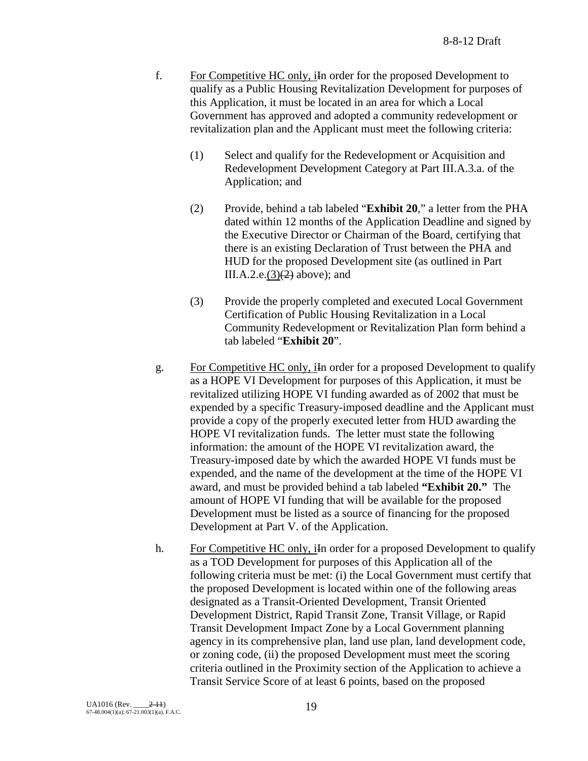f. For Competitive HC only, iIn order for the proposed Development to qualify as a Public Housing Revitalization Development for purposes of this Application, it must be located in an area for which a Local Government has approved and adopted a community redevelopment or revitalization plan and the Applicant must meet the following criteria:

(1) Select and qualify for the Redevelopment or Acquisition and Redevelopment Development Category at Part III.A.3.a. of the Application; and

(2) Provide, behind a tab labeled "**Exhibit 20**," a letter from the PHA dated within 12 months of the Application Deadline and signed by the Executive Director or Chairman of the Board, certifying that there is an existing Declaration of Trust between the PHA and HUD for the proposed Development site (as outlined in Part III.A.2.e.(3)(2) above); and

(3) Provide the properly completed and executed Local Government Certification of Public Housing Revitalization in a Local Community Redevelopment or Revitalization Plan form behind a tab labeled "**Exhibit 20**".

g. For Competitive HC only, iIn order for a proposed Development to qualify as a HOPE VI Development for purposes of this Application, it must be revitalized utilizing HOPE VI funding awarded as of 2002 that must be expended by a specific Treasury-imposed deadline and the Applicant must provide a copy of the properly executed letter from HUD awarding the HOPE VI revitalization funds. The letter must state the following information: the amount of the HOPE VI revitalization award, the Treasury-imposed date by which the awarded HOPE VI funds must be expended, and the name of the development at the time of the HOPE VI award, and must be provided behind a tab labeled **"Exhibit 20."** The amount of HOPE VI funding that will be available for the proposed Development must be listed as a source of financing for the proposed Development at Part V. of the Application.

h. For Competitive HC only, iIn order for a proposed Development to qualify as a TOD Development for purposes of this Application all of the following criteria must be met: (i) the Local Government must certify that the proposed Development is located within one of the following areas designated as a Transit-Oriented Development, Transit Oriented Development District, Rapid Transit Zone, Transit Village, or Rapid Transit Development Impact Zone by a Local Government planning agency in its comprehensive plan, land use plan, land development code, or zoning code, (ii) the proposed Development must meet the scoring criteria outlined in the Proximity section of the Application to achieve a Transit Service Score of at least 6 points, based on the proposed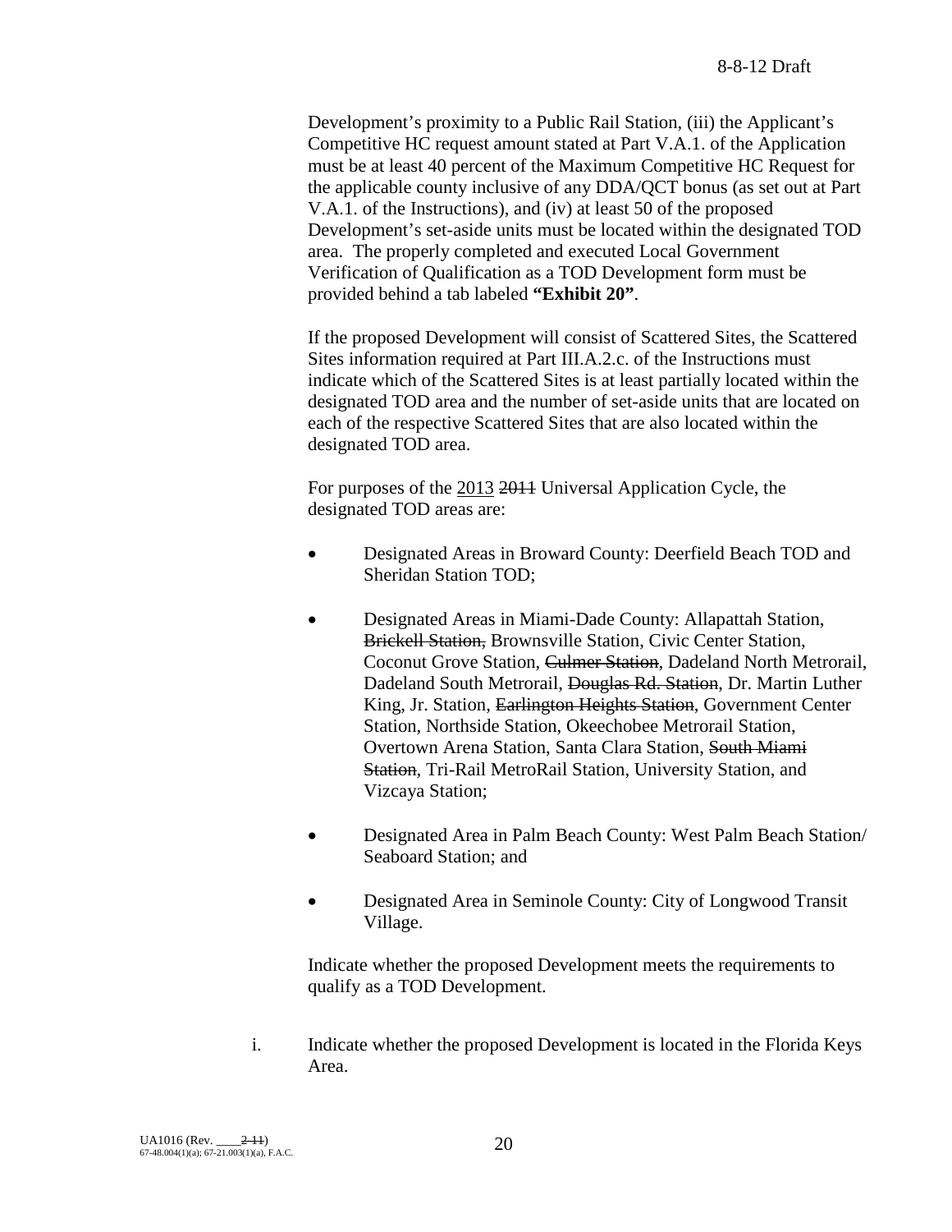Development's proximity to a Public Rail Station, (iii) the Applicant's Competitive HC request amount stated at Part V.A.1. of the Application must be at least 40 percent of the Maximum Competitive HC Request for the applicable county inclusive of any DDA/QCT bonus (as set out at Part V.A.1. of the Instructions), and (iv) at least 50 of the proposed Development's set-aside units must be located within the designated TOD area. The properly completed and executed Local Government Verification of Qualification as a TOD Development form must be provided behind a tab labeled **"Exhibit 20"**.

If the proposed Development will consist of Scattered Sites, the Scattered Sites information required at Part III.A.2.c. of the Instructions must indicate which of the Scattered Sites is at least partially located within the designated TOD area and the number of set-aside units that are located on each of the respective Scattered Sites that are also located within the designated TOD area.

For purposes of the <u>2013</u> ~~2011~~ Universal Application Cycle, the designated TOD areas are:

- Designated Areas in Broward County: Deerfield Beach TOD and Sheridan Station TOD;
- Designated Areas in Miami-Dade County: Allapattah Station, ~~Brickell Station,~~ Brownsville Station, Civic Center Station, Coconut Grove Station, ~~Culmer Station~~, Dadeland North Metrorail, Dadeland South Metrorail, ~~Douglas Rd. Station~~, Dr. Martin Luther King, Jr. Station, ~~Earlington Heights Station~~, Government Center Station, Northside Station, Okeechobee Metrorail Station, Overtown Arena Station, Santa Clara Station, ~~South Miami Station~~, Tri-Rail MetroRail Station, University Station, and Vizcaya Station;
- Designated Area in Palm Beach County: West Palm Beach Station/ Seaboard Station; and
- Designated Area in Seminole County: City of Longwood Transit Village.

Indicate whether the proposed Development meets the requirements to qualify as a TOD Development.

i. Indicate whether the proposed Development is located in the Florida Keys Area.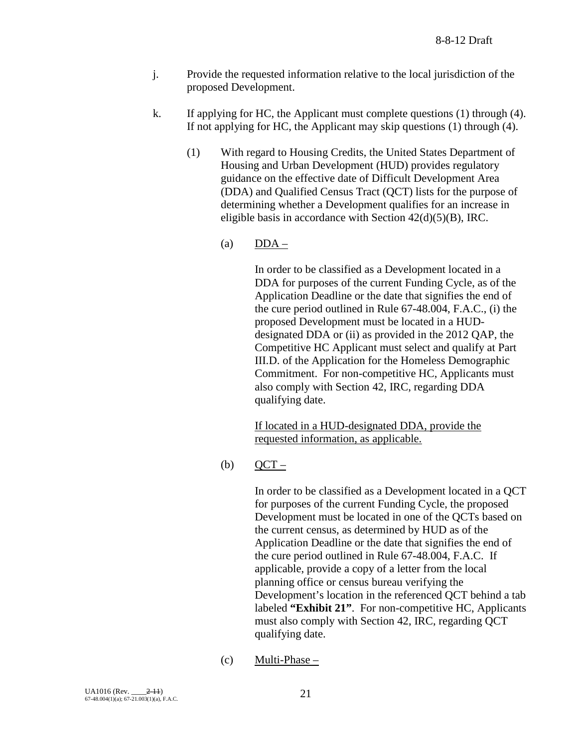j. Provide the requested information relative to the local jurisdiction of the proposed Development.

k. If applying for HC, the Applicant must complete questions (1) through (4). If not applying for HC, the Applicant may skip questions (1) through (4).

(1) With regard to Housing Credits, the United States Department of Housing and Urban Development (HUD) provides regulatory guidance on the effective date of Difficult Development Area (DDA) and Qualified Census Tract (QCT) lists for the purpose of determining whether a Development qualifies for an increase in eligible basis in accordance with Section 42(d)(5)(B), IRC.

(a) DDA –

In order to be classified as a Development located in a DDA for purposes of the current Funding Cycle, as of the Application Deadline or the date that signifies the end of the cure period outlined in Rule 67-48.004, F.A.C., (i) the proposed Development must be located in a HUD-designated DDA or (ii) as provided in the 2012 QAP, the Competitive HC Applicant must select and qualify at Part III.D. of the Application for the Homeless Demographic Commitment. For non-competitive HC, Applicants must also comply with Section 42, IRC, regarding DDA qualifying date.

If located in a HUD-designated DDA, provide the requested information, as applicable.

(b) QCT –

In order to be classified as a Development located in a QCT for purposes of the current Funding Cycle, the proposed Development must be located in one of the QCTs based on the current census, as determined by HUD as of the Application Deadline or the date that signifies the end of the cure period outlined in Rule 67-48.004, F.A.C. If applicable, provide a copy of a letter from the local planning office or census bureau verifying the Development's location in the referenced QCT behind a tab labeled **"Exhibit 21"**. For non-competitive HC, Applicants must also comply with Section 42, IRC, regarding QCT qualifying date.

(c) Multi-Phase –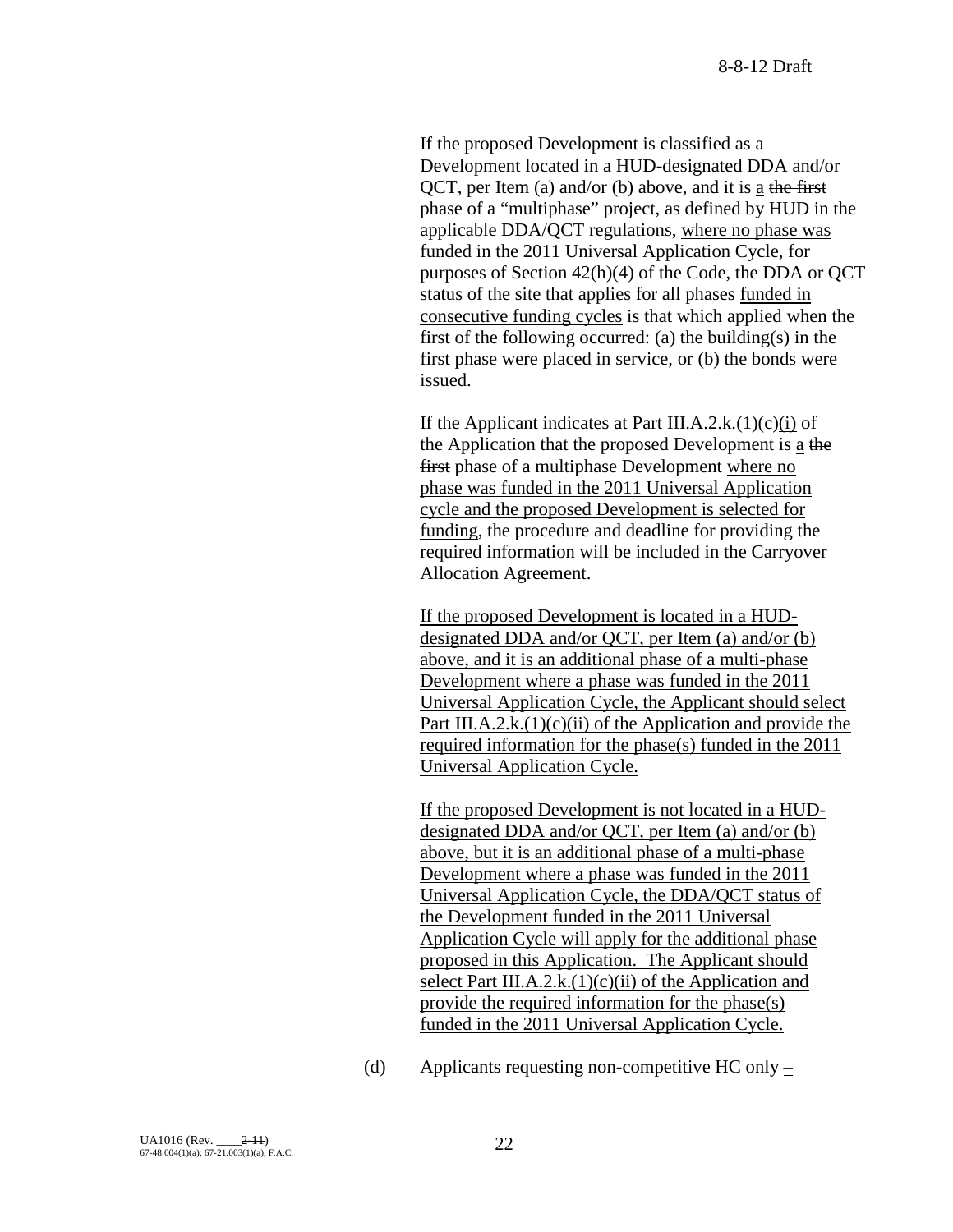If the proposed Development is classified as a Development located in a HUD-designated DDA and/or QCT, per Item (a) and/or (b) above, and it is a ~~the first~~ phase of a "multiphase" project, as defined by HUD in the applicable DDA/QCT regulations, where no phase was funded in the 2011 Universal Application Cycle, for purposes of Section 42(h)(4) of the Code, the DDA or QCT status of the site that applies for all phases funded in consecutive funding cycles is that which applied when the first of the following occurred: (a) the building(s) in the first phase were placed in service, or (b) the bonds were issued.

If the Applicant indicates at Part III.A.2.k.(1)(c)(i) of the Application that the proposed Development is a ~~the first~~ phase of a multiphase Development where no phase was funded in the 2011 Universal Application cycle and the proposed Development is selected for funding, the procedure and deadline for providing the required information will be included in the Carryover Allocation Agreement.

If the proposed Development is located in a HUD-designated DDA and/or QCT, per Item (a) and/or (b) above, and it is an additional phase of a multi-phase Development where a phase was funded in the 2011 Universal Application Cycle, the Applicant should select Part III.A.2.k.(1)(c)(ii) of the Application and provide the required information for the phase(s) funded in the 2011 Universal Application Cycle.

If the proposed Development is not located in a HUD-designated DDA and/or QCT, per Item (a) and/or (b) above, but it is an additional phase of a multi-phase Development where a phase was funded in the 2011 Universal Application Cycle, the DDA/QCT status of the Development funded in the 2011 Universal Application Cycle will apply for the additional phase proposed in this Application. The Applicant should select Part III.A.2.k.(1)(c)(ii) of the Application and provide the required information for the phase(s) funded in the 2011 Universal Application Cycle.

(d) Applicants requesting non-competitive HC only –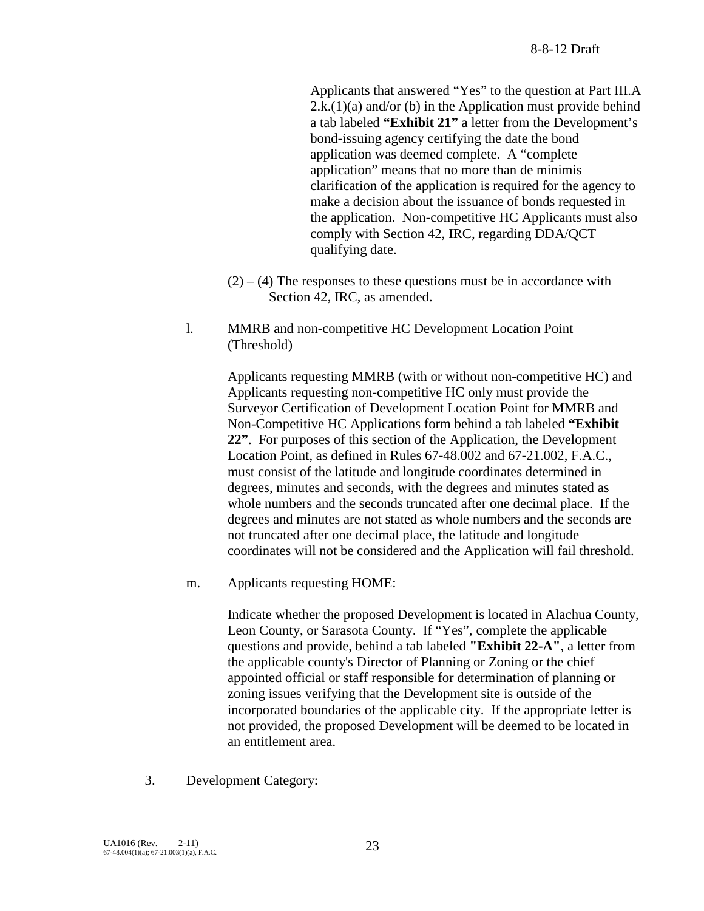Applicants that answered "Yes" to the question at Part III.A 2.k.(1)(a) and/or (b) in the Application must provide behind a tab labeled **"Exhibit 21"** a letter from the Development's bond-issuing agency certifying the date the bond application was deemed complete. A "complete application" means that no more than de minimis clarification of the application is required for the agency to make a decision about the issuance of bonds requested in the application. Non-competitive HC Applicants must also comply with Section 42, IRC, regarding DDA/QCT qualifying date.

(2) – (4) The responses to these questions must be in accordance with Section 42, IRC, as amended.

l. MMRB and non-competitive HC Development Location Point (Threshold)

Applicants requesting MMRB (with or without non-competitive HC) and Applicants requesting non-competitive HC only must provide the Surveyor Certification of Development Location Point for MMRB and Non-Competitive HC Applications form behind a tab labeled **"Exhibit 22"**. For purposes of this section of the Application, the Development Location Point, as defined in Rules 67-48.002 and 67-21.002, F.A.C., must consist of the latitude and longitude coordinates determined in degrees, minutes and seconds, with the degrees and minutes stated as whole numbers and the seconds truncated after one decimal place. If the degrees and minutes are not stated as whole numbers and the seconds are not truncated after one decimal place, the latitude and longitude coordinates will not be considered and the Application will fail threshold.

m. Applicants requesting HOME:

Indicate whether the proposed Development is located in Alachua County, Leon County, or Sarasota County. If "Yes", complete the applicable questions and provide, behind a tab labeled **"Exhibit 22-A"**, a letter from the applicable county's Director of Planning or Zoning or the chief appointed official or staff responsible for determination of planning or zoning issues verifying that the Development site is outside of the incorporated boundaries of the applicable city. If the appropriate letter is not provided, the proposed Development will be deemed to be located in an entitlement area.

3. Development Category: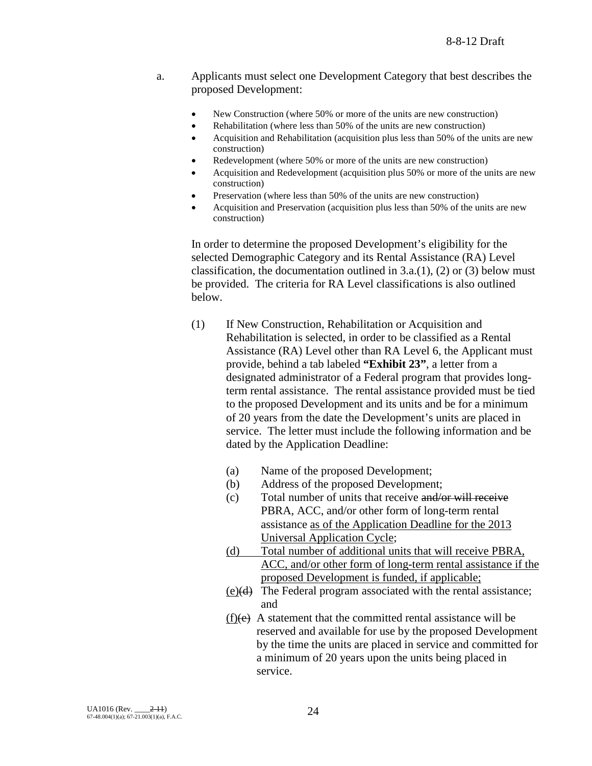a. Applicants must select one Development Category that best describes the proposed Development:

- New Construction (where 50% or more of the units are new construction)
- Rehabilitation (where less than 50% of the units are new construction)
- Acquisition and Rehabilitation (acquisition plus less than 50% of the units are new construction)
- Redevelopment (where 50% or more of the units are new construction)
- Acquisition and Redevelopment (acquisition plus 50% or more of the units are new construction)
- Preservation (where less than 50% of the units are new construction)
- Acquisition and Preservation (acquisition plus less than 50% of the units are new construction)

In order to determine the proposed Development's eligibility for the selected Demographic Category and its Rental Assistance (RA) Level classification, the documentation outlined in 3.a.(1), (2) or (3) below must be provided. The criteria for RA Level classifications is also outlined below.

(1) If New Construction, Rehabilitation or Acquisition and Rehabilitation is selected, in order to be classified as a Rental Assistance (RA) Level other than RA Level 6, the Applicant must provide, behind a tab labeled **"Exhibit 23"**, a letter from a designated administrator of a Federal program that provides long-term rental assistance. The rental assistance provided must be tied to the proposed Development and its units and be for a minimum of 20 years from the date the Development's units are placed in service. The letter must include the following information and be dated by the Application Deadline:

(a) Name of the proposed Development;

(b) Address of the proposed Development;

(c) Total number of units that receive ~~and/or will receive~~ PBRA, ACC, and/or other form of long-term rental assistance <u>as of the Application Deadline for the 2013 Universal Application Cycle</u>;

<u>(d) Total number of additional units that will receive PBRA, ACC, and/or other form of long-term rental assistance if the proposed Development is funded, if applicable;</u>

<u>(e)</u>~~(d)~~ The Federal program associated with the rental assistance; and

<u>(f)</u>~~(e)~~ A statement that the committed rental assistance will be reserved and available for use by the proposed Development by the time the units are placed in service and committed for a minimum of 20 years upon the units being placed in service.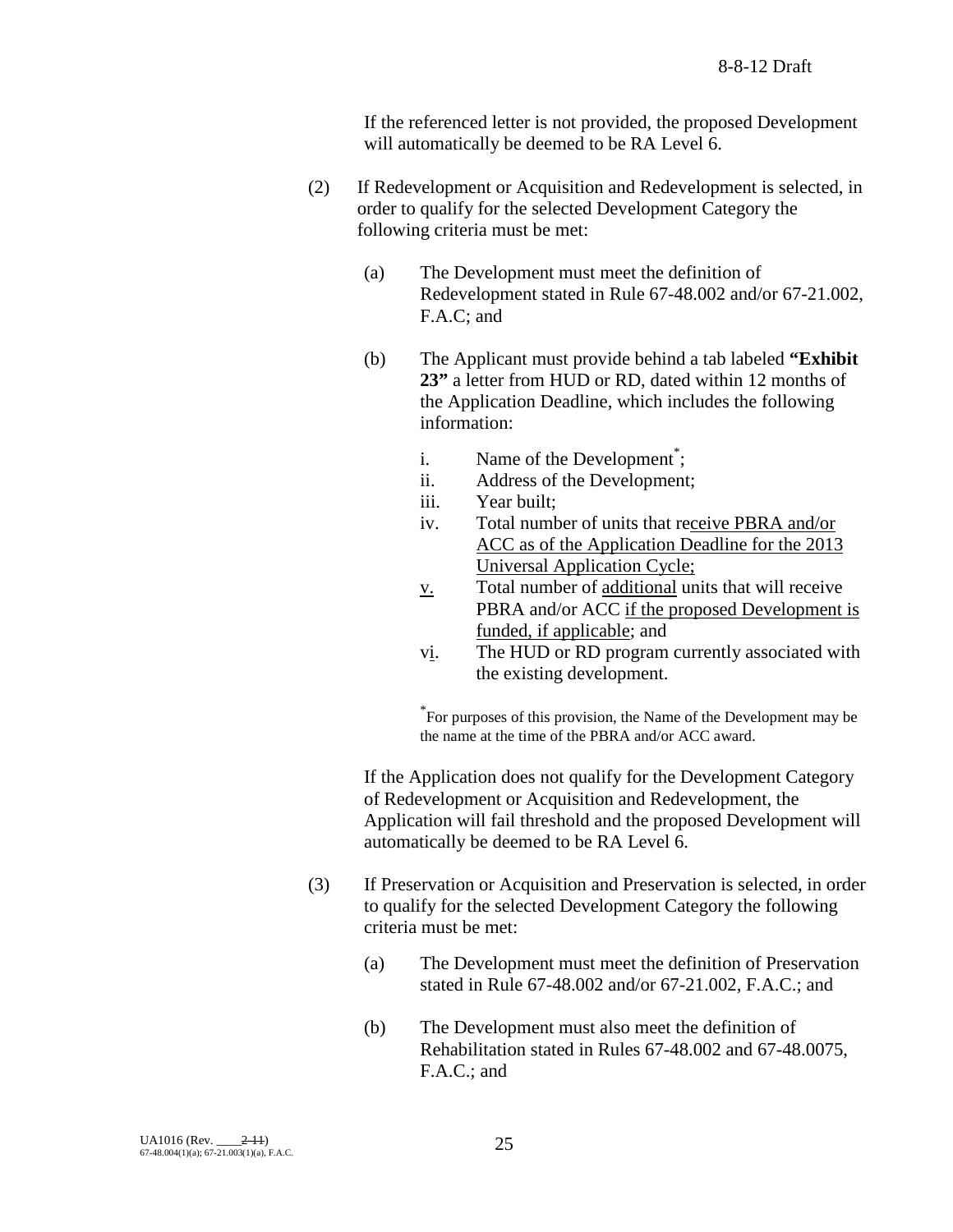If the referenced letter is not provided, the proposed Development will automatically be deemed to be RA Level 6.

(2) If Redevelopment or Acquisition and Redevelopment is selected, in order to qualify for the selected Development Category the following criteria must be met:

(a) The Development must meet the definition of Redevelopment stated in Rule 67-48.002 and/or 67-21.002, F.A.C; and

(b) The Applicant must provide behind a tab labeled **"Exhibit 23"** a letter from HUD or RD, dated within 12 months of the Application Deadline, which includes the following information:

i. Name of the Development*;
ii. Address of the Development;
iii. Year built;
iv. Total number of units that receive PBRA and/or ACC as of the Application Deadline for the 2013 Universal Application Cycle;
v. Total number of additional units that will receive PBRA and/or ACC if the proposed Development is funded, if applicable; and
vi. The HUD or RD program currently associated with the existing development.

*For purposes of this provision, the Name of the Development may be the name at the time of the PBRA and/or ACC award.

If the Application does not qualify for the Development Category of Redevelopment or Acquisition and Redevelopment, the Application will fail threshold and the proposed Development will automatically be deemed to be RA Level 6.

(3) If Preservation or Acquisition and Preservation is selected, in order to qualify for the selected Development Category the following criteria must be met:

(a) The Development must meet the definition of Preservation stated in Rule 67-48.002 and/or 67-21.002, F.A.C.; and

(b) The Development must also meet the definition of Rehabilitation stated in Rules 67-48.002 and 67-48.0075, F.A.C.; and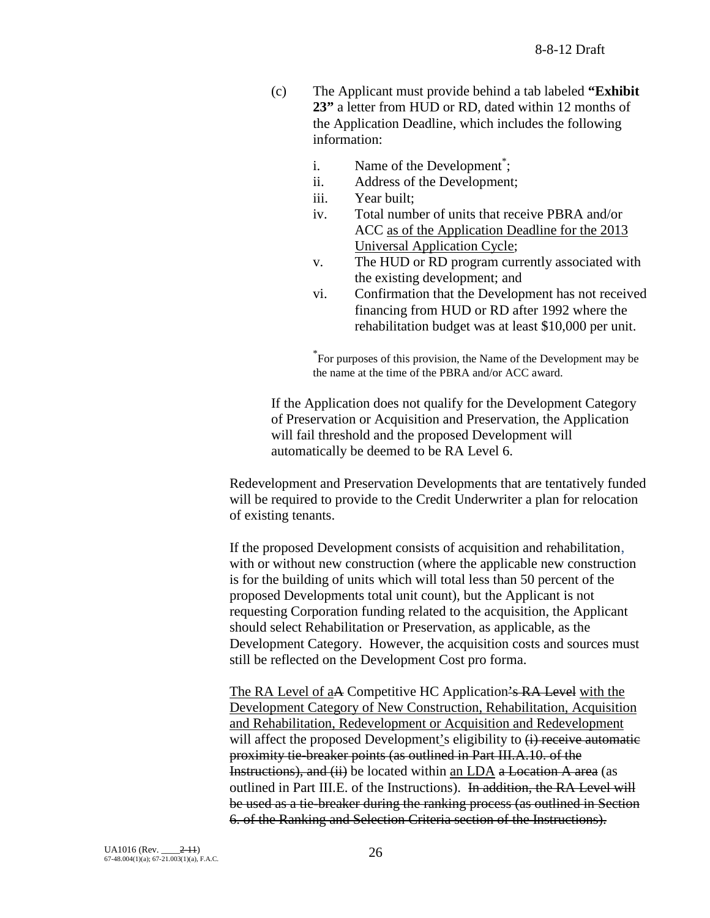(c) The Applicant must provide behind a tab labeled **"Exhibit 23"** a letter from HUD or RD, dated within 12 months of the Application Deadline, which includes the following information:

i. Name of the Development[*];
ii. Address of the Development;
iii. Year built;
iv. Total number of units that receive PBRA and/or ACC as of the Application Deadline for the 2013 Universal Application Cycle;
v. The HUD or RD program currently associated with the existing development; and
vi. Confirmation that the Development has not received financing from HUD or RD after 1992 where the rehabilitation budget was at least $10,000 per unit.

[*]For purposes of this provision, the Name of the Development may be the name at the time of the PBRA and/or ACC award.

If the Application does not qualify for the Development Category of Preservation or Acquisition and Preservation, the Application will fail threshold and the proposed Development will automatically be deemed to be RA Level 6.

Redevelopment and Preservation Developments that are tentatively funded will be required to provide to the Credit Underwriter a plan for relocation of existing tenants.

If the proposed Development consists of acquisition and rehabilitation, with or without new construction (where the applicable new construction is for the building of units which will total less than 50 percent of the proposed Developments total unit count), but the Applicant is not requesting Corporation funding related to the acquisition, the Applicant should select Rehabilitation or Preservation, as applicable, as the Development Category. However, the acquisition costs and sources must still be reflected on the Development Cost pro forma.

The RA Level of aA Competitive HC Application's RA Level with the Development Category of New Construction, Rehabilitation, Acquisition and Rehabilitation, Redevelopment or Acquisition and Redevelopment will affect the proposed Development's eligibility to (i) receive automatic proximity tie-breaker points (as outlined in Part III.A.10. of the Instructions), and (ii) be located within an LDA a Location A area (as outlined in Part III.E. of the Instructions). In addition, the RA Level will be used as a tie-breaker during the ranking process (as outlined in Section 6. of the Ranking and Selection Criteria section of the Instructions).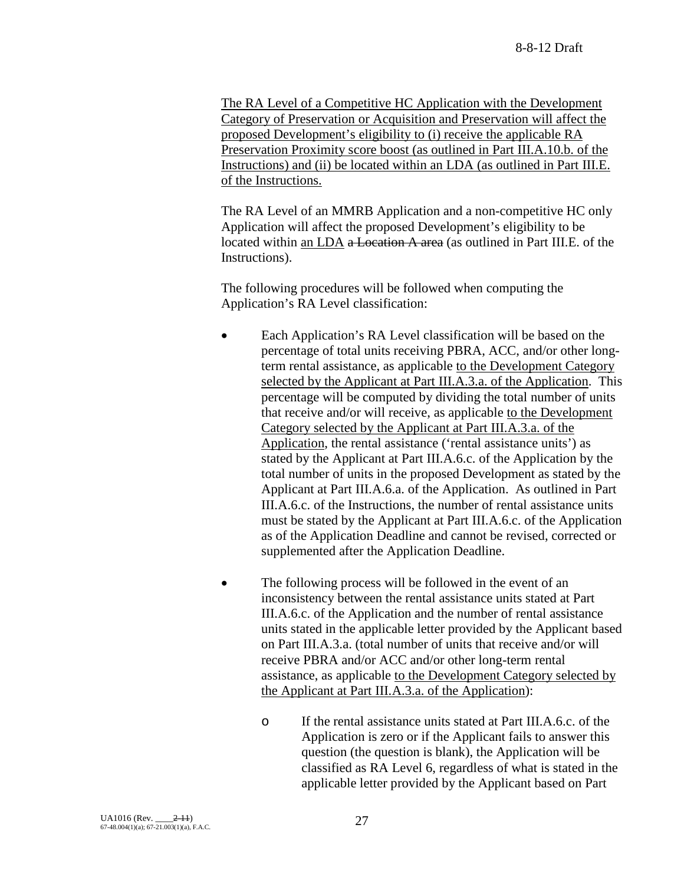The RA Level of a Competitive HC Application with the Development Category of Preservation or Acquisition and Preservation will affect the proposed Development's eligibility to (i) receive the applicable RA Preservation Proximity score boost (as outlined in Part III.A.10.b. of the Instructions) and (ii) be located within an LDA (as outlined in Part III.E. of the Instructions.

The RA Level of an MMRB Application and a non-competitive HC only Application will affect the proposed Development's eligibility to be located within an LDA ~~a Location A area~~ (as outlined in Part III.E. of the Instructions).

The following procedures will be followed when computing the Application's RA Level classification:

- Each Application's RA Level classification will be based on the percentage of total units receiving PBRA, ACC, and/or other long-term rental assistance, as applicable to the Development Category selected by the Applicant at Part III.A.3.a. of the Application. This percentage will be computed by dividing the total number of units that receive and/or will receive, as applicable to the Development Category selected by the Applicant at Part III.A.3.a. of the Application, the rental assistance ('rental assistance units') as stated by the Applicant at Part III.A.6.c. of the Application by the total number of units in the proposed Development as stated by the Applicant at Part III.A.6.a. of the Application. As outlined in Part III.A.6.c. of the Instructions, the number of rental assistance units must be stated by the Applicant at Part III.A.6.c. of the Application as of the Application Deadline and cannot be revised, corrected or supplemented after the Application Deadline.

- The following process will be followed in the event of an inconsistency between the rental assistance units stated at Part III.A.6.c. of the Application and the number of rental assistance units stated in the applicable letter provided by the Applicant based on Part III.A.3.a. (total number of units that receive and/or will receive PBRA and/or ACC and/or other long-term rental assistance, as applicable to the Development Category selected by the Applicant at Part III.A.3.a. of the Application):

  - If the rental assistance units stated at Part III.A.6.c. of the Application is zero or if the Applicant fails to answer this question (the question is blank), the Application will be classified as RA Level 6, regardless of what is stated in the applicable letter provided by the Applicant based on Part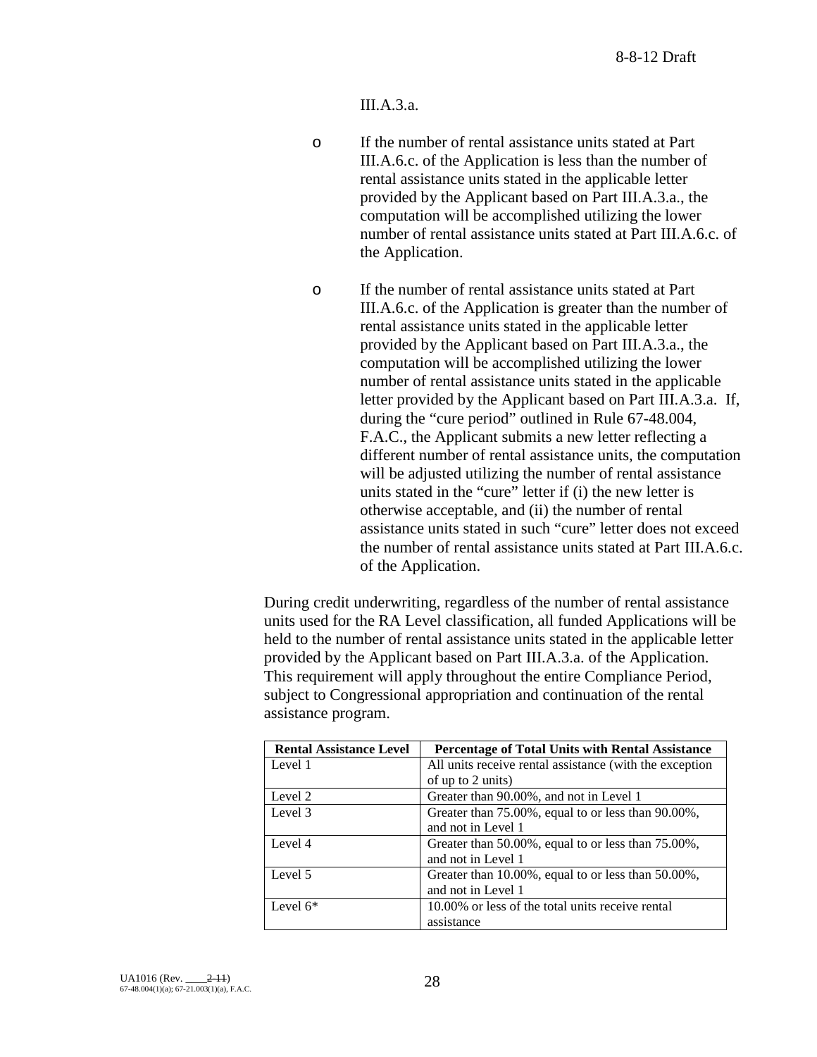III.A.3.a.

- If the number of rental assistance units stated at Part III.A.6.c. of the Application is less than the number of rental assistance units stated in the applicable letter provided by the Applicant based on Part III.A.3.a., the computation will be accomplished utilizing the lower number of rental assistance units stated at Part III.A.6.c. of the Application.

- If the number of rental assistance units stated at Part III.A.6.c. of the Application is greater than the number of rental assistance units stated in the applicable letter provided by the Applicant based on Part III.A.3.a., the computation will be accomplished utilizing the lower number of rental assistance units stated in the applicable letter provided by the Applicant based on Part III.A.3.a. If, during the "cure period" outlined in Rule 67-48.004, F.A.C., the Applicant submits a new letter reflecting a different number of rental assistance units, the computation will be adjusted utilizing the number of rental assistance units stated in the "cure" letter if (i) the new letter is otherwise acceptable, and (ii) the number of rental assistance units stated in such "cure" letter does not exceed the number of rental assistance units stated at Part III.A.6.c. of the Application.

During credit underwriting, regardless of the number of rental assistance units used for the RA Level classification, all funded Applications will be held to the number of rental assistance units stated in the applicable letter provided by the Applicant based on Part III.A.3.a. of the Application. This requirement will apply throughout the entire Compliance Period, subject to Congressional appropriation and continuation of the rental assistance program.

| Rental Assistance Level | Percentage of Total Units with Rental Assistance |
|---|---|
| Level 1 | All units receive rental assistance (with the exception of up to 2 units) |
| Level 2 | Greater than 90.00%, and not in Level 1 |
| Level 3 | Greater than 75.00%, equal to or less than 90.00%, and not in Level 1 |
| Level 4 | Greater than 50.00%, equal to or less than 75.00%, and not in Level 1 |
| Level 5 | Greater than 10.00%, equal to or less than 50.00%, and not in Level 1 |
| Level 6* | 10.00% or less of the total units receive rental assistance |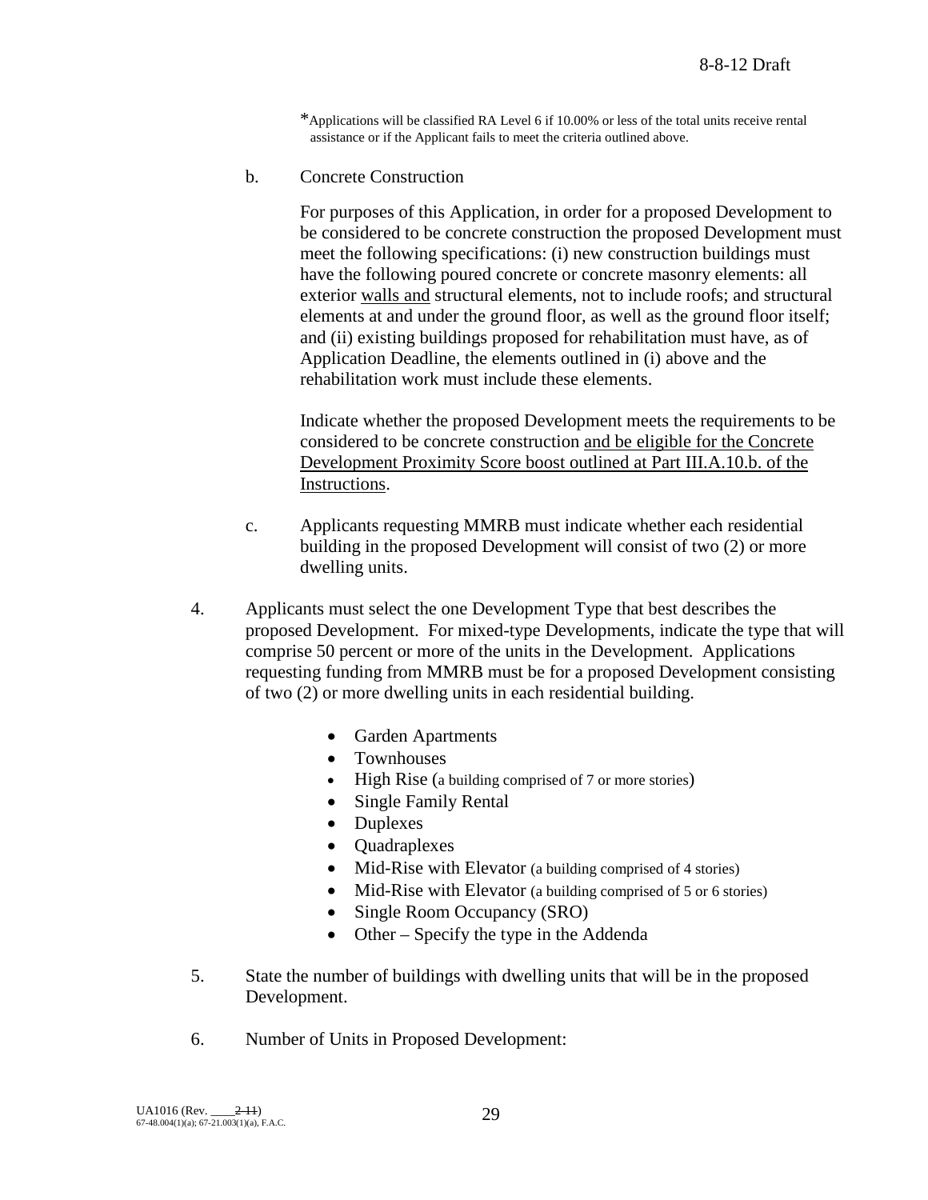*Applications will be classified RA Level 6 if 10.00% or less of the total units receive rental assistance or if the Applicant fails to meet the criteria outlined above.

b. Concrete Construction

For purposes of this Application, in order for a proposed Development to be considered to be concrete construction the proposed Development must meet the following specifications: (i) new construction buildings must have the following poured concrete or concrete masonry elements: all exterior walls and structural elements, not to include roofs; and structural elements at and under the ground floor, as well as the ground floor itself; and (ii) existing buildings proposed for rehabilitation must have, as of Application Deadline, the elements outlined in (i) above and the rehabilitation work must include these elements.

Indicate whether the proposed Development meets the requirements to be considered to be concrete construction and be eligible for the Concrete Development Proximity Score boost outlined at Part III.A.10.b. of the Instructions.

c. Applicants requesting MMRB must indicate whether each residential building in the proposed Development will consist of two (2) or more dwelling units.

4. Applicants must select the one Development Type that best describes the proposed Development. For mixed-type Developments, indicate the type that will comprise 50 percent or more of the units in the Development. Applications requesting funding from MMRB must be for a proposed Development consisting of two (2) or more dwelling units in each residential building.

- Garden Apartments
- Townhouses
- High Rise (a building comprised of 7 or more stories)
- Single Family Rental
- Duplexes
- Quadraplexes
- Mid-Rise with Elevator (a building comprised of 4 stories)
- Mid-Rise with Elevator (a building comprised of 5 or 6 stories)
- Single Room Occupancy (SRO)
- Other – Specify the type in the Addenda

5. State the number of buildings with dwelling units that will be in the proposed Development.

6. Number of Units in Proposed Development: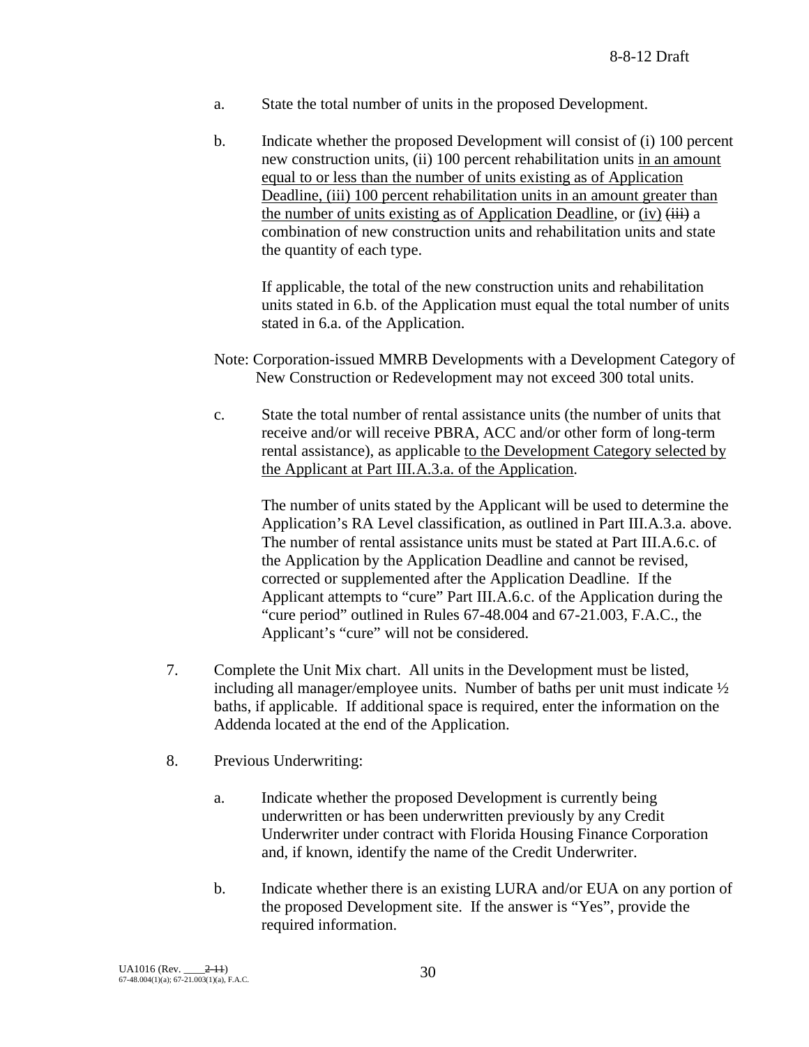a. State the total number of units in the proposed Development.

b. Indicate whether the proposed Development will consist of (i) 100 percent new construction units, (ii) 100 percent rehabilitation units <u>in an amount equal to or less than the number of units existing as of Application Deadline, (iii) 100 percent rehabilitation units in an amount greater than the number of units existing as of Application Deadline</u>, or <u>(iv)</u> ~~(iii)~~ a combination of new construction units and rehabilitation units and state the quantity of each type.

   If applicable, the total of the new construction units and rehabilitation units stated in 6.b. of the Application must equal the total number of units stated in 6.a. of the Application.

Note: Corporation-issued MMRB Developments with a Development Category of New Construction or Redevelopment may not exceed 300 total units.

c. State the total number of rental assistance units (the number of units that receive and/or will receive PBRA, ACC and/or other form of long-term rental assistance), as applicable <u>to the Development Category selected by the Applicant at Part III.A.3.a. of the Application</u>.

   The number of units stated by the Applicant will be used to determine the Application's RA Level classification, as outlined in Part III.A.3.a. above. The number of rental assistance units must be stated at Part III.A.6.c. of the Application by the Application Deadline and cannot be revised, corrected or supplemented after the Application Deadline. If the Applicant attempts to "cure" Part III.A.6.c. of the Application during the "cure period" outlined in Rules 67-48.004 and 67-21.003, F.A.C., the Applicant's "cure" will not be considered.

7. Complete the Unit Mix chart. All units in the Development must be listed, including all manager/employee units. Number of baths per unit must indicate ½ baths, if applicable. If additional space is required, enter the information on the Addenda located at the end of the Application.

8. Previous Underwriting:

   a. Indicate whether the proposed Development is currently being underwritten or has been underwritten previously by any Credit Underwriter under contract with Florida Housing Finance Corporation and, if known, identify the name of the Credit Underwriter.

   b. Indicate whether there is an existing LURA and/or EUA on any portion of the proposed Development site. If the answer is "Yes", provide the required information.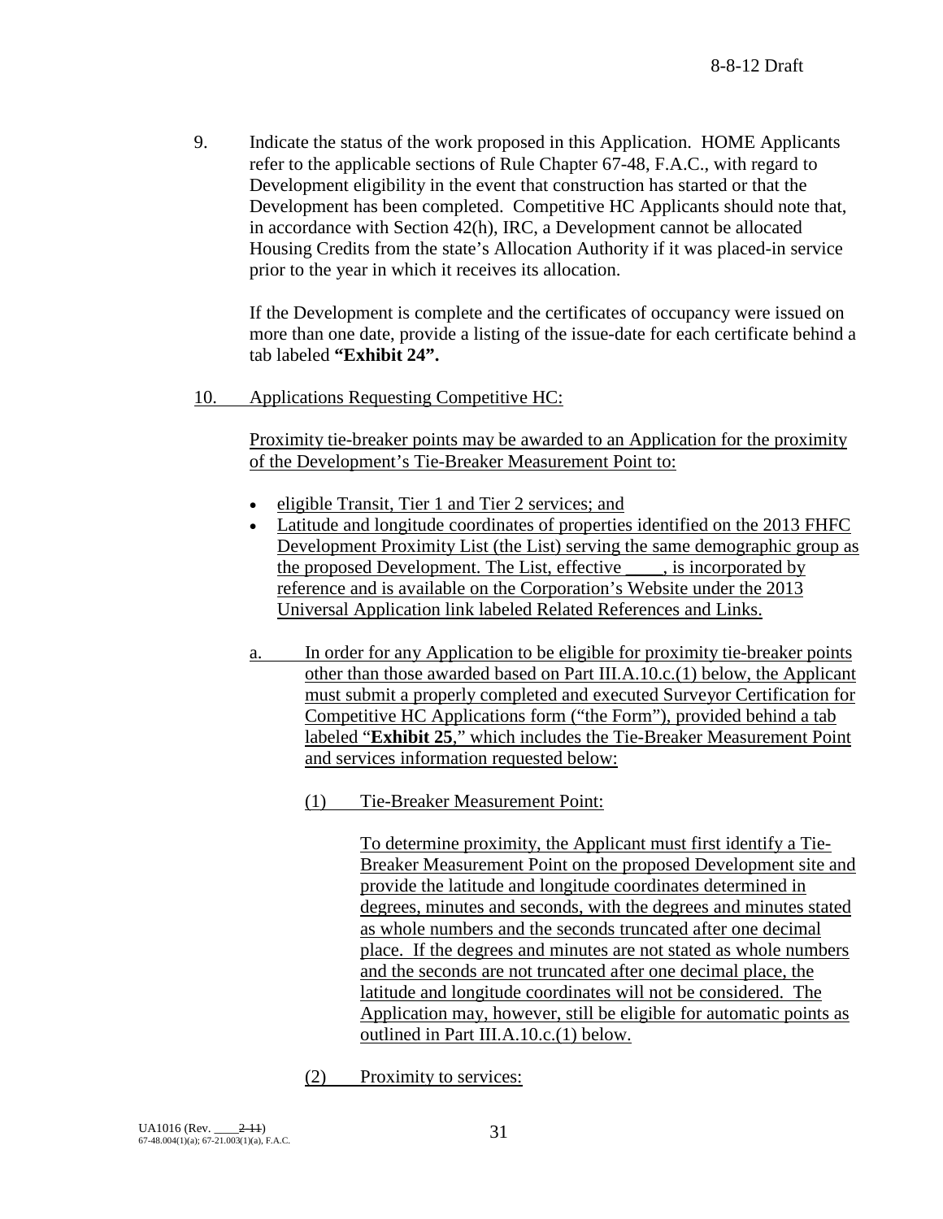9. Indicate the status of the work proposed in this Application. HOME Applicants refer to the applicable sections of Rule Chapter 67-48, F.A.C., with regard to Development eligibility in the event that construction has started or that the Development has been completed. Competitive HC Applicants should note that, in accordance with Section 42(h), IRC, a Development cannot be allocated Housing Credits from the state's Allocation Authority if it was placed-in service prior to the year in which it receives its allocation.

   If the Development is complete and the certificates of occupancy were issued on more than one date, provide a listing of the issue-date for each certificate behind a tab labeled **"Exhibit 24".**

10. Applications Requesting Competitive HC:

    Proximity tie-breaker points may be awarded to an Application for the proximity of the Development's Tie-Breaker Measurement Point to:

    - eligible Transit, Tier 1 and Tier 2 services; and
    - Latitude and longitude coordinates of properties identified on the 2013 FHFC Development Proximity List (the List) serving the same demographic group as the proposed Development. The List, effective \_\_\_\_, is incorporated by reference and is available on the Corporation's Website under the 2013 Universal Application link labeled Related References and Links.

    a. In order for any Application to be eligible for proximity tie-breaker points other than those awarded based on Part III.A.10.c.(1) below, the Applicant must submit a properly completed and executed Surveyor Certification for Competitive HC Applications form ("the Form"), provided behind a tab labeled "**Exhibit 25**," which includes the Tie-Breaker Measurement Point and services information requested below:

       (1) Tie-Breaker Measurement Point:

       To determine proximity, the Applicant must first identify a Tie-Breaker Measurement Point on the proposed Development site and provide the latitude and longitude coordinates determined in degrees, minutes and seconds, with the degrees and minutes stated as whole numbers and the seconds truncated after one decimal place. If the degrees and minutes are not stated as whole numbers and the seconds are not truncated after one decimal place, the latitude and longitude coordinates will not be considered. The Application may, however, still be eligible for automatic points as outlined in Part III.A.10.c.(1) below.

       (2) Proximity to services: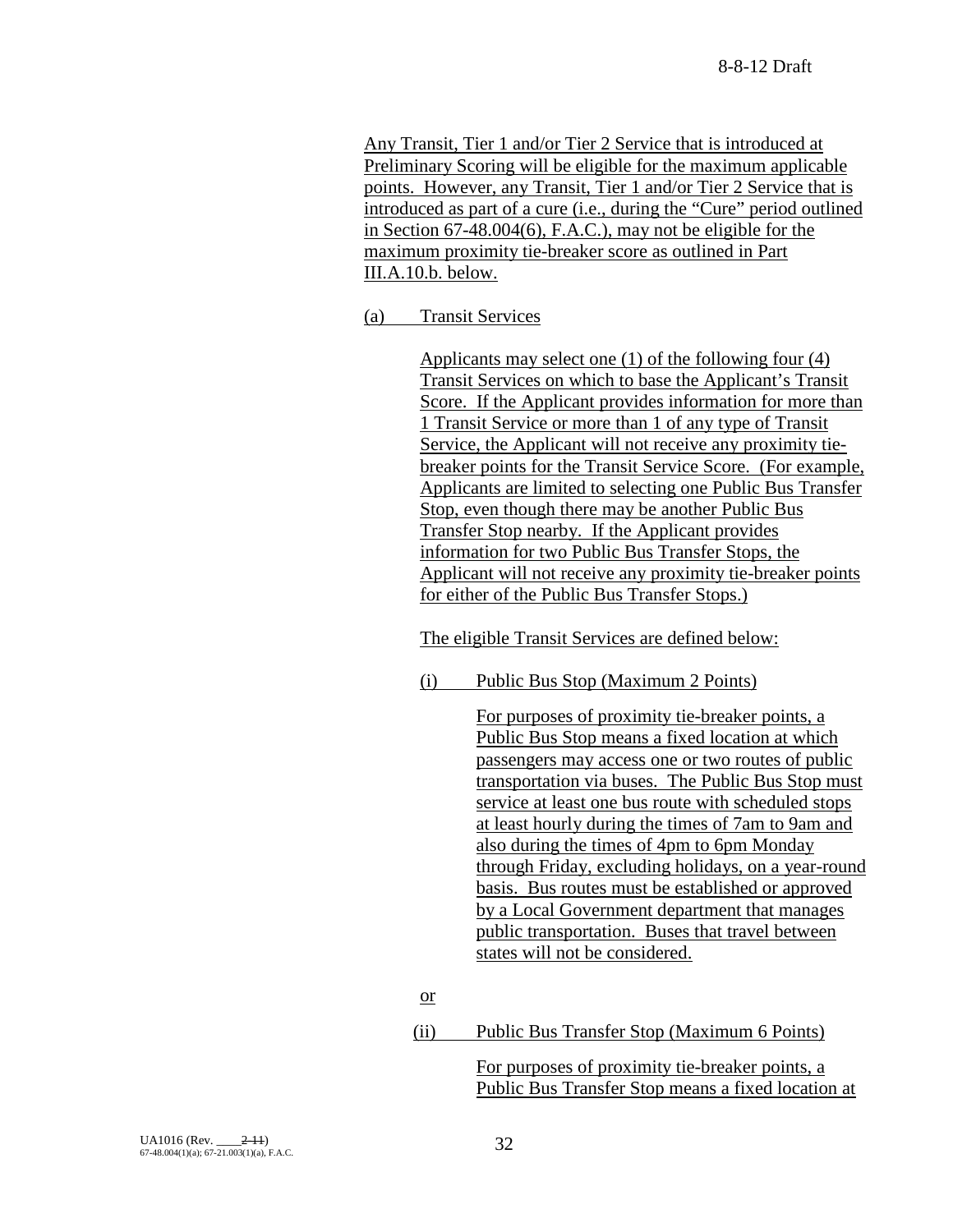Any Transit, Tier 1 and/or Tier 2 Service that is introduced at Preliminary Scoring will be eligible for the maximum applicable points. However, any Transit, Tier 1 and/or Tier 2 Service that is introduced as part of a cure (i.e., during the "Cure" period outlined in Section 67-48.004(6), F.A.C.), may not be eligible for the maximum proximity tie-breaker score as outlined in Part III.A.10.b. below.

(a) Transit Services

Applicants may select one (1) of the following four (4) Transit Services on which to base the Applicant's Transit Score. If the Applicant provides information for more than 1 Transit Service or more than 1 of any type of Transit Service, the Applicant will not receive any proximity tie-breaker points for the Transit Service Score. (For example, Applicants are limited to selecting one Public Bus Transfer Stop, even though there may be another Public Bus Transfer Stop nearby. If the Applicant provides information for two Public Bus Transfer Stops, the Applicant will not receive any proximity tie-breaker points for either of the Public Bus Transfer Stops.)

The eligible Transit Services are defined below:

(i) Public Bus Stop (Maximum 2 Points)

For purposes of proximity tie-breaker points, a Public Bus Stop means a fixed location at which passengers may access one or two routes of public transportation via buses. The Public Bus Stop must service at least one bus route with scheduled stops at least hourly during the times of 7am to 9am and also during the times of 4pm to 6pm Monday through Friday, excluding holidays, on a year-round basis. Bus routes must be established or approved by a Local Government department that manages public transportation. Buses that travel between states will not be considered.

or

(ii) Public Bus Transfer Stop (Maximum 6 Points)

For purposes of proximity tie-breaker points, a Public Bus Transfer Stop means a fixed location at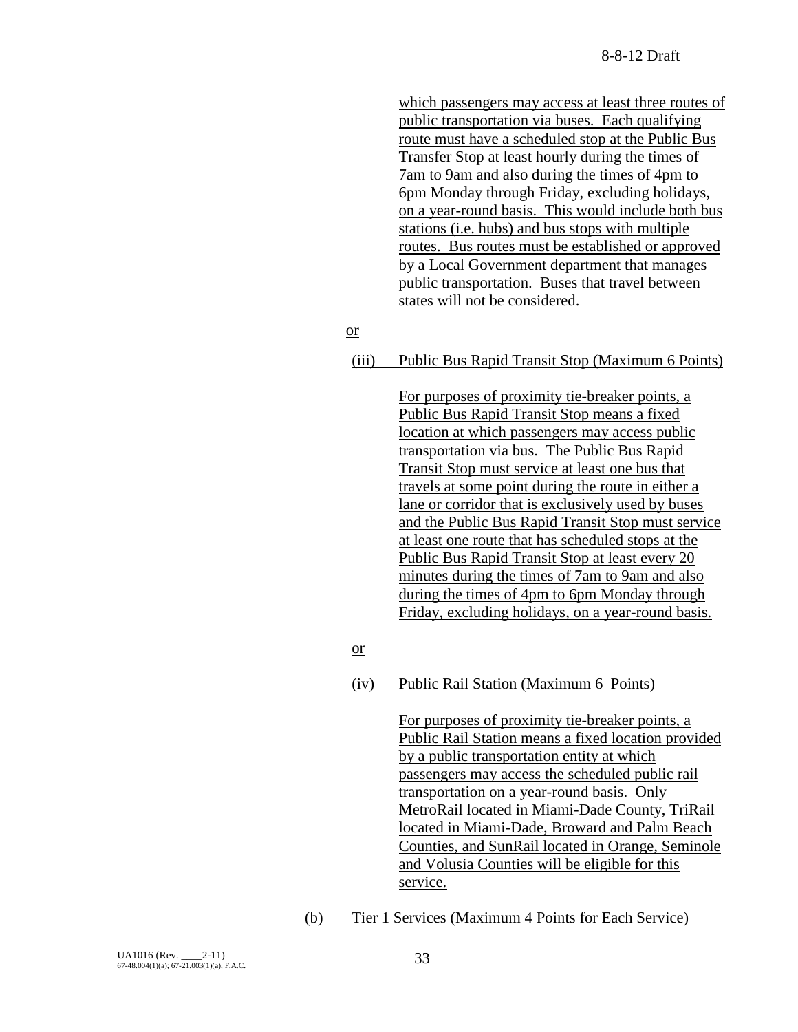which passengers may access at least three routes of public transportation via buses. Each qualifying route must have a scheduled stop at the Public Bus Transfer Stop at least hourly during the times of 7am to 9am and also during the times of 4pm to 6pm Monday through Friday, excluding holidays, on a year-round basis. This would include both bus stations (i.e. hubs) and bus stops with multiple routes. Bus routes must be established or approved by a Local Government department that manages public transportation. Buses that travel between states will not be considered.

or

(iii) Public Bus Rapid Transit Stop (Maximum 6 Points)

For purposes of proximity tie-breaker points, a Public Bus Rapid Transit Stop means a fixed location at which passengers may access public transportation via bus. The Public Bus Rapid Transit Stop must service at least one bus that travels at some point during the route in either a lane or corridor that is exclusively used by buses and the Public Bus Rapid Transit Stop must service at least one route that has scheduled stops at the Public Bus Rapid Transit Stop at least every 20 minutes during the times of 7am to 9am and also during the times of 4pm to 6pm Monday through Friday, excluding holidays, on a year-round basis.

or

(iv) Public Rail Station (Maximum 6 Points)

For purposes of proximity tie-breaker points, a Public Rail Station means a fixed location provided by a public transportation entity at which passengers may access the scheduled public rail transportation on a year-round basis. Only MetroRail located in Miami-Dade County, TriRail located in Miami-Dade, Broward and Palm Beach Counties, and SunRail located in Orange, Seminole and Volusia Counties will be eligible for this service.

(b) Tier 1 Services (Maximum 4 Points for Each Service)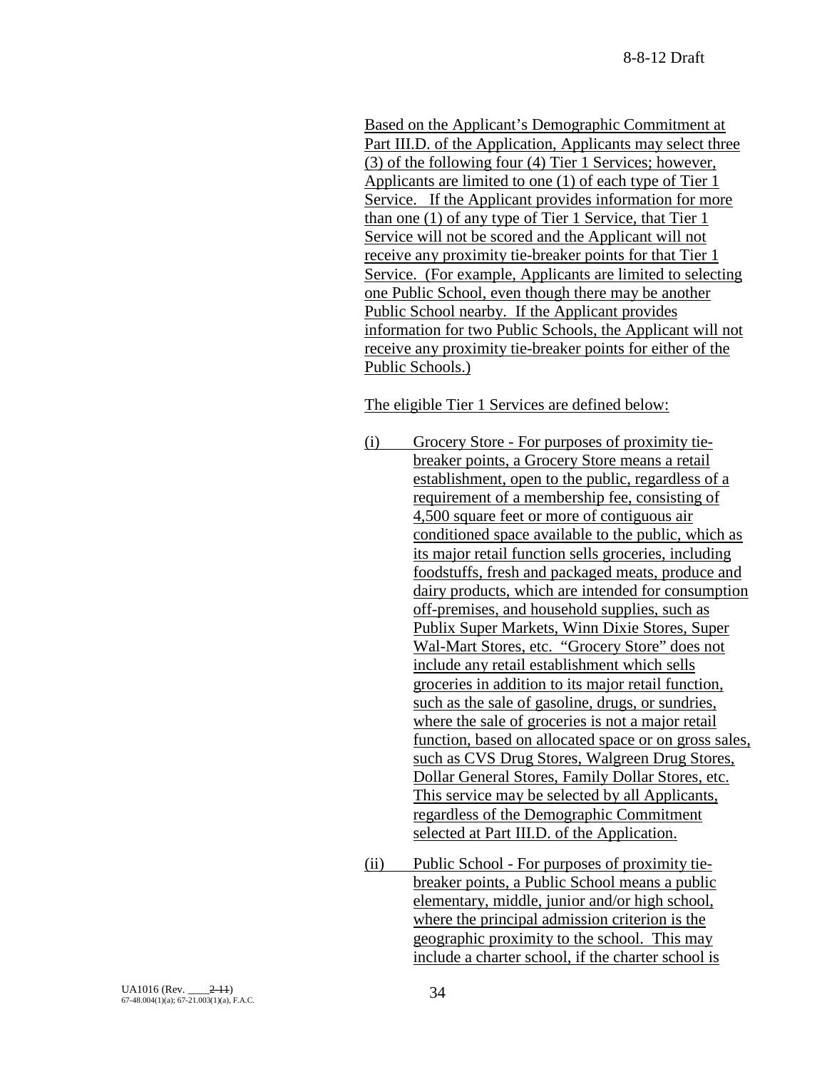Based on the Applicant's Demographic Commitment at Part III.D. of the Application, Applicants may select three (3) of the following four (4) Tier 1 Services; however, Applicants are limited to one (1) of each type of Tier 1 Service. If the Applicant provides information for more than one (1) of any type of Tier 1 Service, that Tier 1 Service will not be scored and the Applicant will not receive any proximity tie-breaker points for that Tier 1 Service. (For example, Applicants are limited to selecting one Public School, even though there may be another Public School nearby. If the Applicant provides information for two Public Schools, the Applicant will not receive any proximity tie-breaker points for either of the Public Schools.)

The eligible Tier 1 Services are defined below:

(i) Grocery Store - For purposes of proximity tie-breaker points, a Grocery Store means a retail establishment, open to the public, regardless of a requirement of a membership fee, consisting of 4,500 square feet or more of contiguous air conditioned space available to the public, which as its major retail function sells groceries, including foodstuffs, fresh and packaged meats, produce and dairy products, which are intended for consumption off-premises, and household supplies, such as Publix Super Markets, Winn Dixie Stores, Super Wal-Mart Stores, etc. "Grocery Store" does not include any retail establishment which sells groceries in addition to its major retail function, such as the sale of gasoline, drugs, or sundries, where the sale of groceries is not a major retail function, based on allocated space or on gross sales, such as CVS Drug Stores, Walgreen Drug Stores, Dollar General Stores, Family Dollar Stores, etc. This service may be selected by all Applicants, regardless of the Demographic Commitment selected at Part III.D. of the Application.

(ii) Public School - For purposes of proximity tie-breaker points, a Public School means a public elementary, middle, junior and/or high school, where the principal admission criterion is the geographic proximity to the school. This may include a charter school, if the charter school is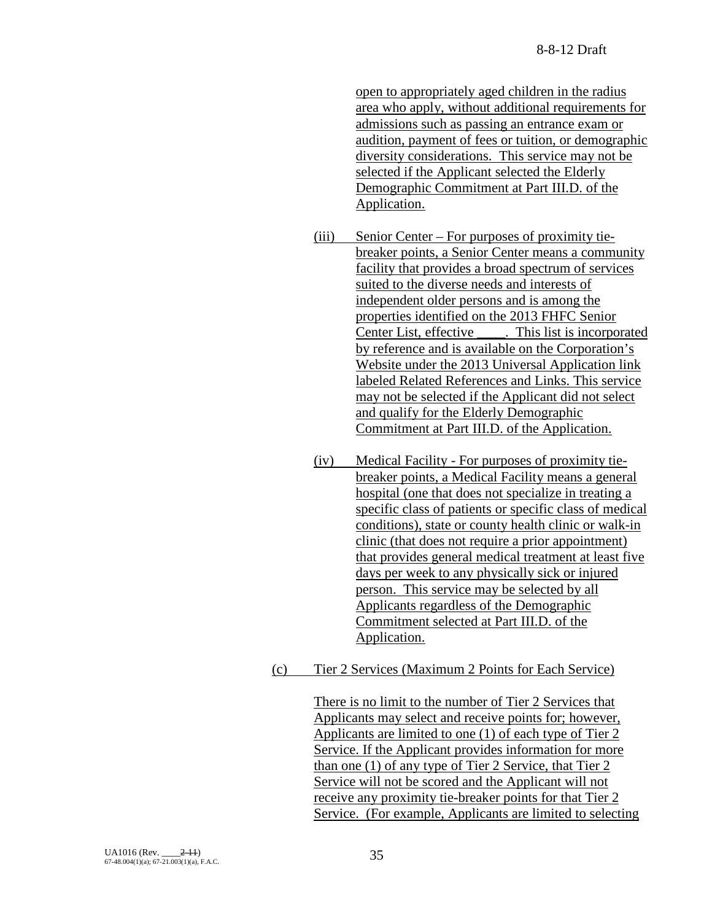open to appropriately aged children in the radius area who apply, without additional requirements for admissions such as passing an entrance exam or audition, payment of fees or tuition, or demographic diversity considerations. This service may not be selected if the Applicant selected the Elderly Demographic Commitment at Part III.D. of the Application.

(iii) Senior Center – For purposes of proximity tie-breaker points, a Senior Center means a community facility that provides a broad spectrum of services suited to the diverse needs and interests of independent older persons and is among the properties identified on the 2013 FHFC Senior Center List, effective ____. This list is incorporated by reference and is available on the Corporation's Website under the 2013 Universal Application link labeled Related References and Links. This service may not be selected if the Applicant did not select and qualify for the Elderly Demographic Commitment at Part III.D. of the Application.

(iv) Medical Facility - For purposes of proximity tie-breaker points, a Medical Facility means a general hospital (one that does not specialize in treating a specific class of patients or specific class of medical conditions), state or county health clinic or walk-in clinic (that does not require a prior appointment) that provides general medical treatment at least five days per week to any physically sick or injured person. This service may be selected by all Applicants regardless of the Demographic Commitment selected at Part III.D. of the Application.

(c) Tier 2 Services (Maximum 2 Points for Each Service)

There is no limit to the number of Tier 2 Services that Applicants may select and receive points for; however, Applicants are limited to one (1) of each type of Tier 2 Service. If the Applicant provides information for more than one (1) of any type of Tier 2 Service, that Tier 2 Service will not be scored and the Applicant will not receive any proximity tie-breaker points for that Tier 2 Service. (For example, Applicants are limited to selecting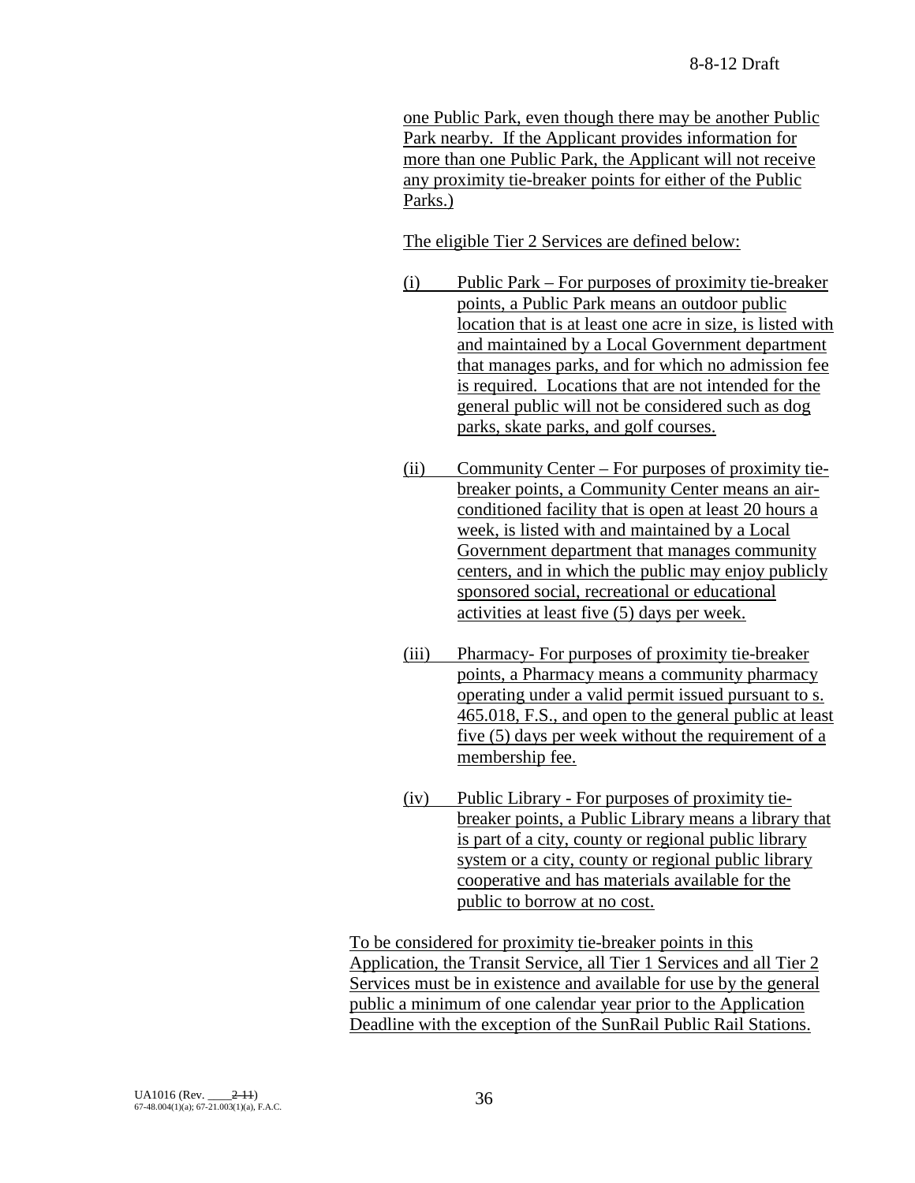one Public Park, even though there may be another Public Park nearby. If the Applicant provides information for more than one Public Park, the Applicant will not receive any proximity tie-breaker points for either of the Public Parks.)

The eligible Tier 2 Services are defined below:

(i) Public Park – For purposes of proximity tie-breaker points, a Public Park means an outdoor public location that is at least one acre in size, is listed with and maintained by a Local Government department that manages parks, and for which no admission fee is required. Locations that are not intended for the general public will not be considered such as dog parks, skate parks, and golf courses.

(ii) Community Center – For purposes of proximity tie-breaker points, a Community Center means an air-conditioned facility that is open at least 20 hours a week, is listed with and maintained by a Local Government department that manages community centers, and in which the public may enjoy publicly sponsored social, recreational or educational activities at least five (5) days per week.

(iii) Pharmacy- For purposes of proximity tie-breaker points, a Pharmacy means a community pharmacy operating under a valid permit issued pursuant to s. 465.018, F.S., and open to the general public at least five (5) days per week without the requirement of a membership fee.

(iv) Public Library - For purposes of proximity tie-breaker points, a Public Library means a library that is part of a city, county or regional public library system or a city, county or regional public library cooperative and has materials available for the public to borrow at no cost.

To be considered for proximity tie-breaker points in this Application, the Transit Service, all Tier 1 Services and all Tier 2 Services must be in existence and available for use by the general public a minimum of one calendar year prior to the Application Deadline with the exception of the SunRail Public Rail Stations.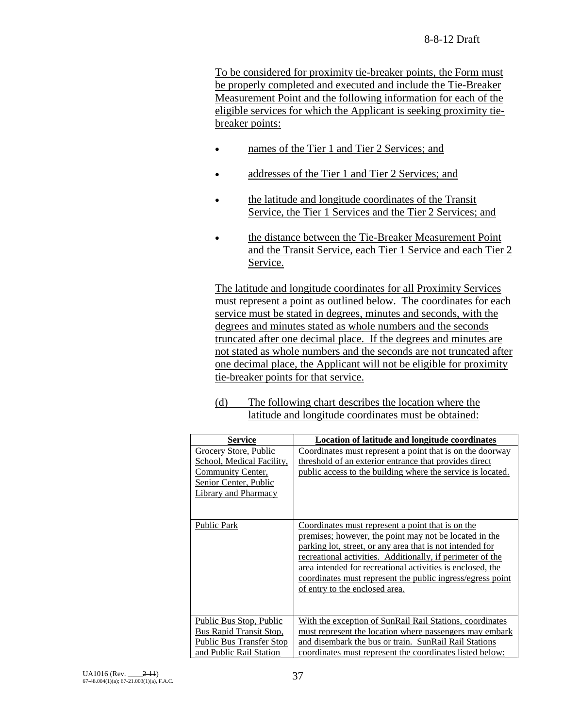To be considered for proximity tie-breaker points, the Form must be properly completed and executed and include the Tie-Breaker Measurement Point and the following information for each of the eligible services for which the Applicant is seeking proximity tie-breaker points:

- names of the Tier 1 and Tier 2 Services; and
- addresses of the Tier 1 and Tier 2 Services; and
- the latitude and longitude coordinates of the Transit Service, the Tier 1 Services and the Tier 2 Services; and
- the distance between the Tie-Breaker Measurement Point and the Transit Service, each Tier 1 Service and each Tier 2 Service.

The latitude and longitude coordinates for all Proximity Services must represent a point as outlined below. The coordinates for each service must be stated in degrees, minutes and seconds, with the degrees and minutes stated as whole numbers and the seconds truncated after one decimal place. If the degrees and minutes are not stated as whole numbers and the seconds are not truncated after one decimal place, the Applicant will not be eligible for proximity tie-breaker points for that service.

(d) The following chart describes the location where the latitude and longitude coordinates must be obtained:

| Service | Location of latitude and longitude coordinates |
|---|---|
| Grocery Store, Public School, Medical Facility, Community Center, Senior Center, Public Library and Pharmacy | Coordinates must represent a point that is on the doorway threshold of an exterior entrance that provides direct public access to the building where the service is located. |
| Public Park | Coordinates must represent a point that is on the premises; however, the point may not be located in the parking lot, street, or any area that is not intended for recreational activities. Additionally, if perimeter of the area intended for recreational activities is enclosed, the coordinates must represent the public ingress/egress point of entry to the enclosed area. |
| Public Bus Stop, Public Bus Rapid Transit Stop, Public Bus Transfer Stop and Public Rail Station | With the exception of SunRail Rail Stations, coordinates must represent the location where passengers may embark and disembark the bus or train. SunRail Rail Stations coordinates must represent the coordinates listed below: |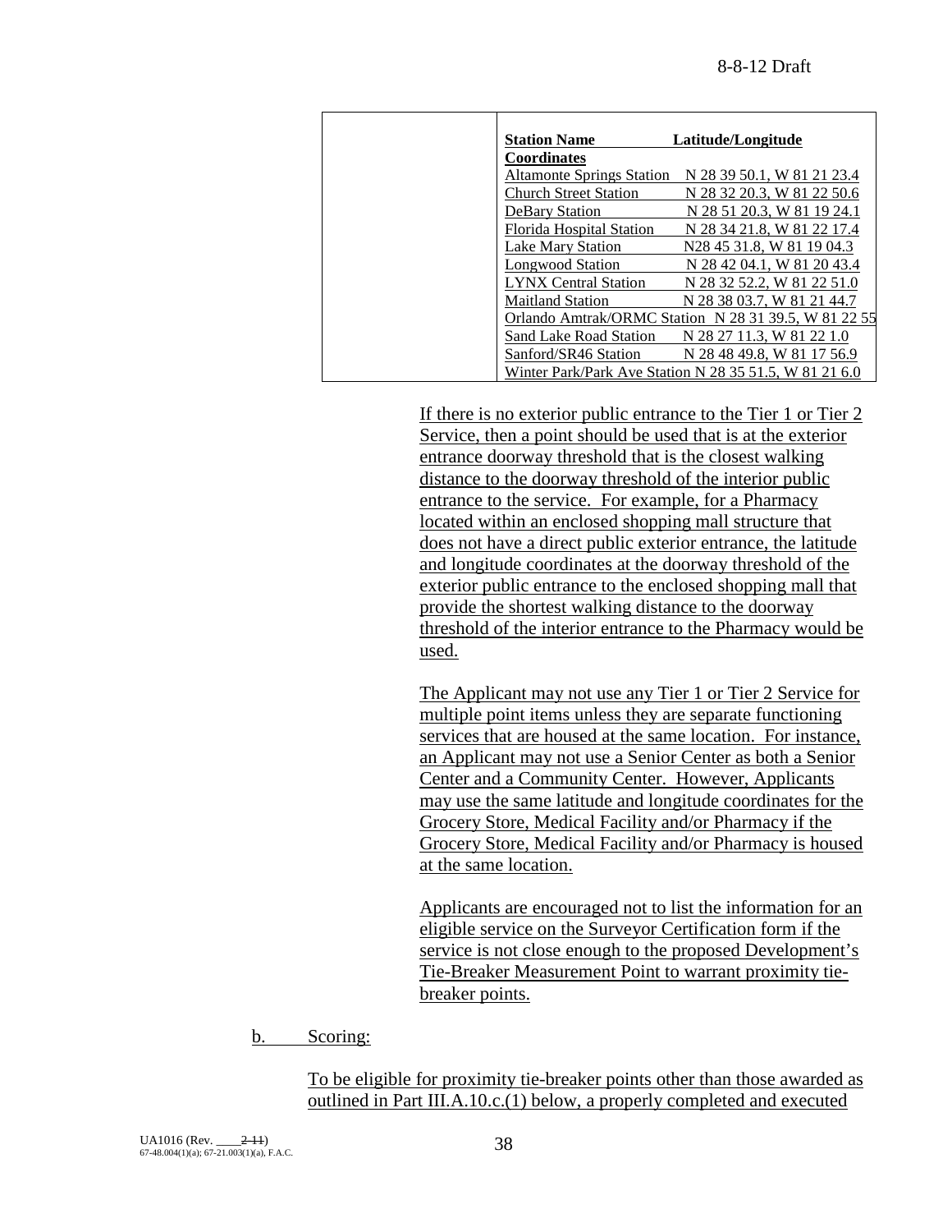| Station Name | Latitude/Longitude Coordinates |
|---|---|
| Altamonte Springs Station | N 28 39 50.1, W 81 21 23.4 |
| Church Street Station | N 28 32 20.3, W 81 22 50.6 |
| DeBary Station | N 28 51 20.3, W 81 19 24.1 |
| Florida Hospital Station | N 28 34 21.8, W 81 22 17.4 |
| Lake Mary Station | N28 45 31.8, W 81 19 04.3 |
| Longwood Station | N 28 42 04.1, W 81 20 43.4 |
| LYNX Central Station | N 28 32 52.2, W 81 22 51.0 |
| Maitland Station | N 28 38 03.7, W 81 21 44.7 |
| Orlando Amtrak/ORMC Station | N 28 31 39.5, W 81 22 55 |
| Sand Lake Road Station | N 28 27 11.3, W 81 22 1.0 |
| Sanford/SR46 Station | N 28 48 49.8, W 81 17 56.9 |
| Winter Park/Park Ave Station | N 28 35 51.5, W 81 21 6.0 |

If there is no exterior public entrance to the Tier 1 or Tier 2 Service, then a point should be used that is at the exterior entrance doorway threshold that is the closest walking distance to the doorway threshold of the interior public entrance to the service. For example, for a Pharmacy located within an enclosed shopping mall structure that does not have a direct public exterior entrance, the latitude and longitude coordinates at the doorway threshold of the exterior public entrance to the enclosed shopping mall that provide the shortest walking distance to the doorway threshold of the interior entrance to the Pharmacy would be used.

The Applicant may not use any Tier 1 or Tier 2 Service for multiple point items unless they are separate functioning services that are housed at the same location. For instance, an Applicant may not use a Senior Center as both a Senior Center and a Community Center. However, Applicants may use the same latitude and longitude coordinates for the Grocery Store, Medical Facility and/or Pharmacy if the Grocery Store, Medical Facility and/or Pharmacy is housed at the same location.

Applicants are encouraged not to list the information for an eligible service on the Surveyor Certification form if the service is not close enough to the proposed Development's Tie-Breaker Measurement Point to warrant proximity tie-breaker points.

b. Scoring:

To be eligible for proximity tie-breaker points other than those awarded as outlined in Part III.A.10.c.(1) below, a properly completed and executed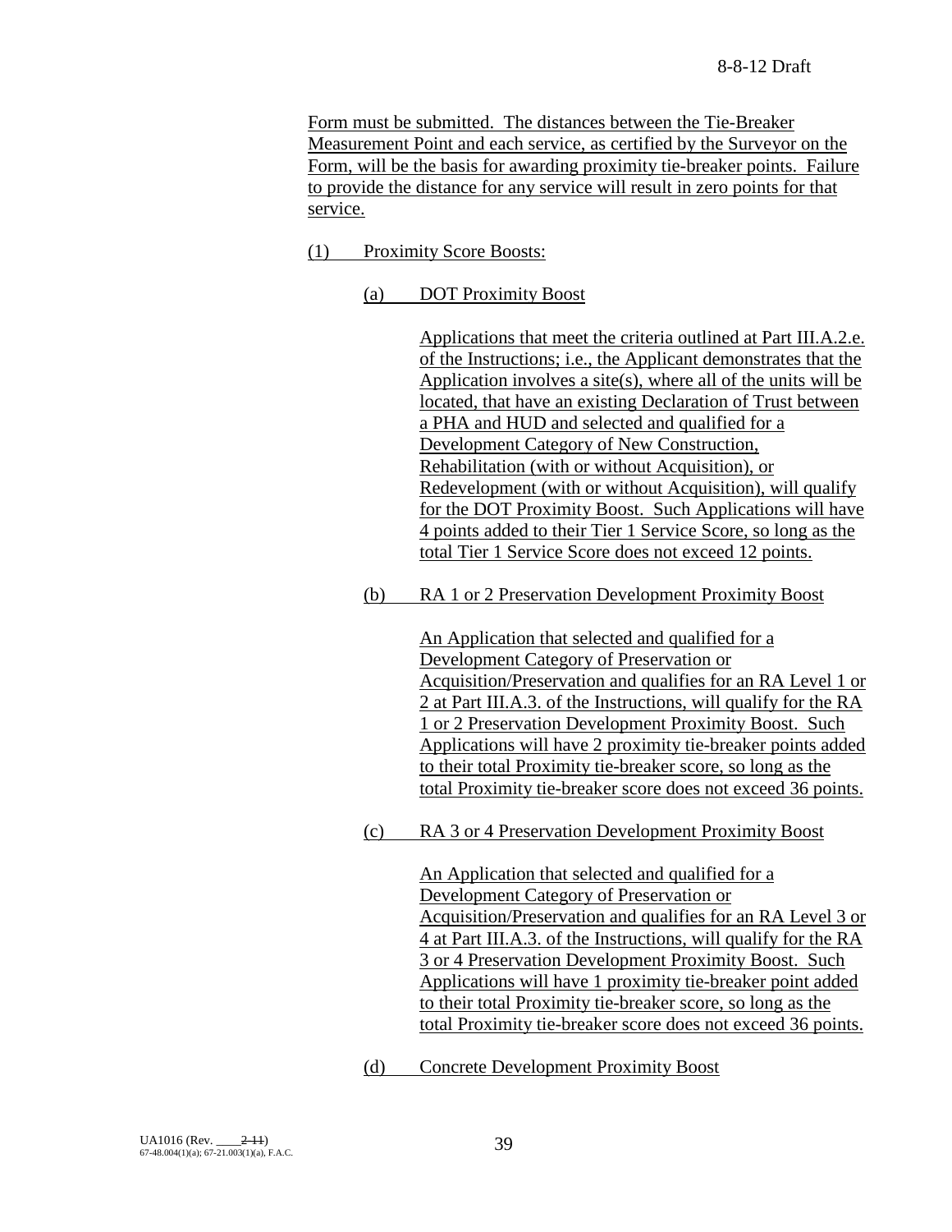Form must be submitted. The distances between the Tie-Breaker Measurement Point and each service, as certified by the Surveyor on the Form, will be the basis for awarding proximity tie-breaker points. Failure to provide the distance for any service will result in zero points for that service.

(1) Proximity Score Boosts:

(a) DOT Proximity Boost

Applications that meet the criteria outlined at Part III.A.2.e. of the Instructions; i.e., the Applicant demonstrates that the Application involves a site(s), where all of the units will be located, that have an existing Declaration of Trust between a PHA and HUD and selected and qualified for a Development Category of New Construction, Rehabilitation (with or without Acquisition), or Redevelopment (with or without Acquisition), will qualify for the DOT Proximity Boost. Such Applications will have 4 points added to their Tier 1 Service Score, so long as the total Tier 1 Service Score does not exceed 12 points.

(b) RA 1 or 2 Preservation Development Proximity Boost

An Application that selected and qualified for a Development Category of Preservation or Acquisition/Preservation and qualifies for an RA Level 1 or 2 at Part III.A.3. of the Instructions, will qualify for the RA 1 or 2 Preservation Development Proximity Boost. Such Applications will have 2 proximity tie-breaker points added to their total Proximity tie-breaker score, so long as the total Proximity tie-breaker score does not exceed 36 points.

(c) RA 3 or 4 Preservation Development Proximity Boost

An Application that selected and qualified for a Development Category of Preservation or Acquisition/Preservation and qualifies for an RA Level 3 or 4 at Part III.A.3. of the Instructions, will qualify for the RA 3 or 4 Preservation Development Proximity Boost. Such Applications will have 1 proximity tie-breaker point added to their total Proximity tie-breaker score, so long as the total Proximity tie-breaker score does not exceed 36 points.

(d) Concrete Development Proximity Boost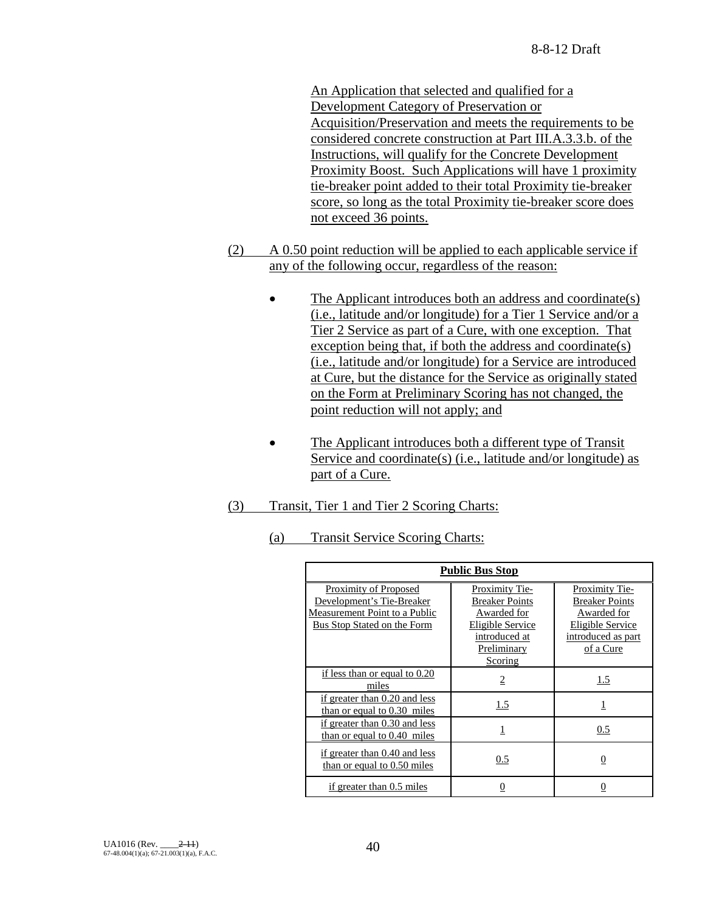An Application that selected and qualified for a Development Category of Preservation or Acquisition/Preservation and meets the requirements to be considered concrete construction at Part III.A.3.3.b. of the Instructions, will qualify for the Concrete Development Proximity Boost. Such Applications will have 1 proximity tie-breaker point added to their total Proximity tie-breaker score, so long as the total Proximity tie-breaker score does not exceed 36 points.

(2) A 0.50 point reduction will be applied to each applicable service if any of the following occur, regardless of the reason:

- The Applicant introduces both an address and coordinate(s) (i.e., latitude and/or longitude) for a Tier 1 Service and/or a Tier 2 Service as part of a Cure, with one exception. That exception being that, if both the address and coordinate(s) (i.e., latitude and/or longitude) for a Service are introduced at Cure, but the distance for the Service as originally stated on the Form at Preliminary Scoring has not changed, the point reduction will not apply; and

- The Applicant introduces both a different type of Transit Service and coordinate(s) (i.e., latitude and/or longitude) as part of a Cure.

(3) Transit, Tier 1 and Tier 2 Scoring Charts:

(a) Transit Service Scoring Charts:

| **Public Bus Stop** | | |
|---|---|---|
| Proximity of Proposed Development's Tie-Breaker Measurement Point to a Public Bus Stop Stated on the Form | Proximity Tie-Breaker Points Awarded for Eligible Service introduced at Preliminary Scoring | Proximity Tie-Breaker Points Awarded for Eligible Service introduced as part of a Cure |
| if less than or equal to 0.20 miles | 2 | 1.5 |
| if greater than 0.20 and less than or equal to 0.30 miles | 1.5 | 1 |
| if greater than 0.30 and less than or equal to 0.40 miles | 1 | 0.5 |
| if greater than 0.40 and less than or equal to 0.50 miles | 0.5 | 0 |
| if greater than 0.5 miles | 0 | 0 |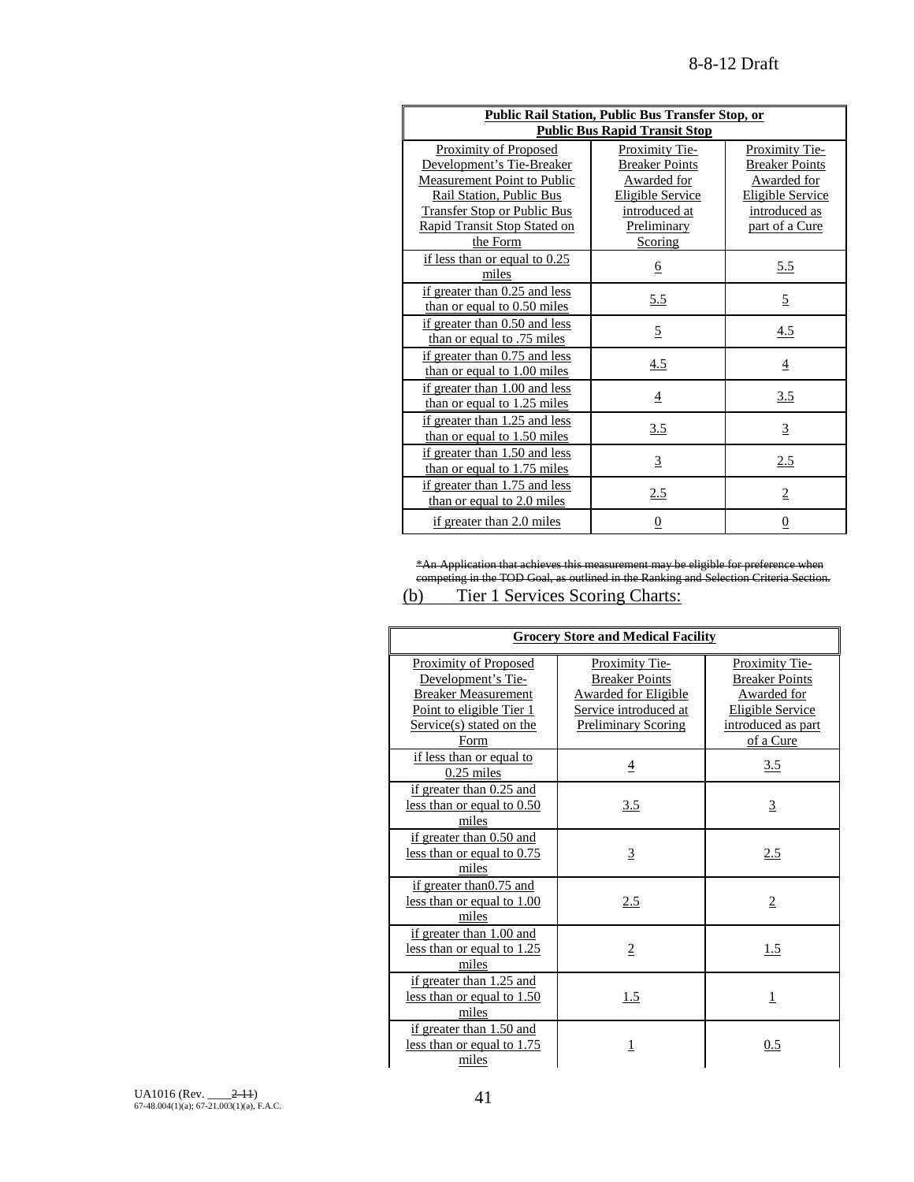| Public Rail Station, Public Bus Transfer Stop, or Public Bus Rapid Transit Stop | | |
|---|---|---|
| Proximity of Proposed Development's Tie-Breaker Measurement Point to Public Rail Station, Public Bus Transfer Stop or Public Bus Rapid Transit Stop Stated on the Form | Proximity Tie-Breaker Points Awarded for Eligible Service introduced at Preliminary Scoring | Proximity Tie-Breaker Points Awarded for Eligible Service introduced as part of a Cure |
| if less than or equal to 0.25 miles | 6 | 5.5 |
| if greater than 0.25 and less than or equal to 0.50 miles | 5.5 | 5 |
| if greater than 0.50 and less than or equal to .75 miles | 5 | 4.5 |
| if greater than 0.75 and less than or equal to 1.00 miles | 4.5 | 4 |
| if greater than 1.00 and less than or equal to 1.25 miles | 4 | 3.5 |
| if greater than 1.25 and less than or equal to 1.50 miles | 3.5 | 3 |
| if greater than 1.50 and less than or equal to 1.75 miles | 3 | 2.5 |
| if greater than 1.75 and less than or equal to 2.0 miles | 2.5 | 2 |
| if greater than 2.0 miles | 0 | 0 |

~~*An Application that achieves this measurement may be eligible for preference when competing in the TOD Goal, as outlined in the Ranking and Selection Criteria Section.~~

(b) Tier 1 Services Scoring Charts:

| Grocery Store and Medical Facility | | |
|---|---|---|
| Proximity of Proposed Development's Tie-Breaker Measurement Point to eligible Tier 1 Service(s) stated on the Form | Proximity Tie-Breaker Points Awarded for Eligible Service introduced at Preliminary Scoring | Proximity Tie-Breaker Points Awarded for Eligible Service introduced as part of a Cure |
| if less than or equal to 0.25 miles | 4 | 3.5 |
| if greater than 0.25 and less than or equal to 0.50 miles | 3.5 | 3 |
| if greater than 0.50 and less than or equal to 0.75 miles | 3 | 2.5 |
| if greater than0.75 and less than or equal to 1.00 miles | 2.5 | 2 |
| if greater than 1.00 and less than or equal to 1.25 miles | 2 | 1.5 |
| if greater than 1.25 and less than or equal to 1.50 miles | 1.5 | 1 |
| if greater than 1.50 and less than or equal to 1.75 miles | 1 | 0.5 |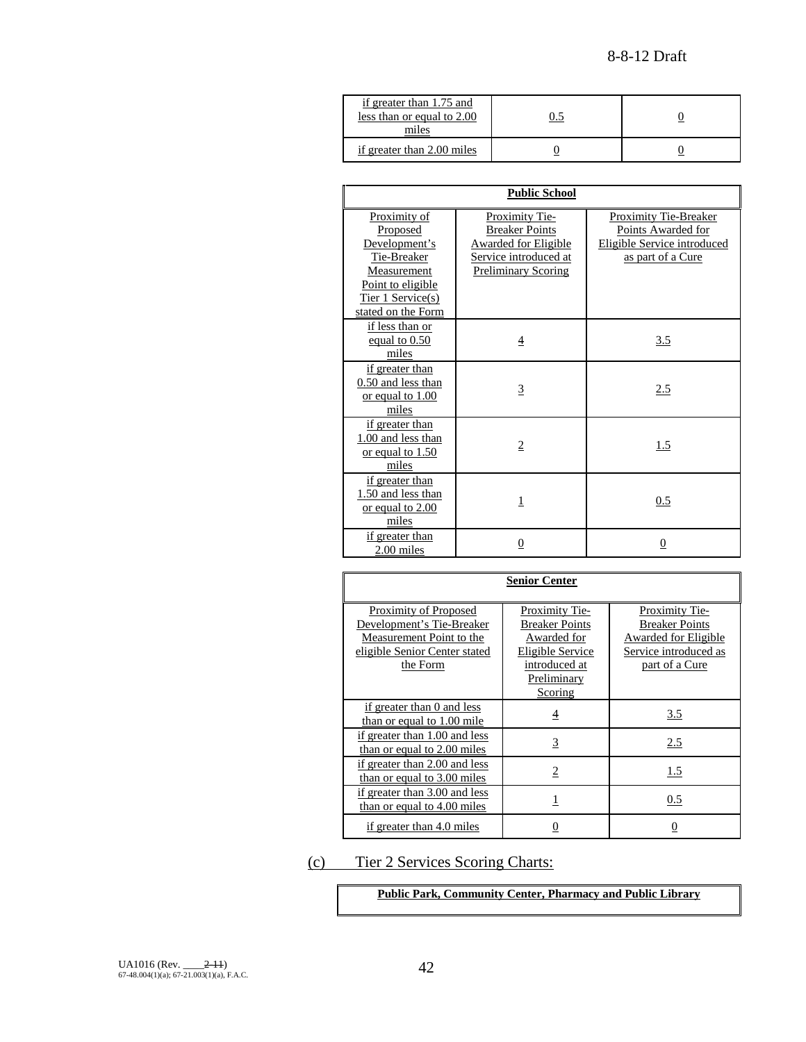| if greater than 1.75 and less than or equal to 2.00 miles | 0.5 | 0 |
|---|---|---|
| if greater than 2.00 miles | 0 | 0 |

| **Public School** | | |
|---|---|---|
| Proximity of Proposed Development's Tie-Breaker Measurement Point to eligible Tier 1 Service(s) stated on the Form | Proximity Tie-Breaker Points Awarded for Eligible Service introduced at Preliminary Scoring | Proximity Tie-Breaker Points Awarded for Eligible Service introduced as part of a Cure |
| if less than or equal to 0.50 miles | 4 | 3.5 |
| if greater than 0.50 and less than or equal to 1.00 miles | 3 | 2.5 |
| if greater than 1.00 and less than or equal to 1.50 miles | 2 | 1.5 |
| if greater than 1.50 and less than or equal to 2.00 miles | 1 | 0.5 |
| if greater than 2.00 miles | 0 | 0 |

| **Senior Center** | | |
|---|---|---|
| Proximity of Proposed Development's Tie-Breaker Measurement Point to the eligible Senior Center stated the Form | Proximity Tie-Breaker Points Awarded for Eligible Service introduced at Preliminary Scoring | Proximity Tie-Breaker Points Awarded for Eligible Service introduced as part of a Cure |
| if greater than 0 and less than or equal to 1.00 mile | 4 | 3.5 |
| if greater than 1.00 and less than or equal to 2.00 miles | 3 | 2.5 |
| if greater than 2.00 and less than or equal to 3.00 miles | 2 | 1.5 |
| if greater than 3.00 and less than or equal to 4.00 miles | 1 | 0.5 |
| if greater than 4.0 miles | 0 | 0 |

(c) Tier 2 Services Scoring Charts:

| **Public Park, Community Center, Pharmacy and Public Library** |
|---|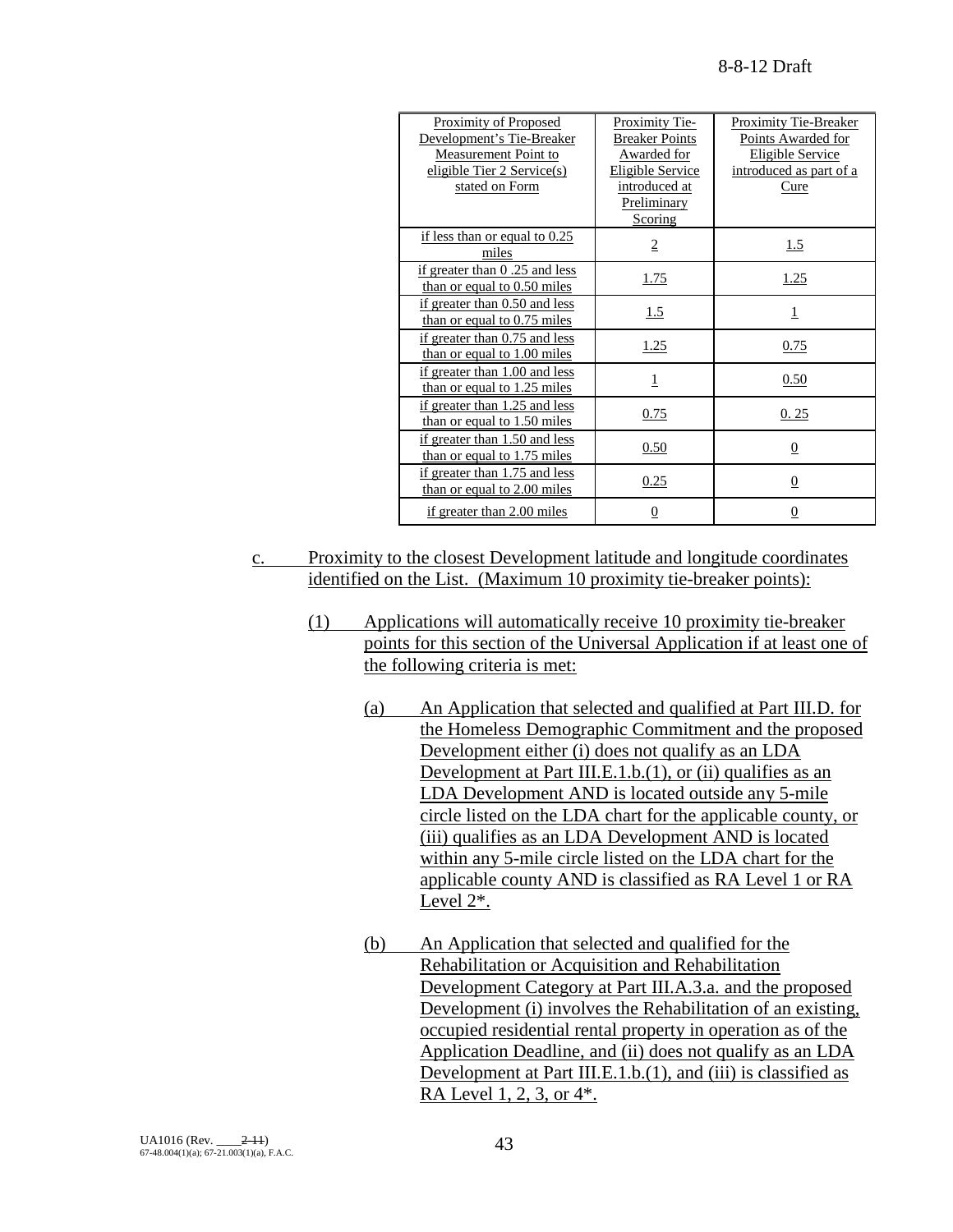| Proximity of Proposed Development's Tie-Breaker Measurement Point to eligible Tier 2 Service(s) stated on Form | Proximity Tie-Breaker Points Awarded for Eligible Service introduced at Preliminary Scoring | Proximity Tie-Breaker Points Awarded for Eligible Service introduced as part of a Cure |
|---|---|---|
| if less than or equal to 0.25 miles | 2 | 1.5 |
| if greater than 0 .25 and less than or equal to 0.50 miles | 1.75 | 1.25 |
| if greater than 0.50 and less than or equal to 0.75 miles | 1.5 | 1 |
| if greater than 0.75 and less than or equal to 1.00 miles | 1.25 | 0.75 |
| if greater than 1.00 and less than or equal to 1.25 miles | 1 | 0.50 |
| if greater than 1.25 and less than or equal to 1.50 miles | 0.75 | 0. 25 |
| if greater than 1.50 and less than or equal to 1.75 miles | 0.50 | 0 |
| if greater than 1.75 and less than or equal to 2.00 miles | 0.25 | 0 |
| if greater than 2.00 miles | 0 | 0 |

c. Proximity to the closest Development latitude and longitude coordinates identified on the List. (Maximum 10 proximity tie-breaker points):

(1) Applications will automatically receive 10 proximity tie-breaker points for this section of the Universal Application if at least one of the following criteria is met:

(a) An Application that selected and qualified at Part III.D. for the Homeless Demographic Commitment and the proposed Development either (i) does not qualify as an LDA Development at Part III.E.1.b.(1), or (ii) qualifies as an LDA Development AND is located outside any 5-mile circle listed on the LDA chart for the applicable county, or (iii) qualifies as an LDA Development AND is located within any 5-mile circle listed on the LDA chart for the applicable county AND is classified as RA Level 1 or RA Level 2*.

(b) An Application that selected and qualified for the Rehabilitation or Acquisition and Rehabilitation Development Category at Part III.A.3.a. and the proposed Development (i) involves the Rehabilitation of an existing, occupied residential rental property in operation as of the Application Deadline, and (ii) does not qualify as an LDA Development at Part III.E.1.b.(1), and (iii) is classified as RA Level 1, 2, 3, or 4*.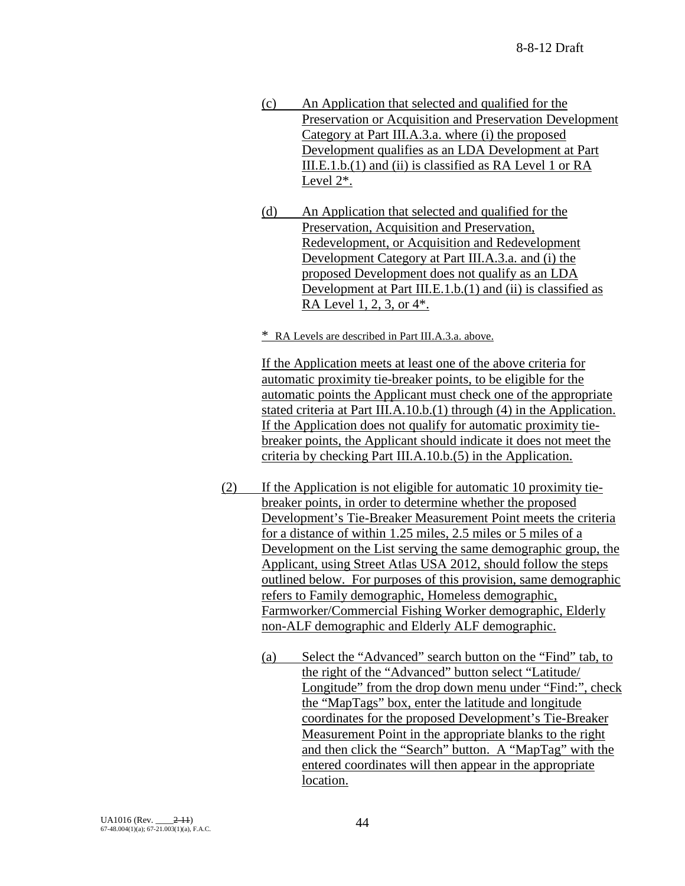(c) An Application that selected and qualified for the Preservation or Acquisition and Preservation Development Category at Part III.A.3.a. where (i) the proposed Development qualifies as an LDA Development at Part III.E.1.b.(1) and (ii) is classified as RA Level 1 or RA Level 2*.

(d) An Application that selected and qualified for the Preservation, Acquisition and Preservation, Redevelopment, or Acquisition and Redevelopment Development Category at Part III.A.3.a. and (i) the proposed Development does not qualify as an LDA Development at Part III.E.1.b.(1) and (ii) is classified as RA Level 1, 2, 3, or 4*.

\* RA Levels are described in Part III.A.3.a. above.

If the Application meets at least one of the above criteria for automatic proximity tie-breaker points, to be eligible for the automatic points the Applicant must check one of the appropriate stated criteria at Part III.A.10.b.(1) through (4) in the Application. If the Application does not qualify for automatic proximity tie-breaker points, the Applicant should indicate it does not meet the criteria by checking Part III.A.10.b.(5) in the Application.

(2) If the Application is not eligible for automatic 10 proximity tie-breaker points, in order to determine whether the proposed Development's Tie-Breaker Measurement Point meets the criteria for a distance of within 1.25 miles, 2.5 miles or 5 miles of a Development on the List serving the same demographic group, the Applicant, using Street Atlas USA 2012, should follow the steps outlined below. For purposes of this provision, same demographic refers to Family demographic, Homeless demographic, Farmworker/Commercial Fishing Worker demographic, Elderly non-ALF demographic and Elderly ALF demographic.

(a) Select the "Advanced" search button on the "Find" tab, to the right of the "Advanced" button select "Latitude/ Longitude" from the drop down menu under "Find:", check the "MapTags" box, enter the latitude and longitude coordinates for the proposed Development's Tie-Breaker Measurement Point in the appropriate blanks to the right and then click the "Search" button. A "MapTag" with the entered coordinates will then appear in the appropriate location.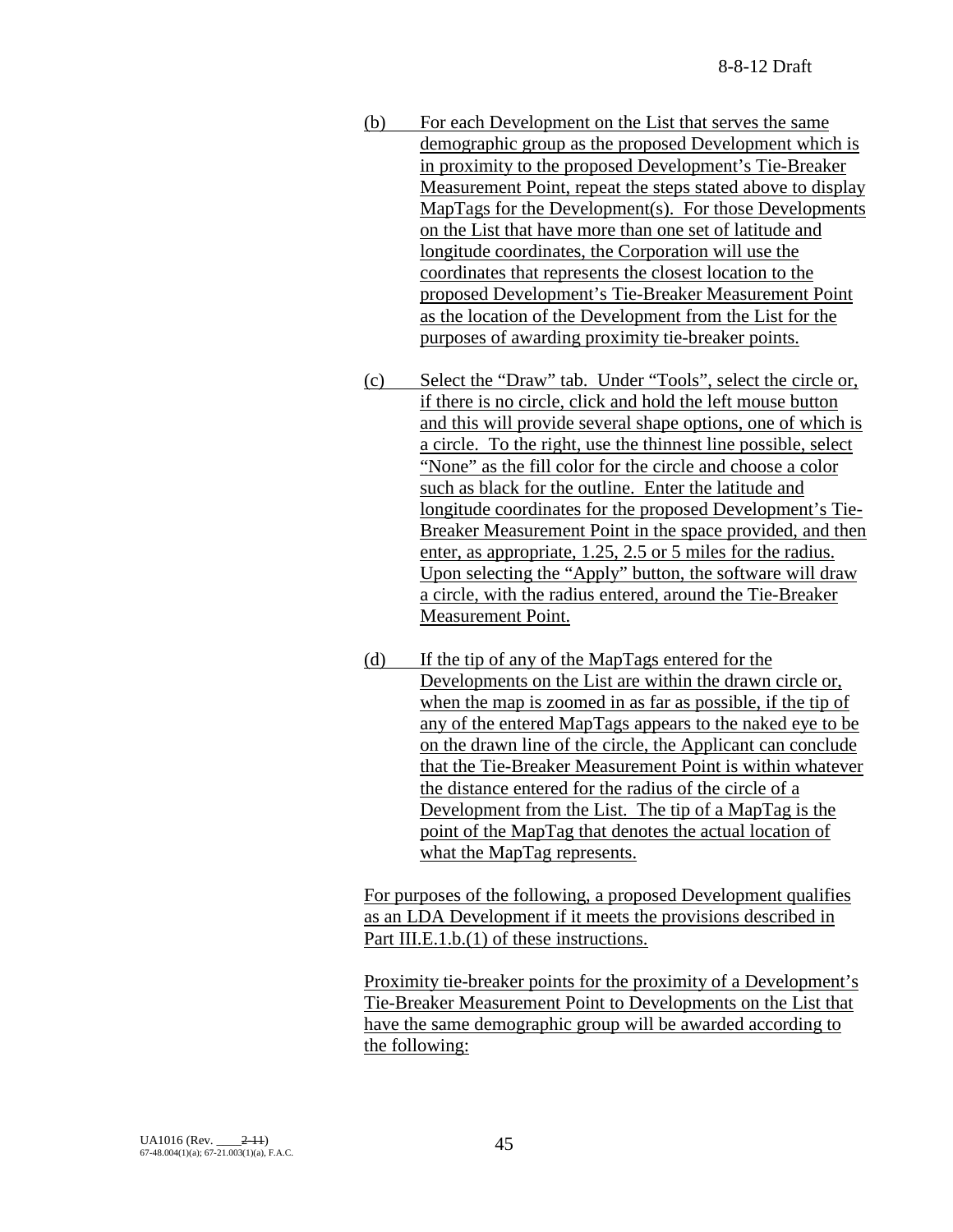(b) For each Development on the List that serves the same demographic group as the proposed Development which is in proximity to the proposed Development's Tie-Breaker Measurement Point, repeat the steps stated above to display MapTags for the Development(s). For those Developments on the List that have more than one set of latitude and longitude coordinates, the Corporation will use the coordinates that represents the closest location to the proposed Development's Tie-Breaker Measurement Point as the location of the Development from the List for the purposes of awarding proximity tie-breaker points.

(c) Select the "Draw" tab. Under "Tools", select the circle or, if there is no circle, click and hold the left mouse button and this will provide several shape options, one of which is a circle. To the right, use the thinnest line possible, select "None" as the fill color for the circle and choose a color such as black for the outline. Enter the latitude and longitude coordinates for the proposed Development's Tie-Breaker Measurement Point in the space provided, and then enter, as appropriate, 1.25, 2.5 or 5 miles for the radius. Upon selecting the "Apply" button, the software will draw a circle, with the radius entered, around the Tie-Breaker Measurement Point.

(d) If the tip of any of the MapTags entered for the Developments on the List are within the drawn circle or, when the map is zoomed in as far as possible, if the tip of any of the entered MapTags appears to the naked eye to be on the drawn line of the circle, the Applicant can conclude that the Tie-Breaker Measurement Point is within whatever the distance entered for the radius of the circle of a Development from the List. The tip of a MapTag is the point of the MapTag that denotes the actual location of what the MapTag represents.

For purposes of the following, a proposed Development qualifies as an LDA Development if it meets the provisions described in Part III.E.1.b.(1) of these instructions.

Proximity tie-breaker points for the proximity of a Development's Tie-Breaker Measurement Point to Developments on the List that have the same demographic group will be awarded according to the following: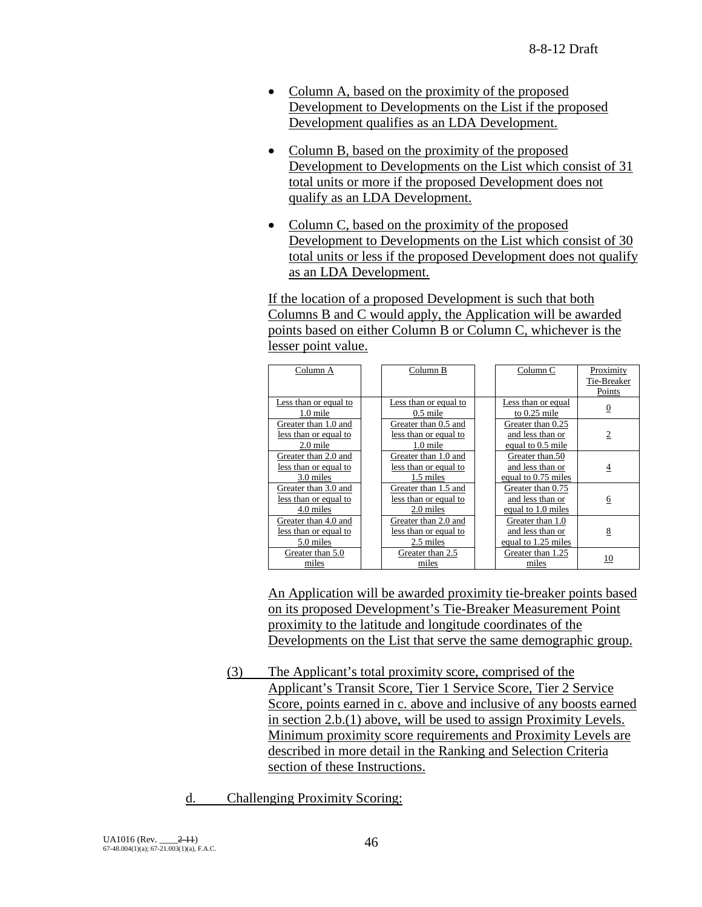- Column A, based on the proximity of the proposed Development to Developments on the List if the proposed Development qualifies as an LDA Development.

- Column B, based on the proximity of the proposed Development to Developments on the List which consist of 31 total units or more if the proposed Development does not qualify as an LDA Development.

- Column C, based on the proximity of the proposed Development to Developments on the List which consist of 30 total units or less if the proposed Development does not qualify as an LDA Development.

If the location of a proposed Development is such that both Columns B and C would apply, the Application will be awarded points based on either Column B or Column C, whichever is the lesser point value.

| Column A | | Column B | | Column C | Proximity Tie-Breaker Points |
|---|---|---|---|---|---|
| Less than or equal to 1.0 mile | | Less than or equal to 0.5 mile | | Less than or equal to 0.25 mile | 0 |
| Greater than 1.0 and less than or equal to 2.0 mile | | Greater than 0.5 and less than or equal to 1.0 mile | | Greater than 0.25 and less than or equal to 0.5 mile | 2 |
| Greater than 2.0 and less than or equal to 3.0 miles | | Greater than 1.0 and less than or equal to 1.5 miles | | Greater than.50 and less than or equal to 0.75 miles | 4 |
| Greater than 3.0 and less than or equal to 4.0 miles | | Greater than 1.5 and less than or equal to 2.0 miles | | Greater than 0.75 and less than or equal to 1.0 miles | 6 |
| Greater than 4.0 and less than or equal to 5.0 miles | | Greater than 2.0 and less than or equal to 2.5 miles | | Greater than 1.0 and less than or equal to 1.25 miles | 8 |
| Greater than 5.0 miles | | Greater than 2.5 miles | | Greater than 1.25 miles | 10 |

An Application will be awarded proximity tie-breaker points based on its proposed Development's Tie-Breaker Measurement Point proximity to the latitude and longitude coordinates of the Developments on the List that serve the same demographic group.

(3) The Applicant's total proximity score, comprised of the Applicant's Transit Score, Tier 1 Service Score, Tier 2 Service Score, points earned in c. above and inclusive of any boosts earned in section 2.b.(1) above, will be used to assign Proximity Levels. Minimum proximity score requirements and Proximity Levels are described in more detail in the Ranking and Selection Criteria section of these Instructions.

d. Challenging Proximity Scoring: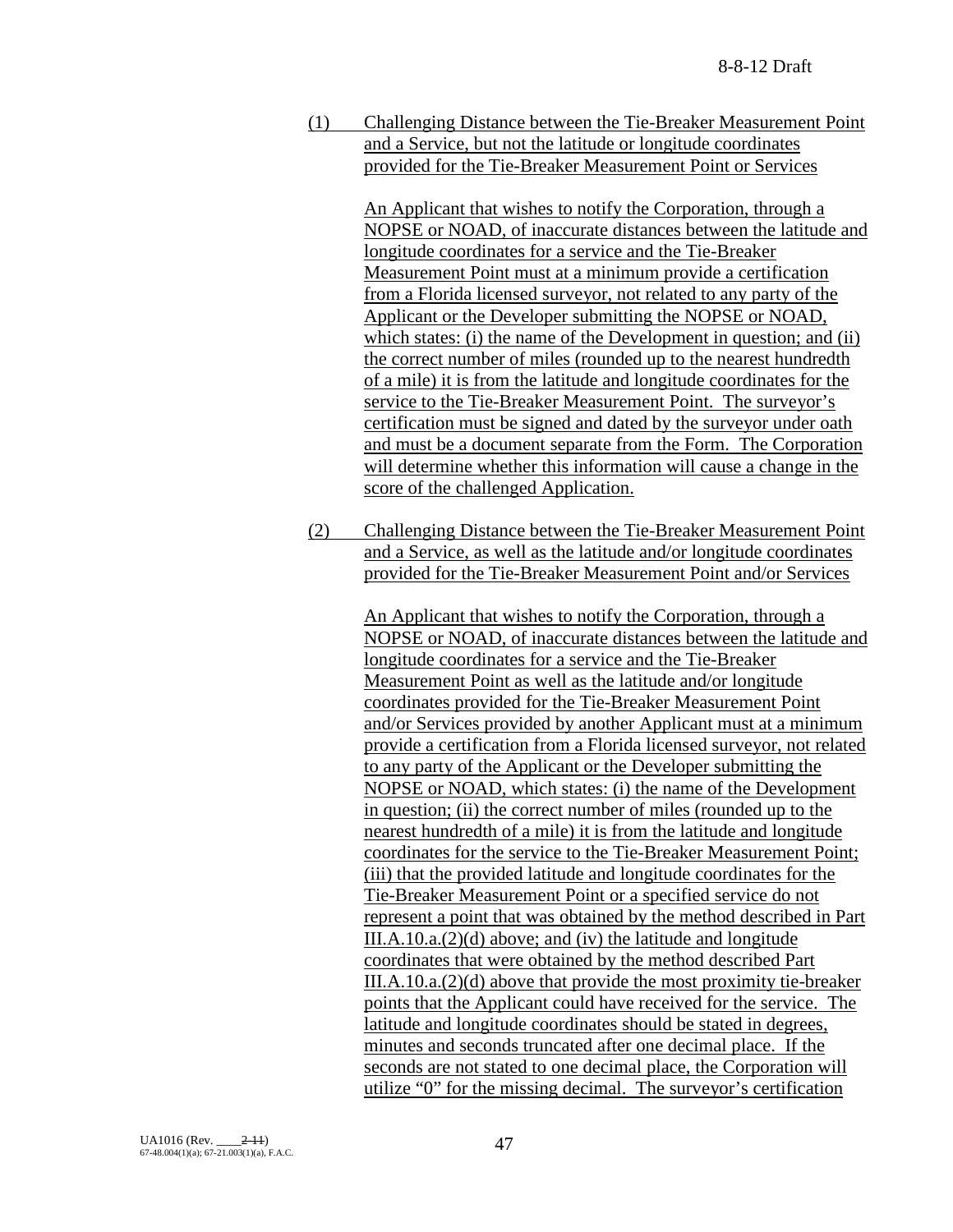(1) Challenging Distance between the Tie-Breaker Measurement Point and a Service, but not the latitude or longitude coordinates provided for the Tie-Breaker Measurement Point or Services

An Applicant that wishes to notify the Corporation, through a NOPSE or NOAD, of inaccurate distances between the latitude and longitude coordinates for a service and the Tie-Breaker Measurement Point must at a minimum provide a certification from a Florida licensed surveyor, not related to any party of the Applicant or the Developer submitting the NOPSE or NOAD, which states: (i) the name of the Development in question; and (ii) the correct number of miles (rounded up to the nearest hundredth of a mile) it is from the latitude and longitude coordinates for the service to the Tie-Breaker Measurement Point. The surveyor's certification must be signed and dated by the surveyor under oath and must be a document separate from the Form. The Corporation will determine whether this information will cause a change in the score of the challenged Application.

(2) Challenging Distance between the Tie-Breaker Measurement Point and a Service, as well as the latitude and/or longitude coordinates provided for the Tie-Breaker Measurement Point and/or Services

An Applicant that wishes to notify the Corporation, through a NOPSE or NOAD, of inaccurate distances between the latitude and longitude coordinates for a service and the Tie-Breaker Measurement Point as well as the latitude and/or longitude coordinates provided for the Tie-Breaker Measurement Point and/or Services provided by another Applicant must at a minimum provide a certification from a Florida licensed surveyor, not related to any party of the Applicant or the Developer submitting the NOPSE or NOAD, which states: (i) the name of the Development in question; (ii) the correct number of miles (rounded up to the nearest hundredth of a mile) it is from the latitude and longitude coordinates for the service to the Tie-Breaker Measurement Point; (iii) that the provided latitude and longitude coordinates for the Tie-Breaker Measurement Point or a specified service do not represent a point that was obtained by the method described in Part III.A.10.a.(2)(d) above; and (iv) the latitude and longitude coordinates that were obtained by the method described Part III.A.10.a.(2)(d) above that provide the most proximity tie-breaker points that the Applicant could have received for the service. The latitude and longitude coordinates should be stated in degrees, minutes and seconds truncated after one decimal place. If the seconds are not stated to one decimal place, the Corporation will utilize "0" for the missing decimal. The surveyor's certification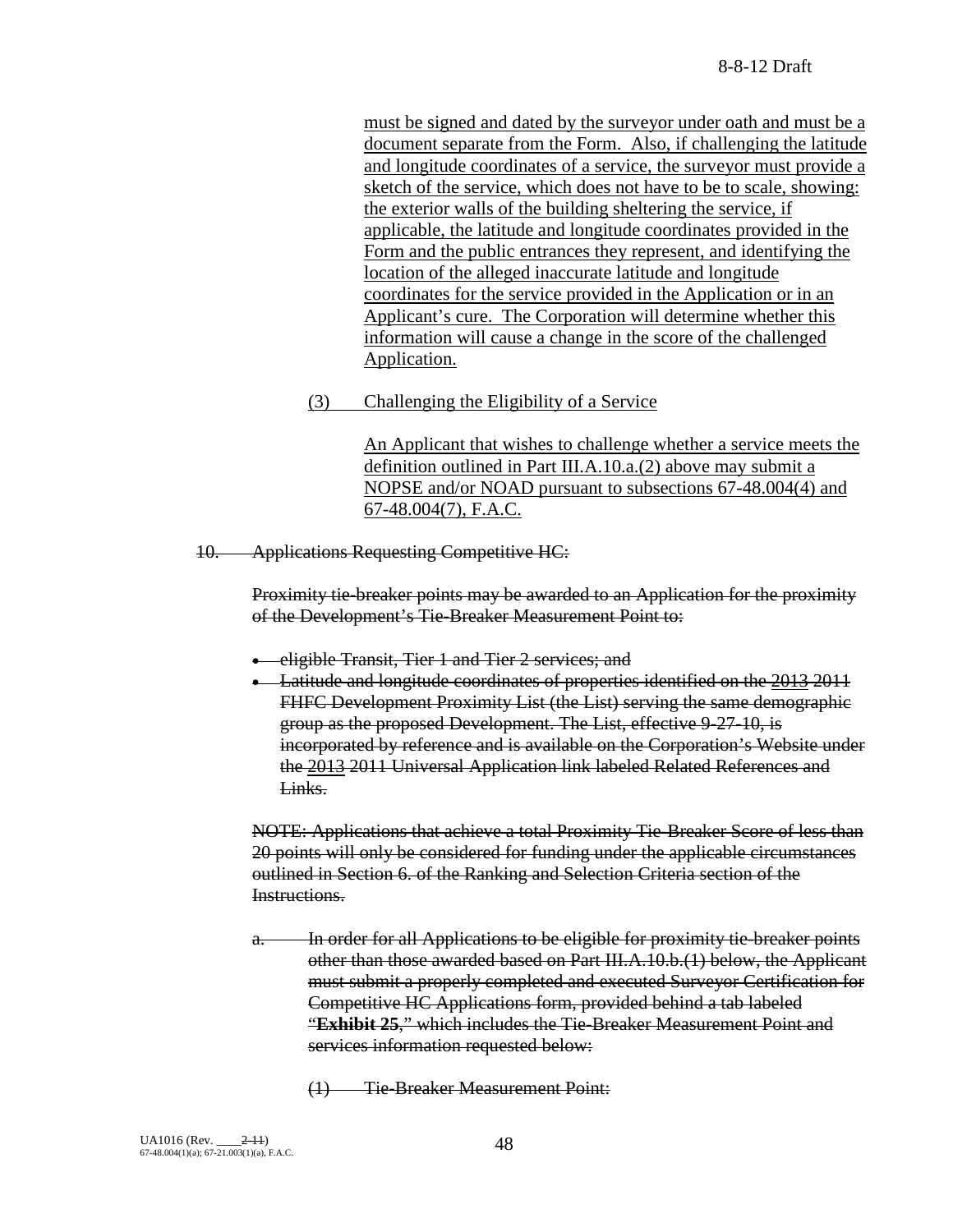must be signed and dated by the surveyor under oath and must be a document separate from the Form. Also, if challenging the latitude and longitude coordinates of a service, the surveyor must provide a sketch of the service, which does not have to be to scale, showing: the exterior walls of the building sheltering the service, if applicable, the latitude and longitude coordinates provided in the Form and the public entrances they represent, and identifying the location of the alleged inaccurate latitude and longitude coordinates for the service provided in the Application or in an Applicant's cure. The Corporation will determine whether this information will cause a change in the score of the challenged Application.

(3) Challenging the Eligibility of a Service

An Applicant that wishes to challenge whether a service meets the definition outlined in Part III.A.10.a.(2) above may submit a NOPSE and/or NOAD pursuant to subsections 67-48.004(4) and 67-48.004(7), F.A.C.

~~10. Applications Requesting Competitive HC:~~

~~Proximity tie-breaker points may be awarded to an Application for the proximity of the Development's Tie-Breaker Measurement Point to:~~

- ~~eligible Transit, Tier 1 and Tier 2 services; and~~
- ~~Latitude and longitude coordinates of properties identified on the 2013 2011 FHFC Development Proximity List (the List) serving the same demographic group as the proposed Development. The List, effective 9-27-10, is incorporated by reference and is available on the Corporation's Website under the 2013 2011 Universal Application link labeled Related References and Links.~~

~~NOTE: Applications that achieve a total Proximity Tie-Breaker Score of less than 20 points will only be considered for funding under the applicable circumstances outlined in Section 6. of the Ranking and Selection Criteria section of the Instructions.~~

~~a. In order for all Applications to be eligible for proximity tie-breaker points other than those awarded based on Part III.A.10.b.(1) below, the Applicant must submit a properly completed and executed Surveyor Certification for Competitive HC Applications form, provided behind a tab labeled "**Exhibit 25**," which includes the Tie-Breaker Measurement Point and services information requested below:~~

~~(1) Tie-Breaker Measurement Point:~~

UA1016 (Rev. ____~~2-11~~)
67-48.004(1)(a); 67-21.003(1)(a), F.A.C.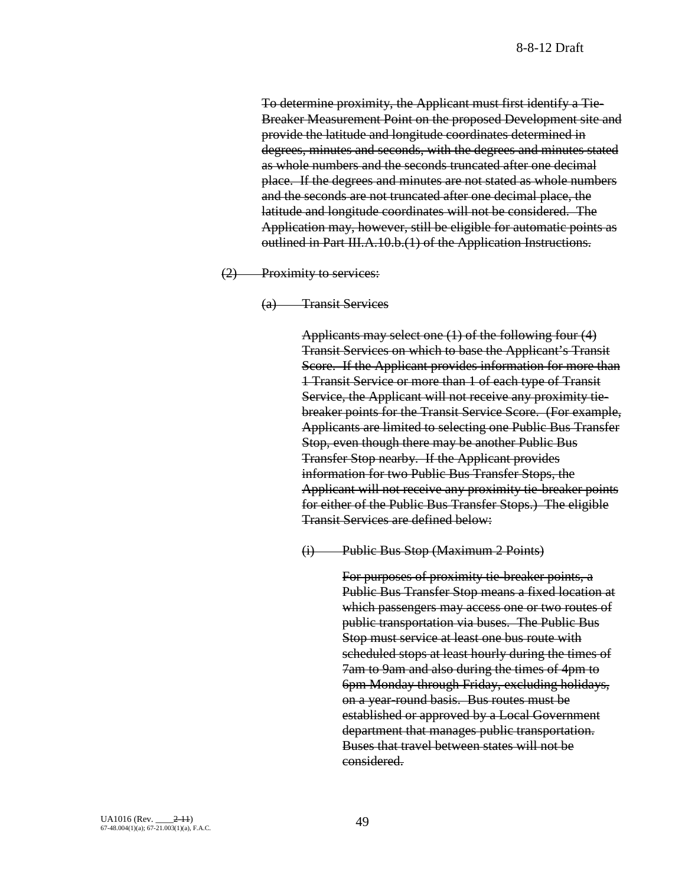~~To determine proximity, the Applicant must first identify a Tie-Breaker Measurement Point on the proposed Development site and provide the latitude and longitude coordinates determined in degrees, minutes and seconds, with the degrees and minutes stated as whole numbers and the seconds truncated after one decimal place. If the degrees and minutes are not stated as whole numbers and the seconds are not truncated after one decimal place, the latitude and longitude coordinates will not be considered. The Application may, however, still be eligible for automatic points as outlined in Part III.A.10.b.(1) of the Application Instructions.~~

~~(2) Proximity to services:~~

~~(a) Transit Services~~

~~Applicants may select one (1) of the following four (4) Transit Services on which to base the Applicant's Transit Score. If the Applicant provides information for more than 1 Transit Service or more than 1 of each type of Transit Service, the Applicant will not receive any proximity tie-breaker points for the Transit Service Score. (For example, Applicants are limited to selecting one Public Bus Transfer Stop, even though there may be another Public Bus Transfer Stop nearby. If the Applicant provides information for two Public Bus Transfer Stops, the Applicant will not receive any proximity tie-breaker points for either of the Public Bus Transfer Stops.) The eligible Transit Services are defined below:~~

~~(i) Public Bus Stop (Maximum 2 Points)~~

~~For purposes of proximity tie-breaker points, a Public Bus Transfer Stop means a fixed location at which passengers may access one or two routes of public transportation via buses. The Public Bus Stop must service at least one bus route with scheduled stops at least hourly during the times of 7am to 9am and also during the times of 4pm to 6pm Monday through Friday, excluding holidays, on a year-round basis. Bus routes must be established or approved by a Local Government department that manages public transportation. Buses that travel between states will not be considered.~~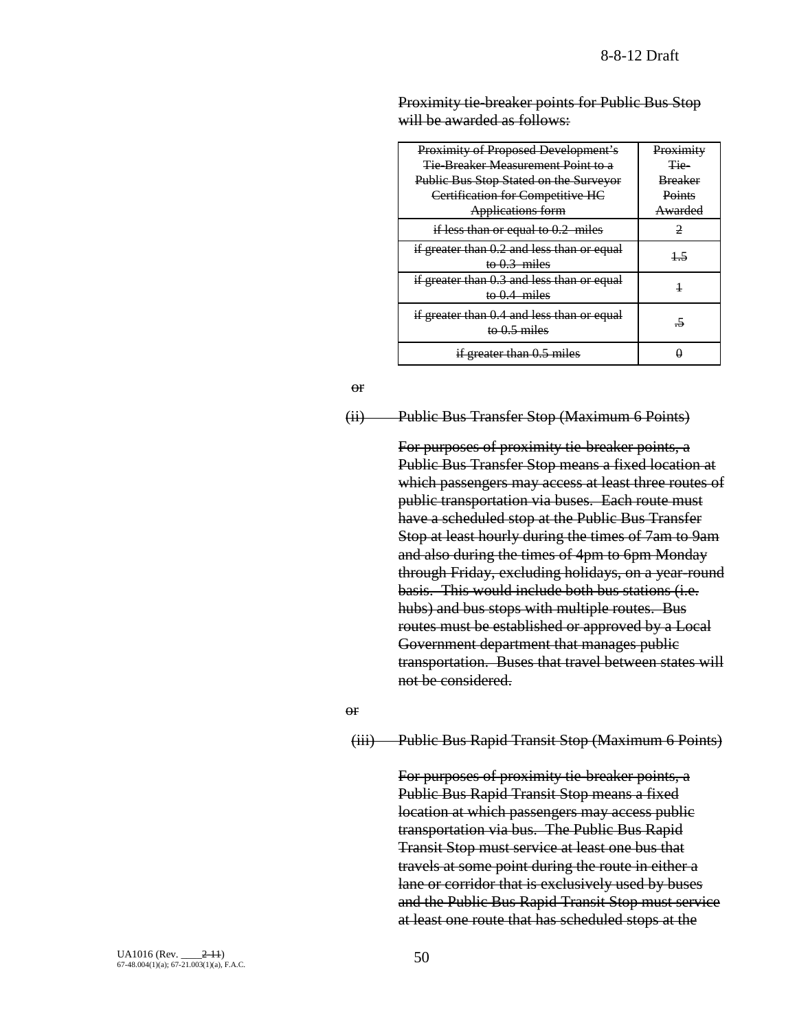~~Proximity tie-breaker points for Public Bus Stop will be awarded as follows:~~

| ~~Proximity of Proposed Development's Tie-Breaker Measurement Point to a Public Bus Stop Stated on the Surveyor Certification for Competitive HC Applications form~~ | ~~Proximity Tie-Breaker Points Awarded~~ |
|---|---|
| ~~if less than or equal to 0.2 miles~~ | ~~2~~ |
| ~~if greater than 0.2 and less than or equal to 0.3 miles~~ | ~~1.5~~ |
| ~~if greater than 0.3 and less than or equal to 0.4 miles~~ | ~~1~~ |
| ~~if greater than 0.4 and less than or equal to 0.5 miles~~ | ~~.5~~ |
| ~~if greater than 0.5 miles~~ | ~~0~~ |

~~or~~

~~(ii) Public Bus Transfer Stop (Maximum 6 Points)~~

~~For purposes of proximity tie-breaker points, a Public Bus Transfer Stop means a fixed location at which passengers may access at least three routes of public transportation via buses. Each route must have a scheduled stop at the Public Bus Transfer Stop at least hourly during the times of 7am to 9am and also during the times of 4pm to 6pm Monday through Friday, excluding holidays, on a year-round basis. This would include both bus stations (i.e. hubs) and bus stops with multiple routes. Bus routes must be established or approved by a Local Government department that manages public transportation. Buses that travel between states will not be considered.~~

~~or~~

~~(iii) Public Bus Rapid Transit Stop (Maximum 6 Points)~~

~~For purposes of proximity tie-breaker points, a Public Bus Rapid Transit Stop means a fixed location at which passengers may access public transportation via bus. The Public Bus Rapid Transit Stop must service at least one bus that travels at some point during the route in either a lane or corridor that is exclusively used by buses and the Public Bus Rapid Transit Stop must service at least one route that has scheduled stops at the~~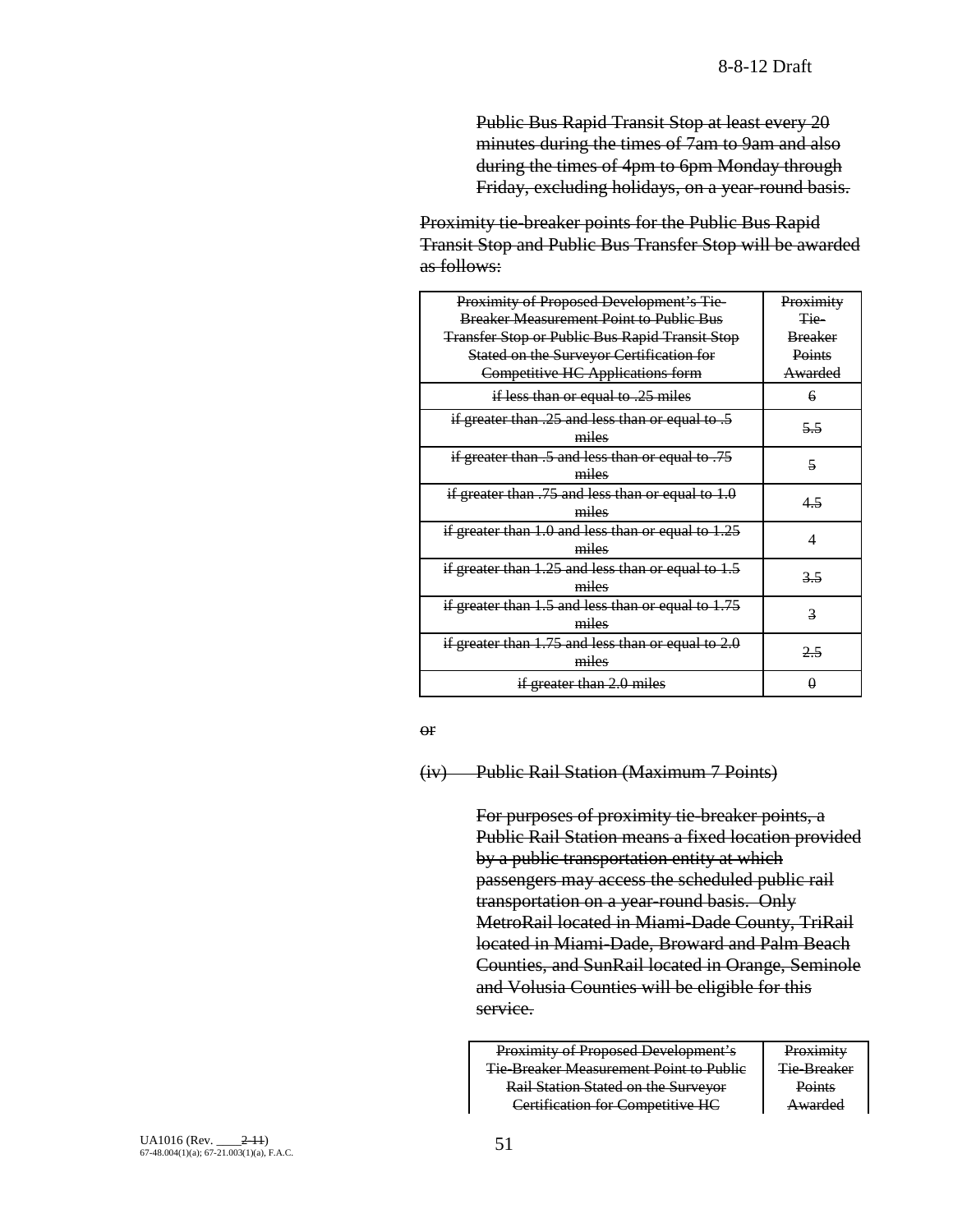Public Bus Rapid Transit Stop at least every 20 minutes during the times of 7am to 9am and also during the times of 4pm to 6pm Monday through Friday, excluding holidays, on a year-round basis.

Proximity tie-breaker points for the Public Bus Rapid Transit Stop and Public Bus Transfer Stop will be awarded as follows:

| Proximity of Proposed Development's Tie-Breaker Measurement Point to Public Bus Transfer Stop or Public Bus Rapid Transit Stop Stated on the Surveyor Certification for Competitive HC Applications form | Proximity Tie-Breaker Points Awarded |
|---|---|
| if less than or equal to .25 miles | 6 |
| if greater than .25 and less than or equal to .5 miles | 5.5 |
| if greater than .5 and less than or equal to .75 miles | 5 |
| if greater than .75 and less than or equal to 1.0 miles | 4.5 |
| if greater than 1.0 and less than or equal to 1.25 miles | 4 |
| if greater than 1.25 and less than or equal to 1.5 miles | 3.5 |
| if greater than 1.5 and less than or equal to 1.75 miles | 3 |
| if greater than 1.75 and less than or equal to 2.0 miles | 2.5 |
| if greater than 2.0 miles | 0 |

or

(iv) Public Rail Station (Maximum 7 Points)

For purposes of proximity tie-breaker points, a Public Rail Station means a fixed location provided by a public transportation entity at which passengers may access the scheduled public rail transportation on a year-round basis. Only MetroRail located in Miami-Dade County, TriRail located in Miami-Dade, Broward and Palm Beach Counties, and SunRail located in Orange, Seminole and Volusia Counties will be eligible for this service.

| Proximity of Proposed Development's Tie-Breaker Measurement Point to Public Rail Station Stated on the Surveyor Certification for Competitive HC | Proximity Tie-Breaker Points Awarded |
|---|---|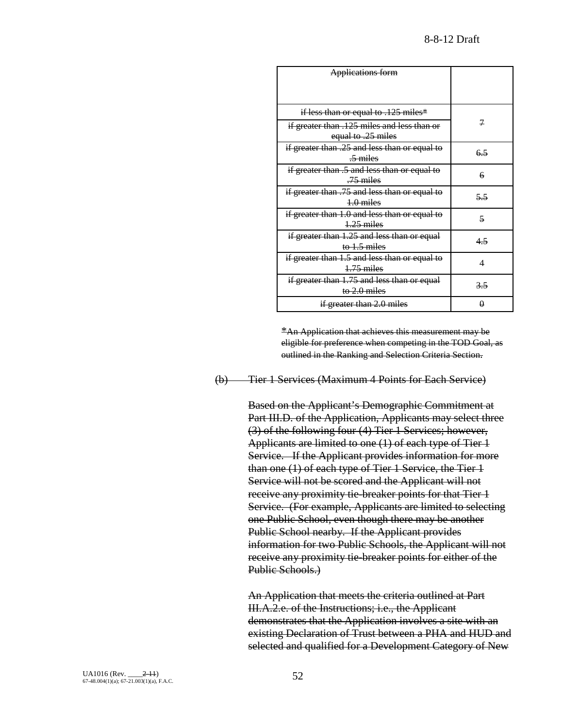| ~~Applications form~~ | |
|---|---|
| ~~if less than or equal to .125 miles*~~ | ~~7~~ |
| ~~if greater than .125 miles and less than or equal to .25 miles~~ | |
| ~~if greater than .25 and less than or equal to .5 miles~~ | ~~6.5~~ |
| ~~if greater than .5 and less than or equal to .75 miles~~ | ~~6~~ |
| ~~if greater than .75 and less than or equal to 1.0 miles~~ | ~~5.5~~ |
| ~~if greater than 1.0 and less than or equal to 1.25 miles~~ | ~~5~~ |
| ~~if greater than 1.25 and less than or equal to 1.5 miles~~ | ~~4.5~~ |
| ~~if greater than 1.5 and less than or equal to 1.75 miles~~ | ~~4~~ |
| ~~if greater than 1.75 and less than or equal to 2.0 miles~~ | ~~3.5~~ |
| ~~if greater than 2.0 miles~~ | ~~0~~ |

~~*An Application that achieves this measurement may be eligible for preference when competing in the TOD Goal, as outlined in the Ranking and Selection Criteria Section.~~

~~(b) Tier 1 Services (Maximum 4 Points for Each Service)~~

~~Based on the Applicant's Demographic Commitment at Part III.D. of the Application, Applicants may select three (3) of the following four (4) Tier 1 Services; however, Applicants are limited to one (1) of each type of Tier 1 Service. If the Applicant provides information for more than one (1) of each type of Tier 1 Service, the Tier 1 Service will not be scored and the Applicant will not receive any proximity tie-breaker points for that Tier 1 Service. (For example, Applicants are limited to selecting one Public School, even though there may be another Public School nearby. If the Applicant provides information for two Public Schools, the Applicant will not receive any proximity tie-breaker points for either of the Public Schools.)~~

~~An Application that meets the criteria outlined at Part III.A.2.e. of the Instructions; i.e., the Applicant demonstrates that the Application involves a site with an existing Declaration of Trust between a PHA and HUD and selected and qualified for a Development Category of New~~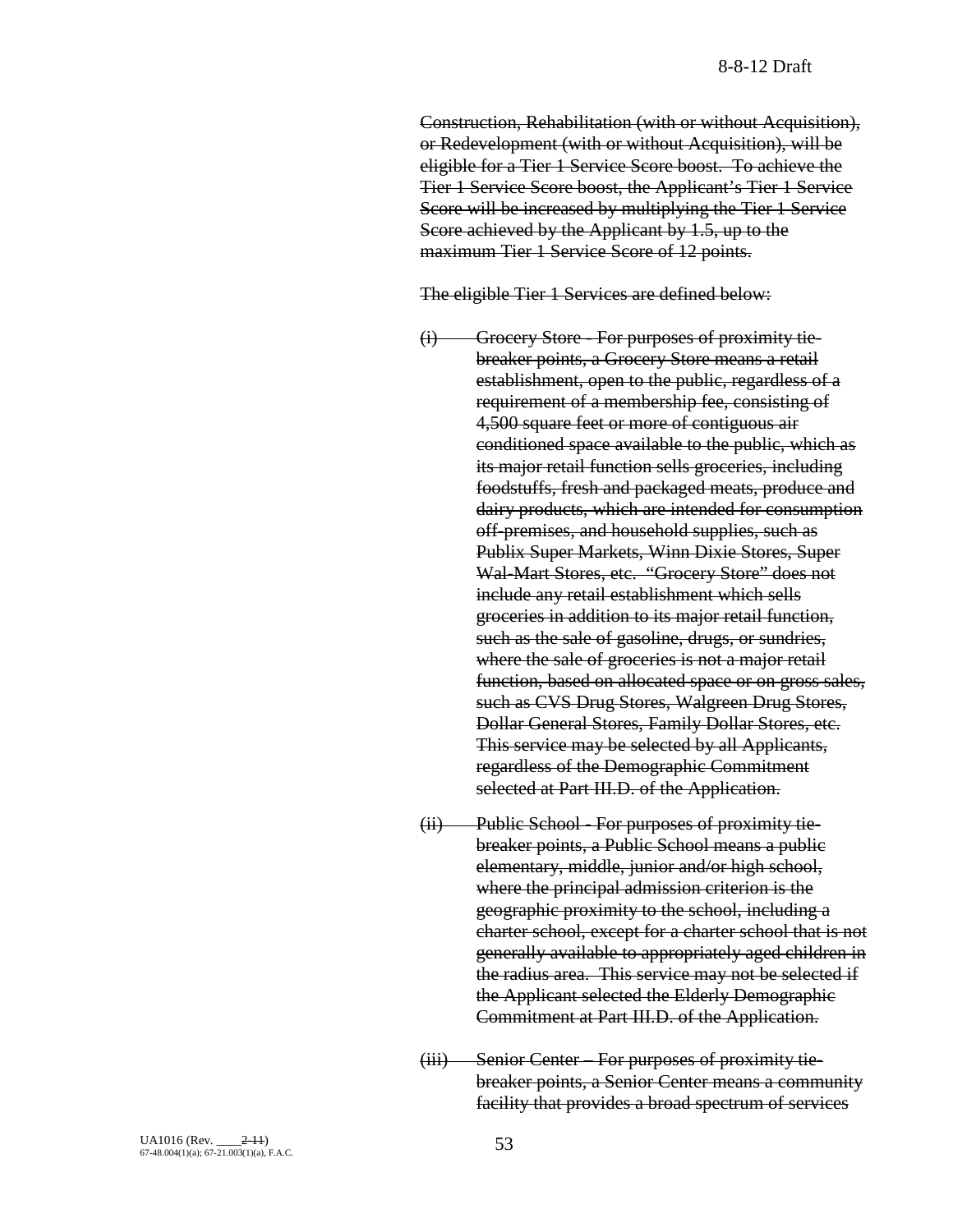~~Construction, Rehabilitation (with or without Acquisition), or Redevelopment (with or without Acquisition), will be eligible for a Tier 1 Service Score boost. To achieve the Tier 1 Service Score boost, the Applicant's Tier 1 Service Score will be increased by multiplying the Tier 1 Service Score achieved by the Applicant by 1.5, up to the maximum Tier 1 Service Score of 12 points.~~

~~The eligible Tier 1 Services are defined below:~~

~~(i) Grocery Store - For purposes of proximity tie-breaker points, a Grocery Store means a retail establishment, open to the public, regardless of a requirement of a membership fee, consisting of 4,500 square feet or more of contiguous air conditioned space available to the public, which as its major retail function sells groceries, including foodstuffs, fresh and packaged meats, produce and dairy products, which are intended for consumption off-premises, and household supplies, such as Publix Super Markets, Winn Dixie Stores, Super Wal-Mart Stores, etc. "Grocery Store" does not include any retail establishment which sells groceries in addition to its major retail function, such as the sale of gasoline, drugs, or sundries, where the sale of groceries is not a major retail function, based on allocated space or on gross sales, such as CVS Drug Stores, Walgreen Drug Stores, Dollar General Stores, Family Dollar Stores, etc. This service may be selected by all Applicants, regardless of the Demographic Commitment selected at Part III.D. of the Application.~~

~~(ii) Public School - For purposes of proximity tie-breaker points, a Public School means a public elementary, middle, junior and/or high school, where the principal admission criterion is the geographic proximity to the school, including a charter school, except for a charter school that is not generally available to appropriately aged children in the radius area. This service may not be selected if the Applicant selected the Elderly Demographic Commitment at Part III.D. of the Application.~~

~~(iii) Senior Center – For purposes of proximity tie-breaker points, a Senior Center means a community facility that provides a broad spectrum of services~~

UA1016 (Rev. ____~~2-11~~)
67-48.004(1)(a); 67-21.003(1)(a), F.A.C.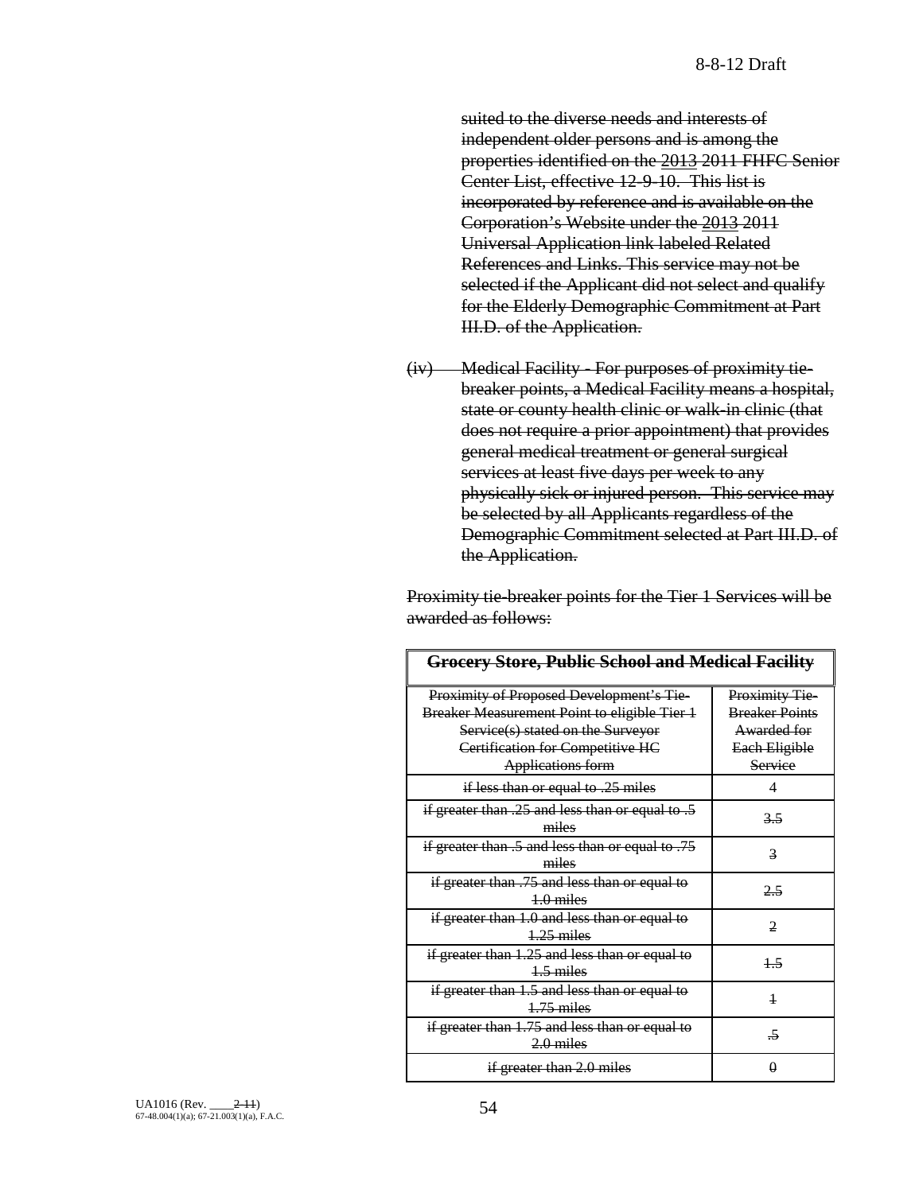~~suited to the diverse needs and interests of independent older persons and is among the properties identified on the~~ 2013 ~~2011 FHFC Senior Center List, effective 12-9-10. This list is incorporated by reference and is available on the Corporation's Website under the~~ 2013 ~~2011 Universal Application link labeled Related References and Links. This service may not be selected if the Applicant did not select and qualify for the Elderly Demographic Commitment at Part III.D. of the Application.~~

~~(iv) Medical Facility - For purposes of proximity tie-breaker points, a Medical Facility means a hospital, state or county health clinic or walk-in clinic (that does not require a prior appointment) that provides general medical treatment or general surgical services at least five days per week to any physically sick or injured person. This service may be selected by all Applicants regardless of the Demographic Commitment selected at Part III.D. of the Application.~~

~~Proximity tie-breaker points for the Tier 1 Services will be awarded as follows:~~

| ~~**Grocery Store, Public School and Medical Facility**~~ | |
|---|---|
| ~~Proximity of Proposed Development's Tie-Breaker Measurement Point to eligible Tier 1 Service(s) stated on the Surveyor Certification for Competitive HC Applications form~~ | ~~Proximity Tie-Breaker Points Awarded for Each Eligible Service~~ |
| ~~if less than or equal to .25 miles~~ | ~~4~~ |
| ~~if greater than .25 and less than or equal to .5 miles~~ | ~~3.5~~ |
| ~~if greater than .5 and less than or equal to .75 miles~~ | ~~3~~ |
| ~~if greater than .75 and less than or equal to 1.0 miles~~ | ~~2.5~~ |
| ~~if greater than 1.0 and less than or equal to 1.25 miles~~ | ~~2~~ |
| ~~if greater than 1.25 and less than or equal to 1.5 miles~~ | ~~1.5~~ |
| ~~if greater than 1.5 and less than or equal to 1.75 miles~~ | ~~1~~ |
| ~~if greater than 1.75 and less than or equal to 2.0 miles~~ | ~~.5~~ |
| ~~if greater than 2.0 miles~~ | ~~0~~ |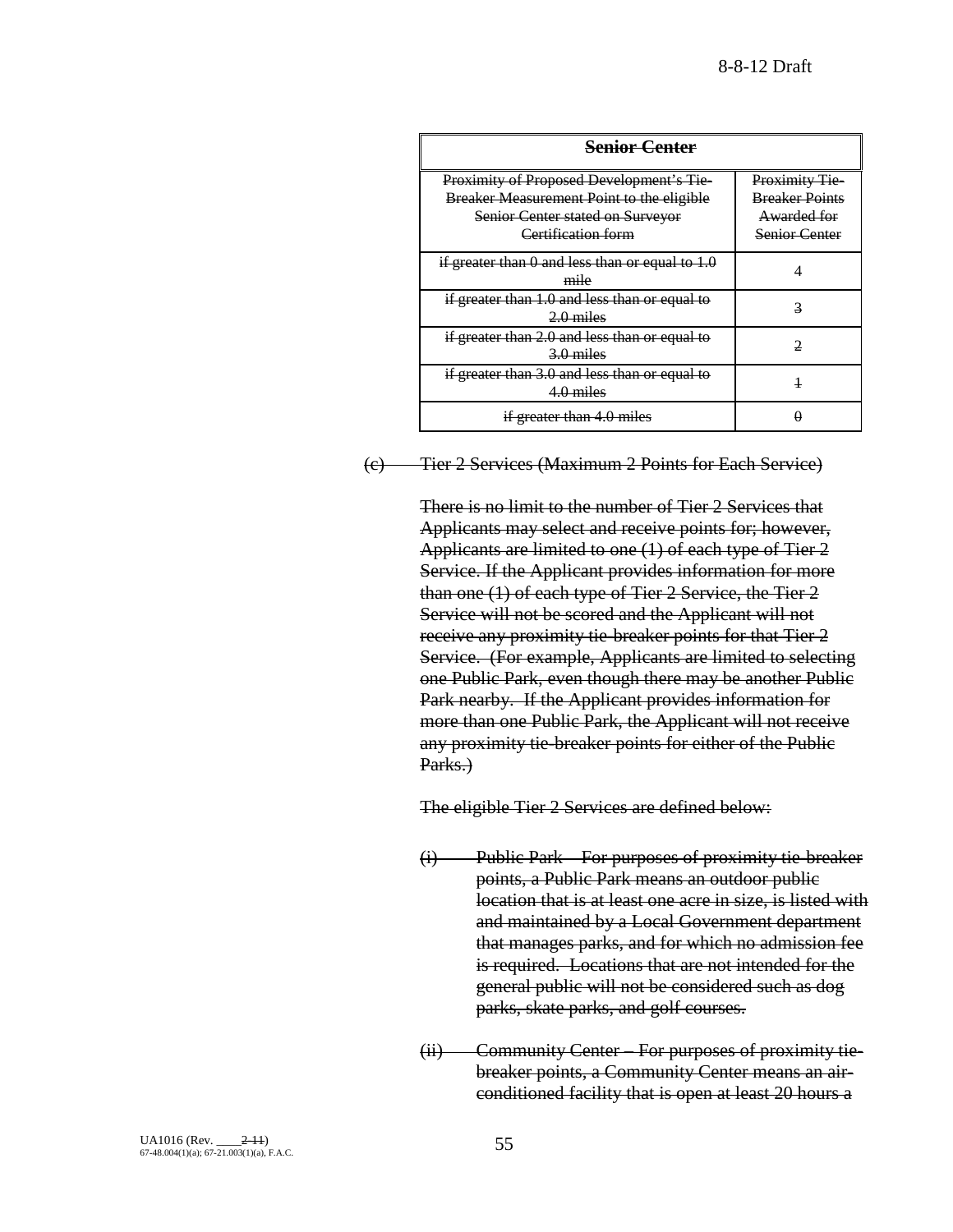~~**Senior Center**~~

| ~~Proximity of Proposed Development's Tie-Breaker Measurement Point to the eligible Senior Center stated on Surveyor Certification form~~ | ~~Proximity Tie-Breaker Points Awarded for Senior Center~~ |
|---|---|
| ~~if greater than 0 and less than or equal to 1.0 mile~~ | ~~4~~ |
| ~~if greater than 1.0 and less than or equal to 2.0 miles~~ | ~~3~~ |
| ~~if greater than 2.0 and less than or equal to 3.0 miles~~ | ~~2~~ |
| ~~if greater than 3.0 and less than or equal to 4.0 miles~~ | ~~1~~ |
| ~~if greater than 4.0 miles~~ | ~~0~~ |

~~(c) Tier 2 Services (Maximum 2 Points for Each Service)~~

~~There is no limit to the number of Tier 2 Services that Applicants may select and receive points for; however, Applicants are limited to one (1) of each type of Tier 2 Service. If the Applicant provides information for more than one (1) of each type of Tier 2 Service, the Tier 2 Service will not be scored and the Applicant will not receive any proximity tie-breaker points for that Tier 2 Service. (For example, Applicants are limited to selecting one Public Park, even though there may be another Public Park nearby. If the Applicant provides information for more than one Public Park, the Applicant will not receive any proximity tie-breaker points for either of the Public Parks.)~~

~~The eligible Tier 2 Services are defined below:~~

~~(i) Public Park – For purposes of proximity tie-breaker points, a Public Park means an outdoor public location that is at least one acre in size, is listed with and maintained by a Local Government department that manages parks, and for which no admission fee is required. Locations that are not intended for the general public will not be considered such as dog parks, skate parks, and golf courses.~~

~~(ii) Community Center – For purposes of proximity tie-breaker points, a Community Center means an air-conditioned facility that is open at least 20 hours a~~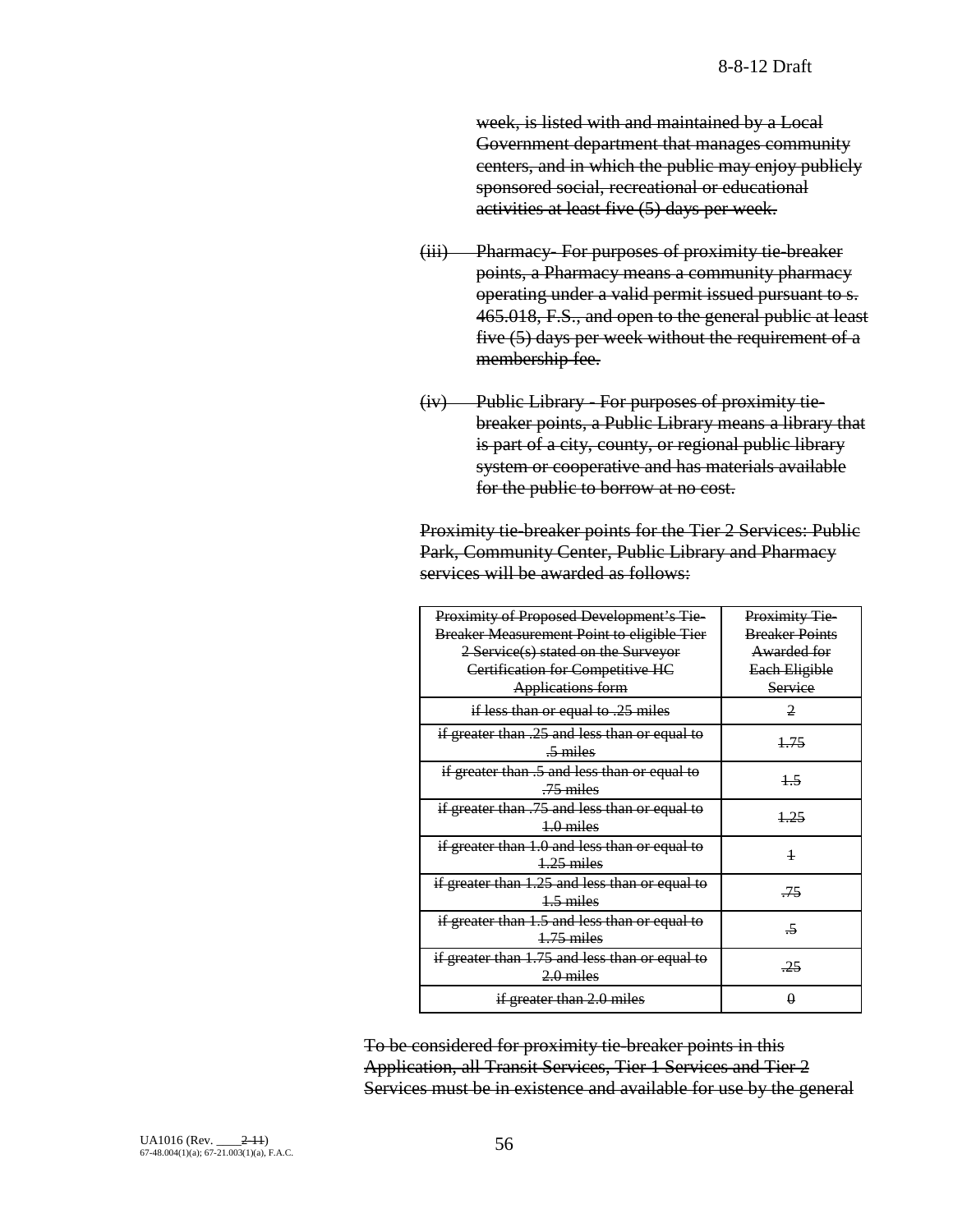~~week, is listed with and maintained by a Local Government department that manages community centers, and in which the public may enjoy publicly sponsored social, recreational or educational activities at least five (5) days per week.~~

~~(iii) Pharmacy- For purposes of proximity tie-breaker points, a Pharmacy means a community pharmacy operating under a valid permit issued pursuant to s. 465.018, F.S., and open to the general public at least five (5) days per week without the requirement of a membership fee.~~

~~(iv) Public Library - For purposes of proximity tie-breaker points, a Public Library means a library that is part of a city, county, or regional public library system or cooperative and has materials available for the public to borrow at no cost.~~

~~Proximity tie-breaker points for the Tier 2 Services: Public Park, Community Center, Public Library and Pharmacy services will be awarded as follows:~~

| ~~Proximity of Proposed Development's Tie-Breaker Measurement Point to eligible Tier 2 Service(s) stated on the Surveyor Certification for Competitive HC Applications form~~ | ~~Proximity Tie-Breaker Points Awarded for Each Eligible Service~~ |
|---|---|
| ~~if less than or equal to .25 miles~~ | ~~2~~ |
| ~~if greater than .25 and less than or equal to .5 miles~~ | ~~1.75~~ |
| ~~if greater than .5 and less than or equal to .75 miles~~ | ~~1.5~~ |
| ~~if greater than .75 and less than or equal to 1.0 miles~~ | ~~1.25~~ |
| ~~if greater than 1.0 and less than or equal to 1.25 miles~~ | ~~1~~ |
| ~~if greater than 1.25 and less than or equal to 1.5 miles~~ | ~~.75~~ |
| ~~if greater than 1.5 and less than or equal to 1.75 miles~~ | ~~.5~~ |
| ~~if greater than 1.75 and less than or equal to 2.0 miles~~ | ~~.25~~ |
| ~~if greater than 2.0 miles~~ | ~~0~~ |

~~To be considered for proximity tie-breaker points in this Application, all Transit Services, Tier 1 Services and Tier 2 Services must be in existence and available for use by the general~~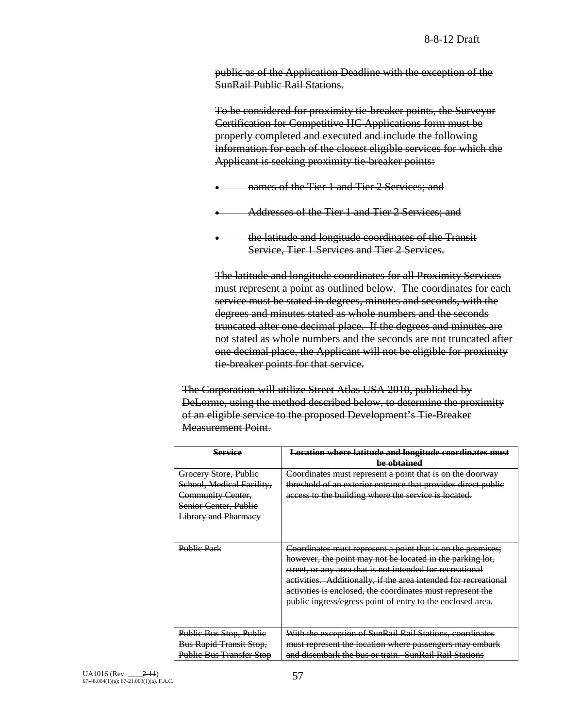public as of the Application Deadline with the exception of the SunRail Public Rail Stations.

To be considered for proximity tie-breaker points, the Surveyor Certification for Competitive HC Applications form must be properly completed and executed and include the following information for each of the closest eligible services for which the Applicant is seeking proximity tie-breaker points:

- names of the Tier 1 and Tier 2 Services; and
- Addresses of the Tier 1 and Tier 2 Services; and
- the latitude and longitude coordinates of the Transit Service, Tier 1 Services and Tier 2 Services.

The latitude and longitude coordinates for all Proximity Services must represent a point as outlined below. The coordinates for each service must be stated in degrees, minutes and seconds, with the degrees and minutes stated as whole numbers and the seconds truncated after one decimal place. If the degrees and minutes are not stated as whole numbers and the seconds are not truncated after one decimal place, the Applicant will not be eligible for proximity tie-breaker points for that service.

The Corporation will utilize Street Atlas USA 2010, published by DeLorme, using the method described below, to determine the proximity of an eligible service to the proposed Development's Tie-Breaker Measurement Point.

| **Service** | **Location where latitude and longitude coordinates must be obtained** |
|---|---|
| Grocery Store, Public School, Medical Facility, Community Center, Senior Center, Public Library and Pharmacy | Coordinates must represent a point that is on the doorway threshold of an exterior entrance that provides direct public access to the building where the service is located. |
| Public Park | Coordinates must represent a point that is on the premises; however, the point may not be located in the parking lot, street, or any area that is not intended for recreational activities. Additionally, if the area intended for recreational activities is enclosed, the coordinates must represent the public ingress/egress point of entry to the enclosed area. |
| Public Bus Stop, Public Bus Rapid Transit Stop, Public Bus Transfer Stop | With the exception of SunRail Rail Stations, coordinates must represent the location where passengers may embark and disembark the bus or train. SunRail Rail Stations |

UA1016 (Rev. ____2-11)
67-48.004(1)(a); 67-21.003(1)(a), F.A.C.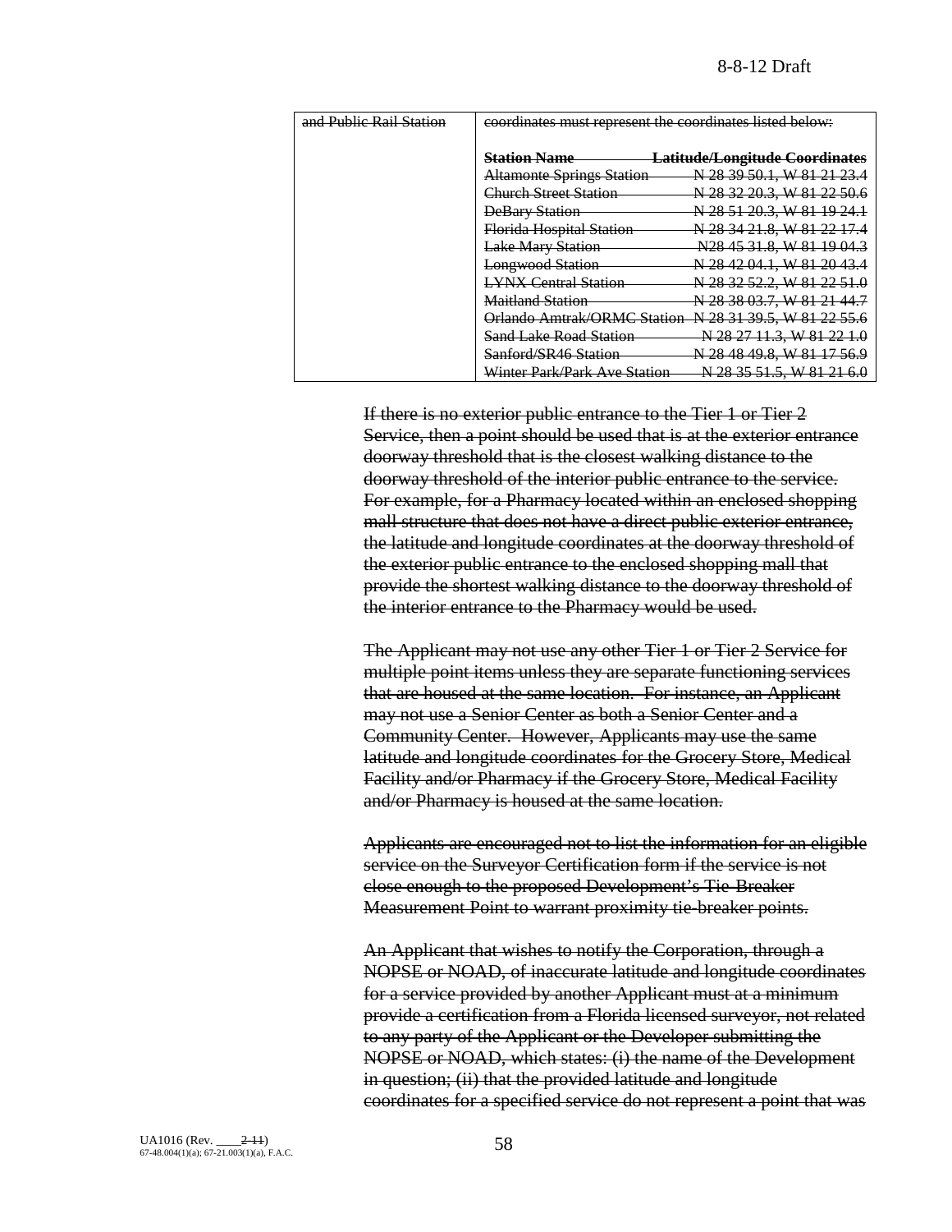| and Public Rail Station | coordinates must represent the coordinates listed below: | |
|---|---|---|
| | **Station Name** | **Latitude/Longitude Coordinates** |
| | Altamonte Springs Station | N 28 39 50.1, W 81 21 23.4 |
| | Church Street Station | N 28 32 20.3, W 81 22 50.6 |
| | DeBary Station | N 28 51 20.3, W 81 19 24.1 |
| | Florida Hospital Station | N 28 34 21.8, W 81 22 17.4 |
| | Lake Mary Station | N28 45 31.8, W 81 19 04.3 |
| | Longwood Station | N 28 42 04.1, W 81 20 43.4 |
| | LYNX Central Station | N 28 32 52.2, W 81 22 51.0 |
| | Maitland Station | N 28 38 03.7, W 81 21 44.7 |
| | Orlando Amtrak/ORMC Station | N 28 31 39.5, W 81 22 55.6 |
| | Sand Lake Road Station | N 28 27 11.3, W 81 22 1.0 |
| | Sanford/SR46 Station | N 28 48 49.8, W 81 17 56.9 |
| | Winter Park/Park Ave Station | N 28 35 51.5, W 81 21 6.0 |

If there is no exterior public entrance to the Tier 1 or Tier 2 Service, then a point should be used that is at the exterior entrance doorway threshold that is the closest walking distance to the doorway threshold of the interior public entrance to the service. For example, for a Pharmacy located within an enclosed shopping mall structure that does not have a direct public exterior entrance, the latitude and longitude coordinates at the doorway threshold of the exterior public entrance to the enclosed shopping mall that provide the shortest walking distance to the doorway threshold of the interior entrance to the Pharmacy would be used.

The Applicant may not use any other Tier 1 or Tier 2 Service for multiple point items unless they are separate functioning services that are housed at the same location. For instance, an Applicant may not use a Senior Center as both a Senior Center and a Community Center. However, Applicants may use the same latitude and longitude coordinates for the Grocery Store, Medical Facility and/or Pharmacy if the Grocery Store, Medical Facility and/or Pharmacy is housed at the same location.

Applicants are encouraged not to list the information for an eligible service on the Surveyor Certification form if the service is not close enough to the proposed Development's Tie-Breaker Measurement Point to warrant proximity tie-breaker points.

An Applicant that wishes to notify the Corporation, through a NOPSE or NOAD, of inaccurate latitude and longitude coordinates for a service provided by another Applicant must at a minimum provide a certification from a Florida licensed surveyor, not related to any party of the Applicant or the Developer submitting the NOPSE or NOAD, which states: (i) the name of the Development in question; (ii) that the provided latitude and longitude coordinates for a specified service do not represent a point that was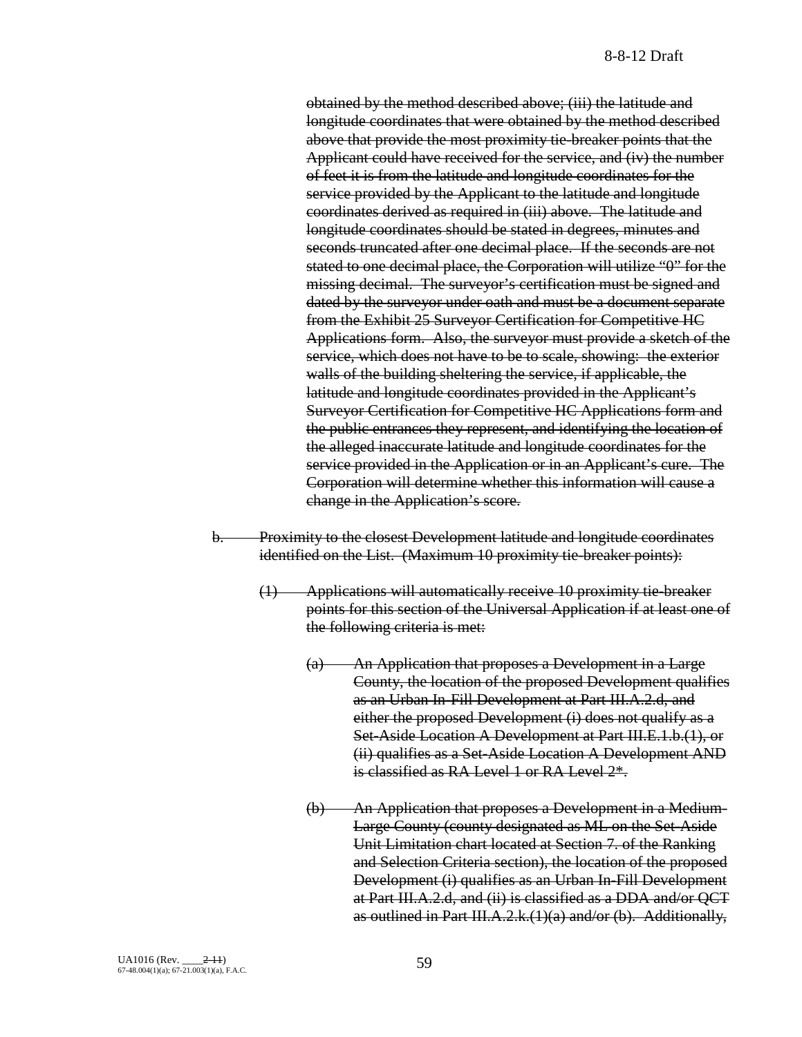obtained by the method described above; (iii) the latitude and longitude coordinates that were obtained by the method described above that provide the most proximity tie-breaker points that the Applicant could have received for the service, and (iv) the number of feet it is from the latitude and longitude coordinates for the service provided by the Applicant to the latitude and longitude coordinates derived as required in (iii) above. The latitude and longitude coordinates should be stated in degrees, minutes and seconds truncated after one decimal place. If the seconds are not stated to one decimal place, the Corporation will utilize "0" for the missing decimal. The surveyor's certification must be signed and dated by the surveyor under oath and must be a document separate from the Exhibit 25 Surveyor Certification for Competitive HC Applications form. Also, the surveyor must provide a sketch of the service, which does not have to be to scale, showing: the exterior walls of the building sheltering the service, if applicable, the latitude and longitude coordinates provided in the Applicant's Surveyor Certification for Competitive HC Applications form and the public entrances they represent, and identifying the location of the alleged inaccurate latitude and longitude coordinates for the service provided in the Application or in an Applicant's cure. The Corporation will determine whether this information will cause a change in the Application's score.

b. Proximity to the closest Development latitude and longitude coordinates identified on the List. (Maximum 10 proximity tie-breaker points):

(1) Applications will automatically receive 10 proximity tie-breaker points for this section of the Universal Application if at least one of the following criteria is met:

(a) An Application that proposes a Development in a Large County, the location of the proposed Development qualifies as an Urban In-Fill Development at Part III.A.2.d, and either the proposed Development (i) does not qualify as a Set-Aside Location A Development at Part III.E.1.b.(1), or (ii) qualifies as a Set-Aside Location A Development AND is classified as RA Level 1 or RA Level 2*.

(b) An Application that proposes a Development in a Medium-Large County (county designated as ML on the Set-Aside Unit Limitation chart located at Section 7. of the Ranking and Selection Criteria section), the location of the proposed Development (i) qualifies as an Urban In-Fill Development at Part III.A.2.d, and (ii) is classified as a DDA and/or QCT as outlined in Part III.A.2.k.(1)(a) and/or (b). Additionally,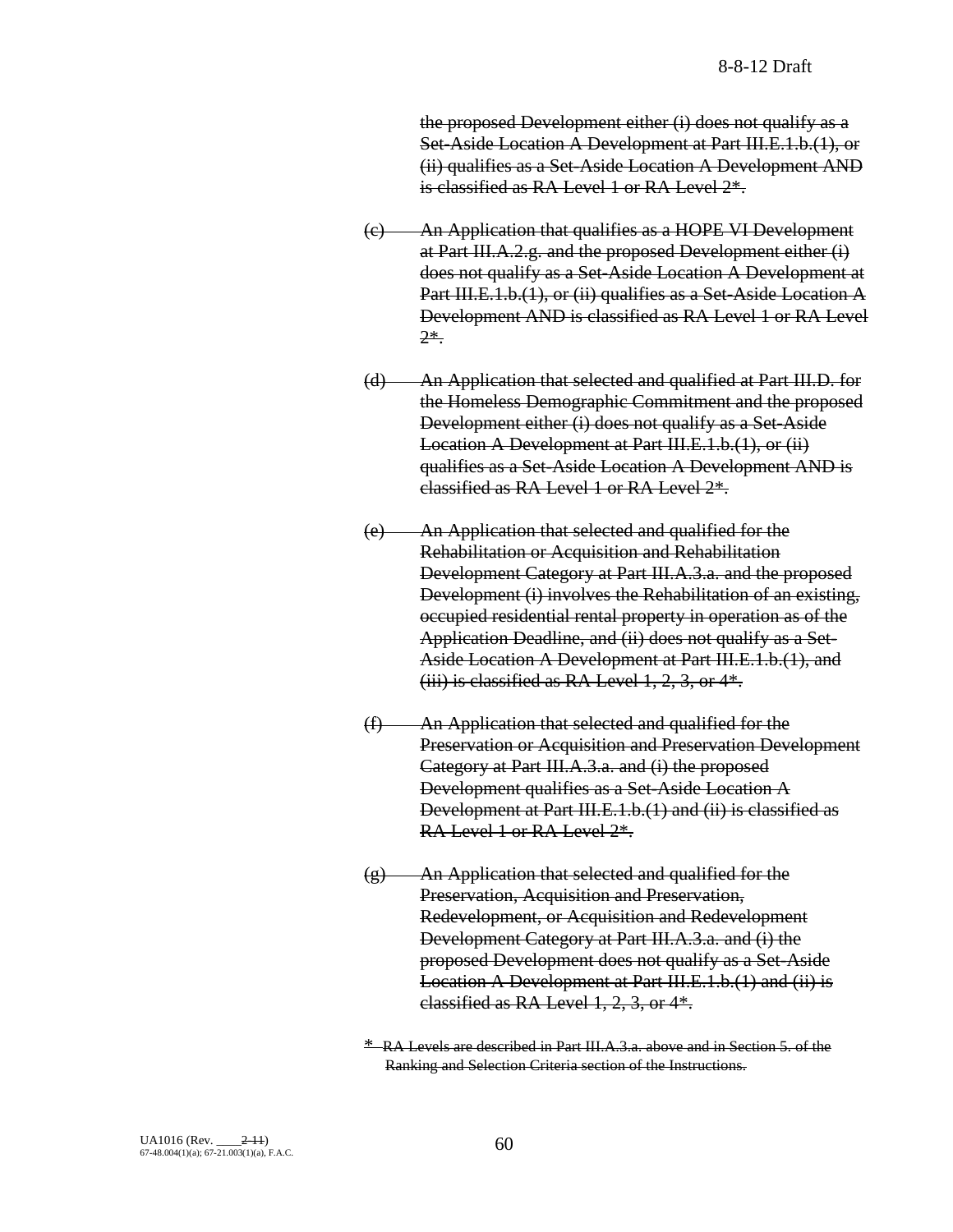~~the proposed Development either (i) does not qualify as a Set-Aside Location A Development at Part III.E.1.b.(1), or (ii) qualifies as a Set-Aside Location A Development AND is classified as RA Level 1 or RA Level 2*.~~

~~(c) An Application that qualifies as a HOPE VI Development at Part III.A.2.g. and the proposed Development either (i) does not qualify as a Set-Aside Location A Development at Part III.E.1.b.(1), or (ii) qualifies as a Set-Aside Location A Development AND is classified as RA Level 1 or RA Level 2*.~~

~~(d) An Application that selected and qualified at Part III.D. for the Homeless Demographic Commitment and the proposed Development either (i) does not qualify as a Set-Aside Location A Development at Part III.E.1.b.(1), or (ii) qualifies as a Set-Aside Location A Development AND is classified as RA Level 1 or RA Level 2*.~~

~~(e) An Application that selected and qualified for the Rehabilitation or Acquisition and Rehabilitation Development Category at Part III.A.3.a. and the proposed Development (i) involves the Rehabilitation of an existing, occupied residential rental property in operation as of the Application Deadline, and (ii) does not qualify as a Set-Aside Location A Development at Part III.E.1.b.(1), and (iii) is classified as RA Level 1, 2, 3, or 4*.~~

~~(f) An Application that selected and qualified for the Preservation or Acquisition and Preservation Development Category at Part III.A.3.a. and (i) the proposed Development qualifies as a Set-Aside Location A Development at Part III.E.1.b.(1) and (ii) is classified as RA Level 1 or RA Level 2*.~~

~~(g) An Application that selected and qualified for the Preservation, Acquisition and Preservation, Redevelopment, or Acquisition and Redevelopment Development Category at Part III.A.3.a. and (i) the proposed Development does not qualify as a Set-Aside Location A Development at Part III.E.1.b.(1) and (ii) is classified as RA Level 1, 2, 3, or 4*.~~

~~* RA Levels are described in Part III.A.3.a. above and in Section 5. of the Ranking and Selection Criteria section of the Instructions.~~

UA1016 (Rev. ____~~2-11~~)
67-48.004(1)(a); 67-21.003(1)(a), F.A.C.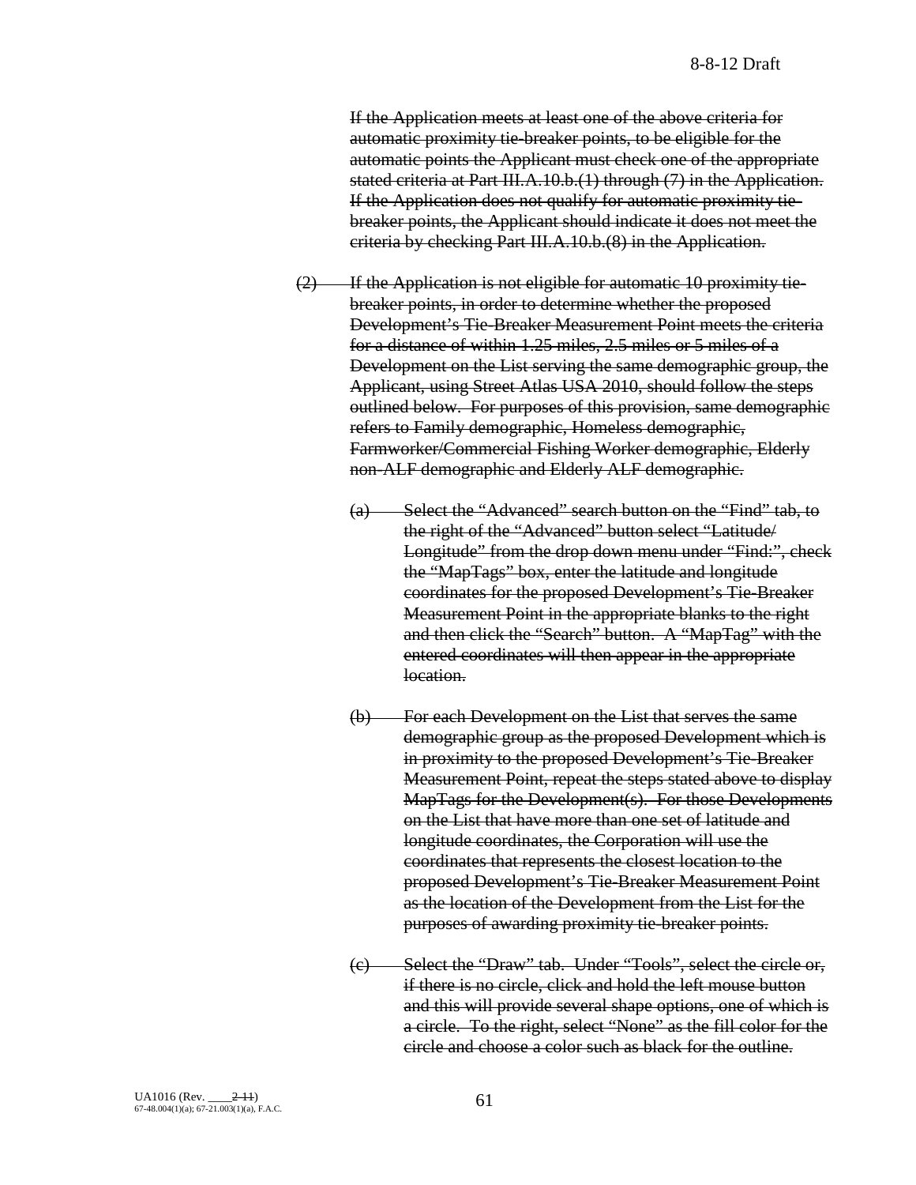If the Application meets at least one of the above criteria for automatic proximity tie-breaker points, to be eligible for the automatic points the Applicant must check one of the appropriate stated criteria at Part III.A.10.b.(1) through (7) in the Application. If the Application does not qualify for automatic proximity tie-breaker points, the Applicant should indicate it does not meet the criteria by checking Part III.A.10.b.(8) in the Application.

(2) If the Application is not eligible for automatic 10 proximity tie-breaker points, in order to determine whether the proposed Development's Tie-Breaker Measurement Point meets the criteria for a distance of within 1.25 miles, 2.5 miles or 5 miles of a Development on the List serving the same demographic group, the Applicant, using Street Atlas USA 2010, should follow the steps outlined below. For purposes of this provision, same demographic refers to Family demographic, Homeless demographic, Farmworker/Commercial Fishing Worker demographic, Elderly non-ALF demographic and Elderly ALF demographic.

(a) Select the "Advanced" search button on the "Find" tab, to the right of the "Advanced" button select "Latitude/ Longitude" from the drop down menu under "Find:", check the "MapTags" box, enter the latitude and longitude coordinates for the proposed Development's Tie-Breaker Measurement Point in the appropriate blanks to the right and then click the "Search" button. A "MapTag" with the entered coordinates will then appear in the appropriate location.

(b) For each Development on the List that serves the same demographic group as the proposed Development which is in proximity to the proposed Development's Tie-Breaker Measurement Point, repeat the steps stated above to display MapTags for the Development(s). For those Developments on the List that have more than one set of latitude and longitude coordinates, the Corporation will use the coordinates that represents the closest location to the proposed Development's Tie-Breaker Measurement Point as the location of the Development from the List for the purposes of awarding proximity tie-breaker points.

(c) Select the "Draw" tab. Under "Tools", select the circle or, if there is no circle, click and hold the left mouse button and this will provide several shape options, one of which is a circle. To the right, select "None" as the fill color for the circle and choose a color such as black for the outline.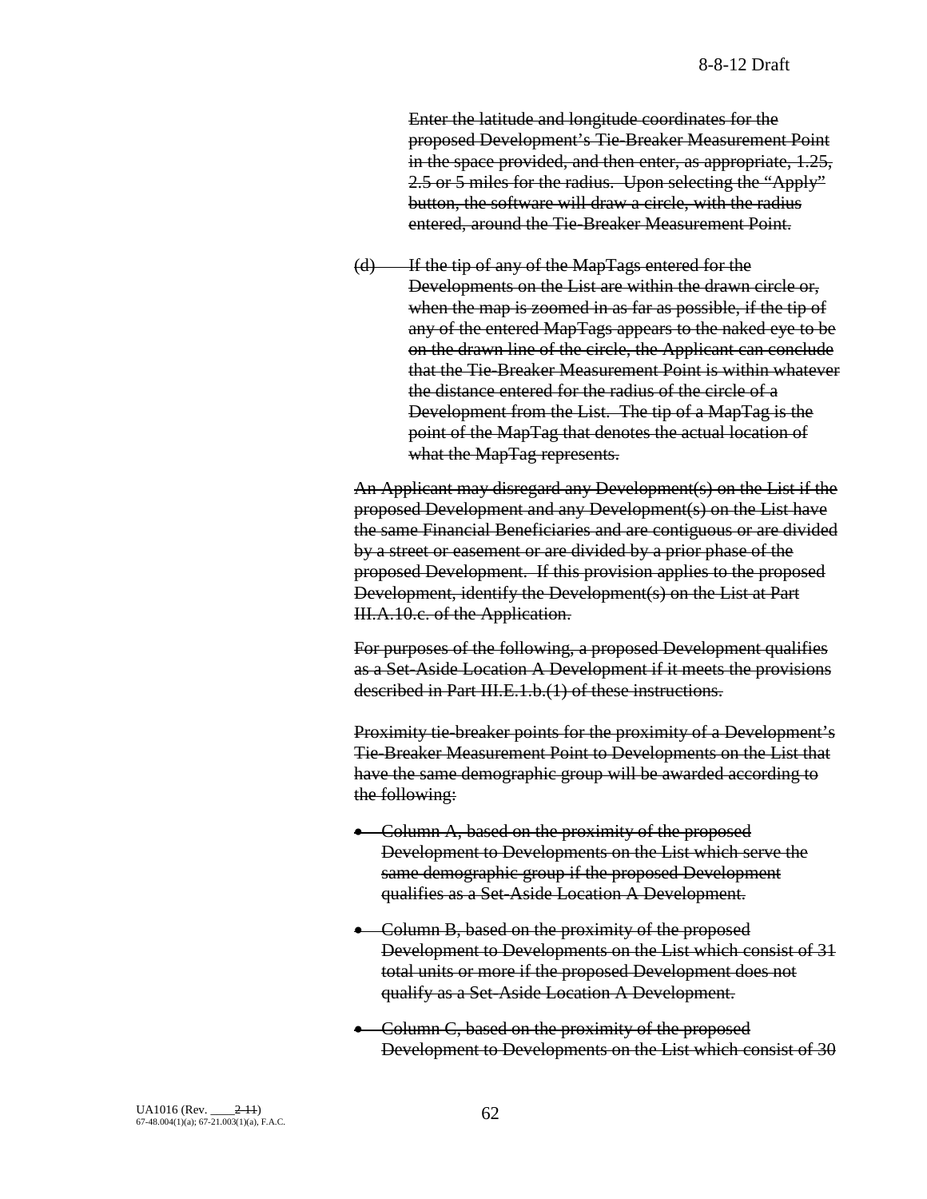~~Enter the latitude and longitude coordinates for the proposed Development's Tie-Breaker Measurement Point in the space provided, and then enter, as appropriate, 1.25, 2.5 or 5 miles for the radius. Upon selecting the "Apply" button, the software will draw a circle, with the radius entered, around the Tie-Breaker Measurement Point.~~

~~(d) If the tip of any of the MapTags entered for the Developments on the List are within the drawn circle or, when the map is zoomed in as far as possible, if the tip of any of the entered MapTags appears to the naked eye to be on the drawn line of the circle, the Applicant can conclude that the Tie-Breaker Measurement Point is within whatever the distance entered for the radius of the circle of a Development from the List. The tip of a MapTag is the point of the MapTag that denotes the actual location of what the MapTag represents.~~

~~An Applicant may disregard any Development(s) on the List if the proposed Development and any Development(s) on the List have the same Financial Beneficiaries and are contiguous or are divided by a street or easement or are divided by a prior phase of the proposed Development. If this provision applies to the proposed Development, identify the Development(s) on the List at Part III.A.10.c. of the Application.~~

~~For purposes of the following, a proposed Development qualifies as a Set-Aside Location A Development if it meets the provisions described in Part III.E.1.b.(1) of these instructions.~~

~~Proximity tie-breaker points for the proximity of a Development's Tie-Breaker Measurement Point to Developments on the List that have the same demographic group will be awarded according to the following:~~

- ~~Column A, based on the proximity of the proposed Development to Developments on the List which serve the same demographic group if the proposed Development qualifies as a Set-Aside Location A Development.~~
- ~~Column B, based on the proximity of the proposed Development to Developments on the List which consist of 31 total units or more if the proposed Development does not qualify as a Set-Aside Location A Development.~~
- ~~Column C, based on the proximity of the proposed Development to Developments on the List which consist of 30~~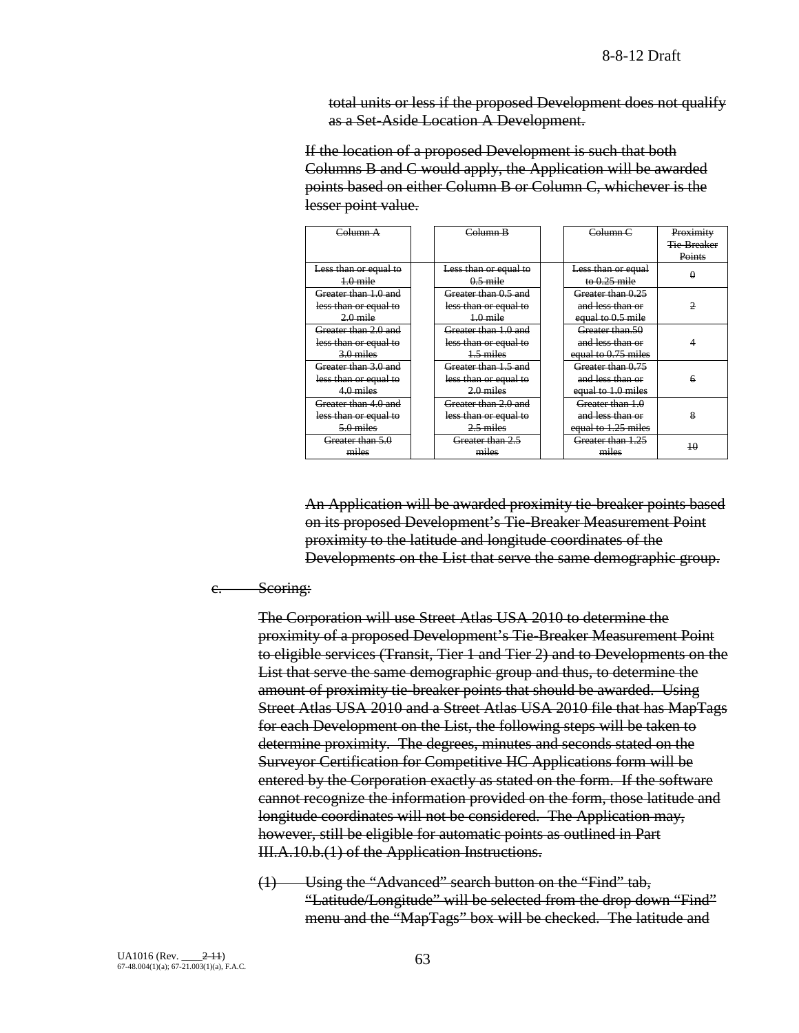total units or less if the proposed Development does not qualify as a Set-Aside Location A Development.

If the location of a proposed Development is such that both Columns B and C would apply, the Application will be awarded points based on either Column B or Column C, whichever is the lesser point value.

| Column A | | Column B | | Column C | Proximity Tie-Breaker Points |
|---|---|---|---|---|---|
| Less than or equal to 1.0 mile | | Less than or equal to 0.5 mile | | Less than or equal to 0.25 mile | 0 |
| Greater than 1.0 and less than or equal to 2.0 mile | | Greater than 0.5 and less than or equal to 1.0 mile | | Greater than 0.25 and less than or equal to 0.5 mile | 2 |
| Greater than 2.0 and less than or equal to 3.0 miles | | Greater than 1.0 and less than or equal to 1.5 miles | | Greater than.50 and less than or equal to 0.75 miles | 4 |
| Greater than 3.0 and less than or equal to 4.0 miles | | Greater than 1.5 and less than or equal to 2.0 miles | | Greater than 0.75 and less than or equal to 1.0 miles | 6 |
| Greater than 4.0 and less than or equal to 5.0 miles | | Greater than 2.0 and less than or equal to 2.5 miles | | Greater than 1.0 and less than or equal to 1.25 miles | 8 |
| Greater than 5.0 miles | | Greater than 2.5 miles | | Greater than 1.25 miles | 10 |

An Application will be awarded proximity tie-breaker points based on its proposed Development's Tie-Breaker Measurement Point proximity to the latitude and longitude coordinates of the Developments on the List that serve the same demographic group.

c. Scoring:

The Corporation will use Street Atlas USA 2010 to determine the proximity of a proposed Development's Tie-Breaker Measurement Point to eligible services (Transit, Tier 1 and Tier 2) and to Developments on the List that serve the same demographic group and thus, to determine the amount of proximity tie-breaker points that should be awarded. Using Street Atlas USA 2010 and a Street Atlas USA 2010 file that has MapTags for each Development on the List, the following steps will be taken to determine proximity. The degrees, minutes and seconds stated on the Surveyor Certification for Competitive HC Applications form will be entered by the Corporation exactly as stated on the form. If the software cannot recognize the information provided on the form, those latitude and longitude coordinates will not be considered. The Application may, however, still be eligible for automatic points as outlined in Part III.A.10.b.(1) of the Application Instructions.

(1) Using the "Advanced" search button on the "Find" tab, "Latitude/Longitude" will be selected from the drop down "Find" menu and the "MapTags" box will be checked. The latitude and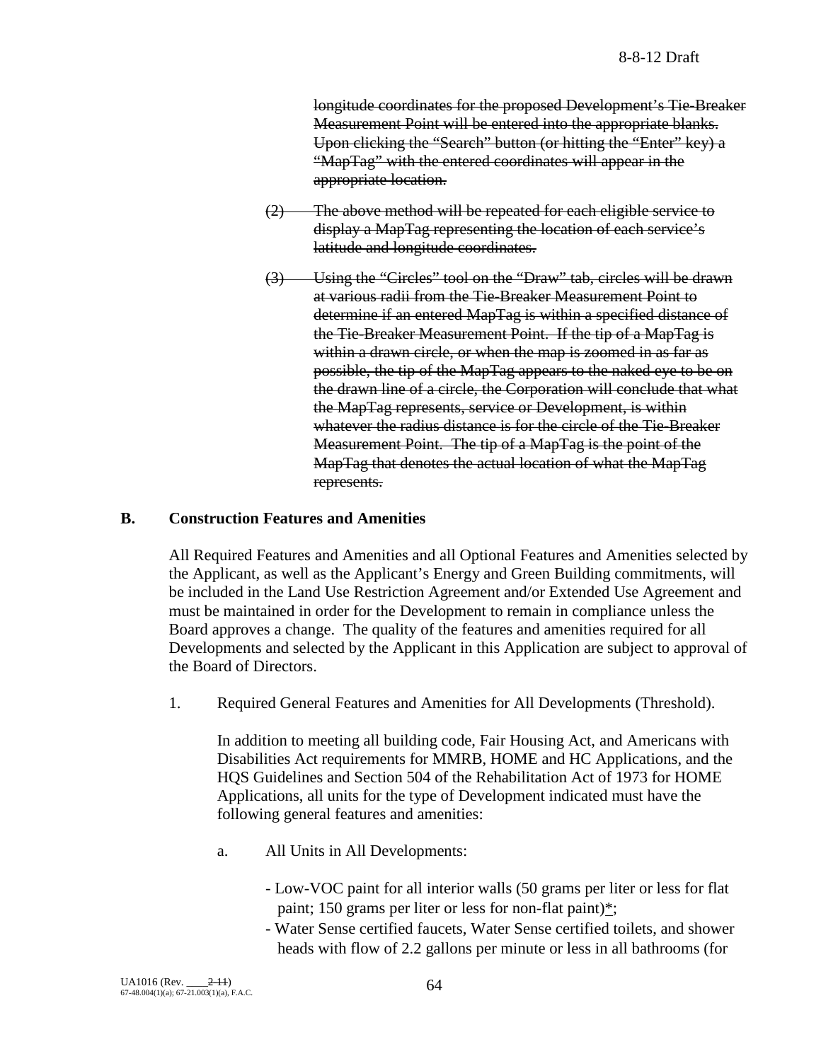~~longitude coordinates for the proposed Development's Tie-Breaker Measurement Point will be entered into the appropriate blanks. Upon clicking the "Search" button (or hitting the "Enter" key) a "MapTag" with the entered coordinates will appear in the appropriate location.~~

~~(2) The above method will be repeated for each eligible service to display a MapTag representing the location of each service's latitude and longitude coordinates.~~

~~(3) Using the "Circles" tool on the "Draw" tab, circles will be drawn at various radii from the Tie-Breaker Measurement Point to determine if an entered MapTag is within a specified distance of the Tie-Breaker Measurement Point. If the tip of a MapTag is within a drawn circle, or when the map is zoomed in as far as possible, the tip of the MapTag appears to the naked eye to be on the drawn line of a circle, the Corporation will conclude that what the MapTag represents, service or Development, is within whatever the radius distance is for the circle of the Tie-Breaker Measurement Point. The tip of a MapTag is the point of the MapTag that denotes the actual location of what the MapTag represents.~~

## B. Construction Features and Amenities

All Required Features and Amenities and all Optional Features and Amenities selected by the Applicant, as well as the Applicant's Energy and Green Building commitments, will be included in the Land Use Restriction Agreement and/or Extended Use Agreement and must be maintained in order for the Development to remain in compliance unless the Board approves a change. The quality of the features and amenities required for all Developments and selected by the Applicant in this Application are subject to approval of the Board of Directors.

1. Required General Features and Amenities for All Developments (Threshold).

   In addition to meeting all building code, Fair Housing Act, and Americans with Disabilities Act requirements for MMRB, HOME and HC Applications, and the HQS Guidelines and Section 504 of the Rehabilitation Act of 1973 for HOME Applications, all units for the type of Development indicated must have the following general features and amenities:

   a. All Units in All Developments:

      - Low-VOC paint for all interior walls (50 grams per liter or less for flat paint; 150 grams per liter or less for non-flat paint)<u>*</u>;
      - Water Sense certified faucets, Water Sense certified toilets, and shower heads with flow of 2.2 gallons per minute or less in all bathrooms (for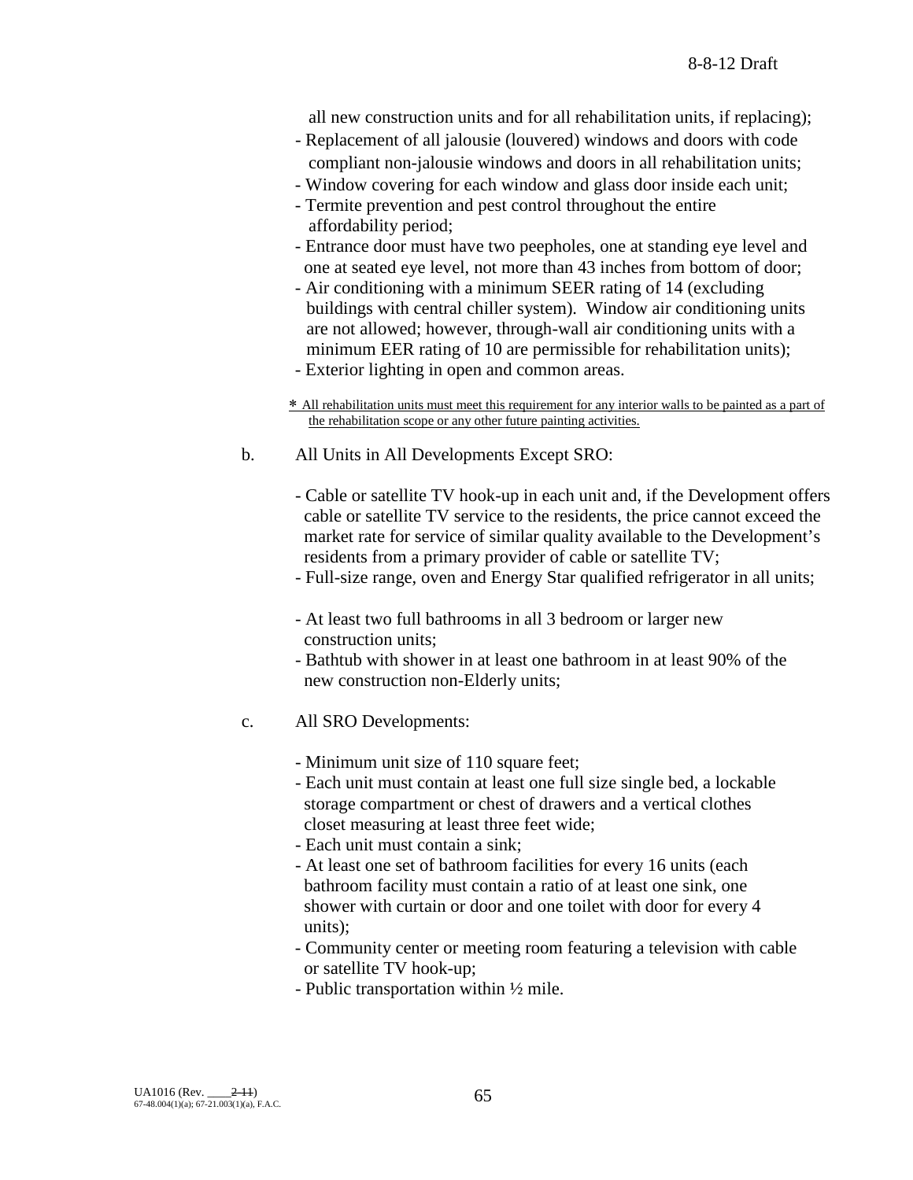all new construction units and for all rehabilitation units, if replacing);

- Replacement of all jalousie (louvered) windows and doors with code compliant non-jalousie windows and doors in all rehabilitation units;
- Window covering for each window and glass door inside each unit;
- Termite prevention and pest control throughout the entire affordability period;
- Entrance door must have two peepholes, one at standing eye level and one at seated eye level, not more than 43 inches from bottom of door;
- Air conditioning with a minimum SEER rating of 14 (excluding buildings with central chiller system). Window air conditioning units are not allowed; however, through-wall air conditioning units with a minimum EER rating of 10 are permissible for rehabilitation units);
- Exterior lighting in open and common areas.

\* All rehabilitation units must meet this requirement for any interior walls to be painted as a part of the rehabilitation scope or any other future painting activities.

b. All Units in All Developments Except SRO:

- Cable or satellite TV hook-up in each unit and, if the Development offers cable or satellite TV service to the residents, the price cannot exceed the market rate for service of similar quality available to the Development's residents from a primary provider of cable or satellite TV;
- Full-size range, oven and Energy Star qualified refrigerator in all units;
- At least two full bathrooms in all 3 bedroom or larger new construction units;
- Bathtub with shower in at least one bathroom in at least 90% of the new construction non-Elderly units;

c. All SRO Developments:

- Minimum unit size of 110 square feet;
- Each unit must contain at least one full size single bed, a lockable storage compartment or chest of drawers and a vertical clothes closet measuring at least three feet wide;
- Each unit must contain a sink;
- At least one set of bathroom facilities for every 16 units (each bathroom facility must contain a ratio of at least one sink, one shower with curtain or door and one toilet with door for every 4 units);
- Community center or meeting room featuring a television with cable or satellite TV hook-up;
- Public transportation within ½ mile.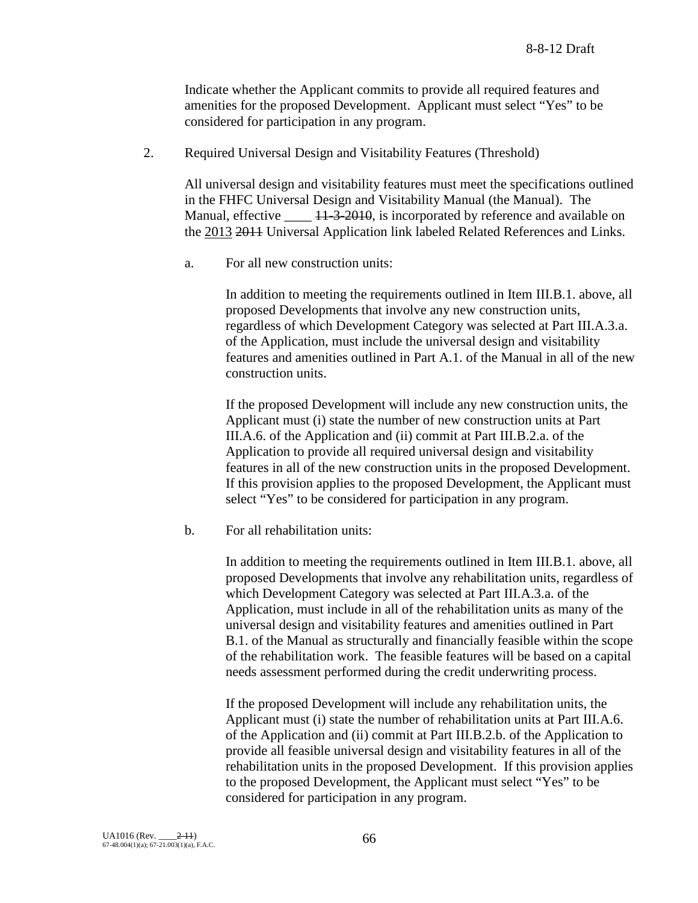Indicate whether the Applicant commits to provide all required features and amenities for the proposed Development. Applicant must select "Yes" to be considered for participation in any program.

2. Required Universal Design and Visitability Features (Threshold)

   All universal design and visitability features must meet the specifications outlined in the FHFC Universal Design and Visitability Manual (the Manual). The Manual, effective ____ ~~11-3-2010~~, is incorporated by reference and available on the 2013 ~~2011~~ Universal Application link labeled Related References and Links.

   a. For all new construction units:

      In addition to meeting the requirements outlined in Item III.B.1. above, all proposed Developments that involve any new construction units, regardless of which Development Category was selected at Part III.A.3.a. of the Application, must include the universal design and visitability features and amenities outlined in Part A.1. of the Manual in all of the new construction units.

      If the proposed Development will include any new construction units, the Applicant must (i) state the number of new construction units at Part III.A.6. of the Application and (ii) commit at Part III.B.2.a. of the Application to provide all required universal design and visitability features in all of the new construction units in the proposed Development. If this provision applies to the proposed Development, the Applicant must select "Yes" to be considered for participation in any program.

   b. For all rehabilitation units:

      In addition to meeting the requirements outlined in Item III.B.1. above, all proposed Developments that involve any rehabilitation units, regardless of which Development Category was selected at Part III.A.3.a. of the Application, must include in all of the rehabilitation units as many of the universal design and visitability features and amenities outlined in Part B.1. of the Manual as structurally and financially feasible within the scope of the rehabilitation work. The feasible features will be based on a capital needs assessment performed during the credit underwriting process.

      If the proposed Development will include any rehabilitation units, the Applicant must (i) state the number of rehabilitation units at Part III.A.6. of the Application and (ii) commit at Part III.B.2.b. of the Application to provide all feasible universal design and visitability features in all of the rehabilitation units in the proposed Development. If this provision applies to the proposed Development, the Applicant must select "Yes" to be considered for participation in any program.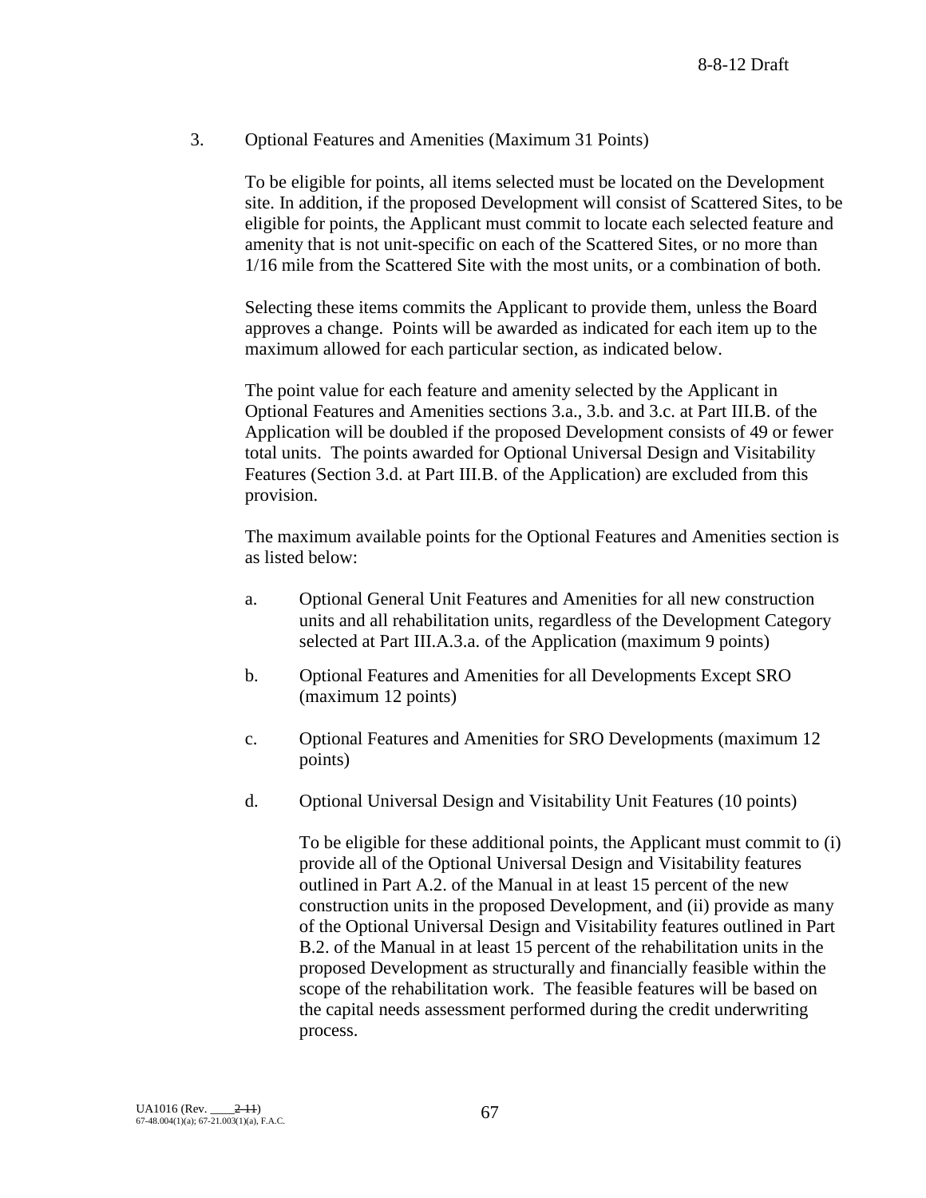3. Optional Features and Amenities (Maximum 31 Points)

To be eligible for points, all items selected must be located on the Development site. In addition, if the proposed Development will consist of Scattered Sites, to be eligible for points, the Applicant must commit to locate each selected feature and amenity that is not unit-specific on each of the Scattered Sites, or no more than 1/16 mile from the Scattered Site with the most units, or a combination of both.

Selecting these items commits the Applicant to provide them, unless the Board approves a change. Points will be awarded as indicated for each item up to the maximum allowed for each particular section, as indicated below.

The point value for each feature and amenity selected by the Applicant in Optional Features and Amenities sections 3.a., 3.b. and 3.c. at Part III.B. of the Application will be doubled if the proposed Development consists of 49 or fewer total units. The points awarded for Optional Universal Design and Visitability Features (Section 3.d. at Part III.B. of the Application) are excluded from this provision.

The maximum available points for the Optional Features and Amenities section is as listed below:

a. Optional General Unit Features and Amenities for all new construction units and all rehabilitation units, regardless of the Development Category selected at Part III.A.3.a. of the Application (maximum 9 points)

b. Optional Features and Amenities for all Developments Except SRO (maximum 12 points)

c. Optional Features and Amenities for SRO Developments (maximum 12 points)

d. Optional Universal Design and Visitability Unit Features (10 points)

   To be eligible for these additional points, the Applicant must commit to (i) provide all of the Optional Universal Design and Visitability features outlined in Part A.2. of the Manual in at least 15 percent of the new construction units in the proposed Development, and (ii) provide as many of the Optional Universal Design and Visitability features outlined in Part B.2. of the Manual in at least 15 percent of the rehabilitation units in the proposed Development as structurally and financially feasible within the scope of the rehabilitation work. The feasible features will be based on the capital needs assessment performed during the credit underwriting process.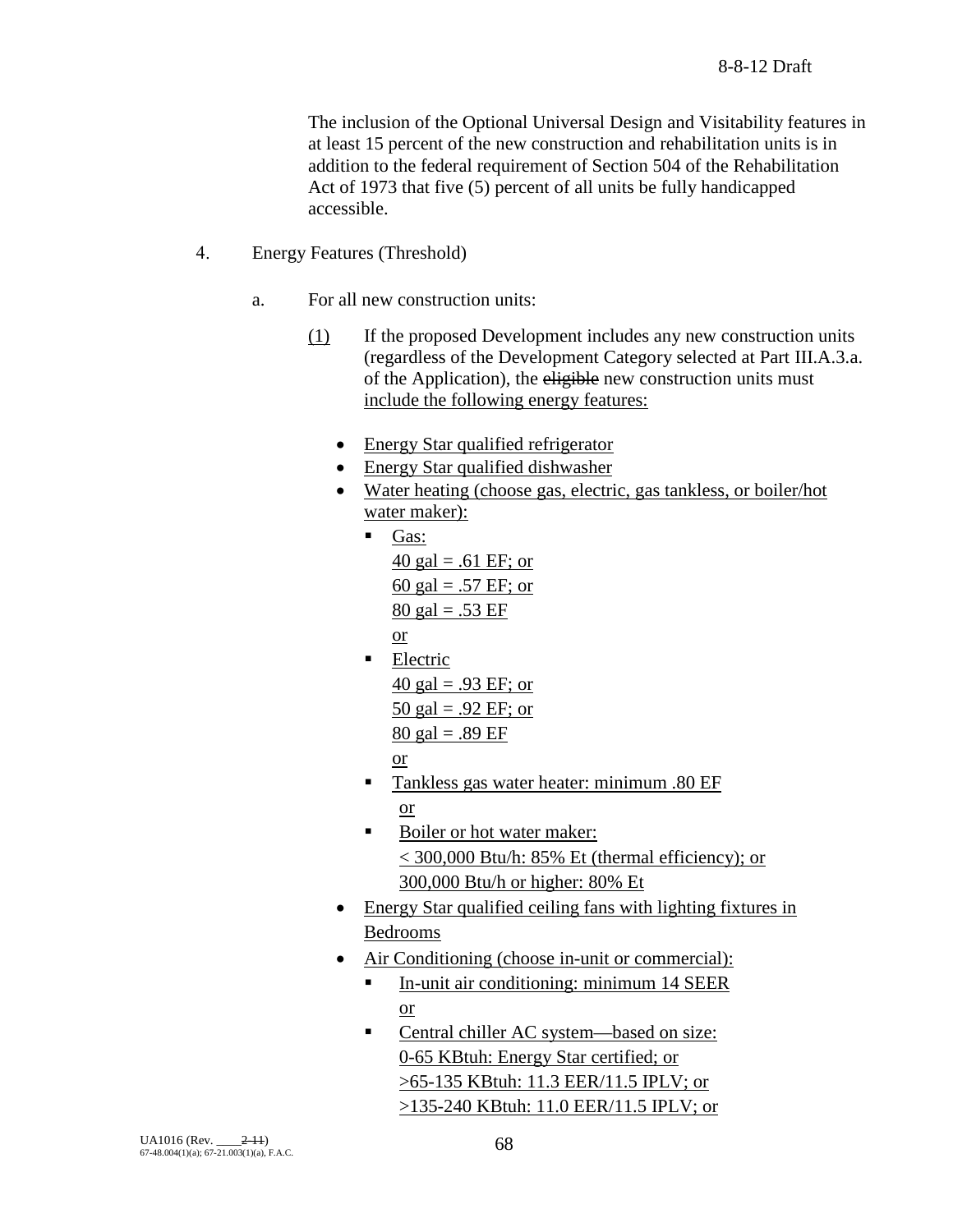The inclusion of the Optional Universal Design and Visitability features in at least 15 percent of the new construction and rehabilitation units is in addition to the federal requirement of Section 504 of the Rehabilitation Act of 1973 that five (5) percent of all units be fully handicapped accessible.

4. Energy Features (Threshold)

a. For all new construction units:

(1) If the proposed Development includes any new construction units (regardless of the Development Category selected at Part III.A.3.a. of the Application), the ~~eligible~~ new construction units must include the following energy features:

- Energy Star qualified refrigerator
- Energy Star qualified dishwasher
- Water heating (choose gas, electric, gas tankless, or boiler/hot water maker):
  - Gas:
    40 gal = .61 EF; or
    60 gal = .57 EF; or
    80 gal = .53 EF
    or
  - Electric
    40 gal = .93 EF; or
    50 gal = .92 EF; or
    80 gal = .89 EF
    or
  - Tankless gas water heater: minimum .80 EF
    or
  - Boiler or hot water maker:
    < 300,000 Btu/h: 85% Et (thermal efficiency); or
    300,000 Btu/h or higher: 80% Et
- Energy Star qualified ceiling fans with lighting fixtures in Bedrooms
- Air Conditioning (choose in-unit or commercial):
  - In-unit air conditioning: minimum 14 SEER
    or
  - Central chiller AC system—based on size:
    0-65 KBtuh: Energy Star certified; or
    >65-135 KBtuh: 11.3 EER/11.5 IPLV; or
    >135-240 KBtuh: 11.0 EER/11.5 IPLV; or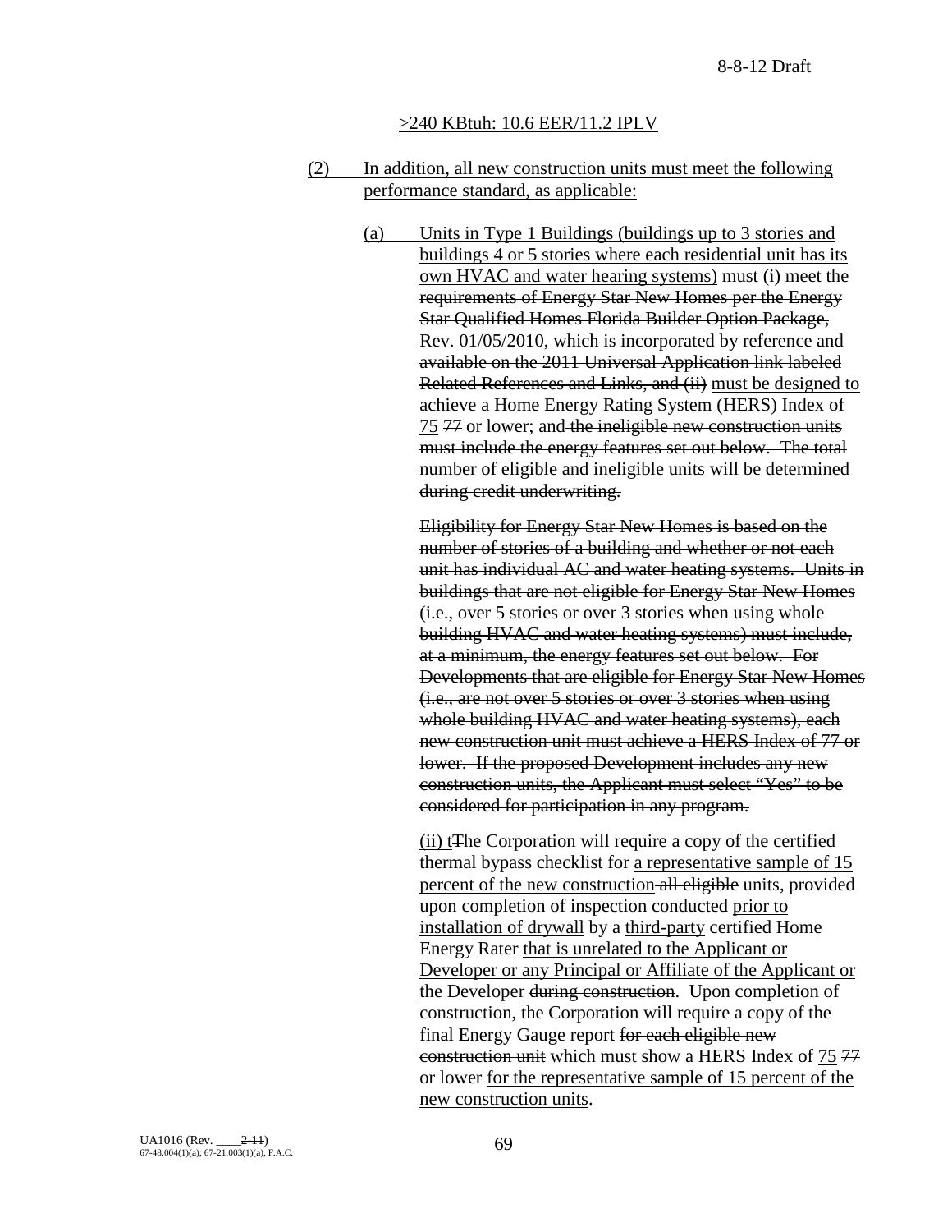>240 KBtuh: 10.6 EER/11.2 IPLV

(2) In addition, all new construction units must meet the following performance standard, as applicable:

(a) Units in Type 1 Buildings (buildings up to 3 stories and buildings 4 or 5 stories where each residential unit has its own HVAC and water hearing systems) ~~must~~ (i) ~~meet the requirements of Energy Star New Homes per the Energy Star Qualified Homes Florida Builder Option Package, Rev. 01/05/2010, which is incorporated by reference and available on the 2011 Universal Application link labeled Related References and Links, and (ii)~~ must be designed to achieve a Home Energy Rating System (HERS) Index of 75 ~~77~~ or lower; and ~~the ineligible new construction units must include the energy features set out below. The total number of eligible and ineligible units will be determined during credit underwriting.~~

~~Eligibility for Energy Star New Homes is based on the number of stories of a building and whether or not each unit has individual AC and water heating systems. Units in buildings that are not eligible for Energy Star New Homes (i.e., over 5 stories or over 3 stories when using whole building HVAC and water heating systems) must include, at a minimum, the energy features set out below. For Developments that are eligible for Energy Star New Homes (i.e., are not over 5 stories or over 3 stories when using whole building HVAC and water heating systems), each new construction unit must achieve a HERS Index of 77 or lower. If the proposed Development includes any new construction units, the Applicant must select "Yes" to be considered for participation in any program.~~

(ii) t~~T~~he Corporation will require a copy of the certified thermal bypass checklist for a representative sample of 15 percent of the new construction ~~all eligible~~ units, provided upon completion of inspection conducted prior to installation of drywall by a third-party certified Home Energy Rater that is unrelated to the Applicant or Developer or any Principal or Affiliate of the Applicant or the Developer ~~during construction~~. Upon completion of construction, the Corporation will require a copy of the final Energy Gauge report ~~for each eligible new construction unit~~ which must show a HERS Index of 75 ~~77~~ or lower for the representative sample of 15 percent of the new construction units.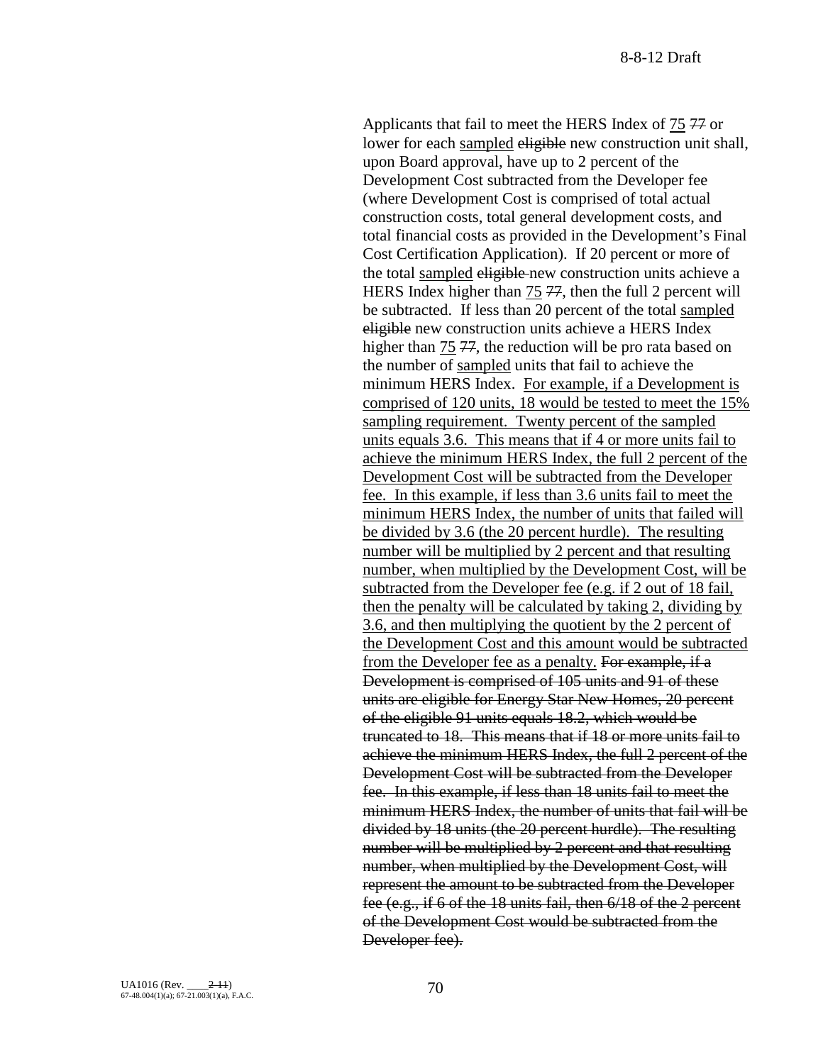Applicants that fail to meet the HERS Index of <u>75</u> ~~77~~ or lower for each <u>sampled</u> ~~eligible~~ new construction unit shall, upon Board approval, have up to 2 percent of the Development Cost subtracted from the Developer fee (where Development Cost is comprised of total actual construction costs, total general development costs, and total financial costs as provided in the Development's Final Cost Certification Application). If 20 percent or more of the total <u>sampled</u> ~~eligible~~ new construction units achieve a HERS Index higher than <u>75</u> ~~77~~, then the full 2 percent will be subtracted. If less than 20 percent of the total <u>sampled</u> ~~eligible~~ new construction units achieve a HERS Index higher than <u>75</u> ~~77~~, the reduction will be pro rata based on the number of <u>sampled</u> units that fail to achieve the minimum HERS Index. <u>For example, if a Development is comprised of 120 units, 18 would be tested to meet the 15% sampling requirement. Twenty percent of the sampled units equals 3.6. This means that if 4 or more units fail to achieve the minimum HERS Index, the full 2 percent of the Development Cost will be subtracted from the Developer fee. In this example, if less than 3.6 units fail to meet the minimum HERS Index, the number of units that failed will be divided by 3.6 (the 20 percent hurdle). The resulting number will be multiplied by 2 percent and that resulting number, when multiplied by the Development Cost, will be subtracted from the Developer fee (e.g. if 2 out of 18 fail, then the penalty will be calculated by taking 2, dividing by 3.6, and then multiplying the quotient by the 2 percent of the Development Cost and this amount would be subtracted from the Developer fee as a penalty.</u> ~~For example, if a Development is comprised of 105 units and 91 of these units are eligible for Energy Star New Homes, 20 percent of the eligible 91 units equals 18.2, which would be truncated to 18. This means that if 18 or more units fail to achieve the minimum HERS Index, the full 2 percent of the Development Cost will be subtracted from the Developer fee. In this example, if less than 18 units fail to meet the minimum HERS Index, the number of units that fail will be divided by 18 units (the 20 percent hurdle). The resulting number will be multiplied by 2 percent and that resulting number, when multiplied by the Development Cost, will represent the amount to be subtracted from the Developer fee (e.g., if 6 of the 18 units fail, then 6/18 of the 2 percent of the Development Cost would be subtracted from the Developer fee).~~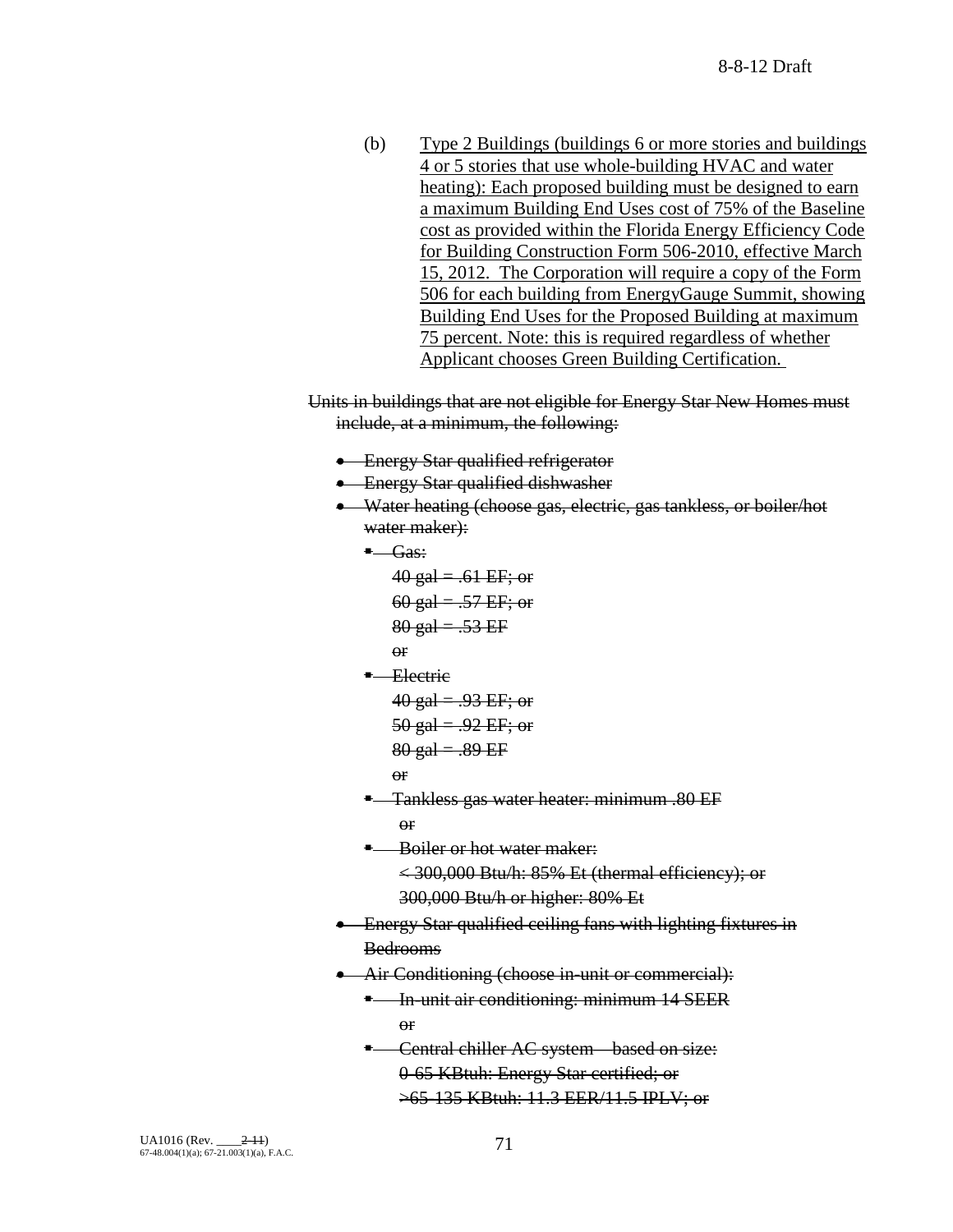(b) Type 2 Buildings (buildings 6 or more stories and buildings 4 or 5 stories that use whole-building HVAC and water heating): Each proposed building must be designed to earn a maximum Building End Uses cost of 75% of the Baseline cost as provided within the Florida Energy Efficiency Code for Building Construction Form 506-2010, effective March 15, 2012. The Corporation will require a copy of the Form 506 for each building from EnergyGauge Summit, showing Building End Uses for the Proposed Building at maximum 75 percent. Note: this is required regardless of whether Applicant chooses Green Building Certification.

~~Units in buildings that are not eligible for Energy Star New Homes must include, at a minimum, the following:~~

- ~~Energy Star qualified refrigerator~~
- ~~Energy Star qualified dishwasher~~
- ~~Water heating (choose gas, electric, gas tankless, or boiler/hot water maker):~~
  - ~~Gas:~~
    ~~40 gal = .61 EF; or~~
    ~~60 gal = .57 EF; or~~
    ~~80 gal = .53 EF~~
    ~~or~~
  - ~~Electric~~
    ~~40 gal = .93 EF; or~~
    ~~50 gal = .92 EF; or~~
    ~~80 gal = .89 EF~~
    ~~or~~
  - ~~Tankless gas water heater: minimum .80 EF~~
    ~~or~~
  - ~~Boiler or hot water maker:~~
    ~~< 300,000 Btu/h: 85% Et (thermal efficiency); or~~
    ~~300,000 Btu/h or higher: 80% Et~~
- ~~Energy Star qualified ceiling fans with lighting fixtures in Bedrooms~~
- ~~Air Conditioning (choose in-unit or commercial):~~
  - ~~In-unit air conditioning: minimum 14 SEER~~
    ~~or~~
  - ~~Central chiller AC system – based on size:~~
    ~~0-65 KBtuh: Energy Star certified; or~~
    ~~>65-135 KBtuh: 11.3 EER/11.5 IPLV; or~~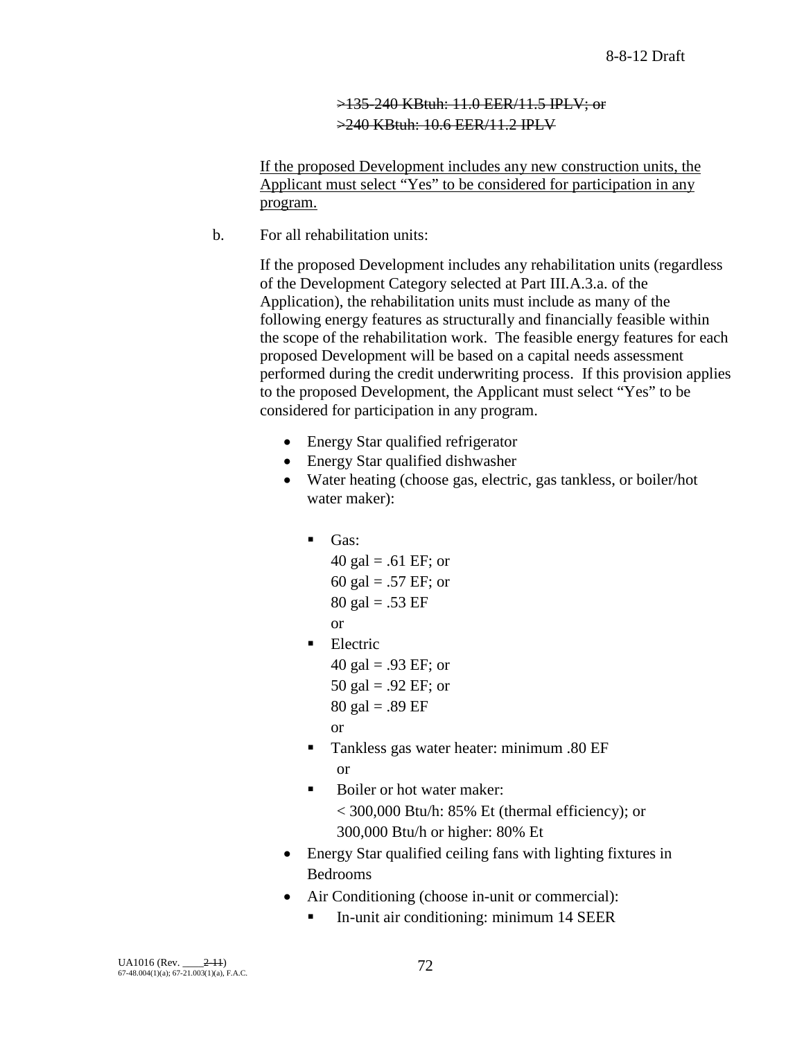~~>135-240 KBtuh: 11.0 EER/11.5 IPLV; or~~
~~>240 KBtuh: 10.6 EER/11.2 IPLV~~

<u>If the proposed Development includes any new construction units, the Applicant must select "Yes" to be considered for participation in any program.</u>

b. For all rehabilitation units:

If the proposed Development includes any rehabilitation units (regardless of the Development Category selected at Part III.A.3.a. of the Application), the rehabilitation units must include as many of the following energy features as structurally and financially feasible within the scope of the rehabilitation work. The feasible energy features for each proposed Development will be based on a capital needs assessment performed during the credit underwriting process. If this provision applies to the proposed Development, the Applicant must select "Yes" to be considered for participation in any program.

- Energy Star qualified refrigerator
- Energy Star qualified dishwasher
- Water heating (choose gas, electric, gas tankless, or boiler/hot water maker):
  - Gas:
    40 gal = .61 EF; or
    60 gal = .57 EF; or
    80 gal = .53 EF
    or
  - Electric
    40 gal = .93 EF; or
    50 gal = .92 EF; or
    80 gal = .89 EF
    or
  - Tankless gas water heater: minimum .80 EF
    or
  - Boiler or hot water maker:
    < 300,000 Btu/h: 85% Et (thermal efficiency); or
    300,000 Btu/h or higher: 80% Et
- Energy Star qualified ceiling fans with lighting fixtures in Bedrooms
- Air Conditioning (choose in-unit or commercial):
  - In-unit air conditioning: minimum 14 SEER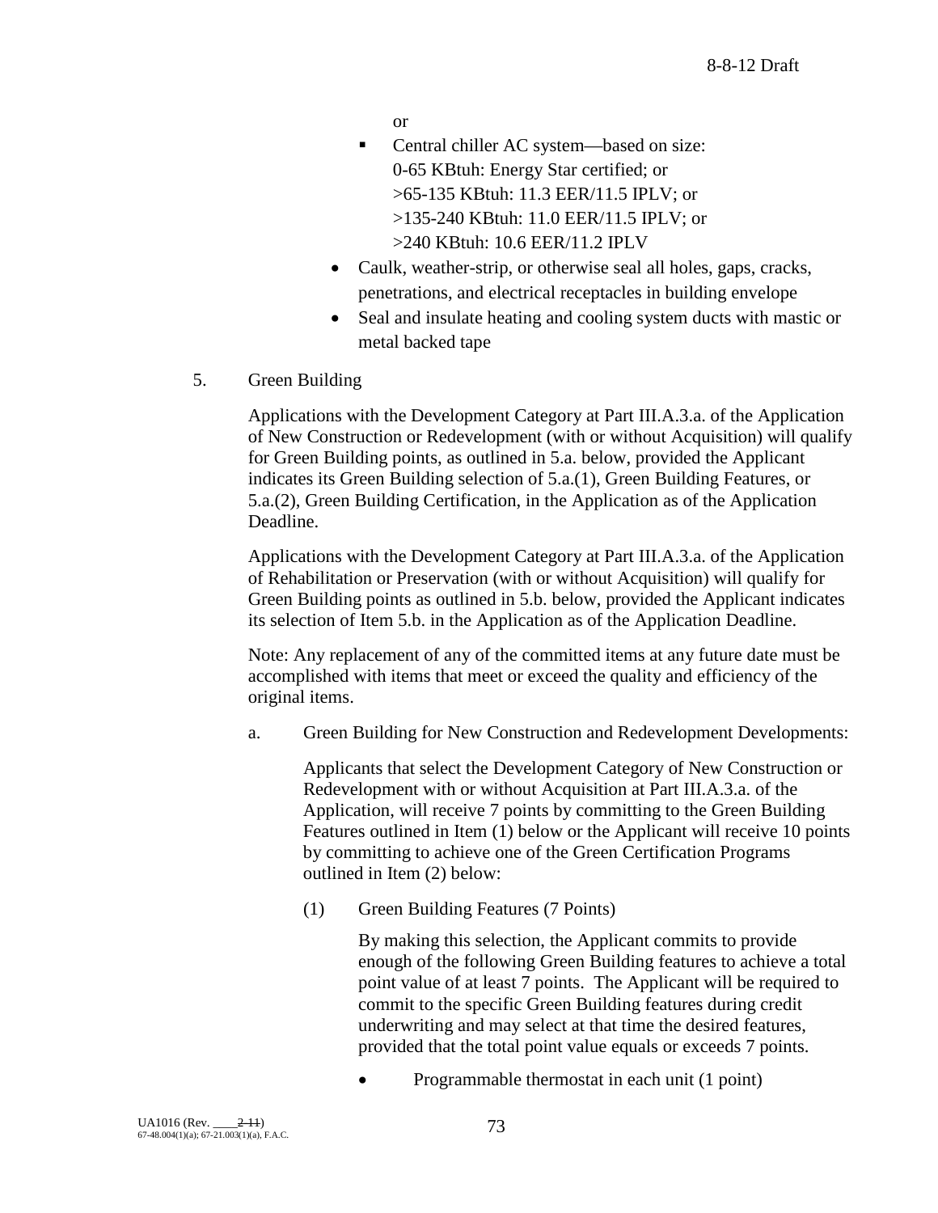or

- Central chiller AC system—based on size:
  0-65 KBtuh: Energy Star certified; or
  >65-135 KBtuh: 11.3 EER/11.5 IPLV; or
  >135-240 KBtuh: 11.0 EER/11.5 IPLV; or
  >240 KBtuh: 10.6 EER/11.2 IPLV

- Caulk, weather-strip, or otherwise seal all holes, gaps, cracks, penetrations, and electrical receptacles in building envelope
- Seal and insulate heating and cooling system ducts with mastic or metal backed tape

5. Green Building

Applications with the Development Category at Part III.A.3.a. of the Application of New Construction or Redevelopment (with or without Acquisition) will qualify for Green Building points, as outlined in 5.a. below, provided the Applicant indicates its Green Building selection of 5.a.(1), Green Building Features, or 5.a.(2), Green Building Certification, in the Application as of the Application Deadline.

Applications with the Development Category at Part III.A.3.a. of the Application of Rehabilitation or Preservation (with or without Acquisition) will qualify for Green Building points as outlined in 5.b. below, provided the Applicant indicates its selection of Item 5.b. in the Application as of the Application Deadline.

Note: Any replacement of any of the committed items at any future date must be accomplished with items that meet or exceed the quality and efficiency of the original items.

a. Green Building for New Construction and Redevelopment Developments:

Applicants that select the Development Category of New Construction or Redevelopment with or without Acquisition at Part III.A.3.a. of the Application, will receive 7 points by committing to the Green Building Features outlined in Item (1) below or the Applicant will receive 10 points by committing to achieve one of the Green Certification Programs outlined in Item (2) below:

(1) Green Building Features (7 Points)

By making this selection, the Applicant commits to provide enough of the following Green Building features to achieve a total point value of at least 7 points. The Applicant will be required to commit to the specific Green Building features during credit underwriting and may select at that time the desired features, provided that the total point value equals or exceeds 7 points.

- Programmable thermostat in each unit (1 point)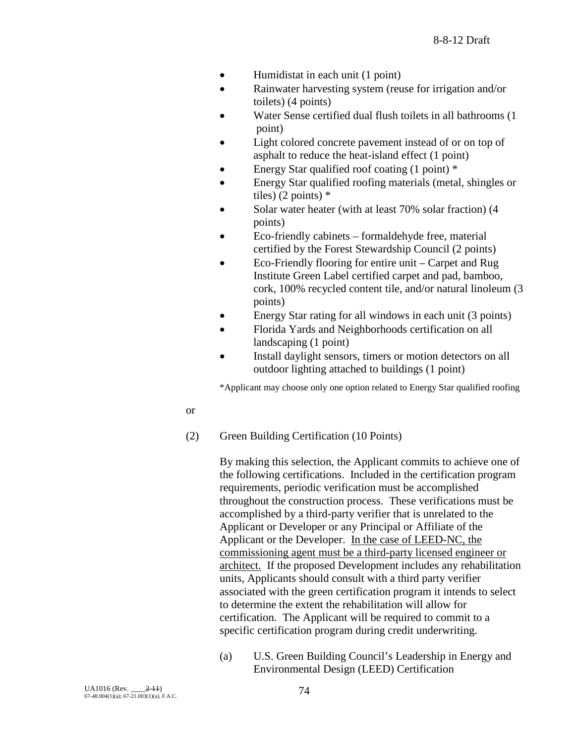- Humidistat in each unit (1 point)
- Rainwater harvesting system (reuse for irrigation and/or toilets) (4 points)
- Water Sense certified dual flush toilets in all bathrooms (1 point)
- Light colored concrete pavement instead of or on top of asphalt to reduce the heat-island effect (1 point)
- Energy Star qualified roof coating (1 point) *
- Energy Star qualified roofing materials (metal, shingles or tiles) (2 points) *
- Solar water heater (with at least 70% solar fraction) (4 points)
- Eco-friendly cabinets – formaldehyde free, material certified by the Forest Stewardship Council (2 points)
- Eco-Friendly flooring for entire unit – Carpet and Rug Institute Green Label certified carpet and pad, bamboo, cork, 100% recycled content tile, and/or natural linoleum (3 points)
- Energy Star rating for all windows in each unit (3 points)
- Florida Yards and Neighborhoods certification on all landscaping (1 point)
- Install daylight sensors, timers or motion detectors on all outdoor lighting attached to buildings (1 point)

*Applicant may choose only one option related to Energy Star qualified roofing

or

(2) Green Building Certification (10 Points)

By making this selection, the Applicant commits to achieve one of the following certifications. Included in the certification program requirements, periodic verification must be accomplished throughout the construction process. These verifications must be accomplished by a third-party verifier that is unrelated to the Applicant or Developer or any Principal or Affiliate of the Applicant or the Developer. <u>In the case of LEED-NC, the commissioning agent must be a third-party licensed engineer or architect.</u> If the proposed Development includes any rehabilitation units, Applicants should consult with a third party verifier associated with the green certification program it intends to select to determine the extent the rehabilitation will allow for certification. The Applicant will be required to commit to a specific certification program during credit underwriting.

(a) U.S. Green Building Council's Leadership in Energy and Environmental Design (LEED) Certification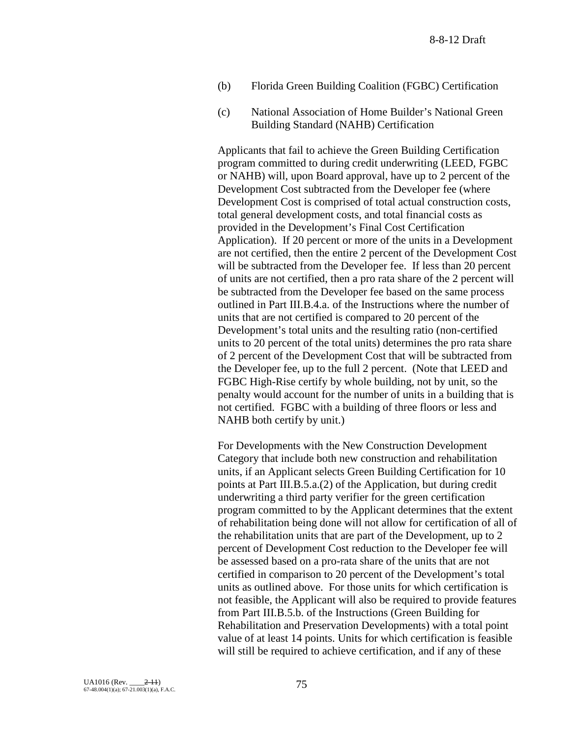(b) Florida Green Building Coalition (FGBC) Certification

(c) National Association of Home Builder's National Green Building Standard (NAHB) Certification

Applicants that fail to achieve the Green Building Certification program committed to during credit underwriting (LEED, FGBC or NAHB) will, upon Board approval, have up to 2 percent of the Development Cost subtracted from the Developer fee (where Development Cost is comprised of total actual construction costs, total general development costs, and total financial costs as provided in the Development's Final Cost Certification Application). If 20 percent or more of the units in a Development are not certified, then the entire 2 percent of the Development Cost will be subtracted from the Developer fee. If less than 20 percent of units are not certified, then a pro rata share of the 2 percent will be subtracted from the Developer fee based on the same process outlined in Part III.B.4.a. of the Instructions where the number of units that are not certified is compared to 20 percent of the Development's total units and the resulting ratio (non-certified units to 20 percent of the total units) determines the pro rata share of 2 percent of the Development Cost that will be subtracted from the Developer fee, up to the full 2 percent. (Note that LEED and FGBC High-Rise certify by whole building, not by unit, so the penalty would account for the number of units in a building that is not certified. FGBC with a building of three floors or less and NAHB both certify by unit.)

For Developments with the New Construction Development Category that include both new construction and rehabilitation units, if an Applicant selects Green Building Certification for 10 points at Part III.B.5.a.(2) of the Application, but during credit underwriting a third party verifier for the green certification program committed to by the Applicant determines that the extent of rehabilitation being done will not allow for certification of all of the rehabilitation units that are part of the Development, up to 2 percent of Development Cost reduction to the Developer fee will be assessed based on a pro-rata share of the units that are not certified in comparison to 20 percent of the Development's total units as outlined above. For those units for which certification is not feasible, the Applicant will also be required to provide features from Part III.B.5.b. of the Instructions (Green Building for Rehabilitation and Preservation Developments) with a total point value of at least 14 points. Units for which certification is feasible will still be required to achieve certification, and if any of these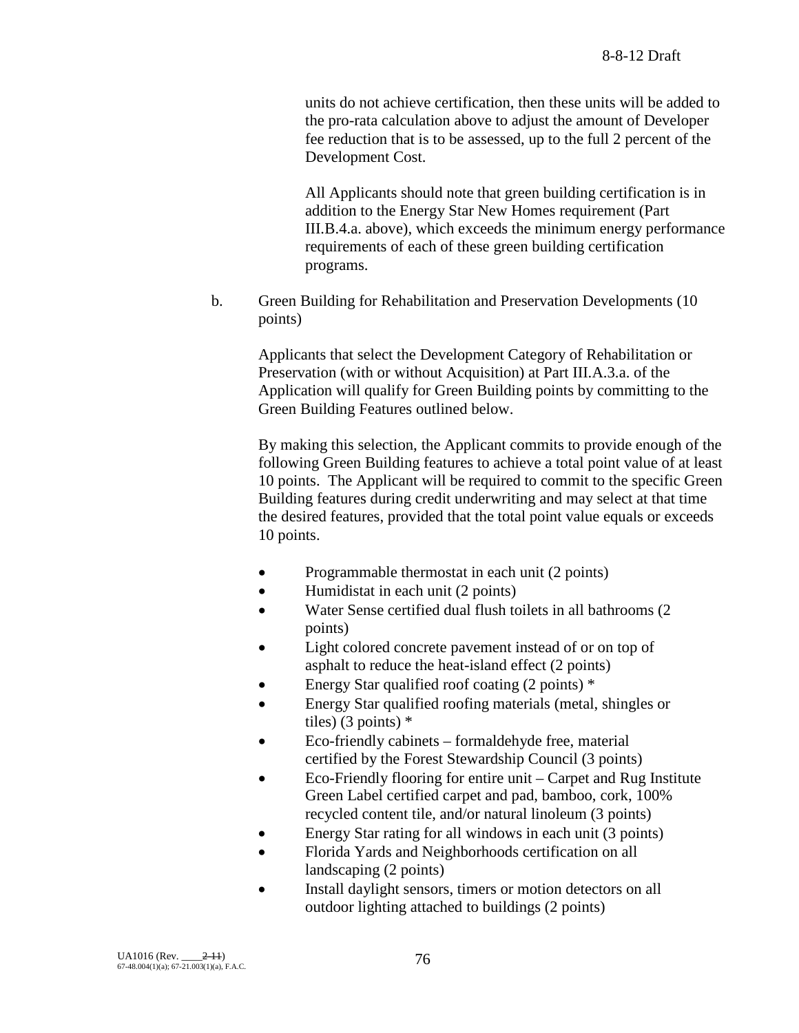units do not achieve certification, then these units will be added to the pro-rata calculation above to adjust the amount of Developer fee reduction that is to be assessed, up to the full 2 percent of the Development Cost.

All Applicants should note that green building certification is in addition to the Energy Star New Homes requirement (Part III.B.4.a. above), which exceeds the minimum energy performance requirements of each of these green building certification programs.

b. Green Building for Rehabilitation and Preservation Developments (10 points)

Applicants that select the Development Category of Rehabilitation or Preservation (with or without Acquisition) at Part III.A.3.a. of the Application will qualify for Green Building points by committing to the Green Building Features outlined below.

By making this selection, the Applicant commits to provide enough of the following Green Building features to achieve a total point value of at least 10 points. The Applicant will be required to commit to the specific Green Building features during credit underwriting and may select at that time the desired features, provided that the total point value equals or exceeds 10 points.

- Programmable thermostat in each unit (2 points)
- Humidistat in each unit (2 points)
- Water Sense certified dual flush toilets in all bathrooms (2 points)
- Light colored concrete pavement instead of or on top of asphalt to reduce the heat-island effect (2 points)
- Energy Star qualified roof coating (2 points) *
- Energy Star qualified roofing materials (metal, shingles or tiles) (3 points) *
- Eco-friendly cabinets – formaldehyde free, material certified by the Forest Stewardship Council (3 points)
- Eco-Friendly flooring for entire unit – Carpet and Rug Institute Green Label certified carpet and pad, bamboo, cork, 100% recycled content tile, and/or natural linoleum (3 points)
- Energy Star rating for all windows in each unit (3 points)
- Florida Yards and Neighborhoods certification on all landscaping (2 points)
- Install daylight sensors, timers or motion detectors on all outdoor lighting attached to buildings (2 points)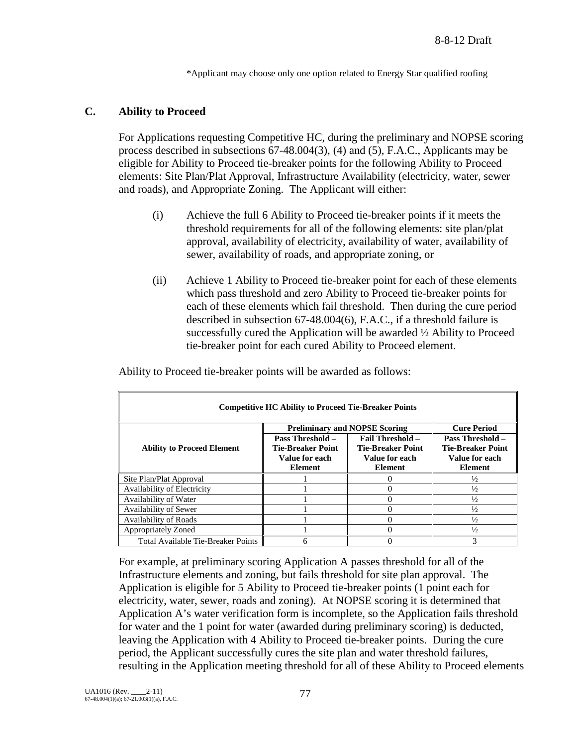\*Applicant may choose only one option related to Energy Star qualified roofing

## C. Ability to Proceed

For Applications requesting Competitive HC, during the preliminary and NOPSE scoring process described in subsections 67-48.004(3), (4) and (5), F.A.C., Applicants may be eligible for Ability to Proceed tie-breaker points for the following Ability to Proceed elements: Site Plan/Plat Approval, Infrastructure Availability (electricity, water, sewer and roads), and Appropriate Zoning. The Applicant will either:

(i) Achieve the full 6 Ability to Proceed tie-breaker points if it meets the threshold requirements for all of the following elements: site plan/plat approval, availability of electricity, availability of water, availability of sewer, availability of roads, and appropriate zoning, or

(ii) Achieve 1 Ability to Proceed tie-breaker point for each of these elements which pass threshold and zero Ability to Proceed tie-breaker points for each of these elements which fail threshold. Then during the cure period described in subsection 67-48.004(6), F.A.C., if a threshold failure is successfully cured the Application will be awarded ½ Ability to Proceed tie-breaker point for each cured Ability to Proceed element.

Ability to Proceed tie-breaker points will be awarded as follows:

| **Competitive HC Ability to Proceed Tie-Breaker Points** | | | |
|---|---|---|---|
| | **Preliminary and NOPSE Scoring** | | **Cure Period** |
| **Ability to Proceed Element** | **Pass Threshold – Tie-Breaker Point Value for each Element** | **Fail Threshold – Tie-Breaker Point Value for each Element** | **Pass Threshold – Tie-Breaker Point Value for each Element** |
| Site Plan/Plat Approval | 1 | 0 | ½ |
| Availability of Electricity | 1 | 0 | ½ |
| Availability of Water | 1 | 0 | ½ |
| Availability of Sewer | 1 | 0 | ½ |
| Availability of Roads | 1 | 0 | ½ |
| Appropriately Zoned | 1 | 0 | ½ |
| Total Available Tie-Breaker Points | 6 | 0 | 3 |

For example, at preliminary scoring Application A passes threshold for all of the Infrastructure elements and zoning, but fails threshold for site plan approval. The Application is eligible for 5 Ability to Proceed tie-breaker points (1 point each for electricity, water, sewer, roads and zoning). At NOPSE scoring it is determined that Application A's water verification form is incomplete, so the Application fails threshold for water and the 1 point for water (awarded during preliminary scoring) is deducted, leaving the Application with 4 Ability to Proceed tie-breaker points. During the cure period, the Applicant successfully cures the site plan and water threshold failures, resulting in the Application meeting threshold for all of these Ability to Proceed elements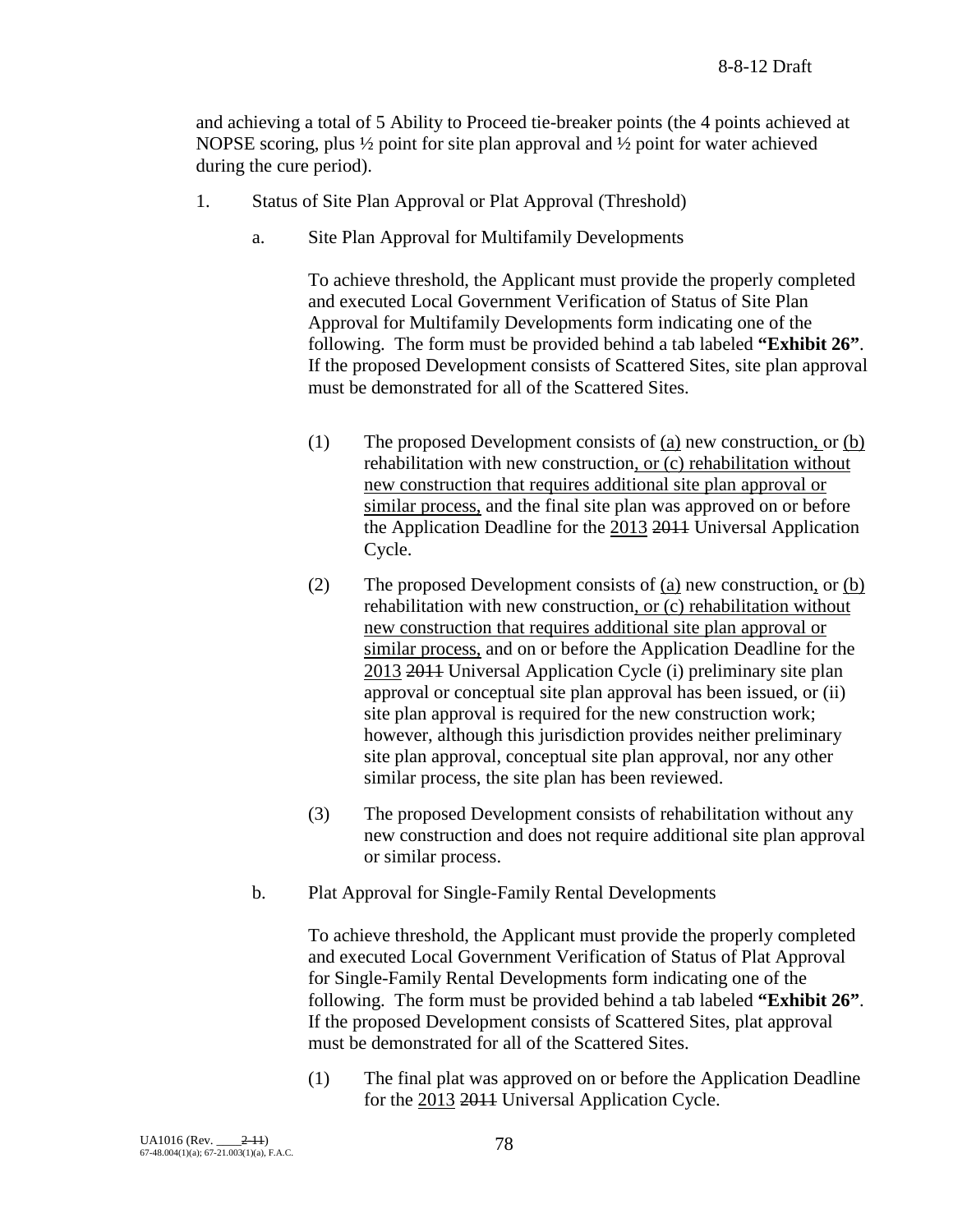and achieving a total of 5 Ability to Proceed tie-breaker points (the 4 points achieved at NOPSE scoring, plus ½ point for site plan approval and ½ point for water achieved during the cure period).

1. Status of Site Plan Approval or Plat Approval (Threshold)

   a. Site Plan Approval for Multifamily Developments

      To achieve threshold, the Applicant must provide the properly completed and executed Local Government Verification of Status of Site Plan Approval for Multifamily Developments form indicating one of the following. The form must be provided behind a tab labeled **"Exhibit 26"**. If the proposed Development consists of Scattered Sites, site plan approval must be demonstrated for all of the Scattered Sites.

      (1) The proposed Development consists of (a) new construction, or (b) rehabilitation with new construction, or (c) rehabilitation without new construction that requires additional site plan approval or similar process, and the final site plan was approved on or before the Application Deadline for the 2013 ~~2011~~ Universal Application Cycle.

      (2) The proposed Development consists of (a) new construction, or (b) rehabilitation with new construction, or (c) rehabilitation without new construction that requires additional site plan approval or similar process, and on or before the Application Deadline for the 2013 ~~2011~~ Universal Application Cycle (i) preliminary site plan approval or conceptual site plan approval has been issued, or (ii) site plan approval is required for the new construction work; however, although this jurisdiction provides neither preliminary site plan approval, conceptual site plan approval, nor any other similar process, the site plan has been reviewed.

      (3) The proposed Development consists of rehabilitation without any new construction and does not require additional site plan approval or similar process.

   b. Plat Approval for Single-Family Rental Developments

      To achieve threshold, the Applicant must provide the properly completed and executed Local Government Verification of Status of Plat Approval for Single-Family Rental Developments form indicating one of the following. The form must be provided behind a tab labeled **"Exhibit 26"**. If the proposed Development consists of Scattered Sites, plat approval must be demonstrated for all of the Scattered Sites.

      (1) The final plat was approved on or before the Application Deadline for the 2013 ~~2011~~ Universal Application Cycle.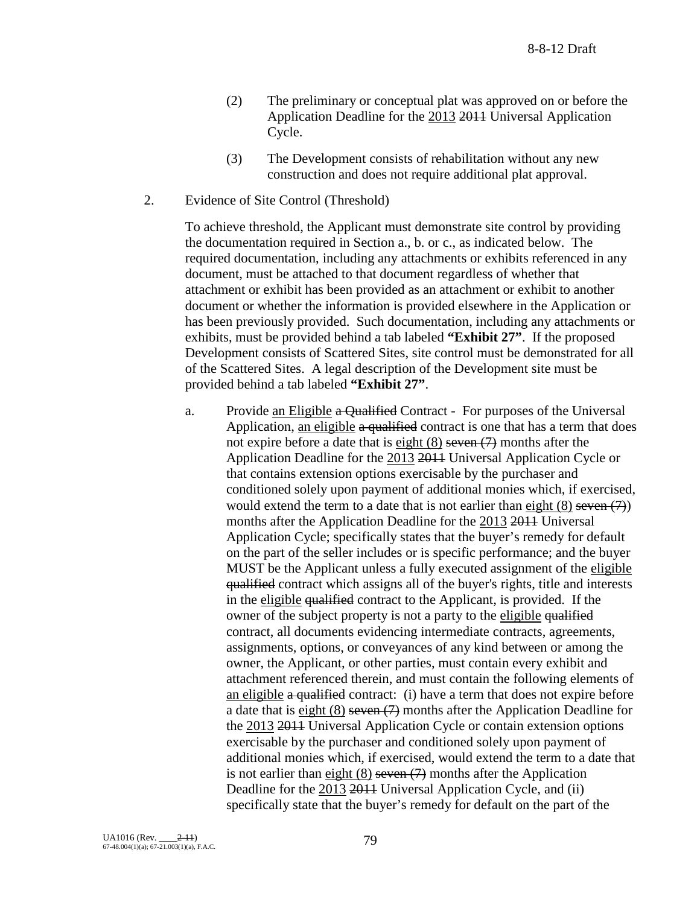(2) The preliminary or conceptual plat was approved on or before the Application Deadline for the 2013 ~~2011~~ Universal Application Cycle.

(3) The Development consists of rehabilitation without any new construction and does not require additional plat approval.

2. Evidence of Site Control (Threshold)

To achieve threshold, the Applicant must demonstrate site control by providing the documentation required in Section a., b. or c., as indicated below. The required documentation, including any attachments or exhibits referenced in any document, must be attached to that document regardless of whether that attachment or exhibit has been provided as an attachment or exhibit to another document or whether the information is provided elsewhere in the Application or has been previously provided. Such documentation, including any attachments or exhibits, must be provided behind a tab labeled **"Exhibit 27"**. If the proposed Development consists of Scattered Sites, site control must be demonstrated for all of the Scattered Sites. A legal description of the Development site must be provided behind a tab labeled **"Exhibit 27"**.

a. Provide an Eligible ~~a Qualified~~ Contract - For purposes of the Universal Application, an eligible ~~a qualified~~ contract is one that has a term that does not expire before a date that is eight (8) ~~seven (7)~~ months after the Application Deadline for the 2013 ~~2011~~ Universal Application Cycle or that contains extension options exercisable by the purchaser and conditioned solely upon payment of additional monies which, if exercised, would extend the term to a date that is not earlier than eight (8) ~~seven (7)~~) months after the Application Deadline for the 2013 ~~2011~~ Universal Application Cycle; specifically states that the buyer's remedy for default on the part of the seller includes or is specific performance; and the buyer MUST be the Applicant unless a fully executed assignment of the eligible ~~qualified~~ contract which assigns all of the buyer's rights, title and interests in the eligible ~~qualified~~ contract to the Applicant, is provided. If the owner of the subject property is not a party to the eligible ~~qualified~~ contract, all documents evidencing intermediate contracts, agreements, assignments, options, or conveyances of any kind between or among the owner, the Applicant, or other parties, must contain every exhibit and attachment referenced therein, and must contain the following elements of an eligible ~~a qualified~~ contract: (i) have a term that does not expire before a date that is eight (8) ~~seven (7)~~ months after the Application Deadline for the 2013 ~~2011~~ Universal Application Cycle or contain extension options exercisable by the purchaser and conditioned solely upon payment of additional monies which, if exercised, would extend the term to a date that is not earlier than eight (8) ~~seven (7)~~ months after the Application Deadline for the 2013 ~~2011~~ Universal Application Cycle, and (ii) specifically state that the buyer's remedy for default on the part of the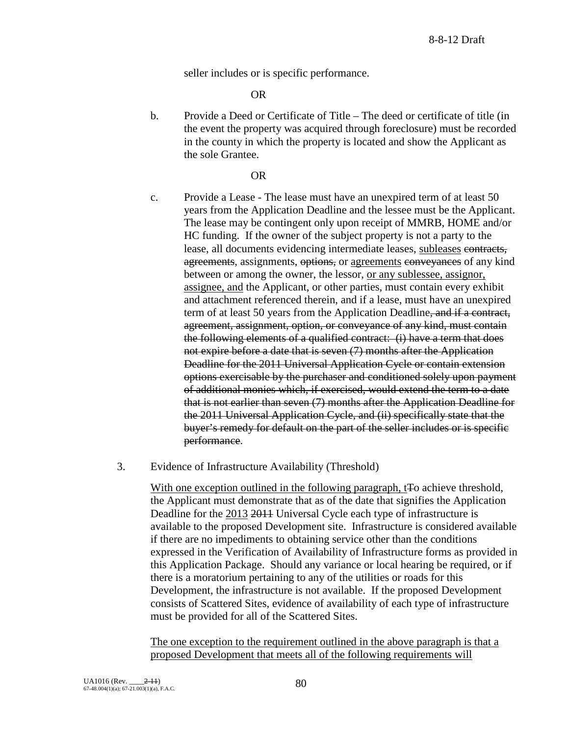seller includes or is specific performance.

OR

b. Provide a Deed or Certificate of Title – The deed or certificate of title (in the event the property was acquired through foreclosure) must be recorded in the county in which the property is located and show the Applicant as the sole Grantee.

OR

c. Provide a Lease - The lease must have an unexpired term of at least 50 years from the Application Deadline and the lessee must be the Applicant. The lease may be contingent only upon receipt of MMRB, HOME and/or HC funding. If the owner of the subject property is not a party to the lease, all documents evidencing intermediate leases, <u>subleases</u> ~~contracts, agreements~~, assignments, ~~options,~~ or <u>agreements</u> ~~conveyances~~ of any kind between or among the owner, the lessor, <u>or any sublessee, assignor, assignee, and</u> the Applicant, or other parties, must contain every exhibit and attachment referenced therein, and if a lease, must have an unexpired term of at least 50 years from the Application Deadline~~, and if a contract, agreement, assignment, option, or conveyance of any kind, must contain the following elements of a qualified contract: (i) have a term that does not expire before a date that is seven (7) months after the Application Deadline for the 2011 Universal Application Cycle or contain extension options exercisable by the purchaser and conditioned solely upon payment of additional monies which, if exercised, would extend the term to a date that is not earlier than seven (7) months after the Application Deadline for the 2011 Universal Application Cycle, and (ii) specifically state that the buyer's remedy for default on the part of the seller includes or is specific performance~~.

3. Evidence of Infrastructure Availability (Threshold)

<u>With one exception outlined in the following paragraph, t</u>~~T~~o achieve threshold, the Applicant must demonstrate that as of the date that signifies the Application Deadline for the <u>2013</u> ~~2011~~ Universal Cycle each type of infrastructure is available to the proposed Development site. Infrastructure is considered available if there are no impediments to obtaining service other than the conditions expressed in the Verification of Availability of Infrastructure forms as provided in this Application Package. Should any variance or local hearing be required, or if there is a moratorium pertaining to any of the utilities or roads for this Development, the infrastructure is not available. If the proposed Development consists of Scattered Sites, evidence of availability of each type of infrastructure must be provided for all of the Scattered Sites.

<u>The one exception to the requirement outlined in the above paragraph is that a proposed Development that meets all of the following requirements will</u>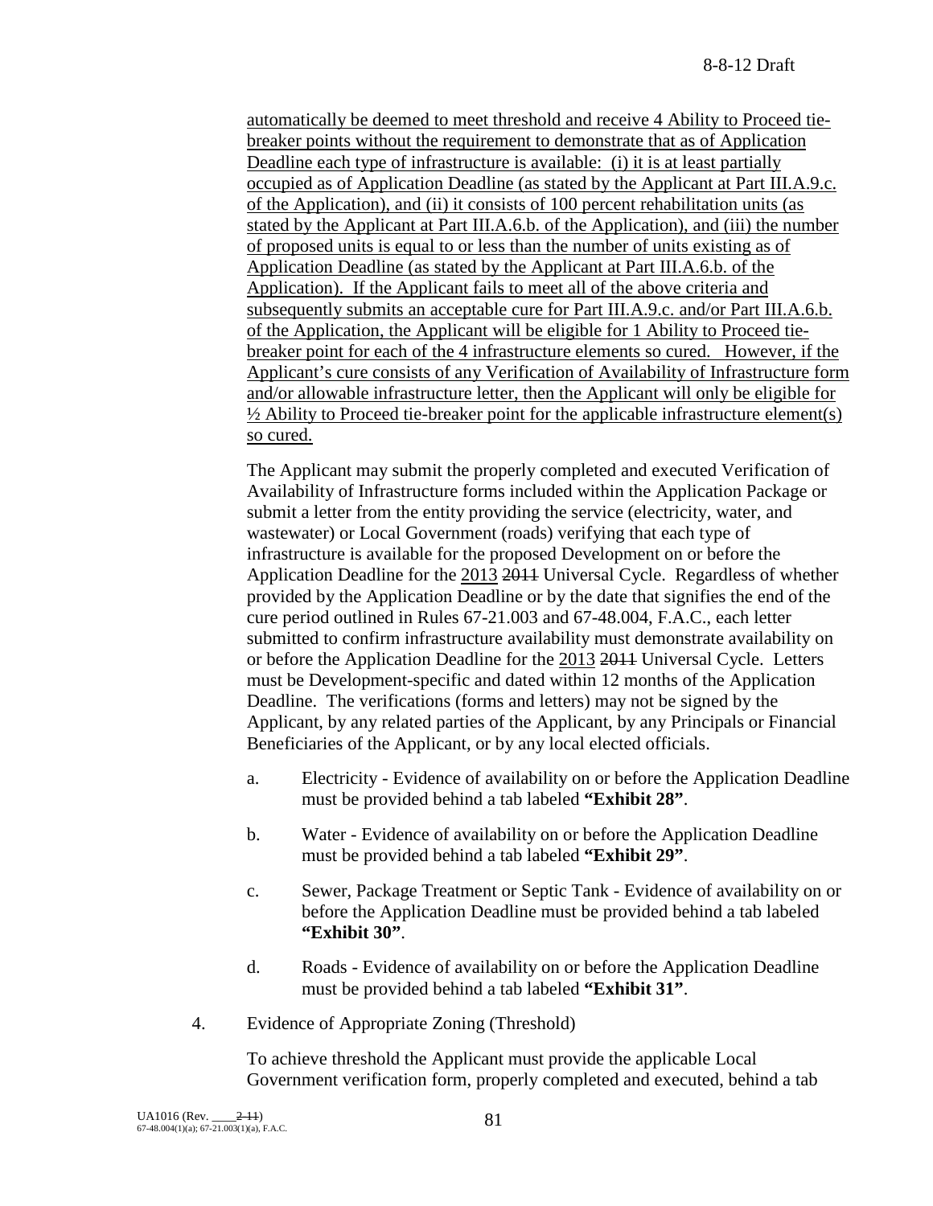automatically be deemed to meet threshold and receive 4 Ability to Proceed tie-breaker points without the requirement to demonstrate that as of Application Deadline each type of infrastructure is available: (i) it is at least partially occupied as of Application Deadline (as stated by the Applicant at Part III.A.9.c. of the Application), and (ii) it consists of 100 percent rehabilitation units (as stated by the Applicant at Part III.A.6.b. of the Application), and (iii) the number of proposed units is equal to or less than the number of units existing as of Application Deadline (as stated by the Applicant at Part III.A.6.b. of the Application). If the Applicant fails to meet all of the above criteria and subsequently submits an acceptable cure for Part III.A.9.c. and/or Part III.A.6.b. of the Application, the Applicant will be eligible for 1 Ability to Proceed tie-breaker point for each of the 4 infrastructure elements so cured. However, if the Applicant's cure consists of any Verification of Availability of Infrastructure form and/or allowable infrastructure letter, then the Applicant will only be eligible for ½ Ability to Proceed tie-breaker point for the applicable infrastructure element(s) so cured.

The Applicant may submit the properly completed and executed Verification of Availability of Infrastructure forms included within the Application Package or submit a letter from the entity providing the service (electricity, water, and wastewater) or Local Government (roads) verifying that each type of infrastructure is available for the proposed Development on or before the Application Deadline for the 2013 ~~2011~~ Universal Cycle. Regardless of whether provided by the Application Deadline or by the date that signifies the end of the cure period outlined in Rules 67-21.003 and 67-48.004, F.A.C., each letter submitted to confirm infrastructure availability must demonstrate availability on or before the Application Deadline for the 2013 ~~2011~~ Universal Cycle. Letters must be Development-specific and dated within 12 months of the Application Deadline. The verifications (forms and letters) may not be signed by the Applicant, by any related parties of the Applicant, by any Principals or Financial Beneficiaries of the Applicant, or by any local elected officials.

a. Electricity - Evidence of availability on or before the Application Deadline must be provided behind a tab labeled **"Exhibit 28"**.

b. Water - Evidence of availability on or before the Application Deadline must be provided behind a tab labeled **"Exhibit 29"**.

c. Sewer, Package Treatment or Septic Tank - Evidence of availability on or before the Application Deadline must be provided behind a tab labeled **"Exhibit 30"**.

d. Roads - Evidence of availability on or before the Application Deadline must be provided behind a tab labeled **"Exhibit 31"**.

4. Evidence of Appropriate Zoning (Threshold)

To achieve threshold the Applicant must provide the applicable Local Government verification form, properly completed and executed, behind a tab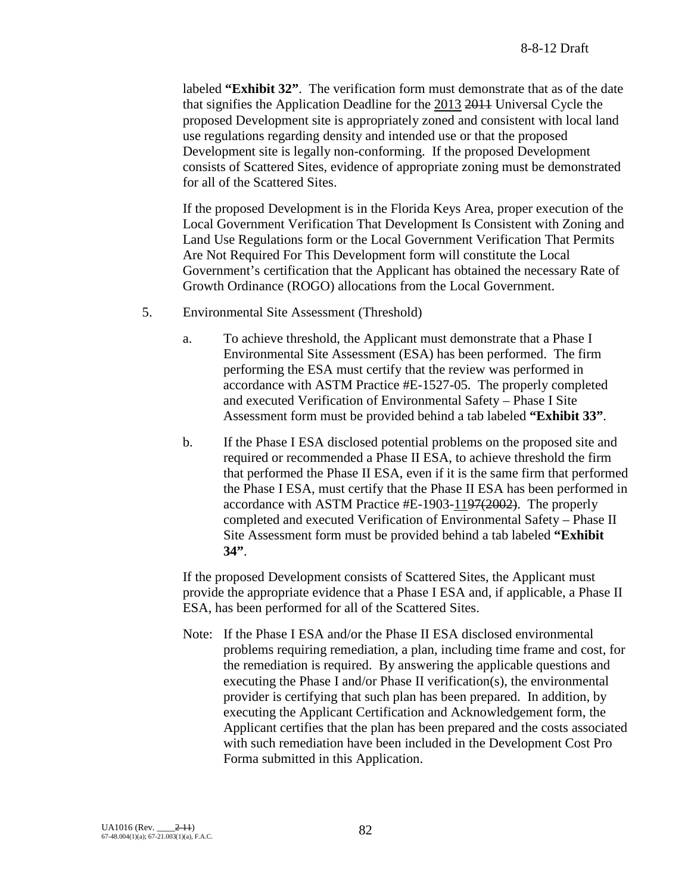labeled **"Exhibit 32"**. The verification form must demonstrate that as of the date that signifies the Application Deadline for the 2013 ~~2011~~ Universal Cycle the proposed Development site is appropriately zoned and consistent with local land use regulations regarding density and intended use or that the proposed Development site is legally non-conforming. If the proposed Development consists of Scattered Sites, evidence of appropriate zoning must be demonstrated for all of the Scattered Sites.

If the proposed Development is in the Florida Keys Area, proper execution of the Local Government Verification That Development Is Consistent with Zoning and Land Use Regulations form or the Local Government Verification That Permits Are Not Required For This Development form will constitute the Local Government's certification that the Applicant has obtained the necessary Rate of Growth Ordinance (ROGO) allocations from the Local Government.

5. Environmental Site Assessment (Threshold)

   a. To achieve threshold, the Applicant must demonstrate that a Phase I Environmental Site Assessment (ESA) has been performed. The firm performing the ESA must certify that the review was performed in accordance with ASTM Practice #E-1527-05. The properly completed and executed Verification of Environmental Safety – Phase I Site Assessment form must be provided behind a tab labeled **"Exhibit 33"**.

   b. If the Phase I ESA disclosed potential problems on the proposed site and required or recommended a Phase II ESA, to achieve threshold the firm that performed the Phase II ESA, even if it is the same firm that performed the Phase I ESA, must certify that the Phase II ESA has been performed in accordance with ASTM Practice #E-1903-11~~97(2002)~~. The properly completed and executed Verification of Environmental Safety – Phase II Site Assessment form must be provided behind a tab labeled **"Exhibit 34"**.

If the proposed Development consists of Scattered Sites, the Applicant must provide the appropriate evidence that a Phase I ESA and, if applicable, a Phase II ESA, has been performed for all of the Scattered Sites.

Note: If the Phase I ESA and/or the Phase II ESA disclosed environmental problems requiring remediation, a plan, including time frame and cost, for the remediation is required. By answering the applicable questions and executing the Phase I and/or Phase II verification(s), the environmental provider is certifying that such plan has been prepared. In addition, by executing the Applicant Certification and Acknowledgement form, the Applicant certifies that the plan has been prepared and the costs associated with such remediation have been included in the Development Cost Pro Forma submitted in this Application.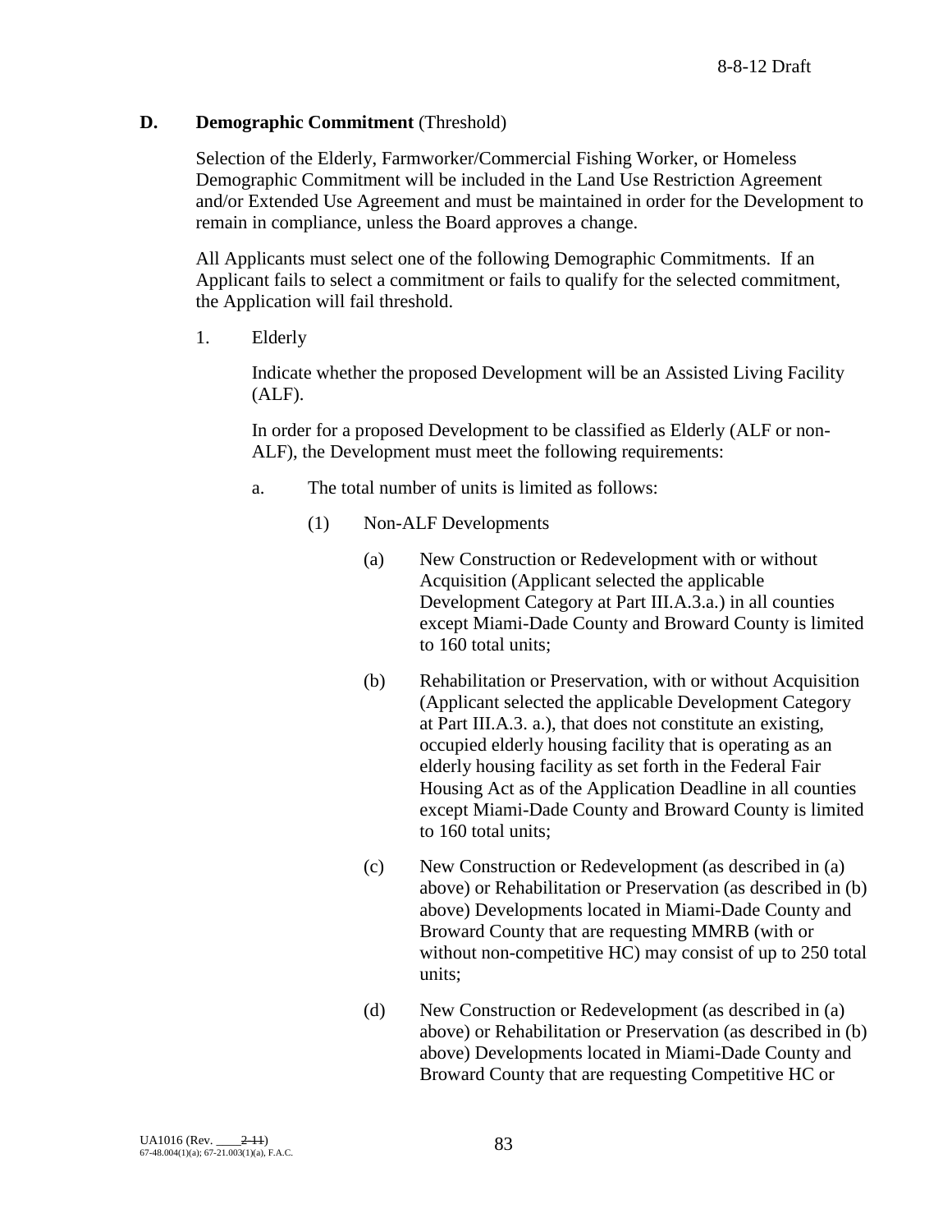**D. Demographic Commitment** (Threshold)

Selection of the Elderly, Farmworker/Commercial Fishing Worker, or Homeless Demographic Commitment will be included in the Land Use Restriction Agreement and/or Extended Use Agreement and must be maintained in order for the Development to remain in compliance, unless the Board approves a change.

All Applicants must select one of the following Demographic Commitments. If an Applicant fails to select a commitment or fails to qualify for the selected commitment, the Application will fail threshold.

1. Elderly

   Indicate whether the proposed Development will be an Assisted Living Facility (ALF).

   In order for a proposed Development to be classified as Elderly (ALF or non-ALF), the Development must meet the following requirements:

   a. The total number of units is limited as follows:

      (1) Non-ALF Developments

         (a) New Construction or Redevelopment with or without Acquisition (Applicant selected the applicable Development Category at Part III.A.3.a.) in all counties except Miami-Dade County and Broward County is limited to 160 total units;

         (b) Rehabilitation or Preservation, with or without Acquisition (Applicant selected the applicable Development Category at Part III.A.3. a.), that does not constitute an existing, occupied elderly housing facility that is operating as an elderly housing facility as set forth in the Federal Fair Housing Act as of the Application Deadline in all counties except Miami-Dade County and Broward County is limited to 160 total units;

         (c) New Construction or Redevelopment (as described in (a) above) or Rehabilitation or Preservation (as described in (b) above) Developments located in Miami-Dade County and Broward County that are requesting MMRB (with or without non-competitive HC) may consist of up to 250 total units;

         (d) New Construction or Redevelopment (as described in (a) above) or Rehabilitation or Preservation (as described in (b) above) Developments located in Miami-Dade County and Broward County that are requesting Competitive HC or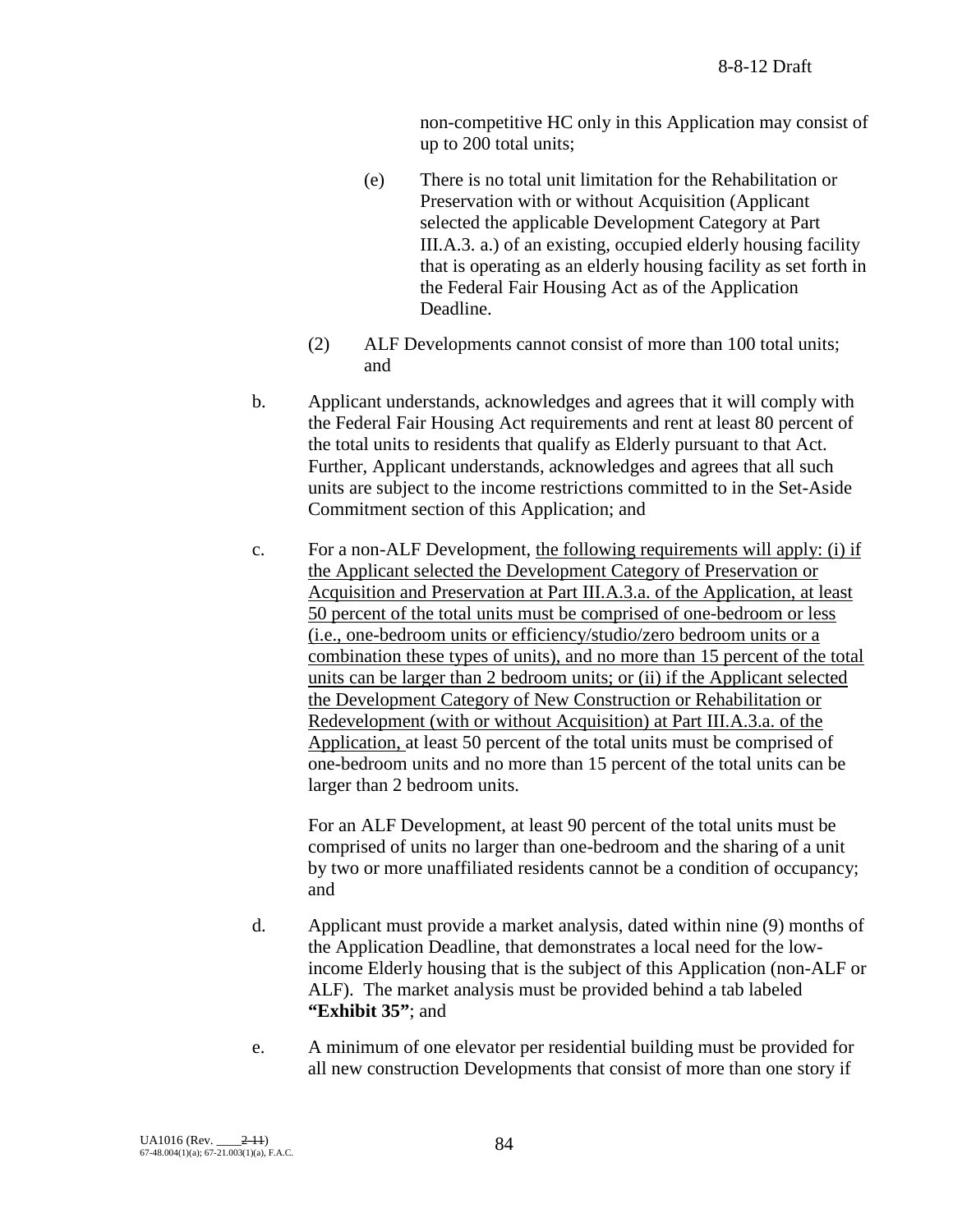non-competitive HC only in this Application may consist of up to 200 total units;

(e) There is no total unit limitation for the Rehabilitation or Preservation with or without Acquisition (Applicant selected the applicable Development Category at Part III.A.3. a.) of an existing, occupied elderly housing facility that is operating as an elderly housing facility as set forth in the Federal Fair Housing Act as of the Application Deadline.

(2) ALF Developments cannot consist of more than 100 total units; and

b. Applicant understands, acknowledges and agrees that it will comply with the Federal Fair Housing Act requirements and rent at least 80 percent of the total units to residents that qualify as Elderly pursuant to that Act. Further, Applicant understands, acknowledges and agrees that all such units are subject to the income restrictions committed to in the Set-Aside Commitment section of this Application; and

c. For a non-ALF Development, the following requirements will apply: (i) if the Applicant selected the Development Category of Preservation or Acquisition and Preservation at Part III.A.3.a. of the Application, at least 50 percent of the total units must be comprised of one-bedroom or less (i.e., one-bedroom units or efficiency/studio/zero bedroom units or a combination these types of units), and no more than 15 percent of the total units can be larger than 2 bedroom units; or (ii) if the Applicant selected the Development Category of New Construction or Rehabilitation or Redevelopment (with or without Acquisition) at Part III.A.3.a. of the Application, at least 50 percent of the total units must be comprised of one-bedroom units and no more than 15 percent of the total units can be larger than 2 bedroom units.

For an ALF Development, at least 90 percent of the total units must be comprised of units no larger than one-bedroom and the sharing of a unit by two or more unaffiliated residents cannot be a condition of occupancy; and

d. Applicant must provide a market analysis, dated within nine (9) months of the Application Deadline, that demonstrates a local need for the low-income Elderly housing that is the subject of this Application (non-ALF or ALF). The market analysis must be provided behind a tab labeled **"Exhibit 35"**; and

e. A minimum of one elevator per residential building must be provided for all new construction Developments that consist of more than one story if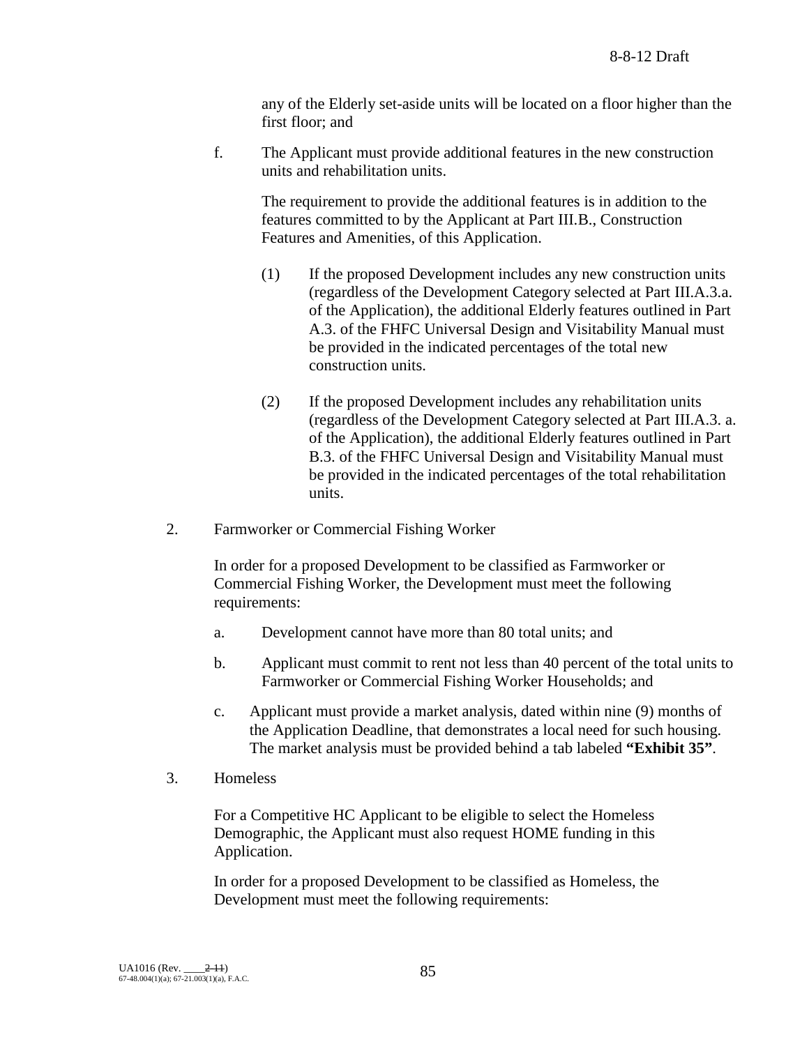any of the Elderly set-aside units will be located on a floor higher than the first floor; and

f. The Applicant must provide additional features in the new construction units and rehabilitation units.

   The requirement to provide the additional features is in addition to the features committed to by the Applicant at Part III.B., Construction Features and Amenities, of this Application.

   (1) If the proposed Development includes any new construction units (regardless of the Development Category selected at Part III.A.3.a. of the Application), the additional Elderly features outlined in Part A.3. of the FHFC Universal Design and Visitability Manual must be provided in the indicated percentages of the total new construction units.

   (2) If the proposed Development includes any rehabilitation units (regardless of the Development Category selected at Part III.A.3. a. of the Application), the additional Elderly features outlined in Part B.3. of the FHFC Universal Design and Visitability Manual must be provided in the indicated percentages of the total rehabilitation units.

2. Farmworker or Commercial Fishing Worker

   In order for a proposed Development to be classified as Farmworker or Commercial Fishing Worker, the Development must meet the following requirements:

   a. Development cannot have more than 80 total units; and

   b. Applicant must commit to rent not less than 40 percent of the total units to Farmworker or Commercial Fishing Worker Households; and

   c. Applicant must provide a market analysis, dated within nine (9) months of the Application Deadline, that demonstrates a local need for such housing. The market analysis must be provided behind a tab labeled **"Exhibit 35"**.

3. Homeless

   For a Competitive HC Applicant to be eligible to select the Homeless Demographic, the Applicant must also request HOME funding in this Application.

   In order for a proposed Development to be classified as Homeless, the Development must meet the following requirements: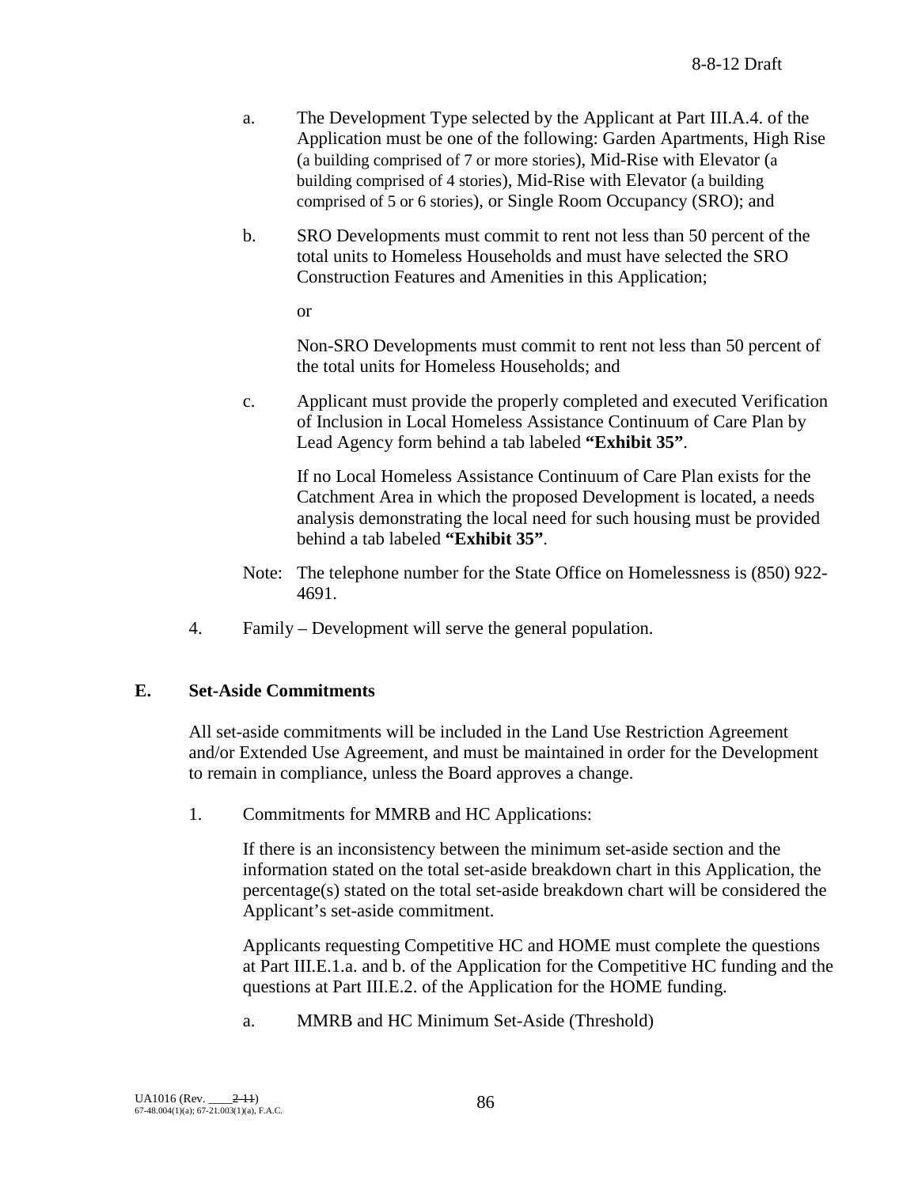a. The Development Type selected by the Applicant at Part III.A.4. of the Application must be one of the following: Garden Apartments, High Rise (a building comprised of 7 or more stories), Mid-Rise with Elevator (a building comprised of 4 stories), Mid-Rise with Elevator (a building comprised of 5 or 6 stories), or Single Room Occupancy (SRO); and

b. SRO Developments must commit to rent not less than 50 percent of the total units to Homeless Households and must have selected the SRO Construction Features and Amenities in this Application;

   or

   Non-SRO Developments must commit to rent not less than 50 percent of the total units for Homeless Households; and

c. Applicant must provide the properly completed and executed Verification of Inclusion in Local Homeless Assistance Continuum of Care Plan by Lead Agency form behind a tab labeled **"Exhibit 35"**.

   If no Local Homeless Assistance Continuum of Care Plan exists for the Catchment Area in which the proposed Development is located, a needs analysis demonstrating the local need for such housing must be provided behind a tab labeled **"Exhibit 35"**.

Note: The telephone number for the State Office on Homelessness is (850) 922-4691.

4. Family – Development will serve the general population.

## E. Set-Aside Commitments

All set-aside commitments will be included in the Land Use Restriction Agreement and/or Extended Use Agreement, and must be maintained in order for the Development to remain in compliance, unless the Board approves a change.

1. Commitments for MMRB and HC Applications:

   If there is an inconsistency between the minimum set-aside section and the information stated on the total set-aside breakdown chart in this Application, the percentage(s) stated on the total set-aside breakdown chart will be considered the Applicant's set-aside commitment.

   Applicants requesting Competitive HC and HOME must complete the questions at Part III.E.1.a. and b. of the Application for the Competitive HC funding and the questions at Part III.E.2. of the Application for the HOME funding.

   a. MMRB and HC Minimum Set-Aside (Threshold)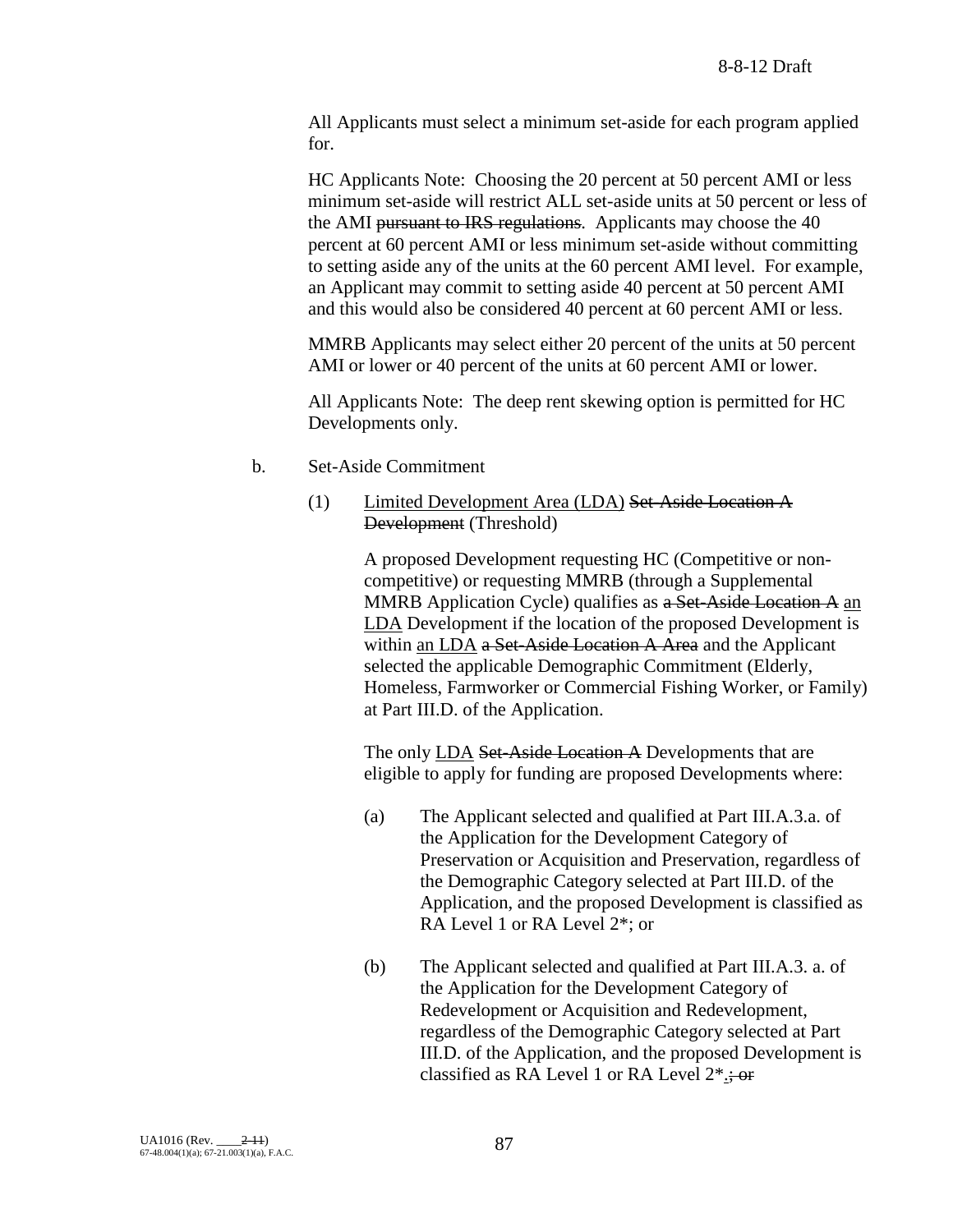All Applicants must select a minimum set-aside for each program applied for.

HC Applicants Note: Choosing the 20 percent at 50 percent AMI or less minimum set-aside will restrict ALL set-aside units at 50 percent or less of the AMI ~~pursuant to IRS regulations~~. Applicants may choose the 40 percent at 60 percent AMI or less minimum set-aside without committing to setting aside any of the units at the 60 percent AMI level. For example, an Applicant may commit to setting aside 40 percent at 50 percent AMI and this would also be considered 40 percent at 60 percent AMI or less.

MMRB Applicants may select either 20 percent of the units at 50 percent AMI or lower or 40 percent of the units at 60 percent AMI or lower.

All Applicants Note: The deep rent skewing option is permitted for HC Developments only.

b. Set-Aside Commitment

(1) Limited Development Area (LDA) ~~Set-Aside Location A Development~~ (Threshold)

A proposed Development requesting HC (Competitive or non-competitive) or requesting MMRB (through a Supplemental MMRB Application Cycle) qualifies as ~~a Set-Aside Location A~~ an LDA Development if the location of the proposed Development is within an LDA ~~a Set-Aside Location A Area~~ and the Applicant selected the applicable Demographic Commitment (Elderly, Homeless, Farmworker or Commercial Fishing Worker, or Family) at Part III.D. of the Application.

The only LDA ~~Set-Aside Location A~~ Developments that are eligible to apply for funding are proposed Developments where:

(a) The Applicant selected and qualified at Part III.A.3.a. of the Application for the Development Category of Preservation or Acquisition and Preservation, regardless of the Demographic Category selected at Part III.D. of the Application, and the proposed Development is classified as RA Level 1 or RA Level 2*; or

(b) The Applicant selected and qualified at Part III.A.3. a. of the Application for the Development Category of Redevelopment or Acquisition and Redevelopment, regardless of the Demographic Category selected at Part III.D. of the Application, and the proposed Development is classified as RA Level 1 or RA Level 2*.~~; or~~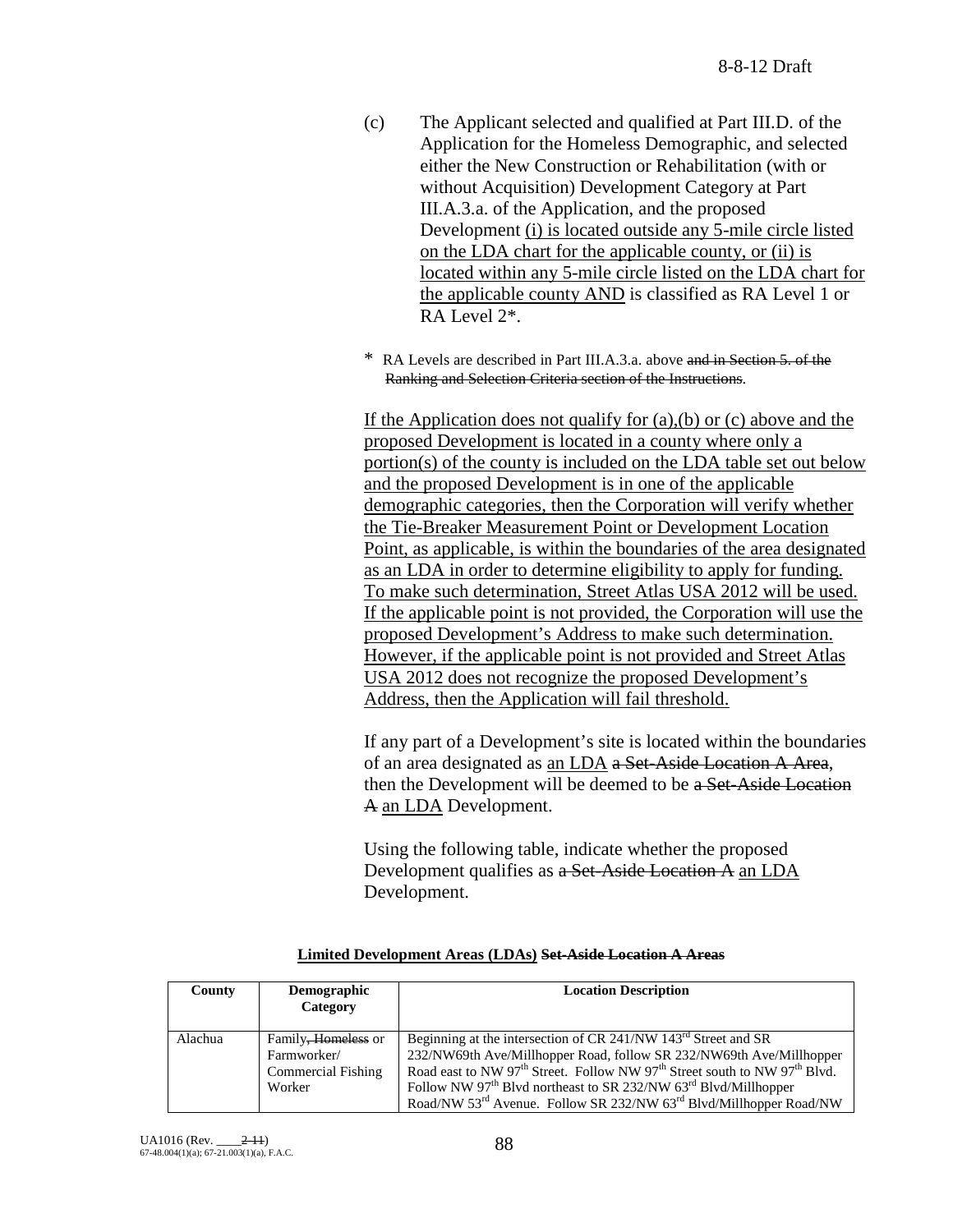(c) The Applicant selected and qualified at Part III.D. of the Application for the Homeless Demographic, and selected either the New Construction or Rehabilitation (with or without Acquisition) Development Category at Part III.A.3.a. of the Application, and the proposed Development (i) is located outside any 5-mile circle listed on the LDA chart for the applicable county, or (ii) is located within any 5-mile circle listed on the LDA chart for the applicable county AND is classified as RA Level 1 or RA Level 2*.

\* RA Levels are described in Part III.A.3.a. above ~~and in Section 5. of the Ranking and Selection Criteria section of the Instructions~~.

If the Application does not qualify for (a),(b) or (c) above and the proposed Development is located in a county where only a portion(s) of the county is included on the LDA table set out below and the proposed Development is in one of the applicable demographic categories, then the Corporation will verify whether the Tie-Breaker Measurement Point or Development Location Point, as applicable, is within the boundaries of the area designated as an LDA in order to determine eligibility to apply for funding. To make such determination, Street Atlas USA 2012 will be used. If the applicable point is not provided, the Corporation will use the proposed Development's Address to make such determination. However, if the applicable point is not provided and Street Atlas USA 2012 does not recognize the proposed Development's Address, then the Application will fail threshold.

If any part of a Development's site is located within the boundaries of an area designated as an LDA ~~a Set-Aside Location A Area~~, then the Development will be deemed to be ~~a Set-Aside Location A~~ an LDA Development.

Using the following table, indicate whether the proposed Development qualifies as ~~a Set-Aside Location A~~ an LDA Development.

**Limited Development Areas (LDAs) ~~Set-Aside Location A Areas~~**

| County | Demographic Category | Location Description |
|---|---|---|
| Alachua | Family~~, Homeless~~ or Farmworker/ Commercial Fishing Worker | Beginning at the intersection of CR 241/NW 143rd Street and SR 232/NW69th Ave/Millhopper Road, follow SR 232/NW69th Ave/Millhopper Road east to NW 97th Street. Follow NW 97th Street south to NW 97th Blvd. Follow NW 97th Blvd northeast to SR 232/NW 63rd Blvd/Millhopper Road/NW 53rd Avenue. Follow SR 232/NW 63rd Blvd/Millhopper Road/NW |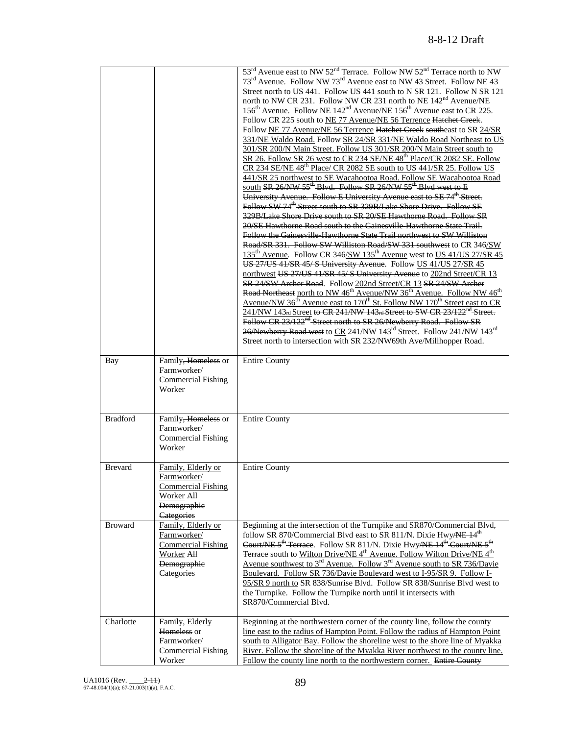| | | |
|---|---|---|
| | | 53rd Avenue east to NW 52nd Terrace. Follow NW 52nd Terrace north to NW 73rd Avenue. Follow NW 73rd Avenue east to NW 43 Street. Follow NE 43 Street north to US 441. Follow US 441 south to N SR 121. Follow N SR 121 north to NW CR 231. Follow NW CR 231 north to NE 142nd Avenue/NE 156th Avenue. Follow NE 142nd Avenue/NE 156th Avenue east to CR 225. Follow CR 225 south to NE 77 Avenue/NE 56 Terrence ~~Hatchet Creek~~. Follow NE 77 Avenue/NE 56 Terrence ~~Hatchet Creek south~~east to SR 24/SR 331/NE Waldo Road. Follow SR 24/SR 331/NE Waldo Road Northeast to US 301/SR 200/N Main Street. Follow US 301/SR 200/N Main Street south to SR 26. Follow SR 26 west to CR 234 SE/NE 48th Place/CR 2082 SE. Follow CR 234 SE/NE 48th Place/ CR 2082 SE south to US 441/SR 25. Follow US 441/SR 25 northwest to SE Wacahootoa Road. Follow SE Wacahootoa Road south ~~SR 26/NW 55th Blvd. Follow SR 26/NW 55th Blvd west to E University Avenue. Follow E University Avenue east to SE 74th Street. Follow SW 74th Street south to SR 329B/Lake Shore Drive. Follow SE 329B/Lake Shore Drive south to SR 20/SE Hawthorne Road. Follow SR 20/SE Hawthorne Road south to the Gainesville-Hawthorne State Trail. Follow the Gainesville-Hawthorne State Trail northwest to SW Williston Road/SR 331. Follow SW Williston Road/SW 331 southwest~~ to CR 346/SW 135th Avenue. Follow CR 346/SW 135th Avenue west to US 41/US 27/SR 45 ~~US 27/US 41/SR 45/ S University Avenue~~. Follow US 41/US 27/SR 45 northwest ~~US 27/US 41/SR 45/ S University Avenue~~ to 202nd Street/CR 13 ~~SR 24/SW Archer Road~~. Follow 202nd Street/CR 13 ~~SR 24/SW Archer Road Northeast~~ north to NW 46th Avenue/NW 36th Avenue. Follow NW 46th Avenue/NW 36th Avenue east to 170th St. Follow NW 170th Street east to CR 241/NW 143rd Street ~~to CR 241/NW 143rd Street to SW CR 23/122nd Street. Follow CR 23/122nd Street north to SR 26/Newberry Road. Follow SR 26/Newberry Road west~~ to CR 241/NW 143rd Street. Follow 241/NW 143rd Street north to intersection with SR 232/NW69th Ave/Millhopper Road. |
| Bay | Family~~, Homeless~~ or Farmworker/ Commercial Fishing Worker | Entire County |
| Bradford | Family~~, Homeless~~ or Farmworker/ Commercial Fishing Worker | Entire County |
| Brevard | Family, Elderly or Farmworker/ Commercial Fishing Worker ~~All Demographic Categories~~ | Entire County |
| Broward | Family, Elderly or Farmworker/ Commercial Fishing Worker ~~All Demographic Categories~~ | Beginning at the intersection of the Turnpike and SR870/Commercial Blvd, follow SR 870/Commercial Blvd east to SR 811/N. Dixie Hwy~~/NE 14th Court/NE 5th Terrace~~. Follow SR 811/N. Dixie Hwy~~/NE 14th Court/NE 5th Terrace~~ south to Wilton Drive/NE 4th Avenue. Follow Wilton Drive/NE 4th Avenue southwest to 3rd Avenue. Follow 3rd Avenue south to SR 736/Davie Boulevard. Follow SR 736/Davie Boulevard west to I-95/SR 9. Follow I-95/SR 9 north to SR 838/Sunrise Blvd. Follow SR 838/Sunrise Blvd west to the Turnpike. Follow the Turnpike north until it intersects with SR870/Commercial Blvd. |
| Charlotte | Family, Elderly ~~Homeless~~ or Farmworker/ Commercial Fishing Worker | Beginning at the northwestern corner of the county line, follow the county line east to the radius of Hampton Point. Follow the radius of Hampton Point south to Alligator Bay. Follow the shoreline west to the shore line of Myakka River. Follow the shoreline of the Myakka River northwest to the county line. Follow the county line north to the northwestern corner. ~~Entire County~~ |

UA1016 (Rev. ____~~2-11~~)
67-48.004(1)(a); 67-21.003(1)(a), F.A.C.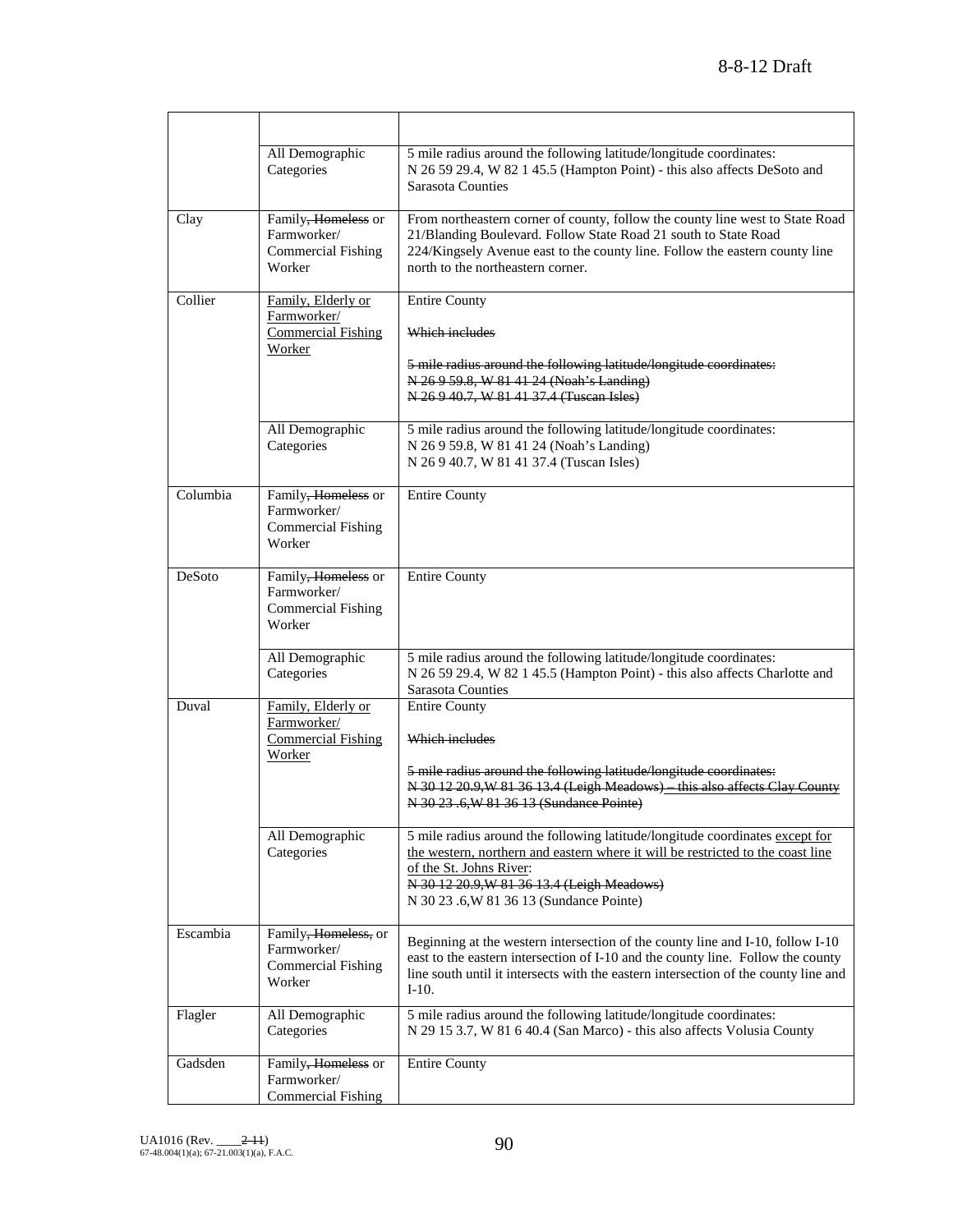| | | |
|---|---|---|
| | All Demographic Categories | 5 mile radius around the following latitude/longitude coordinates:<br>N 26 59 29.4, W 82 1 45.5 (Hampton Point) - this also affects DeSoto and Sarasota Counties |
| Clay | Family, ~~Homeless~~ or Farmworker/ Commercial Fishing Worker | From northeastern corner of county, follow the county line west to State Road 21/Blanding Boulevard. Follow State Road 21 south to State Road 224/Kingsely Avenue east to the county line. Follow the eastern county line north to the northeastern corner. |
| Collier | <u>Family, Elderly or Farmworker/ Commercial Fishing Worker</u> | Entire County<br><br>~~Which includes~~<br><br>~~5 mile radius around the following latitude/longitude coordinates:~~<br>~~N 26 9 59.8, W 81 41 24 (Noah's Landing)~~<br>~~N 26 9 40.7, W 81 41 37.4 (Tuscan Isles)~~ |
| | All Demographic Categories | 5 mile radius around the following latitude/longitude coordinates:<br>N 26 9 59.8, W 81 41 24 (Noah's Landing)<br>N 26 9 40.7, W 81 41 37.4 (Tuscan Isles) |
| Columbia | Family, ~~Homeless~~ or Farmworker/ Commercial Fishing Worker | Entire County |
| DeSoto | Family, ~~Homeless~~ or Farmworker/ Commercial Fishing Worker | Entire County |
| | All Demographic Categories | 5 mile radius around the following latitude/longitude coordinates:<br>N 26 59 29.4, W 82 1 45.5 (Hampton Point) - this also affects Charlotte and Sarasota Counties |
| Duval | <u>Family, Elderly or Farmworker/ Commercial Fishing Worker</u> | Entire County<br><br>~~Which includes~~<br><br>~~5 mile radius around the following latitude/longitude coordinates:~~<br>~~N 30 12 20.9,W 81 36 13.4 (Leigh Meadows) – this also affects Clay County~~<br>~~N 30 23 .6,W 81 36 13 (Sundance Pointe)~~ |
| | All Demographic Categories | 5 mile radius around the following latitude/longitude coordinates <u>except for the western, northern and eastern where it will be restricted to the coast line of the St. Johns River</u>:<br>~~N 30 12 20.9,W 81 36 13.4 (Leigh Meadows)~~<br>N 30 23 .6,W 81 36 13 (Sundance Pointe) |
| Escambia | Family, ~~Homeless,~~ or Farmworker/ Commercial Fishing Worker | Beginning at the western intersection of the county line and I-10, follow I-10 east to the eastern intersection of I-10 and the county line. Follow the county line south until it intersects with the eastern intersection of the county line and I-10. |
| Flagler | All Demographic Categories | 5 mile radius around the following latitude/longitude coordinates:<br>N 29 15 3.7, W 81 6 40.4 (San Marco) - this also affects Volusia County |
| Gadsden | Family, ~~Homeless~~ or Farmworker/ Commercial Fishing | Entire County |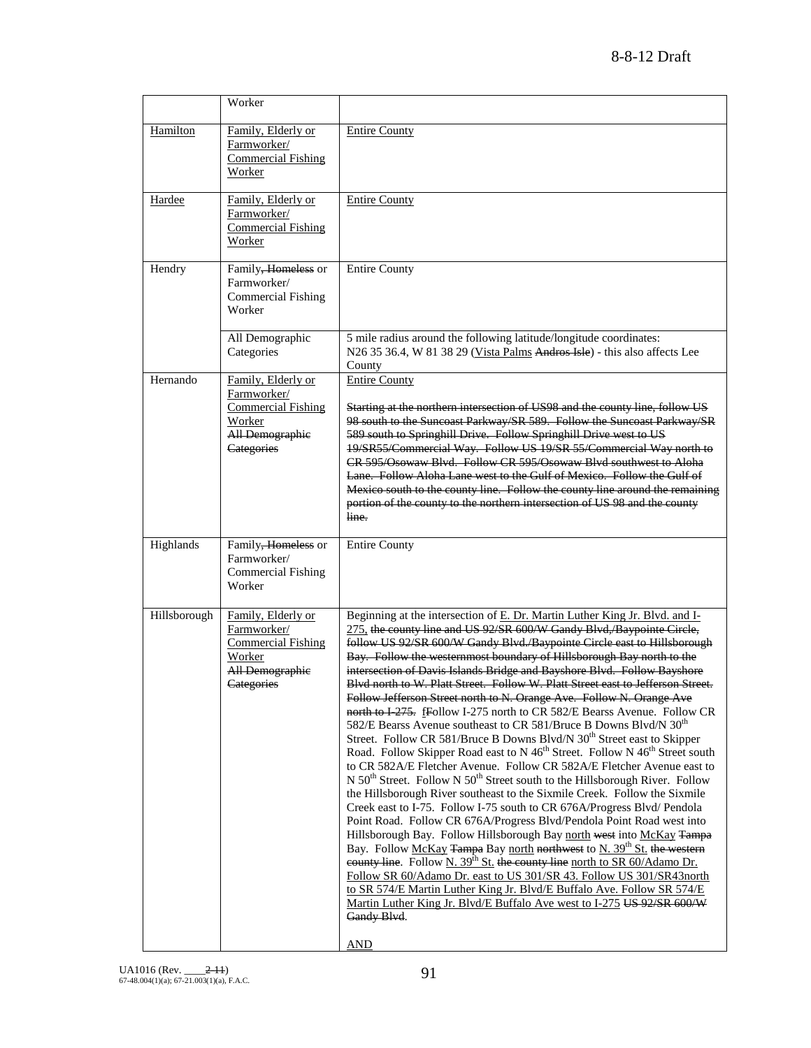| | | |
|---|---|---|
| | Worker | |
| Hamilton | Family, Elderly or Farmworker/ Commercial Fishing Worker | Entire County |
| Hardee | Family, Elderly or Farmworker/ Commercial Fishing Worker | Entire County |
| Hendry | Family, Homeless or Farmworker/ Commercial Fishing Worker | Entire County |
| | All Demographic Categories | 5 mile radius around the following latitude/longitude coordinates: N26 35 36.4, W 81 38 29 (Vista Palms Andros Isle) - this also affects Lee County |
| Hernando | Family, Elderly or Farmworker/ Commercial Fishing Worker All Demographic Categories | Entire County<br><br>Starting at the northern intersection of US98 and the county line, follow US 98 south to the Suncoast Parkway/SR 589. Follow the Suncoast Parkway/SR 589 south to Springhill Drive. Follow Springhill Drive west to US 19/SR55/Commercial Way. Follow US 19/SR 55/Commercial Way north to CR 595/Osowaw Blvd. Follow CR 595/Osowaw Blvd southwest to Aloha Lane. Follow Aloha Lane west to the Gulf of Mexico. Follow the Gulf of Mexico south to the county line. Follow the county line around the remaining portion of the county to the northern intersection of US 98 and the county line. |
| Highlands | Family, Homeless or Farmworker/ Commercial Fishing Worker | Entire County |
| Hillsborough | Family, Elderly or Farmworker/ Commercial Fishing Worker All Demographic Categories | Beginning at the intersection of E. Dr. Martin Luther King Jr. Blvd. and I-275, the county line and US 92/SR 600/W Gandy Blvd,/Baypointe Circle, follow US 92/SR 600/W Gandy Blvd./Baypointe Circle east to Hillsborough Bay. Follow the westernmost boundary of Hillsborough Bay north to the intersection of Davis Islands Bridge and Bayshore Blvd. Follow Bayshore Blvd north to W. Platt Street. Follow W. Platt Street east to Jefferson Street. Follow Jefferson Street north to N. Orange Ave. Follow N. Orange Ave north to I-275. fFollow I-275 north to CR 582/E Bearss Avenue. Follow CR 582/E Bearss Avenue southeast to CR 581/Bruce B Downs Blvd/N 30th Street. Follow CR 581/Bruce B Downs Blvd/N 30th Street east to Skipper Road. Follow Skipper Road east to N 46th Street. Follow N 46th Street south to CR 582A/E Fletcher Avenue. Follow CR 582A/E Fletcher Avenue east to N 50th Street. Follow N 50th Street south to the Hillsborough River. Follow the Hillsborough River southeast to the Sixmile Creek. Follow the Sixmile Creek east to I-75. Follow I-75 south to CR 676A/Progress Blvd/ Pendola Point Road. Follow CR 676A/Progress Blvd/Pendola Point Road west into Hillsborough Bay. Follow Hillsborough Bay north west into McKay Tampa Bay. Follow McKay Tampa Bay north northwest to N. 39th St. the western county line. Follow N. 39th St. the county line north to SR 60/Adamo Dr. Follow SR 60/Adamo Dr. east to US 301/SR 43. Follow US 301/SR43north to SR 574/E Martin Luther King Jr. Blvd/E Buffalo Ave. Follow SR 574/E Martin Luther King Jr. Blvd/E Buffalo Ave west to I-275 US 92/SR 600/W Gandy Blvd.<br><br>AND |

UA1016 (Rev. ____2-11)
67-48.004(1)(a); 67-21.003(1)(a), F.A.C.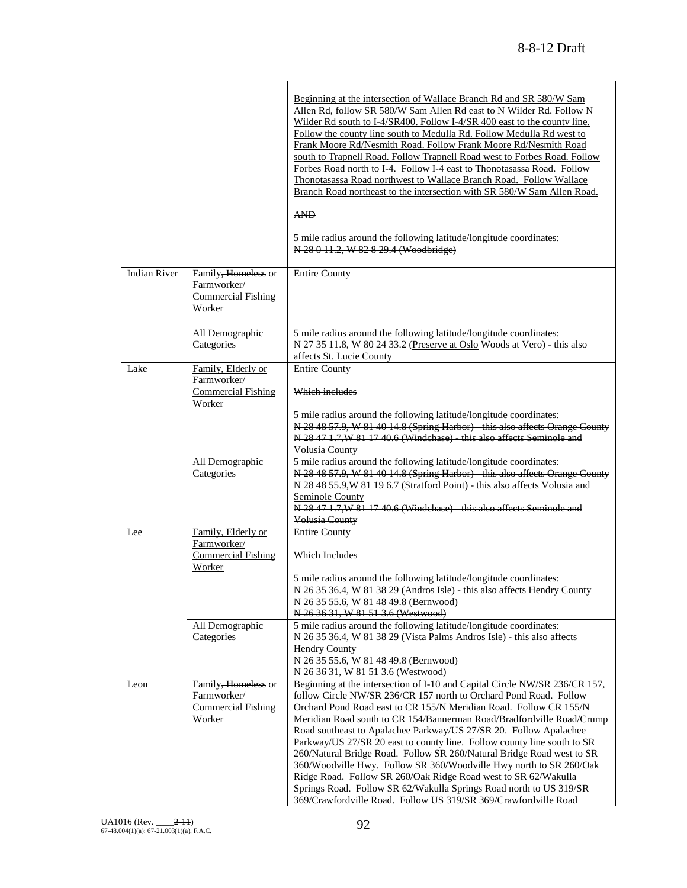| | | |
|---|---|---|
| | | Beginning at the intersection of Wallace Branch Rd and SR 580/W Sam Allen Rd, follow SR 580/W Sam Allen Rd east to N Wilder Rd. Follow N Wilder Rd south to I-4/SR400. Follow I-4/SR 400 east to the county line. Follow the county line south to Medulla Rd. Follow Medulla Rd west to Frank Moore Rd/Nesmith Road. Follow Frank Moore Rd/Nesmith Road south to Trapnell Road. Follow Trapnell Road west to Forbes Road. Follow Forbes Road north to I-4. Follow I-4 east to Thonotasassa Road. Follow Thonotasassa Road northwest to Wallace Branch Road. Follow Wallace Branch Road northeast to the intersection with SR 580/W Sam Allen Road.<br><br>~~AND~~<br><br>~~5 mile radius around the following latitude/longitude coordinates:~~<br>~~N 28 0 11.2, W 82 8 29.4 (Woodbridge)~~ |
| Indian River | Family~~, Homeless~~ or Farmworker/ Commercial Fishing Worker | Entire County |
| | All Demographic Categories | 5 mile radius around the following latitude/longitude coordinates:<br>N 27 35 11.8, W 80 24 33.2 (Preserve at Oslo ~~Woods at Vero~~) - this also affects St. Lucie County |
| Lake | Family, Elderly or Farmworker/ Commercial Fishing Worker | Entire County<br><br>~~Which includes~~<br><br>~~5 mile radius around the following latitude/longitude coordinates:~~<br>~~N 28 48 57.9, W 81 40 14.8 (Spring Harbor) - this also affects Orange County~~<br>~~N 28 47 1.7,W 81 17 40.6 (Windchase) - this also affects Seminole and Volusia County~~ |
| | All Demographic Categories | 5 mile radius around the following latitude/longitude coordinates:<br>~~N 28 48 57.9, W 81 40 14.8 (Spring Harbor) - this also affects Orange County~~<br>N 28 48 55.9,W 81 19 6.7 (Stratford Point) - this also affects Volusia and Seminole County<br>~~N 28 47 1.7,W 81 17 40.6 (Windchase) - this also affects Seminole and Volusia County~~ |
| Lee | Family, Elderly or Farmworker/ Commercial Fishing Worker | Entire County<br><br>~~Which Includes~~<br><br>~~5 mile radius around the following latitude/longitude coordinates:~~<br>~~N 26 35 36.4, W 81 38 29 (Andros Isle) - this also affects Hendry County~~<br>~~N 26 35 55.6, W 81 48 49.8 (Bernwood)~~<br>~~N 26 36 31, W 81 51 3.6 (Westwood)~~ |
| | All Demographic Categories | 5 mile radius around the following latitude/longitude coordinates:<br>N 26 35 36.4, W 81 38 29 (Vista Palms ~~Andros Isle~~) - this also affects Hendry County<br>N 26 35 55.6, W 81 48 49.8 (Bernwood)<br>N 26 36 31, W 81 51 3.6 (Westwood) |
| Leon | Family~~, Homeless~~ or Farmworker/ Commercial Fishing Worker | Beginning at the intersection of I-10 and Capital Circle NW/SR 236/CR 157, follow Circle NW/SR 236/CR 157 north to Orchard Pond Road. Follow Orchard Pond Road east to CR 155/N Meridian Road. Follow CR 155/N Meridian Road south to CR 154/Bannerman Road/Bradfordville Road/Crump Road southeast to Apalachee Parkway/US 27/SR 20. Follow Apalachee Parkway/US 27/SR 20 east to county line. Follow county line south to SR 260/Natural Bridge Road. Follow SR 260/Natural Bridge Road west to SR 360/Woodville Hwy. Follow SR 360/Woodville Hwy north to SR 260/Oak Ridge Road. Follow SR 260/Oak Ridge Road west to SR 62/Wakulla Springs Road. Follow SR 62/Wakulla Springs Road north to US 319/SR 369/Crawfordville Road. Follow US 319/SR 369/Crawfordville Road |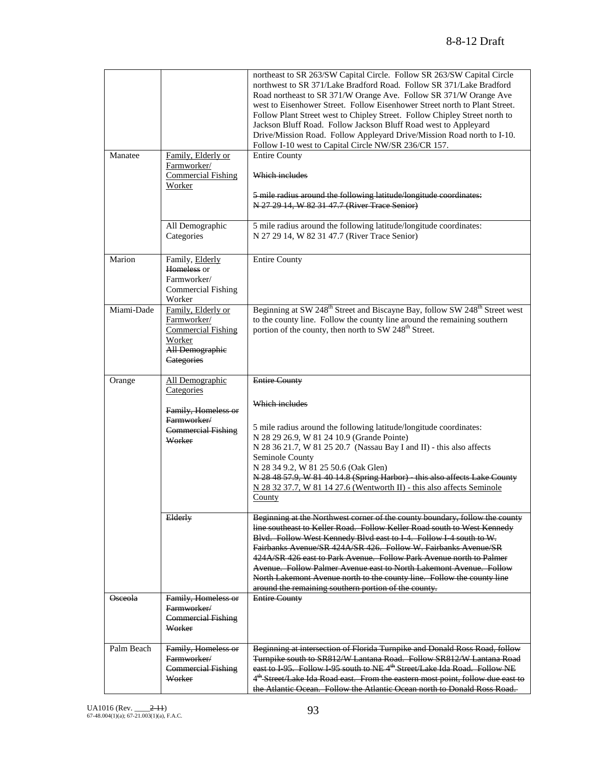| | | northeast to SR 263/SW Capital Circle. Follow SR 263/SW Capital Circle northwest to SR 371/Lake Bradford Road. Follow SR 371/Lake Bradford Road northeast to SR 371/W Orange Ave. Follow SR 371/W Orange Ave west to Eisenhower Street. Follow Eisenhower Street north to Plant Street. Follow Plant Street west to Chipley Street. Follow Chipley Street north to Jackson Bluff Road. Follow Jackson Bluff Road west to Appleyard Drive/Mission Road. Follow Appleyard Drive/Mission Road north to I-10. Follow I-10 west to Capital Circle NW/SR 236/CR 157. |
|---|---|---|
| Manatee | Family, Elderly or Farmworker/ Commercial Fishing Worker | Entire County<br><br>~~Which includes~~<br><br>~~5 mile radius around the following latitude/longitude coordinates: N 27 29 14, W 82 31 47.7 (River Trace Senior)~~ |
| | All Demographic Categories | 5 mile radius around the following latitude/longitude coordinates: N 27 29 14, W 82 31 47.7 (River Trace Senior) |
| Marion | Family, Elderly ~~Homeless~~ or Farmworker/ Commercial Fishing Worker | Entire County |
| Miami-Dade | Family, Elderly or Farmworker/ Commercial Fishing Worker ~~All Demographic Categories~~ | Beginning at SW 248th Street and Biscayne Bay, follow SW 248th Street west to the county line. Follow the county line around the remaining southern portion of the county, then north to SW 248th Street. |
| Orange | All Demographic Categories<br><br>~~Family, Homeless or Farmworker/ Commercial Fishing Worker~~ | ~~Entire County~~<br><br>~~Which includes~~<br><br>5 mile radius around the following latitude/longitude coordinates:<br>N 28 29 26.9, W 81 24 10.9 (Grande Pointe)<br>N 28 36 21.7, W 81 25 20.7 (Nassau Bay I and II) - this also affects Seminole County<br>N 28 34 9.2, W 81 25 50.6 (Oak Glen)<br>~~N 28 48 57.9, W 81 40 14.8 (Spring Harbor) - this also affects Lake County~~<br>N 28 32 37.7, W 81 14 27.6 (Wentworth II) - this also affects Seminole County |
| | ~~Elderly~~ | ~~Beginning at the Northwest corner of the county boundary, follow the county line southeast to Keller Road. Follow Keller Road south to West Kennedy Blvd. Follow West Kennedy Blvd east to I-4. Follow I-4 south to W. Fairbanks Avenue/SR 424A/SR 426. Follow W. Fairbanks Avenue/SR 424A/SR 426 east to Park Avenue. Follow Park Avenue north to Palmer Avenue. Follow Palmer Avenue east to North Lakemont Avenue. Follow North Lakemont Avenue north to the county line. Follow the county line around the remaining southern portion of the county.~~ |
| ~~Osceola~~ | ~~Family, Homeless or Farmworker/ Commercial Fishing Worker~~ | ~~Entire County~~ |
| Palm Beach | ~~Family, Homeless or Farmworker/ Commercial Fishing Worker~~ | ~~Beginning at intersection of Florida Turnpike and Donald Ross Road, follow Turnpike south to SR812/W Lantana Road. Follow SR812/W Lantana Road east to I-95. Follow I-95 south to NE 4th Street/Lake Ida Road. Follow NE 4th Street/Lake Ida Road east. From the eastern most point, follow due east to the Atlantic Ocean. Follow the Atlantic Ocean north to Donald Ross Road.~~ |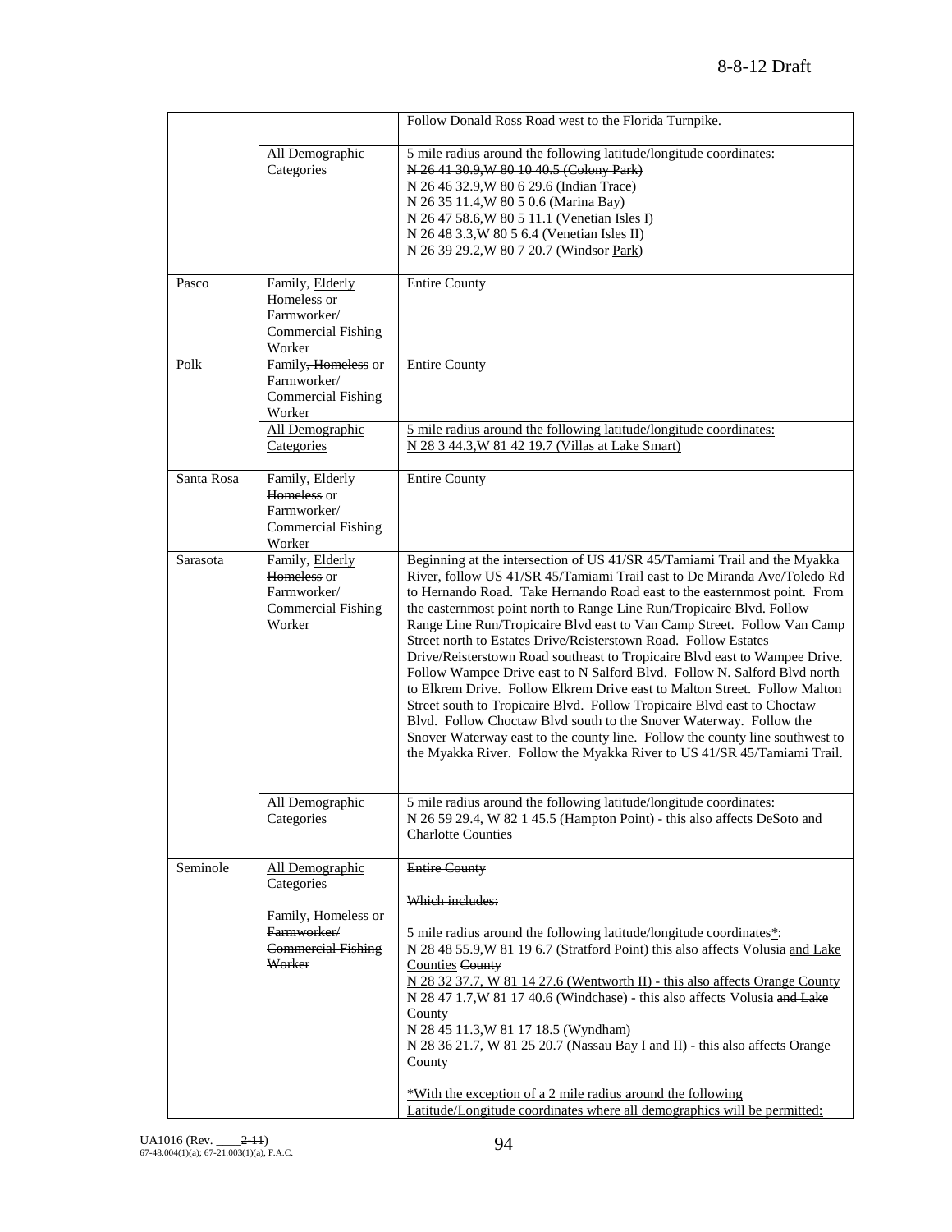| | | |
|---|---|---|
| | | ~~Follow Donald Ross Road west to the Florida Turnpike.~~ |
| | All Demographic Categories | 5 mile radius around the following latitude/longitude coordinates:<br>~~N 26 41 30.9,W 80 10 40.5 (Colony Park)~~<br>N 26 46 32.9,W 80 6 29.6 (Indian Trace)<br>N 26 35 11.4,W 80 5 0.6 (Marina Bay)<br>N 26 47 58.6,W 80 5 11.1 (Venetian Isles I)<br>N 26 48 3.3,W 80 5 6.4 (Venetian Isles II)<br>N 26 39 29.2,W 80 7 20.7 (Windsor <u>Park</u>) |
| Pasco | Family, <u>Elderly</u> ~~Homeless~~ or Farmworker/ Commercial Fishing Worker | Entire County |
| Polk | Family~~, Homeless~~ or Farmworker/ Commercial Fishing Worker | Entire County |
| | <u>All Demographic Categories</u> | <u>5 mile radius around the following latitude/longitude coordinates:</u><br><u>N 28 3 44.3,W 81 42 19.7 (Villas at Lake Smart)</u> |
| Santa Rosa | Family, <u>Elderly</u> ~~Homeless~~ or Farmworker/ Commercial Fishing Worker | Entire County |
| Sarasota | Family, <u>Elderly</u> ~~Homeless~~ or Farmworker/ Commercial Fishing Worker | Beginning at the intersection of US 41/SR 45/Tamiami Trail and the Myakka River, follow US 41/SR 45/Tamiami Trail east to De Miranda Ave/Toledo Rd to Hernando Road. Take Hernando Road east to the easternmost point. From the easternmost point north to Range Line Run/Tropicaire Blvd. Follow Range Line Run/Tropicaire Blvd east to Van Camp Street. Follow Van Camp Street north to Estates Drive/Reisterstown Road. Follow Estates Drive/Reisterstown Road southeast to Tropicaire Blvd east to Wampee Drive. Follow Wampee Drive east to N Salford Blvd. Follow N. Salford Blvd north to Elkrem Drive. Follow Elkrem Drive east to Malton Street. Follow Malton Street south to Tropicaire Blvd. Follow Tropicaire Blvd east to Choctaw Blvd. Follow Choctaw Blvd south to the Snover Waterway. Follow the Snover Waterway east to the county line. Follow the county line southwest to the Myakka River. Follow the Myakka River to US 41/SR 45/Tamiami Trail. |
| | All Demographic Categories | 5 mile radius around the following latitude/longitude coordinates:<br>N 26 59 29.4, W 82 1 45.5 (Hampton Point) - this also affects DeSoto and Charlotte Counties |
| Seminole | <u>All Demographic Categories</u><br><br>~~Family, Homeless or Farmworker/ Commercial Fishing Worker~~ | ~~Entire County~~<br><br>~~Which includes:~~<br><br>5 mile radius around the following latitude/longitude coordinates<u>*</u>:<br>N 28 48 55.9,W 81 19 6.7 (Stratford Point) this also affects Volusia <u>and Lake Counties</u> ~~County~~<br><u>N 28 32 37.7, W 81 14 27.6 (Wentworth II) - this also affects Orange County</u><br>N 28 47 1.7,W 81 17 40.6 (Windchase) - this also affects Volusia ~~and Lake~~ County<br>N 28 45 11.3,W 81 17 18.5 (Wyndham)<br>N 28 36 21.7, W 81 25 20.7 (Nassau Bay I and II) - this also affects Orange County<br><br><u>*With the exception of a 2 mile radius around the following Latitude/Longitude coordinates where all demographics will be permitted:</u> |

UA1016 (Rev. ____~~2-11~~)
67-48.004(1)(a); 67-21.003(1)(a), F.A.C.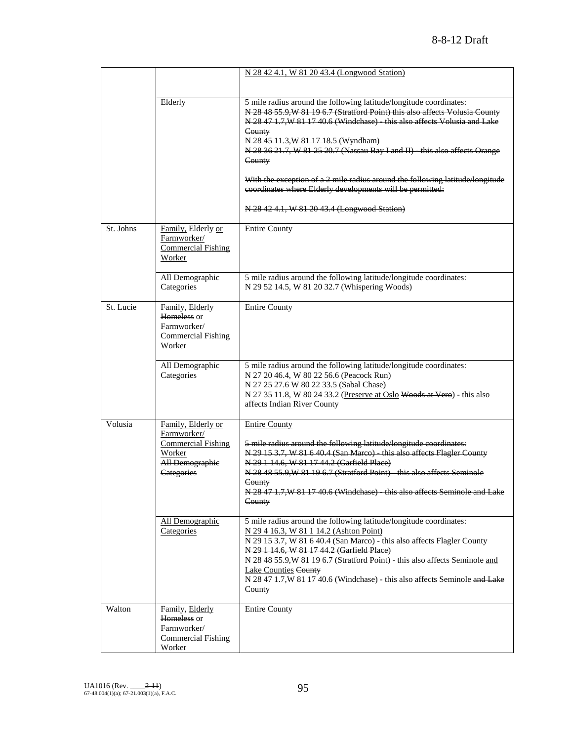| | | N 28 42 4.1, W 81 20 43.4 (Longwood Station) |
|---|---|---|
| | ~~Elderly~~ | ~~5 mile radius around the following latitude/longitude coordinates:~~<br>~~N 28 48 55.9,W 81 19 6.7 (Stratford Point) this also affects Volusia County~~<br>~~N 28 47 1.7,W 81 17 40.6 (Windchase) - this also affects Volusia and Lake County~~<br>~~N 28 45 11.3,W 81 17 18.5 (Wyndham)~~<br>~~N 28 36 21.7, W 81 25 20.7 (Nassau Bay I and II) - this also affects Orange County~~<br><br>~~With the exception of a 2 mile radius around the following latitude/longitude coordinates where Elderly developments will be permitted:~~<br><br>~~N 28 42 4.1, W 81 20 43.4 (Longwood Station)~~ |
| St. Johns | Family, Elderly or Farmworker/ Commercial Fishing Worker | Entire County |
| | All Demographic Categories | 5 mile radius around the following latitude/longitude coordinates:<br>N 29 52 14.5, W 81 20 32.7 (Whispering Woods) |
| St. Lucie | Family, Elderly ~~Homeless~~ or Farmworker/ Commercial Fishing Worker | Entire County |
| | All Demographic Categories | 5 mile radius around the following latitude/longitude coordinates:<br>N 27 20 46.4, W 80 22 56.6 (Peacock Run)<br>N 27 25 27.6 W 80 22 33.5 (Sabal Chase)<br>N 27 35 11.8, W 80 24 33.2 (Preserve at Oslo ~~Woods at Vero~~) - this also affects Indian River County |
| Volusia | Family, Elderly or Farmworker/ Commercial Fishing Worker ~~All Demographic Categories~~ | Entire County<br><br>~~5 mile radius around the following latitude/longitude coordinates:~~<br>~~N 29 15 3.7, W 81 6 40.4 (San Marco) - this also affects Flagler County~~<br>~~N 29 1 14.6, W 81 17 44.2 (Garfield Place)~~<br>~~N 28 48 55.9,W 81 19 6.7 (Stratford Point) - this also affects Seminole County~~<br>~~N 28 47 1.7,W 81 17 40.6 (Windchase) - this also affects Seminole and Lake County~~ |
| | All Demographic Categories | 5 mile radius around the following latitude/longitude coordinates:<br>N 29 4 16.3, W 81 1 14.2 (Ashton Point)<br>N 29 15 3.7, W 81 6 40.4 (San Marco) - this also affects Flagler County<br>~~N 29 1 14.6, W 81 17 44.2 (Garfield Place)~~<br>N 28 48 55.9,W 81 19 6.7 (Stratford Point) - this also affects Seminole and Lake Counties ~~County~~<br>N 28 47 1.7,W 81 17 40.6 (Windchase) - this also affects Seminole ~~and Lake~~ County |
| Walton | Family, Elderly ~~Homeless~~ or Farmworker/ Commercial Fishing Worker | Entire County |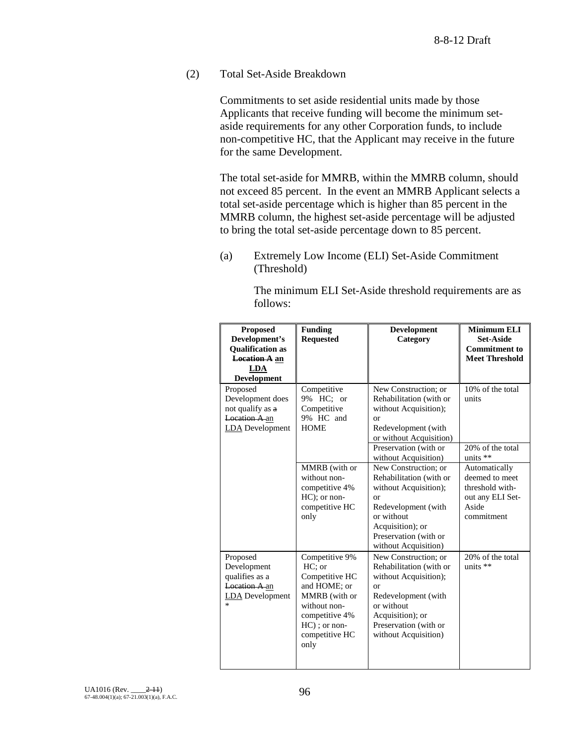8-8-12 Draft

(2) Total Set-Aside Breakdown

Commitments to set aside residential units made by those Applicants that receive funding will become the minimum set-aside requirements for any other Corporation funds, to include non-competitive HC, that the Applicant may receive in the future for the same Development.

The total set-aside for MMRB, within the MMRB column, should not exceed 85 percent. In the event an MMRB Applicant selects a total set-aside percentage which is higher than 85 percent in the MMRB column, the highest set-aside percentage will be adjusted to bring the total set-aside percentage down to 85 percent.

(a) Extremely Low Income (ELI) Set-Aside Commitment (Threshold)

The minimum ELI Set-Aside threshold requirements are as follows:

| Proposed Development's Qualification as ~~Location A~~ an LDA Development | Funding Requested | Development Category | Minimum ELI Set-Aside Commitment to Meet Threshold |
|---|---|---|---|
| Proposed Development does not qualify as ~~a Location A~~ an LDA Development | Competitive 9% HC; or Competitive 9% HC and HOME | New Construction; or Rehabilitation (with or without Acquisition); or Redevelopment (with or without Acquisition) | 10% of the total units |
| | | Preservation (with or without Acquisition) | 20% of the total units ** |
| | MMRB (with or without non-competitive 4% HC); or non-competitive HC only | New Construction; or Rehabilitation (with or without Acquisition); or Redevelopment (with or without Acquisition); or Preservation (with or without Acquisition) | Automatically deemed to meet threshold without any ELI Set-Aside commitment |
| Proposed Development qualifies as a ~~Location A~~ an LDA Development * | Competitive 9% HC; or Competitive HC and HOME; or MMRB (with or without non-competitive 4% HC) ; or non-competitive HC only | New Construction; or Rehabilitation (with or without Acquisition); or Redevelopment (with or without Acquisition); or Preservation (with or without Acquisition) | 20% of the total units ** |

UA1016 (Rev. ____~~2-11~~)
67-48.004(1)(a); 67-21.003(1)(a), F.A.C.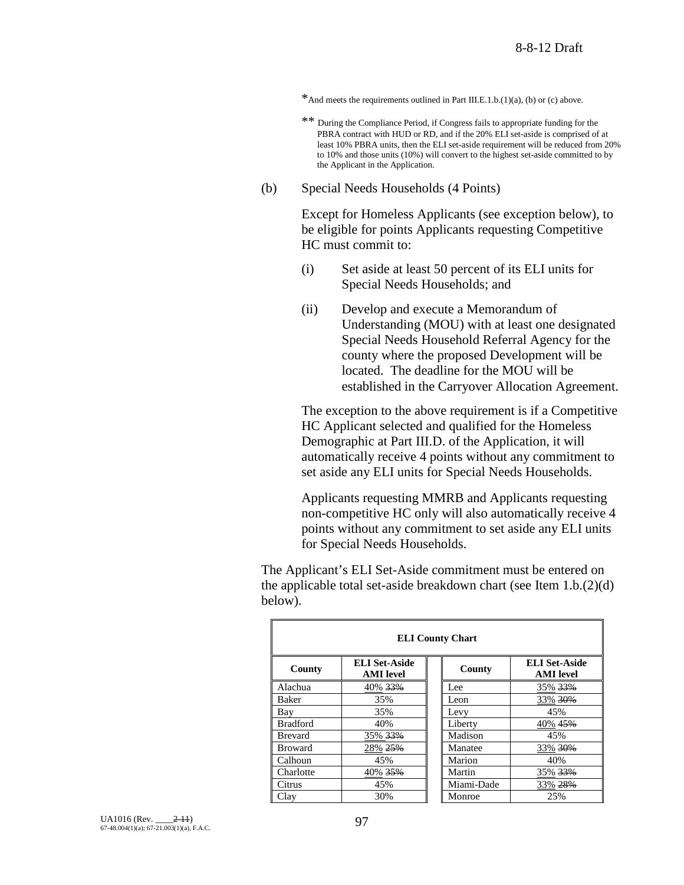*And meets the requirements outlined in Part III.E.1.b.(1)(a), (b) or (c) above.

** During the Compliance Period, if Congress fails to appropriate funding for the PBRA contract with HUD or RD, and if the 20% ELI set-aside is comprised of at least 10% PBRA units, then the ELI set-aside requirement will be reduced from 20% to 10% and those units (10%) will convert to the highest set-aside committed to by the Applicant in the Application.

(b) Special Needs Households (4 Points)

Except for Homeless Applicants (see exception below), to be eligible for points Applicants requesting Competitive HC must commit to:

(i) Set aside at least 50 percent of its ELI units for Special Needs Households; and

(ii) Develop and execute a Memorandum of Understanding (MOU) with at least one designated Special Needs Household Referral Agency for the county where the proposed Development will be located. The deadline for the MOU will be established in the Carryover Allocation Agreement.

The exception to the above requirement is if a Competitive HC Applicant selected and qualified for the Homeless Demographic at Part III.D. of the Application, it will automatically receive 4 points without any commitment to set aside any ELI units for Special Needs Households.

Applicants requesting MMRB and Applicants requesting non-competitive HC only will also automatically receive 4 points without any commitment to set aside any ELI units for Special Needs Households.

The Applicant's ELI Set-Aside commitment must be entered on the applicable total set-aside breakdown chart (see Item 1.b.(2)(d) below).

**ELI County Chart**

| County | ELI Set-Aside AMI level | County | ELI Set-Aside AMI level |
|---|---|---|---|
| Alachua | 40% ~~33%~~ | Lee | 35% ~~33%~~ |
| Baker | 35% | Leon | 33% ~~30%~~ |
| Bay | 35% | Levy | 45% |
| Bradford | 40% | Liberty | 40% ~~45%~~ |
| Brevard | 35% ~~33%~~ | Madison | 45% |
| Broward | 28% ~~25%~~ | Manatee | 33% ~~30%~~ |
| Calhoun | 45% | Marion | 40% |
| Charlotte | 40% ~~35%~~ | Martin | 35% ~~33%~~ |
| Citrus | 45% | Miami-Dade | 33% ~~28%~~ |
| Clay | 30% | Monroe | 25% |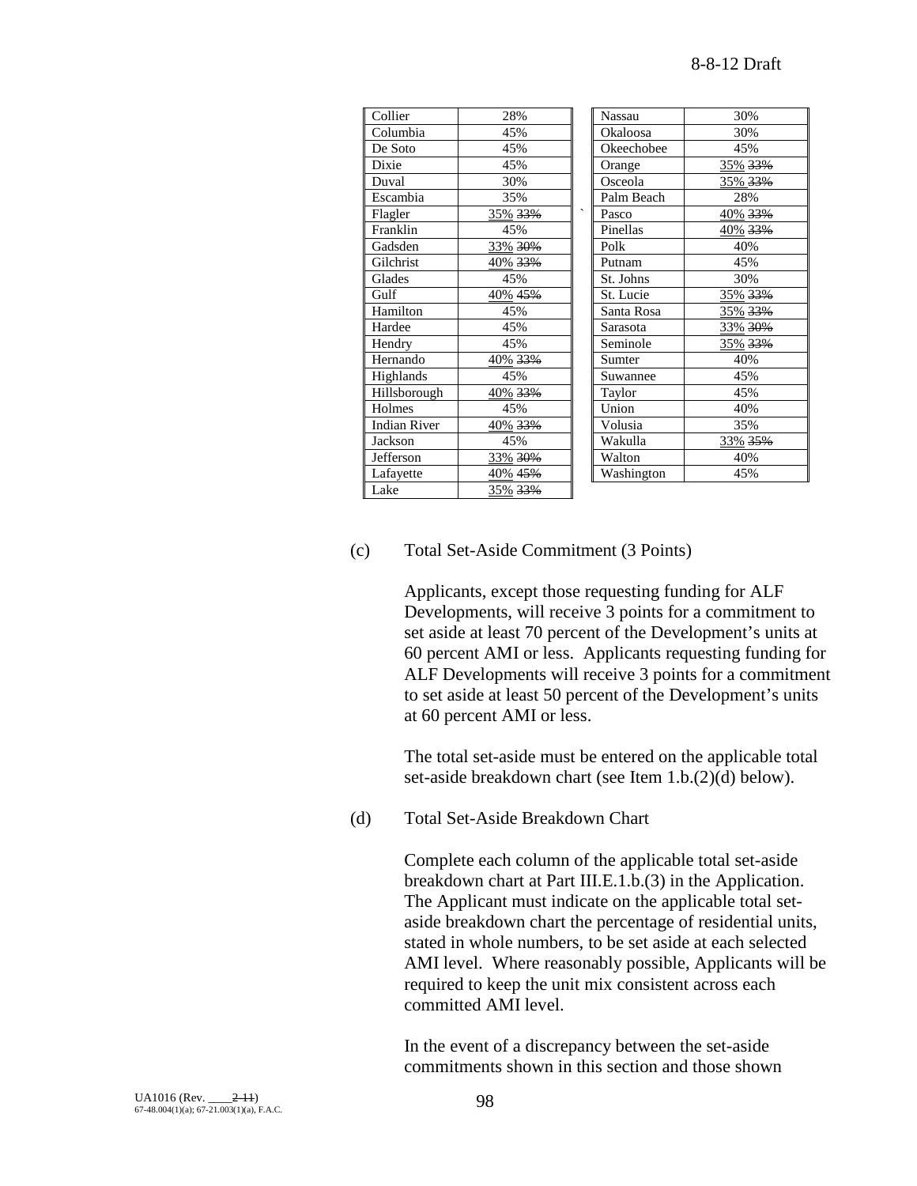| County | Percentage |
|---|---|
| Collier | 28% |
| Columbia | 45% |
| De Soto | 45% |
| Dixie | 45% |
| Duval | 30% |
| Escambia | 35% |
| Flagler | 35% ~~33%~~ |
| Franklin | 45% |
| Gadsden | 33% ~~30%~~ |
| Gilchrist | 40% ~~33%~~ |
| Glades | 45% |
| Gulf | 40% ~~45%~~ |
| Hamilton | 45% |
| Hardee | 45% |
| Hendry | 45% |
| Hernando | 40% ~~33%~~ |
| Highlands | 45% |
| Hillsborough | 40% ~~33%~~ |
| Holmes | 45% |
| Indian River | 40% ~~33%~~ |
| Jackson | 45% |
| Jefferson | 33% ~~30%~~ |
| Lafayette | 40% ~~45%~~ |
| Lake | 35% ~~33%~~ |

| County | Percentage |
|---|---|
| Nassau | 30% |
| Okaloosa | 30% |
| Okeechobee | 45% |
| Orange | 35% ~~33%~~ |
| Osceola | 35% ~~33%~~ |
| Palm Beach | 28% |
| Pasco | 40% ~~33%~~ |
| Pinellas | 40% ~~33%~~ |
| Polk | 40% |
| Putnam | 45% |
| St. Johns | 30% |
| St. Lucie | 35% ~~33%~~ |
| Santa Rosa | 35% ~~33%~~ |
| Sarasota | 33% ~~30%~~ |
| Seminole | 35% ~~33%~~ |
| Sumter | 40% |
| Suwannee | 45% |
| Taylor | 45% |
| Union | 40% |
| Volusia | 35% |
| Wakulla | 33% ~~35%~~ |
| Walton | 40% |
| Washington | 45% |

(c) Total Set-Aside Commitment (3 Points)

Applicants, except those requesting funding for ALF Developments, will receive 3 points for a commitment to set aside at least 70 percent of the Development's units at 60 percent AMI or less. Applicants requesting funding for ALF Developments will receive 3 points for a commitment to set aside at least 50 percent of the Development's units at 60 percent AMI or less.

The total set-aside must be entered on the applicable total set-aside breakdown chart (see Item 1.b.(2)(d) below).

(d) Total Set-Aside Breakdown Chart

Complete each column of the applicable total set-aside breakdown chart at Part III.E.1.b.(3) in the Application. The Applicant must indicate on the applicable total set-aside breakdown chart the percentage of residential units, stated in whole numbers, to be set aside at each selected AMI level. Where reasonably possible, Applicants will be required to keep the unit mix consistent across each committed AMI level.

In the event of a discrepancy between the set-aside commitments shown in this section and those shown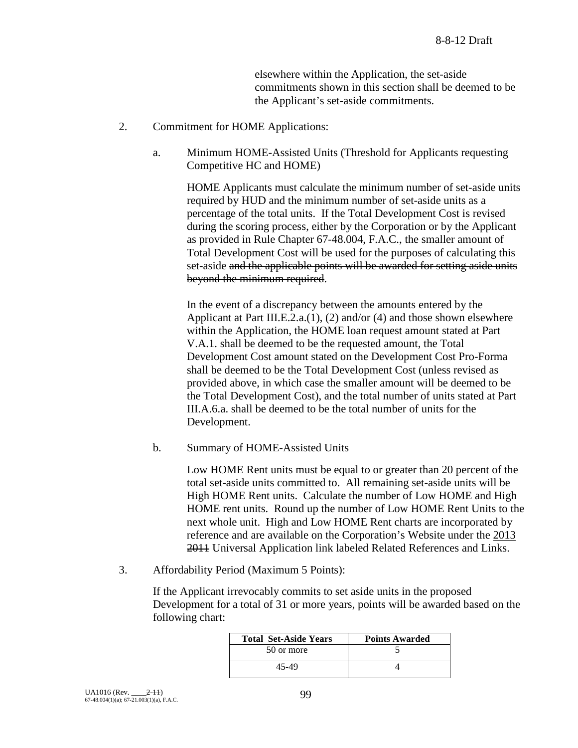elsewhere within the Application, the set-aside commitments shown in this section shall be deemed to be the Applicant's set-aside commitments.

2. Commitment for HOME Applications:

   a. Minimum HOME-Assisted Units (Threshold for Applicants requesting Competitive HC and HOME)

      HOME Applicants must calculate the minimum number of set-aside units required by HUD and the minimum number of set-aside units as a percentage of the total units. If the Total Development Cost is revised during the scoring process, either by the Corporation or by the Applicant as provided in Rule Chapter 67-48.004, F.A.C., the smaller amount of Total Development Cost will be used for the purposes of calculating this set-aside ~~and the applicable points will be awarded for setting aside units beyond the minimum required~~.

      In the event of a discrepancy between the amounts entered by the Applicant at Part III.E.2.a.(1), (2) and/or (4) and those shown elsewhere within the Application, the HOME loan request amount stated at Part V.A.1. shall be deemed to be the requested amount, the Total Development Cost amount stated on the Development Cost Pro-Forma shall be deemed to be the Total Development Cost (unless revised as provided above, in which case the smaller amount will be deemed to be the Total Development Cost), and the total number of units stated at Part III.A.6.a. shall be deemed to be the total number of units for the Development.

   b. Summary of HOME-Assisted Units

      Low HOME Rent units must be equal to or greater than 20 percent of the total set-aside units committed to. All remaining set-aside units will be High HOME Rent units. Calculate the number of Low HOME and High HOME rent units. Round up the number of Low HOME Rent Units to the next whole unit. High and Low HOME Rent charts are incorporated by reference and are available on the Corporation's Website under the 2013 ~~2011~~ Universal Application link labeled Related References and Links.

3. Affordability Period (Maximum 5 Points):

   If the Applicant irrevocably commits to set aside units in the proposed Development for a total of 31 or more years, points will be awarded based on the following chart:

| Total Set-Aside Years | Points Awarded |
|---|---|
| 50 or more | 5 |
| 45-49 | 4 |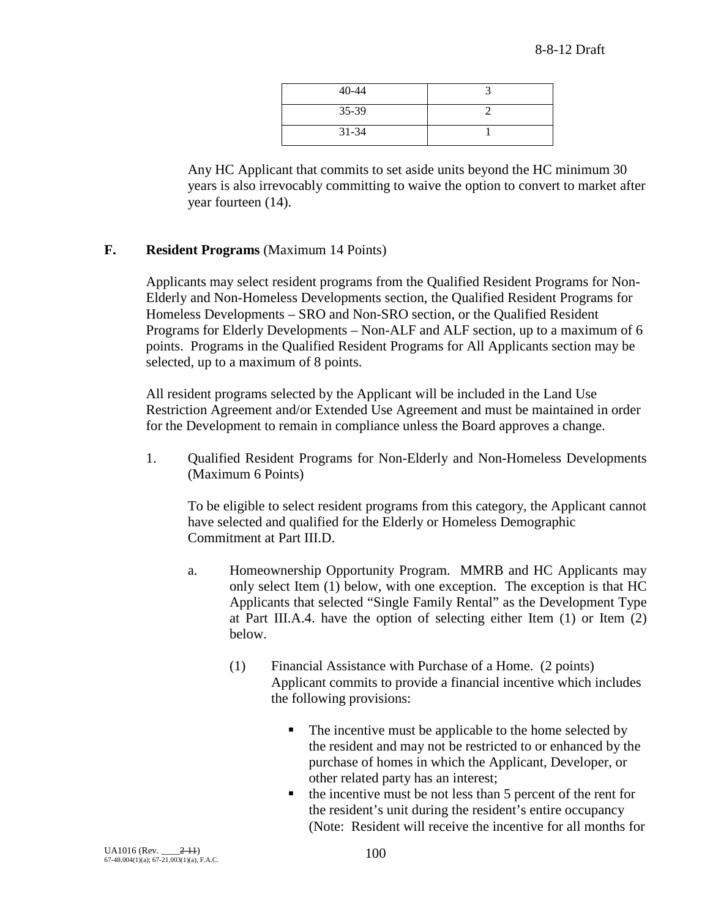| 40-44 | 3 |
|---|---|
| 35-39 | 2 |
| 31-34 | 1 |

Any HC Applicant that commits to set aside units beyond the HC minimum 30 years is also irrevocably committing to waive the option to convert to market after year fourteen (14).

**F. Resident Programs** (Maximum 14 Points)

Applicants may select resident programs from the Qualified Resident Programs for Non-Elderly and Non-Homeless Developments section, the Qualified Resident Programs for Homeless Developments – SRO and Non-SRO section, or the Qualified Resident Programs for Elderly Developments – Non-ALF and ALF section, up to a maximum of 6 points. Programs in the Qualified Resident Programs for All Applicants section may be selected, up to a maximum of 8 points.

All resident programs selected by the Applicant will be included in the Land Use Restriction Agreement and/or Extended Use Agreement and must be maintained in order for the Development to remain in compliance unless the Board approves a change.

1. Qualified Resident Programs for Non-Elderly and Non-Homeless Developments (Maximum 6 Points)

   To be eligible to select resident programs from this category, the Applicant cannot have selected and qualified for the Elderly or Homeless Demographic Commitment at Part III.D.

   a. Homeownership Opportunity Program. MMRB and HC Applicants may only select Item (1) below, with one exception. The exception is that HC Applicants that selected "Single Family Rental" as the Development Type at Part III.A.4. have the option of selecting either Item (1) or Item (2) below.

      (1) Financial Assistance with Purchase of a Home. (2 points) Applicant commits to provide a financial incentive which includes the following provisions:

         - The incentive must be applicable to the home selected by the resident and may not be restricted to or enhanced by the purchase of homes in which the Applicant, Developer, or other related party has an interest;
         - the incentive must be not less than 5 percent of the rent for the resident's unit during the resident's entire occupancy (Note: Resident will receive the incentive for all months for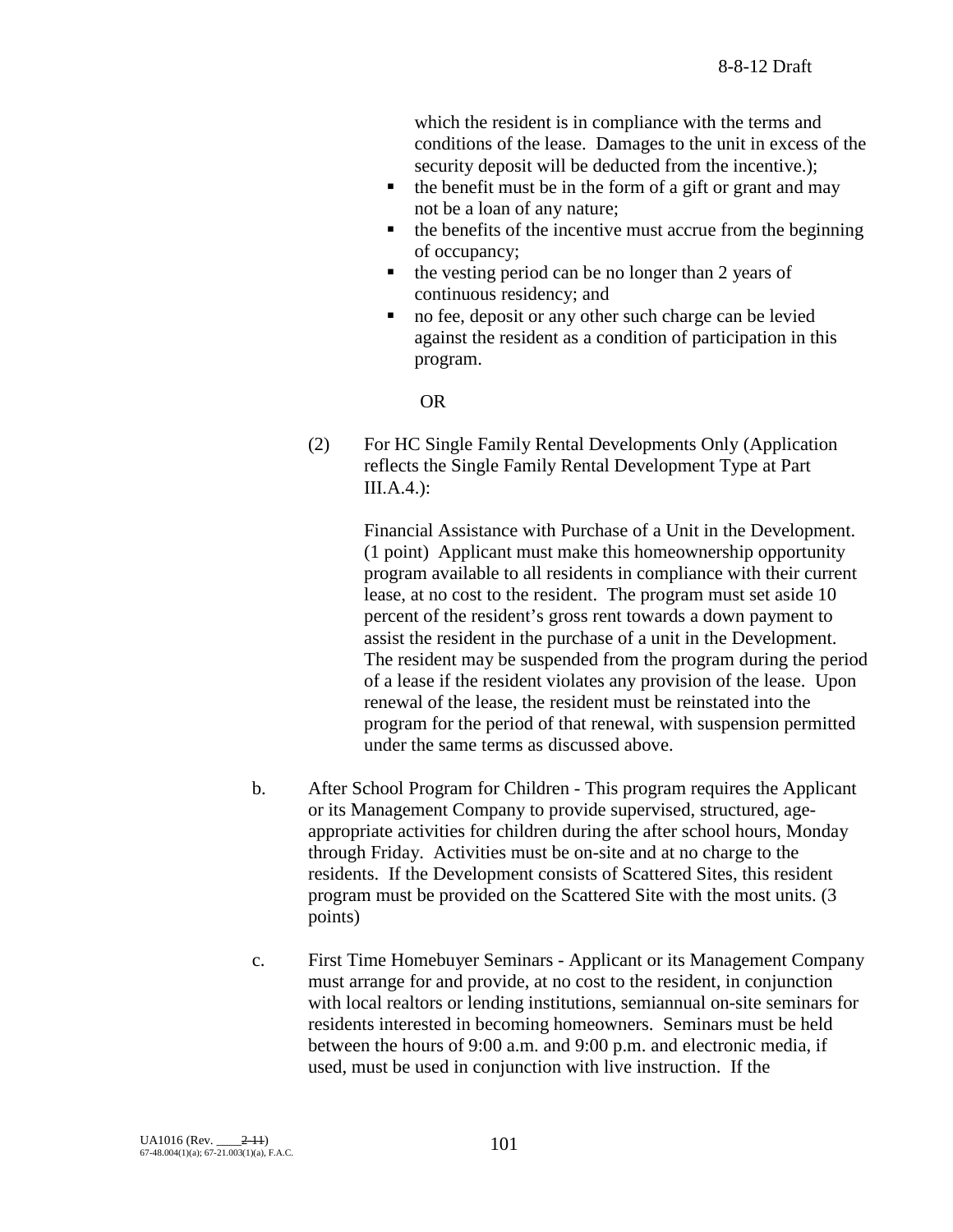which the resident is in compliance with the terms and conditions of the lease. Damages to the unit in excess of the security deposit will be deducted from the incentive.);

- the benefit must be in the form of a gift or grant and may not be a loan of any nature;
- the benefits of the incentive must accrue from the beginning of occupancy;
- the vesting period can be no longer than 2 years of continuous residency; and
- no fee, deposit or any other such charge can be levied against the resident as a condition of participation in this program.

OR

(2) For HC Single Family Rental Developments Only (Application reflects the Single Family Rental Development Type at Part III.A.4.):

Financial Assistance with Purchase of a Unit in the Development. (1 point) Applicant must make this homeownership opportunity program available to all residents in compliance with their current lease, at no cost to the resident. The program must set aside 10 percent of the resident's gross rent towards a down payment to assist the resident in the purchase of a unit in the Development. The resident may be suspended from the program during the period of a lease if the resident violates any provision of the lease. Upon renewal of the lease, the resident must be reinstated into the program for the period of that renewal, with suspension permitted under the same terms as discussed above.

b. After School Program for Children - This program requires the Applicant or its Management Company to provide supervised, structured, age-appropriate activities for children during the after school hours, Monday through Friday. Activities must be on-site and at no charge to the residents. If the Development consists of Scattered Sites, this resident program must be provided on the Scattered Site with the most units. (3 points)

c. First Time Homebuyer Seminars - Applicant or its Management Company must arrange for and provide, at no cost to the resident, in conjunction with local realtors or lending institutions, semiannual on-site seminars for residents interested in becoming homeowners. Seminars must be held between the hours of 9:00 a.m. and 9:00 p.m. and electronic media, if used, must be used in conjunction with live instruction. If the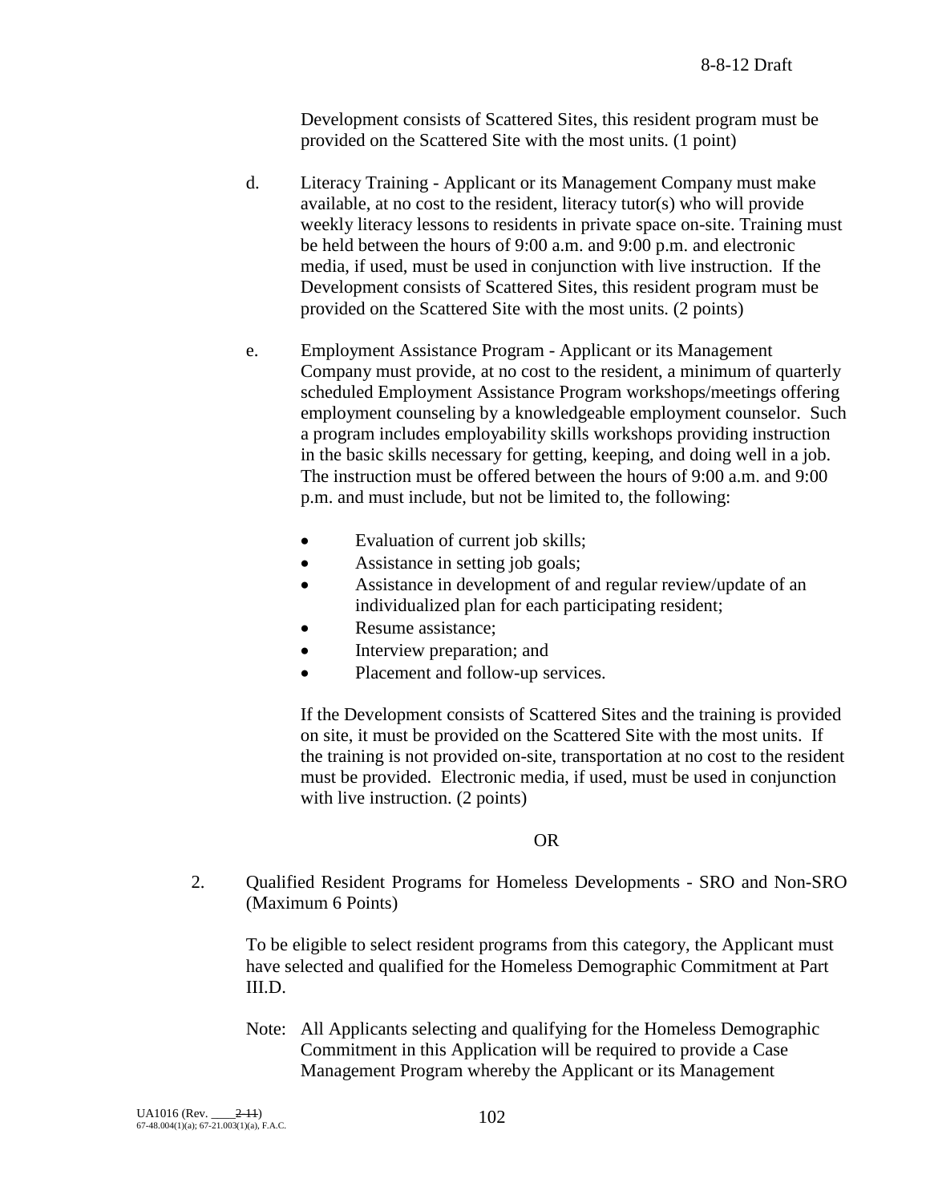Development consists of Scattered Sites, this resident program must be provided on the Scattered Site with the most units. (1 point)

d. Literacy Training - Applicant or its Management Company must make available, at no cost to the resident, literacy tutor(s) who will provide weekly literacy lessons to residents in private space on-site. Training must be held between the hours of 9:00 a.m. and 9:00 p.m. and electronic media, if used, must be used in conjunction with live instruction. If the Development consists of Scattered Sites, this resident program must be provided on the Scattered Site with the most units. (2 points)

e. Employment Assistance Program - Applicant or its Management Company must provide, at no cost to the resident, a minimum of quarterly scheduled Employment Assistance Program workshops/meetings offering employment counseling by a knowledgeable employment counselor. Such a program includes employability skills workshops providing instruction in the basic skills necessary for getting, keeping, and doing well in a job. The instruction must be offered between the hours of 9:00 a.m. and 9:00 p.m. and must include, but not be limited to, the following:

- Evaluation of current job skills;
- Assistance in setting job goals;
- Assistance in development of and regular review/update of an individualized plan for each participating resident;
- Resume assistance;
- Interview preparation; and
- Placement and follow-up services.

If the Development consists of Scattered Sites and the training is provided on site, it must be provided on the Scattered Site with the most units. If the training is not provided on-site, transportation at no cost to the resident must be provided. Electronic media, if used, must be used in conjunction with live instruction. (2 points)

OR

2. Qualified Resident Programs for Homeless Developments - SRO and Non-SRO (Maximum 6 Points)

To be eligible to select resident programs from this category, the Applicant must have selected and qualified for the Homeless Demographic Commitment at Part III.D.

Note: All Applicants selecting and qualifying for the Homeless Demographic Commitment in this Application will be required to provide a Case Management Program whereby the Applicant or its Management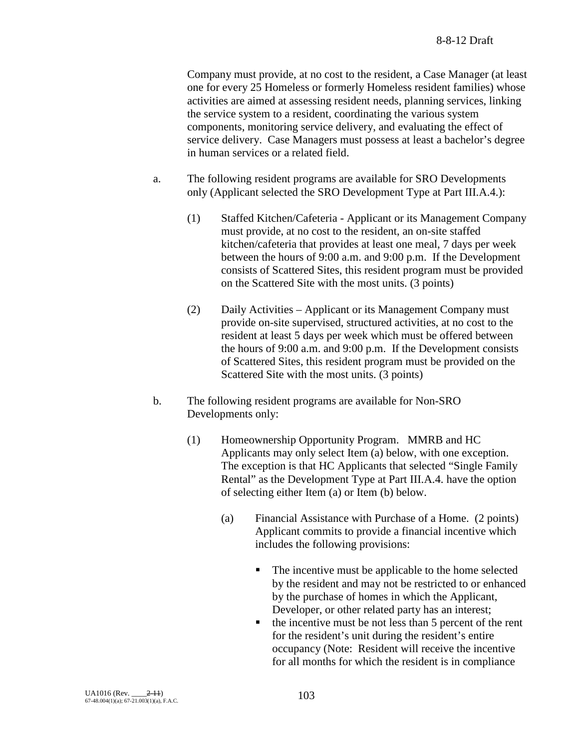Company must provide, at no cost to the resident, a Case Manager (at least one for every 25 Homeless or formerly Homeless resident families) whose activities are aimed at assessing resident needs, planning services, linking the service system to a resident, coordinating the various system components, monitoring service delivery, and evaluating the effect of service delivery. Case Managers must possess at least a bachelor's degree in human services or a related field.

a. The following resident programs are available for SRO Developments only (Applicant selected the SRO Development Type at Part III.A.4.):

   (1) Staffed Kitchen/Cafeteria - Applicant or its Management Company must provide, at no cost to the resident, an on-site staffed kitchen/cafeteria that provides at least one meal, 7 days per week between the hours of 9:00 a.m. and 9:00 p.m. If the Development consists of Scattered Sites, this resident program must be provided on the Scattered Site with the most units. (3 points)

   (2) Daily Activities – Applicant or its Management Company must provide on-site supervised, structured activities, at no cost to the resident at least 5 days per week which must be offered between the hours of 9:00 a.m. and 9:00 p.m. If the Development consists of Scattered Sites, this resident program must be provided on the Scattered Site with the most units. (3 points)

b. The following resident programs are available for Non-SRO Developments only:

   (1) Homeownership Opportunity Program. MMRB and HC Applicants may only select Item (a) below, with one exception. The exception is that HC Applicants that selected "Single Family Rental" as the Development Type at Part III.A.4. have the option of selecting either Item (a) or Item (b) below.

      (a) Financial Assistance with Purchase of a Home. (2 points) Applicant commits to provide a financial incentive which includes the following provisions:

         - The incentive must be applicable to the home selected by the resident and may not be restricted to or enhanced by the purchase of homes in which the Applicant, Developer, or other related party has an interest;
         - the incentive must be not less than 5 percent of the rent for the resident's unit during the resident's entire occupancy (Note: Resident will receive the incentive for all months for which the resident is in compliance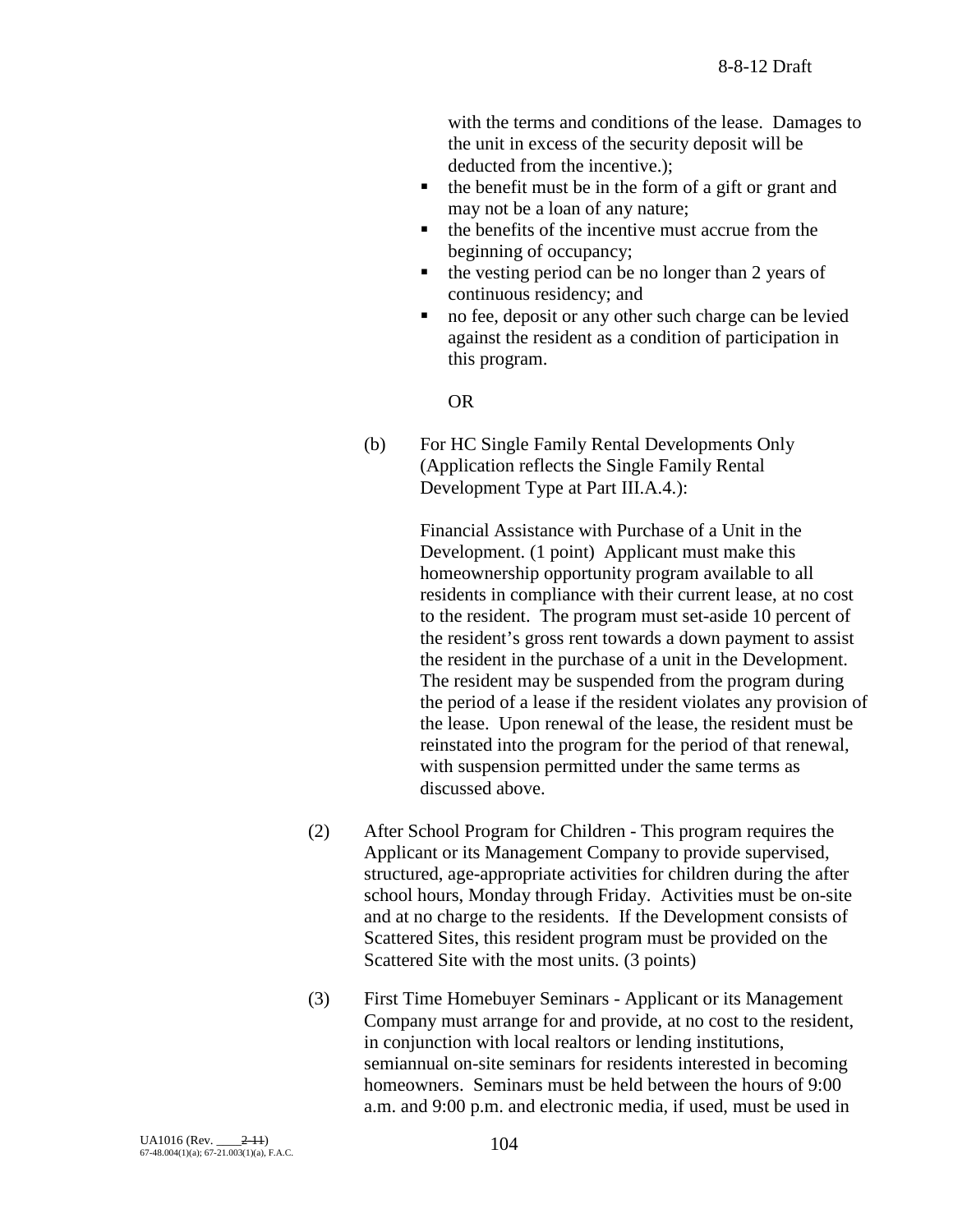with the terms and conditions of the lease. Damages to the unit in excess of the security deposit will be deducted from the incentive.);

- the benefit must be in the form of a gift or grant and may not be a loan of any nature;
- the benefits of the incentive must accrue from the beginning of occupancy;
- the vesting period can be no longer than 2 years of continuous residency; and
- no fee, deposit or any other such charge can be levied against the resident as a condition of participation in this program.

OR

(b) For HC Single Family Rental Developments Only (Application reflects the Single Family Rental Development Type at Part III.A.4.):

Financial Assistance with Purchase of a Unit in the Development. (1 point) Applicant must make this homeownership opportunity program available to all residents in compliance with their current lease, at no cost to the resident. The program must set-aside 10 percent of the resident's gross rent towards a down payment to assist the resident in the purchase of a unit in the Development. The resident may be suspended from the program during the period of a lease if the resident violates any provision of the lease. Upon renewal of the lease, the resident must be reinstated into the program for the period of that renewal, with suspension permitted under the same terms as discussed above.

(2) After School Program for Children - This program requires the Applicant or its Management Company to provide supervised, structured, age-appropriate activities for children during the after school hours, Monday through Friday. Activities must be on-site and at no charge to the residents. If the Development consists of Scattered Sites, this resident program must be provided on the Scattered Site with the most units. (3 points)

(3) First Time Homebuyer Seminars - Applicant or its Management Company must arrange for and provide, at no cost to the resident, in conjunction with local realtors or lending institutions, semiannual on-site seminars for residents interested in becoming homeowners. Seminars must be held between the hours of 9:00 a.m. and 9:00 p.m. and electronic media, if used, must be used in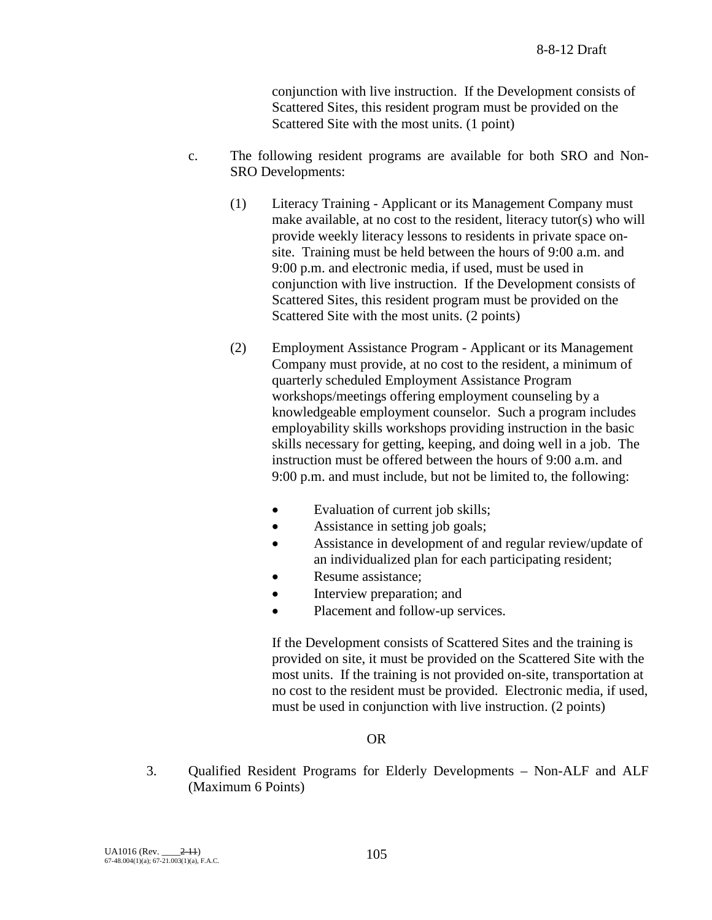conjunction with live instruction. If the Development consists of Scattered Sites, this resident program must be provided on the Scattered Site with the most units. (1 point)

c. The following resident programs are available for both SRO and Non-SRO Developments:

(1) Literacy Training - Applicant or its Management Company must make available, at no cost to the resident, literacy tutor(s) who will provide weekly literacy lessons to residents in private space on-site. Training must be held between the hours of 9:00 a.m. and 9:00 p.m. and electronic media, if used, must be used in conjunction with live instruction. If the Development consists of Scattered Sites, this resident program must be provided on the Scattered Site with the most units. (2 points)

(2) Employment Assistance Program - Applicant or its Management Company must provide, at no cost to the resident, a minimum of quarterly scheduled Employment Assistance Program workshops/meetings offering employment counseling by a knowledgeable employment counselor. Such a program includes employability skills workshops providing instruction in the basic skills necessary for getting, keeping, and doing well in a job. The instruction must be offered between the hours of 9:00 a.m. and 9:00 p.m. and must include, but not be limited to, the following:

- Evaluation of current job skills;
- Assistance in setting job goals;
- Assistance in development of and regular review/update of an individualized plan for each participating resident;
- Resume assistance;
- Interview preparation; and
- Placement and follow-up services.

If the Development consists of Scattered Sites and the training is provided on site, it must be provided on the Scattered Site with the most units. If the training is not provided on-site, transportation at no cost to the resident must be provided. Electronic media, if used, must be used in conjunction with live instruction. (2 points)

OR

3. Qualified Resident Programs for Elderly Developments – Non-ALF and ALF (Maximum 6 Points)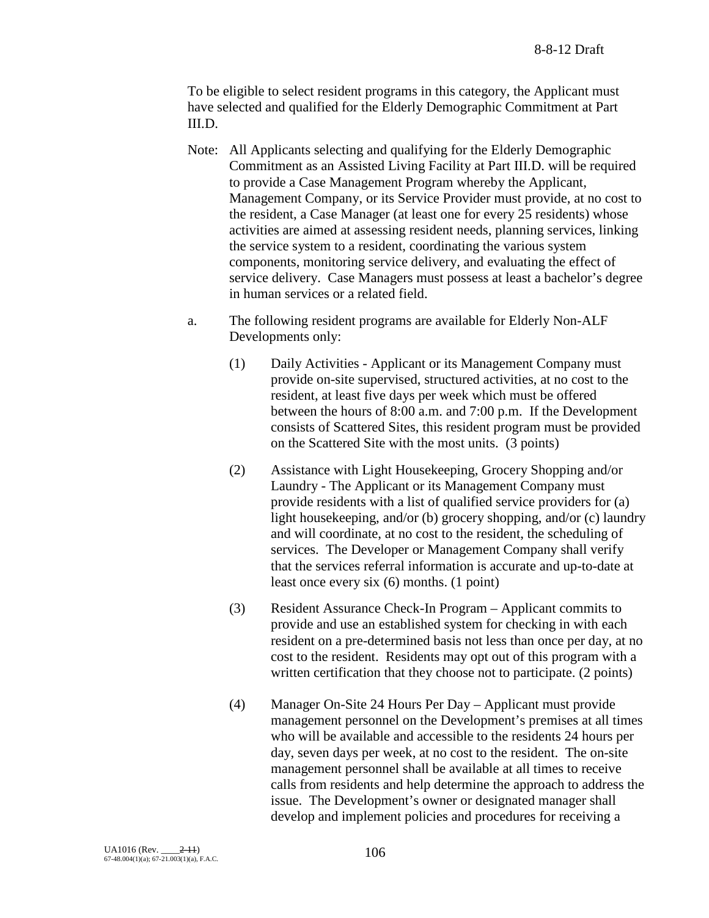To be eligible to select resident programs in this category, the Applicant must have selected and qualified for the Elderly Demographic Commitment at Part III.D.

Note: All Applicants selecting and qualifying for the Elderly Demographic Commitment as an Assisted Living Facility at Part III.D. will be required to provide a Case Management Program whereby the Applicant, Management Company, or its Service Provider must provide, at no cost to the resident, a Case Manager (at least one for every 25 residents) whose activities are aimed at assessing resident needs, planning services, linking the service system to a resident, coordinating the various system components, monitoring service delivery, and evaluating the effect of service delivery. Case Managers must possess at least a bachelor's degree in human services or a related field.

a. The following resident programs are available for Elderly Non-ALF Developments only:

(1) Daily Activities - Applicant or its Management Company must provide on-site supervised, structured activities, at no cost to the resident, at least five days per week which must be offered between the hours of 8:00 a.m. and 7:00 p.m. If the Development consists of Scattered Sites, this resident program must be provided on the Scattered Site with the most units. (3 points)

(2) Assistance with Light Housekeeping, Grocery Shopping and/or Laundry - The Applicant or its Management Company must provide residents with a list of qualified service providers for (a) light housekeeping, and/or (b) grocery shopping, and/or (c) laundry and will coordinate, at no cost to the resident, the scheduling of services. The Developer or Management Company shall verify that the services referral information is accurate and up-to-date at least once every six (6) months. (1 point)

(3) Resident Assurance Check-In Program – Applicant commits to provide and use an established system for checking in with each resident on a pre-determined basis not less than once per day, at no cost to the resident. Residents may opt out of this program with a written certification that they choose not to participate. (2 points)

(4) Manager On-Site 24 Hours Per Day – Applicant must provide management personnel on the Development's premises at all times who will be available and accessible to the residents 24 hours per day, seven days per week, at no cost to the resident. The on-site management personnel shall be available at all times to receive calls from residents and help determine the approach to address the issue. The Development's owner or designated manager shall develop and implement policies and procedures for receiving a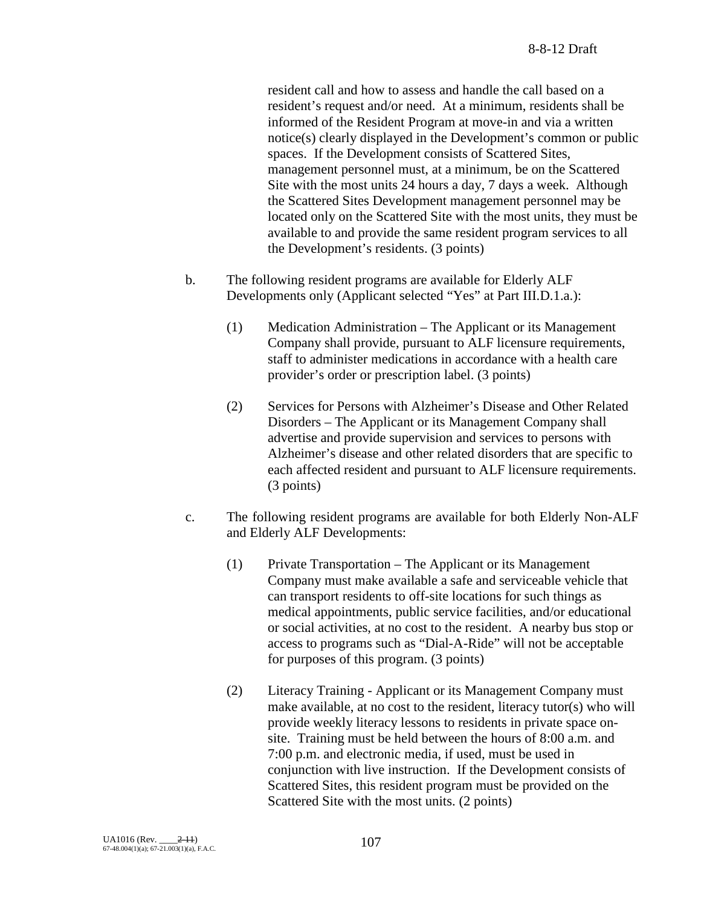resident call and how to assess and handle the call based on a resident's request and/or need. At a minimum, residents shall be informed of the Resident Program at move-in and via a written notice(s) clearly displayed in the Development's common or public spaces. If the Development consists of Scattered Sites, management personnel must, at a minimum, be on the Scattered Site with the most units 24 hours a day, 7 days a week. Although the Scattered Sites Development management personnel may be located only on the Scattered Site with the most units, they must be available to and provide the same resident program services to all the Development's residents. (3 points)

b. The following resident programs are available for Elderly ALF Developments only (Applicant selected "Yes" at Part III.D.1.a.):

(1) Medication Administration – The Applicant or its Management Company shall provide, pursuant to ALF licensure requirements, staff to administer medications in accordance with a health care provider's order or prescription label. (3 points)

(2) Services for Persons with Alzheimer's Disease and Other Related Disorders – The Applicant or its Management Company shall advertise and provide supervision and services to persons with Alzheimer's disease and other related disorders that are specific to each affected resident and pursuant to ALF licensure requirements. (3 points)

c. The following resident programs are available for both Elderly Non-ALF and Elderly ALF Developments:

(1) Private Transportation – The Applicant or its Management Company must make available a safe and serviceable vehicle that can transport residents to off-site locations for such things as medical appointments, public service facilities, and/or educational or social activities, at no cost to the resident. A nearby bus stop or access to programs such as "Dial-A-Ride" will not be acceptable for purposes of this program. (3 points)

(2) Literacy Training - Applicant or its Management Company must make available, at no cost to the resident, literacy tutor(s) who will provide weekly literacy lessons to residents in private space on-site. Training must be held between the hours of 8:00 a.m. and 7:00 p.m. and electronic media, if used, must be used in conjunction with live instruction. If the Development consists of Scattered Sites, this resident program must be provided on the Scattered Site with the most units. (2 points)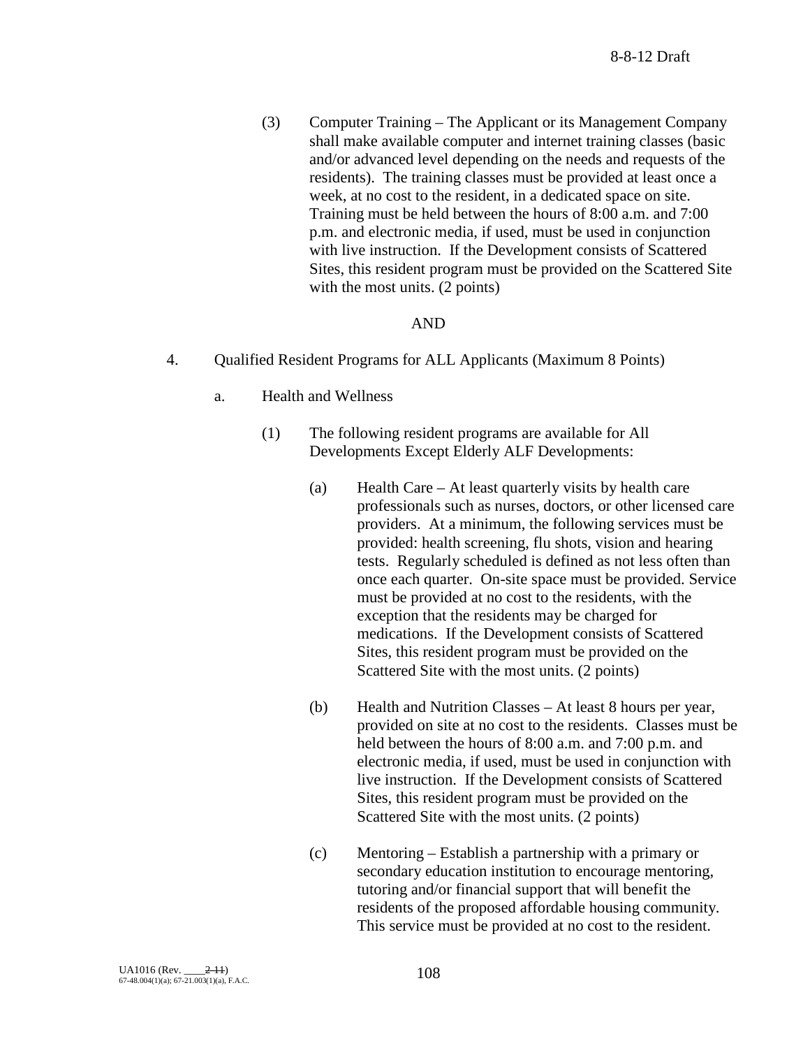(3) Computer Training – The Applicant or its Management Company shall make available computer and internet training classes (basic and/or advanced level depending on the needs and requests of the residents). The training classes must be provided at least once a week, at no cost to the resident, in a dedicated space on site. Training must be held between the hours of 8:00 a.m. and 7:00 p.m. and electronic media, if used, must be used in conjunction with live instruction. If the Development consists of Scattered Sites, this resident program must be provided on the Scattered Site with the most units. (2 points)

AND

4. Qualified Resident Programs for ALL Applicants (Maximum 8 Points)

a. Health and Wellness

(1) The following resident programs are available for All Developments Except Elderly ALF Developments:

(a) Health Care – At least quarterly visits by health care professionals such as nurses, doctors, or other licensed care providers. At a minimum, the following services must be provided: health screening, flu shots, vision and hearing tests. Regularly scheduled is defined as not less often than once each quarter. On-site space must be provided. Service must be provided at no cost to the residents, with the exception that the residents may be charged for medications. If the Development consists of Scattered Sites, this resident program must be provided on the Scattered Site with the most units. (2 points)

(b) Health and Nutrition Classes – At least 8 hours per year, provided on site at no cost to the residents. Classes must be held between the hours of 8:00 a.m. and 7:00 p.m. and electronic media, if used, must be used in conjunction with live instruction. If the Development consists of Scattered Sites, this resident program must be provided on the Scattered Site with the most units. (2 points)

(c) Mentoring – Establish a partnership with a primary or secondary education institution to encourage mentoring, tutoring and/or financial support that will benefit the residents of the proposed affordable housing community. This service must be provided at no cost to the resident.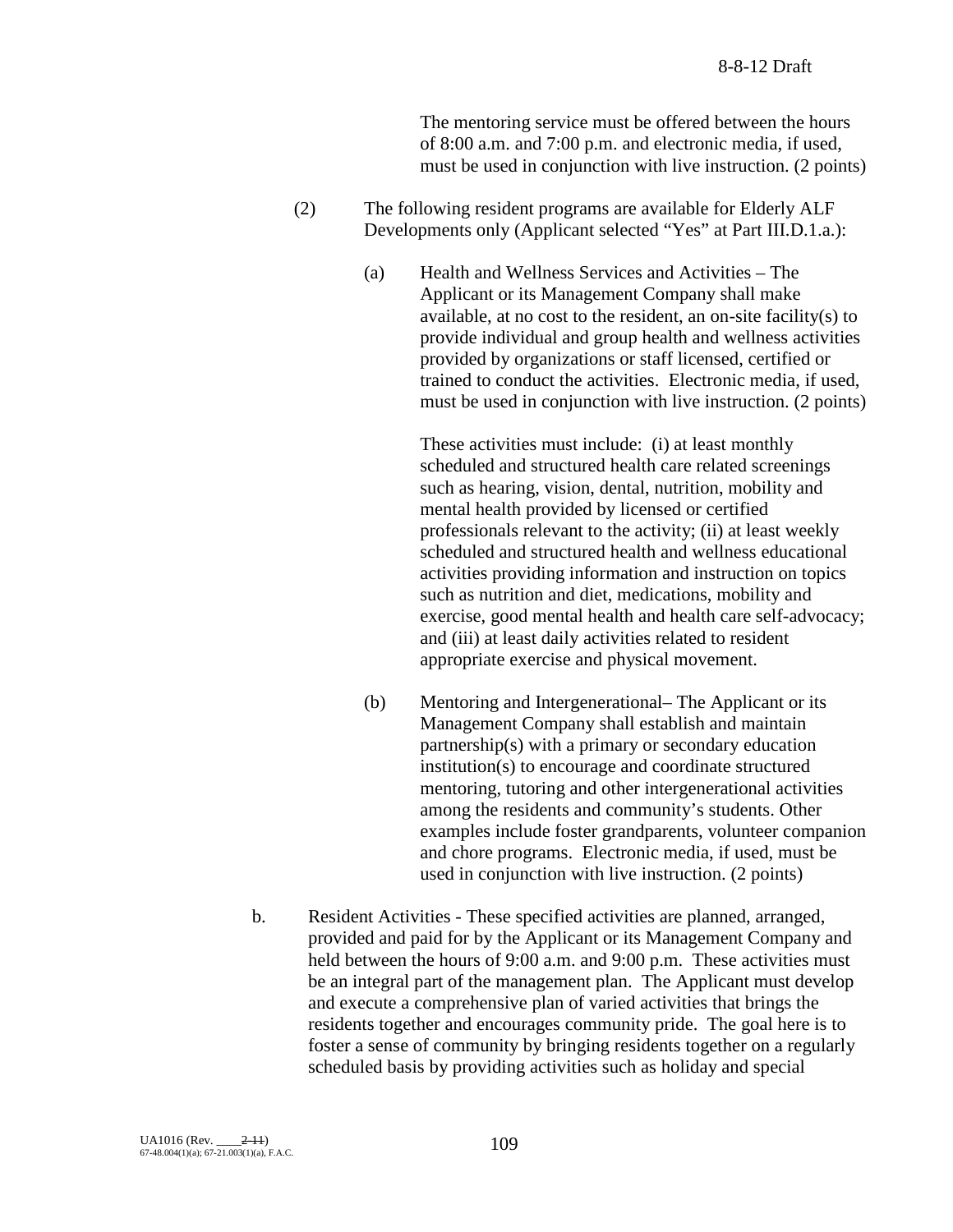The mentoring service must be offered between the hours of 8:00 a.m. and 7:00 p.m. and electronic media, if used, must be used in conjunction with live instruction. (2 points)

(2) The following resident programs are available for Elderly ALF Developments only (Applicant selected "Yes" at Part III.D.1.a.):

(a) Health and Wellness Services and Activities – The Applicant or its Management Company shall make available, at no cost to the resident, an on-site facility(s) to provide individual and group health and wellness activities provided by organizations or staff licensed, certified or trained to conduct the activities. Electronic media, if used, must be used in conjunction with live instruction. (2 points)

These activities must include: (i) at least monthly scheduled and structured health care related screenings such as hearing, vision, dental, nutrition, mobility and mental health provided by licensed or certified professionals relevant to the activity; (ii) at least weekly scheduled and structured health and wellness educational activities providing information and instruction on topics such as nutrition and diet, medications, mobility and exercise, good mental health and health care self-advocacy; and (iii) at least daily activities related to resident appropriate exercise and physical movement.

(b) Mentoring and Intergenerational– The Applicant or its Management Company shall establish and maintain partnership(s) with a primary or secondary education institution(s) to encourage and coordinate structured mentoring, tutoring and other intergenerational activities among the residents and community's students. Other examples include foster grandparents, volunteer companion and chore programs. Electronic media, if used, must be used in conjunction with live instruction. (2 points)

b. Resident Activities - These specified activities are planned, arranged, provided and paid for by the Applicant or its Management Company and held between the hours of 9:00 a.m. and 9:00 p.m. These activities must be an integral part of the management plan. The Applicant must develop and execute a comprehensive plan of varied activities that brings the residents together and encourages community pride. The goal here is to foster a sense of community by bringing residents together on a regularly scheduled basis by providing activities such as holiday and special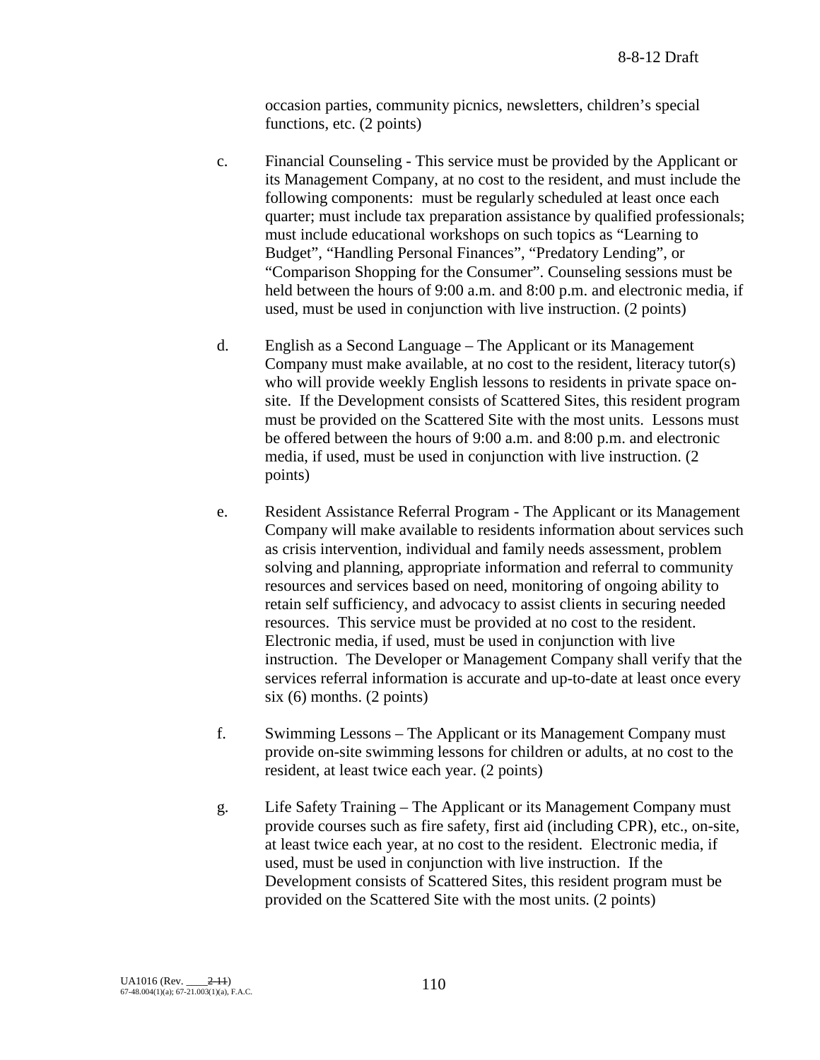occasion parties, community picnics, newsletters, children's special functions, etc. (2 points)

c. Financial Counseling - This service must be provided by the Applicant or its Management Company, at no cost to the resident, and must include the following components: must be regularly scheduled at least once each quarter; must include tax preparation assistance by qualified professionals; must include educational workshops on such topics as "Learning to Budget", "Handling Personal Finances", "Predatory Lending", or "Comparison Shopping for the Consumer". Counseling sessions must be held between the hours of 9:00 a.m. and 8:00 p.m. and electronic media, if used, must be used in conjunction with live instruction. (2 points)

d. English as a Second Language – The Applicant or its Management Company must make available, at no cost to the resident, literacy tutor(s) who will provide weekly English lessons to residents in private space on-site. If the Development consists of Scattered Sites, this resident program must be provided on the Scattered Site with the most units. Lessons must be offered between the hours of 9:00 a.m. and 8:00 p.m. and electronic media, if used, must be used in conjunction with live instruction. (2 points)

e. Resident Assistance Referral Program - The Applicant or its Management Company will make available to residents information about services such as crisis intervention, individual and family needs assessment, problem solving and planning, appropriate information and referral to community resources and services based on need, monitoring of ongoing ability to retain self sufficiency, and advocacy to assist clients in securing needed resources. This service must be provided at no cost to the resident. Electronic media, if used, must be used in conjunction with live instruction. The Developer or Management Company shall verify that the services referral information is accurate and up-to-date at least once every six (6) months. (2 points)

f. Swimming Lessons – The Applicant or its Management Company must provide on-site swimming lessons for children or adults, at no cost to the resident, at least twice each year. (2 points)

g. Life Safety Training – The Applicant or its Management Company must provide courses such as fire safety, first aid (including CPR), etc., on-site, at least twice each year, at no cost to the resident. Electronic media, if used, must be used in conjunction with live instruction. If the Development consists of Scattered Sites, this resident program must be provided on the Scattered Site with the most units. (2 points)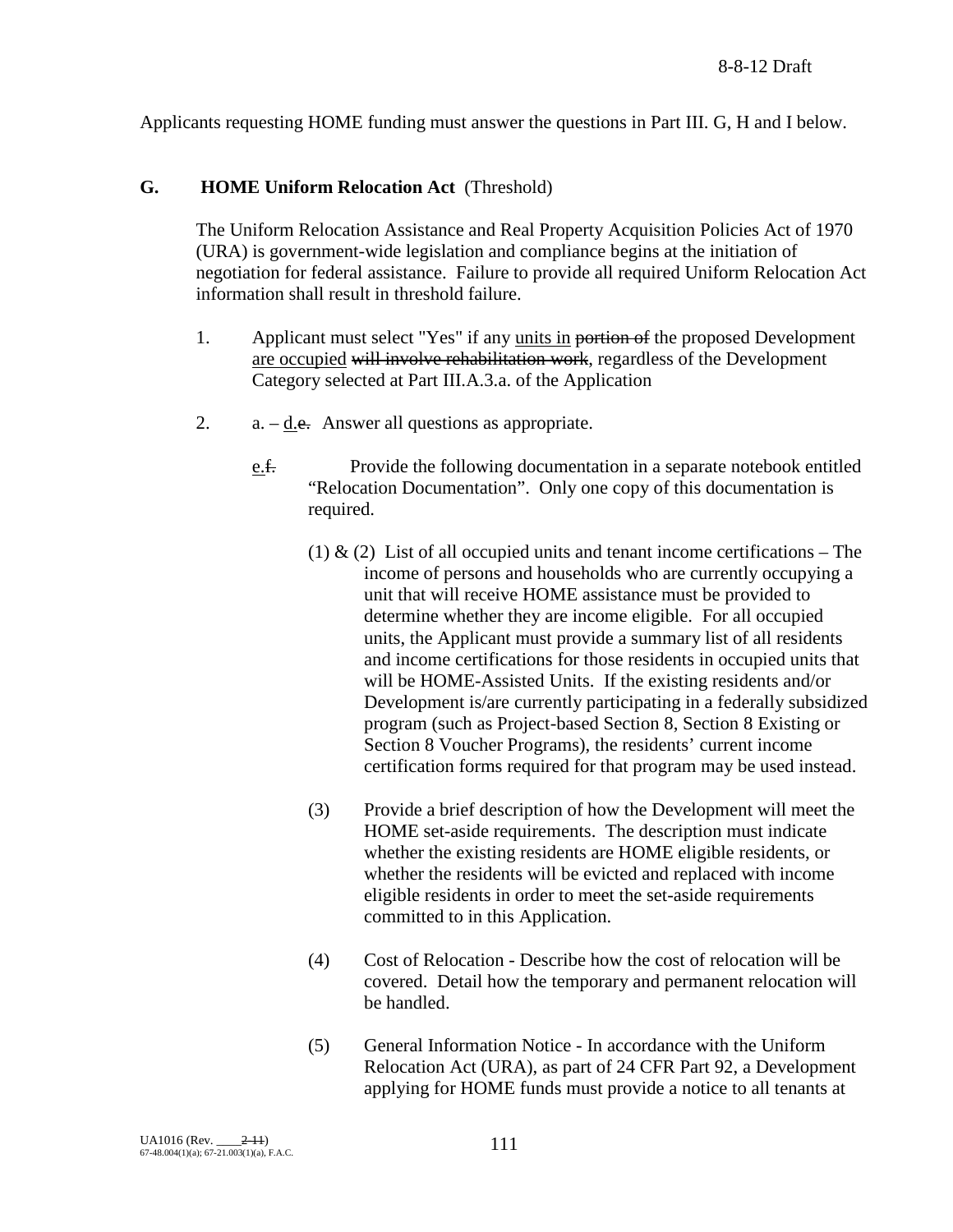Applicants requesting HOME funding must answer the questions in Part III. G, H and I below.

**G. HOME Uniform Relocation Act** (Threshold)

The Uniform Relocation Assistance and Real Property Acquisition Policies Act of 1970 (URA) is government-wide legislation and compliance begins at the initiation of negotiation for federal assistance. Failure to provide all required Uniform Relocation Act information shall result in threshold failure.

1. Applicant must select "Yes" if any <u>units in</u> ~~portion of~~ the proposed Development <u>are occupied</u> ~~will involve rehabilitation work~~, regardless of the Development Category selected at Part III.A.3.a. of the Application

2. a. – <u>d.</u>~~e.~~ Answer all questions as appropriate.

   <u>e.</u>~~f.~~ Provide the following documentation in a separate notebook entitled "Relocation Documentation". Only one copy of this documentation is required.

   (1) & (2) List of all occupied units and tenant income certifications – The income of persons and households who are currently occupying a unit that will receive HOME assistance must be provided to determine whether they are income eligible. For all occupied units, the Applicant must provide a summary list of all residents and income certifications for those residents in occupied units that will be HOME-Assisted Units. If the existing residents and/or Development is/are currently participating in a federally subsidized program (such as Project-based Section 8, Section 8 Existing or Section 8 Voucher Programs), the residents' current income certification forms required for that program may be used instead.

   (3) Provide a brief description of how the Development will meet the HOME set-aside requirements. The description must indicate whether the existing residents are HOME eligible residents, or whether the residents will be evicted and replaced with income eligible residents in order to meet the set-aside requirements committed to in this Application.

   (4) Cost of Relocation - Describe how the cost of relocation will be covered. Detail how the temporary and permanent relocation will be handled.

   (5) General Information Notice - In accordance with the Uniform Relocation Act (URA), as part of 24 CFR Part 92, a Development applying for HOME funds must provide a notice to all tenants at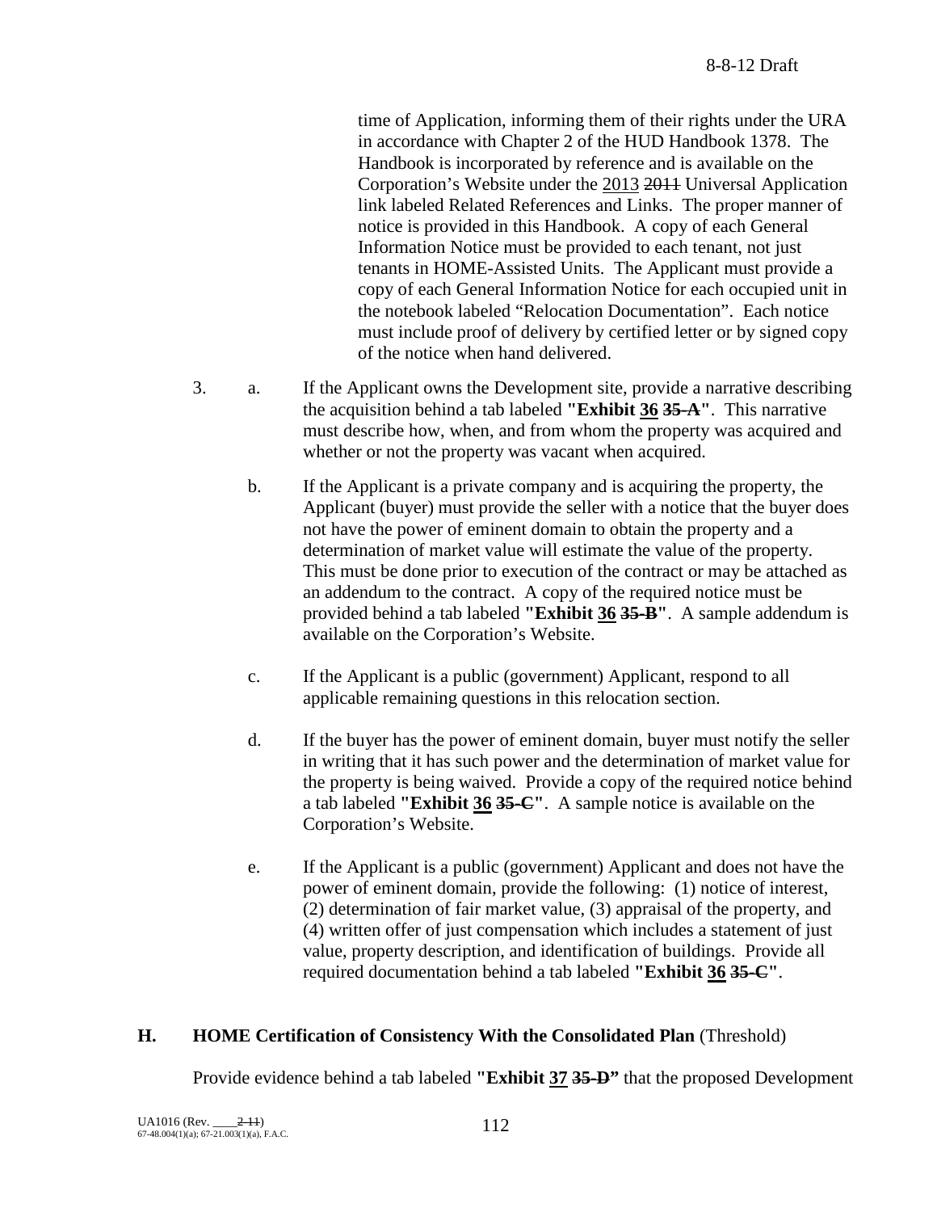time of Application, informing them of their rights under the URA in accordance with Chapter 2 of the HUD Handbook 1378. The Handbook is incorporated by reference and is available on the Corporation's Website under the <u>2013</u> ~~2011~~ Universal Application link labeled Related References and Links. The proper manner of notice is provided in this Handbook. A copy of each General Information Notice must be provided to each tenant, not just tenants in HOME-Assisted Units. The Applicant must provide a copy of each General Information Notice for each occupied unit in the notebook labeled "Relocation Documentation". Each notice must include proof of delivery by certified letter or by signed copy of the notice when hand delivered.

3. a. If the Applicant owns the Development site, provide a narrative describing the acquisition behind a tab labeled **"Exhibit <u>36</u> ~~35-A~~"**. This narrative must describe how, when, and from whom the property was acquired and whether or not the property was vacant when acquired.

   b. If the Applicant is a private company and is acquiring the property, the Applicant (buyer) must provide the seller with a notice that the buyer does not have the power of eminent domain to obtain the property and a determination of market value will estimate the value of the property. This must be done prior to execution of the contract or may be attached as an addendum to the contract. A copy of the required notice must be provided behind a tab labeled **"Exhibit <u>36</u> ~~35-B~~"**. A sample addendum is available on the Corporation's Website.

   c. If the Applicant is a public (government) Applicant, respond to all applicable remaining questions in this relocation section.

   d. If the buyer has the power of eminent domain, buyer must notify the seller in writing that it has such power and the determination of market value for the property is being waived. Provide a copy of the required notice behind a tab labeled **"Exhibit <u>36</u> ~~35-C~~"**. A sample notice is available on the Corporation's Website.

   e. If the Applicant is a public (government) Applicant and does not have the power of eminent domain, provide the following: (1) notice of interest, (2) determination of fair market value, (3) appraisal of the property, and (4) written offer of just compensation which includes a statement of just value, property description, and identification of buildings. Provide all required documentation behind a tab labeled **"Exhibit <u>36</u> ~~35-C~~"**.

## H. HOME Certification of Consistency With the Consolidated Plan (Threshold)

Provide evidence behind a tab labeled **"Exhibit <u>37</u> ~~35-D~~"** that the proposed Development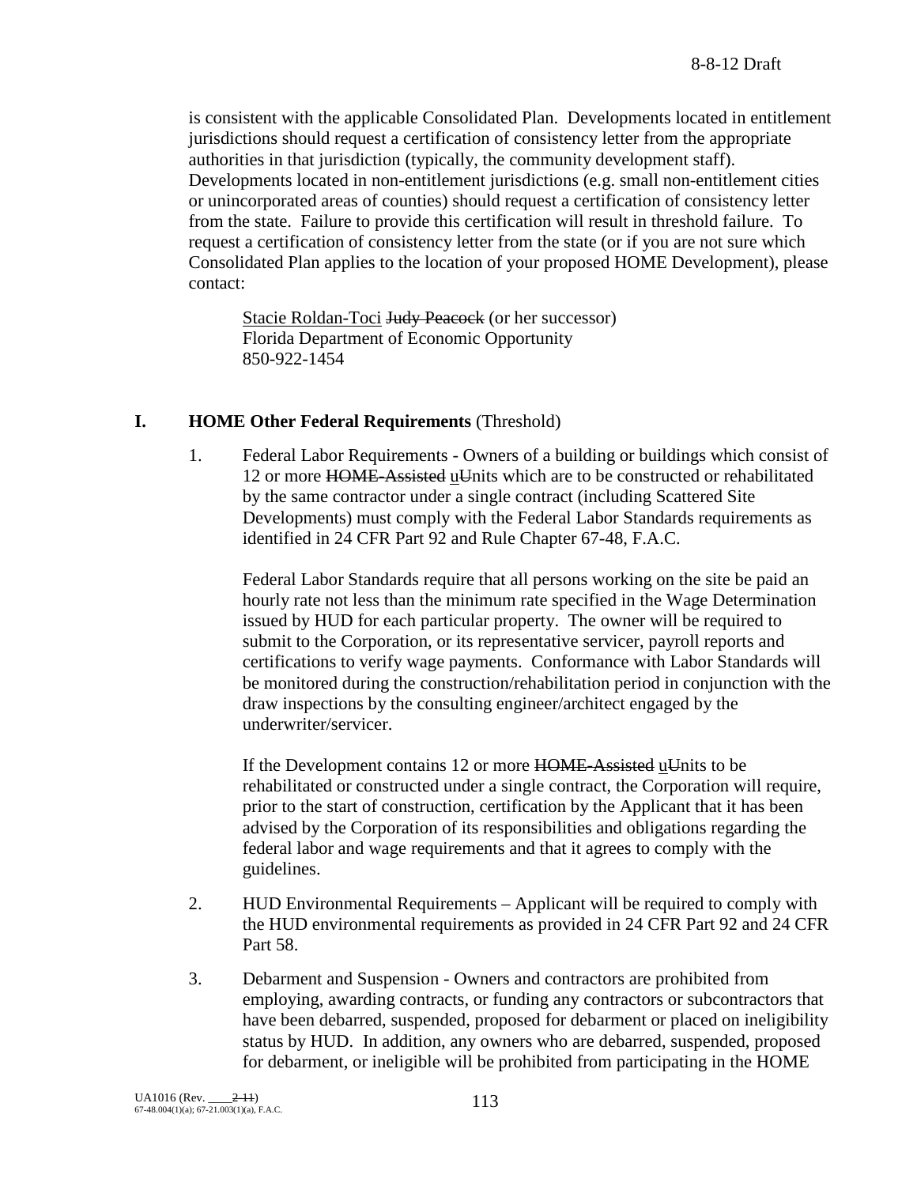is consistent with the applicable Consolidated Plan. Developments located in entitlement jurisdictions should request a certification of consistency letter from the appropriate authorities in that jurisdiction (typically, the community development staff). Developments located in non-entitlement jurisdictions (e.g. small non-entitlement cities or unincorporated areas of counties) should request a certification of consistency letter from the state. Failure to provide this certification will result in threshold failure. To request a certification of consistency letter from the state (or if you are not sure which Consolidated Plan applies to the location of your proposed HOME Development), please contact:

> Stacie Roldan-Toci ~~Judy Peacock~~ (or her successor)
> Florida Department of Economic Opportunity
> 850-922-1454

## I. HOME Other Federal Requirements (Threshold)

1. Federal Labor Requirements - Owners of a building or buildings which consist of 12 or more ~~HOME-Assisted~~ uUnits which are to be constructed or rehabilitated by the same contractor under a single contract (including Scattered Site Developments) must comply with the Federal Labor Standards requirements as identified in 24 CFR Part 92 and Rule Chapter 67-48, F.A.C.

   Federal Labor Standards require that all persons working on the site be paid an hourly rate not less than the minimum rate specified in the Wage Determination issued by HUD for each particular property. The owner will be required to submit to the Corporation, or its representative servicer, payroll reports and certifications to verify wage payments. Conformance with Labor Standards will be monitored during the construction/rehabilitation period in conjunction with the draw inspections by the consulting engineer/architect engaged by the underwriter/servicer.

   If the Development contains 12 or more ~~HOME-Assisted~~ uUnits to be rehabilitated or constructed under a single contract, the Corporation will require, prior to the start of construction, certification by the Applicant that it has been advised by the Corporation of its responsibilities and obligations regarding the federal labor and wage requirements and that it agrees to comply with the guidelines.

2. HUD Environmental Requirements – Applicant will be required to comply with the HUD environmental requirements as provided in 24 CFR Part 92 and 24 CFR Part 58.

3. Debarment and Suspension - Owners and contractors are prohibited from employing, awarding contracts, or funding any contractors or subcontractors that have been debarred, suspended, proposed for debarment or placed on ineligibility status by HUD. In addition, any owners who are debarred, suspended, proposed for debarment, or ineligible will be prohibited from participating in the HOME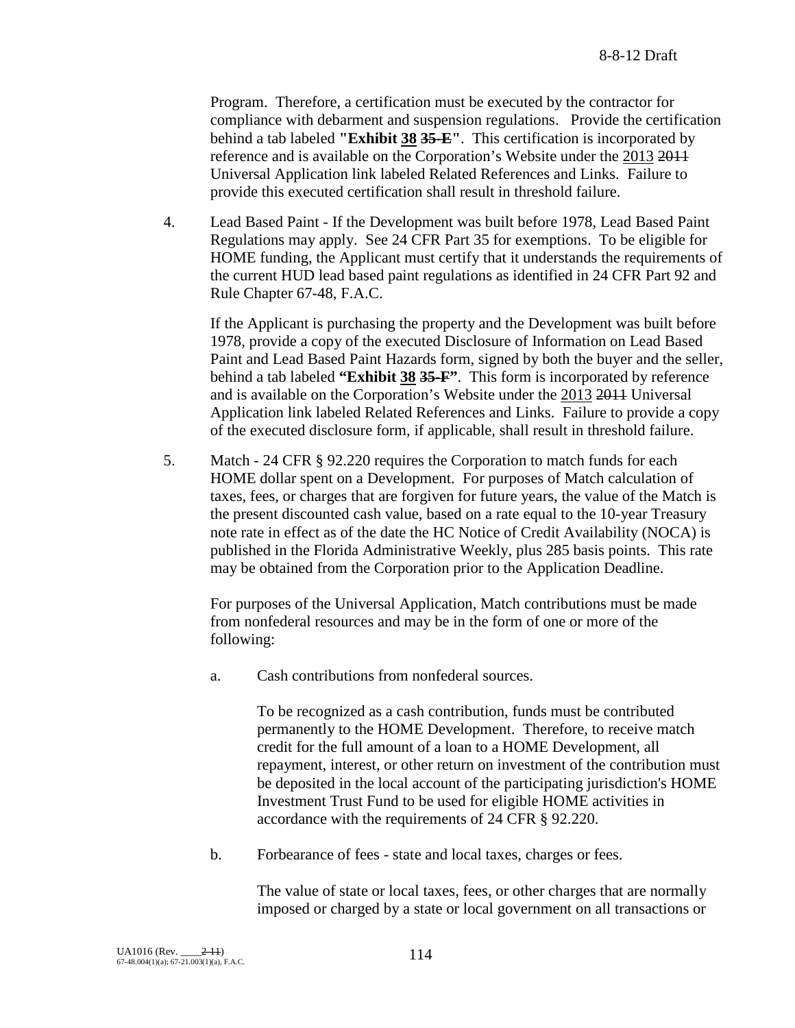Program. Therefore, a certification must be executed by the contractor for compliance with debarment and suspension regulations. Provide the certification behind a tab labeled **"Exhibit 38 ~~35-E~~"**. This certification is incorporated by reference and is available on the Corporation's Website under the 2013 ~~2011~~ Universal Application link labeled Related References and Links. Failure to provide this executed certification shall result in threshold failure.

4. Lead Based Paint - If the Development was built before 1978, Lead Based Paint Regulations may apply. See 24 CFR Part 35 for exemptions. To be eligible for HOME funding, the Applicant must certify that it understands the requirements of the current HUD lead based paint regulations as identified in 24 CFR Part 92 and Rule Chapter 67-48, F.A.C.

   If the Applicant is purchasing the property and the Development was built before 1978, provide a copy of the executed Disclosure of Information on Lead Based Paint and Lead Based Paint Hazards form, signed by both the buyer and the seller, behind a tab labeled **"Exhibit 38 ~~35-F~~"**. This form is incorporated by reference and is available on the Corporation's Website under the 2013 ~~2011~~ Universal Application link labeled Related References and Links. Failure to provide a copy of the executed disclosure form, if applicable, shall result in threshold failure.

5. Match - 24 CFR § 92.220 requires the Corporation to match funds for each HOME dollar spent on a Development. For purposes of Match calculation of taxes, fees, or charges that are forgiven for future years, the value of the Match is the present discounted cash value, based on a rate equal to the 10-year Treasury note rate in effect as of the date the HC Notice of Credit Availability (NOCA) is published in the Florida Administrative Weekly, plus 285 basis points. This rate may be obtained from the Corporation prior to the Application Deadline.

   For purposes of the Universal Application, Match contributions must be made from nonfederal resources and may be in the form of one or more of the following:

   a. Cash contributions from nonfederal sources.

      To be recognized as a cash contribution, funds must be contributed permanently to the HOME Development. Therefore, to receive match credit for the full amount of a loan to a HOME Development, all repayment, interest, or other return on investment of the contribution must be deposited in the local account of the participating jurisdiction's HOME Investment Trust Fund to be used for eligible HOME activities in accordance with the requirements of 24 CFR § 92.220.

   b. Forbearance of fees - state and local taxes, charges or fees.

      The value of state or local taxes, fees, or other charges that are normally imposed or charged by a state or local government on all transactions or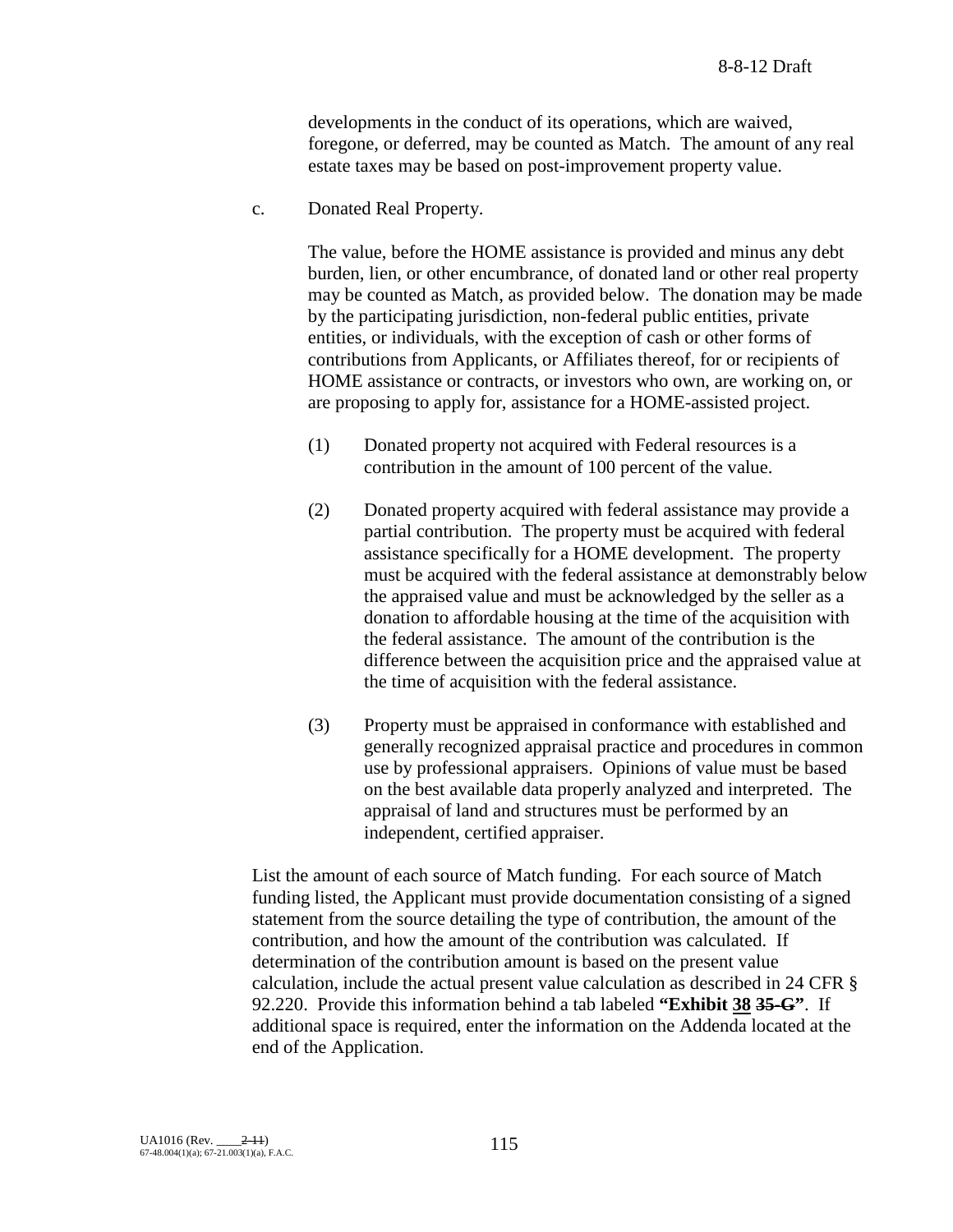developments in the conduct of its operations, which are waived, foregone, or deferred, may be counted as Match. The amount of any real estate taxes may be based on post-improvement property value.

c. Donated Real Property.

The value, before the HOME assistance is provided and minus any debt burden, lien, or other encumbrance, of donated land or other real property may be counted as Match, as provided below. The donation may be made by the participating jurisdiction, non-federal public entities, private entities, or individuals, with the exception of cash or other forms of contributions from Applicants, or Affiliates thereof, for or recipients of HOME assistance or contracts, or investors who own, are working on, or are proposing to apply for, assistance for a HOME-assisted project.

(1) Donated property not acquired with Federal resources is a contribution in the amount of 100 percent of the value.

(2) Donated property acquired with federal assistance may provide a partial contribution. The property must be acquired with federal assistance specifically for a HOME development. The property must be acquired with the federal assistance at demonstrably below the appraised value and must be acknowledged by the seller as a donation to affordable housing at the time of the acquisition with the federal assistance. The amount of the contribution is the difference between the acquisition price and the appraised value at the time of acquisition with the federal assistance.

(3) Property must be appraised in conformance with established and generally recognized appraisal practice and procedures in common use by professional appraisers. Opinions of value must be based on the best available data properly analyzed and interpreted. The appraisal of land and structures must be performed by an independent, certified appraiser.

List the amount of each source of Match funding. For each source of Match funding listed, the Applicant must provide documentation consisting of a signed statement from the source detailing the type of contribution, the amount of the contribution, and how the amount of the contribution was calculated. If determination of the contribution amount is based on the present value calculation, include the actual present value calculation as described in 24 CFR § 92.220. Provide this information behind a tab labeled **"Exhibit 38 ~~35-G~~"**. If additional space is required, enter the information on the Addenda located at the end of the Application.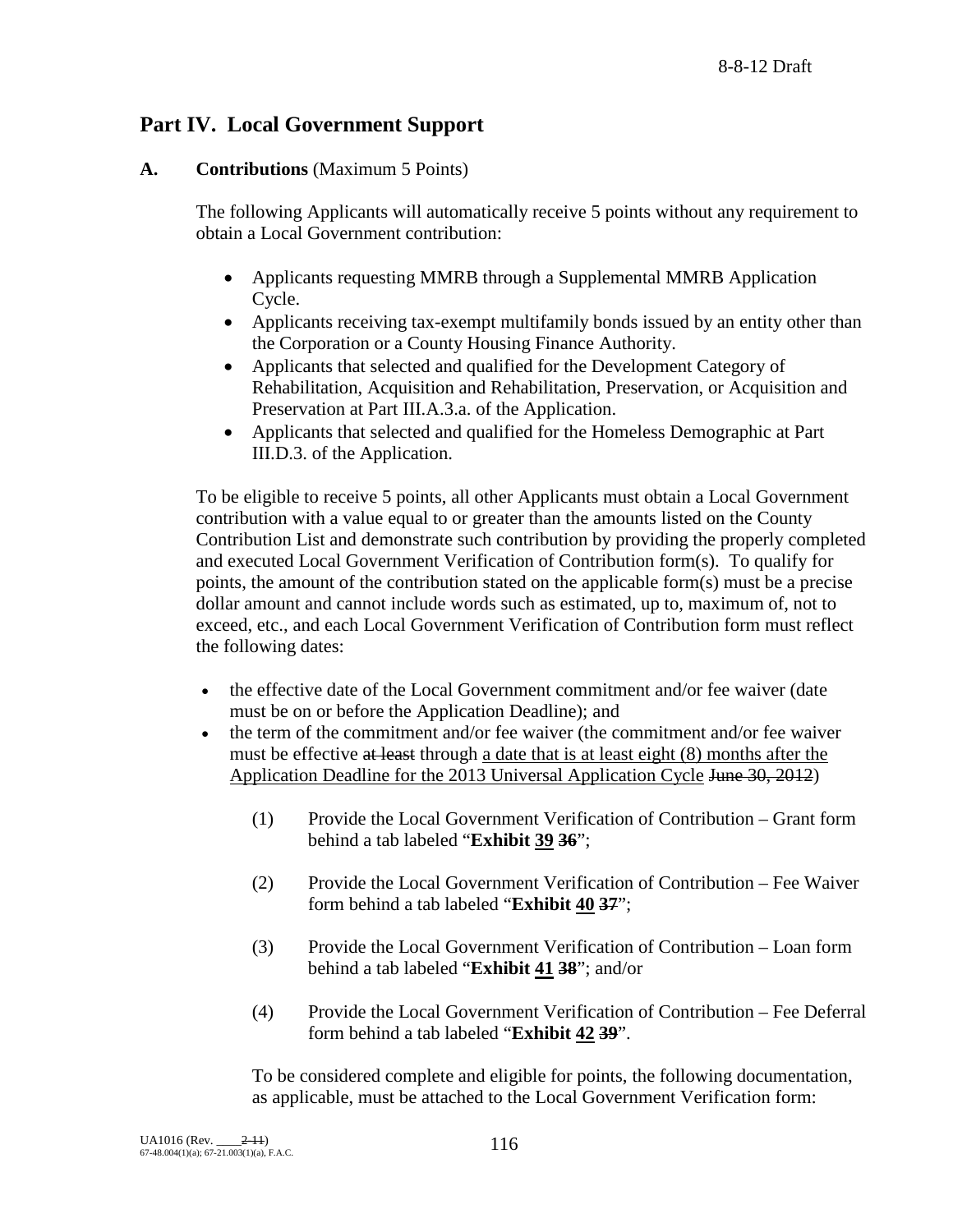## Part IV. Local Government Support

### A. Contributions (Maximum 5 Points)

The following Applicants will automatically receive 5 points without any requirement to obtain a Local Government contribution:

- Applicants requesting MMRB through a Supplemental MMRB Application Cycle.
- Applicants receiving tax-exempt multifamily bonds issued by an entity other than the Corporation or a County Housing Finance Authority.
- Applicants that selected and qualified for the Development Category of Rehabilitation, Acquisition and Rehabilitation, Preservation, or Acquisition and Preservation at Part III.A.3.a. of the Application.
- Applicants that selected and qualified for the Homeless Demographic at Part III.D.3. of the Application.

To be eligible to receive 5 points, all other Applicants must obtain a Local Government contribution with a value equal to or greater than the amounts listed on the County Contribution List and demonstrate such contribution by providing the properly completed and executed Local Government Verification of Contribution form(s). To qualify for points, the amount of the contribution stated on the applicable form(s) must be a precise dollar amount and cannot include words such as estimated, up to, maximum of, not to exceed, etc., and each Local Government Verification of Contribution form must reflect the following dates:

- the effective date of the Local Government commitment and/or fee waiver (date must be on or before the Application Deadline); and
- the term of the commitment and/or fee waiver (the commitment and/or fee waiver must be effective ~~at least~~ through <u>a date that is at least eight (8) months after the Application Deadline for the 2013 Universal Application Cycle</u> ~~June 30, 2012~~)

  (1) Provide the Local Government Verification of Contribution – Grant form behind a tab labeled "**Exhibit <u>39</u> ~~36~~**";

  (2) Provide the Local Government Verification of Contribution – Fee Waiver form behind a tab labeled "**Exhibit <u>40</u> ~~37~~**";

  (3) Provide the Local Government Verification of Contribution – Loan form behind a tab labeled "**Exhibit <u>41</u> ~~38~~**"; and/or

  (4) Provide the Local Government Verification of Contribution – Fee Deferral form behind a tab labeled "**Exhibit <u>42</u> ~~39~~**".

  To be considered complete and eligible for points, the following documentation, as applicable, must be attached to the Local Government Verification form: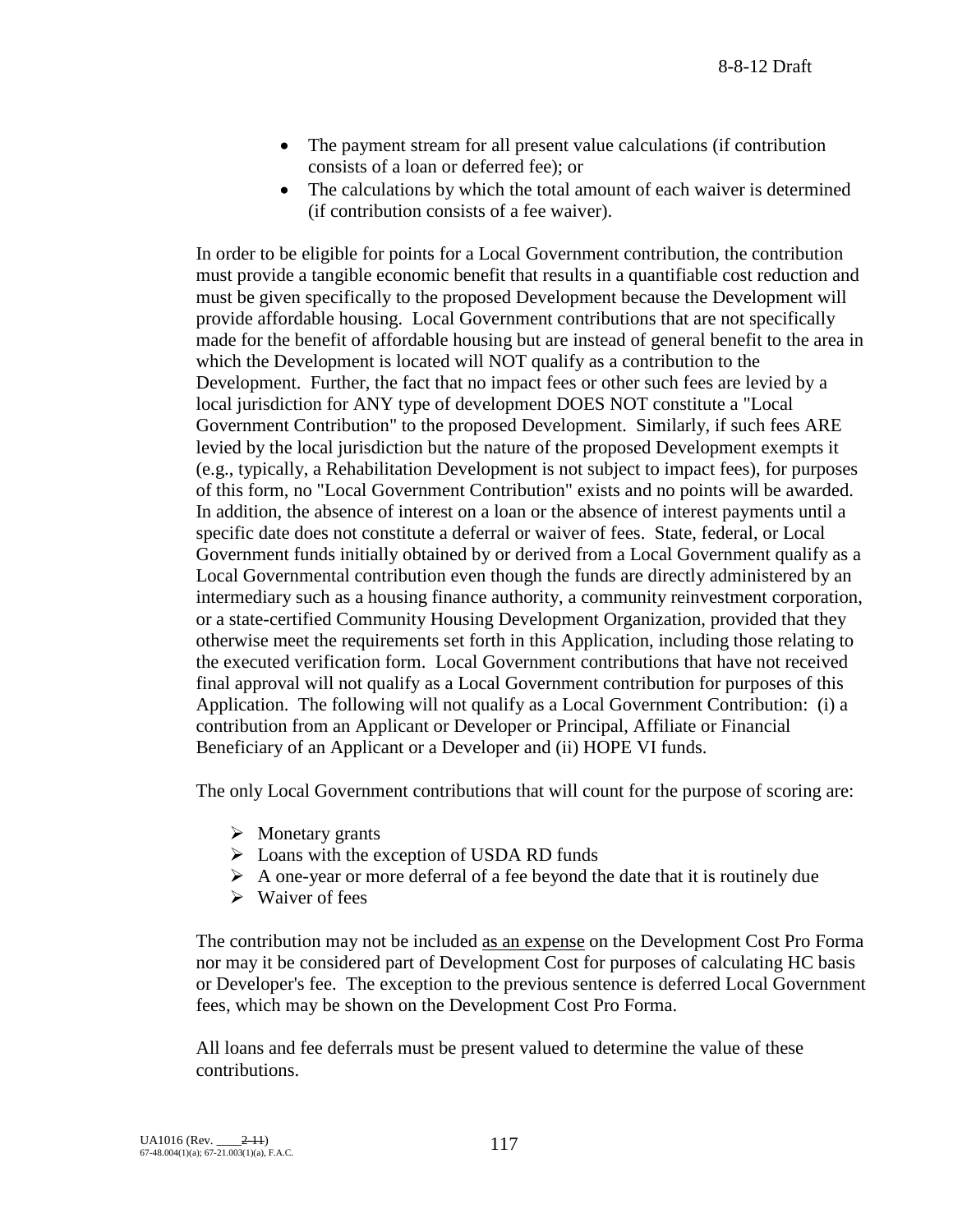- The payment stream for all present value calculations (if contribution consists of a loan or deferred fee); or
- The calculations by which the total amount of each waiver is determined (if contribution consists of a fee waiver).

In order to be eligible for points for a Local Government contribution, the contribution must provide a tangible economic benefit that results in a quantifiable cost reduction and must be given specifically to the proposed Development because the Development will provide affordable housing. Local Government contributions that are not specifically made for the benefit of affordable housing but are instead of general benefit to the area in which the Development is located will NOT qualify as a contribution to the Development. Further, the fact that no impact fees or other such fees are levied by a local jurisdiction for ANY type of development DOES NOT constitute a "Local Government Contribution" to the proposed Development. Similarly, if such fees ARE levied by the local jurisdiction but the nature of the proposed Development exempts it (e.g., typically, a Rehabilitation Development is not subject to impact fees), for purposes of this form, no "Local Government Contribution" exists and no points will be awarded. In addition, the absence of interest on a loan or the absence of interest payments until a specific date does not constitute a deferral or waiver of fees. State, federal, or Local Government funds initially obtained by or derived from a Local Government qualify as a Local Governmental contribution even though the funds are directly administered by an intermediary such as a housing finance authority, a community reinvestment corporation, or a state-certified Community Housing Development Organization, provided that they otherwise meet the requirements set forth in this Application, including those relating to the executed verification form. Local Government contributions that have not received final approval will not qualify as a Local Government contribution for purposes of this Application. The following will not qualify as a Local Government Contribution: (i) a contribution from an Applicant or Developer or Principal, Affiliate or Financial Beneficiary of an Applicant or a Developer and (ii) HOPE VI funds.

The only Local Government contributions that will count for the purpose of scoring are:

- Monetary grants
- Loans with the exception of USDA RD funds
- A one-year or more deferral of a fee beyond the date that it is routinely due
- Waiver of fees

The contribution may not be included as an expense on the Development Cost Pro Forma nor may it be considered part of Development Cost for purposes of calculating HC basis or Developer's fee. The exception to the previous sentence is deferred Local Government fees, which may be shown on the Development Cost Pro Forma.

All loans and fee deferrals must be present valued to determine the value of these contributions.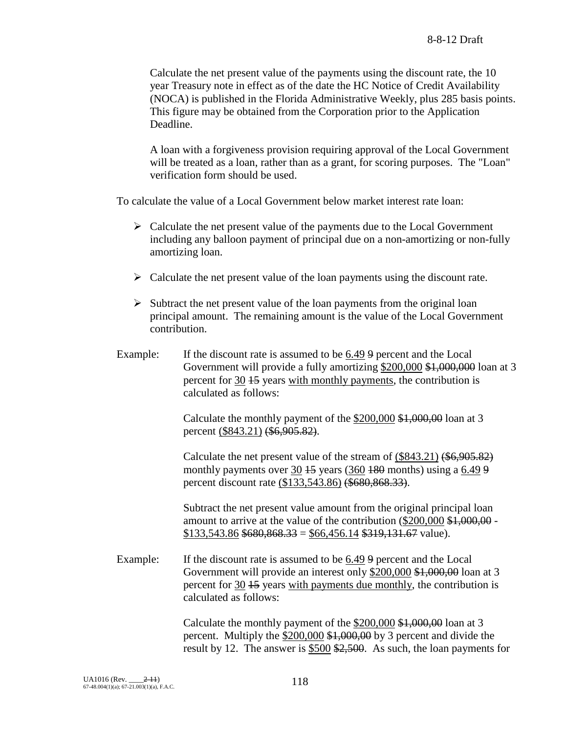Calculate the net present value of the payments using the discount rate, the 10 year Treasury note in effect as of the date the HC Notice of Credit Availability (NOCA) is published in the Florida Administrative Weekly, plus 285 basis points. This figure may be obtained from the Corporation prior to the Application Deadline.

A loan with a forgiveness provision requiring approval of the Local Government will be treated as a loan, rather than as a grant, for scoring purposes. The "Loan" verification form should be used.

To calculate the value of a Local Government below market interest rate loan:

- Calculate the net present value of the payments due to the Local Government including any balloon payment of principal due on a non-amortizing or non-fully amortizing loan.
- Calculate the net present value of the loan payments using the discount rate.
- Subtract the net present value of the loan payments from the original loan principal amount. The remaining amount is the value of the Local Government contribution.

Example: If the discount rate is assumed to be 6.49 ~~9~~ percent and the Local Government will provide a fully amortizing $200,000 ~~$1,000,000~~ loan at 3 percent for 30 ~~15~~ years with monthly payments, the contribution is calculated as follows:

Calculate the monthly payment of the $200,000 ~~$1,000,00~~ loan at 3 percent ($843.21) ~~($6,905.82)~~.

Calculate the net present value of the stream of ($843.21) ~~($6,905.82)~~ monthly payments over 30 ~~15~~ years (360 ~~180~~ months) using a 6.49 ~~9~~ percent discount rate ($133,543.86) ~~($680,868.33)~~.

Subtract the net present value amount from the original principal loan amount to arrive at the value of the contribution ($200,000 ~~$1,000,00~~ - $133,543.86 ~~$680,868.33~~ = $66,456.14 ~~$319,131.67~~ value).

Example: If the discount rate is assumed to be 6.49 ~~9~~ percent and the Local Government will provide an interest only $200,000 ~~$1,000,00~~ loan at 3 percent for 30 ~~15~~ years with payments due monthly, the contribution is calculated as follows:

Calculate the monthly payment of the $200,000 ~~$1,000,00~~ loan at 3 percent. Multiply the $200,000 ~~$1,000,00~~ by 3 percent and divide the result by 12. The answer is $500 ~~$2,500~~. As such, the loan payments for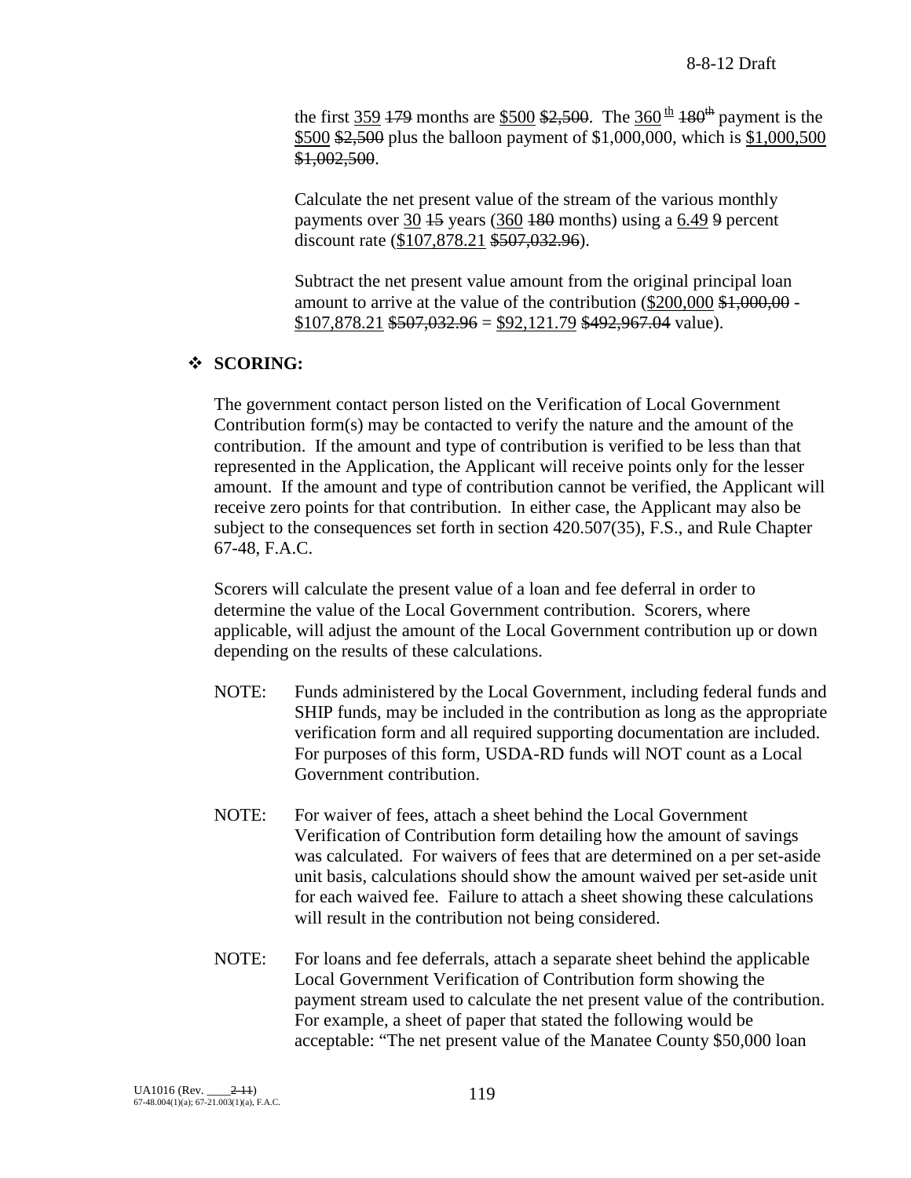the first <u>359</u> ~~179~~ months are <u>$500</u> ~~$2,500~~. The <u>360<sup>th</sup></u> ~~180<sup>th</sup>~~ payment is the <u>$500</u> ~~$2,500~~ plus the balloon payment of $1,000,000, which is <u>$1,000,500</u> ~~$1,002,500~~.

Calculate the net present value of the stream of the various monthly payments over <u>30</u> ~~15~~ years (<u>360</u> ~~180~~ months) using a <u>6.49</u> ~~9~~ percent discount rate (<u>$107,878.21</u> ~~$507,032.96~~).

Subtract the net present value amount from the original principal loan amount to arrive at the value of the contribution (<u>$200,000</u> ~~$1,000,00~~ - <u>$107,878.21</u> ~~$507,032.96~~ = <u>$92,121.79</u> ~~$492,967.04~~ value).

- **SCORING:**

The government contact person listed on the Verification of Local Government Contribution form(s) may be contacted to verify the nature and the amount of the contribution. If the amount and type of contribution is verified to be less than that represented in the Application, the Applicant will receive points only for the lesser amount. If the amount and type of contribution cannot be verified, the Applicant will receive zero points for that contribution. In either case, the Applicant may also be subject to the consequences set forth in section 420.507(35), F.S., and Rule Chapter 67-48, F.A.C.

Scorers will calculate the present value of a loan and fee deferral in order to determine the value of the Local Government contribution. Scorers, where applicable, will adjust the amount of the Local Government contribution up or down depending on the results of these calculations.

NOTE: Funds administered by the Local Government, including federal funds and SHIP funds, may be included in the contribution as long as the appropriate verification form and all required supporting documentation are included. For purposes of this form, USDA-RD funds will NOT count as a Local Government contribution.

NOTE: For waiver of fees, attach a sheet behind the Local Government Verification of Contribution form detailing how the amount of savings was calculated. For waivers of fees that are determined on a per set-aside unit basis, calculations should show the amount waived per set-aside unit for each waived fee. Failure to attach a sheet showing these calculations will result in the contribution not being considered.

NOTE: For loans and fee deferrals, attach a separate sheet behind the applicable Local Government Verification of Contribution form showing the payment stream used to calculate the net present value of the contribution. For example, a sheet of paper that stated the following would be acceptable: "The net present value of the Manatee County $50,000 loan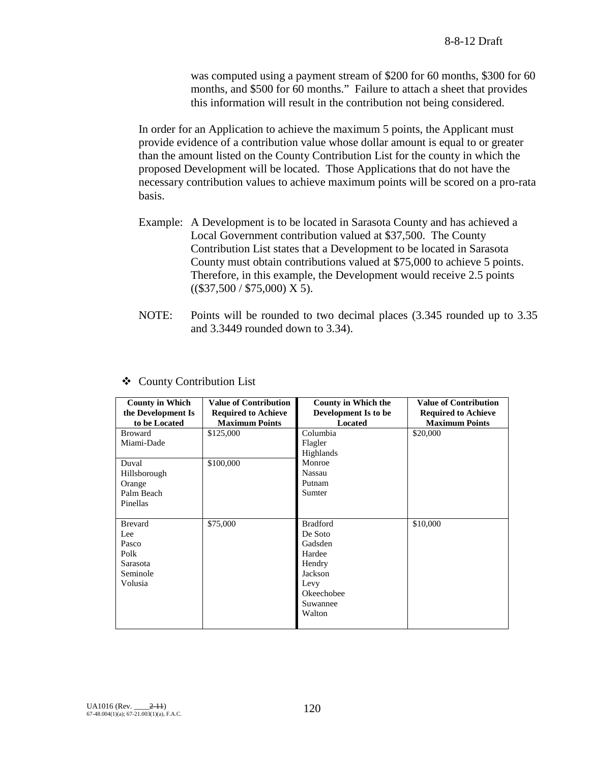was computed using a payment stream of \$200 for 60 months, \$300 for 60 months, and \$500 for 60 months." Failure to attach a sheet that provides this information will result in the contribution not being considered.

In order for an Application to achieve the maximum 5 points, the Applicant must provide evidence of a contribution value whose dollar amount is equal to or greater than the amount listed on the County Contribution List for the county in which the proposed Development will be located. Those Applications that do not have the necessary contribution values to achieve maximum points will be scored on a pro-rata basis.

Example: A Development is to be located in Sarasota County and has achieved a Local Government contribution valued at \$37,500. The County Contribution List states that a Development to be located in Sarasota County must obtain contributions valued at \$75,000 to achieve 5 points. Therefore, in this example, the Development would receive 2.5 points ((\$37,500 / \$75,000) X 5).

NOTE: Points will be rounded to two decimal places (3.345 rounded up to 3.35 and 3.3449 rounded down to 3.34).

❖ County Contribution List

| County in Which the Development Is to be Located | Value of Contribution Required to Achieve Maximum Points | County in Which the Development Is to be Located | Value of Contribution Required to Achieve Maximum Points |
|---|---|---|---|
| Broward<br>Miami-Dade | \$125,000 | Columbia<br>Flagler<br>Highlands<br>Monroe<br>Nassau<br>Putnam<br>Sumter | \$20,000 |
| Duval<br>Hillsborough<br>Orange<br>Palm Beach<br>Pinellas | \$100,000 | | |
| Brevard<br>Lee<br>Pasco<br>Polk<br>Sarasota<br>Seminole<br>Volusia | \$75,000 | Bradford<br>De Soto<br>Gadsden<br>Hardee<br>Hendry<br>Jackson<br>Levy<br>Okeechobee<br>Suwannee<br>Walton | \$10,000 |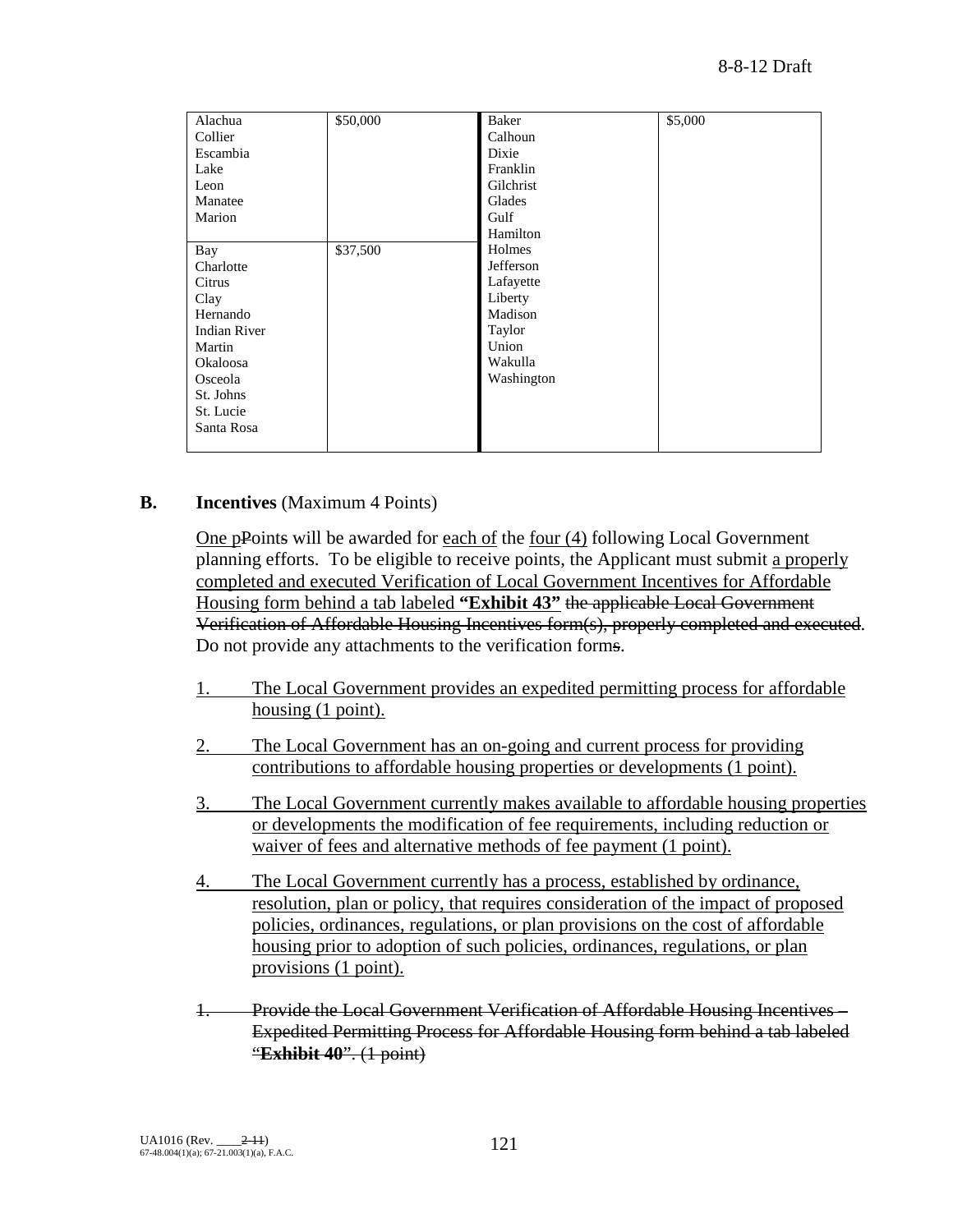| | | | |
|---|---|---|---|
| Alachua<br>Collier<br>Escambia<br>Lake<br>Leon<br>Manatee<br>Marion | $50,000 | Baker<br>Calhoun<br>Dixie<br>Franklin<br>Gilchrist<br>Glades<br>Gulf<br>Hamilton<br>Holmes<br>Jefferson<br>Lafayette<br>Liberty<br>Madison<br>Taylor<br>Union<br>Wakulla<br>Washington | $5,000 |
| Bay<br>Charlotte<br>Citrus<br>Clay<br>Hernando<br>Indian River<br>Martin<br>Okaloosa<br>Osceola<br>St. Johns<br>St. Lucie<br>Santa Rosa | $37,500 | | |

**B. Incentives** (Maximum 4 Points)

One pPoints will be awarded for each of the four (4) following Local Government planning efforts. To be eligible to receive points, the Applicant must submit a properly completed and executed Verification of Local Government Incentives for Affordable Housing form behind a tab labeled **"Exhibit 43"** ~~the applicable Local Government Verification of Affordable Housing Incentives form(s), properly completed and executed~~. Do not provide any attachments to the verification forms.

1. The Local Government provides an expedited permitting process for affordable housing (1 point).

2. The Local Government has an on-going and current process for providing contributions to affordable housing properties or developments (1 point).

3. The Local Government currently makes available to affordable housing properties or developments the modification of fee requirements, including reduction or waiver of fees and alternative methods of fee payment (1 point).

4. The Local Government currently has a process, established by ordinance, resolution, plan or policy, that requires consideration of the impact of proposed policies, ordinances, regulations, or plan provisions on the cost of affordable housing prior to adoption of such policies, ordinances, regulations, or plan provisions (1 point).

~~1. Provide the Local Government Verification of Affordable Housing Incentives – Expedited Permitting Process for Affordable Housing form behind a tab labeled "**Exhibit 40**". (1 point)~~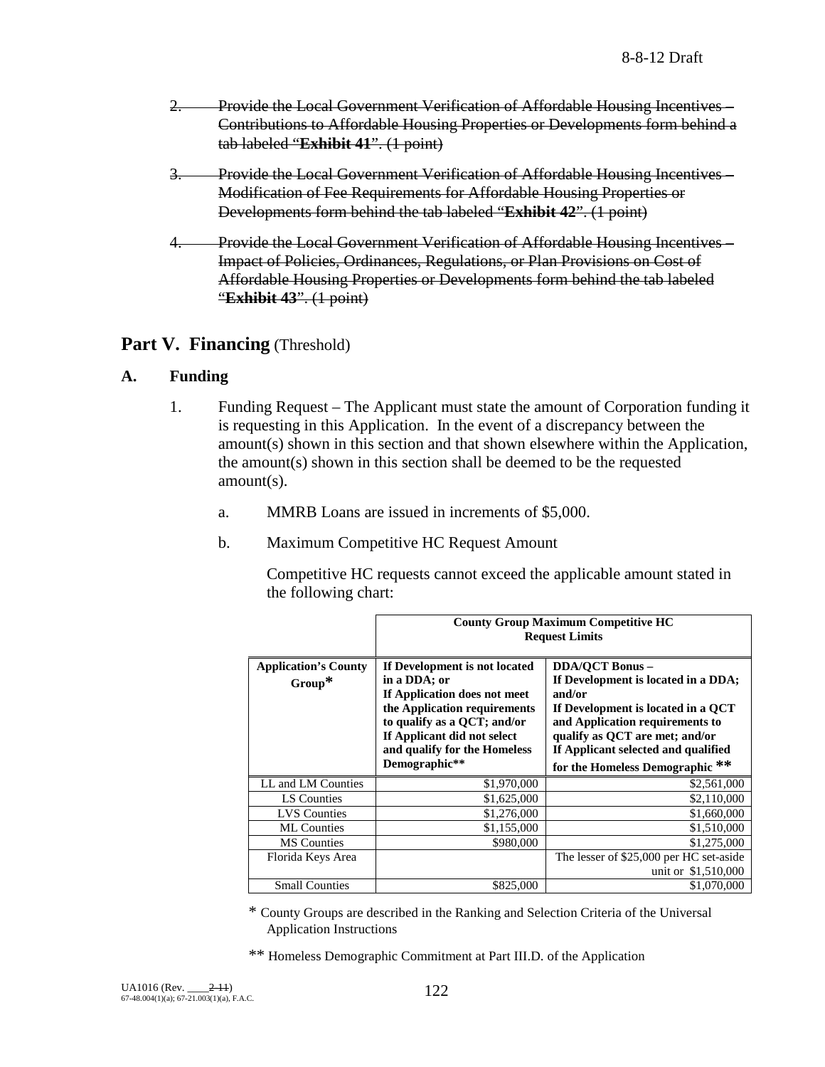~~2. Provide the Local Government Verification of Affordable Housing Incentives – Contributions to Affordable Housing Properties or Developments form behind a tab labeled "**Exhibit 41**". (1 point)~~

~~3. Provide the Local Government Verification of Affordable Housing Incentives – Modification of Fee Requirements for Affordable Housing Properties or Developments form behind the tab labeled "**Exhibit 42**". (1 point)~~

~~4. Provide the Local Government Verification of Affordable Housing Incentives – Impact of Policies, Ordinances, Regulations, or Plan Provisions on Cost of Affordable Housing Properties or Developments form behind the tab labeled "**Exhibit 43**". (1 point)~~

## Part V. Financing (Threshold)

### A. Funding

1. Funding Request – The Applicant must state the amount of Corporation funding it is requesting in this Application. In the event of a discrepancy between the amount(s) shown in this section and that shown elsewhere within the Application, the amount(s) shown in this section shall be deemed to be the requested amount(s).

   a. MMRB Loans are issued in increments of $5,000.

   b. Maximum Competitive HC Request Amount

      Competitive HC requests cannot exceed the applicable amount stated in the following chart:

| | **County Group Maximum Competitive HC Request Limits** | |
|---|---|---|
| **Application's County Group*** | **If Development is not located in a DDA; or If Application does not meet the Application requirements to qualify as a QCT; and/or If Applicant did not select and qualify for the Homeless Demographic**** | **DDA/QCT Bonus – If Development is located in a DDA; and/or If Development is located in a QCT and Application requirements to qualify as QCT are met; and/or If Applicant selected and qualified for the Homeless Demographic **** |
| LL and LM Counties | $1,970,000 | $2,561,000 |
| LS Counties | $1,625,000 | $2,110,000 |
| LVS Counties | $1,276,000 | $1,660,000 |
| ML Counties | $1,155,000 | $1,510,000 |
| MS Counties | $980,000 | $1,275,000 |
| Florida Keys Area | | The lesser of $25,000 per HC set-aside unit or $1,510,000 |
| Small Counties | $825,000 | $1,070,000 |

\* County Groups are described in the Ranking and Selection Criteria of the Universal Application Instructions

\** Homeless Demographic Commitment at Part III.D. of the Application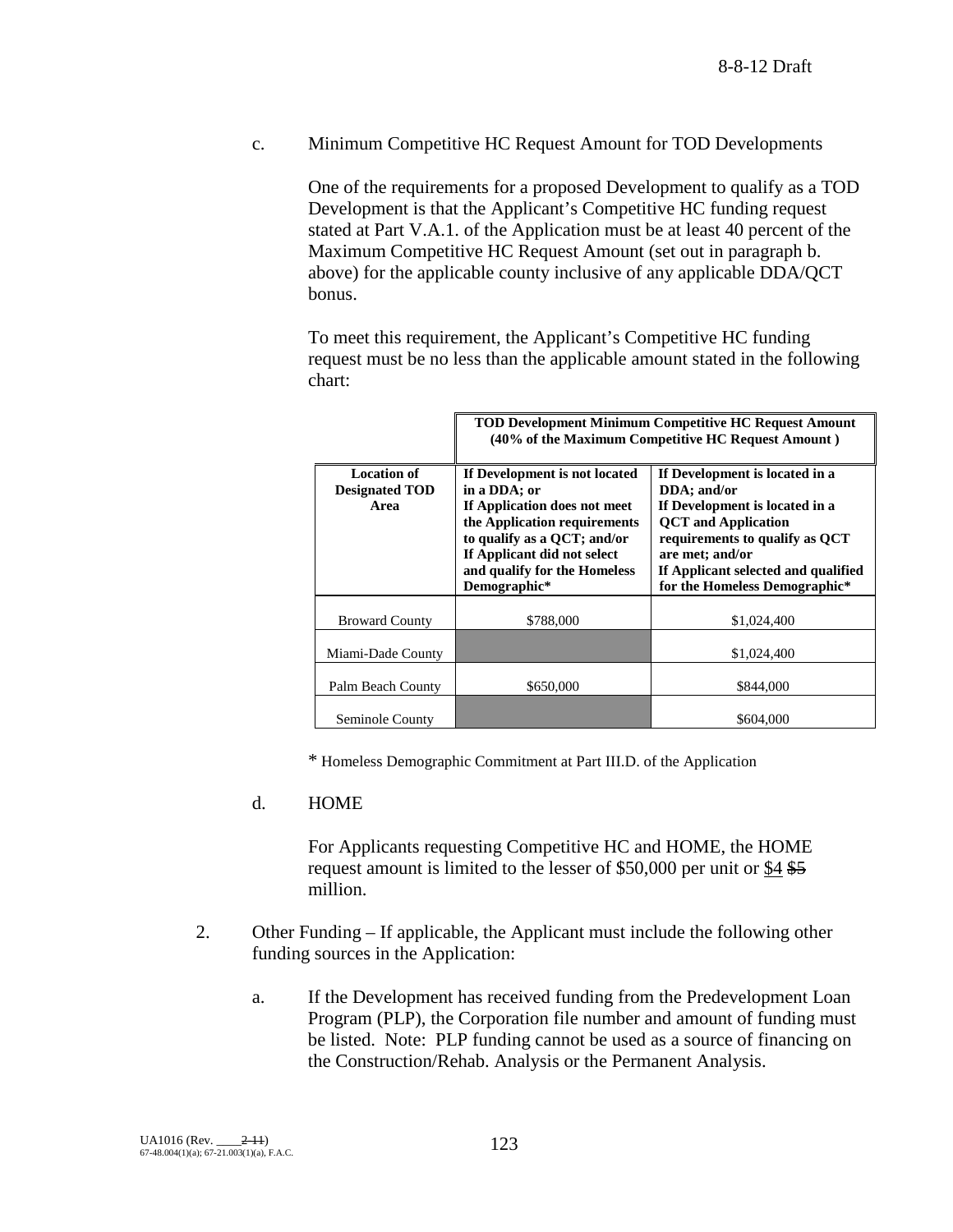c. Minimum Competitive HC Request Amount for TOD Developments

One of the requirements for a proposed Development to qualify as a TOD Development is that the Applicant's Competitive HC funding request stated at Part V.A.1. of the Application must be at least 40 percent of the Maximum Competitive HC Request Amount (set out in paragraph b. above) for the applicable county inclusive of any applicable DDA/QCT bonus.

To meet this requirement, the Applicant's Competitive HC funding request must be no less than the applicable amount stated in the following chart:

| | **TOD Development Minimum Competitive HC Request Amount (40% of the Maximum Competitive HC Request Amount )** | |
|---|---|---|
| **Location of Designated TOD Area** | **If Development is not located in a DDA; or If Application does not meet the Application requirements to qualify as a QCT; and/or If Applicant did not select and qualify for the Homeless Demographic*** | **If Development is located in a DDA; and/or If Development is located in a QCT and Application requirements to qualify as QCT are met; and/or If Applicant selected and qualified for the Homeless Demographic*** |
| Broward County | $788,000 | $1,024,400 |
| Miami-Dade County | | $1,024,400 |
| Palm Beach County | $650,000 | $844,000 |
| Seminole County | | $604,000 |

\* Homeless Demographic Commitment at Part III.D. of the Application

d. HOME

For Applicants requesting Competitive HC and HOME, the HOME request amount is limited to the lesser of $50,000 per unit or $4 ~~$5~~ million.

2. Other Funding – If applicable, the Applicant must include the following other funding sources in the Application:

   a. If the Development has received funding from the Predevelopment Loan Program (PLP), the Corporation file number and amount of funding must be listed. Note: PLP funding cannot be used as a source of financing on the Construction/Rehab. Analysis or the Permanent Analysis.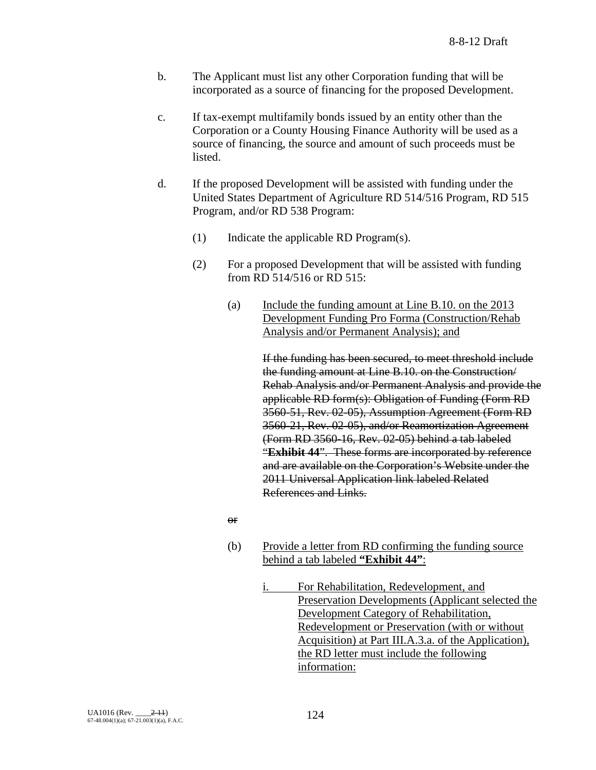b. The Applicant must list any other Corporation funding that will be incorporated as a source of financing for the proposed Development.

c. If tax-exempt multifamily bonds issued by an entity other than the Corporation or a County Housing Finance Authority will be used as a source of financing, the source and amount of such proceeds must be listed.

d. If the proposed Development will be assisted with funding under the United States Department of Agriculture RD 514/516 Program, RD 515 Program, and/or RD 538 Program:

(1) Indicate the applicable RD Program(s).

(2) For a proposed Development that will be assisted with funding from RD 514/516 or RD 515:

(a) <u>Include the funding amount at Line B.10. on the 2013 Development Funding Pro Forma (Construction/Rehab Analysis and/or Permanent Analysis); and</u>

~~If the funding has been secured, to meet threshold include the funding amount at Line B.10. on the Construction/ Rehab Analysis and/or Permanent Analysis and provide the applicable RD form(s): Obligation of Funding (Form RD 3560-51, Rev. 02-05), Assumption Agreement (Form RD 3560-21, Rev. 02-05), and/or Reamortization Agreement (Form RD 3560-16, Rev. 02-05) behind a tab labeled "**Exhibit 44**". These forms are incorporated by reference and are available on the Corporation's Website under the 2011 Universal Application link labeled Related References and Links.~~

~~or~~

(b) <u>Provide a letter from RD confirming the funding source behind a tab labeled **"Exhibit 44"**:</u>

<u>i. For Rehabilitation, Redevelopment, and Preservation Developments (Applicant selected the Development Category of Rehabilitation, Redevelopment or Preservation (with or without Acquisition) at Part III.A.3.a. of the Application), the RD letter must include the following information:</u>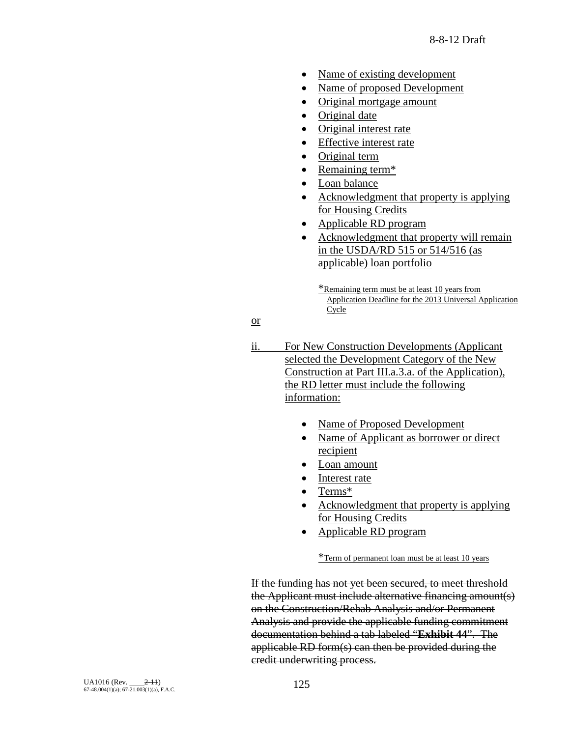- Name of existing development
- Name of proposed Development
- Original mortgage amount
- Original date
- Original interest rate
- Effective interest rate
- Original term
- Remaining term*
- Loan balance
- Acknowledgment that property is applying for Housing Credits
- Applicable RD program
- Acknowledgment that property will remain in the USDA/RD 515 or 514/516 (as applicable) loan portfolio

*Remaining term must be at least 10 years from Application Deadline for the 2013 Universal Application Cycle

or

ii. For New Construction Developments (Applicant selected the Development Category of the New Construction at Part III.a.3.a. of the Application), the RD letter must include the following information:

- Name of Proposed Development
- Name of Applicant as borrower or direct recipient
- Loan amount
- Interest rate
- Terms*
- Acknowledgment that property is applying for Housing Credits
- Applicable RD program

*Term of permanent loan must be at least 10 years

~~If the funding has not yet been secured, to meet threshold the Applicant must include alternative financing amount(s) on the Construction/Rehab Analysis and/or Permanent Analysis and provide the applicable funding commitment documentation behind a tab labeled "**Exhibit 44**". The applicable RD form(s) can then be provided during the credit underwriting process.~~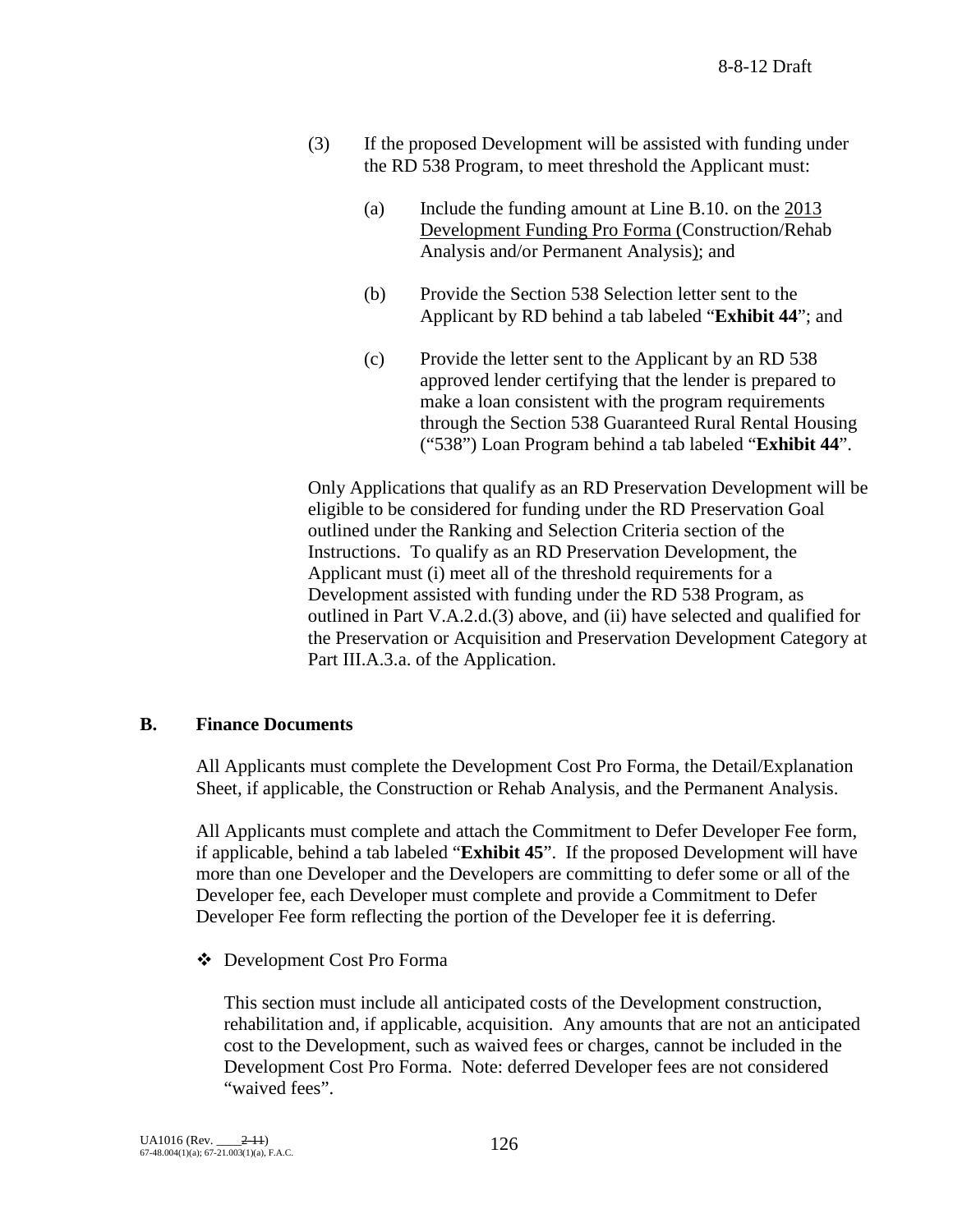(3) If the proposed Development will be assisted with funding under the RD 538 Program, to meet threshold the Applicant must:

(a) Include the funding amount at Line B.10. on the 2013 Development Funding Pro Forma (Construction/Rehab Analysis and/or Permanent Analysis); and

(b) Provide the Section 538 Selection letter sent to the Applicant by RD behind a tab labeled "**Exhibit 44**"; and

(c) Provide the letter sent to the Applicant by an RD 538 approved lender certifying that the lender is prepared to make a loan consistent with the program requirements through the Section 538 Guaranteed Rural Rental Housing ("538") Loan Program behind a tab labeled "**Exhibit 44**".

Only Applications that qualify as an RD Preservation Development will be eligible to be considered for funding under the RD Preservation Goal outlined under the Ranking and Selection Criteria section of the Instructions. To qualify as an RD Preservation Development, the Applicant must (i) meet all of the threshold requirements for a Development assisted with funding under the RD 538 Program, as outlined in Part V.A.2.d.(3) above, and (ii) have selected and qualified for the Preservation or Acquisition and Preservation Development Category at Part III.A.3.a. of the Application.

## B. Finance Documents

All Applicants must complete the Development Cost Pro Forma, the Detail/Explanation Sheet, if applicable, the Construction or Rehab Analysis, and the Permanent Analysis.

All Applicants must complete and attach the Commitment to Defer Developer Fee form, if applicable, behind a tab labeled "**Exhibit 45**". If the proposed Development will have more than one Developer and the Developers are committing to defer some or all of the Developer fee, each Developer must complete and provide a Commitment to Defer Developer Fee form reflecting the portion of the Developer fee it is deferring.

❖ Development Cost Pro Forma

This section must include all anticipated costs of the Development construction, rehabilitation and, if applicable, acquisition. Any amounts that are not an anticipated cost to the Development, such as waived fees or charges, cannot be included in the Development Cost Pro Forma. Note: deferred Developer fees are not considered "waived fees".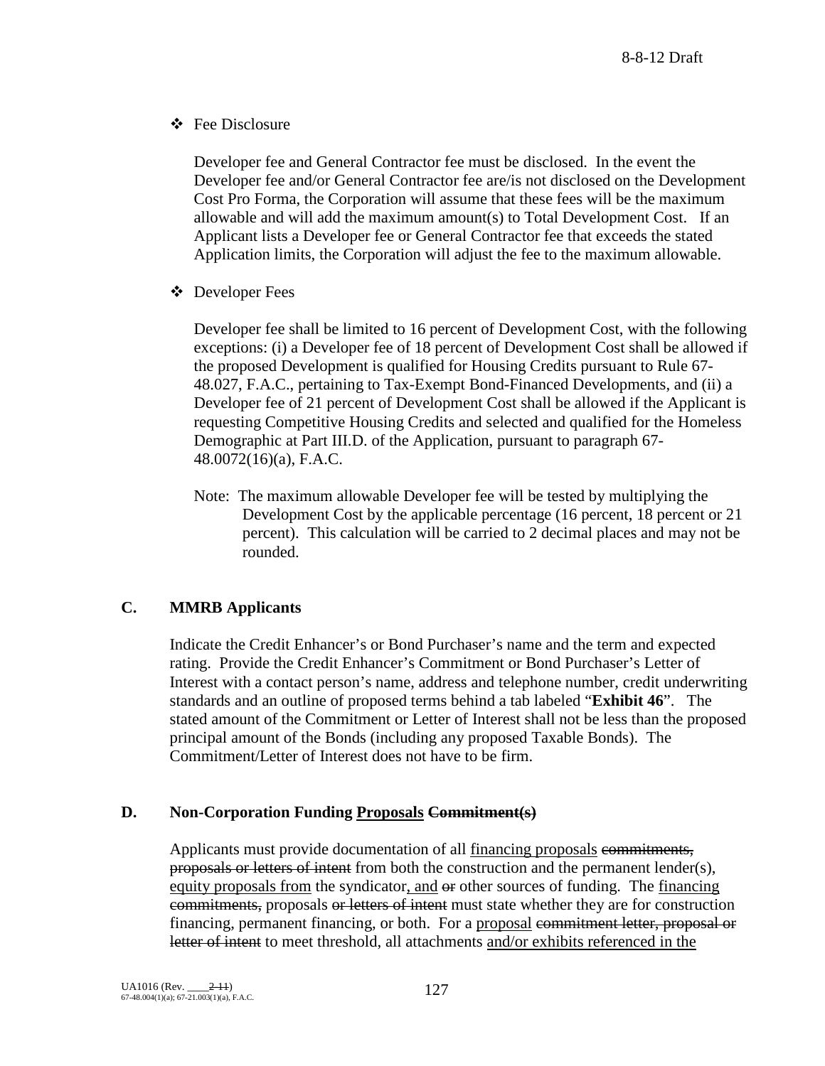❖ Fee Disclosure

Developer fee and General Contractor fee must be disclosed. In the event the Developer fee and/or General Contractor fee are/is not disclosed on the Development Cost Pro Forma, the Corporation will assume that these fees will be the maximum allowable and will add the maximum amount(s) to Total Development Cost. If an Applicant lists a Developer fee or General Contractor fee that exceeds the stated Application limits, the Corporation will adjust the fee to the maximum allowable.

❖ Developer Fees

Developer fee shall be limited to 16 percent of Development Cost, with the following exceptions: (i) a Developer fee of 18 percent of Development Cost shall be allowed if the proposed Development is qualified for Housing Credits pursuant to Rule 67-48.027, F.A.C., pertaining to Tax-Exempt Bond-Financed Developments, and (ii) a Developer fee of 21 percent of Development Cost shall be allowed if the Applicant is requesting Competitive Housing Credits and selected and qualified for the Homeless Demographic at Part III.D. of the Application, pursuant to paragraph 67-48.0072(16)(a), F.A.C.

Note: The maximum allowable Developer fee will be tested by multiplying the Development Cost by the applicable percentage (16 percent, 18 percent or 21 percent). This calculation will be carried to 2 decimal places and may not be rounded.

## C. MMRB Applicants

Indicate the Credit Enhancer's or Bond Purchaser's name and the term and expected rating. Provide the Credit Enhancer's Commitment or Bond Purchaser's Letter of Interest with a contact person's name, address and telephone number, credit underwriting standards and an outline of proposed terms behind a tab labeled "**Exhibit 46**". The stated amount of the Commitment or Letter of Interest shall not be less than the proposed principal amount of the Bonds (including any proposed Taxable Bonds). The Commitment/Letter of Interest does not have to be firm.

## D. Non-Corporation Funding <u>Proposals</u> ~~Commitment(s)~~

Applicants must provide documentation of all <u>financing proposals</u> ~~commitments, proposals or letters of intent~~ from both the construction and the permanent lender(s), <u>equity proposals from</u> the syndicator<u>, and</u> ~~or~~ other sources of funding. The <u>financing</u> ~~commitments,~~ proposals ~~or letters of intent~~ must state whether they are for construction financing, permanent financing, or both. For a <u>proposal</u> ~~commitment letter, proposal or letter of intent~~ to meet threshold, all attachments <u>and/or exhibits referenced in the</u>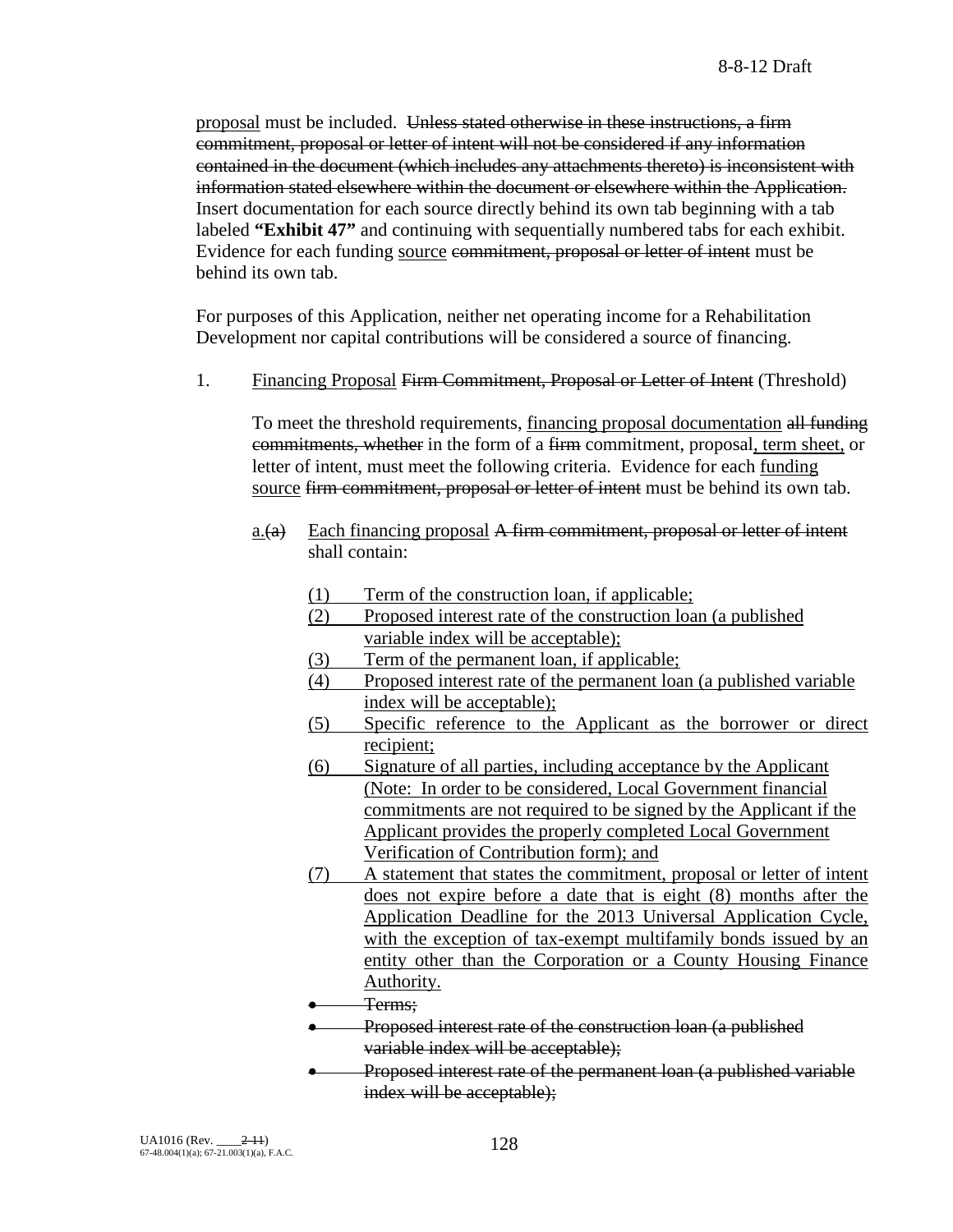proposal must be included. ~~Unless stated otherwise in these instructions, a firm commitment, proposal or letter of intent will not be considered if any information contained in the document (which includes any attachments thereto) is inconsistent with information stated elsewhere within the document or elsewhere within the Application.~~ Insert documentation for each source directly behind its own tab beginning with a tab labeled **"Exhibit 47"** and continuing with sequentially numbered tabs for each exhibit. Evidence for each funding source ~~commitment, proposal or letter of intent~~ must be behind its own tab.

For purposes of this Application, neither net operating income for a Rehabilitation Development nor capital contributions will be considered a source of financing.

1. Financing Proposal ~~Firm Commitment, Proposal or Letter of Intent~~ (Threshold)

   To meet the threshold requirements, financing proposal documentation ~~all funding commitments, whether~~ in the form of a ~~firm~~ commitment, proposal, term sheet, or letter of intent, must meet the following criteria. Evidence for each funding source ~~firm commitment, proposal or letter of intent~~ must be behind its own tab.

   a.~~(a)~~ Each financing proposal ~~A firm commitment, proposal or letter of intent~~ shall contain:

   (1) Term of the construction loan, if applicable;
   (2) Proposed interest rate of the construction loan (a published variable index will be acceptable);
   (3) Term of the permanent loan, if applicable;
   (4) Proposed interest rate of the permanent loan (a published variable index will be acceptable);
   (5) Specific reference to the Applicant as the borrower or direct recipient;
   (6) Signature of all parties, including acceptance by the Applicant (Note: In order to be considered, Local Government financial commitments are not required to be signed by the Applicant if the Applicant provides the properly completed Local Government Verification of Contribution form); and
   (7) A statement that states the commitment, proposal or letter of intent does not expire before a date that is eight (8) months after the Application Deadline for the 2013 Universal Application Cycle, with the exception of tax-exempt multifamily bonds issued by an entity other than the Corporation or a County Housing Finance Authority.

   - ~~Terms;~~
   - ~~Proposed interest rate of the construction loan (a published variable index will be acceptable);~~
   - ~~Proposed interest rate of the permanent loan (a published variable index will be acceptable);~~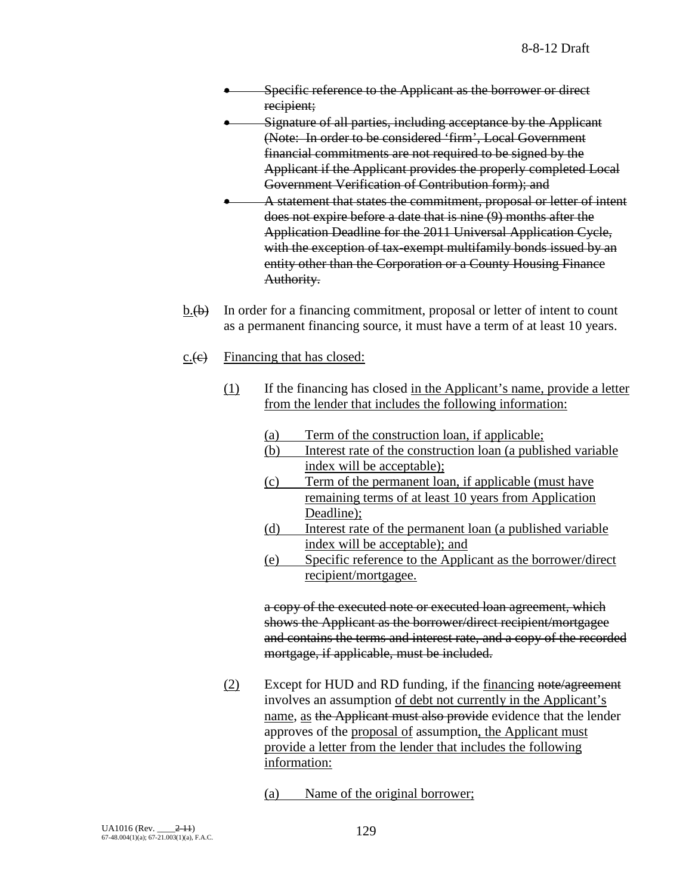- ~~Specific reference to the Applicant as the borrower or direct recipient;~~
- ~~Signature of all parties, including acceptance by the Applicant (Note: In order to be considered 'firm', Local Government financial commitments are not required to be signed by the Applicant if the Applicant provides the properly completed Local Government Verification of Contribution form); and~~
- ~~A statement that states the commitment, proposal or letter of intent does not expire before a date that is nine (9) months after the Application Deadline for the 2011 Universal Application Cycle, with the exception of tax-exempt multifamily bonds issued by an entity other than the Corporation or a County Housing Finance Authority.~~

<u>b.</u>~~(b)~~ In order for a financing commitment, proposal or letter of intent to count as a permanent financing source, it must have a term of at least 10 years.

<u>c.</u>~~(c)~~ <u>Financing that has closed:</u>

<u>(1)</u> If the financing has closed <u>in the Applicant's name, provide a letter from the lender that includes the following information:</u>

<u>(a) Term of the construction loan, if applicable;</u>
<u>(b) Interest rate of the construction loan (a published variable index will be acceptable);</u>
<u>(c) Term of the permanent loan, if applicable (must have remaining terms of at least 10 years from Application Deadline);</u>
<u>(d) Interest rate of the permanent loan (a published variable index will be acceptable); and</u>
<u>(e) Specific reference to the Applicant as the borrower/direct recipient/mortgagee.</u>

~~a copy of the executed note or executed loan agreement, which shows the Applicant as the borrower/direct recipient/mortgagee and contains the terms and interest rate, and a copy of the recorded mortgage, if applicable, must be included.~~

<u>(2)</u> Except for HUD and RD funding, if the <u>financing</u> ~~note/agreement~~ involves an assumption <u>of debt not currently in the Applicant's name</u>, <u>as</u> ~~the Applicant must also provide~~ evidence that the lender approves of the <u>proposal of</u> assumption<u>, the Applicant must provide a letter from the lender that includes the following information:</u>

<u>(a) Name of the original borrower;</u>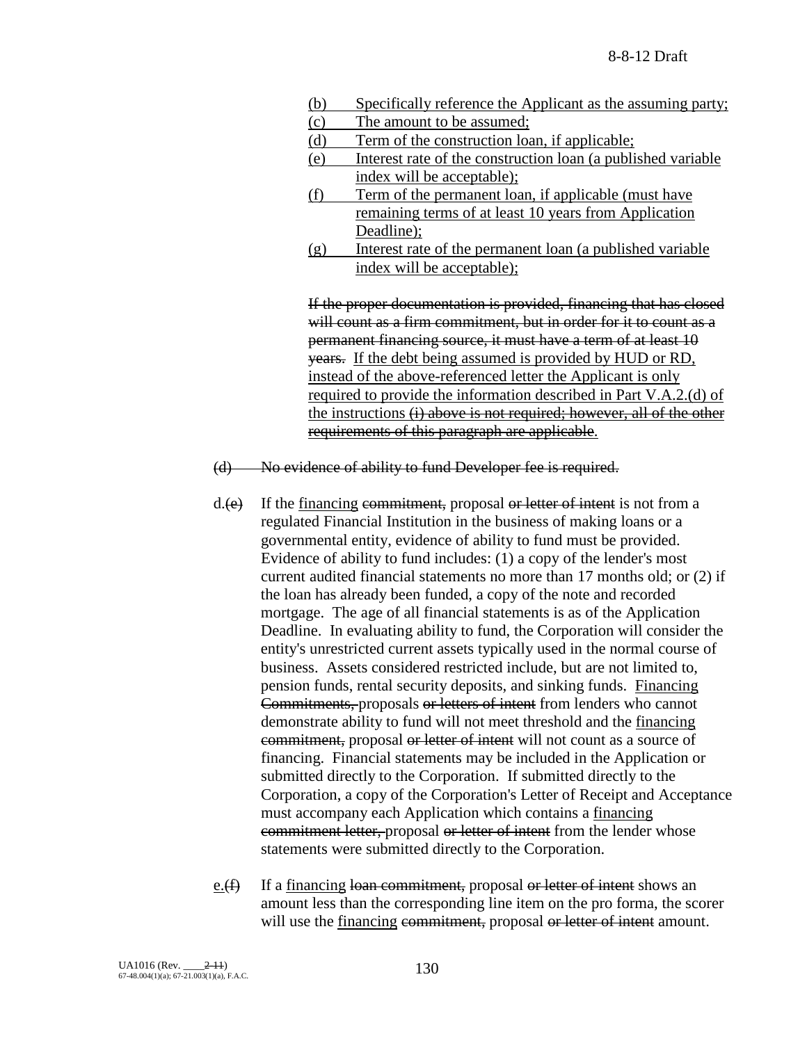(b) Specifically reference the Applicant as the assuming party;
(c) The amount to be assumed;
(d) Term of the construction loan, if applicable;
(e) Interest rate of the construction loan (a published variable index will be acceptable);
(f) Term of the permanent loan, if applicable (must have remaining terms of at least 10 years from Application Deadline);
(g) Interest rate of the permanent loan (a published variable index will be acceptable);

~~If the proper documentation is provided, financing that has closed will count as a firm commitment, but in order for it to count as a permanent financing source, it must have a term of at least 10 years.~~ If the debt being assumed is provided by HUD or RD, instead of the above-referenced letter the Applicant is only required to provide the information described in Part V.A.2.(d) of the instructions ~~(i) above is not required; however, all of the other requirements of this paragraph are applicable~~.

~~(d) No evidence of ability to fund Developer fee is required.~~

d.~~(e)~~ If the financing ~~commitment,~~ proposal ~~or letter of intent~~ is not from a regulated Financial Institution in the business of making loans or a governmental entity, evidence of ability to fund must be provided. Evidence of ability to fund includes: (1) a copy of the lender's most current audited financial statements no more than 17 months old; or (2) if the loan has already been funded, a copy of the note and recorded mortgage. The age of all financial statements is as of the Application Deadline. In evaluating ability to fund, the Corporation will consider the entity's unrestricted current assets typically used in the normal course of business. Assets considered restricted include, but are not limited to, pension funds, rental security deposits, and sinking funds. Financing ~~Commitments,~~ proposals ~~or letters of intent~~ from lenders who cannot demonstrate ability to fund will not meet threshold and the financing ~~commitment,~~ proposal ~~or letter of intent~~ will not count as a source of financing. Financial statements may be included in the Application or submitted directly to the Corporation. If submitted directly to the Corporation, a copy of the Corporation's Letter of Receipt and Acceptance must accompany each Application which contains a financing ~~commitment letter,~~ proposal ~~or letter of intent~~ from the lender whose statements were submitted directly to the Corporation.

e.~~(f)~~ If a financing ~~loan commitment,~~ proposal ~~or letter of intent~~ shows an amount less than the corresponding line item on the pro forma, the scorer will use the financing ~~commitment,~~ proposal ~~or letter of intent~~ amount.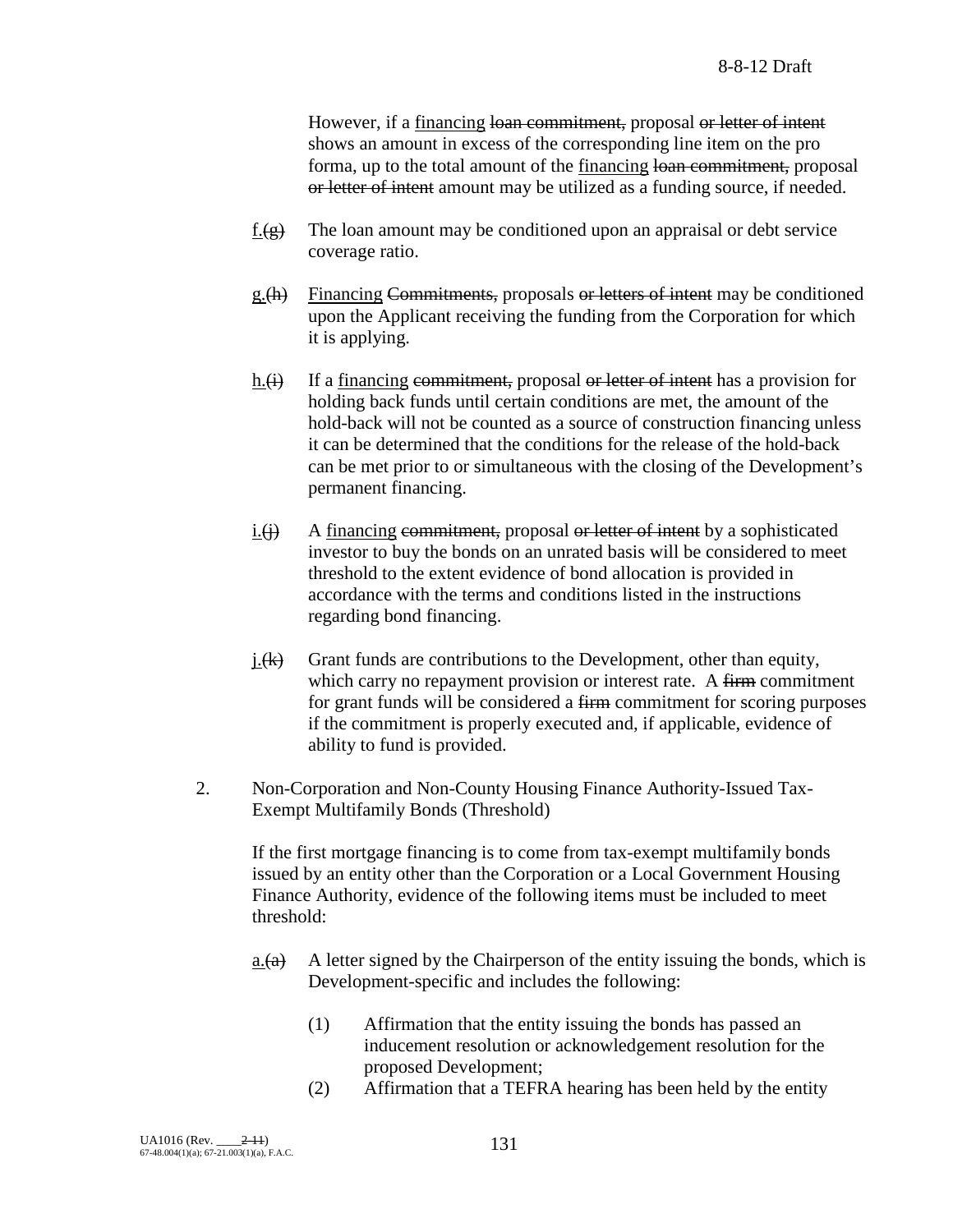However, if a <u>financing</u> ~~loan commitment,~~ proposal ~~or letter of intent~~ shows an amount in excess of the corresponding line item on the pro forma, up to the total amount of the <u>financing</u> ~~loan commitment,~~ proposal ~~or letter of intent~~ amount may be utilized as a funding source, if needed.

<u>f.</u>~~(g)~~ The loan amount may be conditioned upon an appraisal or debt service coverage ratio.

<u>g.</u>~~(h)~~ <u>Financing</u> ~~Commitments,~~ proposals ~~or letters of intent~~ may be conditioned upon the Applicant receiving the funding from the Corporation for which it is applying.

<u>h.</u>~~(i)~~ If a <u>financing</u> ~~commitment,~~ proposal ~~or letter of intent~~ has a provision for holding back funds until certain conditions are met, the amount of the hold-back will not be counted as a source of construction financing unless it can be determined that the conditions for the release of the hold-back can be met prior to or simultaneous with the closing of the Development's permanent financing.

<u>i.</u>~~(j)~~ A <u>financing</u> ~~commitment,~~ proposal ~~or letter of intent~~ by a sophisticated investor to buy the bonds on an unrated basis will be considered to meet threshold to the extent evidence of bond allocation is provided in accordance with the terms and conditions listed in the instructions regarding bond financing.

<u>j.</u>~~(k)~~ Grant funds are contributions to the Development, other than equity, which carry no repayment provision or interest rate. A ~~firm~~ commitment for grant funds will be considered a ~~firm~~ commitment for scoring purposes if the commitment is properly executed and, if applicable, evidence of ability to fund is provided.

2. Non-Corporation and Non-County Housing Finance Authority-Issued Tax-Exempt Multifamily Bonds (Threshold)

If the first mortgage financing is to come from tax-exempt multifamily bonds issued by an entity other than the Corporation or a Local Government Housing Finance Authority, evidence of the following items must be included to meet threshold:

<u>a.</u>~~(a)~~ A letter signed by the Chairperson of the entity issuing the bonds, which is Development-specific and includes the following:

(1) Affirmation that the entity issuing the bonds has passed an inducement resolution or acknowledgement resolution for the proposed Development;

(2) Affirmation that a TEFRA hearing has been held by the entity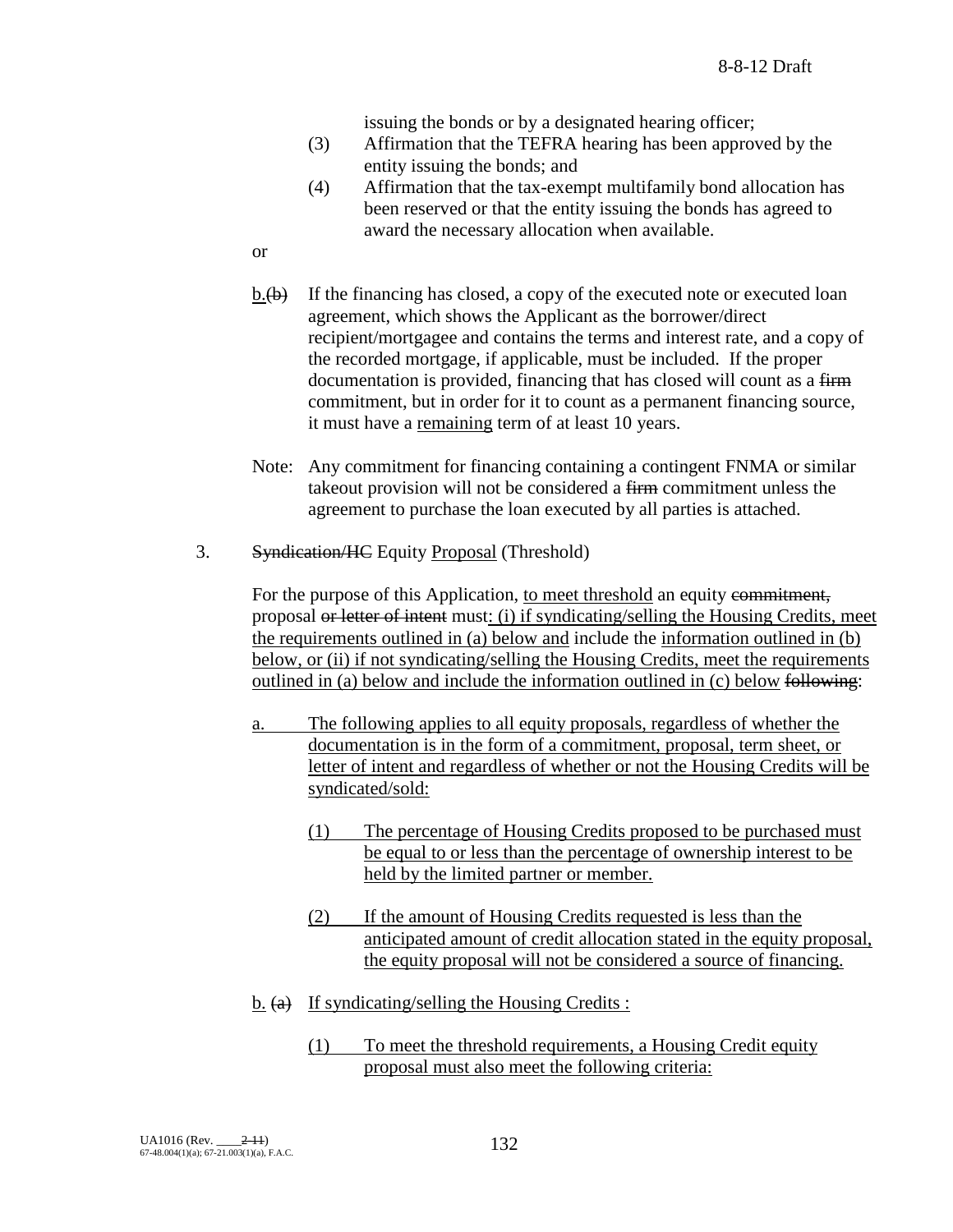issuing the bonds or by a designated hearing officer;

(3) Affirmation that the TEFRA hearing has been approved by the entity issuing the bonds; and

(4) Affirmation that the tax-exempt multifamily bond allocation has been reserved or that the entity issuing the bonds has agreed to award the necessary allocation when available.

or

b.~~(b)~~ If the financing has closed, a copy of the executed note or executed loan agreement, which shows the Applicant as the borrower/direct recipient/mortgagee and contains the terms and interest rate, and a copy of the recorded mortgage, if applicable, must be included. If the proper documentation is provided, financing that has closed will count as a ~~firm~~ commitment, but in order for it to count as a permanent financing source, it must have a remaining term of at least 10 years.

Note: Any commitment for financing containing a contingent FNMA or similar takeout provision will not be considered a ~~firm~~ commitment unless the agreement to purchase the loan executed by all parties is attached.

3. ~~Syndication/HC~~ Equity Proposal (Threshold)

For the purpose of this Application, to meet threshold an equity ~~commitment,~~ proposal ~~or letter of intent~~ must: (i) if syndicating/selling the Housing Credits, meet the requirements outlined in (a) below and include the information outlined in (b) below, or (ii) if not syndicating/selling the Housing Credits, meet the requirements outlined in (a) below and include the information outlined in (c) below ~~following~~:

a. The following applies to all equity proposals, regardless of whether the documentation is in the form of a commitment, proposal, term sheet, or letter of intent and regardless of whether or not the Housing Credits will be syndicated/sold:

(1) The percentage of Housing Credits proposed to be purchased must be equal to or less than the percentage of ownership interest to be held by the limited partner or member.

(2) If the amount of Housing Credits requested is less than the anticipated amount of credit allocation stated in the equity proposal, the equity proposal will not be considered a source of financing.

b. ~~(a)~~ If syndicating/selling the Housing Credits :

(1) To meet the threshold requirements, a Housing Credit equity proposal must also meet the following criteria: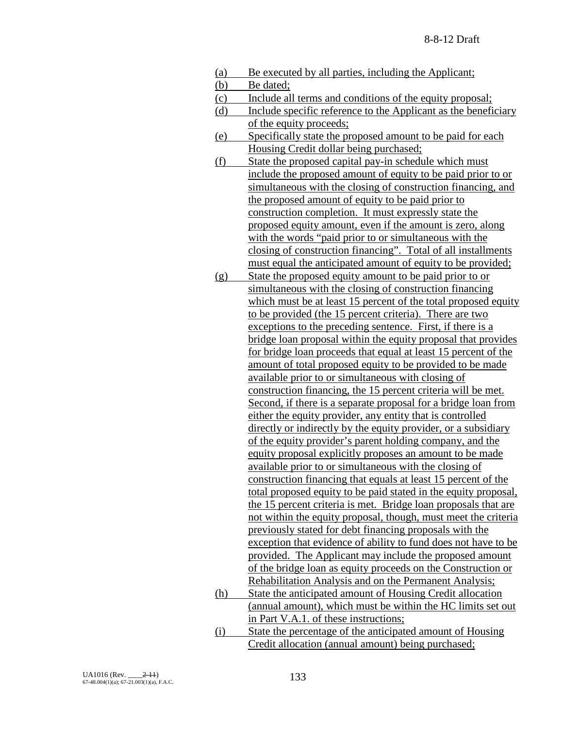(a) Be executed by all parties, including the Applicant;

(b) Be dated;

(c) Include all terms and conditions of the equity proposal;

(d) Include specific reference to the Applicant as the beneficiary of the equity proceeds;

(e) Specifically state the proposed amount to be paid for each Housing Credit dollar being purchased;

(f) State the proposed capital pay-in schedule which must include the proposed amount of equity to be paid prior to or simultaneous with the closing of construction financing, and the proposed amount of equity to be paid prior to construction completion. It must expressly state the proposed equity amount, even if the amount is zero, along with the words "paid prior to or simultaneous with the closing of construction financing". Total of all installments must equal the anticipated amount of equity to be provided;

(g) State the proposed equity amount to be paid prior to or simultaneous with the closing of construction financing which must be at least 15 percent of the total proposed equity to be provided (the 15 percent criteria). There are two exceptions to the preceding sentence. First, if there is a bridge loan proposal within the equity proposal that provides for bridge loan proceeds that equal at least 15 percent of the amount of total proposed equity to be provided to be made available prior to or simultaneous with closing of construction financing, the 15 percent criteria will be met. Second, if there is a separate proposal for a bridge loan from either the equity provider, any entity that is controlled directly or indirectly by the equity provider, or a subsidiary of the equity provider's parent holding company, and the equity proposal explicitly proposes an amount to be made available prior to or simultaneous with the closing of construction financing that equals at least 15 percent of the total proposed equity to be paid stated in the equity proposal, the 15 percent criteria is met. Bridge loan proposals that are not within the equity proposal, though, must meet the criteria previously stated for debt financing proposals with the exception that evidence of ability to fund does not have to be provided. The Applicant may include the proposed amount of the bridge loan as equity proceeds on the Construction or Rehabilitation Analysis and on the Permanent Analysis;

(h) State the anticipated amount of Housing Credit allocation (annual amount), which must be within the HC limits set out in Part V.A.1. of these instructions;

(i) State the percentage of the anticipated amount of Housing Credit allocation (annual amount) being purchased;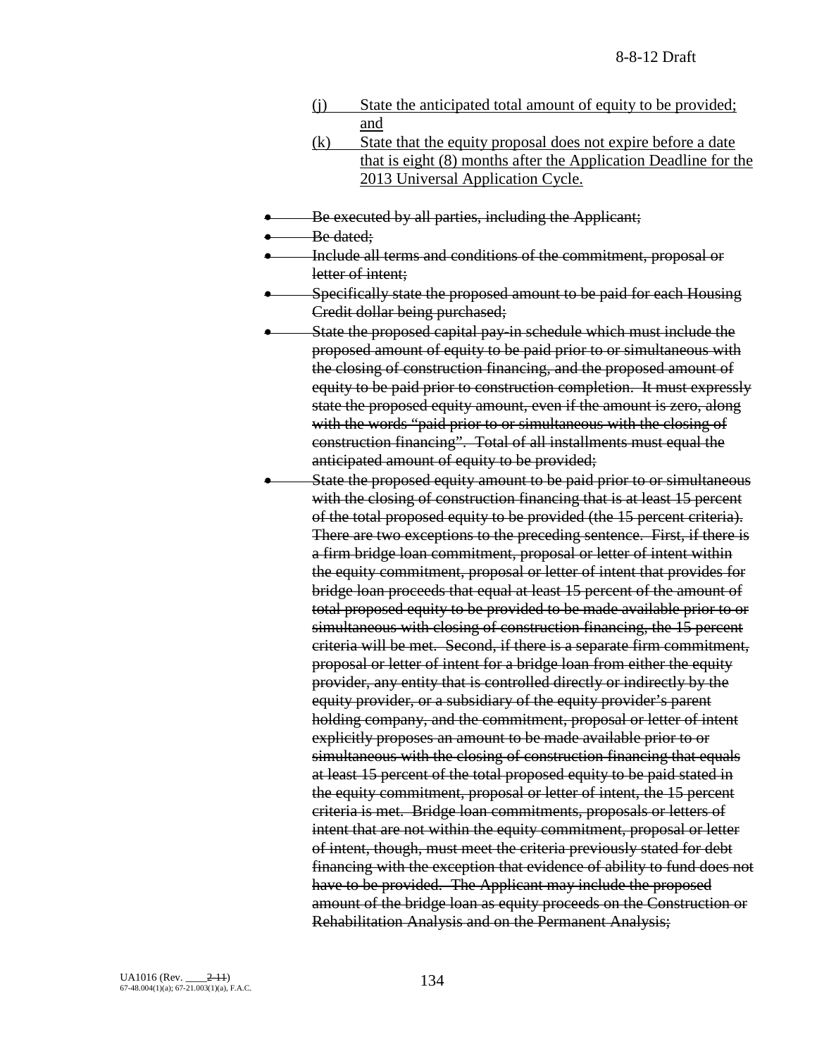(j) State the anticipated total amount of equity to be provided; and

(k) State that the equity proposal does not expire before a date that is eight (8) months after the Application Deadline for the 2013 Universal Application Cycle.

- ~~Be executed by all parties, including the Applicant;~~
- ~~Be dated;~~
- ~~Include all terms and conditions of the commitment, proposal or letter of intent;~~
- ~~Specifically state the proposed amount to be paid for each Housing Credit dollar being purchased;~~
- ~~State the proposed capital pay-in schedule which must include the proposed amount of equity to be paid prior to or simultaneous with the closing of construction financing, and the proposed amount of equity to be paid prior to construction completion. It must expressly state the proposed equity amount, even if the amount is zero, along with the words "paid prior to or simultaneous with the closing of construction financing". Total of all installments must equal the anticipated amount of equity to be provided;~~
- ~~State the proposed equity amount to be paid prior to or simultaneous with the closing of construction financing that is at least 15 percent of the total proposed equity to be provided (the 15 percent criteria). There are two exceptions to the preceding sentence. First, if there is a firm bridge loan commitment, proposal or letter of intent within the equity commitment, proposal or letter of intent that provides for bridge loan proceeds that equal at least 15 percent of the amount of total proposed equity to be provided to be made available prior to or simultaneous with closing of construction financing, the 15 percent criteria will be met. Second, if there is a separate firm commitment, proposal or letter of intent for a bridge loan from either the equity provider, any entity that is controlled directly or indirectly by the equity provider, or a subsidiary of the equity provider's parent holding company, and the commitment, proposal or letter of intent explicitly proposes an amount to be made available prior to or simultaneous with the closing of construction financing that equals at least 15 percent of the total proposed equity to be paid stated in the equity commitment, proposal or letter of intent, the 15 percent criteria is met. Bridge loan commitments, proposals or letters of intent that are not within the equity commitment, proposal or letter of intent, though, must meet the criteria previously stated for debt financing with the exception that evidence of ability to fund does not have to be provided. The Applicant may include the proposed amount of the bridge loan as equity proceeds on the Construction or Rehabilitation Analysis and on the Permanent Analysis;~~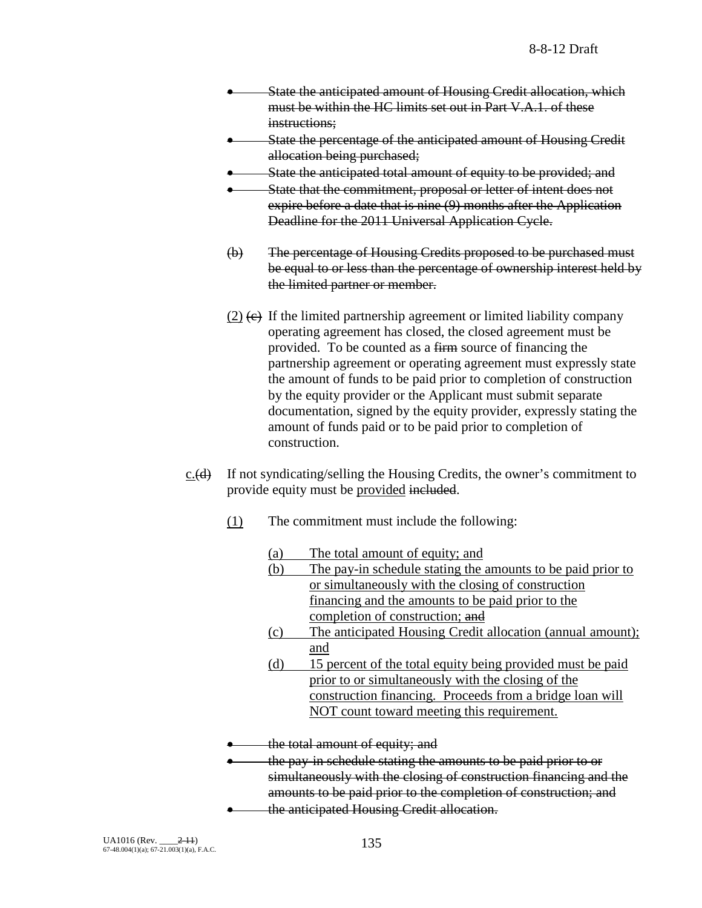- ~~State the anticipated amount of Housing Credit allocation, which must be within the HC limits set out in Part V.A.1. of these instructions;~~
- ~~State the percentage of the anticipated amount of Housing Credit allocation being purchased;~~
- ~~State the anticipated total amount of equity to be provided; and~~
- ~~State that the commitment, proposal or letter of intent does not expire before a date that is nine (9) months after the Application Deadline for the 2011 Universal Application Cycle.~~

~~(b) The percentage of Housing Credits proposed to be purchased must be equal to or less than the percentage of ownership interest held by the limited partner or member.~~

(2) ~~(c)~~ If the limited partnership agreement or limited liability company operating agreement has closed, the closed agreement must be provided. To be counted as a ~~firm~~ source of financing the partnership agreement or operating agreement must expressly state the amount of funds to be paid prior to completion of construction by the equity provider or the Applicant must submit separate documentation, signed by the equity provider, expressly stating the amount of funds paid or to be paid prior to completion of construction.

c.~~(d)~~ If not syndicating/selling the Housing Credits, the owner's commitment to provide equity must be provided ~~included~~.

(1) The commitment must include the following:

(a) The total amount of equity; and
(b) The pay-in schedule stating the amounts to be paid prior to or simultaneously with the closing of construction financing and the amounts to be paid prior to the completion of construction; ~~and~~
(c) The anticipated Housing Credit allocation (annual amount); and
(d) 15 percent of the total equity being provided must be paid prior to or simultaneously with the closing of the construction financing. Proceeds from a bridge loan will NOT count toward meeting this requirement.

- ~~the total amount of equity; and~~
- ~~the pay-in schedule stating the amounts to be paid prior to or simultaneously with the closing of construction financing and the amounts to be paid prior to the completion of construction; and~~
- ~~the anticipated Housing Credit allocation.~~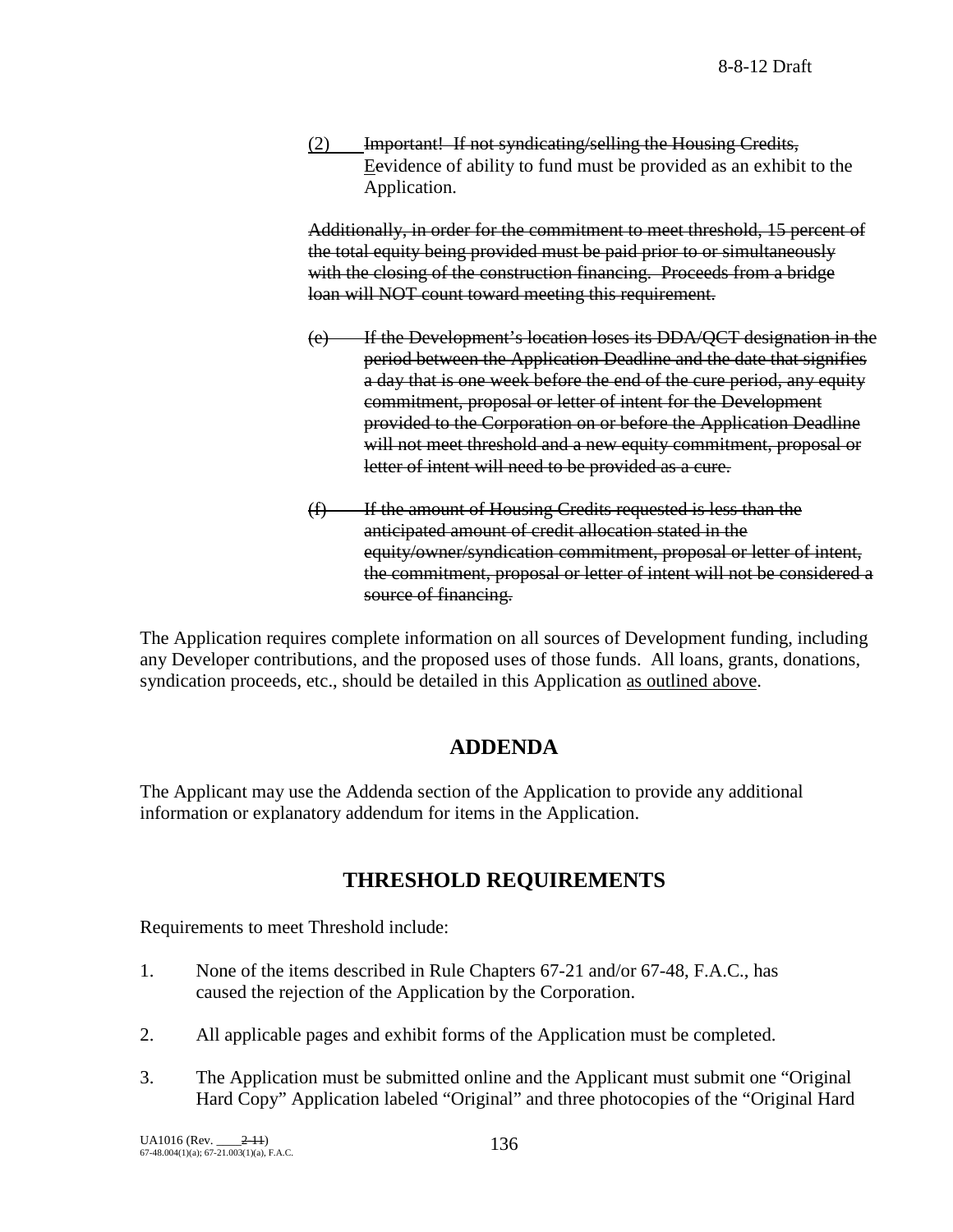(2) ~~Important! If not syndicating/selling the Housing Credits,~~ <u>E</u>~~e~~vidence of ability to fund must be provided as an exhibit to the Application.

~~Additionally, in order for the commitment to meet threshold, 15 percent of the total equity being provided must be paid prior to or simultaneously with the closing of the construction financing. Proceeds from a bridge loan will NOT count toward meeting this requirement.~~

~~(e) If the Development's location loses its DDA/QCT designation in the period between the Application Deadline and the date that signifies a day that is one week before the end of the cure period, any equity commitment, proposal or letter of intent for the Development provided to the Corporation on or before the Application Deadline will not meet threshold and a new equity commitment, proposal or letter of intent will need to be provided as a cure.~~

~~(f) If the amount of Housing Credits requested is less than the anticipated amount of credit allocation stated in the equity/owner/syndication commitment, proposal or letter of intent, the commitment, proposal or letter of intent will not be considered a source of financing.~~

The Application requires complete information on all sources of Development funding, including any Developer contributions, and the proposed uses of those funds. All loans, grants, donations, syndication proceeds, etc., should be detailed in this Application <u>as outlined above</u>.

## ADDENDA

The Applicant may use the Addenda section of the Application to provide any additional information or explanatory addendum for items in the Application.

## THRESHOLD REQUIREMENTS

Requirements to meet Threshold include:

1. None of the items described in Rule Chapters 67-21 and/or 67-48, F.A.C., has caused the rejection of the Application by the Corporation.

2. All applicable pages and exhibit forms of the Application must be completed.

3. The Application must be submitted online and the Applicant must submit one "Original Hard Copy" Application labeled "Original" and three photocopies of the "Original Hard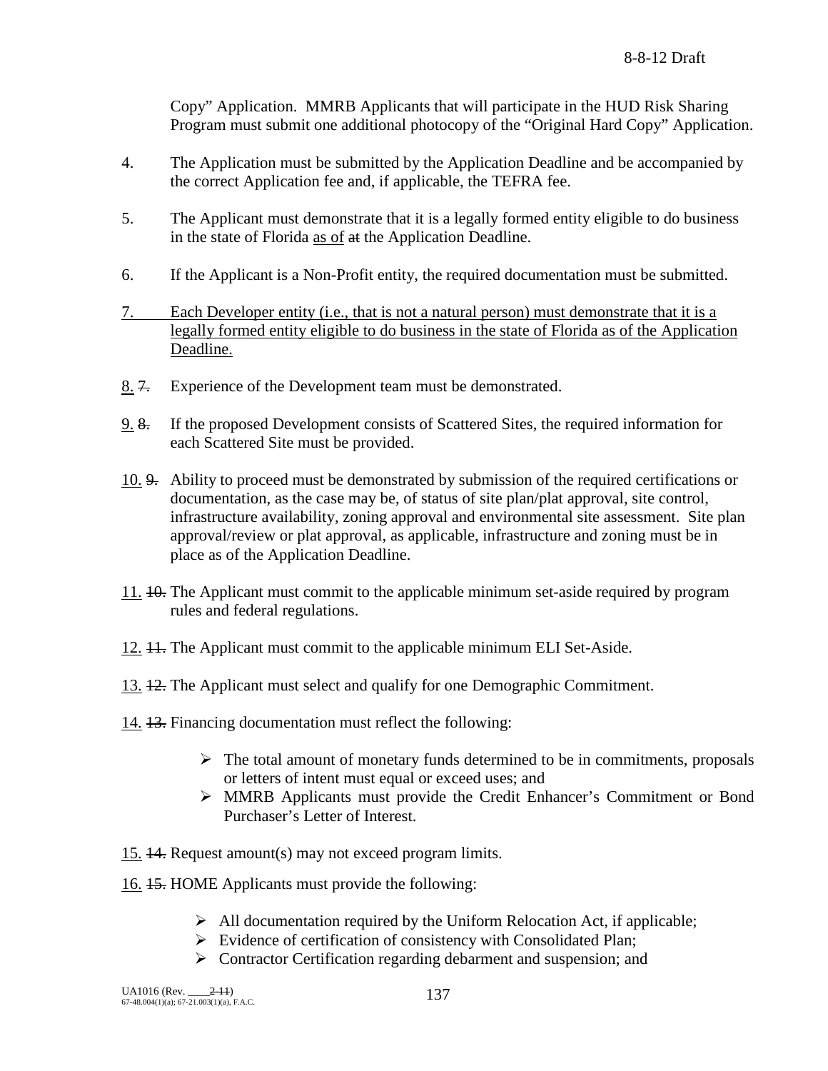Copy" Application. MMRB Applicants that will participate in the HUD Risk Sharing Program must submit one additional photocopy of the "Original Hard Copy" Application.

4. The Application must be submitted by the Application Deadline and be accompanied by the correct Application fee and, if applicable, the TEFRA fee.

5. The Applicant must demonstrate that it is a legally formed entity eligible to do business in the state of Florida <u>as of</u> ~~at~~ the Application Deadline.

6. If the Applicant is a Non-Profit entity, the required documentation must be submitted.

<u>7. Each Developer entity (i.e., that is not a natural person) must demonstrate that it is a legally formed entity eligible to do business in the state of Florida as of the Application Deadline.</u>

<u>8.</u> ~~7.~~ Experience of the Development team must be demonstrated.

<u>9.</u> ~~8.~~ If the proposed Development consists of Scattered Sites, the required information for each Scattered Site must be provided.

<u>10.</u> ~~9.~~ Ability to proceed must be demonstrated by submission of the required certifications or documentation, as the case may be, of status of site plan/plat approval, site control, infrastructure availability, zoning approval and environmental site assessment. Site plan approval/review or plat approval, as applicable, infrastructure and zoning must be in place as of the Application Deadline.

<u>11.</u> ~~10.~~ The Applicant must commit to the applicable minimum set-aside required by program rules and federal regulations.

<u>12.</u> ~~11.~~ The Applicant must commit to the applicable minimum ELI Set-Aside.

<u>13.</u> ~~12.~~ The Applicant must select and qualify for one Demographic Commitment.

<u>14.</u> ~~13.~~ Financing documentation must reflect the following:

- The total amount of monetary funds determined to be in commitments, proposals or letters of intent must equal or exceed uses; and
- MMRB Applicants must provide the Credit Enhancer's Commitment or Bond Purchaser's Letter of Interest.

<u>15.</u> ~~14.~~ Request amount(s) may not exceed program limits.

<u>16.</u> ~~15.~~ HOME Applicants must provide the following:

- All documentation required by the Uniform Relocation Act, if applicable;
- Evidence of certification of consistency with Consolidated Plan;
- Contractor Certification regarding debarment and suspension; and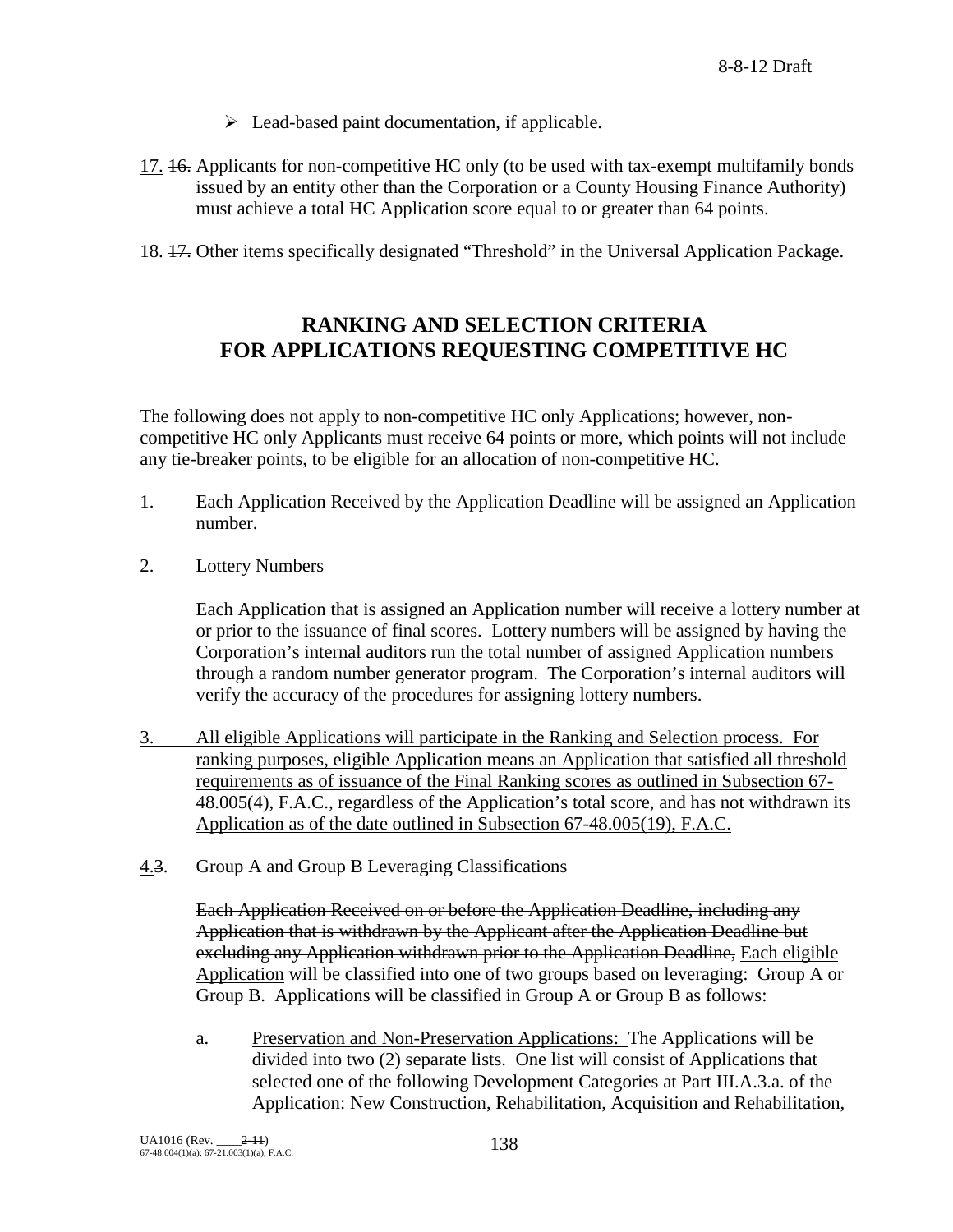- ➢ Lead-based paint documentation, if applicable.

17. ~~16.~~ Applicants for non-competitive HC only (to be used with tax-exempt multifamily bonds issued by an entity other than the Corporation or a County Housing Finance Authority) must achieve a total HC Application score equal to or greater than 64 points.

18. ~~17.~~ Other items specifically designated "Threshold" in the Universal Application Package.

## RANKING AND SELECTION CRITERIA FOR APPLICATIONS REQUESTING COMPETITIVE HC

The following does not apply to non-competitive HC only Applications; however, non-competitive HC only Applicants must receive 64 points or more, which points will not include any tie-breaker points, to be eligible for an allocation of non-competitive HC.

1. Each Application Received by the Application Deadline will be assigned an Application number.

2. Lottery Numbers

   Each Application that is assigned an Application number will receive a lottery number at or prior to the issuance of final scores. Lottery numbers will be assigned by having the Corporation's internal auditors run the total number of assigned Application numbers through a random number generator program. The Corporation's internal auditors will verify the accuracy of the procedures for assigning lottery numbers.

3. All eligible Applications will participate in the Ranking and Selection process. For ranking purposes, eligible Application means an Application that satisfied all threshold requirements as of issuance of the Final Ranking scores as outlined in Subsection 67-48.005(4), F.A.C., regardless of the Application's total score, and has not withdrawn its Application as of the date outlined in Subsection 67-48.005(19), F.A.C.

4. ~~3~~. Group A and Group B Leveraging Classifications

   ~~Each Application Received on or before the Application Deadline, including any Application that is withdrawn by the Applicant after the Application Deadline but excluding any Application withdrawn prior to the Application Deadline,~~ Each eligible Application will be classified into one of two groups based on leveraging: Group A or Group B. Applications will be classified in Group A or Group B as follows:

   a. Preservation and Non-Preservation Applications: The Applications will be divided into two (2) separate lists. One list will consist of Applications that selected one of the following Development Categories at Part III.A.3.a. of the Application: New Construction, Rehabilitation, Acquisition and Rehabilitation,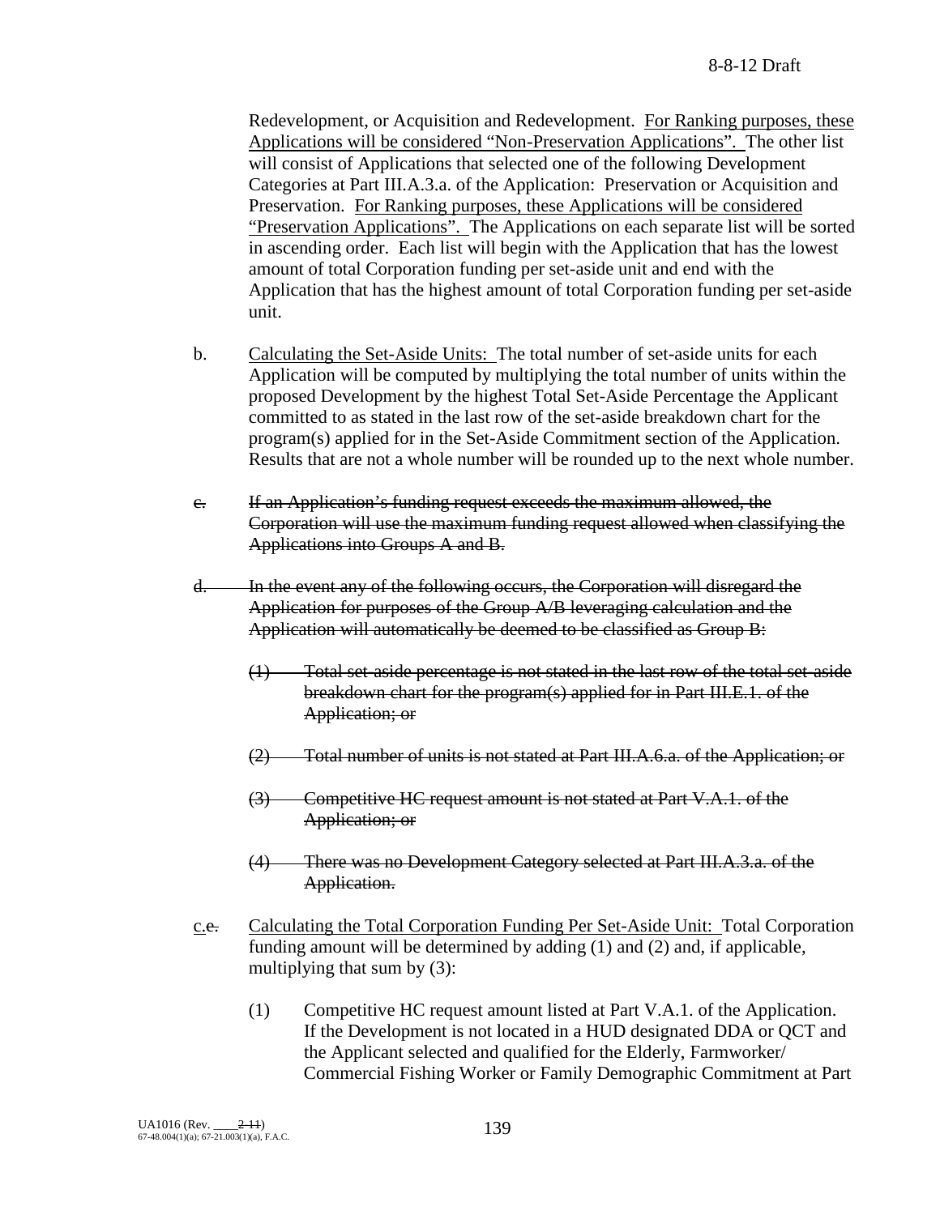Redevelopment, or Acquisition and Redevelopment. <u>For Ranking purposes, these Applications will be considered "Non-Preservation Applications".</u> The other list will consist of Applications that selected one of the following Development Categories at Part III.A.3.a. of the Application: Preservation or Acquisition and Preservation. <u>For Ranking purposes, these Applications will be considered "Preservation Applications".</u> The Applications on each separate list will be sorted in ascending order. Each list will begin with the Application that has the lowest amount of total Corporation funding per set-aside unit and end with the Application that has the highest amount of total Corporation funding per set-aside unit.

b. <u>Calculating the Set-Aside Units:</u> The total number of set-aside units for each Application will be computed by multiplying the total number of units within the proposed Development by the highest Total Set-Aside Percentage the Applicant committed to as stated in the last row of the set-aside breakdown chart for the program(s) applied for in the Set-Aside Commitment section of the Application. Results that are not a whole number will be rounded up to the next whole number.

~~c. If an Application's funding request exceeds the maximum allowed, the Corporation will use the maximum funding request allowed when classifying the Applications into Groups A and B.~~

~~d. In the event any of the following occurs, the Corporation will disregard the Application for purposes of the Group A/B leveraging calculation and the Application will automatically be deemed to be classified as Group B:~~

~~(1) Total set-aside percentage is not stated in the last row of the total set-aside breakdown chart for the program(s) applied for in Part III.E.1. of the Application; or~~

~~(2) Total number of units is not stated at Part III.A.6.a. of the Application; or~~

~~(3) Competitive HC request amount is not stated at Part V.A.1. of the Application; or~~

~~(4) There was no Development Category selected at Part III.A.3.a. of the Application.~~

<u>c.</u>~~e.~~ <u>Calculating the Total Corporation Funding Per Set-Aside Unit:</u> Total Corporation funding amount will be determined by adding (1) and (2) and, if applicable, multiplying that sum by (3):

(1) Competitive HC request amount listed at Part V.A.1. of the Application. If the Development is not located in a HUD designated DDA or QCT and the Applicant selected and qualified for the Elderly, Farmworker/ Commercial Fishing Worker or Family Demographic Commitment at Part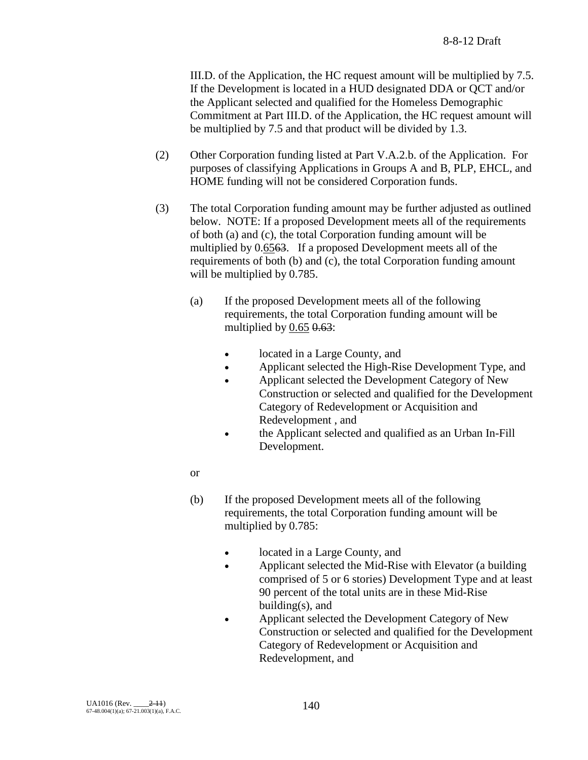III.D. of the Application, the HC request amount will be multiplied by 7.5. If the Development is located in a HUD designated DDA or QCT and/or the Applicant selected and qualified for the Homeless Demographic Commitment at Part III.D. of the Application, the HC request amount will be multiplied by 7.5 and that product will be divided by 1.3.

(2) Other Corporation funding listed at Part V.A.2.b. of the Application. For purposes of classifying Applications in Groups A and B, PLP, EHCL, and HOME funding will not be considered Corporation funds.

(3) The total Corporation funding amount may be further adjusted as outlined below. NOTE: If a proposed Development meets all of the requirements of both (a) and (c), the total Corporation funding amount will be multiplied by 0.<u>65</u>~~63~~. If a proposed Development meets all of the requirements of both (b) and (c), the total Corporation funding amount will be multiplied by 0.785.

   (a) If the proposed Development meets all of the following requirements, the total Corporation funding amount will be multiplied by <u>0.65</u> ~~0.63~~:

   - located in a Large County, and
   - Applicant selected the High-Rise Development Type, and
   - Applicant selected the Development Category of New Construction or selected and qualified for the Development Category of Redevelopment or Acquisition and Redevelopment , and
   - the Applicant selected and qualified as an Urban In-Fill Development.

   or

   (b) If the proposed Development meets all of the following requirements, the total Corporation funding amount will be multiplied by 0.785:

   - located in a Large County, and
   - Applicant selected the Mid-Rise with Elevator (a building comprised of 5 or 6 stories) Development Type and at least 90 percent of the total units are in these Mid-Rise building(s), and
   - Applicant selected the Development Category of New Construction or selected and qualified for the Development Category of Redevelopment or Acquisition and Redevelopment, and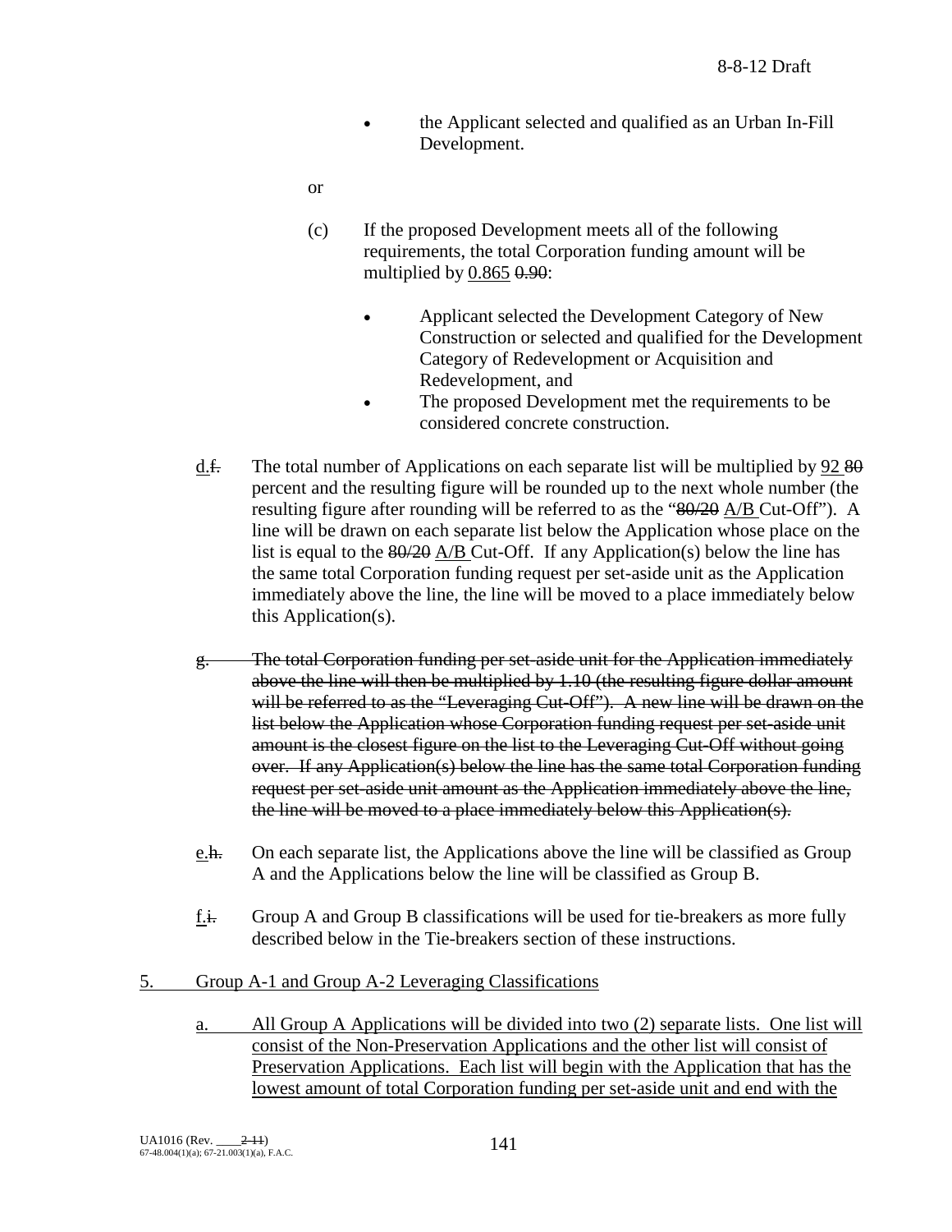- the Applicant selected and qualified as an Urban In-Fill Development.

or

(c) If the proposed Development meets all of the following requirements, the total Corporation funding amount will be multiplied by 0.865 ~~0.90~~:

- Applicant selected the Development Category of New Construction or selected and qualified for the Development Category of Redevelopment or Acquisition and Redevelopment, and
- The proposed Development met the requirements to be considered concrete construction.

d.~~f.~~ The total number of Applications on each separate list will be multiplied by 92 ~~80~~ percent and the resulting figure will be rounded up to the next whole number (the resulting figure after rounding will be referred to as the "~~80/20~~ A/B Cut-Off"). A line will be drawn on each separate list below the Application whose place on the list is equal to the ~~80/20~~ A/B Cut-Off. If any Application(s) below the line has the same total Corporation funding request per set-aside unit as the Application immediately above the line, the line will be moved to a place immediately below this Application(s).

~~g. The total Corporation funding per set-aside unit for the Application immediately above the line will then be multiplied by 1.10 (the resulting figure dollar amount will be referred to as the "Leveraging Cut-Off"). A new line will be drawn on the list below the Application whose Corporation funding request per set-aside unit amount is the closest figure on the list to the Leveraging Cut-Off without going over. If any Application(s) below the line has the same total Corporation funding request per set-aside unit amount as the Application immediately above the line, the line will be moved to a place immediately below this Application(s).~~

e.~~h.~~ On each separate list, the Applications above the line will be classified as Group A and the Applications below the line will be classified as Group B.

f.~~i.~~ Group A and Group B classifications will be used for tie-breakers as more fully described below in the Tie-breakers section of these instructions.

5. Group A-1 and Group A-2 Leveraging Classifications

a. All Group A Applications will be divided into two (2) separate lists. One list will consist of the Non-Preservation Applications and the other list will consist of Preservation Applications. Each list will begin with the Application that has the lowest amount of total Corporation funding per set-aside unit and end with the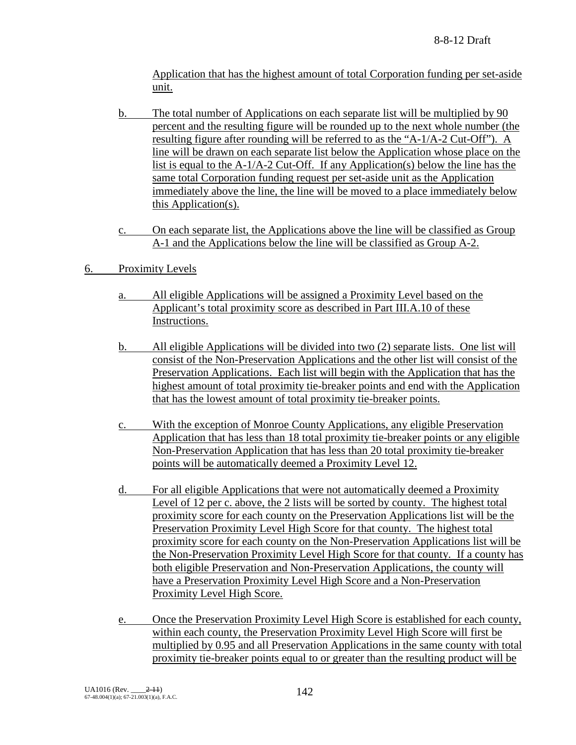Application that has the highest amount of total Corporation funding per set-aside unit.

b. The total number of Applications on each separate list will be multiplied by 90 percent and the resulting figure will be rounded up to the next whole number (the resulting figure after rounding will be referred to as the "A-1/A-2 Cut-Off"). A line will be drawn on each separate list below the Application whose place on the list is equal to the A-1/A-2 Cut-Off. If any Application(s) below the line has the same total Corporation funding request per set-aside unit as the Application immediately above the line, the line will be moved to a place immediately below this Application(s).

c. On each separate list, the Applications above the line will be classified as Group A-1 and the Applications below the line will be classified as Group A-2.

6. Proximity Levels

a. All eligible Applications will be assigned a Proximity Level based on the Applicant's total proximity score as described in Part III.A.10 of these Instructions.

b. All eligible Applications will be divided into two (2) separate lists. One list will consist of the Non-Preservation Applications and the other list will consist of the Preservation Applications. Each list will begin with the Application that has the highest amount of total proximity tie-breaker points and end with the Application that has the lowest amount of total proximity tie-breaker points.

c. With the exception of Monroe County Applications, any eligible Preservation Application that has less than 18 total proximity tie-breaker points or any eligible Non-Preservation Application that has less than 20 total proximity tie-breaker points will be automatically deemed a Proximity Level 12.

d. For all eligible Applications that were not automatically deemed a Proximity Level of 12 per c. above, the 2 lists will be sorted by county. The highest total proximity score for each county on the Preservation Applications list will be the Preservation Proximity Level High Score for that county. The highest total proximity score for each county on the Non-Preservation Applications list will be the Non-Preservation Proximity Level High Score for that county. If a county has both eligible Preservation and Non-Preservation Applications, the county will have a Preservation Proximity Level High Score and a Non-Preservation Proximity Level High Score.

e. Once the Preservation Proximity Level High Score is established for each county, within each county, the Preservation Proximity Level High Score will first be multiplied by 0.95 and all Preservation Applications in the same county with total proximity tie-breaker points equal to or greater than the resulting product will be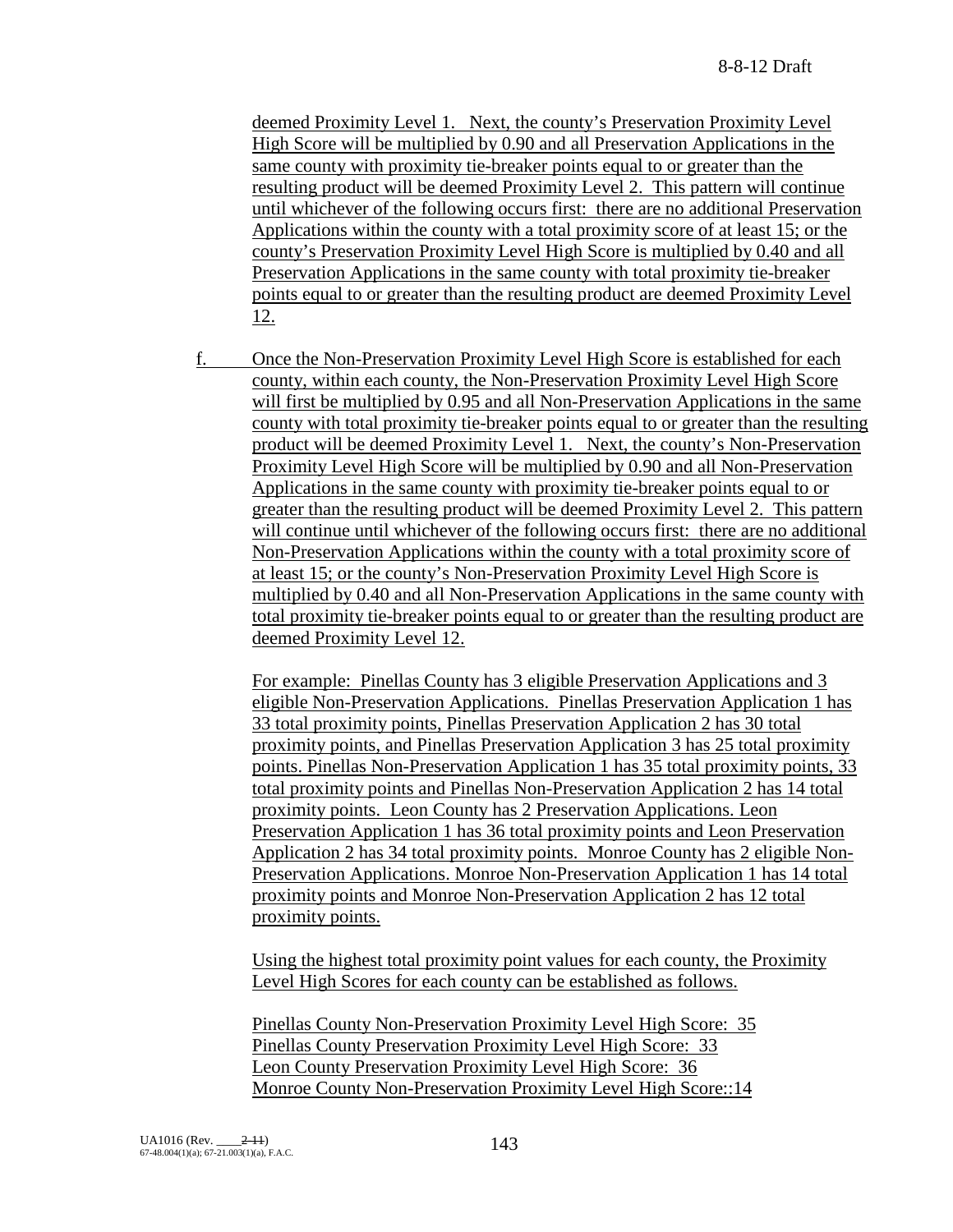deemed Proximity Level 1. Next, the county's Preservation Proximity Level High Score will be multiplied by 0.90 and all Preservation Applications in the same county with proximity tie-breaker points equal to or greater than the resulting product will be deemed Proximity Level 2. This pattern will continue until whichever of the following occurs first: there are no additional Preservation Applications within the county with a total proximity score of at least 15; or the county's Preservation Proximity Level High Score is multiplied by 0.40 and all Preservation Applications in the same county with total proximity tie-breaker points equal to or greater than the resulting product are deemed Proximity Level 12.

f. Once the Non-Preservation Proximity Level High Score is established for each county, within each county, the Non-Preservation Proximity Level High Score will first be multiplied by 0.95 and all Non-Preservation Applications in the same county with total proximity tie-breaker points equal to or greater than the resulting product will be deemed Proximity Level 1. Next, the county's Non-Preservation Proximity Level High Score will be multiplied by 0.90 and all Non-Preservation Applications in the same county with proximity tie-breaker points equal to or greater than the resulting product will be deemed Proximity Level 2. This pattern will continue until whichever of the following occurs first: there are no additional Non-Preservation Applications within the county with a total proximity score of at least 15; or the county's Non-Preservation Proximity Level High Score is multiplied by 0.40 and all Non-Preservation Applications in the same county with total proximity tie-breaker points equal to or greater than the resulting product are deemed Proximity Level 12.

For example: Pinellas County has 3 eligible Preservation Applications and 3 eligible Non-Preservation Applications. Pinellas Preservation Application 1 has 33 total proximity points, Pinellas Preservation Application 2 has 30 total proximity points, and Pinellas Preservation Application 3 has 25 total proximity points. Pinellas Non-Preservation Application 1 has 35 total proximity points, 33 total proximity points and Pinellas Non-Preservation Application 2 has 14 total proximity points. Leon County has 2 Preservation Applications. Leon Preservation Application 1 has 36 total proximity points and Leon Preservation Application 2 has 34 total proximity points. Monroe County has 2 eligible Non-Preservation Applications. Monroe Non-Preservation Application 1 has 14 total proximity points and Monroe Non-Preservation Application 2 has 12 total proximity points.

Using the highest total proximity point values for each county, the Proximity Level High Scores for each county can be established as follows.

Pinellas County Non-Preservation Proximity Level High Score: 35
Pinellas County Preservation Proximity Level High Score: 33
Leon County Preservation Proximity Level High Score: 36
Monroe County Non-Preservation Proximity Level High Score::14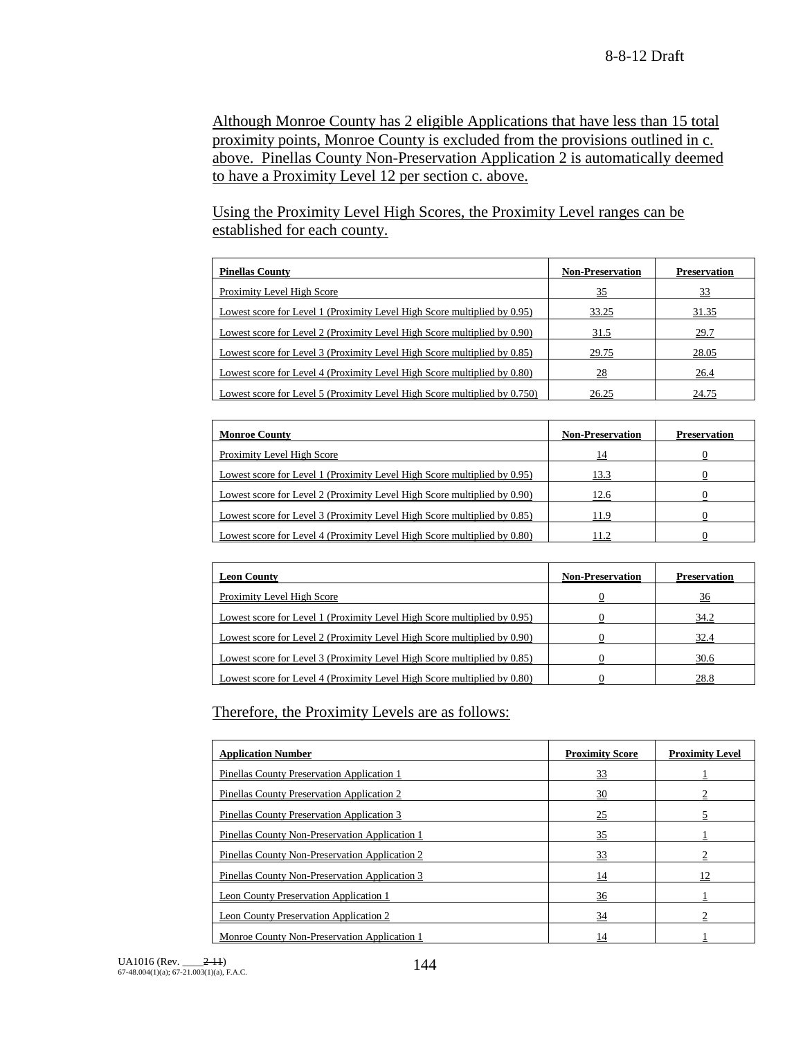Although Monroe County has 2 eligible Applications that have less than 15 total proximity points, Monroe County is excluded from the provisions outlined in c. above. Pinellas County Non-Preservation Application 2 is automatically deemed to have a Proximity Level 12 per section c. above.

Using the Proximity Level High Scores, the Proximity Level ranges can be established for each county.

| Pinellas County | Non-Preservation | Preservation |
|---|---|---|
| Proximity Level High Score | 35 | 33 |
| Lowest score for Level 1 (Proximity Level High Score multiplied by 0.95) | 33.25 | 31.35 |
| Lowest score for Level 2 (Proximity Level High Score multiplied by 0.90) | 31.5 | 29.7 |
| Lowest score for Level 3 (Proximity Level High Score multiplied by 0.85) | 29.75 | 28.05 |
| Lowest score for Level 4 (Proximity Level High Score multiplied by 0.80) | 28 | 26.4 |
| Lowest score for Level 5 (Proximity Level High Score multiplied by 0.750) | 26.25 | 24.75 |

| Monroe County | Non-Preservation | Preservation |
|---|---|---|
| Proximity Level High Score | 14 | 0 |
| Lowest score for Level 1 (Proximity Level High Score multiplied by 0.95) | 13.3 | 0 |
| Lowest score for Level 2 (Proximity Level High Score multiplied by 0.90) | 12.6 | 0 |
| Lowest score for Level 3 (Proximity Level High Score multiplied by 0.85) | 11.9 | 0 |
| Lowest score for Level 4 (Proximity Level High Score multiplied by 0.80) | 11.2 | 0 |

| Leon County | Non-Preservation | Preservation |
|---|---|---|
| Proximity Level High Score | 0 | 36 |
| Lowest score for Level 1 (Proximity Level High Score multiplied by 0.95) | 0 | 34.2 |
| Lowest score for Level 2 (Proximity Level High Score multiplied by 0.90) | 0 | 32.4 |
| Lowest score for Level 3 (Proximity Level High Score multiplied by 0.85) | 0 | 30.6 |
| Lowest score for Level 4 (Proximity Level High Score multiplied by 0.80) | 0 | 28.8 |

Therefore, the Proximity Levels are as follows:

| Application Number | Proximity Score | Proximity Level |
|---|---|---|
| Pinellas County Preservation Application 1 | 33 | 1 |
| Pinellas County Preservation Application 2 | 30 | 2 |
| Pinellas County Preservation Application 3 | 25 | 5 |
| Pinellas County Non-Preservation Application 1 | 35 | 1 |
| Pinellas County Non-Preservation Application 2 | 33 | 2 |
| Pinellas County Non-Preservation Application 3 | 14 | 12 |
| Leon County Preservation Application 1 | 36 | 1 |
| Leon County Preservation Application 2 | 34 | 2 |
| Monroe County Non-Preservation Application 1 | 14 | 1 |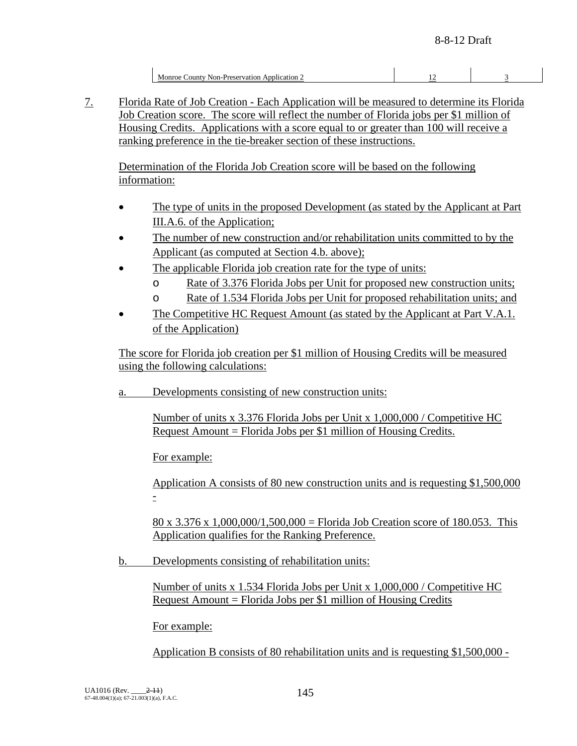| Monroe County Non-Preservation Application 2 | 12 | 3 |
|---|---|---|

7. Florida Rate of Job Creation - Each Application will be measured to determine its Florida Job Creation score. The score will reflect the number of Florida jobs per $1 million of Housing Credits. Applications with a score equal to or greater than 100 will receive a ranking preference in the tie-breaker section of these instructions.

   Determination of the Florida Job Creation score will be based on the following information:

   - The type of units in the proposed Development (as stated by the Applicant at Part III.A.6. of the Application;
   - The number of new construction and/or rehabilitation units committed to by the Applicant (as computed at Section 4.b. above);
   - The applicable Florida job creation rate for the type of units:
     - Rate of 3.376 Florida Jobs per Unit for proposed new construction units;
     - Rate of 1.534 Florida Jobs per Unit for proposed rehabilitation units; and
   - The Competitive HC Request Amount (as stated by the Applicant at Part V.A.1. of the Application)

   The score for Florida job creation per $1 million of Housing Credits will be measured using the following calculations:

   a. Developments consisting of new construction units:

      Number of units x 3.376 Florida Jobs per Unit x 1,000,000 / Competitive HC Request Amount = Florida Jobs per $1 million of Housing Credits.

      For example:

      Application A consists of 80 new construction units and is requesting $1,500,000 -

      80 x 3.376 x 1,000,000/1,500,000 = Florida Job Creation score of 180.053. This Application qualifies for the Ranking Preference.

   b. Developments consisting of rehabilitation units:

      Number of units x 1.534 Florida Jobs per Unit x 1,000,000 / Competitive HC Request Amount = Florida Jobs per $1 million of Housing Credits

      For example:

      Application B consists of 80 rehabilitation units and is requesting $1,500,000 -

UA1016 (Rev. ____2-11)
67-48.004(1)(a); 67-21.003(1)(a), F.A.C.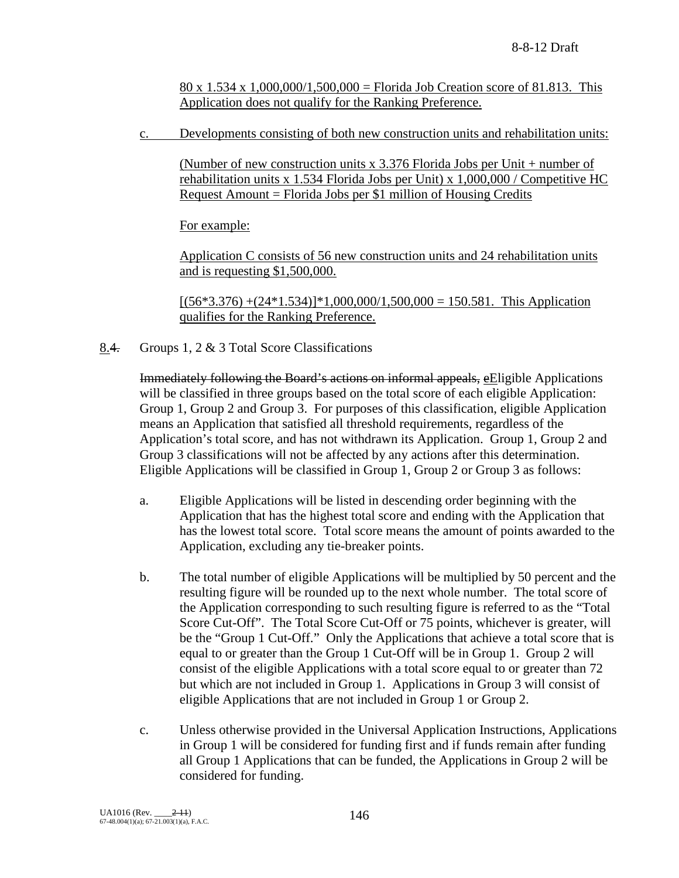80 x 1.534 x 1,000,000/1,500,000 = Florida Job Creation score of 81.813. This Application does not qualify for the Ranking Preference.

c. Developments consisting of both new construction units and rehabilitation units:

(Number of new construction units x 3.376 Florida Jobs per Unit + number of rehabilitation units x 1.534 Florida Jobs per Unit) x 1,000,000 / Competitive HC Request Amount = Florida Jobs per $1 million of Housing Credits

For example:

Application C consists of 56 new construction units and 24 rehabilitation units and is requesting $1,500,000.

[(56*3.376) +(24*1.534)]*1,000,000/1,500,000 = 150.581. This Application qualifies for the Ranking Preference.

8.~~4.~~ Groups 1, 2 & 3 Total Score Classifications

~~Immediately following the Board's actions on informal appeals, e~~Eligible Applications will be classified in three groups based on the total score of each eligible Application: Group 1, Group 2 and Group 3. For purposes of this classification, eligible Application means an Application that satisfied all threshold requirements, regardless of the Application's total score, and has not withdrawn its Application. Group 1, Group 2 and Group 3 classifications will not be affected by any actions after this determination. Eligible Applications will be classified in Group 1, Group 2 or Group 3 as follows:

a. Eligible Applications will be listed in descending order beginning with the Application that has the highest total score and ending with the Application that has the lowest total score. Total score means the amount of points awarded to the Application, excluding any tie-breaker points.

b. The total number of eligible Applications will be multiplied by 50 percent and the resulting figure will be rounded up to the next whole number. The total score of the Application corresponding to such resulting figure is referred to as the "Total Score Cut-Off". The Total Score Cut-Off or 75 points, whichever is greater, will be the "Group 1 Cut-Off." Only the Applications that achieve a total score that is equal to or greater than the Group 1 Cut-Off will be in Group 1. Group 2 will consist of the eligible Applications with a total score equal to or greater than 72 but which are not included in Group 1. Applications in Group 3 will consist of eligible Applications that are not included in Group 1 or Group 2.

c. Unless otherwise provided in the Universal Application Instructions, Applications in Group 1 will be considered for funding first and if funds remain after funding all Group 1 Applications that can be funded, the Applications in Group 2 will be considered for funding.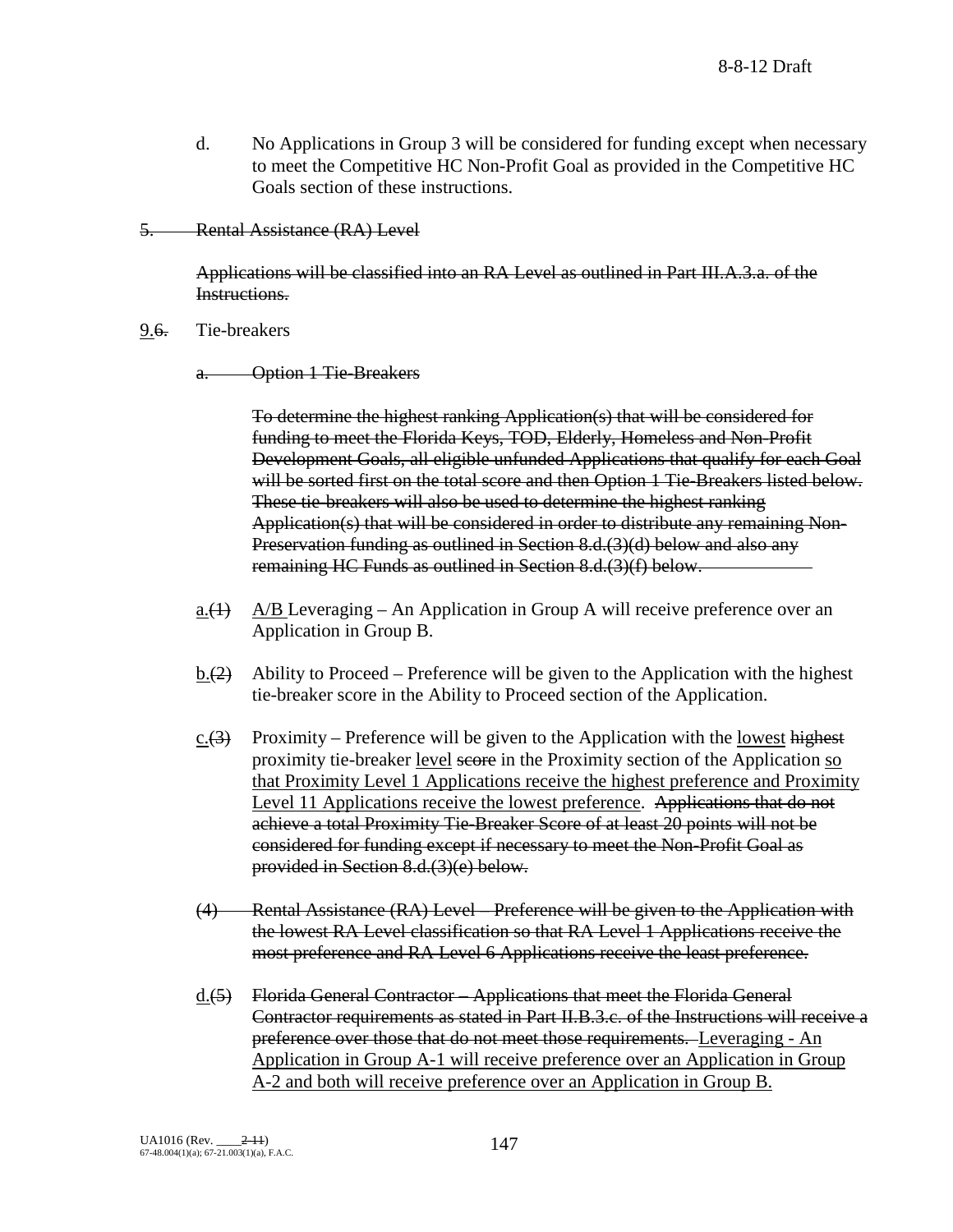d. No Applications in Group 3 will be considered for funding except when necessary to meet the Competitive HC Non-Profit Goal as provided in the Competitive HC Goals section of these instructions.

~~5. Rental Assistance (RA) Level~~

~~Applications will be classified into an RA Level as outlined in Part III.A.3.a. of the Instructions.~~

<u>9</u>.~~6.~~ Tie-breakers

~~a. Option 1 Tie-Breakers~~

~~To determine the highest ranking Application(s) that will be considered for funding to meet the Florida Keys, TOD, Elderly, Homeless and Non-Profit Development Goals, all eligible unfunded Applications that qualify for each Goal will be sorted first on the total score and then Option 1 Tie-Breakers listed below. These tie-breakers will also be used to determine the highest ranking Application(s) that will be considered in order to distribute any remaining Non-Preservation funding as outlined in Section 8.d.(3)(d) below and also any remaining HC Funds as outlined in Section 8.d.(3)(f) below.~~

<u>a.</u>~~(1)~~ <u>A/B</u> Leveraging – An Application in Group A will receive preference over an Application in Group B.

<u>b.</u>~~(2)~~ Ability to Proceed – Preference will be given to the Application with the highest tie-breaker score in the Ability to Proceed section of the Application.

<u>c.</u>~~(3)~~ Proximity – Preference will be given to the Application with the <u>lowest</u> ~~highest~~ proximity tie-breaker <u>level</u> ~~score~~ in the Proximity section of the Application <u>so that Proximity Level 1 Applications receive the highest preference and Proximity Level 11 Applications receive the lowest preference</u>. ~~Applications that do not achieve a total Proximity Tie-Breaker Score of at least 20 points will not be considered for funding except if necessary to meet the Non-Profit Goal as provided in Section 8.d.(3)(e) below.~~

~~(4) Rental Assistance (RA) Level – Preference will be given to the Application with the lowest RA Level classification so that RA Level 1 Applications receive the most preference and RA Level 6 Applications receive the least preference.~~

<u>d.</u>~~(5) Florida General Contractor – Applications that meet the Florida General Contractor requirements as stated in Part II.B.3.c. of the Instructions will receive a preference over those that do not meet those requirements.~~ <u>Leveraging - An Application in Group A-1 will receive preference over an Application in Group A-2 and both will receive preference over an Application in Group B.</u>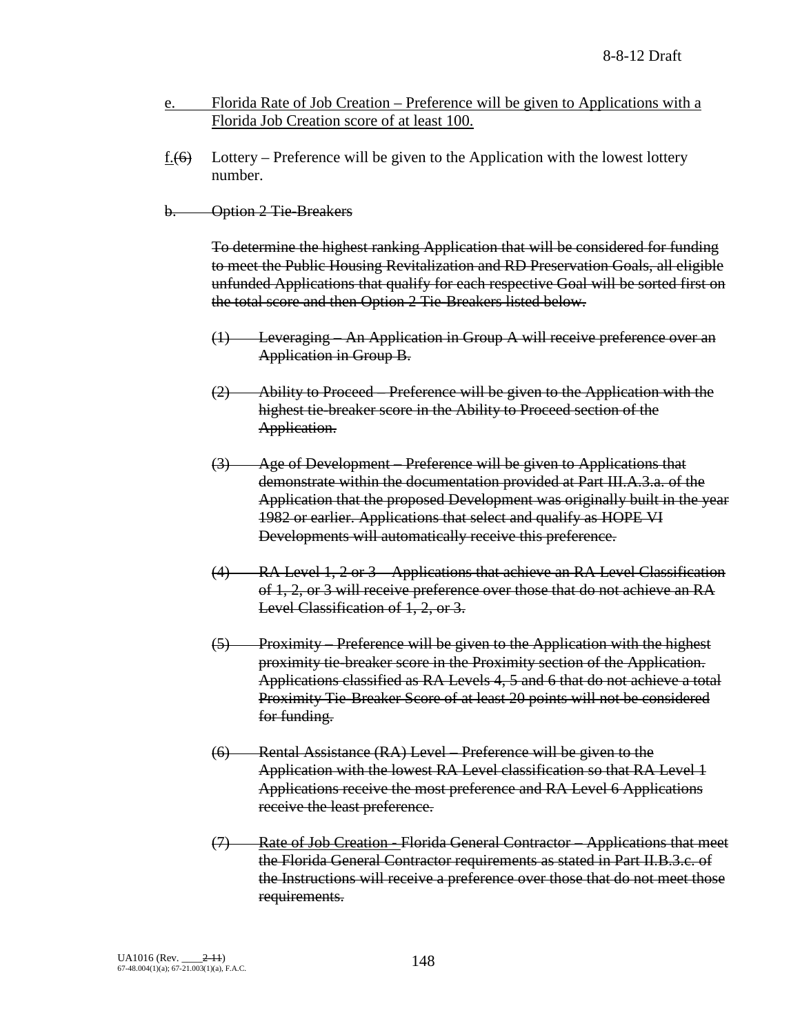e. Florida Rate of Job Creation – Preference will be given to Applications with a Florida Job Creation score of at least 100.

f.~~(6)~~ Lottery – Preference will be given to the Application with the lowest lottery number.

~~b. Option 2 Tie-Breakers~~

~~To determine the highest ranking Application that will be considered for funding to meet the Public Housing Revitalization and RD Preservation Goals, all eligible unfunded Applications that qualify for each respective Goal will be sorted first on the total score and then Option 2 Tie-Breakers listed below.~~

~~(1) Leveraging – An Application in Group A will receive preference over an Application in Group B.~~

~~(2) Ability to Proceed – Preference will be given to the Application with the highest tie-breaker score in the Ability to Proceed section of the Application.~~

~~(3) Age of Development – Preference will be given to Applications that demonstrate within the documentation provided at Part III.A.3.a. of the Application that the proposed Development was originally built in the year 1982 or earlier. Applications that select and qualify as HOPE VI Developments will automatically receive this preference.~~

~~(4) RA Level 1, 2 or 3 – Applications that achieve an RA Level Classification of 1, 2, or 3 will receive preference over those that do not achieve an RA Level Classification of 1, 2, or 3.~~

~~(5) Proximity – Preference will be given to the Application with the highest proximity tie-breaker score in the Proximity section of the Application. Applications classified as RA Levels 4, 5 and 6 that do not achieve a total Proximity Tie-Breaker Score of at least 20 points will not be considered for funding.~~

~~(6) Rental Assistance (RA) Level – Preference will be given to the Application with the lowest RA Level classification so that RA Level 1 Applications receive the most preference and RA Level 6 Applications receive the least preference.~~

~~(7) Rate of Job Creation - Florida General Contractor – Applications that meet the Florida General Contractor requirements as stated in Part II.B.3.c. of the Instructions will receive a preference over those that do not meet those requirements.~~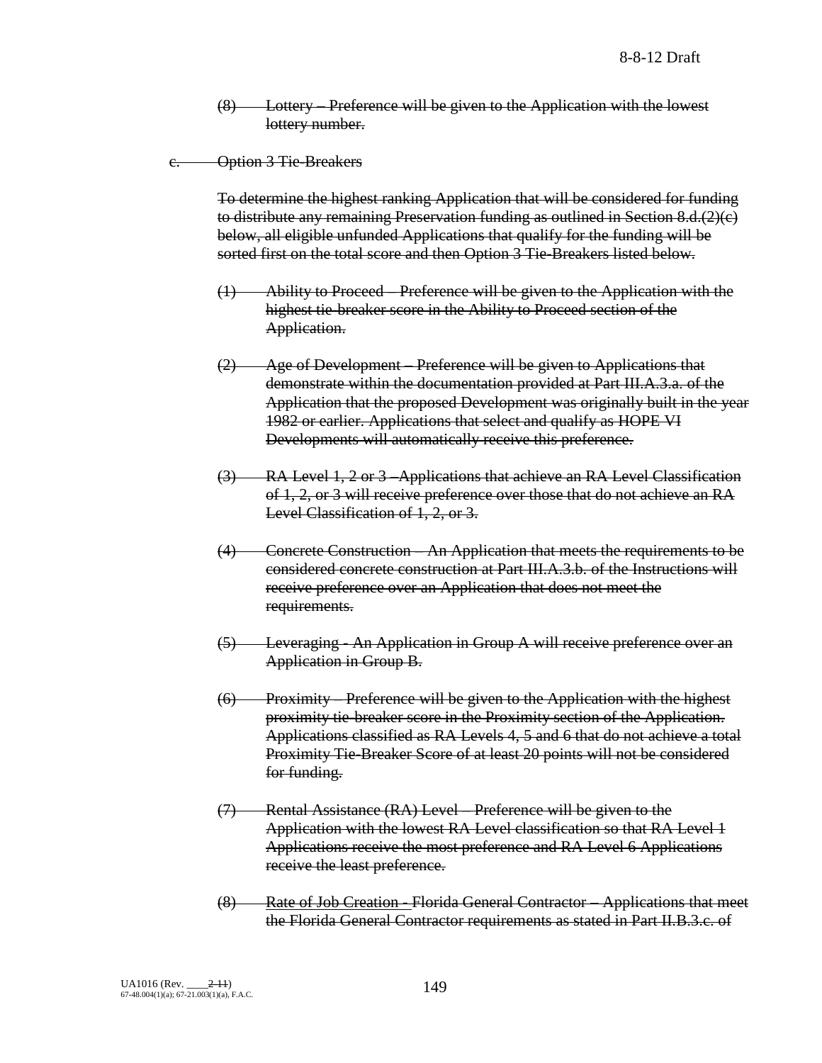~~(8) Lottery – Preference will be given to the Application with the lowest lottery number.~~

~~c. Option 3 Tie-Breakers~~

~~To determine the highest ranking Application that will be considered for funding to distribute any remaining Preservation funding as outlined in Section 8.d.(2)(c) below, all eligible unfunded Applications that qualify for the funding will be sorted first on the total score and then Option 3 Tie-Breakers listed below.~~

~~(1) Ability to Proceed – Preference will be given to the Application with the highest tie-breaker score in the Ability to Proceed section of the Application.~~

~~(2) Age of Development – Preference will be given to Applications that demonstrate within the documentation provided at Part III.A.3.a. of the Application that the proposed Development was originally built in the year 1982 or earlier. Applications that select and qualify as HOPE VI Developments will automatically receive this preference.~~

~~(3) RA Level 1, 2 or 3 –Applications that achieve an RA Level Classification of 1, 2, or 3 will receive preference over those that do not achieve an RA Level Classification of 1, 2, or 3.~~

~~(4) Concrete Construction – An Application that meets the requirements to be considered concrete construction at Part III.A.3.b. of the Instructions will receive preference over an Application that does not meet the requirements.~~

~~(5) Leveraging - An Application in Group A will receive preference over an Application in Group B.~~

~~(6) Proximity – Preference will be given to the Application with the highest proximity tie-breaker score in the Proximity section of the Application. Applications classified as RA Levels 4, 5 and 6 that do not achieve a total Proximity Tie-Breaker Score of at least 20 points will not be considered for funding.~~

~~(7) Rental Assistance (RA) Level – Preference will be given to the Application with the lowest RA Level classification so that RA Level 1 Applications receive the most preference and RA Level 6 Applications receive the least preference.~~

~~(8) Rate of Job Creation - Florida General Contractor – Applications that meet the Florida General Contractor requirements as stated in Part II.B.3.c. of~~

UA1016 (Rev. ____~~2-11~~)
67-48.004(1)(a); 67-21.003(1)(a), F.A.C.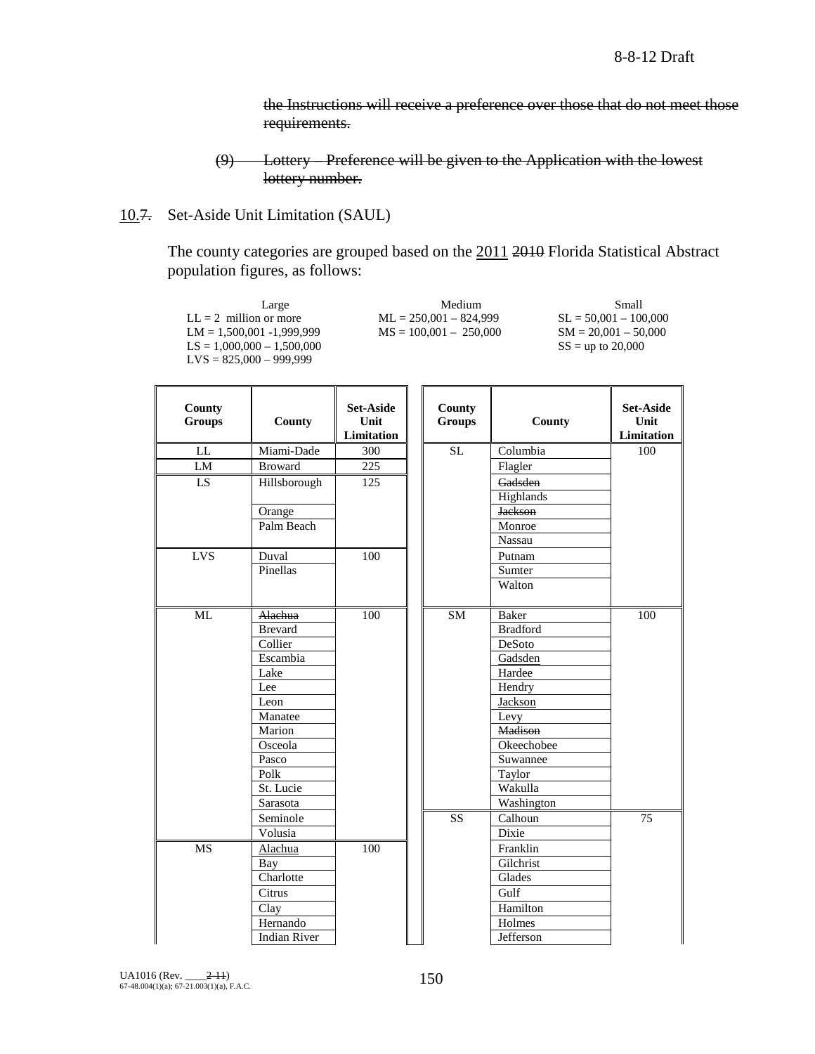~~the Instructions will receive a preference over those that do not meet those requirements.~~

~~(9) Lottery – Preference will be given to the Application with the lowest lottery number.~~

## 10.~~7.~~ Set-Aside Unit Limitation (SAUL)

The county categories are grouped based on the 2011 ~~2010~~ Florida Statistical Abstract population figures, as follows:

| Large | Medium | Small |
|---|---|---|
| LL = 2 million or more | ML = 250,001 – 824,999 | SL = 50,001 – 100,000 |
| LM = 1,500,001 -1,999,999 | MS = 100,001 – 250,000 | SM = 20,001 – 50,000 |
| LS = 1,000,000 – 1,500,000 | | SS = up to 20,000 |
| LVS = 825,000 – 999,999 | | |

| County Groups | County | Set-Aside Unit Limitation |
|---|---|---|
| LL | Miami-Dade | 300 |
| LM | Broward | 225 |
| LS | Hillsborough | 125 |
| | Orange | |
| | Palm Beach | |
| LVS | Duval | 100 |
| | Pinellas | |
| ML | ~~Alachua~~ | 100 |
| | Brevard | |
| | Collier | |
| | Escambia | |
| | Lake | |
| | Lee | |
| | Leon | |
| | Manatee | |
| | Marion | |
| | Osceola | |
| | Pasco | |
| | Polk | |
| | St. Lucie | |
| | Sarasota | |
| | Seminole | |
| | Volusia | |
| MS | Alachua | 100 |
| | Bay | |
| | Charlotte | |
| | Citrus | |
| | Clay | |
| | Hernando | |
| | Indian River | |

| County Groups | County | Set-Aside Unit Limitation |
|---|---|---|
| SL | Columbia | 100 |
| | Flagler | |
| | ~~Gadsden~~ | |
| | Highlands | |
| | ~~Jackson~~ | |
| | Monroe | |
| | Nassau | |
| | Putnam | |
| | Sumter | |
| | Walton | |
| SM | Baker | 100 |
| | Bradford | |
| | DeSoto | |
| | Gadsden | |
| | Hardee | |
| | Hendry | |
| | Jackson | |
| | Levy | |
| | ~~Madison~~ | |
| | Okeechobee | |
| | Suwannee | |
| | Taylor | |
| | Wakulla | |
| | Washington | |
| SS | Calhoun | 75 |
| | Dixie | |
| | Franklin | |
| | Gilchrist | |
| | Glades | |
| | Gulf | |
| | Hamilton | |
| | Holmes | |
| | Jefferson | |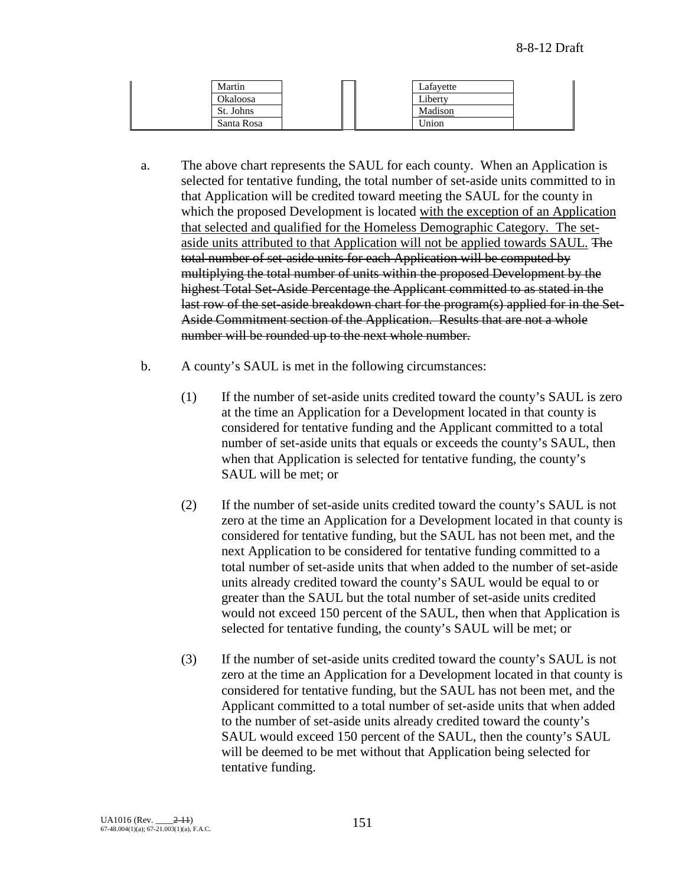| | | |
|---|---|---|
| Martin | | Lafayette |
| Okaloosa | | Liberty |
| St. Johns | | Madison |
| Santa Rosa | | Union |

a. The above chart represents the SAUL for each county. When an Application is selected for tentative funding, the total number of set-aside units committed to in that Application will be credited toward meeting the SAUL for the county in which the proposed Development is located with the exception of an Application that selected and qualified for the Homeless Demographic Category. The set-aside units attributed to that Application will not be applied towards SAUL. ~~The total number of set-aside units for each Application will be computed by multiplying the total number of units within the proposed Development by the highest Total Set-Aside Percentage the Applicant committed to as stated in the last row of the set-aside breakdown chart for the program(s) applied for in the Set-Aside Commitment section of the Application. Results that are not a whole number will be rounded up to the next whole number.~~

b. A county's SAUL is met in the following circumstances:

(1) If the number of set-aside units credited toward the county's SAUL is zero at the time an Application for a Development located in that county is considered for tentative funding and the Applicant committed to a total number of set-aside units that equals or exceeds the county's SAUL, then when that Application is selected for tentative funding, the county's SAUL will be met; or

(2) If the number of set-aside units credited toward the county's SAUL is not zero at the time an Application for a Development located in that county is considered for tentative funding, but the SAUL has not been met, and the next Application to be considered for tentative funding committed to a total number of set-aside units that when added to the number of set-aside units already credited toward the county's SAUL would be equal to or greater than the SAUL but the total number of set-aside units credited would not exceed 150 percent of the SAUL, then when that Application is selected for tentative funding, the county's SAUL will be met; or

(3) If the number of set-aside units credited toward the county's SAUL is not zero at the time an Application for a Development located in that county is considered for tentative funding, but the SAUL has not been met, and the Applicant committed to a total number of set-aside units that when added to the number of set-aside units already credited toward the county's SAUL would exceed 150 percent of the SAUL, then the county's SAUL will be deemed to be met without that Application being selected for tentative funding.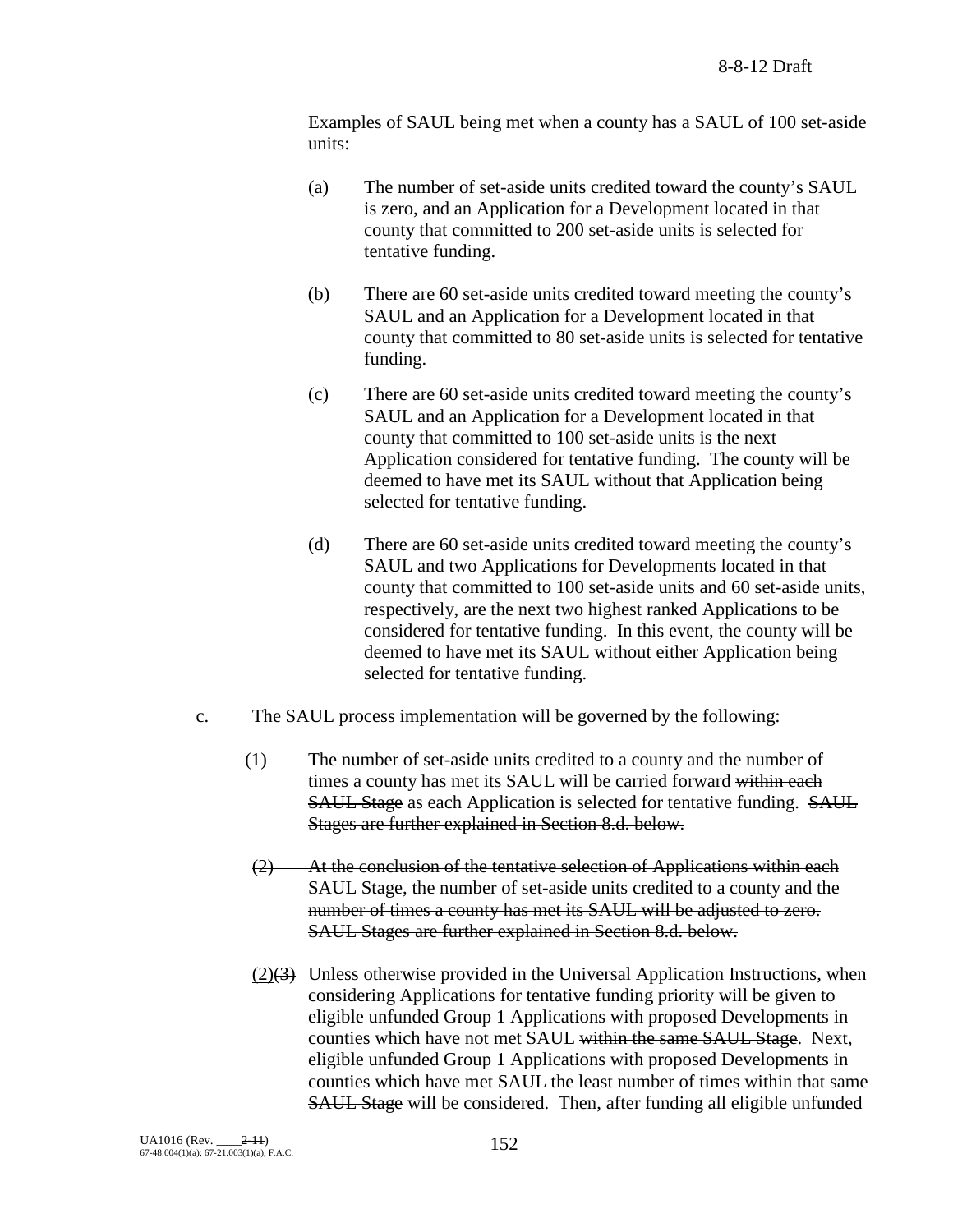Examples of SAUL being met when a county has a SAUL of 100 set-aside units:

(a) The number of set-aside units credited toward the county's SAUL is zero, and an Application for a Development located in that county that committed to 200 set-aside units is selected for tentative funding.

(b) There are 60 set-aside units credited toward meeting the county's SAUL and an Application for a Development located in that county that committed to 80 set-aside units is selected for tentative funding.

(c) There are 60 set-aside units credited toward meeting the county's SAUL and an Application for a Development located in that county that committed to 100 set-aside units is the next Application considered for tentative funding. The county will be deemed to have met its SAUL without that Application being selected for tentative funding.

(d) There are 60 set-aside units credited toward meeting the county's SAUL and two Applications for Developments located in that county that committed to 100 set-aside units and 60 set-aside units, respectively, are the next two highest ranked Applications to be considered for tentative funding. In this event, the county will be deemed to have met its SAUL without either Application being selected for tentative funding.

c. The SAUL process implementation will be governed by the following:

(1) The number of set-aside units credited to a county and the number of times a county has met its SAUL will be carried forward ~~within each SAUL Stage~~ as each Application is selected for tentative funding. ~~SAUL Stages are further explained in Section 8.d. below.~~

~~(2) At the conclusion of the tentative selection of Applications within each SAUL Stage, the number of set-aside units credited to a county and the number of times a county has met its SAUL will be adjusted to zero. SAUL Stages are further explained in Section 8.d. below.~~

(2)~~(3)~~ Unless otherwise provided in the Universal Application Instructions, when considering Applications for tentative funding priority will be given to eligible unfunded Group 1 Applications with proposed Developments in counties which have not met SAUL ~~within the same SAUL Stage~~. Next, eligible unfunded Group 1 Applications with proposed Developments in counties which have met SAUL the least number of times ~~within that same SAUL Stage~~ will be considered. Then, after funding all eligible unfunded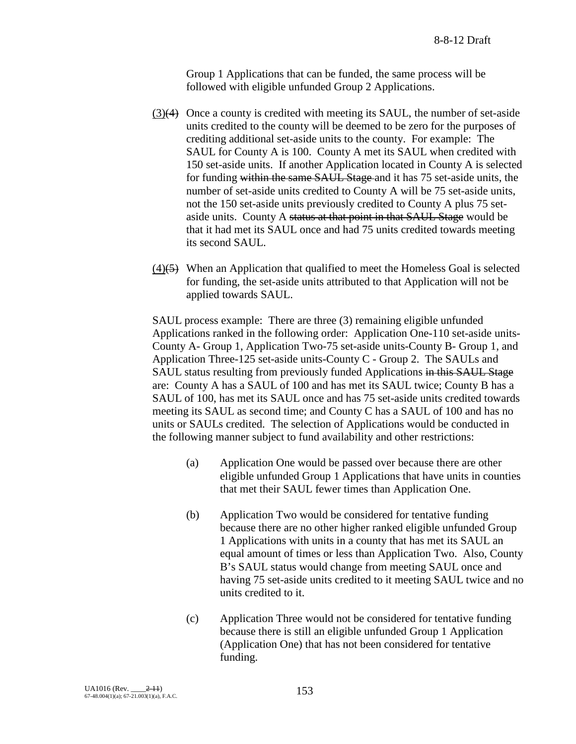Group 1 Applications that can be funded, the same process will be followed with eligible unfunded Group 2 Applications.

(3)~~(4)~~ Once a county is credited with meeting its SAUL, the number of set-aside units credited to the county will be deemed to be zero for the purposes of crediting additional set-aside units to the county. For example: The SAUL for County A is 100. County A met its SAUL when credited with 150 set-aside units. If another Application located in County A is selected for funding ~~within the same SAUL Stage~~ and it has 75 set-aside units, the number of set-aside units credited to County A will be 75 set-aside units, not the 150 set-aside units previously credited to County A plus 75 set-aside units. County A ~~status at that point in that SAUL Stage~~ would be that it had met its SAUL once and had 75 units credited towards meeting its second SAUL.

(4)~~(5)~~ When an Application that qualified to meet the Homeless Goal is selected for funding, the set-aside units attributed to that Application will not be applied towards SAUL.

SAUL process example: There are three (3) remaining eligible unfunded Applications ranked in the following order: Application One-110 set-aside units-County A- Group 1, Application Two-75 set-aside units-County B- Group 1, and Application Three-125 set-aside units-County C - Group 2. The SAULs and SAUL status resulting from previously funded Applications ~~in this SAUL Stage~~ are: County A has a SAUL of 100 and has met its SAUL twice; County B has a SAUL of 100, has met its SAUL once and has 75 set-aside units credited towards meeting its SAUL as second time; and County C has a SAUL of 100 and has no units or SAULs credited. The selection of Applications would be conducted in the following manner subject to fund availability and other restrictions:

(a) Application One would be passed over because there are other eligible unfunded Group 1 Applications that have units in counties that met their SAUL fewer times than Application One.

(b) Application Two would be considered for tentative funding because there are no other higher ranked eligible unfunded Group 1 Applications with units in a county that has met its SAUL an equal amount of times or less than Application Two. Also, County B's SAUL status would change from meeting SAUL once and having 75 set-aside units credited to it meeting SAUL twice and no units credited to it.

(c) Application Three would not be considered for tentative funding because there is still an eligible unfunded Group 1 Application (Application One) that has not been considered for tentative funding.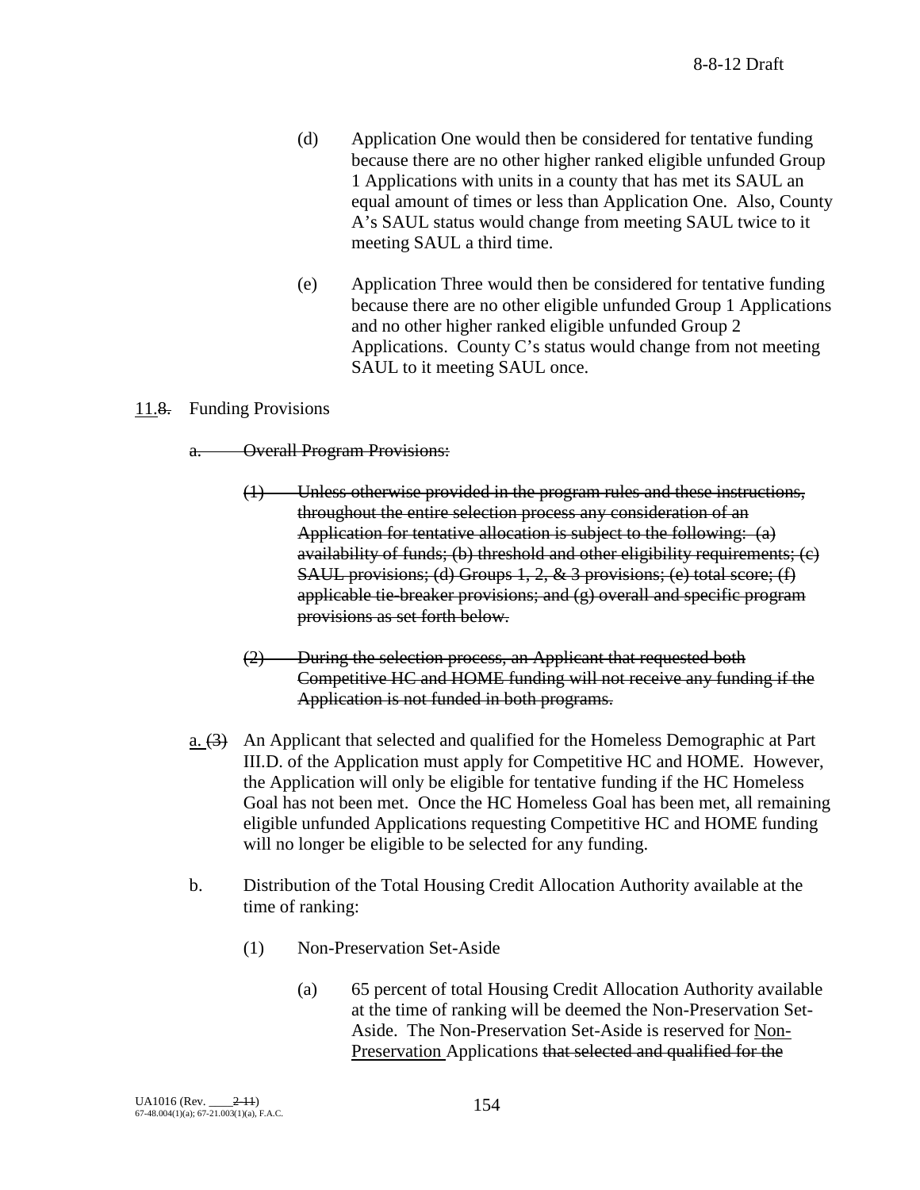(d) Application One would then be considered for tentative funding because there are no other higher ranked eligible unfunded Group 1 Applications with units in a county that has met its SAUL an equal amount of times or less than Application One. Also, County A's SAUL status would change from meeting SAUL twice to it meeting SAUL a third time.

(e) Application Three would then be considered for tentative funding because there are no other eligible unfunded Group 1 Applications and no other higher ranked eligible unfunded Group 2 Applications. County C's status would change from not meeting SAUL to it meeting SAUL once.

11.~~8.~~ Funding Provisions

~~a. Overall Program Provisions:~~

~~(1) Unless otherwise provided in the program rules and these instructions, throughout the entire selection process any consideration of an Application for tentative allocation is subject to the following: (a) availability of funds; (b) threshold and other eligibility requirements; (c) SAUL provisions; (d) Groups 1, 2, & 3 provisions; (e) total score; (f) applicable tie-breaker provisions; and (g) overall and specific program provisions as set forth below.~~

~~(2) During the selection process, an Applicant that requested both Competitive HC and HOME funding will not receive any funding if the Application is not funded in both programs.~~

a. ~~(3)~~ An Applicant that selected and qualified for the Homeless Demographic at Part III.D. of the Application must apply for Competitive HC and HOME. However, the Application will only be eligible for tentative funding if the HC Homeless Goal has not been met. Once the HC Homeless Goal has been met, all remaining eligible unfunded Applications requesting Competitive HC and HOME funding will no longer be eligible to be selected for any funding.

b. Distribution of the Total Housing Credit Allocation Authority available at the time of ranking:

(1) Non-Preservation Set-Aside

(a) 65 percent of total Housing Credit Allocation Authority available at the time of ranking will be deemed the Non-Preservation Set-Aside. The Non-Preservation Set-Aside is reserved for Non-Preservation Applications ~~that selected and qualified for the~~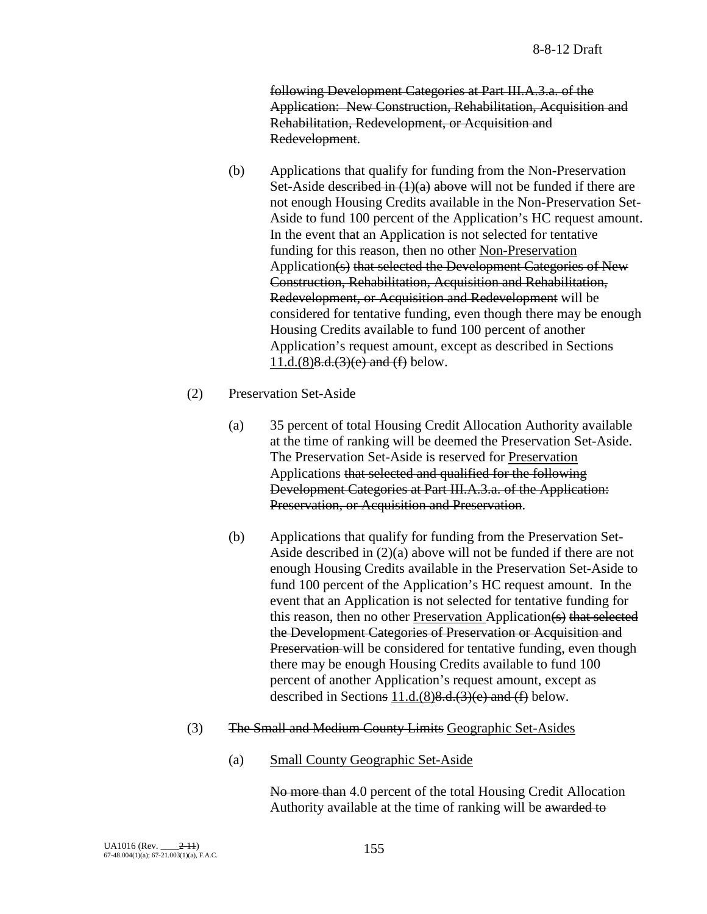~~following Development Categories at Part III.A.3.a. of the Application: New Construction, Rehabilitation, Acquisition and Rehabilitation, Redevelopment, or Acquisition and Redevelopment~~.

(b) Applications that qualify for funding from the Non-Preservation Set-Aside ~~described in (1)(a) above~~ will not be funded if there are not enough Housing Credits available in the Non-Preservation Set-Aside to fund 100 percent of the Application's HC request amount. In the event that an Application is not selected for tentative funding for this reason, then no other <u>Non-Preservation</u> Application~~(s) that selected the Development Categories of New Construction, Rehabilitation, Acquisition and Rehabilitation, Redevelopment, or Acquisition and Redevelopment~~ will be considered for tentative funding, even though there may be enough Housing Credits available to fund 100 percent of another Application's request amount, except as described in Section~~s~~ <u>11.d.(8)</u>~~8.d.(3)(e) and (f)~~ below.

(2) Preservation Set-Aside

(a) 35 percent of total Housing Credit Allocation Authority available at the time of ranking will be deemed the Preservation Set-Aside. The Preservation Set-Aside is reserved for <u>Preservation</u> Applications ~~that selected and qualified for the following Development Categories at Part III.A.3.a. of the Application: Preservation, or Acquisition and Preservation~~.

(b) Applications that qualify for funding from the Preservation Set-Aside described in (2)(a) above will not be funded if there are not enough Housing Credits available in the Preservation Set-Aside to fund 100 percent of the Application's HC request amount. In the event that an Application is not selected for tentative funding for this reason, then no other <u>Preservation</u> Application~~(s) that selected the Development Categories of Preservation or Acquisition and Preservation~~ will be considered for tentative funding, even though there may be enough Housing Credits available to fund 100 percent of another Application's request amount, except as described in Section~~s~~ <u>11.d.(8)</u>~~8.d.(3)(e) and (f)~~ below.

(3) ~~The Small and Medium County Limits~~ <u>Geographic Set-Asides</u>

(a) <u>Small County Geographic Set-Aside</u>

~~No more than~~ 4.0 percent of the total Housing Credit Allocation Authority available at the time of ranking will be ~~awarded to~~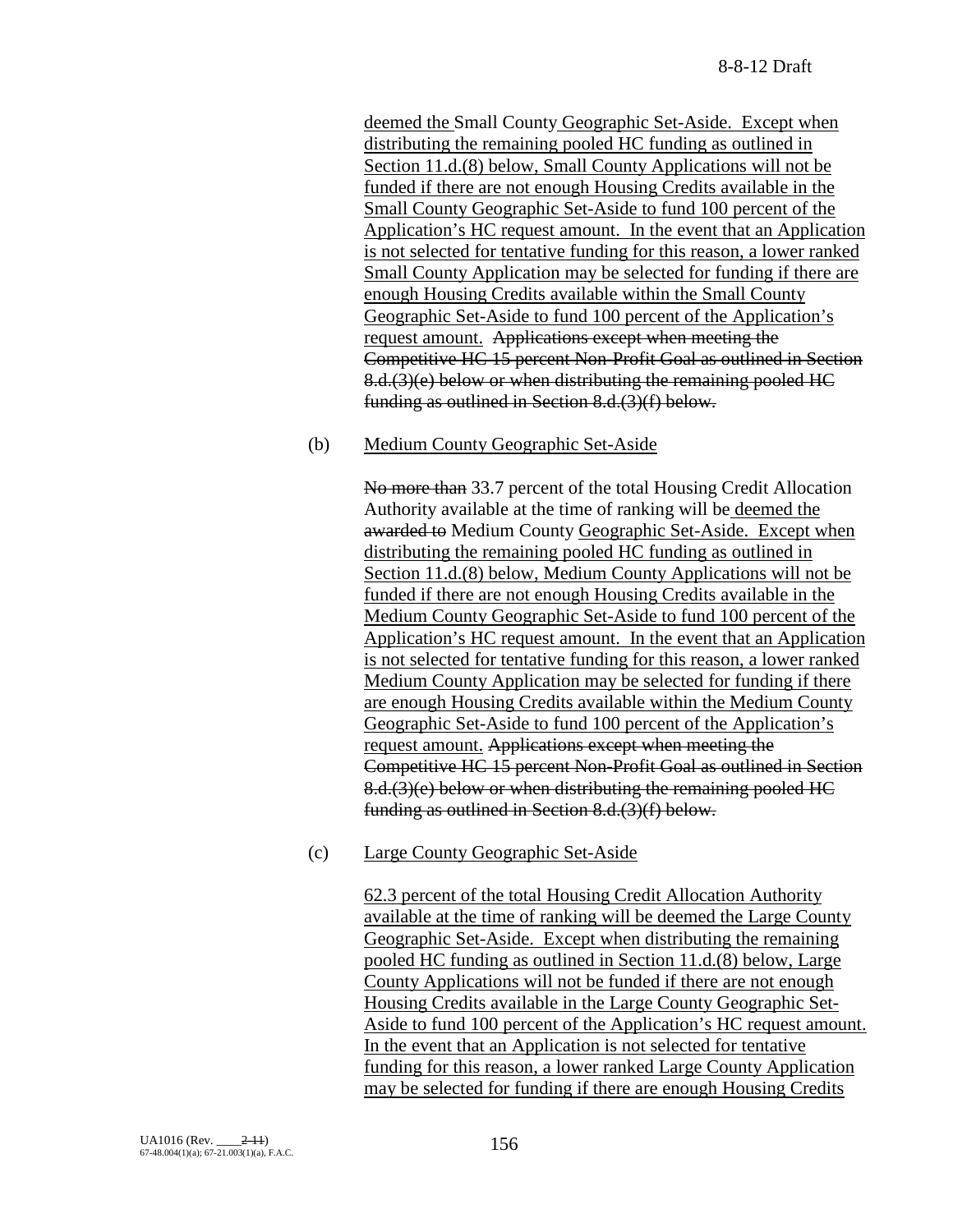deemed the Small County Geographic Set-Aside. Except when distributing the remaining pooled HC funding as outlined in Section 11.d.(8) below, Small County Applications will not be funded if there are not enough Housing Credits available in the Small County Geographic Set-Aside to fund 100 percent of the Application's HC request amount. In the event that an Application is not selected for tentative funding for this reason, a lower ranked Small County Application may be selected for funding if there are enough Housing Credits available within the Small County Geographic Set-Aside to fund 100 percent of the Application's request amount. ~~Applications except when meeting the Competitive HC 15 percent Non-Profit Goal as outlined in Section 8.d.(3)(e) below or when distributing the remaining pooled HC funding as outlined in Section 8.d.(3)(f) below.~~

(b) Medium County Geographic Set-Aside

~~No more than~~ 33.7 percent of the total Housing Credit Allocation Authority available at the time of ranking will be deemed the ~~awarded to~~ Medium County Geographic Set-Aside. Except when distributing the remaining pooled HC funding as outlined in Section 11.d.(8) below, Medium County Applications will not be funded if there are not enough Housing Credits available in the Medium County Geographic Set-Aside to fund 100 percent of the Application's HC request amount. In the event that an Application is not selected for tentative funding for this reason, a lower ranked Medium County Application may be selected for funding if there are enough Housing Credits available within the Medium County Geographic Set-Aside to fund 100 percent of the Application's request amount. ~~Applications except when meeting the Competitive HC 15 percent Non-Profit Goal as outlined in Section 8.d.(3)(e) below or when distributing the remaining pooled HC funding as outlined in Section 8.d.(3)(f) below.~~

(c) Large County Geographic Set-Aside

62.3 percent of the total Housing Credit Allocation Authority available at the time of ranking will be deemed the Large County Geographic Set-Aside. Except when distributing the remaining pooled HC funding as outlined in Section 11.d.(8) below, Large County Applications will not be funded if there are not enough Housing Credits available in the Large County Geographic Set-Aside to fund 100 percent of the Application's HC request amount. In the event that an Application is not selected for tentative funding for this reason, a lower ranked Large County Application may be selected for funding if there are enough Housing Credits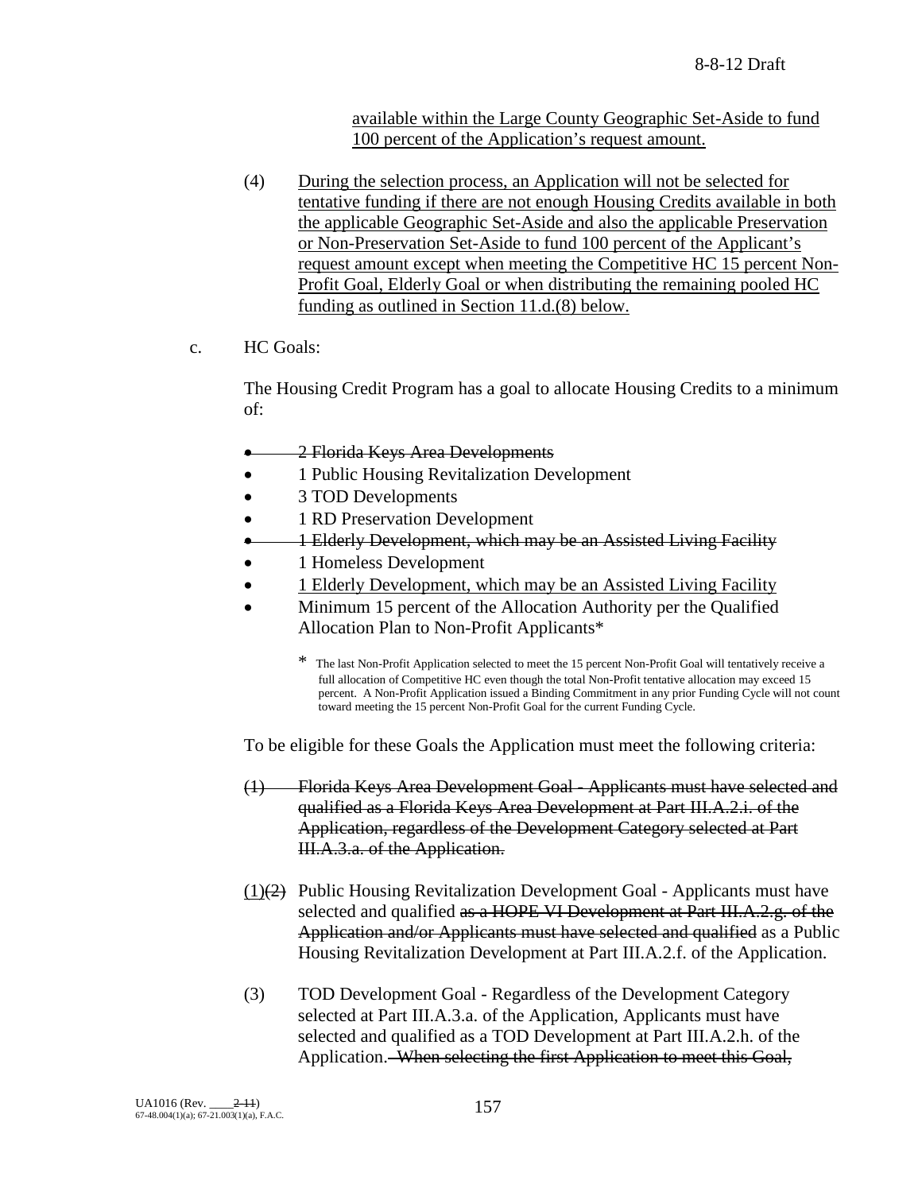available within the Large County Geographic Set-Aside to fund 100 percent of the Application's request amount.

(4) During the selection process, an Application will not be selected for tentative funding if there are not enough Housing Credits available in both the applicable Geographic Set-Aside and also the applicable Preservation or Non-Preservation Set-Aside to fund 100 percent of the Applicant's request amount except when meeting the Competitive HC 15 percent Non-Profit Goal, Elderly Goal or when distributing the remaining pooled HC funding as outlined in Section 11.d.(8) below.

c. HC Goals:

The Housing Credit Program has a goal to allocate Housing Credits to a minimum of:

- ~~2 Florida Keys Area Developments~~
- 1 Public Housing Revitalization Development
- 3 TOD Developments
- 1 RD Preservation Development
- ~~1 Elderly Development, which may be an Assisted Living Facility~~
- 1 Homeless Development
- 1 Elderly Development, which may be an Assisted Living Facility
- Minimum 15 percent of the Allocation Authority per the Qualified Allocation Plan to Non-Profit Applicants*

\* The last Non-Profit Application selected to meet the 15 percent Non-Profit Goal will tentatively receive a full allocation of Competitive HC even though the total Non-Profit tentative allocation may exceed 15 percent. A Non-Profit Application issued a Binding Commitment in any prior Funding Cycle will not count toward meeting the 15 percent Non-Profit Goal for the current Funding Cycle.

To be eligible for these Goals the Application must meet the following criteria:

~~(1) Florida Keys Area Development Goal - Applicants must have selected and qualified as a Florida Keys Area Development at Part III.A.2.i. of the Application, regardless of the Development Category selected at Part III.A.3.a. of the Application.~~

(1)~~(2)~~ Public Housing Revitalization Development Goal - Applicants must have selected and qualified ~~as a HOPE VI Development at Part III.A.2.g. of the Application and/or Applicants must have selected and qualified~~ as a Public Housing Revitalization Development at Part III.A.2.f. of the Application.

(3) TOD Development Goal - Regardless of the Development Category selected at Part III.A.3.a. of the Application, Applicants must have selected and qualified as a TOD Development at Part III.A.2.h. of the Application. ~~When selecting the first Application to meet this Goal,~~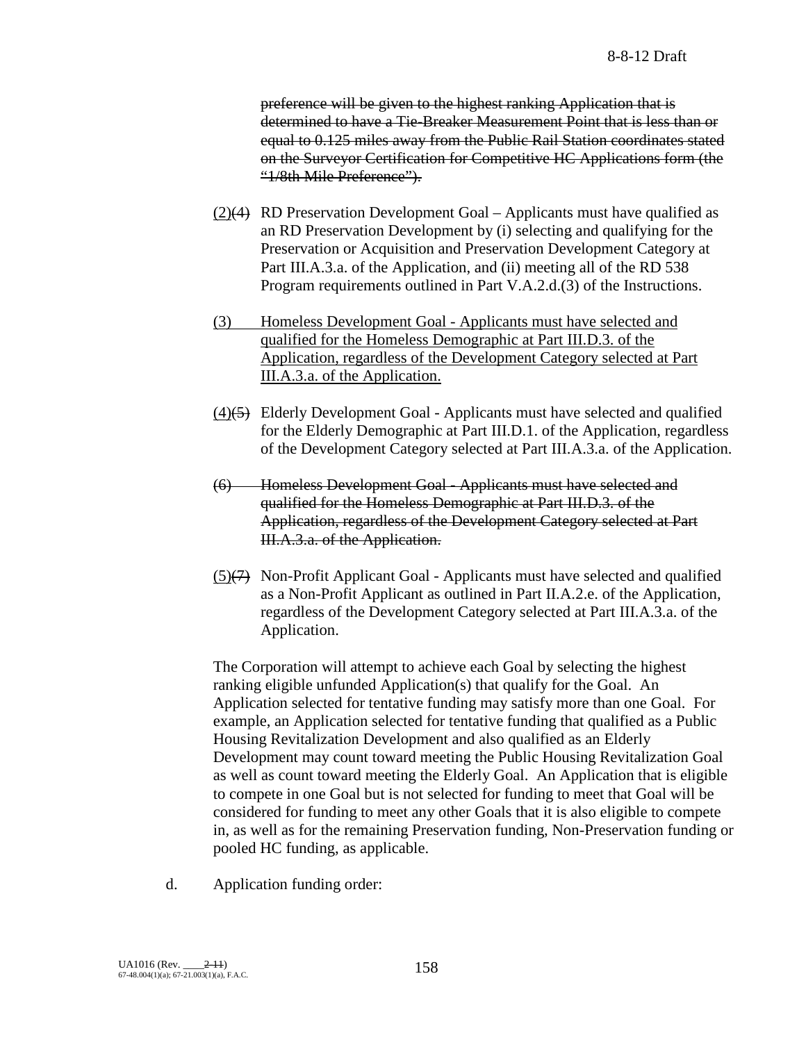~~preference will be given to the highest ranking Application that is determined to have a Tie-Breaker Measurement Point that is less than or equal to 0.125 miles away from the Public Rail Station coordinates stated on the Surveyor Certification for Competitive HC Applications form (the "1/8th Mile Preference").~~

<u>(2)</u>~~(4)~~ RD Preservation Development Goal – Applicants must have qualified as an RD Preservation Development by (i) selecting and qualifying for the Preservation or Acquisition and Preservation Development Category at Part III.A.3.a. of the Application, and (ii) meeting all of the RD 538 Program requirements outlined in Part V.A.2.d.(3) of the Instructions.

<u>(3) Homeless Development Goal - Applicants must have selected and qualified for the Homeless Demographic at Part III.D.3. of the Application, regardless of the Development Category selected at Part III.A.3.a. of the Application.</u>

<u>(4)</u>~~(5)~~ Elderly Development Goal - Applicants must have selected and qualified for the Elderly Demographic at Part III.D.1. of the Application, regardless of the Development Category selected at Part III.A.3.a. of the Application.

~~(6) Homeless Development Goal - Applicants must have selected and qualified for the Homeless Demographic at Part III.D.3. of the Application, regardless of the Development Category selected at Part III.A.3.a. of the Application.~~

<u>(5)</u>~~(7)~~ Non-Profit Applicant Goal - Applicants must have selected and qualified as a Non-Profit Applicant as outlined in Part II.A.2.e. of the Application, regardless of the Development Category selected at Part III.A.3.a. of the Application.

The Corporation will attempt to achieve each Goal by selecting the highest ranking eligible unfunded Application(s) that qualify for the Goal. An Application selected for tentative funding may satisfy more than one Goal. For example, an Application selected for tentative funding that qualified as a Public Housing Revitalization Development and also qualified as an Elderly Development may count toward meeting the Public Housing Revitalization Goal as well as count toward meeting the Elderly Goal. An Application that is eligible to compete in one Goal but is not selected for funding to meet that Goal will be considered for funding to meet any other Goals that it is also eligible to compete in, as well as for the remaining Preservation funding, Non-Preservation funding or pooled HC funding, as applicable.

d. Application funding order: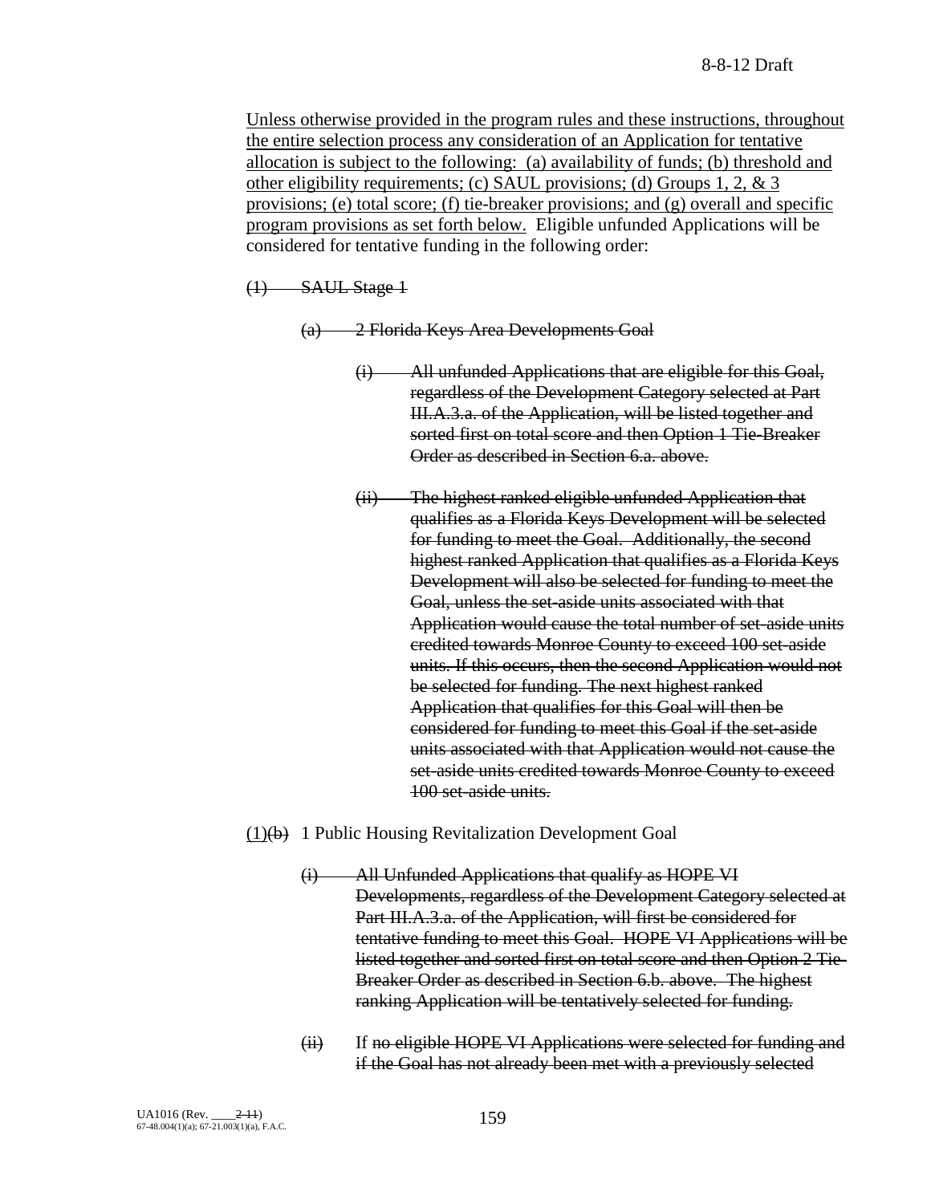Unless otherwise provided in the program rules and these instructions, throughout the entire selection process any consideration of an Application for tentative allocation is subject to the following: (a) availability of funds; (b) threshold and other eligibility requirements; (c) SAUL provisions; (d) Groups 1, 2, & 3 provisions; (e) total score; (f) tie-breaker provisions; and (g) overall and specific program provisions as set forth below. Eligible unfunded Applications will be considered for tentative funding in the following order:

~~(1) SAUL Stage 1~~

~~(a) 2 Florida Keys Area Developments Goal~~

~~(i) All unfunded Applications that are eligible for this Goal, regardless of the Development Category selected at Part III.A.3.a. of the Application, will be listed together and sorted first on total score and then Option 1 Tie-Breaker Order as described in Section 6.a. above.~~

~~(ii) The highest ranked eligible unfunded Application that qualifies as a Florida Keys Development will be selected for funding to meet the Goal. Additionally, the second highest ranked Application that qualifies as a Florida Keys Development will also be selected for funding to meet the Goal, unless the set-aside units associated with that Application would cause the total number of set-aside units credited towards Monroe County to exceed 100 set-aside units. If this occurs, then the second Application would not be selected for funding. The next highest ranked Application that qualifies for this Goal will then be considered for funding to meet this Goal if the set-aside units associated with that Application would not cause the set-aside units credited towards Monroe County to exceed 100 set-aside units.~~

(1)~~(b)~~ 1 Public Housing Revitalization Development Goal

~~(i) All Unfunded Applications that qualify as HOPE VI Developments, regardless of the Development Category selected at Part III.A.3.a. of the Application, will first be considered for tentative funding to meet this Goal. HOPE VI Applications will be listed together and sorted first on total score and then Option 2 Tie-Breaker Order as described in Section 6.b. above. The highest ranking Application will be tentatively selected for funding.~~

~~(ii)~~ If ~~no eligible HOPE VI Applications were selected for funding and if the Goal has not already been met with a previously selected~~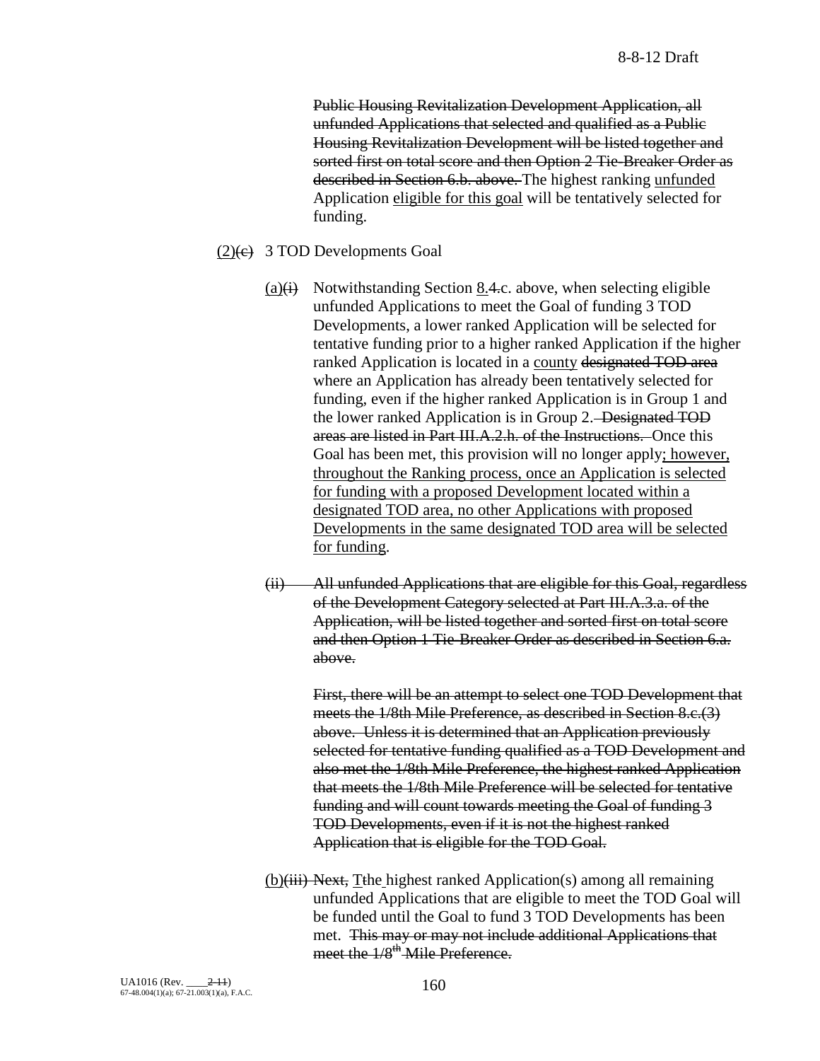~~Public Housing Revitalization Development Application, all unfunded Applications that selected and qualified as a Public Housing Revitalization Development will be listed together and sorted first on total score and then Option 2 Tie-Breaker Order as described in Section 6.b. above.~~ The highest ranking unfunded Application eligible for this goal will be tentatively selected for funding.

(2)~~(c)~~ 3 TOD Developments Goal

(a)~~(i)~~ Notwithstanding Section 8.~~4.~~c. above, when selecting eligible unfunded Applications to meet the Goal of funding 3 TOD Developments, a lower ranked Application will be selected for tentative funding prior to a higher ranked Application if the higher ranked Application is located in a county ~~designated TOD area~~ where an Application has already been tentatively selected for funding, even if the higher ranked Application is in Group 1 and the lower ranked Application is in Group 2. ~~Designated TOD areas are listed in Part III.A.2.h. of the Instructions.~~ Once this Goal has been met, this provision will no longer apply; however, throughout the Ranking process, once an Application is selected for funding with a proposed Development located within a designated TOD area, no other Applications with proposed Developments in the same designated TOD area will be selected for funding.

~~(ii) All unfunded Applications that are eligible for this Goal, regardless of the Development Category selected at Part III.A.3.a. of the Application, will be listed together and sorted first on total score and then Option 1 Tie-Breaker Order as described in Section 6.a. above.~~

~~First, there will be an attempt to select one TOD Development that meets the 1/8th Mile Preference, as described in Section 8.c.(3) above. Unless it is determined that an Application previously selected for tentative funding qualified as a TOD Development and also met the 1/8th Mile Preference, the highest ranked Application that meets the 1/8th Mile Preference will be selected for tentative funding and will count towards meeting the Goal of funding 3 TOD Developments, even if it is not the highest ranked Application that is eligible for the TOD Goal.~~

(b)~~(iii) Next,~~ T~~t~~he highest ranked Application(s) among all remaining unfunded Applications that are eligible to meet the TOD Goal will be funded until the Goal to fund 3 TOD Developments has been met. ~~This may or may not include additional Applications that meet the 1/8th Mile Preference.~~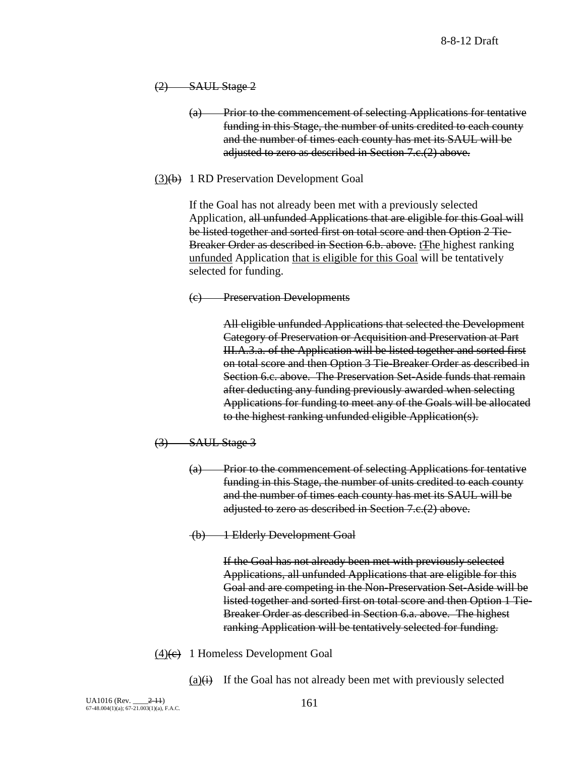~~(2) SAUL Stage 2~~

~~(a) Prior to the commencement of selecting Applications for tentative funding in this Stage, the number of units credited to each county and the number of times each county has met its SAUL will be adjusted to zero as described in Section 7.c.(2) above.~~

<u>(3)</u>~~(b)~~ 1 RD Preservation Development Goal

If the Goal has not already been met with a previously selected Application, ~~all unfunded Applications that are eligible for this Goal will be listed together and sorted first on total score and then Option 2 Tie-Breaker Order as described in Section 6.b. above.~~ <u>t</u>~~T~~he highest ranking <u>unfunded</u> Application <u>that is eligible for this Goal</u> will be tentatively selected for funding.

~~(c) Preservation Developments~~

~~All eligible unfunded Applications that selected the Development Category of Preservation or Acquisition and Preservation at Part III.A.3.a. of the Application will be listed together and sorted first on total score and then Option 3 Tie-Breaker Order as described in Section 6.c. above. The Preservation Set-Aside funds that remain after deducting any funding previously awarded when selecting Applications for funding to meet any of the Goals will be allocated to the highest ranking unfunded eligible Application(s).~~

~~(3) SAUL Stage 3~~

~~(a) Prior to the commencement of selecting Applications for tentative funding in this Stage, the number of units credited to each county and the number of times each county has met its SAUL will be adjusted to zero as described in Section 7.c.(2) above.~~

~~(b) 1 Elderly Development Goal~~

~~If the Goal has not already been met with previously selected Applications, all unfunded Applications that are eligible for this Goal and are competing in the Non-Preservation Set-Aside will be listed together and sorted first on total score and then Option 1 Tie-Breaker Order as described in Section 6.a. above. The highest ranking Application will be tentatively selected for funding.~~

<u>(4)</u>~~(c)~~ 1 Homeless Development Goal

<u>(a)</u>~~(i)~~ If the Goal has not already been met with previously selected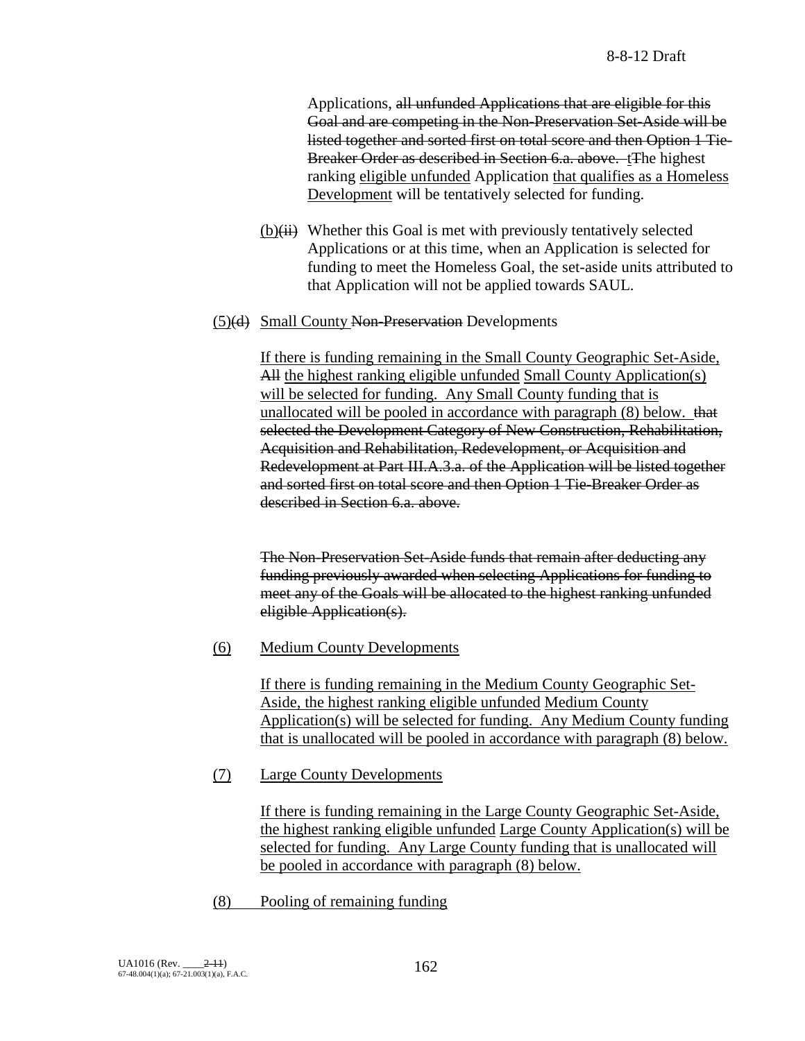Applications, ~~all unfunded Applications that are eligible for this Goal and are competing in the Non-Preservation Set-Aside will be listed together and sorted first on total score and then Option 1 Tie-Breaker Order as described in Section 6.a. above. t~~The highest ranking eligible unfunded Application that qualifies as a Homeless Development will be tentatively selected for funding.

(b)~~(ii)~~ Whether this Goal is met with previously tentatively selected Applications or at this time, when an Application is selected for funding to meet the Homeless Goal, the set-aside units attributed to that Application will not be applied towards SAUL.

(5)~~(d)~~ Small County ~~Non-Preservation~~ Developments

If there is funding remaining in the Small County Geographic Set-Aside, ~~All~~ the highest ranking eligible unfunded Small County Application(s) will be selected for funding. Any Small County funding that is unallocated will be pooled in accordance with paragraph (8) below. ~~that selected the Development Category of New Construction, Rehabilitation, Acquisition and Rehabilitation, Redevelopment, or Acquisition and Redevelopment at Part III.A.3.a. of the Application will be listed together and sorted first on total score and then Option 1 Tie-Breaker Order as described in Section 6.a. above.~~

~~The Non-Preservation Set-Aside funds that remain after deducting any funding previously awarded when selecting Applications for funding to meet any of the Goals will be allocated to the highest ranking unfunded eligible Application(s).~~

(6) Medium County Developments

If there is funding remaining in the Medium County Geographic Set-Aside, the highest ranking eligible unfunded Medium County Application(s) will be selected for funding. Any Medium County funding that is unallocated will be pooled in accordance with paragraph (8) below.

(7) Large County Developments

If there is funding remaining in the Large County Geographic Set-Aside, the highest ranking eligible unfunded Large County Application(s) will be selected for funding. Any Large County funding that is unallocated will be pooled in accordance with paragraph (8) below.

(8) Pooling of remaining funding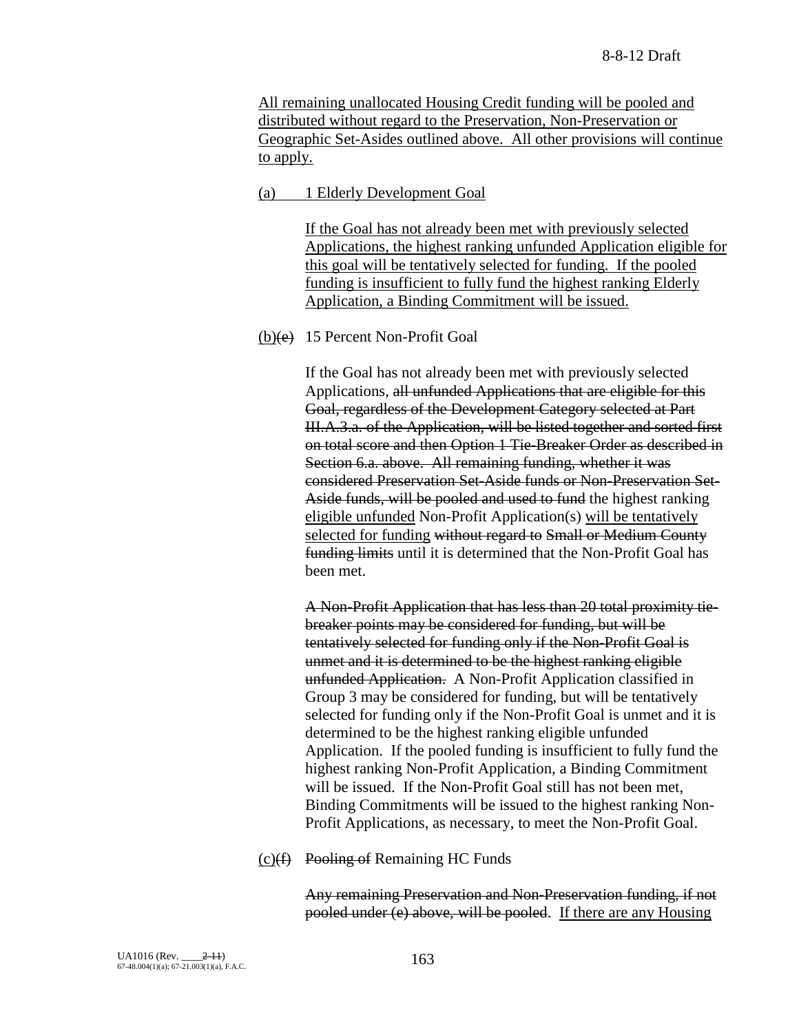All remaining unallocated Housing Credit funding will be pooled and distributed without regard to the Preservation, Non-Preservation or Geographic Set-Asides outlined above. All other provisions will continue to apply.

(a) 1 Elderly Development Goal

If the Goal has not already been met with previously selected Applications, the highest ranking unfunded Application eligible for this goal will be tentatively selected for funding. If the pooled funding is insufficient to fully fund the highest ranking Elderly Application, a Binding Commitment will be issued.

(b)~~(e)~~ 15 Percent Non-Profit Goal

If the Goal has not already been met with previously selected Applications, ~~all unfunded Applications that are eligible for this Goal, regardless of the Development Category selected at Part III.A.3.a. of the Application, will be listed together and sorted first on total score and then Option 1 Tie-Breaker Order as described in Section 6.a. above. All remaining funding, whether it was considered Preservation Set-Aside funds or Non-Preservation Set-Aside funds, will be pooled and used to fund~~ the highest ranking eligible unfunded Non-Profit Application(s) will be tentatively selected for funding ~~without regard to Small or Medium County funding limits~~ until it is determined that the Non-Profit Goal has been met.

~~A Non-Profit Application that has less than 20 total proximity tie-breaker points may be considered for funding, but will be tentatively selected for funding only if the Non-Profit Goal is unmet and it is determined to be the highest ranking eligible unfunded Application.~~ A Non-Profit Application classified in Group 3 may be considered for funding, but will be tentatively selected for funding only if the Non-Profit Goal is unmet and it is determined to be the highest ranking eligible unfunded Application. If the pooled funding is insufficient to fully fund the highest ranking Non-Profit Application, a Binding Commitment will be issued. If the Non-Profit Goal still has not been met, Binding Commitments will be issued to the highest ranking Non-Profit Applications, as necessary, to meet the Non-Profit Goal.

(c)~~(f)~~ ~~Pooling of~~ Remaining HC Funds

~~Any remaining Preservation and Non-Preservation funding, if not pooled under (e) above, will be pooled.~~ If there are any Housing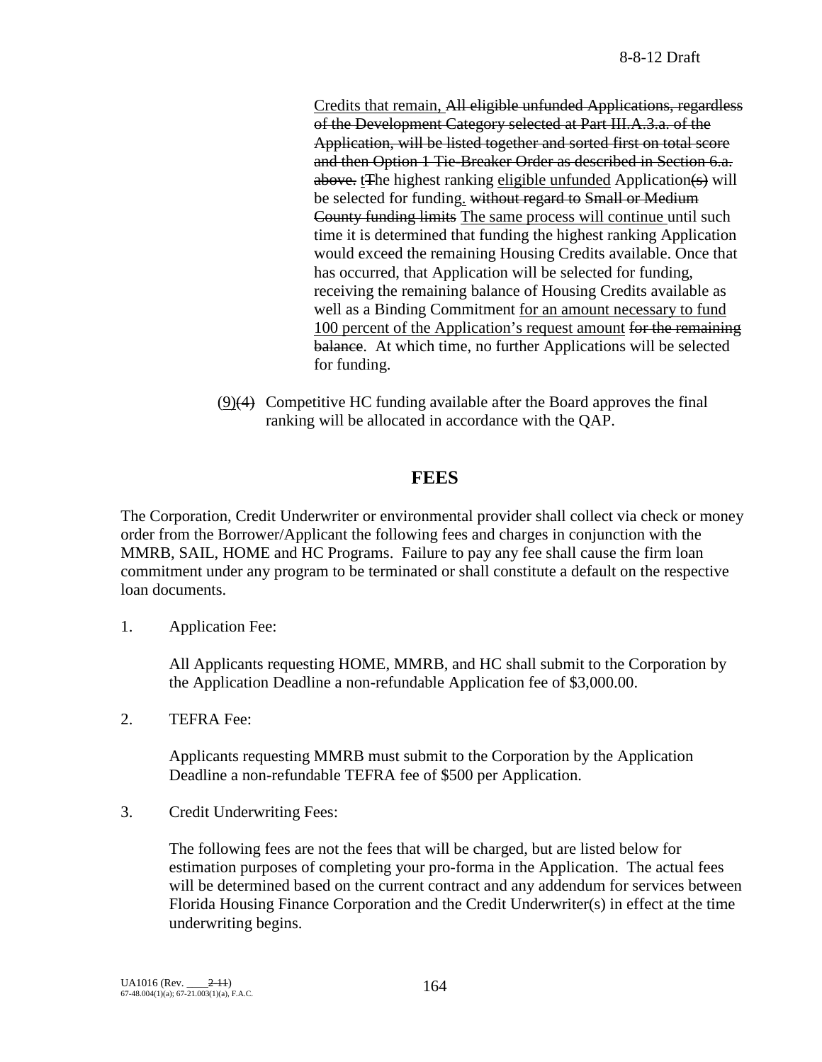Credits that remain, ~~All eligible unfunded Applications, regardless of the Development Category selected at Part III.A.3.a. of the Application, will be listed together and sorted first on total score and then Option 1 Tie-Breaker Order as described in Section 6.a. above.~~ t~~T~~he highest ranking eligible unfunded Application~~(s)~~ will be selected for funding. ~~without regard to Small or Medium County funding limits~~ The same process will continue until such time it is determined that funding the highest ranking Application would exceed the remaining Housing Credits available. Once that has occurred, that Application will be selected for funding, receiving the remaining balance of Housing Credits available as well as a Binding Commitment for an amount necessary to fund 100 percent of the Application's request amount ~~for the remaining balance~~. At which time, no further Applications will be selected for funding.

(9)~~(4)~~ Competitive HC funding available after the Board approves the final ranking will be allocated in accordance with the QAP.

## FEES

The Corporation, Credit Underwriter or environmental provider shall collect via check or money order from the Borrower/Applicant the following fees and charges in conjunction with the MMRB, SAIL, HOME and HC Programs. Failure to pay any fee shall cause the firm loan commitment under any program to be terminated or shall constitute a default on the respective loan documents.

1. Application Fee:

   All Applicants requesting HOME, MMRB, and HC shall submit to the Corporation by the Application Deadline a non-refundable Application fee of $3,000.00.

2. TEFRA Fee:

   Applicants requesting MMRB must submit to the Corporation by the Application Deadline a non-refundable TEFRA fee of $500 per Application.

3. Credit Underwriting Fees:

   The following fees are not the fees that will be charged, but are listed below for estimation purposes of completing your pro-forma in the Application. The actual fees will be determined based on the current contract and any addendum for services between Florida Housing Finance Corporation and the Credit Underwriter(s) in effect at the time underwriting begins.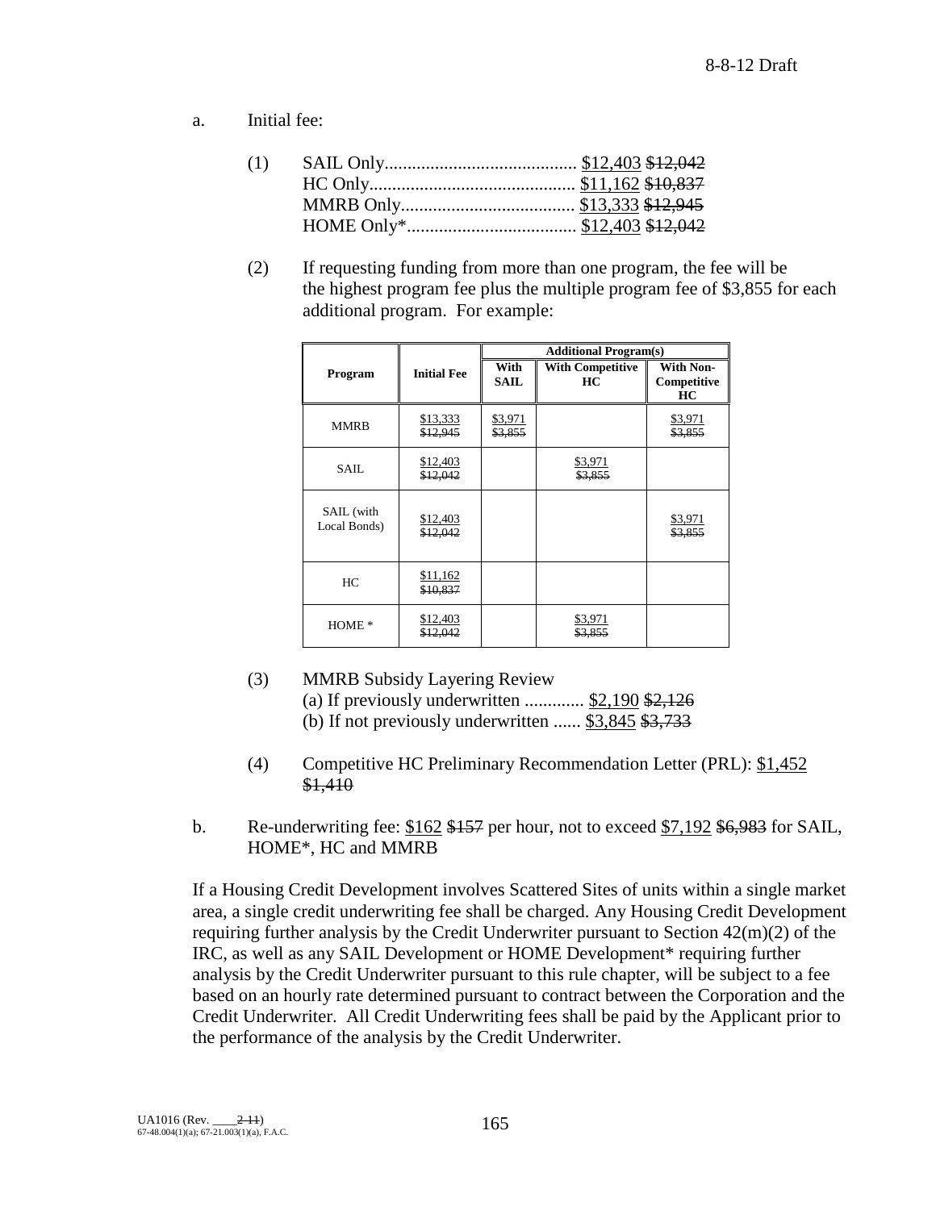a. Initial fee:

(1) SAIL Only.......................................... $12,403 ~~$12,042~~
HC Only.............................................. $11,162 ~~$10,837~~
MMRB Only....................................... $13,333 ~~$12,945~~
HOME Only*..................................... $12,403 ~~$12,042~~

(2) If requesting funding from more than one program, the fee will be the highest program fee plus the multiple program fee of $3,855 for each additional program. For example:

| Program | Initial Fee | Additional Program(s) | | |
|---|---|---|---|---|
| | | **With SAIL** | **With Competitive HC** | **With Non-Competitive HC** |
| MMRB | $13,333 ~~$12,945~~ | $3,971 ~~$3,855~~ | | $3,971 ~~$3,855~~ |
| SAIL | $12,403 ~~$12,042~~ | | $3,971 ~~$3,855~~ | |
| SAIL (with Local Bonds) | $12,403 ~~$12,042~~ | | | $3,971 ~~$3,855~~ |
| HC | $11,162 ~~$10,837~~ | | | |
| HOME * | $12,403 ~~$12,042~~ | | $3,971 ~~$3,855~~ | |

(3) MMRB Subsidy Layering Review
(a) If previously underwritten ............. $2,190 ~~$2,126~~
(b) If not previously underwritten ...... $3,845 ~~$3,733~~

(4) Competitive HC Preliminary Recommendation Letter (PRL): $1,452 ~~$1,410~~

b. Re-underwriting fee: $162 ~~$157~~ per hour, not to exceed $7,192 ~~$6,983~~ for SAIL, HOME*, HC and MMRB

If a Housing Credit Development involves Scattered Sites of units within a single market area, a single credit underwriting fee shall be charged. Any Housing Credit Development requiring further analysis by the Credit Underwriter pursuant to Section 42(m)(2) of the IRC, as well as any SAIL Development or HOME Development* requiring further analysis by the Credit Underwriter pursuant to this rule chapter, will be subject to a fee based on an hourly rate determined pursuant to contract between the Corporation and the Credit Underwriter. All Credit Underwriting fees shall be paid by the Applicant prior to the performance of the analysis by the Credit Underwriter.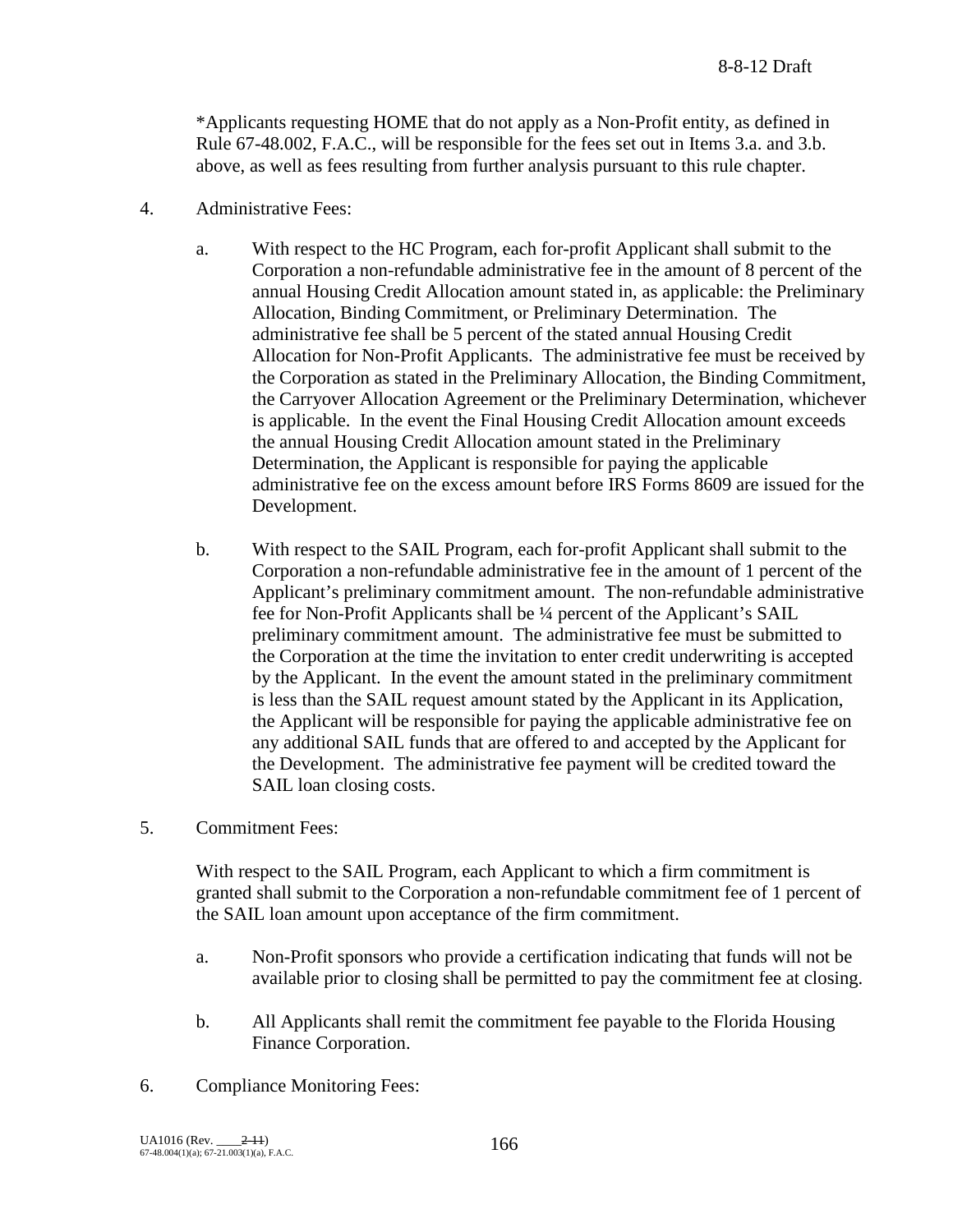*Applicants requesting HOME that do not apply as a Non-Profit entity, as defined in Rule 67-48.002, F.A.C., will be responsible for the fees set out in Items 3.a. and 3.b. above, as well as fees resulting from further analysis pursuant to this rule chapter.

4. Administrative Fees:

   a. With respect to the HC Program, each for-profit Applicant shall submit to the Corporation a non-refundable administrative fee in the amount of 8 percent of the annual Housing Credit Allocation amount stated in, as applicable: the Preliminary Allocation, Binding Commitment, or Preliminary Determination. The administrative fee shall be 5 percent of the stated annual Housing Credit Allocation for Non-Profit Applicants. The administrative fee must be received by the Corporation as stated in the Preliminary Allocation, the Binding Commitment, the Carryover Allocation Agreement or the Preliminary Determination, whichever is applicable. In the event the Final Housing Credit Allocation amount exceeds the annual Housing Credit Allocation amount stated in the Preliminary Determination, the Applicant is responsible for paying the applicable administrative fee on the excess amount before IRS Forms 8609 are issued for the Development.

   b. With respect to the SAIL Program, each for-profit Applicant shall submit to the Corporation a non-refundable administrative fee in the amount of 1 percent of the Applicant's preliminary commitment amount. The non-refundable administrative fee for Non-Profit Applicants shall be ¼ percent of the Applicant's SAIL preliminary commitment amount. The administrative fee must be submitted to the Corporation at the time the invitation to enter credit underwriting is accepted by the Applicant. In the event the amount stated in the preliminary commitment is less than the SAIL request amount stated by the Applicant in its Application, the Applicant will be responsible for paying the applicable administrative fee on any additional SAIL funds that are offered to and accepted by the Applicant for the Development. The administrative fee payment will be credited toward the SAIL loan closing costs.

5. Commitment Fees:

   With respect to the SAIL Program, each Applicant to which a firm commitment is granted shall submit to the Corporation a non-refundable commitment fee of 1 percent of the SAIL loan amount upon acceptance of the firm commitment.

   a. Non-Profit sponsors who provide a certification indicating that funds will not be available prior to closing shall be permitted to pay the commitment fee at closing.

   b. All Applicants shall remit the commitment fee payable to the Florida Housing Finance Corporation.

6. Compliance Monitoring Fees: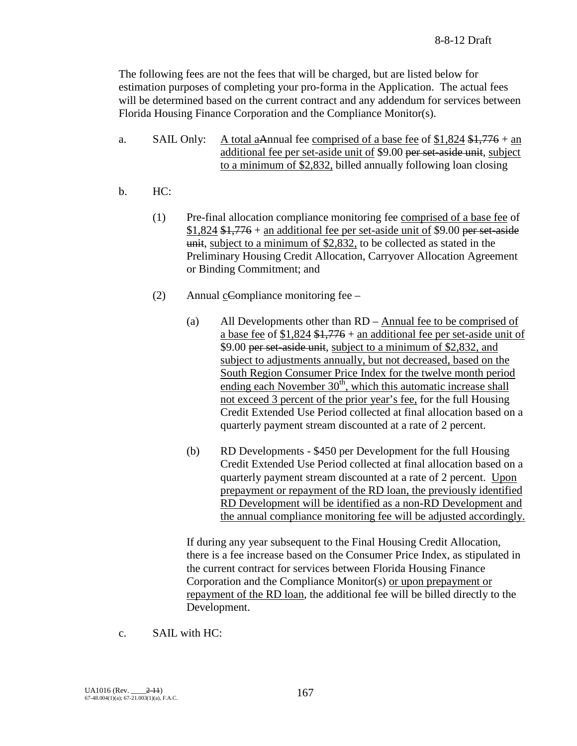The following fees are not the fees that will be charged, but are listed below for estimation purposes of completing your pro-forma in the Application. The actual fees will be determined based on the current contract and any addendum for services between Florida Housing Finance Corporation and the Compliance Monitor(s).

a. SAIL Only: <u>A total a</u>~~A~~nnual fee <u>comprised of a base fee</u> of <u>$1,824</u> ~~$1,776~~ + <u>an additional fee per set-aside unit of</u> $9.00 ~~per set-aside unit~~, <u>subject to a minimum of $2,832,</u> billed annually following loan closing

b. HC:

   (1) Pre-final allocation compliance monitoring fee <u>comprised of a base fee</u> of <u>$1,824</u> ~~$1,776~~ + <u>an additional fee per set-aside unit of</u> $9.00 ~~per set-aside unit~~, <u>subject to a minimum of $2,832,</u> to be collected as stated in the Preliminary Housing Credit Allocation, Carryover Allocation Agreement or Binding Commitment; and

   (2) Annual <u>c</u>~~C~~ompliance monitoring fee –

      (a) All Developments other than RD – <u>Annual fee to be comprised of a base fee</u> of <u>$1,824</u> ~~$1,776~~ + <u>an additional fee per set-aside unit of</u> $9.00 ~~per set-aside unit~~, <u>subject to a minimum of $2,832, and subject to adjustments annually, but not decreased, based on the South Region Consumer Price Index for the twelve month period ending each November 30th, which this automatic increase shall not exceed 3 percent of the prior year's fee,</u> for the full Housing Credit Extended Use Period collected at final allocation based on a quarterly payment stream discounted at a rate of 2 percent.

      (b) RD Developments - $450 per Development for the full Housing Credit Extended Use Period collected at final allocation based on a quarterly payment stream discounted at a rate of 2 percent. <u>Upon prepayment or repayment of the RD loan, the previously identified RD Development will be identified as a non-RD Development and the annual compliance monitoring fee will be adjusted accordingly.</u>

   If during any year subsequent to the Final Housing Credit Allocation, there is a fee increase based on the Consumer Price Index, as stipulated in the current contract for services between Florida Housing Finance Corporation and the Compliance Monitor(s) <u>or upon prepayment or repayment of the RD loan</u>, the additional fee will be billed directly to the Development.

c. SAIL with HC: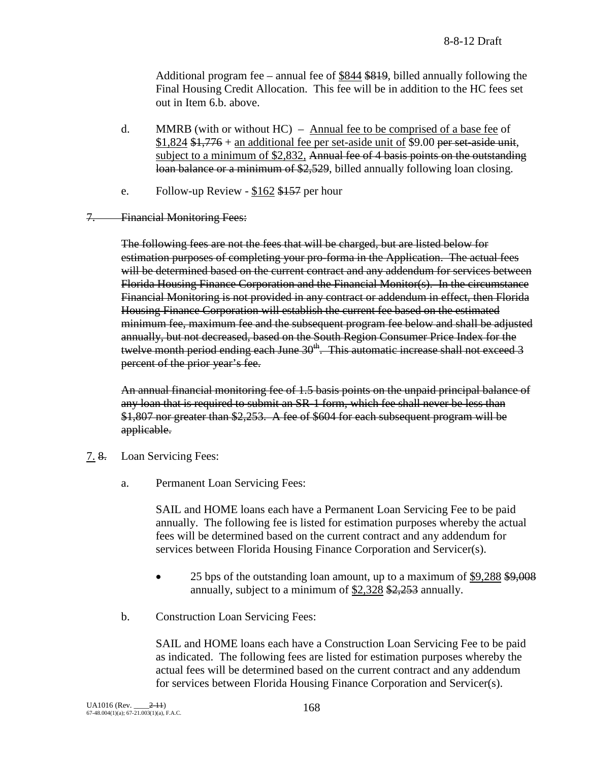Additional program fee – annual fee of <u>$844</u> ~~$819~~, billed annually following the Final Housing Credit Allocation. This fee will be in addition to the HC fees set out in Item 6.b. above.

d. MMRB (with or without HC) – <u>Annual fee to be comprised of a base fee</u> of <u>$1,824</u> ~~$1,776~~ + <u>an additional fee per set-aside unit of</u> $9.00 ~~per set-aside unit~~, <u>subject to a minimum of $2,832,</u> ~~Annual fee of 4 basis points on the outstanding loan balance or a minimum of $2,529~~, billed annually following loan closing.

e. Follow-up Review - <u>$162</u> ~~$157~~ per hour

~~7. Financial Monitoring Fees:~~

~~The following fees are not the fees that will be charged, but are listed below for estimation purposes of completing your pro-forma in the Application. The actual fees will be determined based on the current contract and any addendum for services between Florida Housing Finance Corporation and the Financial Monitor(s). In the circumstance Financial Monitoring is not provided in any contract or addendum in effect, then Florida Housing Finance Corporation will establish the current fee based on the estimated minimum fee, maximum fee and the subsequent program fee below and shall be adjusted annually, but not decreased, based on the South Region Consumer Price Index for the twelve month period ending each June 30th. This automatic increase shall not exceed 3 percent of the prior year's fee.~~

~~An annual financial monitoring fee of 1.5 basis points on the unpaid principal balance of any loan that is required to submit an SR-1 form, which fee shall never be less than $1,807 nor greater than $2,253. A fee of $604 for each subsequent program will be applicable.~~

<u>7.</u> ~~8.~~ Loan Servicing Fees:

a. Permanent Loan Servicing Fees:

SAIL and HOME loans each have a Permanent Loan Servicing Fee to be paid annually. The following fee is listed for estimation purposes whereby the actual fees will be determined based on the current contract and any addendum for services between Florida Housing Finance Corporation and Servicer(s).

- 25 bps of the outstanding loan amount, up to a maximum of <u>$9,288</u> ~~$9,008~~ annually, subject to a minimum of <u>$2,328</u> ~~$2,253~~ annually.

b. Construction Loan Servicing Fees:

SAIL and HOME loans each have a Construction Loan Servicing Fee to be paid as indicated. The following fees are listed for estimation purposes whereby the actual fees will be determined based on the current contract and any addendum for services between Florida Housing Finance Corporation and Servicer(s).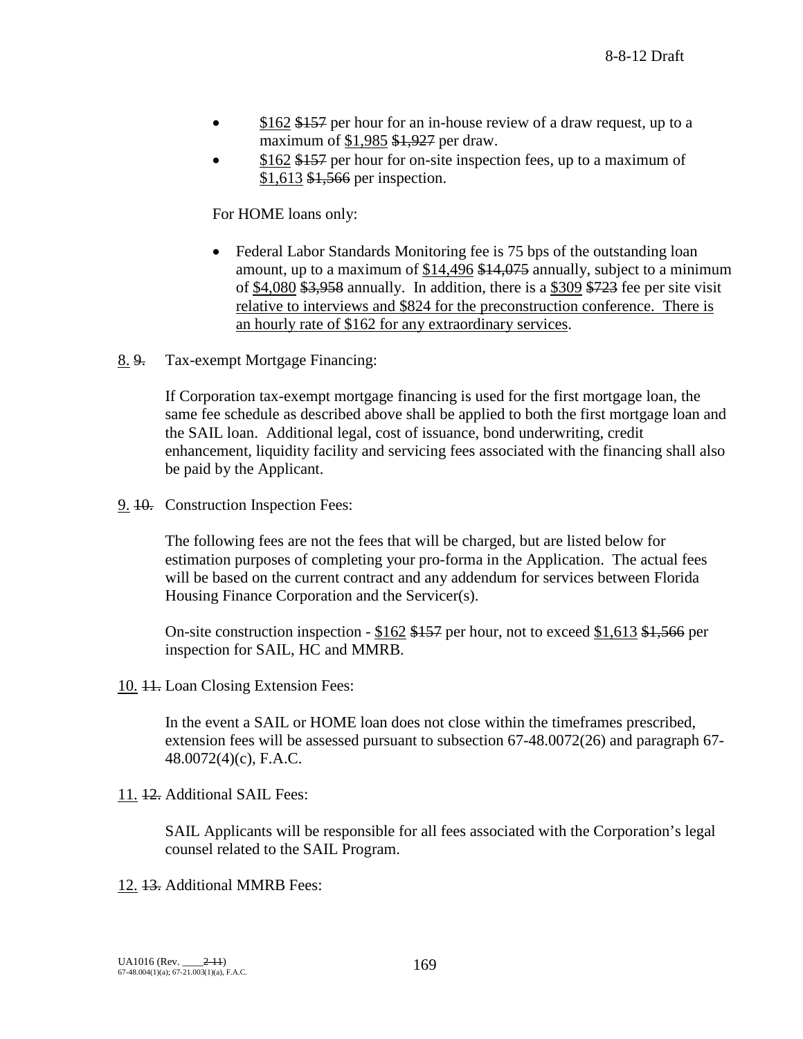- $162 ~~$157~~ per hour for an in-house review of a draw request, up to a maximum of $1,985 ~~$1,927~~ per draw.
- $162 ~~$157~~ per hour for on-site inspection fees, up to a maximum of $1,613 ~~$1,566~~ per inspection.

For HOME loans only:

- Federal Labor Standards Monitoring fee is 75 bps of the outstanding loan amount, up to a maximum of $14,496 ~~$14,075~~ annually, subject to a minimum of $4,080 ~~$3,958~~ annually. In addition, there is a $309 ~~$723~~ fee per site visit relative to interviews and $824 for the preconstruction conference. There is an hourly rate of $162 for any extraordinary services.

8. ~~9.~~ Tax-exempt Mortgage Financing:

If Corporation tax-exempt mortgage financing is used for the first mortgage loan, the same fee schedule as described above shall be applied to both the first mortgage loan and the SAIL loan. Additional legal, cost of issuance, bond underwriting, credit enhancement, liquidity facility and servicing fees associated with the financing shall also be paid by the Applicant.

9. ~~10.~~ Construction Inspection Fees:

The following fees are not the fees that will be charged, but are listed below for estimation purposes of completing your pro-forma in the Application. The actual fees will be based on the current contract and any addendum for services between Florida Housing Finance Corporation and the Servicer(s).

On-site construction inspection - $162 ~~$157~~ per hour, not to exceed $1,613 ~~$1,566~~ per inspection for SAIL, HC and MMRB.

10. ~~11.~~ Loan Closing Extension Fees:

In the event a SAIL or HOME loan does not close within the timeframes prescribed, extension fees will be assessed pursuant to subsection 67-48.0072(26) and paragraph 67-48.0072(4)(c), F.A.C.

11. ~~12.~~ Additional SAIL Fees:

SAIL Applicants will be responsible for all fees associated with the Corporation's legal counsel related to the SAIL Program.

12. ~~13.~~ Additional MMRB Fees: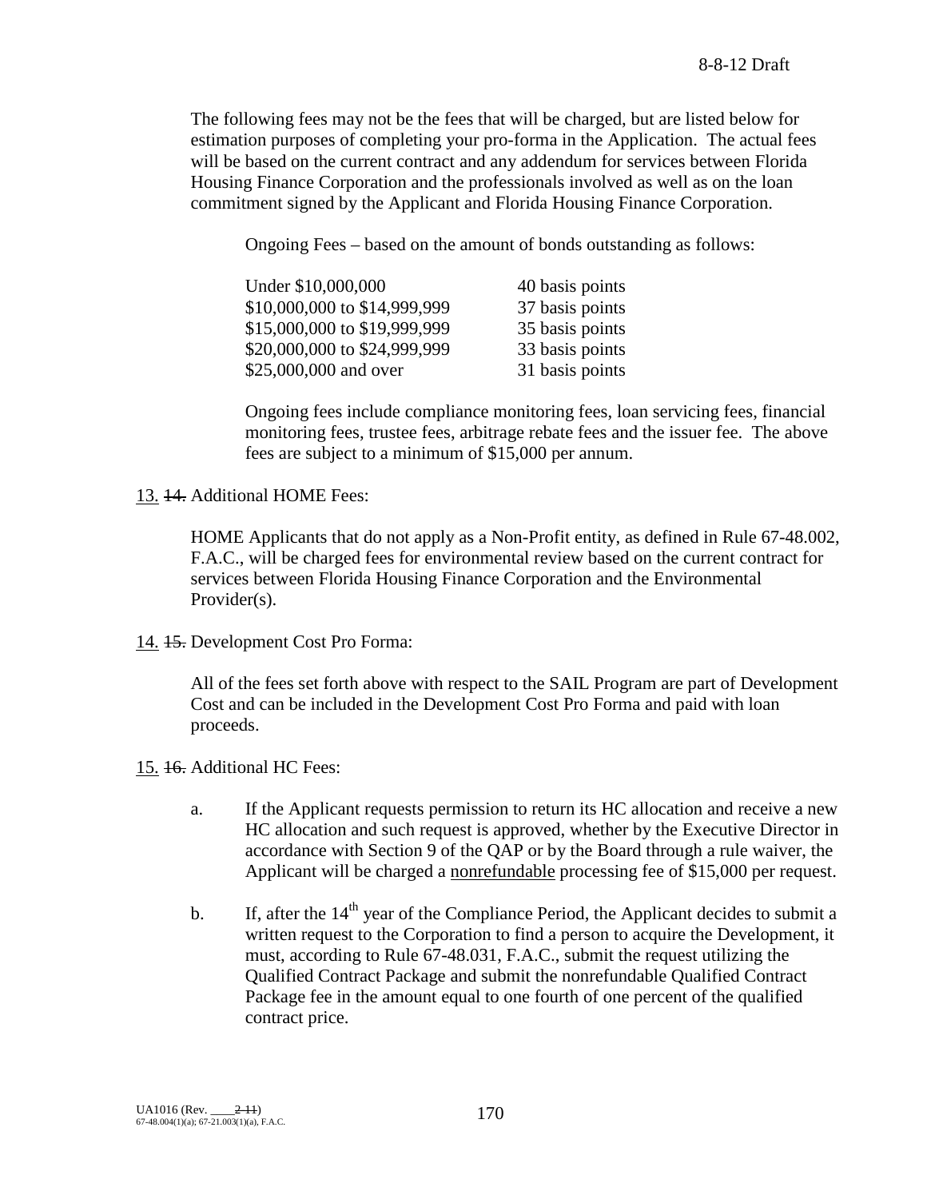The following fees may not be the fees that will be charged, but are listed below for estimation purposes of completing your pro-forma in the Application. The actual fees will be based on the current contract and any addendum for services between Florida Housing Finance Corporation and the professionals involved as well as on the loan commitment signed by the Applicant and Florida Housing Finance Corporation.

Ongoing Fees – based on the amount of bonds outstanding as follows:

| | |
|---|---|
| Under $10,000,000 | 40 basis points |
| $10,000,000 to $14,999,999 | 37 basis points |
| $15,000,000 to $19,999,999 | 35 basis points |
| $20,000,000 to $24,999,999 | 33 basis points |
| $25,000,000 and over | 31 basis points |

Ongoing fees include compliance monitoring fees, loan servicing fees, financial monitoring fees, trustee fees, arbitrage rebate fees and the issuer fee. The above fees are subject to a minimum of $15,000 per annum.

13. ~~14.~~ Additional HOME Fees:

HOME Applicants that do not apply as a Non-Profit entity, as defined in Rule 67-48.002, F.A.C., will be charged fees for environmental review based on the current contract for services between Florida Housing Finance Corporation and the Environmental Provider(s).

14. ~~15.~~ Development Cost Pro Forma:

All of the fees set forth above with respect to the SAIL Program are part of Development Cost and can be included in the Development Cost Pro Forma and paid with loan proceeds.

15. ~~16.~~ Additional HC Fees:

a. If the Applicant requests permission to return its HC allocation and receive a new HC allocation and such request is approved, whether by the Executive Director in accordance with Section 9 of the QAP or by the Board through a rule waiver, the Applicant will be charged a nonrefundable processing fee of $15,000 per request.

b. If, after the 14th year of the Compliance Period, the Applicant decides to submit a written request to the Corporation to find a person to acquire the Development, it must, according to Rule 67-48.031, F.A.C., submit the request utilizing the Qualified Contract Package and submit the nonrefundable Qualified Contract Package fee in the amount equal to one fourth of one percent of the qualified contract price.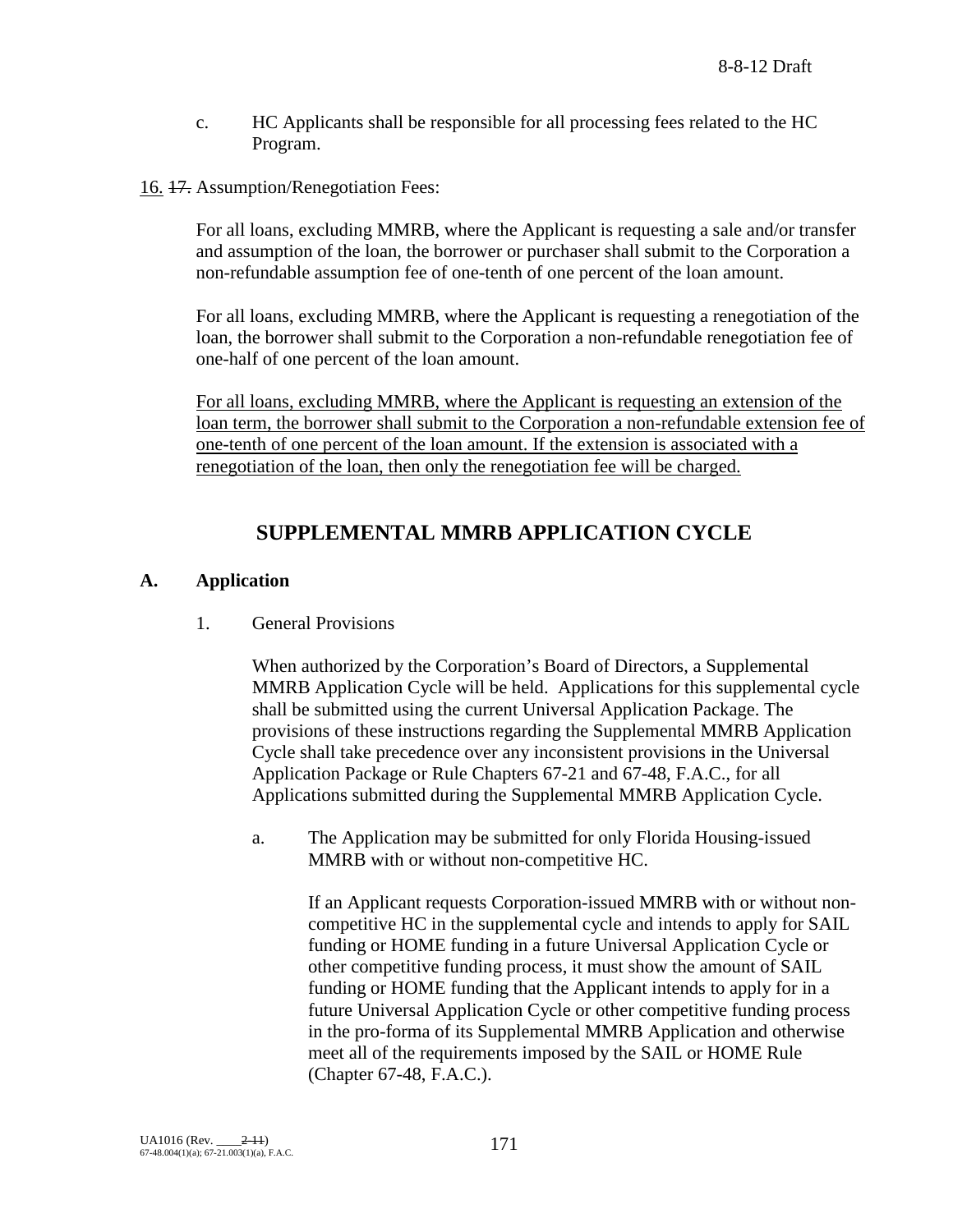c. HC Applicants shall be responsible for all processing fees related to the HC Program.

16. ~~17.~~ Assumption/Renegotiation Fees:

For all loans, excluding MMRB, where the Applicant is requesting a sale and/or transfer and assumption of the loan, the borrower or purchaser shall submit to the Corporation a non-refundable assumption fee of one-tenth of one percent of the loan amount.

For all loans, excluding MMRB, where the Applicant is requesting a renegotiation of the loan, the borrower shall submit to the Corporation a non-refundable renegotiation fee of one-half of one percent of the loan amount.

For all loans, excluding MMRB, where the Applicant is requesting an extension of the loan term, the borrower shall submit to the Corporation a non-refundable extension fee of one-tenth of one percent of the loan amount. If the extension is associated with a renegotiation of the loan, then only the renegotiation fee will be charged.

## SUPPLEMENTAL MMRB APPLICATION CYCLE

### A. Application

1. General Provisions

When authorized by the Corporation's Board of Directors, a Supplemental MMRB Application Cycle will be held. Applications for this supplemental cycle shall be submitted using the current Universal Application Package. The provisions of these instructions regarding the Supplemental MMRB Application Cycle shall take precedence over any inconsistent provisions in the Universal Application Package or Rule Chapters 67-21 and 67-48, F.A.C., for all Applications submitted during the Supplemental MMRB Application Cycle.

a. The Application may be submitted for only Florida Housing-issued MMRB with or without non-competitive HC.

If an Applicant requests Corporation-issued MMRB with or without non-competitive HC in the supplemental cycle and intends to apply for SAIL funding or HOME funding in a future Universal Application Cycle or other competitive funding process, it must show the amount of SAIL funding or HOME funding that the Applicant intends to apply for in a future Universal Application Cycle or other competitive funding process in the pro-forma of its Supplemental MMRB Application and otherwise meet all of the requirements imposed by the SAIL or HOME Rule (Chapter 67-48, F.A.C.).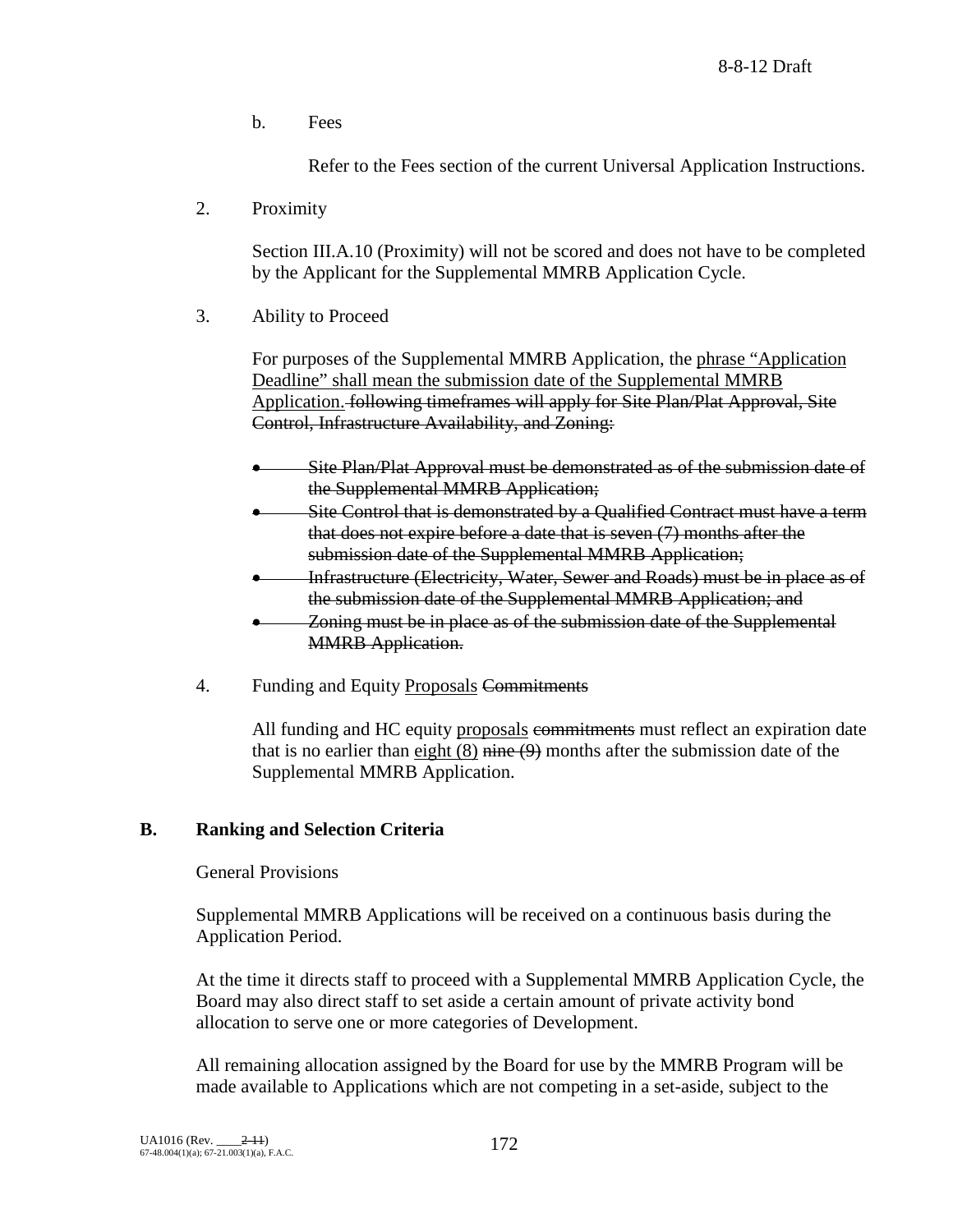b. Fees

Refer to the Fees section of the current Universal Application Instructions.

2. Proximity

Section III.A.10 (Proximity) will not be scored and does not have to be completed by the Applicant for the Supplemental MMRB Application Cycle.

3. Ability to Proceed

For purposes of the Supplemental MMRB Application, the <u>phrase "Application Deadline" shall mean the submission date of the Supplemental MMRB Application.</u> ~~following timeframes will apply for Site Plan/Plat Approval, Site Control, Infrastructure Availability, and Zoning:~~

- ~~Site Plan/Plat Approval must be demonstrated as of the submission date of the Supplemental MMRB Application;~~
- ~~Site Control that is demonstrated by a Qualified Contract must have a term that does not expire before a date that is seven (7) months after the submission date of the Supplemental MMRB Application;~~
- ~~Infrastructure (Electricity, Water, Sewer and Roads) must be in place as of the submission date of the Supplemental MMRB Application; and~~
- ~~Zoning must be in place as of the submission date of the Supplemental MMRB Application.~~

4. Funding and Equity <u>Proposals</u> ~~Commitments~~

All funding and HC equity <u>proposals</u> ~~commitments~~ must reflect an expiration date that is no earlier than <u>eight (8)</u> ~~nine (9)~~ months after the submission date of the Supplemental MMRB Application.

## B. Ranking and Selection Criteria

General Provisions

Supplemental MMRB Applications will be received on a continuous basis during the Application Period.

At the time it directs staff to proceed with a Supplemental MMRB Application Cycle, the Board may also direct staff to set aside a certain amount of private activity bond allocation to serve one or more categories of Development.

All remaining allocation assigned by the Board for use by the MMRB Program will be made available to Applications which are not competing in a set-aside, subject to the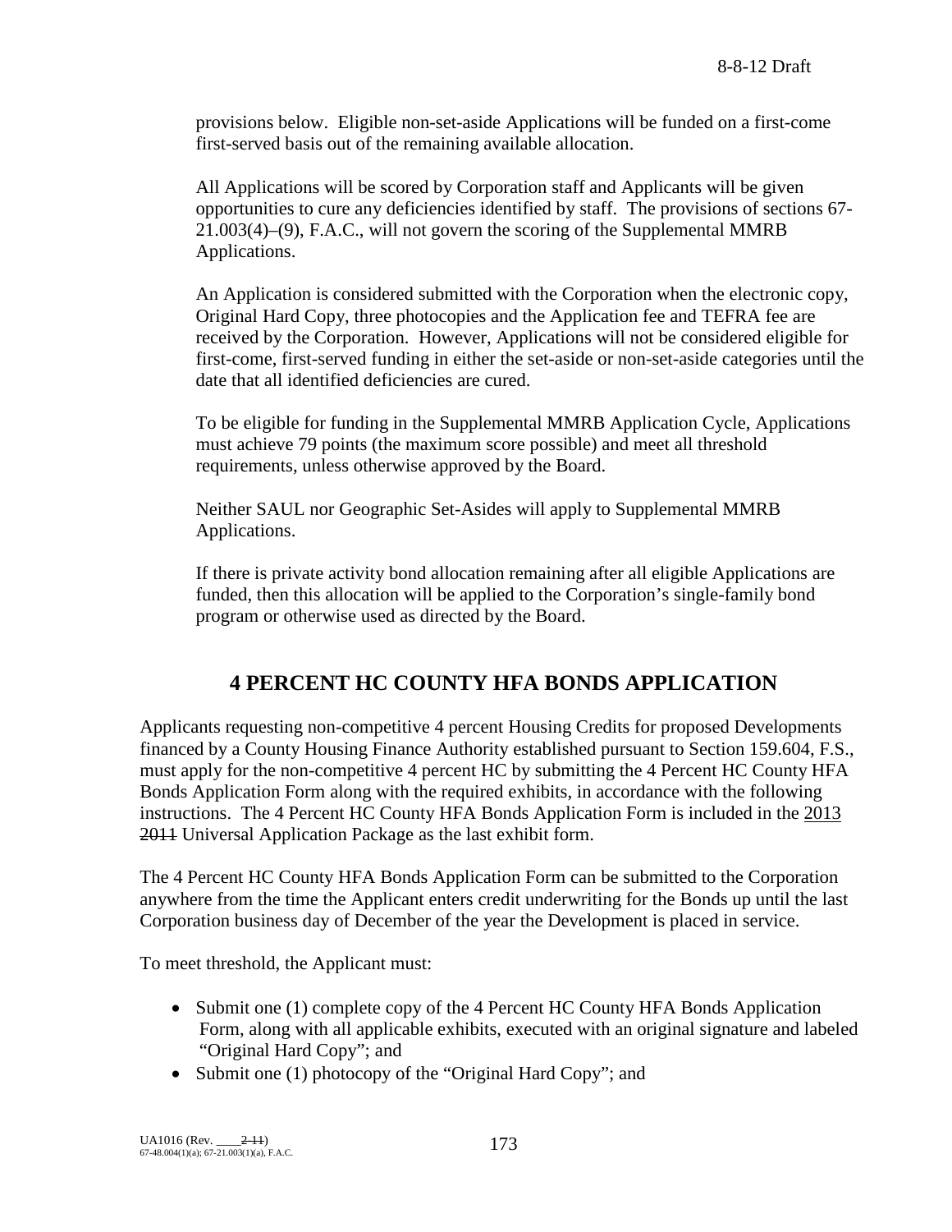provisions below. Eligible non-set-aside Applications will be funded on a first-come first-served basis out of the remaining available allocation.

All Applications will be scored by Corporation staff and Applicants will be given opportunities to cure any deficiencies identified by staff. The provisions of sections 67-21.003(4)–(9), F.A.C., will not govern the scoring of the Supplemental MMRB Applications.

An Application is considered submitted with the Corporation when the electronic copy, Original Hard Copy, three photocopies and the Application fee and TEFRA fee are received by the Corporation. However, Applications will not be considered eligible for first-come, first-served funding in either the set-aside or non-set-aside categories until the date that all identified deficiencies are cured.

To be eligible for funding in the Supplemental MMRB Application Cycle, Applications must achieve 79 points (the maximum score possible) and meet all threshold requirements, unless otherwise approved by the Board.

Neither SAUL nor Geographic Set-Asides will apply to Supplemental MMRB Applications.

If there is private activity bond allocation remaining after all eligible Applications are funded, then this allocation will be applied to the Corporation's single-family bond program or otherwise used as directed by the Board.

## 4 PERCENT HC COUNTY HFA BONDS APPLICATION

Applicants requesting non-competitive 4 percent Housing Credits for proposed Developments financed by a County Housing Finance Authority established pursuant to Section 159.604, F.S., must apply for the non-competitive 4 percent HC by submitting the 4 Percent HC County HFA Bonds Application Form along with the required exhibits, in accordance with the following instructions. The 4 Percent HC County HFA Bonds Application Form is included in the 2013 ~~2011~~ Universal Application Package as the last exhibit form.

The 4 Percent HC County HFA Bonds Application Form can be submitted to the Corporation anywhere from the time the Applicant enters credit underwriting for the Bonds up until the last Corporation business day of December of the year the Development is placed in service.

To meet threshold, the Applicant must:

- Submit one (1) complete copy of the 4 Percent HC County HFA Bonds Application Form, along with all applicable exhibits, executed with an original signature and labeled "Original Hard Copy"; and
- Submit one (1) photocopy of the "Original Hard Copy"; and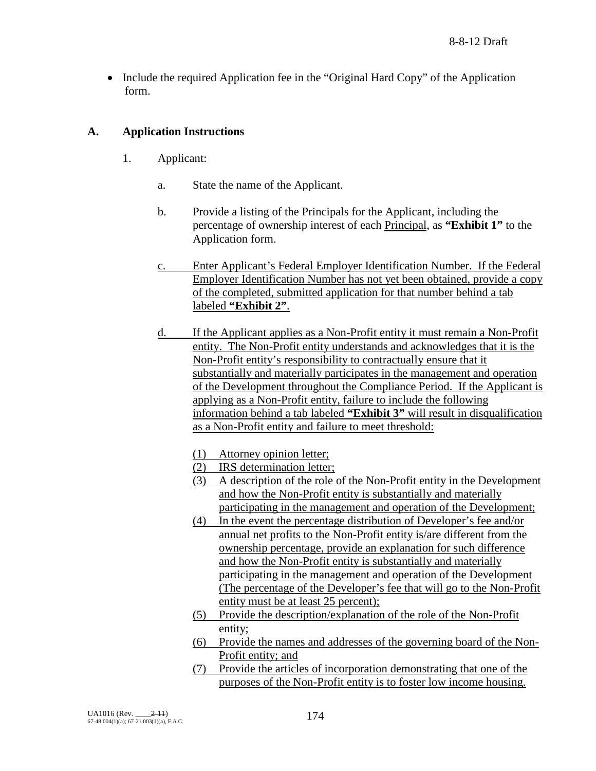- Include the required Application fee in the "Original Hard Copy" of the Application form.

## A. Application Instructions

1. Applicant:

   a. State the name of the Applicant.

   b. Provide a listing of the Principals for the Applicant, including the percentage of ownership interest of each Principal, as **"Exhibit 1"** to the Application form.

   c. Enter Applicant's Federal Employer Identification Number. If the Federal Employer Identification Number has not yet been obtained, provide a copy of the completed, submitted application for that number behind a tab labeled **"Exhibit 2"**.

   d. If the Applicant applies as a Non-Profit entity it must remain a Non-Profit entity. The Non-Profit entity understands and acknowledges that it is the Non-Profit entity's responsibility to contractually ensure that it substantially and materially participates in the management and operation of the Development throughout the Compliance Period. If the Applicant is applying as a Non-Profit entity, failure to include the following information behind a tab labeled **"Exhibit 3"** will result in disqualification as a Non-Profit entity and failure to meet threshold:

      (1) Attorney opinion letter;
      (2) IRS determination letter;
      (3) A description of the role of the Non-Profit entity in the Development and how the Non-Profit entity is substantially and materially participating in the management and operation of the Development;
      (4) In the event the percentage distribution of Developer's fee and/or annual net profits to the Non-Profit entity is/are different from the ownership percentage, provide an explanation for such difference and how the Non-Profit entity is substantially and materially participating in the management and operation of the Development (The percentage of the Developer's fee that will go to the Non-Profit entity must be at least 25 percent);
      (5) Provide the description/explanation of the role of the Non-Profit entity;
      (6) Provide the names and addresses of the governing board of the Non-Profit entity; and
      (7) Provide the articles of incorporation demonstrating that one of the purposes of the Non-Profit entity is to foster low income housing.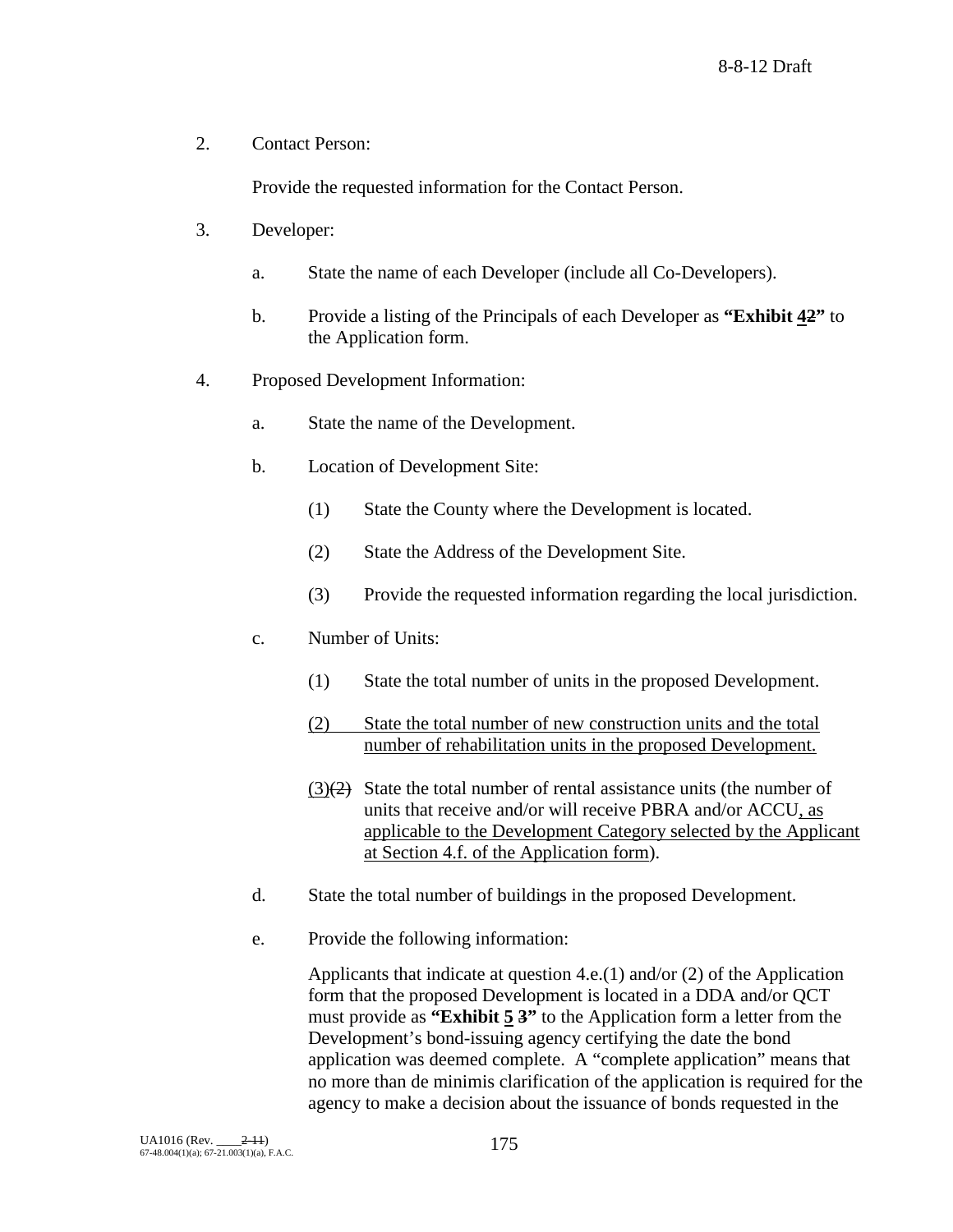2. Contact Person:

   Provide the requested information for the Contact Person.

3. Developer:

   a. State the name of each Developer (include all Co-Developers).

   b. Provide a listing of the Principals of each Developer as **"Exhibit 42"** to the Application form.

4. Proposed Development Information:

   a. State the name of the Development.

   b. Location of Development Site:

      (1) State the County where the Development is located.

      (2) State the Address of the Development Site.

      (3) Provide the requested information regarding the local jurisdiction.

   c. Number of Units:

      (1) State the total number of units in the proposed Development.

      (2) State the total number of new construction units and the total number of rehabilitation units in the proposed Development.

      (3)(2) State the total number of rental assistance units (the number of units that receive and/or will receive PBRA and/or ACCU, as applicable to the Development Category selected by the Applicant at Section 4.f. of the Application form).

   d. State the total number of buildings in the proposed Development.

   e. Provide the following information:

      Applicants that indicate at question 4.e.(1) and/or (2) of the Application form that the proposed Development is located in a DDA and/or QCT must provide as **"Exhibit 5 3"** to the Application form a letter from the Development's bond-issuing agency certifying the date the bond application was deemed complete. A "complete application" means that no more than de minimis clarification of the application is required for the agency to make a decision about the issuance of bonds requested in the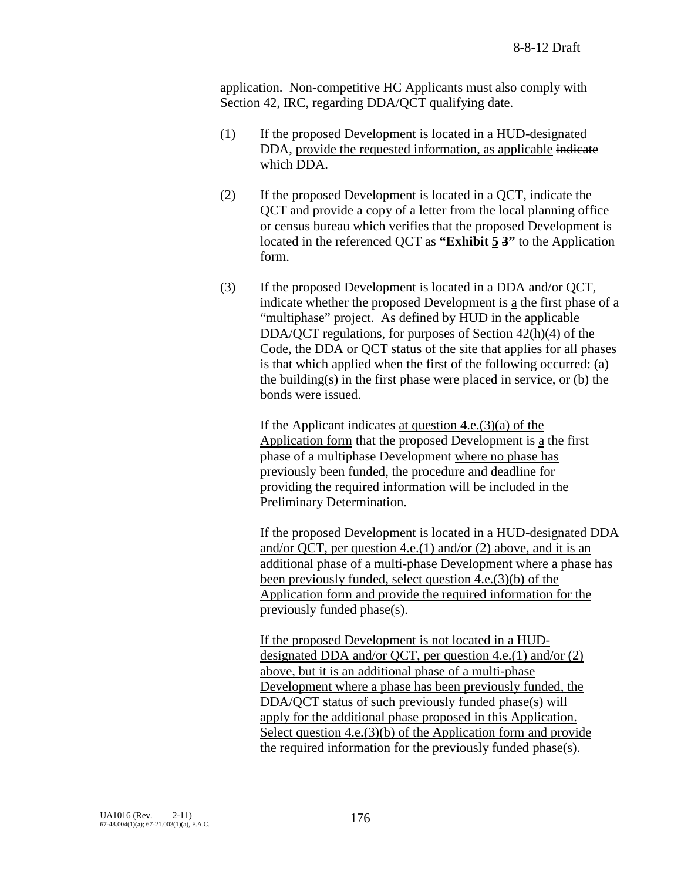application. Non-competitive HC Applicants must also comply with Section 42, IRC, regarding DDA/QCT qualifying date.

(1) If the proposed Development is located in a HUD-designated DDA, provide the requested information, as applicable ~~indicate which DDA~~.

(2) If the proposed Development is located in a QCT, indicate the QCT and provide a copy of a letter from the local planning office or census bureau which verifies that the proposed Development is located in the referenced QCT as **"Exhibit 5 ~~3~~"** to the Application form.

(3) If the proposed Development is located in a DDA and/or QCT, indicate whether the proposed Development is a ~~the first~~ phase of a "multiphase" project. As defined by HUD in the applicable DDA/QCT regulations, for purposes of Section 42(h)(4) of the Code, the DDA or QCT status of the site that applies for all phases is that which applied when the first of the following occurred: (a) the building(s) in the first phase were placed in service, or (b) the bonds were issued.

If the Applicant indicates at question 4.e.(3)(a) of the Application form that the proposed Development is a ~~the first~~ phase of a multiphase Development where no phase has previously been funded, the procedure and deadline for providing the required information will be included in the Preliminary Determination.

If the proposed Development is located in a HUD-designated DDA and/or QCT, per question 4.e.(1) and/or (2) above, and it is an additional phase of a multi-phase Development where a phase has been previously funded, select question 4.e.(3)(b) of the Application form and provide the required information for the previously funded phase(s).

If the proposed Development is not located in a HUD-designated DDA and/or QCT, per question 4.e.(1) and/or (2) above, but it is an additional phase of a multi-phase Development where a phase has been previously funded, the DDA/QCT status of such previously funded phase(s) will apply for the additional phase proposed in this Application. Select question 4.e.(3)(b) of the Application form and provide the required information for the previously funded phase(s).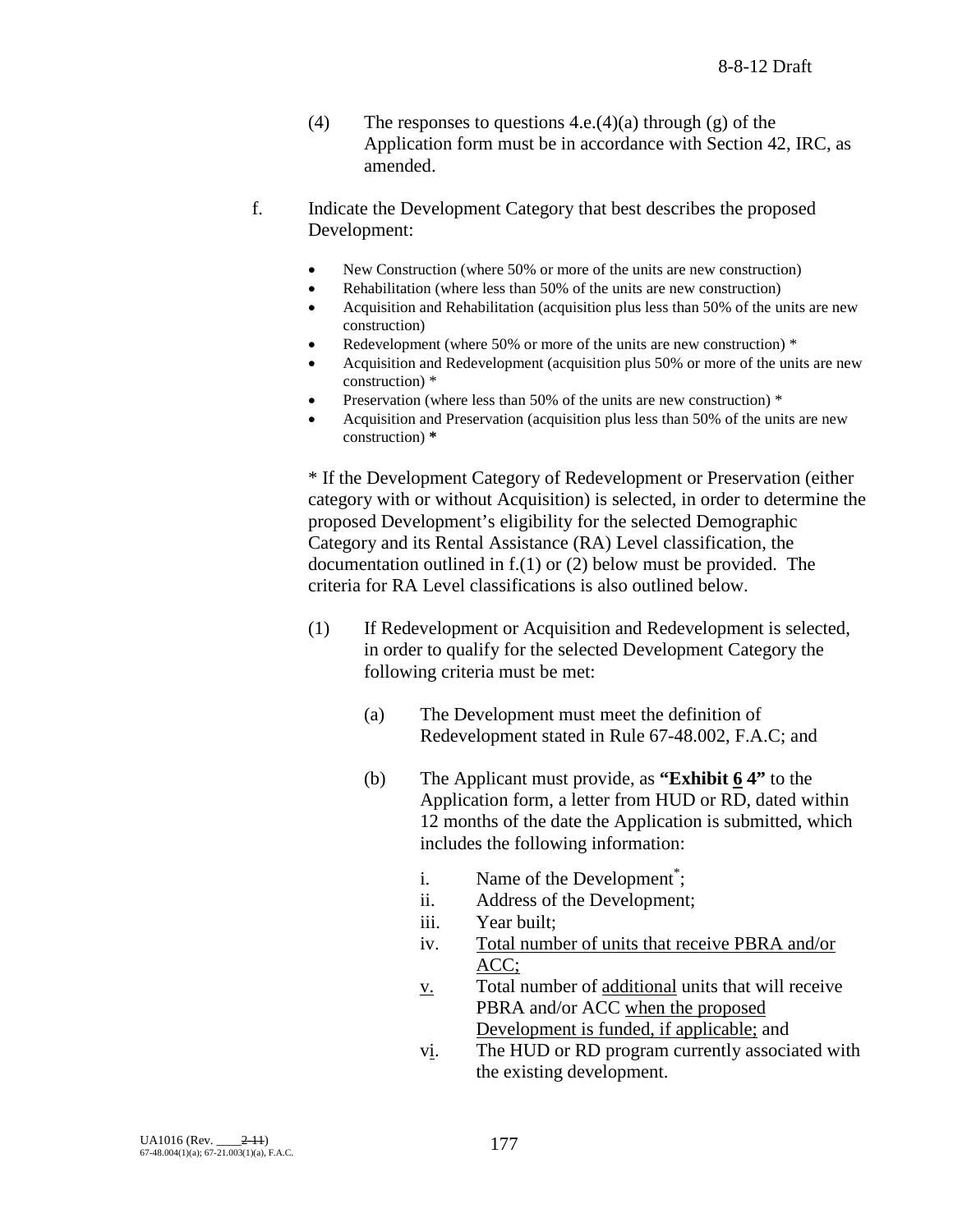(4) The responses to questions 4.e.(4)(a) through (g) of the Application form must be in accordance with Section 42, IRC, as amended.

f. Indicate the Development Category that best describes the proposed Development:

- New Construction (where 50% or more of the units are new construction)
- Rehabilitation (where less than 50% of the units are new construction)
- Acquisition and Rehabilitation (acquisition plus less than 50% of the units are new construction)
- Redevelopment (where 50% or more of the units are new construction) *
- Acquisition and Redevelopment (acquisition plus 50% or more of the units are new construction) *
- Preservation (where less than 50% of the units are new construction) *
- Acquisition and Preservation (acquisition plus less than 50% of the units are new construction) **\***

\* If the Development Category of Redevelopment or Preservation (either category with or without Acquisition) is selected, in order to determine the proposed Development's eligibility for the selected Demographic Category and its Rental Assistance (RA) Level classification, the documentation outlined in f.(1) or (2) below must be provided. The criteria for RA Level classifications is also outlined below.

(1) If Redevelopment or Acquisition and Redevelopment is selected, in order to qualify for the selected Development Category the following criteria must be met:

(a) The Development must meet the definition of Redevelopment stated in Rule 67-48.002, F.A.C; and

(b) The Applicant must provide, as **"Exhibit 6 4"** to the Application form, a letter from HUD or RD, dated within 12 months of the date the Application is submitted, which includes the following information:

i. Name of the Development[*];
ii. Address of the Development;
iii. Year built;
iv. Total number of units that receive PBRA and/or ACC;
v. Total number of additional units that will receive PBRA and/or ACC when the proposed Development is funded, if applicable; and
vi. The HUD or RD program currently associated with the existing development.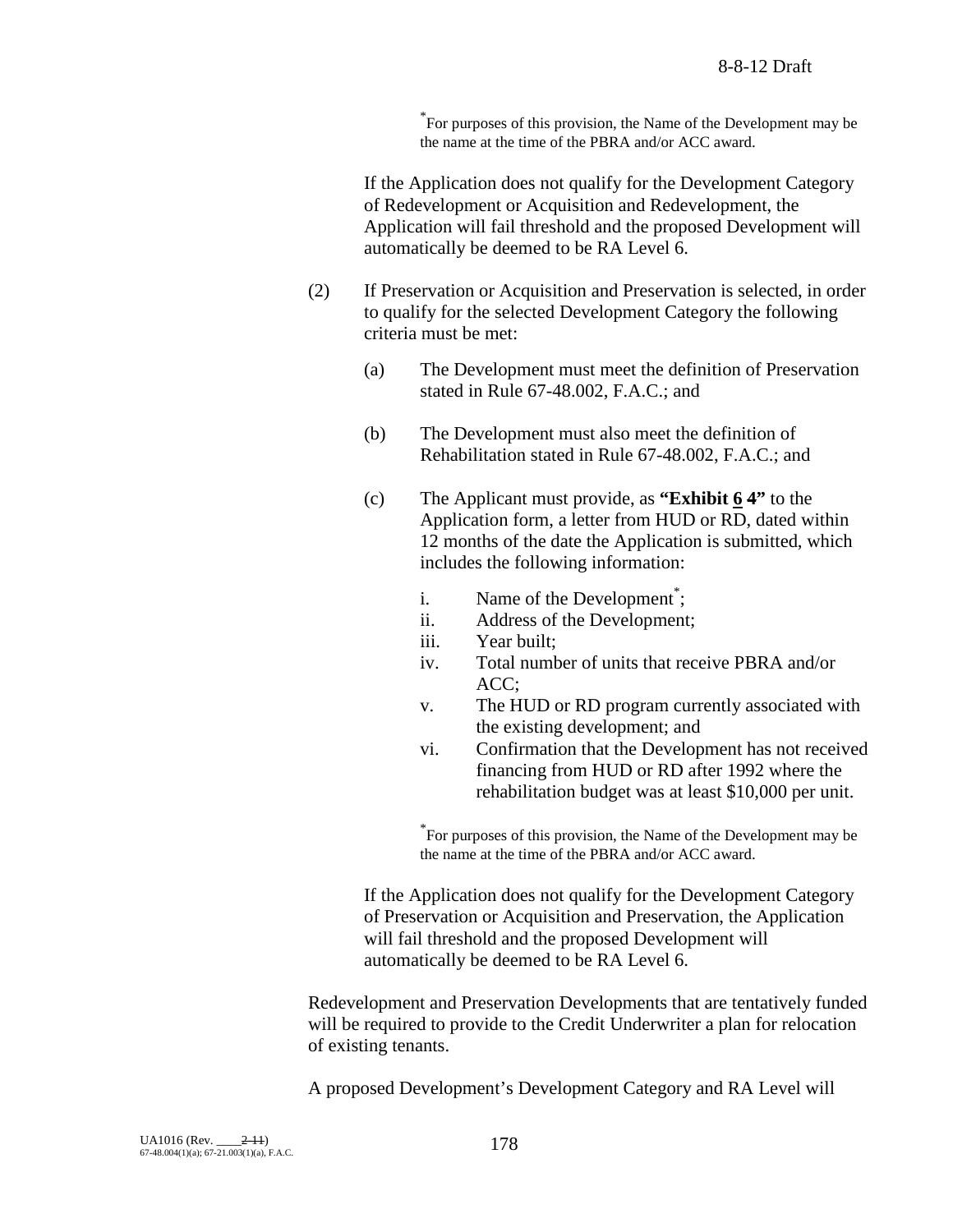*For purposes of this provision, the Name of the Development may be the name at the time of the PBRA and/or ACC award.

If the Application does not qualify for the Development Category of Redevelopment or Acquisition and Redevelopment, the Application will fail threshold and the proposed Development will automatically be deemed to be RA Level 6.

(2) If Preservation or Acquisition and Preservation is selected, in order to qualify for the selected Development Category the following criteria must be met:

(a) The Development must meet the definition of Preservation stated in Rule 67-48.002, F.A.C.; and

(b) The Development must also meet the definition of Rehabilitation stated in Rule 67-48.002, F.A.C.; and

(c) The Applicant must provide, as **"Exhibit 6 ~~4~~"** to the Application form, a letter from HUD or RD, dated within 12 months of the date the Application is submitted, which includes the following information:

i. Name of the Development*;
ii. Address of the Development;
iii. Year built;
iv. Total number of units that receive PBRA and/or ACC;
v. The HUD or RD program currently associated with the existing development; and
vi. Confirmation that the Development has not received financing from HUD or RD after 1992 where the rehabilitation budget was at least $10,000 per unit.

*For purposes of this provision, the Name of the Development may be the name at the time of the PBRA and/or ACC award.

If the Application does not qualify for the Development Category of Preservation or Acquisition and Preservation, the Application will fail threshold and the proposed Development will automatically be deemed to be RA Level 6.

Redevelopment and Preservation Developments that are tentatively funded will be required to provide to the Credit Underwriter a plan for relocation of existing tenants.

A proposed Development's Development Category and RA Level will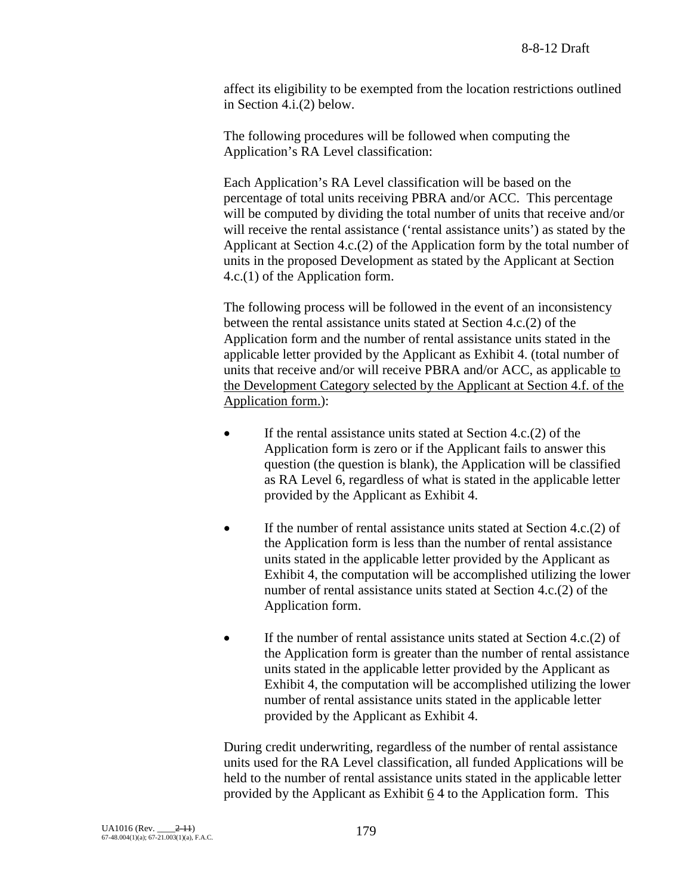affect its eligibility to be exempted from the location restrictions outlined in Section 4.i.(2) below.

The following procedures will be followed when computing the Application's RA Level classification:

Each Application's RA Level classification will be based on the percentage of total units receiving PBRA and/or ACC. This percentage will be computed by dividing the total number of units that receive and/or will receive the rental assistance ('rental assistance units') as stated by the Applicant at Section 4.c.(2) of the Application form by the total number of units in the proposed Development as stated by the Applicant at Section 4.c.(1) of the Application form.

The following process will be followed in the event of an inconsistency between the rental assistance units stated at Section 4.c.(2) of the Application form and the number of rental assistance units stated in the applicable letter provided by the Applicant as Exhibit 4. (total number of units that receive and/or will receive PBRA and/or ACC, as applicable to the Development Category selected by the Applicant at Section 4.f. of the Application form.):

- If the rental assistance units stated at Section 4.c.(2) of the Application form is zero or if the Applicant fails to answer this question (the question is blank), the Application will be classified as RA Level 6, regardless of what is stated in the applicable letter provided by the Applicant as Exhibit 4.

- If the number of rental assistance units stated at Section 4.c.(2) of the Application form is less than the number of rental assistance units stated in the applicable letter provided by the Applicant as Exhibit 4, the computation will be accomplished utilizing the lower number of rental assistance units stated at Section 4.c.(2) of the Application form.

- If the number of rental assistance units stated at Section 4.c.(2) of the Application form is greater than the number of rental assistance units stated in the applicable letter provided by the Applicant as Exhibit 4, the computation will be accomplished utilizing the lower number of rental assistance units stated in the applicable letter provided by the Applicant as Exhibit 4.

During credit underwriting, regardless of the number of rental assistance units used for the RA Level classification, all funded Applications will be held to the number of rental assistance units stated in the applicable letter provided by the Applicant as Exhibit 6 4 to the Application form. This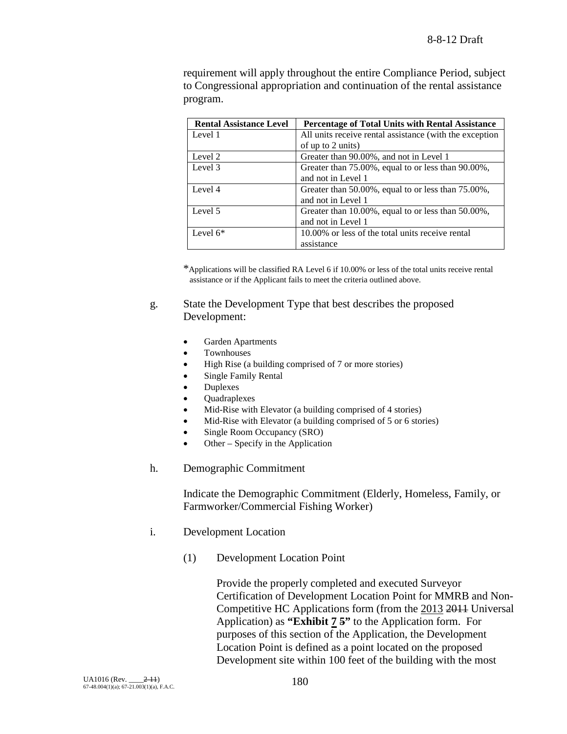requirement will apply throughout the entire Compliance Period, subject to Congressional appropriation and continuation of the rental assistance program.

| Rental Assistance Level | Percentage of Total Units with Rental Assistance |
|---|---|
| Level 1 | All units receive rental assistance (with the exception of up to 2 units) |
| Level 2 | Greater than 90.00%, and not in Level 1 |
| Level 3 | Greater than 75.00%, equal to or less than 90.00%, and not in Level 1 |
| Level 4 | Greater than 50.00%, equal to or less than 75.00%, and not in Level 1 |
| Level 5 | Greater than 10.00%, equal to or less than 50.00%, and not in Level 1 |
| Level 6* | 10.00% or less of the total units receive rental assistance |

*Applications will be classified RA Level 6 if 10.00% or less of the total units receive rental assistance or if the Applicant fails to meet the criteria outlined above.

g. State the Development Type that best describes the proposed Development:

- Garden Apartments
- Townhouses
- High Rise (a building comprised of 7 or more stories)
- Single Family Rental
- Duplexes
- Quadraplexes
- Mid-Rise with Elevator (a building comprised of 4 stories)
- Mid-Rise with Elevator (a building comprised of 5 or 6 stories)
- Single Room Occupancy (SRO)
- Other – Specify in the Application

h. Demographic Commitment

Indicate the Demographic Commitment (Elderly, Homeless, Family, or Farmworker/Commercial Fishing Worker)

i. Development Location

(1) Development Location Point

Provide the properly completed and executed Surveyor Certification of Development Location Point for MMRB and Non-Competitive HC Applications form (from the 2013 ~~2011~~ Universal Application) as **"Exhibit 7 ~~5~~"** to the Application form. For purposes of this section of the Application, the Development Location Point is defined as a point located on the proposed Development site within 100 feet of the building with the most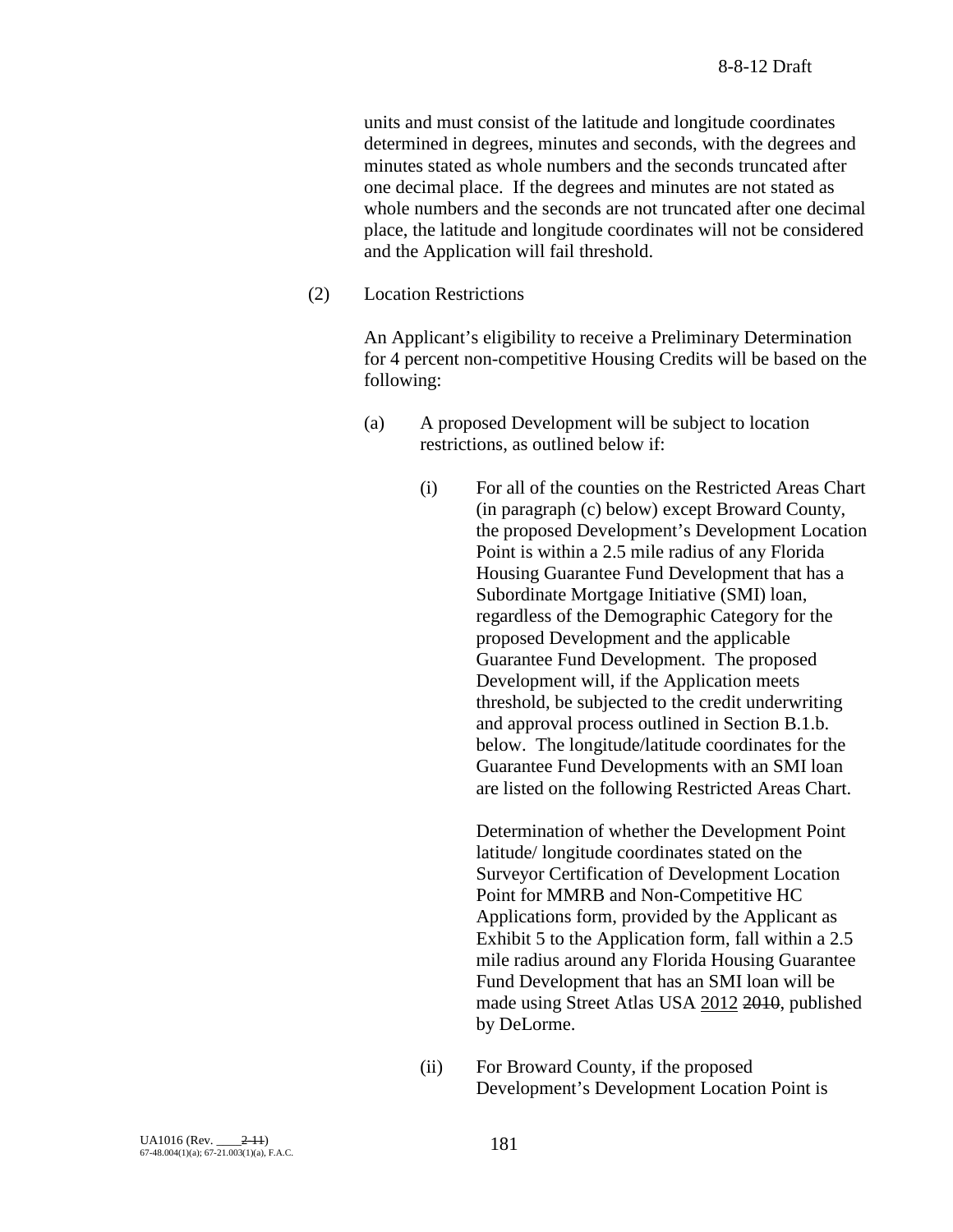units and must consist of the latitude and longitude coordinates determined in degrees, minutes and seconds, with the degrees and minutes stated as whole numbers and the seconds truncated after one decimal place. If the degrees and minutes are not stated as whole numbers and the seconds are not truncated after one decimal place, the latitude and longitude coordinates will not be considered and the Application will fail threshold.

(2) Location Restrictions

An Applicant's eligibility to receive a Preliminary Determination for 4 percent non-competitive Housing Credits will be based on the following:

(a) A proposed Development will be subject to location restrictions, as outlined below if:

(i) For all of the counties on the Restricted Areas Chart (in paragraph (c) below) except Broward County, the proposed Development's Development Location Point is within a 2.5 mile radius of any Florida Housing Guarantee Fund Development that has a Subordinate Mortgage Initiative (SMI) loan, regardless of the Demographic Category for the proposed Development and the applicable Guarantee Fund Development. The proposed Development will, if the Application meets threshold, be subjected to the credit underwriting and approval process outlined in Section B.1.b. below. The longitude/latitude coordinates for the Guarantee Fund Developments with an SMI loan are listed on the following Restricted Areas Chart.

Determination of whether the Development Point latitude/ longitude coordinates stated on the Surveyor Certification of Development Location Point for MMRB and Non-Competitive HC Applications form, provided by the Applicant as Exhibit 5 to the Application form, fall within a 2.5 mile radius around any Florida Housing Guarantee Fund Development that has an SMI loan will be made using Street Atlas USA 2012 ~~2010~~, published by DeLorme.

(ii) For Broward County, if the proposed Development's Development Location Point is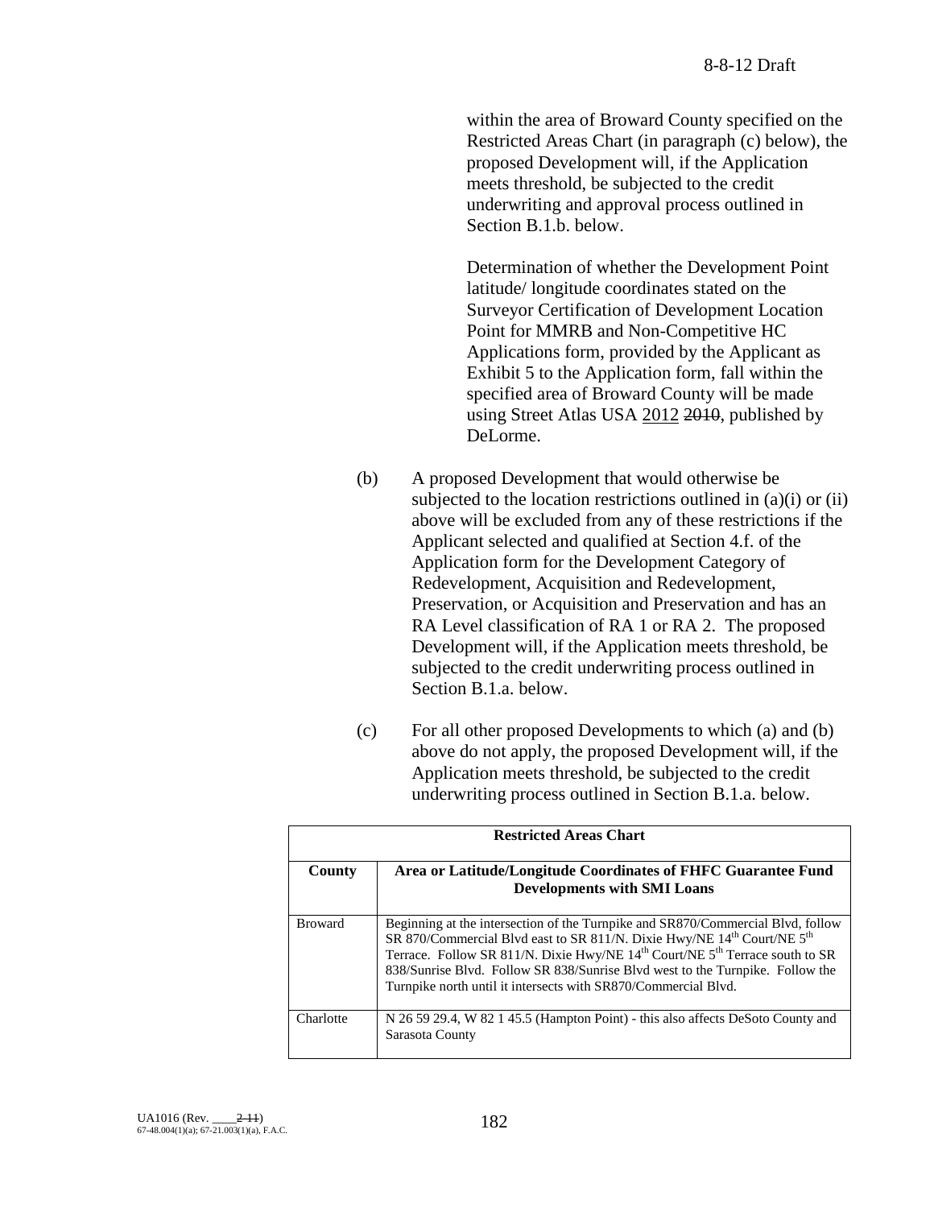within the area of Broward County specified on the Restricted Areas Chart (in paragraph (c) below), the proposed Development will, if the Application meets threshold, be subjected to the credit underwriting and approval process outlined in Section B.1.b. below.

Determination of whether the Development Point latitude/ longitude coordinates stated on the Surveyor Certification of Development Location Point for MMRB and Non-Competitive HC Applications form, provided by the Applicant as Exhibit 5 to the Application form, fall within the specified area of Broward County will be made using Street Atlas USA 2012 ~~2010~~, published by DeLorme.

(b) A proposed Development that would otherwise be subjected to the location restrictions outlined in (a)(i) or (ii) above will be excluded from any of these restrictions if the Applicant selected and qualified at Section 4.f. of the Application form for the Development Category of Redevelopment, Acquisition and Redevelopment, Preservation, or Acquisition and Preservation and has an RA Level classification of RA 1 or RA 2. The proposed Development will, if the Application meets threshold, be subjected to the credit underwriting process outlined in Section B.1.a. below.

(c) For all other proposed Developments to which (a) and (b) above do not apply, the proposed Development will, if the Application meets threshold, be subjected to the credit underwriting process outlined in Section B.1.a. below.

| **Restricted Areas Chart** | |
|---|---|
| **County** | **Area or Latitude/Longitude Coordinates of FHFC Guarantee Fund Developments with SMI Loans** |
| Broward | Beginning at the intersection of the Turnpike and SR870/Commercial Blvd, follow SR 870/Commercial Blvd east to SR 811/N. Dixie Hwy/NE 14th Court/NE 5th Terrace. Follow SR 811/N. Dixie Hwy/NE 14th Court/NE 5th Terrace south to SR 838/Sunrise Blvd. Follow SR 838/Sunrise Blvd west to the Turnpike. Follow the Turnpike north until it intersects with SR870/Commercial Blvd. |
| Charlotte | N 26 59 29.4, W 82 1 45.5 (Hampton Point) - this also affects DeSoto County and Sarasota County |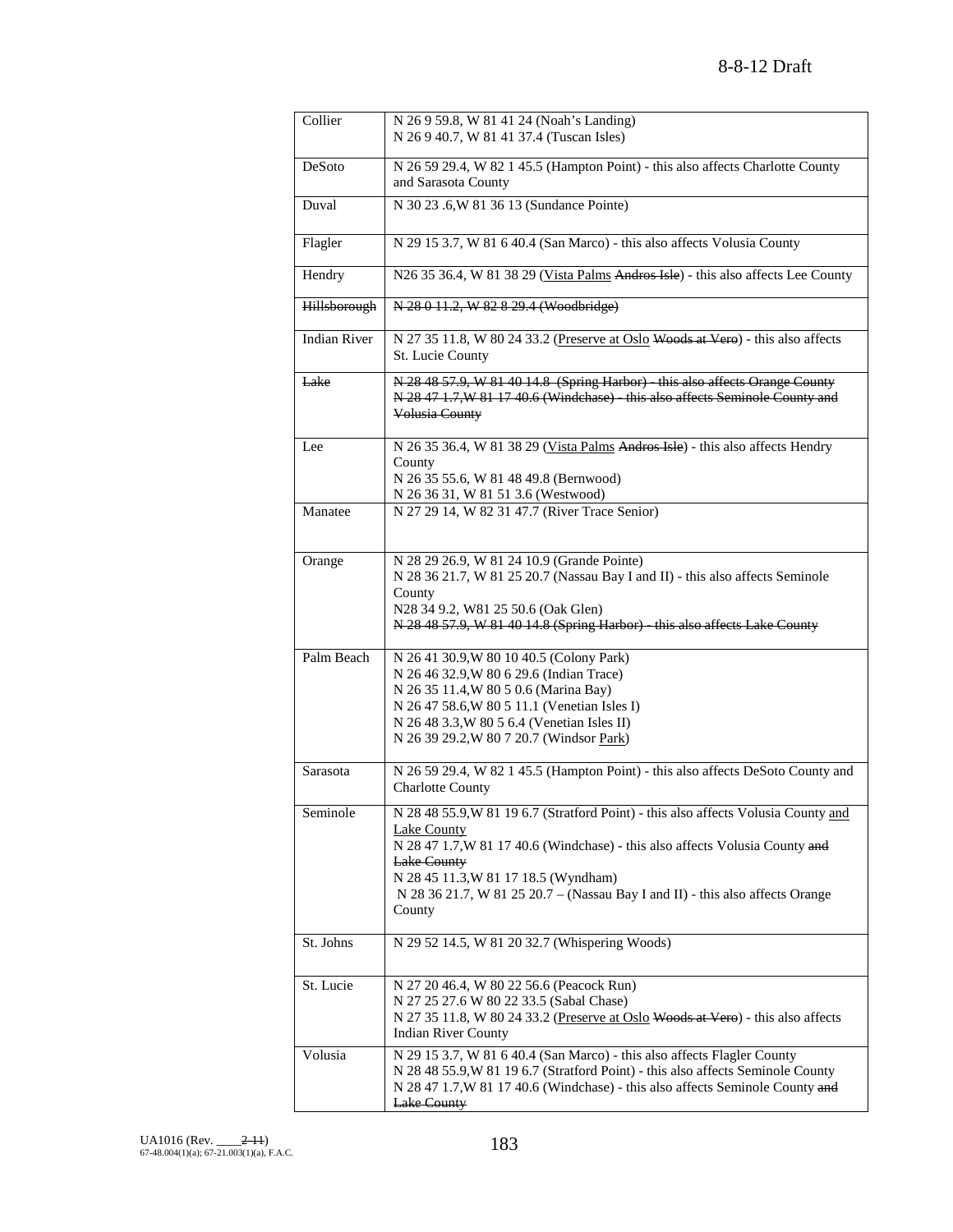| Collier | N 26 9 59.8, W 81 41 24 (Noah's Landing)<br>N 26 9 40.7, W 81 41 37.4 (Tuscan Isles) |
|---|---|
| DeSoto | N 26 59 29.4, W 82 1 45.5 (Hampton Point) - this also affects Charlotte County and Sarasota County |
| Duval | N 30 23 .6,W 81 36 13 (Sundance Pointe) |
| Flagler | N 29 15 3.7, W 81 6 40.4 (San Marco) - this also affects Volusia County |
| Hendry | N26 35 36.4, W 81 38 29 (Vista Palms ~~Andros Isle~~) - this also affects Lee County |
| ~~Hillsborough~~ | ~~N 28 0 11.2, W 82 8 29.4 (Woodbridge)~~ |
| Indian River | N 27 35 11.8, W 80 24 33.2 (Preserve at Oslo ~~Woods at Vero~~) - this also affects St. Lucie County |
| ~~Lake~~ | ~~N 28 48 57.9, W 81 40 14.8 (Spring Harbor) - this also affects Orange County~~<br>~~N 28 47 1.7,W 81 17 40.6 (Windchase) - this also affects Seminole County and Volusia County~~ |
| Lee | N 26 35 36.4, W 81 38 29 (Vista Palms ~~Andros Isle~~) - this also affects Hendry County<br>N 26 35 55.6, W 81 48 49.8 (Bernwood)<br>N 26 36 31, W 81 51 3.6 (Westwood) |
| Manatee | N 27 29 14, W 82 31 47.7 (River Trace Senior) |
| Orange | N 28 29 26.9, W 81 24 10.9 (Grande Pointe)<br>N 28 36 21.7, W 81 25 20.7 (Nassau Bay I and II) - this also affects Seminole County<br>N28 34 9.2, W81 25 50.6 (Oak Glen)<br>~~N 28 48 57.9, W 81 40 14.8 (Spring Harbor) - this also affects Lake County~~ |
| Palm Beach | N 26 41 30.9,W 80 10 40.5 (Colony Park)<br>N 26 46 32.9,W 80 6 29.6 (Indian Trace)<br>N 26 35 11.4,W 80 5 0.6 (Marina Bay)<br>N 26 47 58.6,W 80 5 11.1 (Venetian Isles I)<br>N 26 48 3.3,W 80 5 6.4 (Venetian Isles II)<br>N 26 39 29.2,W 80 7 20.7 (Windsor Park) |
| Sarasota | N 26 59 29.4, W 82 1 45.5 (Hampton Point) - this also affects DeSoto County and Charlotte County |
| Seminole | N 28 48 55.9,W 81 19 6.7 (Stratford Point) - this also affects Volusia County and Lake County<br>N 28 47 1.7,W 81 17 40.6 (Windchase) - this also affects Volusia County ~~and Lake County~~<br>N 28 45 11.3,W 81 17 18.5 (Wyndham)<br>N 28 36 21.7, W 81 25 20.7 – (Nassau Bay I and II) - this also affects Orange County |
| St. Johns | N 29 52 14.5, W 81 20 32.7 (Whispering Woods) |
| St. Lucie | N 27 20 46.4, W 80 22 56.6 (Peacock Run)<br>N 27 25 27.6 W 80 22 33.5 (Sabal Chase)<br>N 27 35 11.8, W 80 24 33.2 (Preserve at Oslo ~~Woods at Vero~~) - this also affects Indian River County |
| Volusia | N 29 15 3.7, W 81 6 40.4 (San Marco) - this also affects Flagler County<br>N 28 48 55.9,W 81 19 6.7 (Stratford Point) - this also affects Seminole County<br>N 28 47 1.7,W 81 17 40.6 (Windchase) - this also affects Seminole County ~~and Lake County~~ |

UA1016 (Rev. ____ ~~2-11~~)
67-48.004(1)(a); 67-21.003(1)(a), F.A.C.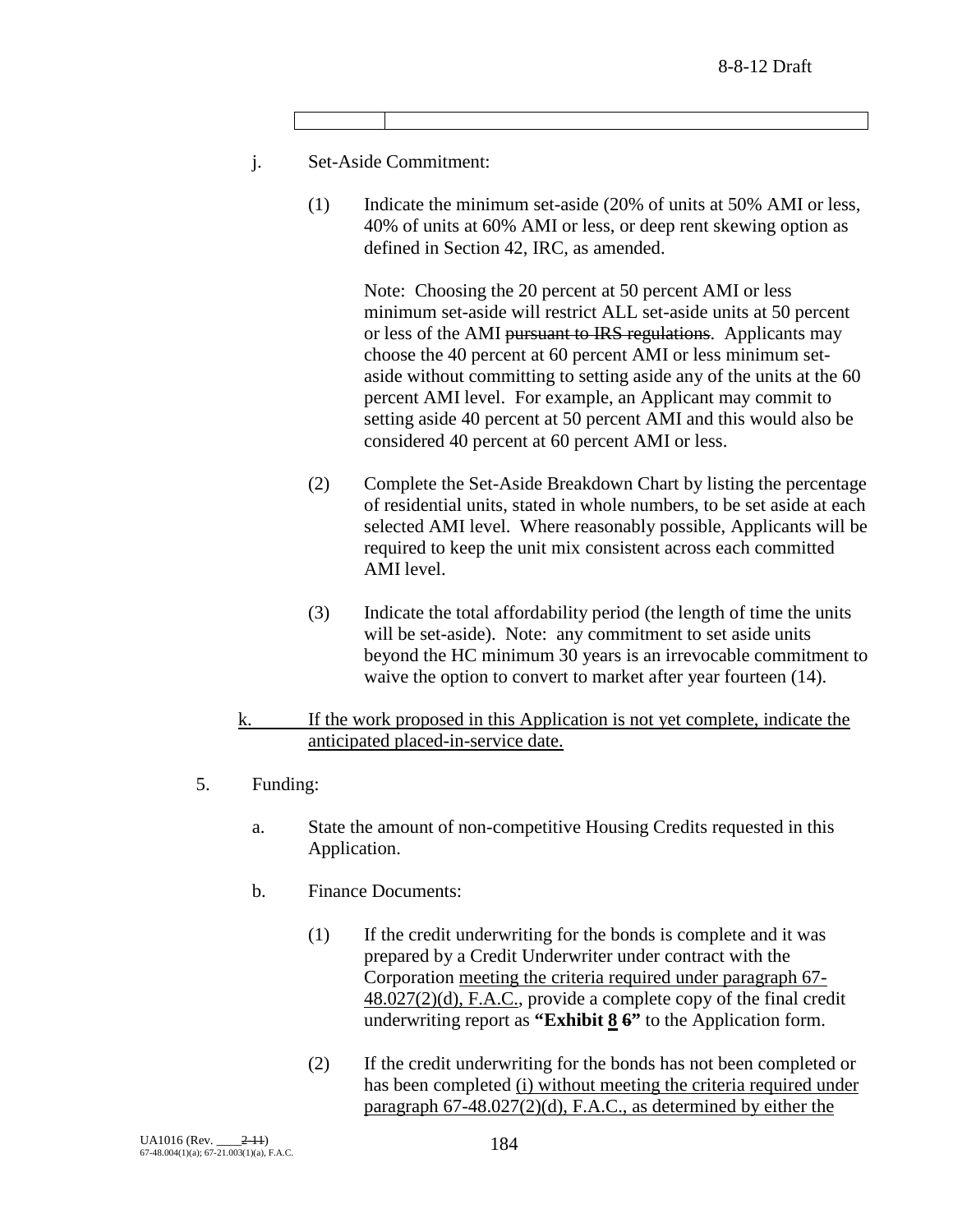| | |
|---|---|

j. Set-Aside Commitment:

(1) Indicate the minimum set-aside (20% of units at 50% AMI or less, 40% of units at 60% AMI or less, or deep rent skewing option as defined in Section 42, IRC, as amended.

Note: Choosing the 20 percent at 50 percent AMI or less minimum set-aside will restrict ALL set-aside units at 50 percent or less of the AMI ~~pursuant to IRS regulations~~. Applicants may choose the 40 percent at 60 percent AMI or less minimum set-aside without committing to setting aside any of the units at the 60 percent AMI level. For example, an Applicant may commit to setting aside 40 percent at 50 percent AMI and this would also be considered 40 percent at 60 percent AMI or less.

(2) Complete the Set-Aside Breakdown Chart by listing the percentage of residential units, stated in whole numbers, to be set aside at each selected AMI level. Where reasonably possible, Applicants will be required to keep the unit mix consistent across each committed AMI level.

(3) Indicate the total affordability period (the length of time the units will be set-aside). Note: any commitment to set aside units beyond the HC minimum 30 years is an irrevocable commitment to waive the option to convert to market after year fourteen (14).

<u>k. If the work proposed in this Application is not yet complete, indicate the anticipated placed-in-service date.</u>

5. Funding:

a. State the amount of non-competitive Housing Credits requested in this Application.

b. Finance Documents:

(1) If the credit underwriting for the bonds is complete and it was prepared by a Credit Underwriter under contract with the Corporation <u>meeting the criteria required under paragraph 67-48.027(2)(d), F.A.C.</u>, provide a complete copy of the final credit underwriting report as **"Exhibit <u>8</u> ~~6~~"** to the Application form.

(2) If the credit underwriting for the bonds has not been completed or has been completed <u>(i) without meeting the criteria required under paragraph 67-48.027(2)(d), F.A.C., as determined by either the</u>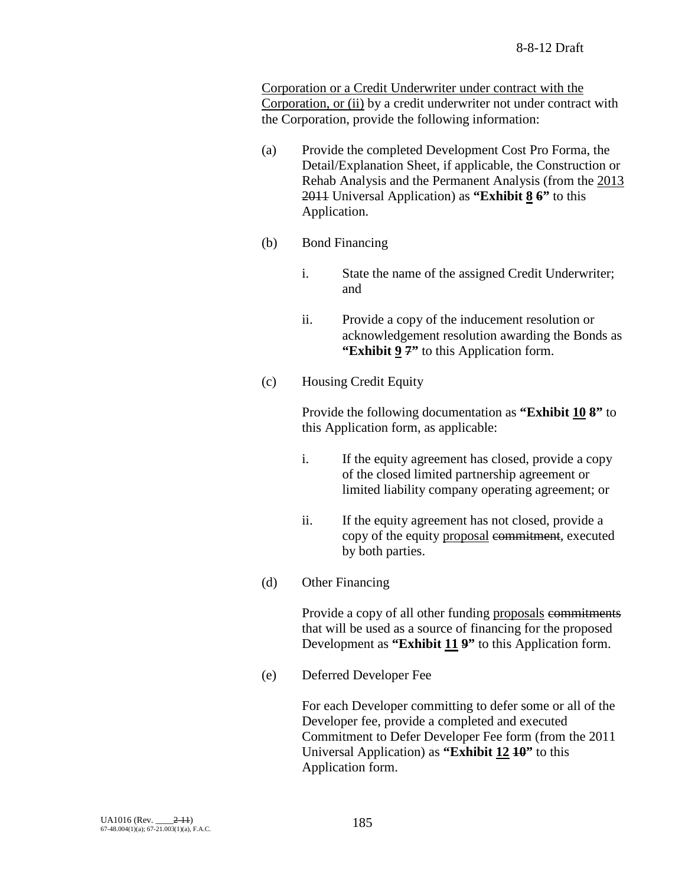Corporation or a Credit Underwriter under contract with the Corporation, or (ii) by a credit underwriter not under contract with the Corporation, provide the following information:

(a) Provide the completed Development Cost Pro Forma, the Detail/Explanation Sheet, if applicable, the Construction or Rehab Analysis and the Permanent Analysis (from the 2013 ~~2011~~ Universal Application) as **"Exhibit 8 ~~6~~"** to this Application.

(b) Bond Financing

i. State the name of the assigned Credit Underwriter; and

ii. Provide a copy of the inducement resolution or acknowledgement resolution awarding the Bonds as **"Exhibit 9 ~~7~~"** to this Application form.

(c) Housing Credit Equity

Provide the following documentation as **"Exhibit 10 ~~8~~"** to this Application form, as applicable:

i. If the equity agreement has closed, provide a copy of the closed limited partnership agreement or limited liability company operating agreement; or

ii. If the equity agreement has not closed, provide a copy of the equity proposal ~~commitment~~, executed by both parties.

(d) Other Financing

Provide a copy of all other funding proposals ~~commitments~~ that will be used as a source of financing for the proposed Development as **"Exhibit 11 ~~9~~"** to this Application form.

(e) Deferred Developer Fee

For each Developer committing to defer some or all of the Developer fee, provide a completed and executed Commitment to Defer Developer Fee form (from the 2011 Universal Application) as **"Exhibit 12 ~~10~~"** to this Application form.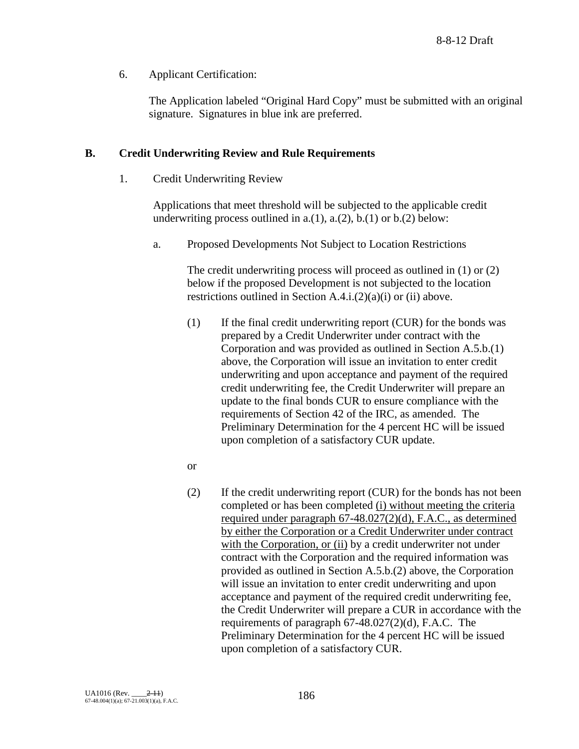6. Applicant Certification:

The Application labeled "Original Hard Copy" must be submitted with an original signature. Signatures in blue ink are preferred.

**B. Credit Underwriting Review and Rule Requirements**

1. Credit Underwriting Review

Applications that meet threshold will be subjected to the applicable credit underwriting process outlined in a.(1), a.(2), b.(1) or b.(2) below:

a. Proposed Developments Not Subject to Location Restrictions

The credit underwriting process will proceed as outlined in (1) or (2) below if the proposed Development is not subjected to the location restrictions outlined in Section A.4.i.(2)(a)(i) or (ii) above.

(1) If the final credit underwriting report (CUR) for the bonds was prepared by a Credit Underwriter under contract with the Corporation and was provided as outlined in Section A.5.b.(1) above, the Corporation will issue an invitation to enter credit underwriting and upon acceptance and payment of the required credit underwriting fee, the Credit Underwriter will prepare an update to the final bonds CUR to ensure compliance with the requirements of Section 42 of the IRC, as amended. The Preliminary Determination for the 4 percent HC will be issued upon completion of a satisfactory CUR update.

or

(2) If the credit underwriting report (CUR) for the bonds has not been completed or has been completed (i) without meeting the criteria required under paragraph 67-48.027(2)(d), F.A.C., as determined by either the Corporation or a Credit Underwriter under contract with the Corporation, or (ii) by a credit underwriter not under contract with the Corporation and the required information was provided as outlined in Section A.5.b.(2) above, the Corporation will issue an invitation to enter credit underwriting and upon acceptance and payment of the required credit underwriting fee, the Credit Underwriter will prepare a CUR in accordance with the requirements of paragraph 67-48.027(2)(d), F.A.C. The Preliminary Determination for the 4 percent HC will be issued upon completion of a satisfactory CUR.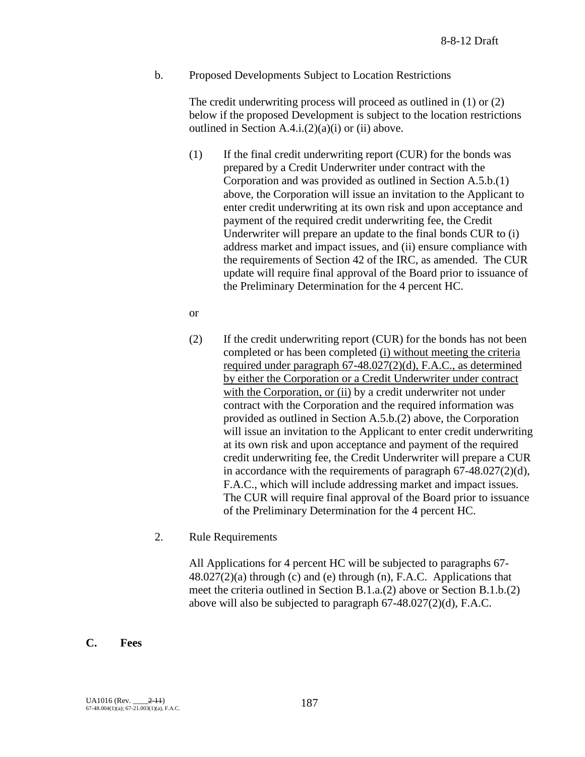b. Proposed Developments Subject to Location Restrictions

The credit underwriting process will proceed as outlined in (1) or (2) below if the proposed Development is subject to the location restrictions outlined in Section A.4.i.(2)(a)(i) or (ii) above.

(1) If the final credit underwriting report (CUR) for the bonds was prepared by a Credit Underwriter under contract with the Corporation and was provided as outlined in Section A.5.b.(1) above, the Corporation will issue an invitation to the Applicant to enter credit underwriting at its own risk and upon acceptance and payment of the required credit underwriting fee, the Credit Underwriter will prepare an update to the final bonds CUR to (i) address market and impact issues, and (ii) ensure compliance with the requirements of Section 42 of the IRC, as amended. The CUR update will require final approval of the Board prior to issuance of the Preliminary Determination for the 4 percent HC.

or

(2) If the credit underwriting report (CUR) for the bonds has not been completed or has been completed <u>(i) without meeting the criteria required under paragraph 67-48.027(2)(d), F.A.C., as determined by either the Corporation or a Credit Underwriter under contract with the Corporation, or (ii)</u> by a credit underwriter not under contract with the Corporation and the required information was provided as outlined in Section A.5.b.(2) above, the Corporation will issue an invitation to the Applicant to enter credit underwriting at its own risk and upon acceptance and payment of the required credit underwriting fee, the Credit Underwriter will prepare a CUR in accordance with the requirements of paragraph 67-48.027(2)(d), F.A.C., which will include addressing market and impact issues. The CUR will require final approval of the Board prior to issuance of the Preliminary Determination for the 4 percent HC.

2. Rule Requirements

All Applications for 4 percent HC will be subjected to paragraphs 67-48.027(2)(a) through (c) and (e) through (n), F.A.C. Applications that meet the criteria outlined in Section B.1.a.(2) above or Section B.1.b.(2) above will also be subjected to paragraph 67-48.027(2)(d), F.A.C.

## C. Fees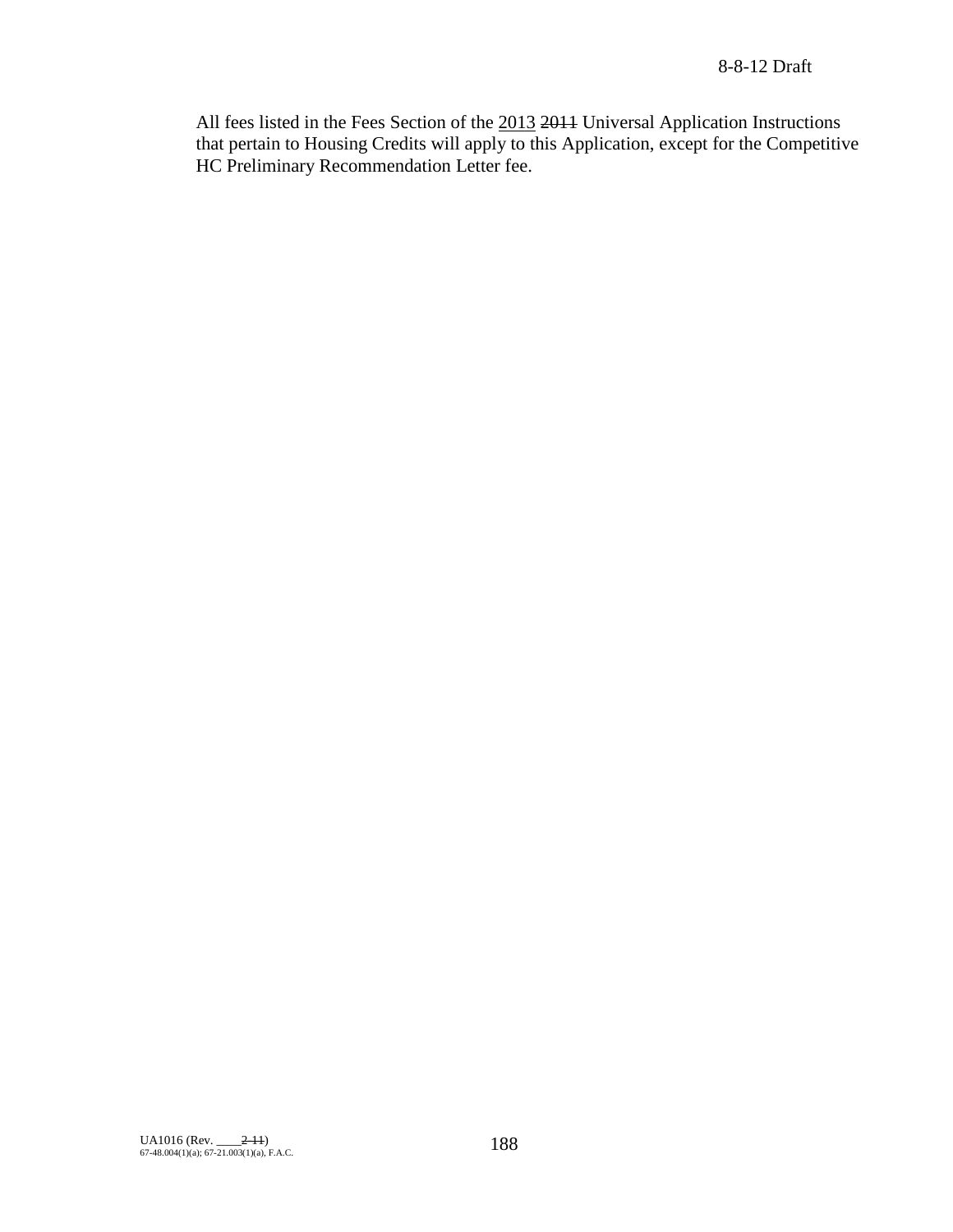All fees listed in the Fees Section of the 2013 ~~2011~~ Universal Application Instructions that pertain to Housing Credits will apply to this Application, except for the Competitive HC Preliminary Recommendation Letter fee.